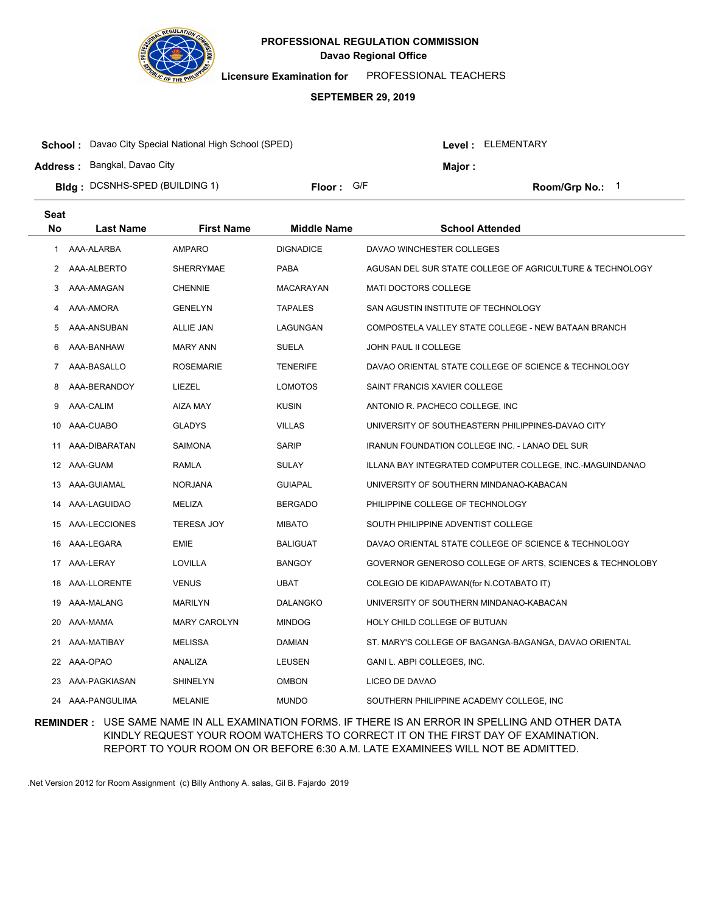# PROFESSIONAL REGULATION COMMISSION

**Davao Regional Office**

**Licensure Examination for** PROFESSIONAL TEACHERS

**SEPTEMBER 29, 2019**

**School :** Davao City Special National High School (SPED) **Level :** ELEMENTARY

**Address :** Bangkal, Davao City **Major :**

**Bldg :** DCSNHS-SPED (BUILDING 1) **Floor :** G/F **Room/Grp No.:** 1

| Seat No | Last Name | First Name | Middle Name | School Attended |
|---|---|---|---|---|
| 1 | AAA-ALARBA | AMPARO | DIGNADICE | DAVAO WINCHESTER COLLEGES |
| 2 | AAA-ALBERTO | SHERRYMAE | PABA | AGUSAN DEL SUR STATE COLLEGE OF AGRICULTURE & TECHNOLOGY |
| 3 | AAA-AMAGAN | CHENNIE | MACARAYAN | MATI DOCTORS COLLEGE |
| 4 | AAA-AMORA | GENELYN | TAPALES | SAN AGUSTIN INSTITUTE OF TECHNOLOGY |
| 5 | AAA-ANSUBAN | ALLIE JAN | LAGUNGAN | COMPOSTELA VALLEY STATE COLLEGE - NEW BATAAN BRANCH |
| 6 | AAA-BANHAW | MARY ANN | SUELA | JOHN PAUL II COLLEGE |
| 7 | AAA-BASALLO | ROSEMARIE | TENERIFE | DAVAO ORIENTAL STATE COLLEGE OF SCIENCE & TECHNOLOGY |
| 8 | AAA-BERANDOY | LIEZEL | LOMOTOS | SAINT FRANCIS XAVIER COLLEGE |
| 9 | AAA-CALIM | AIZA MAY | KUSIN | ANTONIO R. PACHECO COLLEGE, INC |
| 10 | AAA-CUABO | GLADYS | VILLAS | UNIVERSITY OF SOUTHEASTERN PHILIPPINES-DAVAO CITY |
| 11 | AAA-DIBARATAN | SAIMONA | SARIP | IRANUN FOUNDATION COLLEGE INC. - LANAO DEL SUR |
| 12 | AAA-GUAM | RAMLA | SULAY | ILLANA BAY INTEGRATED COMPUTER COLLEGE, INC.-MAGUINDANAO |
| 13 | AAA-GUIAMAL | NORJANA | GUIAPAL | UNIVERSITY OF SOUTHERN MINDANAO-KABACAN |
| 14 | AAA-LAGUIDAO | MELIZA | BERGADO | PHILIPPINE COLLEGE OF TECHNOLOGY |
| 15 | AAA-LECCIONES | TERESA JOY | MIBATO | SOUTH PHILIPPINE ADVENTIST COLLEGE |
| 16 | AAA-LEGARA | EMIE | BALIGUAT | DAVAO ORIENTAL STATE COLLEGE OF SCIENCE & TECHNOLOGY |
| 17 | AAA-LERAY | LOVILLA | BANGOY | GOVERNOR GENEROSO COLLEGE OF ARTS, SCIENCES & TECHNOLOBY |
| 18 | AAA-LLORENTE | VENUS | UBAT | COLEGIO DE KIDAPAWAN(for N.COTABATO IT) |
| 19 | AAA-MALANG | MARILYN | DALANGKO | UNIVERSITY OF SOUTHERN MINDANAO-KABACAN |
| 20 | AAA-MAMA | MARY CAROLYN | MINDOG | HOLY CHILD COLLEGE OF BUTUAN |
| 21 | AAA-MATIBAY | MELISSA | DAMIAN | ST. MARY'S COLLEGE OF BAGANGA-BAGANGA, DAVAO ORIENTAL |
| 22 | AAA-OPAO | ANALIZA | LEUSEN | GANI L. ABPI COLLEGES, INC. |
| 23 | AAA-PAGKIASAN | SHINELYN | OMBON | LICEO DE DAVAO |
| 24 | AAA-PANGULIMA | MELANIE | MUNDO | SOUTHERN PHILIPPINE ACADEMY COLLEGE, INC |

**REMINDER :** USE SAME NAME IN ALL EXAMINATION FORMS. IF THERE IS AN ERROR IN SPELLING AND OTHER DATA KINDLY REQUEST YOUR ROOM WATCHERS TO CORRECT IT ON THE FIRST DAY OF EXAMINATION. REPORT TO YOUR ROOM ON OR BEFORE 6:30 A.M. LATE EXAMINEES WILL NOT BE ADMITTED.

.Net Version 2012 for Room Assignment (c) Billy Anthony A. salas, Gil B. Fajardo 2019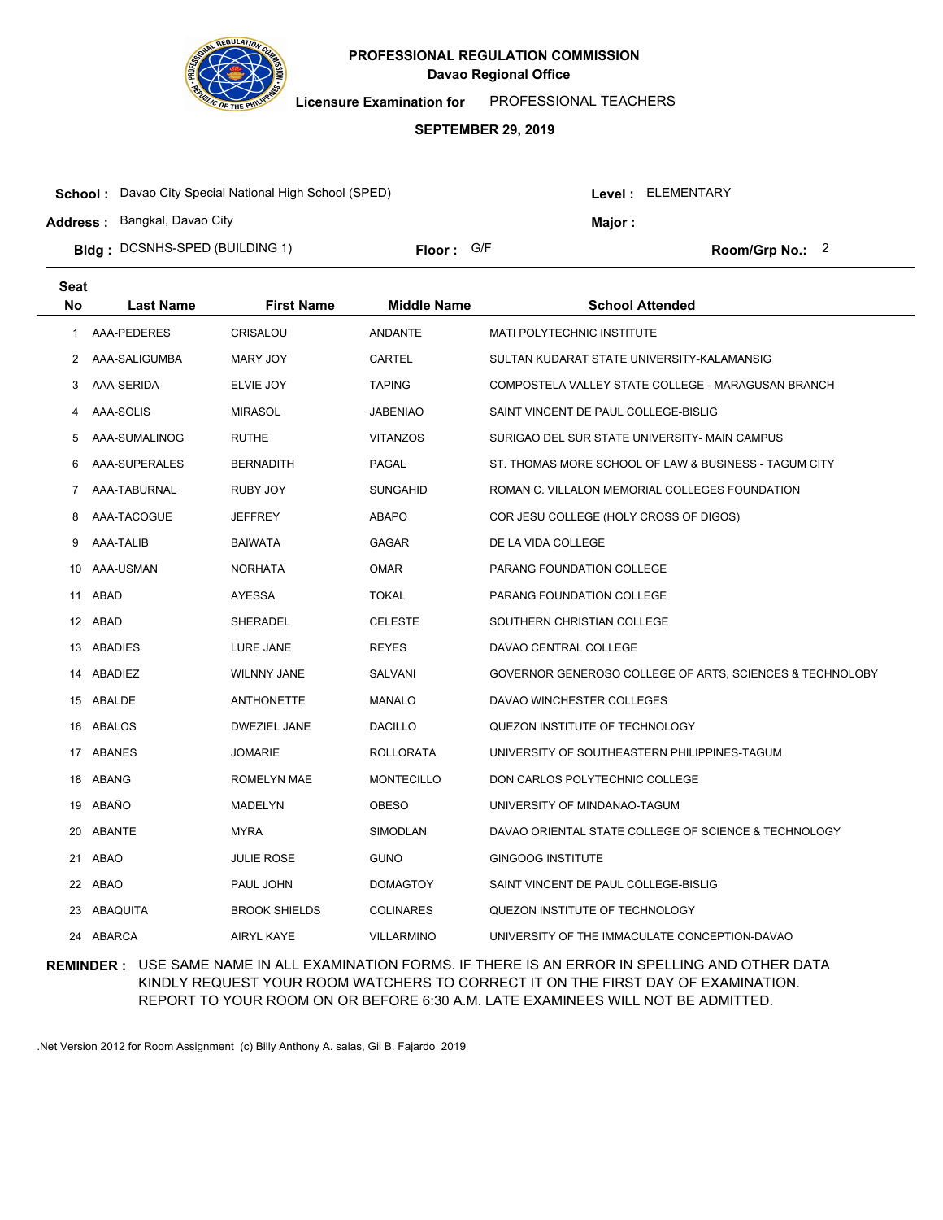**PROFESSIONAL REGULATION COMMISSION**
**Davao Regional Office**

**Licensure Examination for** PROFESSIONAL TEACHERS

**SEPTEMBER 29, 2019**

**School :** Davao City Special National High School (SPED) **Level :** ELEMENTARY

**Address :** Bangkal, Davao City **Major :**

**Bldg :** DCSNHS-SPED (BUILDING 1) **Floor :** G/F **Room/Grp No.:** 2

| Seat No | Last Name | First Name | Middle Name | School Attended |
|---|---|---|---|---|
| 1 | AAA-PEDERES | CRISALOU | ANDANTE | MATI POLYTECHNIC INSTITUTE |
| 2 | AAA-SALIGUMBA | MARY JOY | CARTEL | SULTAN KUDARAT STATE UNIVERSITY-KALAMANSIG |
| 3 | AAA-SERIDA | ELVIE JOY | TAPING | COMPOSTELA VALLEY STATE COLLEGE - MARAGUSAN BRANCH |
| 4 | AAA-SOLIS | MIRASOL | JABENIAO | SAINT VINCENT DE PAUL COLLEGE-BISLIG |
| 5 | AAA-SUMALINOG | RUTHE | VITANZOS | SURIGAO DEL SUR STATE UNIVERSITY- MAIN CAMPUS |
| 6 | AAA-SUPERALES | BERNADITH | PAGAL | ST. THOMAS MORE SCHOOL OF LAW & BUSINESS - TAGUM CITY |
| 7 | AAA-TABURNAL | RUBY JOY | SUNGAHID | ROMAN C. VILLALON MEMORIAL COLLEGES FOUNDATION |
| 8 | AAA-TACOGUE | JEFFREY | ABAPO | COR JESU COLLEGE (HOLY CROSS OF DIGOS) |
| 9 | AAA-TALIB | BAIWATA | GAGAR | DE LA VIDA COLLEGE |
| 10 | AAA-USMAN | NORHATA | OMAR | PARANG FOUNDATION COLLEGE |
| 11 | ABAD | AYESSA | TOKAL | PARANG FOUNDATION COLLEGE |
| 12 | ABAD | SHERADEL | CELESTE | SOUTHERN CHRISTIAN COLLEGE |
| 13 | ABADIES | LURE JANE | REYES | DAVAO CENTRAL COLLEGE |
| 14 | ABADIEZ | WILNNY JANE | SALVANI | GOVERNOR GENEROSO COLLEGE OF ARTS, SCIENCES & TECHNOLOBY |
| 15 | ABALDE | ANTHONETTE | MANALO | DAVAO WINCHESTER COLLEGES |
| 16 | ABALOS | DWEZIEL JANE | DACILLO | QUEZON INSTITUTE OF TECHNOLOGY |
| 17 | ABANES | JOMARIE | ROLLORATA | UNIVERSITY OF SOUTHEASTERN PHILIPPINES-TAGUM |
| 18 | ABANG | ROMELYN MAE | MONTECILLO | DON CARLOS POLYTECHNIC COLLEGE |
| 19 | ABAÑO | MADELYN | OBESO | UNIVERSITY OF MINDANAO-TAGUM |
| 20 | ABANTE | MYRA | SIMODLAN | DAVAO ORIENTAL STATE COLLEGE OF SCIENCE & TECHNOLOGY |
| 21 | ABAO | JULIE ROSE | GUNO | GINGOOG INSTITUTE |
| 22 | ABAO | PAUL JOHN | DOMAGTOY | SAINT VINCENT DE PAUL COLLEGE-BISLIG |
| 23 | ABAQUITA | BROOK SHIELDS | COLINARES | QUEZON INSTITUTE OF TECHNOLOGY |
| 24 | ABARCA | AIRYL KAYE | VILLARMINO | UNIVERSITY OF THE IMMACULATE CONCEPTION-DAVAO |

**REMINDER :** USE SAME NAME IN ALL EXAMINATION FORMS. IF THERE IS AN ERROR IN SPELLING AND OTHER DATA KINDLY REQUEST YOUR ROOM WATCHERS TO CORRECT IT ON THE FIRST DAY OF EXAMINATION. REPORT TO YOUR ROOM ON OR BEFORE 6:30 A.M. LATE EXAMINEES WILL NOT BE ADMITTED.

.Net Version 2012 for Room Assignment (c) Billy Anthony A. salas, Gil B. Fajardo 2019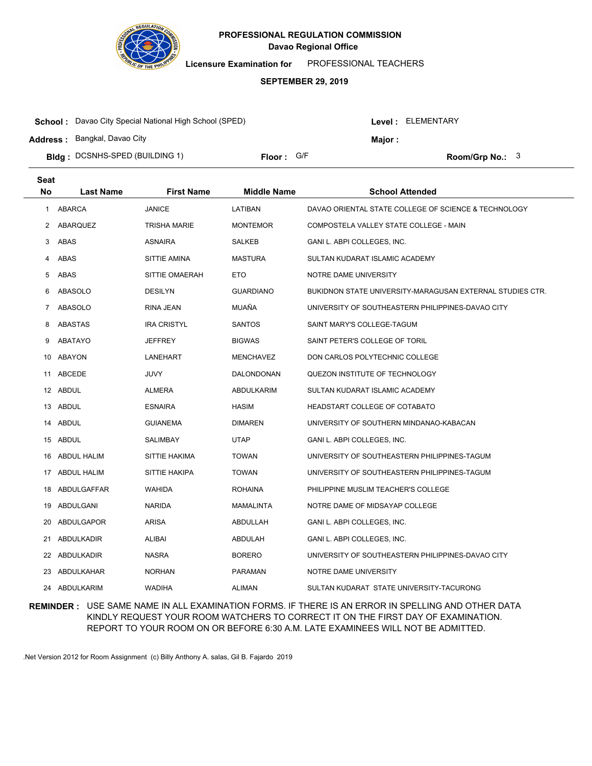**PROFESSIONAL REGULATION COMMISSION**
**Davao Regional Office**

**Licensure Examination for** PROFESSIONAL TEACHERS

**SEPTEMBER 29, 2019**

**School :** Davao City Special National High School (SPED) **Level :** ELEMENTARY

**Address :** Bangkal, Davao City **Major :**

**Bldg :** DCSNHS-SPED (BUILDING 1) **Floor :** G/F **Room/Grp No.:** 3

| Seat No | Last Name | First Name | Middle Name | School Attended |
|---|---|---|---|---|
| 1 | ABARCA | JANICE | LATIBAN | DAVAO ORIENTAL STATE COLLEGE OF SCIENCE & TECHNOLOGY |
| 2 | ABARQUEZ | TRISHA MARIE | MONTEMOR | COMPOSTELA VALLEY STATE COLLEGE - MAIN |
| 3 | ABAS | ASNAIRA | SALKEB | GANI L. ABPI COLLEGES, INC. |
| 4 | ABAS | SITTIE AMINA | MASTURA | SULTAN KUDARAT ISLAMIC ACADEMY |
| 5 | ABAS | SITTIE OMAERAH | ETO | NOTRE DAME UNIVERSITY |
| 6 | ABASOLO | DESILYN | GUARDIANO | BUKIDNON STATE UNIVERSITY-MARAGUSAN EXTERNAL STUDIES CTR. |
| 7 | ABASOLO | RINA JEAN | MUAÑA | UNIVERSITY OF SOUTHEASTERN PHILIPPINES-DAVAO CITY |
| 8 | ABASTAS | IRA CRISTYL | SANTOS | SAINT MARY'S COLLEGE-TAGUM |
| 9 | ABATAYO | JEFFREY | BIGWAS | SAINT PETER'S COLLEGE OF TORIL |
| 10 | ABAYON | LANEHART | MENCHAVEZ | DON CARLOS POLYTECHNIC COLLEGE |
| 11 | ABCEDE | JUVY | DALONDONAN | QUEZON INSTITUTE OF TECHNOLOGY |
| 12 | ABDUL | ALMERA | ABDULKARIM | SULTAN KUDARAT ISLAMIC ACADEMY |
| 13 | ABDUL | ESNAIRA | HASIM | HEADSTART COLLEGE OF COTABATO |
| 14 | ABDUL | GUIANEMA | DIMAREN | UNIVERSITY OF SOUTHERN MINDANAO-KABACAN |
| 15 | ABDUL | SALIMBAY | UTAP | GANI L. ABPI COLLEGES, INC. |
| 16 | ABDUL HALIM | SITTIE HAKIMA | TOWAN | UNIVERSITY OF SOUTHEASTERN PHILIPPINES-TAGUM |
| 17 | ABDUL HALIM | SITTIE HAKIPA | TOWAN | UNIVERSITY OF SOUTHEASTERN PHILIPPINES-TAGUM |
| 18 | ABDULGAFFAR | WAHIDA | ROHAINA | PHILIPPINE MUSLIM TEACHER'S COLLEGE |
| 19 | ABDULGANI | NARIDA | MAMALINTA | NOTRE DAME OF MIDSAYAP COLLEGE |
| 20 | ABDULGAPOR | ARISA | ABDULLAH | GANI L. ABPI COLLEGES, INC. |
| 21 | ABDULKADIR | ALIBAI | ABDULAH | GANI L. ABPI COLLEGES, INC. |
| 22 | ABDULKADIR | NASRA | BORERO | UNIVERSITY OF SOUTHEASTERN PHILIPPINES-DAVAO CITY |
| 23 | ABDULKAHAR | NORHAN | PARAMAN | NOTRE DAME UNIVERSITY |
| 24 | ABDULKARIM | WADIHA | ALIMAN | SULTAN KUDARAT STATE UNIVERSITY-TACURONG |

**REMINDER :** USE SAME NAME IN ALL EXAMINATION FORMS. IF THERE IS AN ERROR IN SPELLING AND OTHER DATA KINDLY REQUEST YOUR ROOM WATCHERS TO CORRECT IT ON THE FIRST DAY OF EXAMINATION. REPORT TO YOUR ROOM ON OR BEFORE 6:30 A.M. LATE EXAMINEES WILL NOT BE ADMITTED.

.Net Version 2012 for Room Assignment (c) Billy Anthony A. salas, Gil B. Fajardo 2019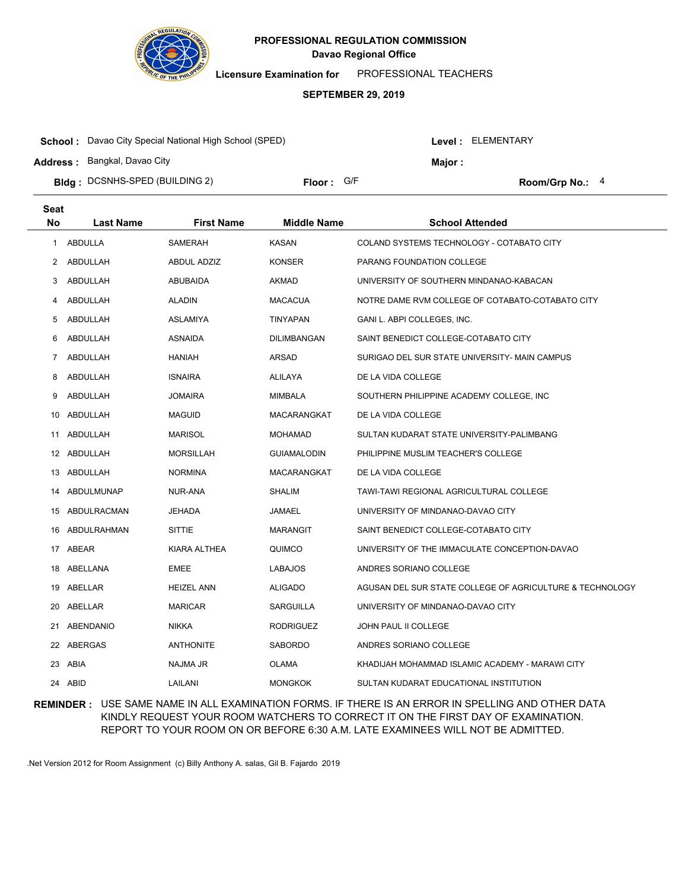**PROFESSIONAL REGULATION COMMISSION**
**Davao Regional Office**

**Licensure Examination for** PROFESSIONAL TEACHERS

**SEPTEMBER 29, 2019**

**School :** Davao City Special National High School (SPED) **Level :** ELEMENTARY
**Address :** Bangkal, Davao City **Major :**
**Bldg :** DCSNHS-SPED (BUILDING 2) **Floor :** G/F **Room/Grp No.:** 4

| Seat No | Last Name | First Name | Middle Name | School Attended |
|---|---|---|---|---|
| 1 | ABDULLA | SAMERAH | KASAN | COLAND SYSTEMS TECHNOLOGY - COTABATO CITY |
| 2 | ABDULLAH | ABDUL ADZIZ | KONSER | PARANG FOUNDATION COLLEGE |
| 3 | ABDULLAH | ABUBAIDA | AKMAD | UNIVERSITY OF SOUTHERN MINDANAO-KABACAN |
| 4 | ABDULLAH | ALADIN | MACACUA | NOTRE DAME RVM COLLEGE OF COTABATO-COTABATO CITY |
| 5 | ABDULLAH | ASLAMIYA | TINYAPAN | GANI L. ABPI COLLEGES, INC. |
| 6 | ABDULLAH | ASNAIDA | DILIMBANGAN | SAINT BENEDICT COLLEGE-COTABATO CITY |
| 7 | ABDULLAH | HANIAH | ARSAD | SURIGAO DEL SUR STATE UNIVERSITY- MAIN CAMPUS |
| 8 | ABDULLAH | ISNAIRA | ALILAYA | DE LA VIDA COLLEGE |
| 9 | ABDULLAH | JOMAIRA | MIMBALA | SOUTHERN PHILIPPINE ACADEMY COLLEGE, INC |
| 10 | ABDULLAH | MAGUID | MACARANGKAT | DE LA VIDA COLLEGE |
| 11 | ABDULLAH | MARISOL | MOHAMAD | SULTAN KUDARAT STATE UNIVERSITY-PALIMBANG |
| 12 | ABDULLAH | MORSILLAH | GUIAMALODIN | PHILIPPINE MUSLIM TEACHER'S COLLEGE |
| 13 | ABDULLAH | NORMINA | MACARANGKAT | DE LA VIDA COLLEGE |
| 14 | ABDULMUNAP | NUR-ANA | SHALIM | TAWI-TAWI REGIONAL AGRICULTURAL COLLEGE |
| 15 | ABDULRACMAN | JEHADA | JAMAEL | UNIVERSITY OF MINDANAO-DAVAO CITY |
| 16 | ABDULRAHMAN | SITTIE | MARANGIT | SAINT BENEDICT COLLEGE-COTABATO CITY |
| 17 | ABEAR | KIARA ALTHEA | QUIMCO | UNIVERSITY OF THE IMMACULATE CONCEPTION-DAVAO |
| 18 | ABELLANA | EMEE | LABAJOS | ANDRES SORIANO COLLEGE |
| 19 | ABELLAR | HEIZEL ANN | ALIGADO | AGUSAN DEL SUR STATE COLLEGE OF AGRICULTURE & TECHNOLOGY |
| 20 | ABELLAR | MARICAR | SARGUILLA | UNIVERSITY OF MINDANAO-DAVAO CITY |
| 21 | ABENDANIO | NIKKA | RODRIGUEZ | JOHN PAUL II COLLEGE |
| 22 | ABERGAS | ANTHONITE | SABORDO | ANDRES SORIANO COLLEGE |
| 23 | ABIA | NAJMA JR | OLAMA | KHADIJAH MOHAMMAD ISLAMIC ACADEMY - MARAWI CITY |
| 24 | ABID | LAILANI | MONGKOK | SULTAN KUDARAT EDUCATIONAL INSTITUTION |

**REMINDER :** USE SAME NAME IN ALL EXAMINATION FORMS. IF THERE IS AN ERROR IN SPELLING AND OTHER DATA KINDLY REQUEST YOUR ROOM WATCHERS TO CORRECT IT ON THE FIRST DAY OF EXAMINATION. REPORT TO YOUR ROOM ON OR BEFORE 6:30 A.M. LATE EXAMINEES WILL NOT BE ADMITTED.

.Net Version 2012 for Room Assignment (c) Billy Anthony A. salas, Gil B. Fajardo 2019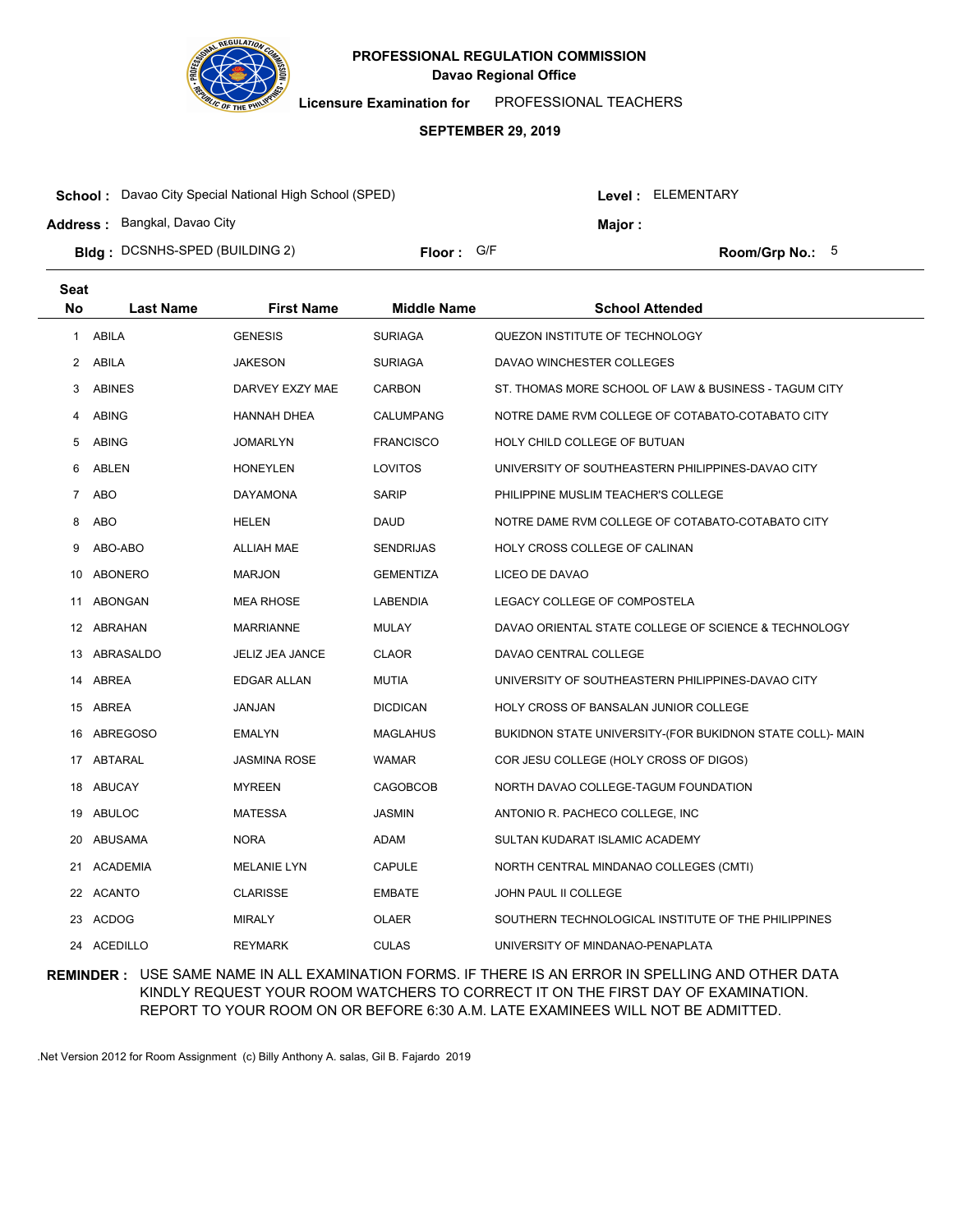**PROFESSIONAL REGULATION COMMISSION**
**Davao Regional Office**

**Licensure Examination for** PROFESSIONAL TEACHERS

**SEPTEMBER 29, 2019**

**School :** Davao City Special National High School (SPED) **Level :** ELEMENTARY

**Address :** Bangkal, Davao City **Major :**

**Bldg :** DCSNHS-SPED (BUILDING 2) **Floor :** G/F **Room/Grp No.:** 5

| Seat No | Last Name | First Name | Middle Name | School Attended |
|---|---|---|---|---|
| 1 | ABILA | GENESIS | SURIAGA | QUEZON INSTITUTE OF TECHNOLOGY |
| 2 | ABILA | JAKESON | SURIAGA | DAVAO WINCHESTER COLLEGES |
| 3 | ABINES | DARVEY EXZY MAE | CARBON | ST. THOMAS MORE SCHOOL OF LAW & BUSINESS - TAGUM CITY |
| 4 | ABING | HANNAH DHEA | CALUMPANG | NOTRE DAME RVM COLLEGE OF COTABATO-COTABATO CITY |
| 5 | ABING | JOMARLYN | FRANCISCO | HOLY CHILD COLLEGE OF BUTUAN |
| 6 | ABLEN | HONEYLEN | LOVITOS | UNIVERSITY OF SOUTHEASTERN PHILIPPINES-DAVAO CITY |
| 7 | ABO | DAYAMONA | SARIP | PHILIPPINE MUSLIM TEACHER'S COLLEGE |
| 8 | ABO | HELEN | DAUD | NOTRE DAME RVM COLLEGE OF COTABATO-COTABATO CITY |
| 9 | ABO-ABO | ALLIAH MAE | SENDRIJAS | HOLY CROSS COLLEGE OF CALINAN |
| 10 | ABONERO | MARJON | GEMENTIZA | LICEO DE DAVAO |
| 11 | ABONGAN | MEA RHOSE | LABENDIA | LEGACY COLLEGE OF COMPOSTELA |
| 12 | ABRAHAN | MARRIANNE | MULAY | DAVAO ORIENTAL STATE COLLEGE OF SCIENCE & TECHNOLOGY |
| 13 | ABRASALDO | JELIZ JEA JANCE | CLAOR | DAVAO CENTRAL COLLEGE |
| 14 | ABREA | EDGAR ALLAN | MUTIA | UNIVERSITY OF SOUTHEASTERN PHILIPPINES-DAVAO CITY |
| 15 | ABREA | JANJAN | DICDICAN | HOLY CROSS OF BANSALAN JUNIOR COLLEGE |
| 16 | ABREGOSO | EMALYN | MAGLAHUS | BUKIDNON STATE UNIVERSITY-(FOR BUKIDNON STATE COLL)- MAIN |
| 17 | ABTARAL | JASMINA ROSE | WAMAR | COR JESU COLLEGE (HOLY CROSS OF DIGOS) |
| 18 | ABUCAY | MYREEN | CAGOBCOB | NORTH DAVAO COLLEGE-TAGUM FOUNDATION |
| 19 | ABULOC | MATESSA | JASMIN | ANTONIO R. PACHECO COLLEGE, INC |
| 20 | ABUSAMA | NORA | ADAM | SULTAN KUDARAT ISLAMIC ACADEMY |
| 21 | ACADEMIA | MELANIE LYN | CAPULE | NORTH CENTRAL MINDANAO COLLEGES (CMTI) |
| 22 | ACANTO | CLARISSE | EMBATE | JOHN PAUL II COLLEGE |
| 23 | ACDOG | MIRALY | OLAER | SOUTHERN TECHNOLOGICAL INSTITUTE OF THE PHILIPPINES |
| 24 | ACEDILLO | REYMARK | CULAS | UNIVERSITY OF MINDANAO-PENAPLATA |

**REMINDER :** USE SAME NAME IN ALL EXAMINATION FORMS. IF THERE IS AN ERROR IN SPELLING AND OTHER DATA KINDLY REQUEST YOUR ROOM WATCHERS TO CORRECT IT ON THE FIRST DAY OF EXAMINATION. REPORT TO YOUR ROOM ON OR BEFORE 6:30 A.M. LATE EXAMINEES WILL NOT BE ADMITTED.

.Net Version 2012 for Room Assignment (c) Billy Anthony A. salas, Gil B. Fajardo 2019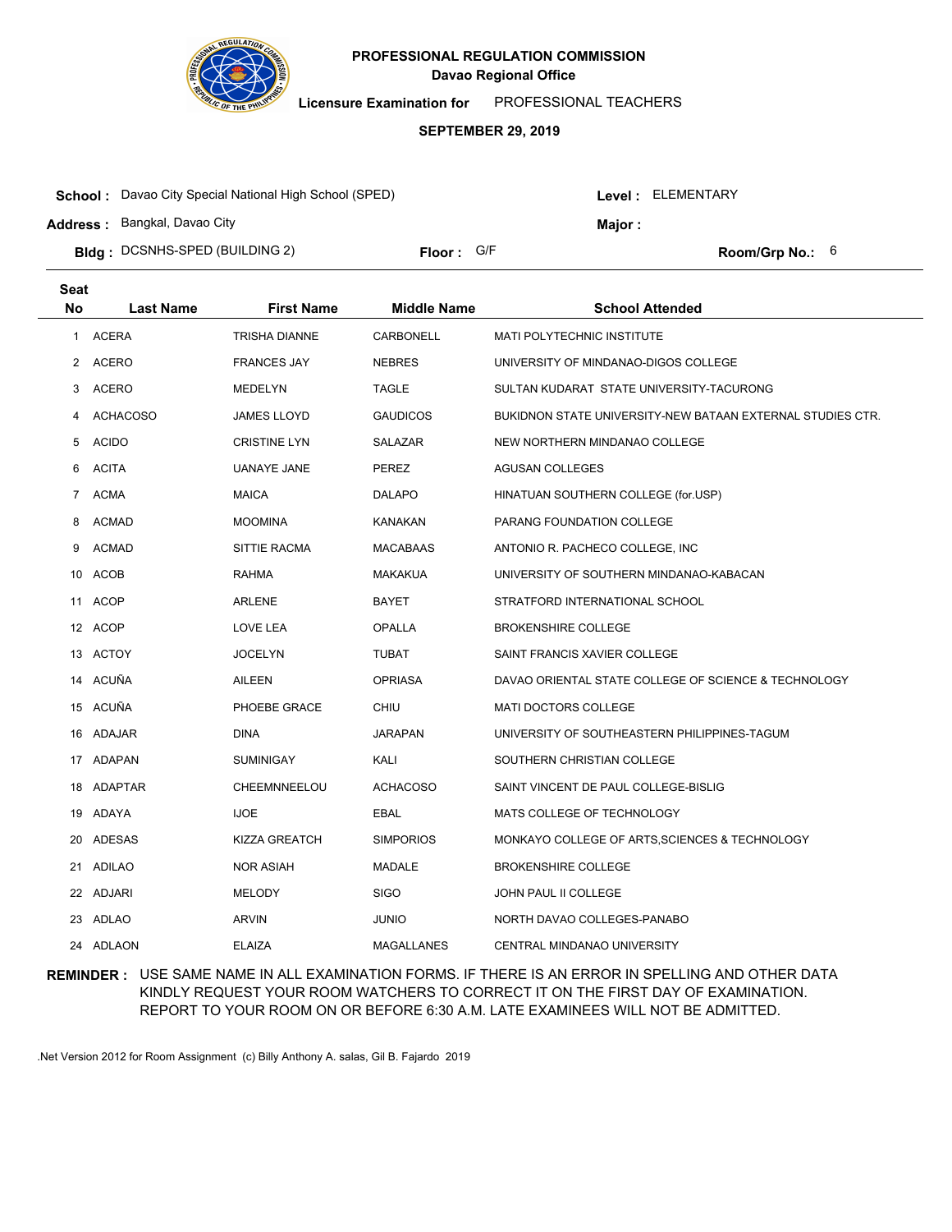# PROFESSIONAL REGULATION COMMISSION
## Davao Regional Office

**Licensure Examination for** PROFESSIONAL TEACHERS

**SEPTEMBER 29, 2019**

**School :** Davao City Special National High School (SPED) **Level :** ELEMENTARY

**Address :** Bangkal, Davao City **Major :**

**Bldg :** DCSNHS-SPED (BUILDING 2) **Floor :** G/F **Room/Grp No.:** 6

| Seat No | Last Name | First Name | Middle Name | School Attended |
|---|---|---|---|---|
| 1 | ACERA | TRISHA DIANNE | CARBONELL | MATI POLYTECHNIC INSTITUTE |
| 2 | ACERO | FRANCES JAY | NEBRES | UNIVERSITY OF MINDANAO-DIGOS COLLEGE |
| 3 | ACERO | MEDELYN | TAGLE | SULTAN KUDARAT STATE UNIVERSITY-TACURONG |
| 4 | ACHACOSO | JAMES LLOYD | GAUDICOS | BUKIDNON STATE UNIVERSITY-NEW BATAAN EXTERNAL STUDIES CTR. |
| 5 | ACIDO | CRISTINE LYN | SALAZAR | NEW NORTHERN MINDANAO COLLEGE |
| 6 | ACITA | UANAYE JANE | PEREZ | AGUSAN COLLEGES |
| 7 | ACMA | MAICA | DALAPO | HINATUAN SOUTHERN COLLEGE (for.USP) |
| 8 | ACMAD | MOOMINA | KANAKAN | PARANG FOUNDATION COLLEGE |
| 9 | ACMAD | SITTIE RACMA | MACABAAS | ANTONIO R. PACHECO COLLEGE, INC |
| 10 | ACOB | RAHMA | MAKAKUA | UNIVERSITY OF SOUTHERN MINDANAO-KABACAN |
| 11 | ACOP | ARLENE | BAYET | STRATFORD INTERNATIONAL SCHOOL |
| 12 | ACOP | LOVE LEA | OPALLA | BROKENSHIRE COLLEGE |
| 13 | ACTOY | JOCELYN | TUBAT | SAINT FRANCIS XAVIER COLLEGE |
| 14 | ACUÑA | AILEEN | OPRIASA | DAVAO ORIENTAL STATE COLLEGE OF SCIENCE & TECHNOLOGY |
| 15 | ACUÑA | PHOEBE GRACE | CHIU | MATI DOCTORS COLLEGE |
| 16 | ADAJAR | DINA | JARAPAN | UNIVERSITY OF SOUTHEASTERN PHILIPPINES-TAGUM |
| 17 | ADAPAN | SUMINIGAY | KALI | SOUTHERN CHRISTIAN COLLEGE |
| 18 | ADAPTAR | CHEEMNNEELOU | ACHACOSO | SAINT VINCENT DE PAUL COLLEGE-BISLIG |
| 19 | ADAYA | IJOE | EBAL | MATS COLLEGE OF TECHNOLOGY |
| 20 | ADESAS | KIZZA GREATCH | SIMPORIOS | MONKAYO COLLEGE OF ARTS,SCIENCES & TECHNOLOGY |
| 21 | ADILAO | NOR ASIAH | MADALE | BROKENSHIRE COLLEGE |
| 22 | ADJARI | MELODY | SIGO | JOHN PAUL II COLLEGE |
| 23 | ADLAO | ARVIN | JUNIO | NORTH DAVAO COLLEGES-PANABO |
| 24 | ADLAON | ELAIZA | MAGALLANES | CENTRAL MINDANAO UNIVERSITY |

**REMINDER :** USE SAME NAME IN ALL EXAMINATION FORMS. IF THERE IS AN ERROR IN SPELLING AND OTHER DATA KINDLY REQUEST YOUR ROOM WATCHERS TO CORRECT IT ON THE FIRST DAY OF EXAMINATION. REPORT TO YOUR ROOM ON OR BEFORE 6:30 A.M. LATE EXAMINEES WILL NOT BE ADMITTED.

.Net Version 2012 for Room Assignment (c) Billy Anthony A. salas, Gil B. Fajardo 2019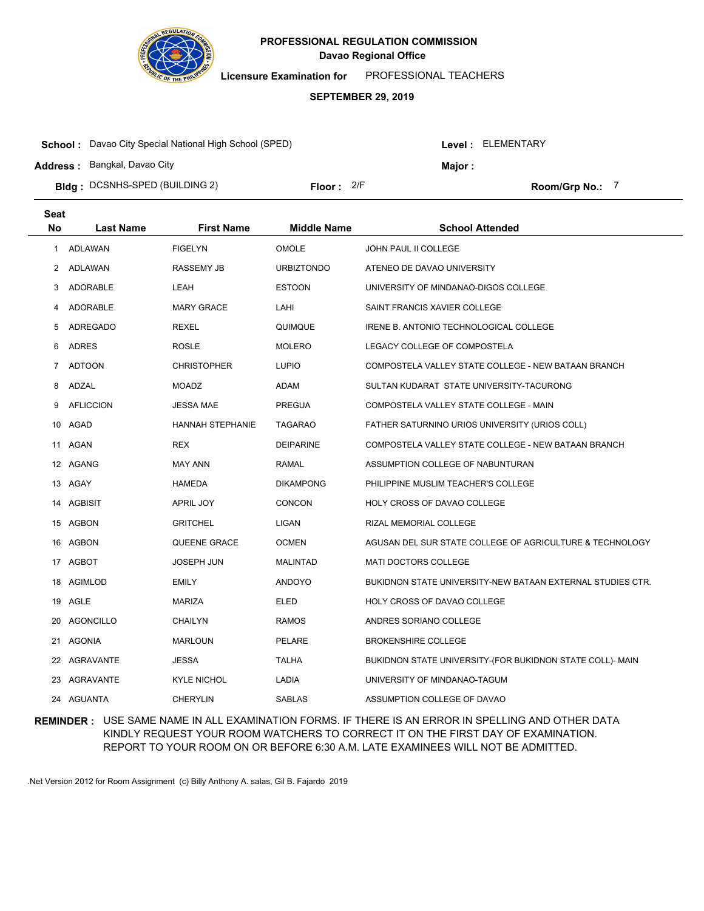**PROFESSIONAL REGULATION COMMISSION**
**Davao Regional Office**

**Licensure Examination for** PROFESSIONAL TEACHERS

**SEPTEMBER 29, 2019**

**School :** Davao City Special National High School (SPED) **Level :** ELEMENTARY
**Address :** Bangkal, Davao City **Major :**
**Bldg :** DCSNHS-SPED (BUILDING 2) **Floor :** 2/F **Room/Grp No.:** 7

| Seat No | Last Name | First Name | Middle Name | School Attended |
|---|---|---|---|---|
| 1 | ADLAWAN | FIGELYN | OMOLE | JOHN PAUL II COLLEGE |
| 2 | ADLAWAN | RASSEMY JB | URBIZTONDO | ATENEO DE DAVAO UNIVERSITY |
| 3 | ADORABLE | LEAH | ESTOON | UNIVERSITY OF MINDANAO-DIGOS COLLEGE |
| 4 | ADORABLE | MARY GRACE | LAHI | SAINT FRANCIS XAVIER COLLEGE |
| 5 | ADREGADO | REXEL | QUIMQUE | IRENE B. ANTONIO TECHNOLOGICAL COLLEGE |
| 6 | ADRES | ROSLE | MOLERO | LEGACY COLLEGE OF COMPOSTELA |
| 7 | ADTOON | CHRISTOPHER | LUPIO | COMPOSTELA VALLEY STATE COLLEGE - NEW BATAAN BRANCH |
| 8 | ADZAL | MOADZ | ADAM | SULTAN KUDARAT STATE UNIVERSITY-TACURONG |
| 9 | AFLICCION | JESSA MAE | PREGUA | COMPOSTELA VALLEY STATE COLLEGE - MAIN |
| 10 | AGAD | HANNAH STEPHANIE | TAGARAO | FATHER SATURNINO URIOS UNIVERSITY (URIOS COLL) |
| 11 | AGAN | REX | DEIPARINE | COMPOSTELA VALLEY STATE COLLEGE - NEW BATAAN BRANCH |
| 12 | AGANG | MAY ANN | RAMAL | ASSUMPTION COLLEGE OF NABUNTURAN |
| 13 | AGAY | HAMEDA | DIKAMPONG | PHILIPPINE MUSLIM TEACHER'S COLLEGE |
| 14 | AGBISIT | APRIL JOY | CONCON | HOLY CROSS OF DAVAO COLLEGE |
| 15 | AGBON | GRITCHEL | LIGAN | RIZAL MEMORIAL COLLEGE |
| 16 | AGBON | QUEENE GRACE | OCMEN | AGUSAN DEL SUR STATE COLLEGE OF AGRICULTURE & TECHNOLOGY |
| 17 | AGBOT | JOSEPH JUN | MALINTAD | MATI DOCTORS COLLEGE |
| 18 | AGIMLOD | EMILY | ANDOYO | BUKIDNON STATE UNIVERSITY-NEW BATAAN EXTERNAL STUDIES CTR. |
| 19 | AGLE | MARIZA | ELED | HOLY CROSS OF DAVAO COLLEGE |
| 20 | AGONCILLO | CHAILYN | RAMOS | ANDRES SORIANO COLLEGE |
| 21 | AGONIA | MARLOUN | PELARE | BROKENSHIRE COLLEGE |
| 22 | AGRAVANTE | JESSA | TALHA | BUKIDNON STATE UNIVERSITY-(FOR BUKIDNON STATE COLL)- MAIN |
| 23 | AGRAVANTE | KYLE NICHOL | LADIA | UNIVERSITY OF MINDANAO-TAGUM |
| 24 | AGUANTA | CHERYLIN | SABLAS | ASSUMPTION COLLEGE OF DAVAO |

**REMINDER :** USE SAME NAME IN ALL EXAMINATION FORMS. IF THERE IS AN ERROR IN SPELLING AND OTHER DATA KINDLY REQUEST YOUR ROOM WATCHERS TO CORRECT IT ON THE FIRST DAY OF EXAMINATION. REPORT TO YOUR ROOM ON OR BEFORE 6:30 A.M. LATE EXAMINEES WILL NOT BE ADMITTED.

.Net Version 2012 for Room Assignment (c) Billy Anthony A. salas, Gil B. Fajardo 2019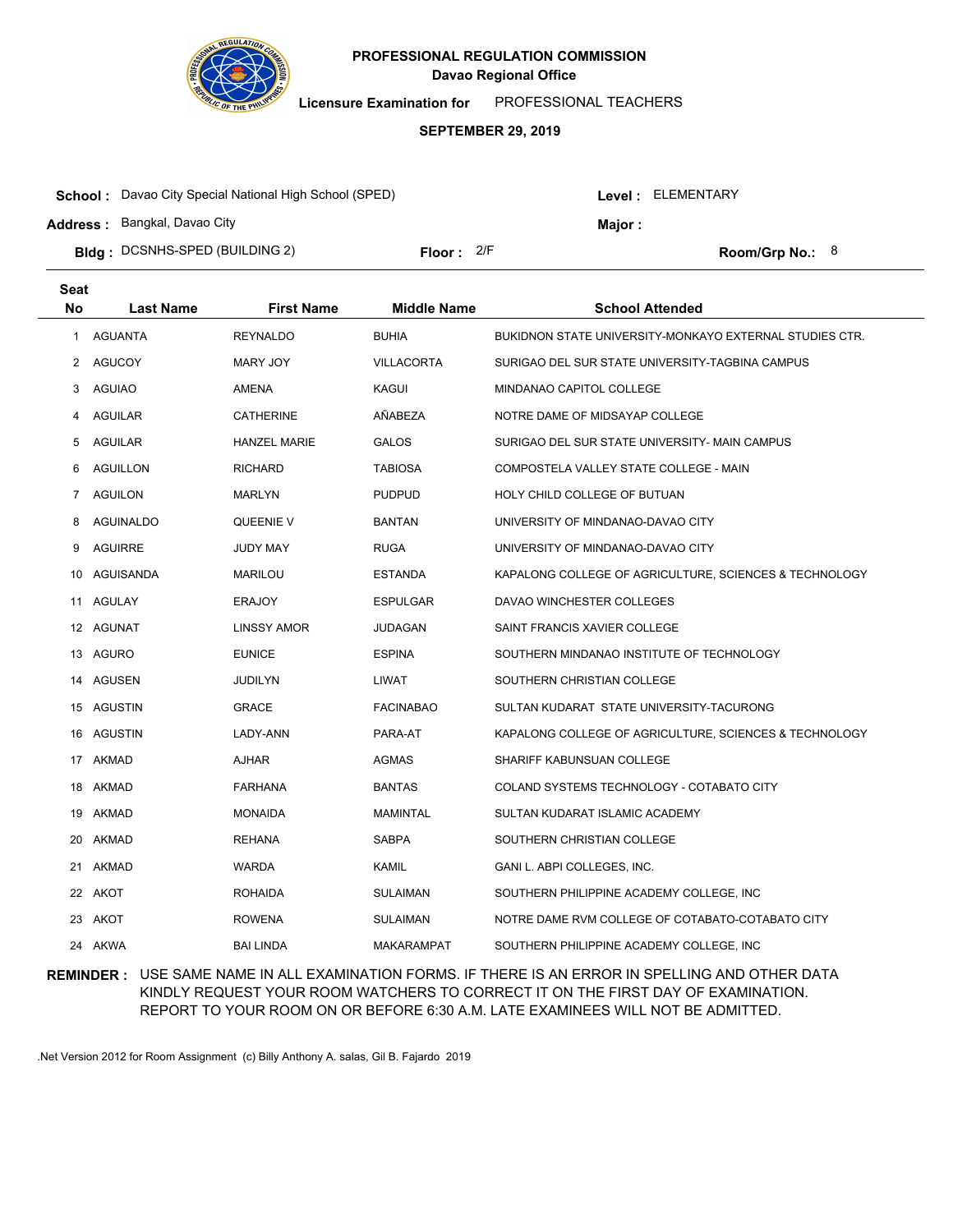**PROFESSIONAL REGULATION COMMISSION**
**Davao Regional Office**

**Licensure Examination for** PROFESSIONAL TEACHERS

**SEPTEMBER 29, 2019**

**School :** Davao City Special National High School (SPED) **Level :** ELEMENTARY

**Address :** Bangkal, Davao City **Major :**

**Bldg :** DCSNHS-SPED (BUILDING 2) **Floor :** 2/F **Room/Grp No.:** 8

| Seat No | Last Name | First Name | Middle Name | School Attended |
|---|---|---|---|---|
| 1 | AGUANTA | REYNALDO | BUHIA | BUKIDNON STATE UNIVERSITY-MONKAYO EXTERNAL STUDIES CTR. |
| 2 | AGUCOY | MARY JOY | VILLACORTA | SURIGAO DEL SUR STATE UNIVERSITY-TAGBINA CAMPUS |
| 3 | AGUIAO | AMENA | KAGUI | MINDANAO CAPITOL COLLEGE |
| 4 | AGUILAR | CATHERINE | AÑABEZA | NOTRE DAME OF MIDSAYAP COLLEGE |
| 5 | AGUILAR | HANZEL MARIE | GALOS | SURIGAO DEL SUR STATE UNIVERSITY- MAIN CAMPUS |
| 6 | AGUILLON | RICHARD | TABIOSA | COMPOSTELA VALLEY STATE COLLEGE - MAIN |
| 7 | AGUILON | MARLYN | PUDPUD | HOLY CHILD COLLEGE OF BUTUAN |
| 8 | AGUINALDO | QUEENIE V | BANTAN | UNIVERSITY OF MINDANAO-DAVAO CITY |
| 9 | AGUIRRE | JUDY MAY | RUGA | UNIVERSITY OF MINDANAO-DAVAO CITY |
| 10 | AGUISANDA | MARILOU | ESTANDA | KAPALONG COLLEGE OF AGRICULTURE, SCIENCES & TECHNOLOGY |
| 11 | AGULAY | ERAJOY | ESPULGAR | DAVAO WINCHESTER COLLEGES |
| 12 | AGUNAT | LINSSY AMOR | JUDAGAN | SAINT FRANCIS XAVIER COLLEGE |
| 13 | AGURO | EUNICE | ESPINA | SOUTHERN MINDANAO INSTITUTE OF TECHNOLOGY |
| 14 | AGUSEN | JUDILYN | LIWAT | SOUTHERN CHRISTIAN COLLEGE |
| 15 | AGUSTIN | GRACE | FACINABAO | SULTAN KUDARAT STATE UNIVERSITY-TACURONG |
| 16 | AGUSTIN | LADY-ANN | PARA-AT | KAPALONG COLLEGE OF AGRICULTURE, SCIENCES & TECHNOLOGY |
| 17 | AKMAD | AJHAR | AGMAS | SHARIFF KABUNSUAN COLLEGE |
| 18 | AKMAD | FARHANA | BANTAS | COLAND SYSTEMS TECHNOLOGY - COTABATO CITY |
| 19 | AKMAD | MONAIDA | MAMINTAL | SULTAN KUDARAT ISLAMIC ACADEMY |
| 20 | AKMAD | REHANA | SABPA | SOUTHERN CHRISTIAN COLLEGE |
| 21 | AKMAD | WARDA | KAMIL | GANI L. ABPI COLLEGES, INC. |
| 22 | AKOT | ROHAIDA | SULAIMAN | SOUTHERN PHILIPPINE ACADEMY COLLEGE, INC |
| 23 | AKOT | ROWENA | SULAIMAN | NOTRE DAME RVM COLLEGE OF COTABATO-COTABATO CITY |
| 24 | AKWA | BAI LINDA | MAKARAMPAT | SOUTHERN PHILIPPINE ACADEMY COLLEGE, INC |

**REMINDER :** USE SAME NAME IN ALL EXAMINATION FORMS. IF THERE IS AN ERROR IN SPELLING AND OTHER DATA KINDLY REQUEST YOUR ROOM WATCHERS TO CORRECT IT ON THE FIRST DAY OF EXAMINATION. REPORT TO YOUR ROOM ON OR BEFORE 6:30 A.M. LATE EXAMINEES WILL NOT BE ADMITTED.

.Net Version 2012 for Room Assignment (c) Billy Anthony A. salas, Gil B. Fajardo 2019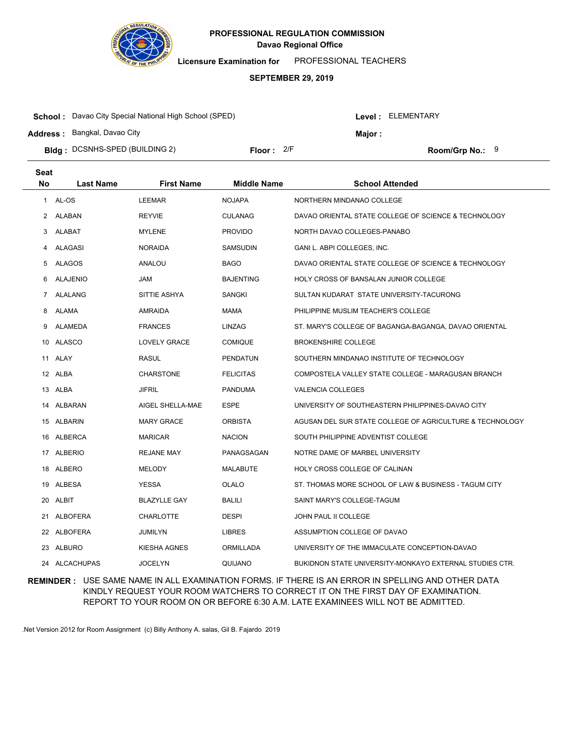# PROFESSIONAL REGULATION COMMISSION

**Davao Regional Office**

**Licensure Examination for** PROFESSIONAL TEACHERS

**SEPTEMBER 29, 2019**

**School :** Davao City Special National High School (SPED)  **Level :** ELEMENTARY

**Address :** Bangkal, Davao City  **Major :**

**Bldg :** DCSNHS-SPED (BUILDING 2)  **Floor :** 2/F  **Room/Grp No.:** 9

| Seat No | Last Name | First Name | Middle Name | School Attended |
|---|---|---|---|---|
| 1 | AL-OS | LEEMAR | NOJAPA | NORTHERN MINDANAO COLLEGE |
| 2 | ALABAN | REYVIE | CULANAG | DAVAO ORIENTAL STATE COLLEGE OF SCIENCE & TECHNOLOGY |
| 3 | ALABAT | MYLENE | PROVIDO | NORTH DAVAO COLLEGES-PANABO |
| 4 | ALAGASI | NORAIDA | SAMSUDIN | GANI L. ABPI COLLEGES, INC. |
| 5 | ALAGOS | ANALOU | BAGO | DAVAO ORIENTAL STATE COLLEGE OF SCIENCE & TECHNOLOGY |
| 6 | ALAJENIO | JAM | BAJENTING | HOLY CROSS OF BANSALAN JUNIOR COLLEGE |
| 7 | ALALANG | SITTIE ASHYA | SANGKI | SULTAN KUDARAT STATE UNIVERSITY-TACURONG |
| 8 | ALAMA | AMRAIDA | MAMA | PHILIPPINE MUSLIM TEACHER'S COLLEGE |
| 9 | ALAMEDA | FRANCES | LINZAG | ST. MARY'S COLLEGE OF BAGANGA-BAGANGA, DAVAO ORIENTAL |
| 10 | ALASCO | LOVELY GRACE | COMIQUE | BROKENSHIRE COLLEGE |
| 11 | ALAY | RASUL | PENDATUN | SOUTHERN MINDANAO INSTITUTE OF TECHNOLOGY |
| 12 | ALBA | CHARSTONE | FELICITAS | COMPOSTELA VALLEY STATE COLLEGE - MARAGUSAN BRANCH |
| 13 | ALBA | JIFRIL | PANDUMA | VALENCIA COLLEGES |
| 14 | ALBARAN | AIGEL SHELLA-MAE | ESPE | UNIVERSITY OF SOUTHEASTERN PHILIPPINES-DAVAO CITY |
| 15 | ALBARIN | MARY GRACE | ORBISTA | AGUSAN DEL SUR STATE COLLEGE OF AGRICULTURE & TECHNOLOGY |
| 16 | ALBERCA | MARICAR | NACION | SOUTH PHILIPPINE ADVENTIST COLLEGE |
| 17 | ALBERIO | REJANE MAY | PANAGSAGAN | NOTRE DAME OF MARBEL UNIVERSITY |
| 18 | ALBERO | MELODY | MALABUTE | HOLY CROSS COLLEGE OF CALINAN |
| 19 | ALBESA | YESSA | OLALO | ST. THOMAS MORE SCHOOL OF LAW & BUSINESS - TAGUM CITY |
| 20 | ALBIT | BLAZYLLE GAY | BALILI | SAINT MARY'S COLLEGE-TAGUM |
| 21 | ALBOFERA | CHARLOTTE | DESPI | JOHN PAUL II COLLEGE |
| 22 | ALBOFERA | JUMILYN | LIBRES | ASSUMPTION COLLEGE OF DAVAO |
| 23 | ALBURO | KIESHA AGNES | ORMILLADA | UNIVERSITY OF THE IMMACULATE CONCEPTION-DAVAO |
| 24 | ALCACHUPAS | JOCELYN | QUIJANO | BUKIDNON STATE UNIVERSITY-MONKAYO EXTERNAL STUDIES CTR. |

**REMINDER :** USE SAME NAME IN ALL EXAMINATION FORMS. IF THERE IS AN ERROR IN SPELLING AND OTHER DATA KINDLY REQUEST YOUR ROOM WATCHERS TO CORRECT IT ON THE FIRST DAY OF EXAMINATION. REPORT TO YOUR ROOM ON OR BEFORE 6:30 A.M. LATE EXAMINEES WILL NOT BE ADMITTED.

.Net Version 2012 for Room Assignment (c) Billy Anthony A. salas, Gil B. Fajardo 2019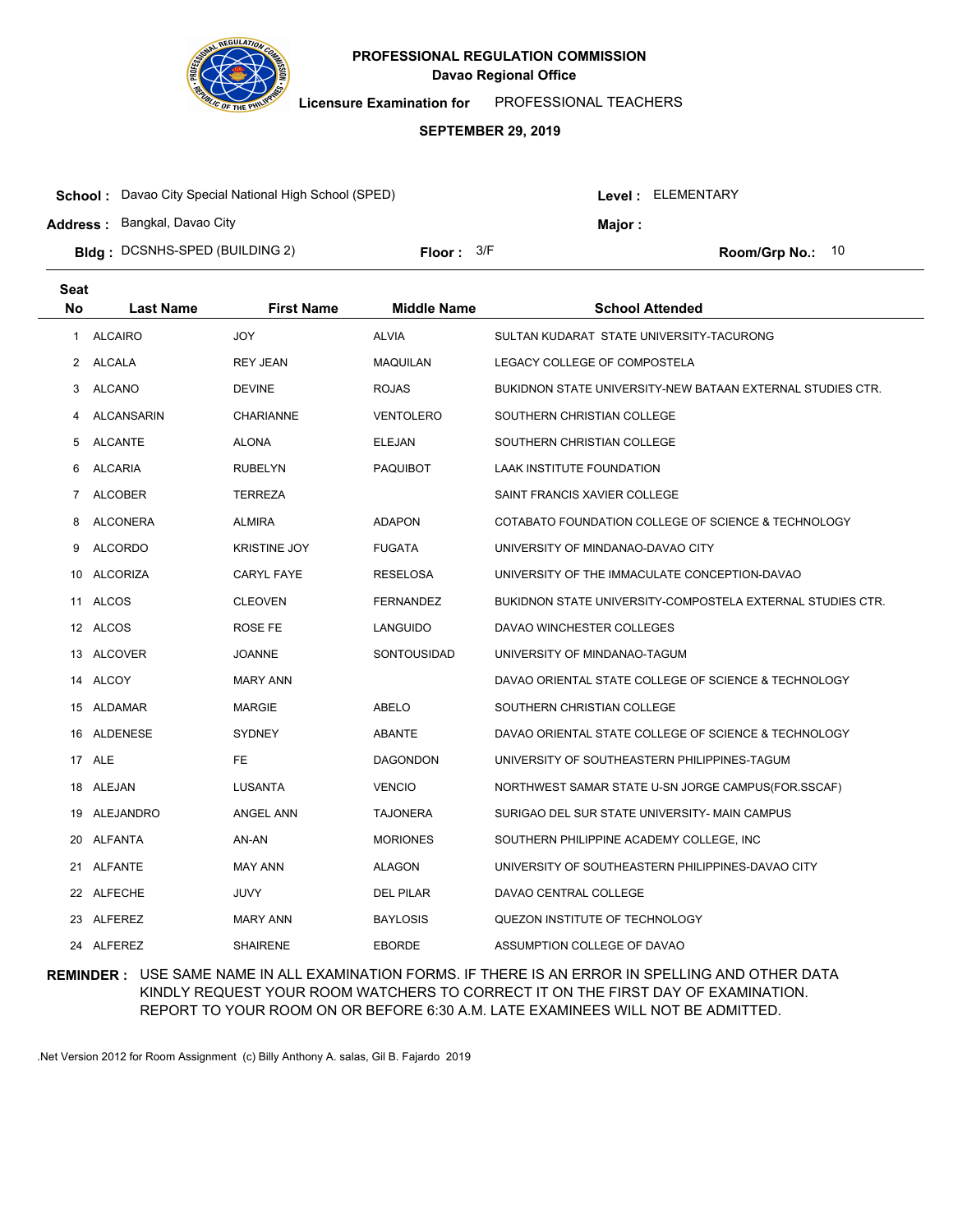# PROFESSIONAL REGULATION COMMISSION

**Davao Regional Office**

**Licensure Examination for** PROFESSIONAL TEACHERS

**SEPTEMBER 29, 2019**

**School :** Davao City Special National High School (SPED)  **Level :** ELEMENTARY

**Address :** Bangkal, Davao City  **Major :**

**Bldg :** DCSNHS-SPED (BUILDING 2)  **Floor :** 3/F  **Room/Grp No.:** 10

| Seat No | Last Name | First Name | Middle Name | School Attended |
|---|---|---|---|---|
| 1 | ALCAIRO | JOY | ALVIA | SULTAN KUDARAT STATE UNIVERSITY-TACURONG |
| 2 | ALCALA | REY JEAN | MAQUILAN | LEGACY COLLEGE OF COMPOSTELA |
| 3 | ALCANO | DEVINE | ROJAS | BUKIDNON STATE UNIVERSITY-NEW BATAAN EXTERNAL STUDIES CTR. |
| 4 | ALCANSARIN | CHARIANNE | VENTOLERO | SOUTHERN CHRISTIAN COLLEGE |
| 5 | ALCANTE | ALONA | ELEJAN | SOUTHERN CHRISTIAN COLLEGE |
| 6 | ALCARIA | RUBELYN | PAQUIBOT | LAAK INSTITUTE FOUNDATION |
| 7 | ALCOBER | TERREZA | | SAINT FRANCIS XAVIER COLLEGE |
| 8 | ALCONERA | ALMIRA | ADAPON | COTABATO FOUNDATION COLLEGE OF SCIENCE & TECHNOLOGY |
| 9 | ALCORDO | KRISTINE JOY | FUGATA | UNIVERSITY OF MINDANAO-DAVAO CITY |
| 10 | ALCORIZA | CARYL FAYE | RESELOSA | UNIVERSITY OF THE IMMACULATE CONCEPTION-DAVAO |
| 11 | ALCOS | CLEOVEN | FERNANDEZ | BUKIDNON STATE UNIVERSITY-COMPOSTELA EXTERNAL STUDIES CTR. |
| 12 | ALCOS | ROSE FE | LANGUIDO | DAVAO WINCHESTER COLLEGES |
| 13 | ALCOVER | JOANNE | SONTOUSIDAD | UNIVERSITY OF MINDANAO-TAGUM |
| 14 | ALCOY | MARY ANN | | DAVAO ORIENTAL STATE COLLEGE OF SCIENCE & TECHNOLOGY |
| 15 | ALDAMAR | MARGIE | ABELO | SOUTHERN CHRISTIAN COLLEGE |
| 16 | ALDENESE | SYDNEY | ABANTE | DAVAO ORIENTAL STATE COLLEGE OF SCIENCE & TECHNOLOGY |
| 17 | ALE | FE | DAGONDON | UNIVERSITY OF SOUTHEASTERN PHILIPPINES-TAGUM |
| 18 | ALEJAN | LUSANTA | VENCIO | NORTHWEST SAMAR STATE U-SN JORGE CAMPUS(FOR.SSCAF) |
| 19 | ALEJANDRO | ANGEL ANN | TAJONERA | SURIGAO DEL SUR STATE UNIVERSITY- MAIN CAMPUS |
| 20 | ALFANTA | AN-AN | MORIONES | SOUTHERN PHILIPPINE ACADEMY COLLEGE, INC |
| 21 | ALFANTE | MAY ANN | ALAGON | UNIVERSITY OF SOUTHEASTERN PHILIPPINES-DAVAO CITY |
| 22 | ALFECHE | JUVY | DEL PILAR | DAVAO CENTRAL COLLEGE |
| 23 | ALFEREZ | MARY ANN | BAYLOSIS | QUEZON INSTITUTE OF TECHNOLOGY |
| 24 | ALFEREZ | SHAIRENE | EBORDE | ASSUMPTION COLLEGE OF DAVAO |

**REMINDER :** USE SAME NAME IN ALL EXAMINATION FORMS. IF THERE IS AN ERROR IN SPELLING AND OTHER DATA KINDLY REQUEST YOUR ROOM WATCHERS TO CORRECT IT ON THE FIRST DAY OF EXAMINATION. REPORT TO YOUR ROOM ON OR BEFORE 6:30 A.M. LATE EXAMINEES WILL NOT BE ADMITTED.

.Net Version 2012 for Room Assignment (c) Billy Anthony A. salas, Gil B. Fajardo 2019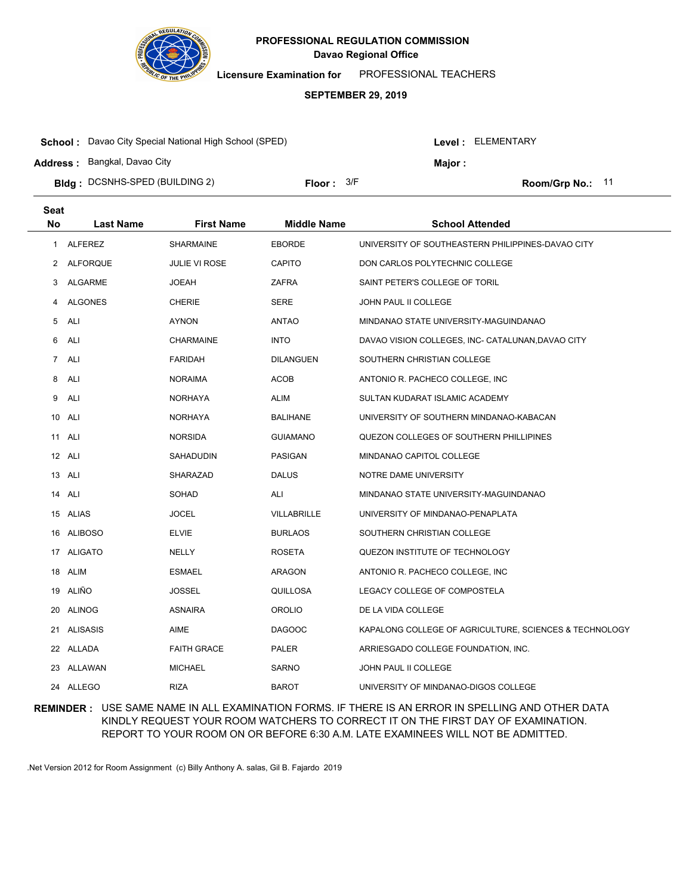**PROFESSIONAL REGULATION COMMISSION**
**Davao Regional Office**

**Licensure Examination for** PROFESSIONAL TEACHERS

**SEPTEMBER 29, 2019**

**School :** Davao City Special National High School (SPED) **Level :** ELEMENTARY
**Address :** Bangkal, Davao City **Major :**
**Bldg :** DCSNHS-SPED (BUILDING 2) **Floor :** 3/F **Room/Grp No.:** 11

| Seat No | Last Name | First Name | Middle Name | School Attended |
|---|---|---|---|---|
| 1 | ALFEREZ | SHARMAINE | EBORDE | UNIVERSITY OF SOUTHEASTERN PHILIPPINES-DAVAO CITY |
| 2 | ALFORQUE | JULIE VI ROSE | CAPITO | DON CARLOS POLYTECHNIC COLLEGE |
| 3 | ALGARME | JOEAH | ZAFRA | SAINT PETER'S COLLEGE OF TORIL |
| 4 | ALGONES | CHERIE | SERE | JOHN PAUL II COLLEGE |
| 5 | ALI | AYNON | ANTAO | MINDANAO STATE UNIVERSITY-MAGUINDANAO |
| 6 | ALI | CHARMAINE | INTO | DAVAO VISION COLLEGES, INC- CATALUNAN,DAVAO CITY |
| 7 | ALI | FARIDAH | DILANGUEN | SOUTHERN CHRISTIAN COLLEGE |
| 8 | ALI | NORAIMA | ACOB | ANTONIO R. PACHECO COLLEGE, INC |
| 9 | ALI | NORHAYA | ALIM | SULTAN KUDARAT ISLAMIC ACADEMY |
| 10 | ALI | NORHAYA | BALIHANE | UNIVERSITY OF SOUTHERN MINDANAO-KABACAN |
| 11 | ALI | NORSIDA | GUIAMANO | QUEZON COLLEGES OF SOUTHERN PHILLIPINES |
| 12 | ALI | SAHADUDIN | PASIGAN | MINDANAO CAPITOL COLLEGE |
| 13 | ALI | SHARAZAD | DALUS | NOTRE DAME UNIVERSITY |
| 14 | ALI | SOHAD | ALI | MINDANAO STATE UNIVERSITY-MAGUINDANAO |
| 15 | ALIAS | JOCEL | VILLABRILLE | UNIVERSITY OF MINDANAO-PENAPLATA |
| 16 | ALIBOSO | ELVIE | BURLAOS | SOUTHERN CHRISTIAN COLLEGE |
| 17 | ALIGATO | NELLY | ROSETA | QUEZON INSTITUTE OF TECHNOLOGY |
| 18 | ALIM | ESMAEL | ARAGON | ANTONIO R. PACHECO COLLEGE, INC |
| 19 | ALIÑO | JOSSEL | QUILLOSA | LEGACY COLLEGE OF COMPOSTELA |
| 20 | ALINOG | ASNAIRA | OROLIO | DE LA VIDA COLLEGE |
| 21 | ALISASIS | AIME | DAGOOC | KAPALONG COLLEGE OF AGRICULTURE, SCIENCES & TECHNOLOGY |
| 22 | ALLADA | FAITH GRACE | PALER | ARRIESGADO COLLEGE FOUNDATION, INC. |
| 23 | ALLAWAN | MICHAEL | SARNO | JOHN PAUL II COLLEGE |
| 24 | ALLEGO | RIZA | BAROT | UNIVERSITY OF MINDANAO-DIGOS COLLEGE |

**REMINDER :** USE SAME NAME IN ALL EXAMINATION FORMS. IF THERE IS AN ERROR IN SPELLING AND OTHER DATA KINDLY REQUEST YOUR ROOM WATCHERS TO CORRECT IT ON THE FIRST DAY OF EXAMINATION. REPORT TO YOUR ROOM ON OR BEFORE 6:30 A.M. LATE EXAMINEES WILL NOT BE ADMITTED.

.Net Version 2012 for Room Assignment (c) Billy Anthony A. salas, Gil B. Fajardo 2019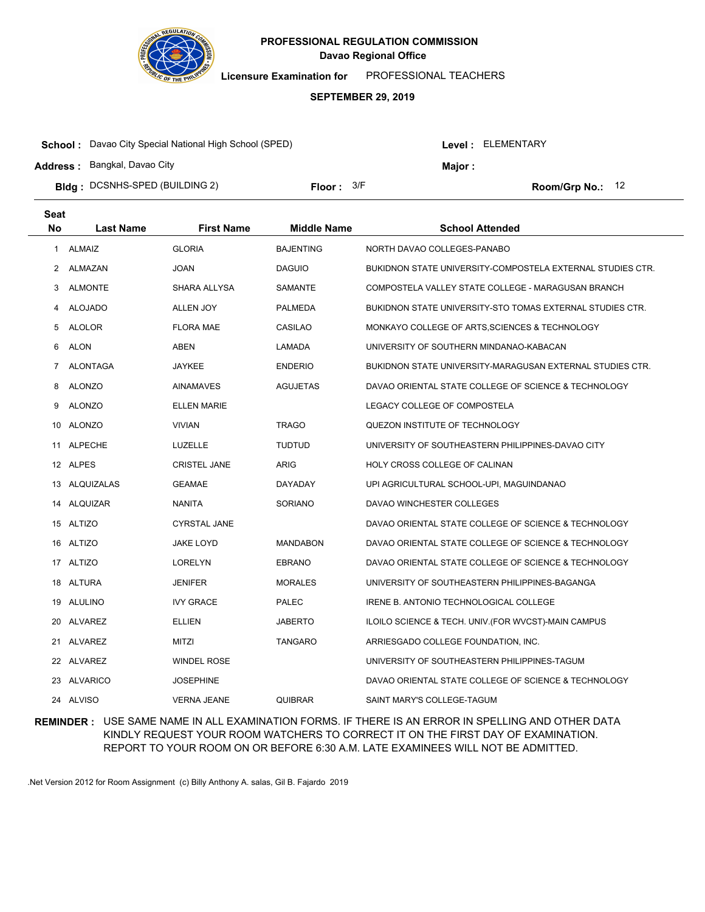# PROFESSIONAL REGULATION COMMISSION
## Davao Regional Office

**Licensure Examination for** PROFESSIONAL TEACHERS

**SEPTEMBER 29, 2019**

**School :** Davao City Special National High School (SPED)
**Level :** ELEMENTARY
**Address :** Bangkal, Davao City
**Major :**
**Bldg :** DCSNHS-SPED (BUILDING 2)
**Floor :** 3/F
**Room/Grp No.:** 12

| Seat No | Last Name | First Name | Middle Name | School Attended |
|---|---|---|---|---|
| 1 | ALMAIZ | GLORIA | BAJENTING | NORTH DAVAO COLLEGES-PANABO |
| 2 | ALMAZAN | JOAN | DAGUIO | BUKIDNON STATE UNIVERSITY-COMPOSTELA EXTERNAL STUDIES CTR. |
| 3 | ALMONTE | SHARA ALLYSA | SAMANTE | COMPOSTELA VALLEY STATE COLLEGE - MARAGUSAN BRANCH |
| 4 | ALOJADO | ALLEN JOY | PALMEDA | BUKIDNON STATE UNIVERSITY-STO TOMAS EXTERNAL STUDIES CTR. |
| 5 | ALOLOR | FLORA MAE | CASILAO | MONKAYO COLLEGE OF ARTS,SCIENCES & TECHNOLOGY |
| 6 | ALON | ABEN | LAMADA | UNIVERSITY OF SOUTHERN MINDANAO-KABACAN |
| 7 | ALONTAGA | JAYKEE | ENDERIO | BUKIDNON STATE UNIVERSITY-MARAGUSAN EXTERNAL STUDIES CTR. |
| 8 | ALONZO | AINAMAVES | AGUJETAS | DAVAO ORIENTAL STATE COLLEGE OF SCIENCE & TECHNOLOGY |
| 9 | ALONZO | ELLEN MARIE | | LEGACY COLLEGE OF COMPOSTELA |
| 10 | ALONZO | VIVIAN | TRAGO | QUEZON INSTITUTE OF TECHNOLOGY |
| 11 | ALPECHE | LUZELLE | TUDTUD | UNIVERSITY OF SOUTHEASTERN PHILIPPINES-DAVAO CITY |
| 12 | ALPES | CRISTEL JANE | ARIG | HOLY CROSS COLLEGE OF CALINAN |
| 13 | ALQUIZALAS | GEAMAE | DAYADAY | UPI AGRICULTURAL SCHOOL-UPI, MAGUINDANAO |
| 14 | ALQUIZAR | NANITA | SORIANO | DAVAO WINCHESTER COLLEGES |
| 15 | ALTIZO | CYRSTAL JANE | | DAVAO ORIENTAL STATE COLLEGE OF SCIENCE & TECHNOLOGY |
| 16 | ALTIZO | JAKE LOYD | MANDABON | DAVAO ORIENTAL STATE COLLEGE OF SCIENCE & TECHNOLOGY |
| 17 | ALTIZO | LORELYN | EBRANO | DAVAO ORIENTAL STATE COLLEGE OF SCIENCE & TECHNOLOGY |
| 18 | ALTURA | JENIFER | MORALES | UNIVERSITY OF SOUTHEASTERN PHILIPPINES-BAGANGA |
| 19 | ALULINO | IVY GRACE | PALEC | IRENE B. ANTONIO TECHNOLOGICAL COLLEGE |
| 20 | ALVAREZ | ELLIEN | JABERTO | ILOILO SCIENCE & TECH. UNIV.(FOR WVCST)-MAIN CAMPUS |
| 21 | ALVAREZ | MITZI | TANGARO | ARRIESGADO COLLEGE FOUNDATION, INC. |
| 22 | ALVAREZ | WINDEL ROSE | | UNIVERSITY OF SOUTHEASTERN PHILIPPINES-TAGUM |
| 23 | ALVARICO | JOSEPHINE | | DAVAO ORIENTAL STATE COLLEGE OF SCIENCE & TECHNOLOGY |
| 24 | ALVISO | VERNA JEANE | QUIBRAR | SAINT MARY'S COLLEGE-TAGUM |

**REMINDER :** USE SAME NAME IN ALL EXAMINATION FORMS. IF THERE IS AN ERROR IN SPELLING AND OTHER DATA KINDLY REQUEST YOUR ROOM WATCHERS TO CORRECT IT ON THE FIRST DAY OF EXAMINATION. REPORT TO YOUR ROOM ON OR BEFORE 6:30 A.M. LATE EXAMINEES WILL NOT BE ADMITTED.

.Net Version 2012 for Room Assignment (c) Billy Anthony A. salas, Gil B. Fajardo 2019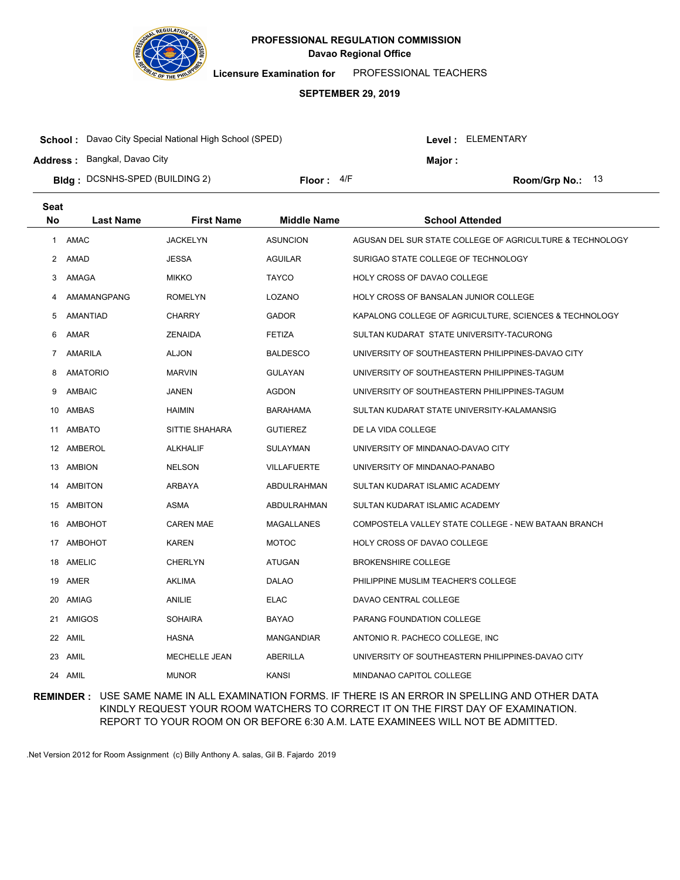**PROFESSIONAL REGULATION COMMISSION**
**Davao Regional Office**

**Licensure Examination for** PROFESSIONAL TEACHERS

**SEPTEMBER 29, 2019**

**School :** Davao City Special National High School (SPED) **Level :** ELEMENTARY

**Address :** Bangkal, Davao City **Major :**

**Bldg :** DCSNHS-SPED (BUILDING 2) **Floor :** 4/F **Room/Grp No.:** 13

| Seat No | Last Name | First Name | Middle Name | School Attended |
|---|---|---|---|---|
| 1 | AMAC | JACKELYN | ASUNCION | AGUSAN DEL SUR STATE COLLEGE OF AGRICULTURE & TECHNOLOGY |
| 2 | AMAD | JESSA | AGUILAR | SURIGAO STATE COLLEGE OF TECHNOLOGY |
| 3 | AMAGA | MIKKO | TAYCO | HOLY CROSS OF DAVAO COLLEGE |
| 4 | AMAMANGPANG | ROMELYN | LOZANO | HOLY CROSS OF BANSALAN JUNIOR COLLEGE |
| 5 | AMANTIAD | CHARRY | GADOR | KAPALONG COLLEGE OF AGRICULTURE, SCIENCES & TECHNOLOGY |
| 6 | AMAR | ZENAIDA | FETIZA | SULTAN KUDARAT STATE UNIVERSITY-TACURONG |
| 7 | AMARILA | ALJON | BALDESCO | UNIVERSITY OF SOUTHEASTERN PHILIPPINES-DAVAO CITY |
| 8 | AMATORIO | MARVIN | GULAYAN | UNIVERSITY OF SOUTHEASTERN PHILIPPINES-TAGUM |
| 9 | AMBAIC | JANEN | AGDON | UNIVERSITY OF SOUTHEASTERN PHILIPPINES-TAGUM |
| 10 | AMBAS | HAIMIN | BARAHAMA | SULTAN KUDARAT STATE UNIVERSITY-KALAMANSIG |
| 11 | AMBATO | SITTIE SHAHARA | GUTIEREZ | DE LA VIDA COLLEGE |
| 12 | AMBEROL | ALKHALIF | SULAYMAN | UNIVERSITY OF MINDANAO-DAVAO CITY |
| 13 | AMBION | NELSON | VILLAFUERTE | UNIVERSITY OF MINDANAO-PANABO |
| 14 | AMBITON | ARBAYA | ABDULRAHMAN | SULTAN KUDARAT ISLAMIC ACADEMY |
| 15 | AMBITON | ASMA | ABDULRAHMAN | SULTAN KUDARAT ISLAMIC ACADEMY |
| 16 | AMBOHOT | CAREN MAE | MAGALLANES | COMPOSTELA VALLEY STATE COLLEGE - NEW BATAAN BRANCH |
| 17 | AMBOHOT | KAREN | MOTOC | HOLY CROSS OF DAVAO COLLEGE |
| 18 | AMELIC | CHERLYN | ATUGAN | BROKENSHIRE COLLEGE |
| 19 | AMER | AKLIMA | DALAO | PHILIPPINE MUSLIM TEACHER'S COLLEGE |
| 20 | AMIAG | ANILIE | ELAC | DAVAO CENTRAL COLLEGE |
| 21 | AMIGOS | SOHAIRA | BAYAO | PARANG FOUNDATION COLLEGE |
| 22 | AMIL | HASNA | MANGANDIAR | ANTONIO R. PACHECO COLLEGE, INC |
| 23 | AMIL | MECHELLE JEAN | ABERILLA | UNIVERSITY OF SOUTHEASTERN PHILIPPINES-DAVAO CITY |
| 24 | AMIL | MUNOR | KANSI | MINDANAO CAPITOL COLLEGE |

**REMINDER :** USE SAME NAME IN ALL EXAMINATION FORMS. IF THERE IS AN ERROR IN SPELLING AND OTHER DATA KINDLY REQUEST YOUR ROOM WATCHERS TO CORRECT IT ON THE FIRST DAY OF EXAMINATION. REPORT TO YOUR ROOM ON OR BEFORE 6:30 A.M. LATE EXAMINEES WILL NOT BE ADMITTED.

.Net Version 2012 for Room Assignment (c) Billy Anthony A. salas, Gil B. Fajardo 2019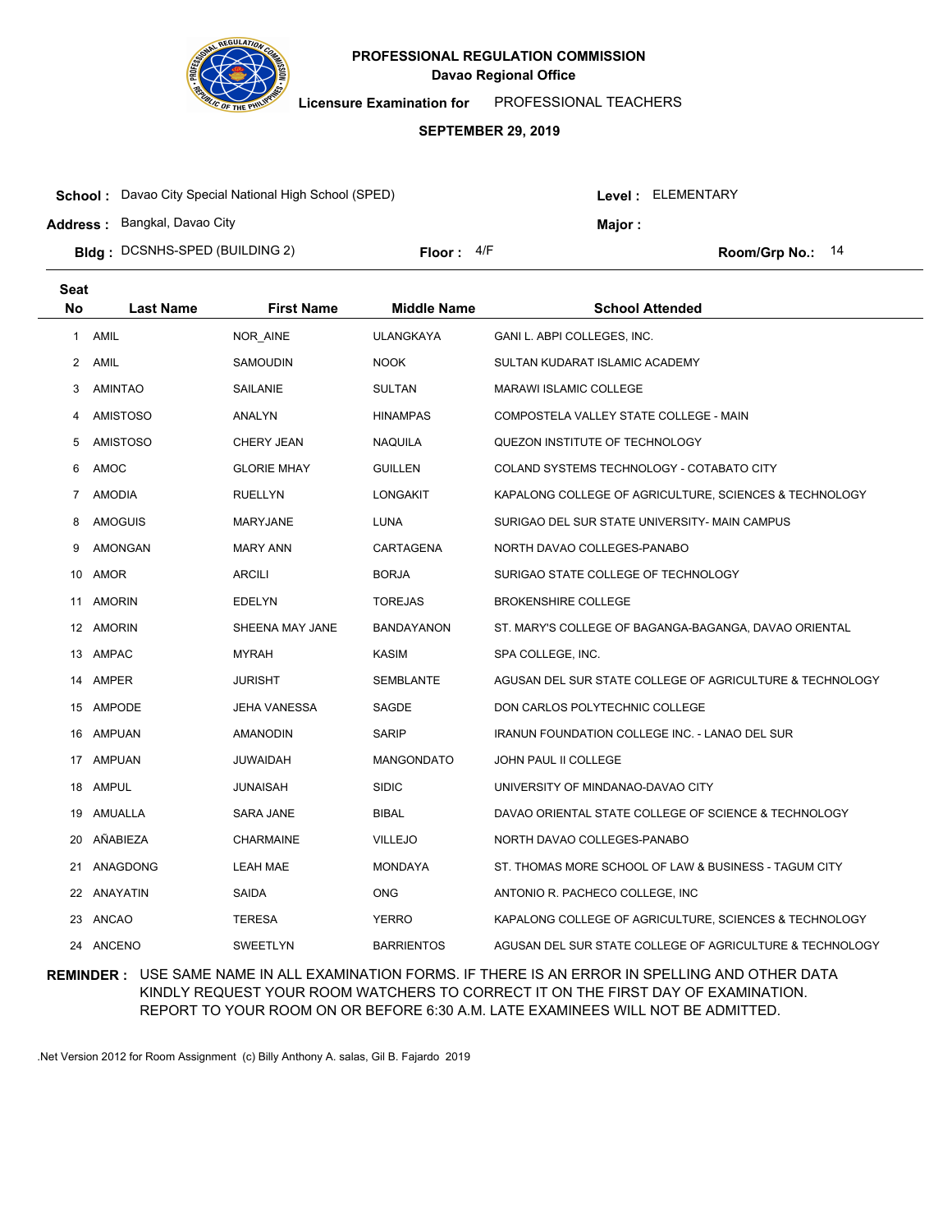# PROFESSIONAL REGULATION COMMISSION

**Davao Regional Office**

**Licensure Examination for** PROFESSIONAL TEACHERS

**SEPTEMBER 29, 2019**

**School :** Davao City Special National High School (SPED) **Level :** ELEMENTARY

**Address :** Bangkal, Davao City **Major :**

**Bldg :** DCSNHS-SPED (BUILDING 2) **Floor :** 4/F **Room/Grp No.:** 14

| Seat No | Last Name | First Name | Middle Name | School Attended |
|---|---|---|---|---|
| 1 | AMIL | NOR_AINE | ULANGKAYA | GANI L. ABPI COLLEGES, INC. |
| 2 | AMIL | SAMOUDIN | NOOK | SULTAN KUDARAT ISLAMIC ACADEMY |
| 3 | AMINTAO | SAILANIE | SULTAN | MARAWI ISLAMIC COLLEGE |
| 4 | AMISTOSO | ANALYN | HINAMPAS | COMPOSTELA VALLEY STATE COLLEGE - MAIN |
| 5 | AMISTOSO | CHERY JEAN | NAQUILA | QUEZON INSTITUTE OF TECHNOLOGY |
| 6 | AMOC | GLORIE MHAY | GUILLEN | COLAND SYSTEMS TECHNOLOGY - COTABATO CITY |
| 7 | AMODIA | RUELLYN | LONGAKIT | KAPALONG COLLEGE OF AGRICULTURE, SCIENCES & TECHNOLOGY |
| 8 | AMOGUIS | MARYJANE | LUNA | SURIGAO DEL SUR STATE UNIVERSITY- MAIN CAMPUS |
| 9 | AMONGAN | MARY ANN | CARTAGENA | NORTH DAVAO COLLEGES-PANABO |
| 10 | AMOR | ARCILI | BORJA | SURIGAO STATE COLLEGE OF TECHNOLOGY |
| 11 | AMORIN | EDELYN | TOREJAS | BROKENSHIRE COLLEGE |
| 12 | AMORIN | SHEENA MAY JANE | BANDAYANON | ST. MARY'S COLLEGE OF BAGANGA-BAGANGA, DAVAO ORIENTAL |
| 13 | AMPAC | MYRAH | KASIM | SPA COLLEGE, INC. |
| 14 | AMPER | JURISHT | SEMBLANTE | AGUSAN DEL SUR STATE COLLEGE OF AGRICULTURE & TECHNOLOGY |
| 15 | AMPODE | JEHA VANESSA | SAGDE | DON CARLOS POLYTECHNIC COLLEGE |
| 16 | AMPUAN | AMANODIN | SARIP | IRANUN FOUNDATION COLLEGE INC. - LANAO DEL SUR |
| 17 | AMPUAN | JUWAIDAH | MANGONDATO | JOHN PAUL II COLLEGE |
| 18 | AMPUL | JUNAISAH | SIDIC | UNIVERSITY OF MINDANAO-DAVAO CITY |
| 19 | AMUALLA | SARA JANE | BIBAL | DAVAO ORIENTAL STATE COLLEGE OF SCIENCE & TECHNOLOGY |
| 20 | AÑABIEZA | CHARMAINE | VILLEJO | NORTH DAVAO COLLEGES-PANABO |
| 21 | ANAGDONG | LEAH MAE | MONDAYA | ST. THOMAS MORE SCHOOL OF LAW & BUSINESS - TAGUM CITY |
| 22 | ANAYATIN | SAIDA | ONG | ANTONIO R. PACHECO COLLEGE, INC |
| 23 | ANCAO | TERESA | YERRO | KAPALONG COLLEGE OF AGRICULTURE, SCIENCES & TECHNOLOGY |
| 24 | ANCENO | SWEETLYN | BARRIENTOS | AGUSAN DEL SUR STATE COLLEGE OF AGRICULTURE & TECHNOLOGY |

**REMINDER :** USE SAME NAME IN ALL EXAMINATION FORMS. IF THERE IS AN ERROR IN SPELLING AND OTHER DATA KINDLY REQUEST YOUR ROOM WATCHERS TO CORRECT IT ON THE FIRST DAY OF EXAMINATION. REPORT TO YOUR ROOM ON OR BEFORE 6:30 A.M. LATE EXAMINEES WILL NOT BE ADMITTED.

.Net Version 2012 for Room Assignment (c) Billy Anthony A. salas, Gil B. Fajardo 2019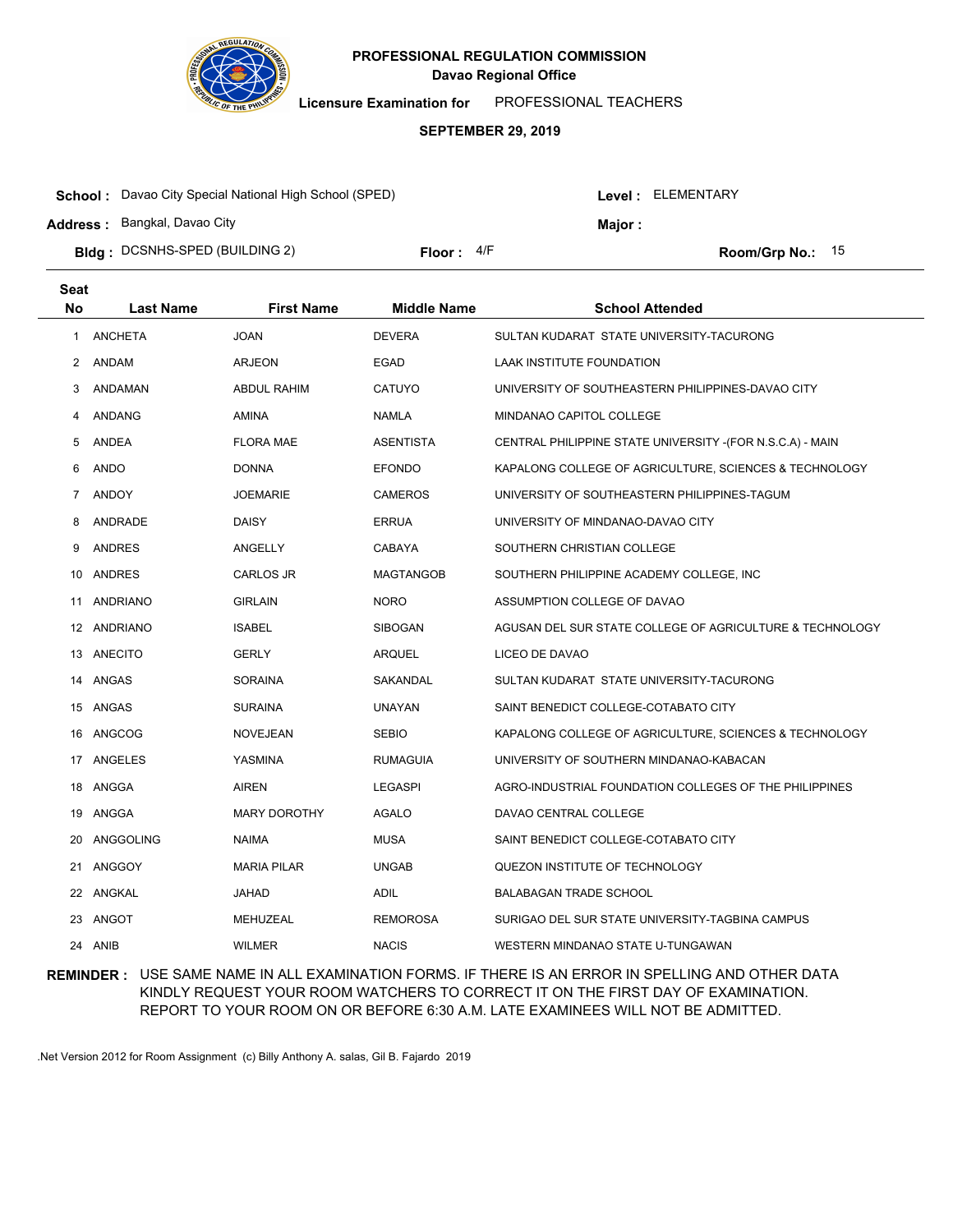# PROFESSIONAL REGULATION COMMISSION

**Davao Regional Office**

**Licensure Examination for** PROFESSIONAL TEACHERS

**SEPTEMBER 29, 2019**

**School :** Davao City Special National High School (SPED) **Level :** ELEMENTARY

**Address :** Bangkal, Davao City **Major :**

**Bldg :** DCSNHS-SPED (BUILDING 2) **Floor :** 4/F **Room/Grp No.:** 15

| Seat No | Last Name | First Name | Middle Name | School Attended |
|---|---|---|---|---|
| 1 | ANCHETA | JOAN | DEVERA | SULTAN KUDARAT STATE UNIVERSITY-TACURONG |
| 2 | ANDAM | ARJEON | EGAD | LAAK INSTITUTE FOUNDATION |
| 3 | ANDAMAN | ABDUL RAHIM | CATUYO | UNIVERSITY OF SOUTHEASTERN PHILIPPINES-DAVAO CITY |
| 4 | ANDANG | AMINA | NAMLA | MINDANAO CAPITOL COLLEGE |
| 5 | ANDEA | FLORA MAE | ASENTISTA | CENTRAL PHILIPPINE STATE UNIVERSITY -(FOR N.S.C.A) - MAIN |
| 6 | ANDO | DONNA | EFONDO | KAPALONG COLLEGE OF AGRICULTURE, SCIENCES & TECHNOLOGY |
| 7 | ANDOY | JOEMARIE | CAMEROS | UNIVERSITY OF SOUTHEASTERN PHILIPPINES-TAGUM |
| 8 | ANDRADE | DAISY | ERRUA | UNIVERSITY OF MINDANAO-DAVAO CITY |
| 9 | ANDRES | ANGELLY | CABAYA | SOUTHERN CHRISTIAN COLLEGE |
| 10 | ANDRES | CARLOS JR | MAGTANGOB | SOUTHERN PHILIPPINE ACADEMY COLLEGE, INC |
| 11 | ANDRIANO | GIRLAIN | NORO | ASSUMPTION COLLEGE OF DAVAO |
| 12 | ANDRIANO | ISABEL | SIBOGAN | AGUSAN DEL SUR STATE COLLEGE OF AGRICULTURE & TECHNOLOGY |
| 13 | ANECITO | GERLY | ARQUEL | LICEO DE DAVAO |
| 14 | ANGAS | SORAINA | SAKANDAL | SULTAN KUDARAT STATE UNIVERSITY-TACURONG |
| 15 | ANGAS | SURAINA | UNAYAN | SAINT BENEDICT COLLEGE-COTABATO CITY |
| 16 | ANGCOG | NOVEJEAN | SEBIO | KAPALONG COLLEGE OF AGRICULTURE, SCIENCES & TECHNOLOGY |
| 17 | ANGELES | YASMINA | RUMAGUIA | UNIVERSITY OF SOUTHERN MINDANAO-KABACAN |
| 18 | ANGGA | AIREN | LEGASPI | AGRO-INDUSTRIAL FOUNDATION COLLEGES OF THE PHILIPPINES |
| 19 | ANGGA | MARY DOROTHY | AGALO | DAVAO CENTRAL COLLEGE |
| 20 | ANGGOLING | NAIMA | MUSA | SAINT BENEDICT COLLEGE-COTABATO CITY |
| 21 | ANGGOY | MARIA PILAR | UNGAB | QUEZON INSTITUTE OF TECHNOLOGY |
| 22 | ANGKAL | JAHAD | ADIL | BALABAGAN TRADE SCHOOL |
| 23 | ANGOT | MEHUZEAL | REMOROSA | SURIGAO DEL SUR STATE UNIVERSITY-TAGBINA CAMPUS |
| 24 | ANIB | WILMER | NACIS | WESTERN MINDANAO STATE U-TUNGAWAN |

**REMINDER :** USE SAME NAME IN ALL EXAMINATION FORMS. IF THERE IS AN ERROR IN SPELLING AND OTHER DATA KINDLY REQUEST YOUR ROOM WATCHERS TO CORRECT IT ON THE FIRST DAY OF EXAMINATION. REPORT TO YOUR ROOM ON OR BEFORE 6:30 A.M. LATE EXAMINEES WILL NOT BE ADMITTED.

.Net Version 2012 for Room Assignment (c) Billy Anthony A. salas, Gil B. Fajardo 2019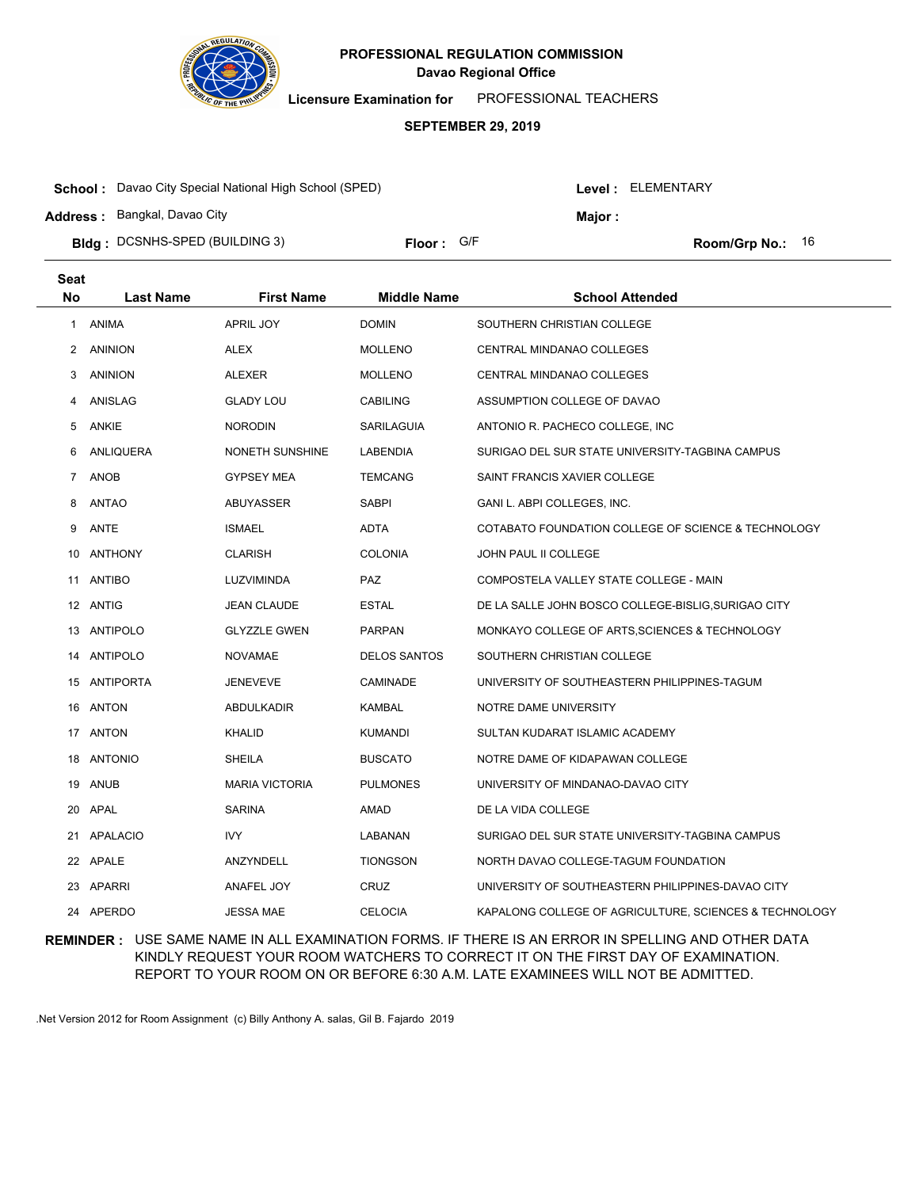**PROFESSIONAL REGULATION COMMISSION**
**Davao Regional Office**

**Licensure Examination for** PROFESSIONAL TEACHERS

**SEPTEMBER 29, 2019**

**School :** Davao City Special National High School (SPED) **Level :** ELEMENTARY

**Address :** Bangkal, Davao City **Major :**

**Bldg :** DCSNHS-SPED (BUILDING 3) **Floor :** G/F **Room/Grp No.:** 16

| Seat No | Last Name | First Name | Middle Name | School Attended |
|---|---|---|---|---|
| 1 | ANIMA | APRIL JOY | DOMIN | SOUTHERN CHRISTIAN COLLEGE |
| 2 | ANINION | ALEX | MOLLENO | CENTRAL MINDANAO COLLEGES |
| 3 | ANINION | ALEXER | MOLLENO | CENTRAL MINDANAO COLLEGES |
| 4 | ANISLAG | GLADY LOU | CABILING | ASSUMPTION COLLEGE OF DAVAO |
| 5 | ANKIE | NORODIN | SARILAGUIA | ANTONIO R. PACHECO COLLEGE, INC |
| 6 | ANLIQUERA | NONETH SUNSHINE | LABENDIA | SURIGAO DEL SUR STATE UNIVERSITY-TAGBINA CAMPUS |
| 7 | ANOB | GYPSEY MEA | TEMCANG | SAINT FRANCIS XAVIER COLLEGE |
| 8 | ANTAO | ABUYASSER | SABPI | GANI L. ABPI COLLEGES, INC. |
| 9 | ANTE | ISMAEL | ADTA | COTABATO FOUNDATION COLLEGE OF SCIENCE & TECHNOLOGY |
| 10 | ANTHONY | CLARISH | COLONIA | JOHN PAUL II COLLEGE |
| 11 | ANTIBO | LUZVIMINDA | PAZ | COMPOSTELA VALLEY STATE COLLEGE - MAIN |
| 12 | ANTIG | JEAN CLAUDE | ESTAL | DE LA SALLE JOHN BOSCO COLLEGE-BISLIG,SURIGAO CITY |
| 13 | ANTIPOLO | GLYZZLE GWEN | PARPAN | MONKAYO COLLEGE OF ARTS,SCIENCES & TECHNOLOGY |
| 14 | ANTIPOLO | NOVAMAE | DELOS SANTOS | SOUTHERN CHRISTIAN COLLEGE |
| 15 | ANTIPORTA | JENEVEVE | CAMINADE | UNIVERSITY OF SOUTHEASTERN PHILIPPINES-TAGUM |
| 16 | ANTON | ABDULKADIR | KAMBAL | NOTRE DAME UNIVERSITY |
| 17 | ANTON | KHALID | KUMANDI | SULTAN KUDARAT ISLAMIC ACADEMY |
| 18 | ANTONIO | SHEILA | BUSCATO | NOTRE DAME OF KIDAPAWAN COLLEGE |
| 19 | ANUB | MARIA VICTORIA | PULMONES | UNIVERSITY OF MINDANAO-DAVAO CITY |
| 20 | APAL | SARINA | AMAD | DE LA VIDA COLLEGE |
| 21 | APALACIO | IVY | LABANAN | SURIGAO DEL SUR STATE UNIVERSITY-TAGBINA CAMPUS |
| 22 | APALE | ANZYNDELL | TIONGSON | NORTH DAVAO COLLEGE-TAGUM FOUNDATION |
| 23 | APARRI | ANAFEL JOY | CRUZ | UNIVERSITY OF SOUTHEASTERN PHILIPPINES-DAVAO CITY |
| 24 | APERDO | JESSA MAE | CELOCIA | KAPALONG COLLEGE OF AGRICULTURE, SCIENCES & TECHNOLOGY |

**REMINDER :** USE SAME NAME IN ALL EXAMINATION FORMS. IF THERE IS AN ERROR IN SPELLING AND OTHER DATA KINDLY REQUEST YOUR ROOM WATCHERS TO CORRECT IT ON THE FIRST DAY OF EXAMINATION. REPORT TO YOUR ROOM ON OR BEFORE 6:30 A.M. LATE EXAMINEES WILL NOT BE ADMITTED.

.Net Version 2012 for Room Assignment (c) Billy Anthony A. salas, Gil B. Fajardo 2019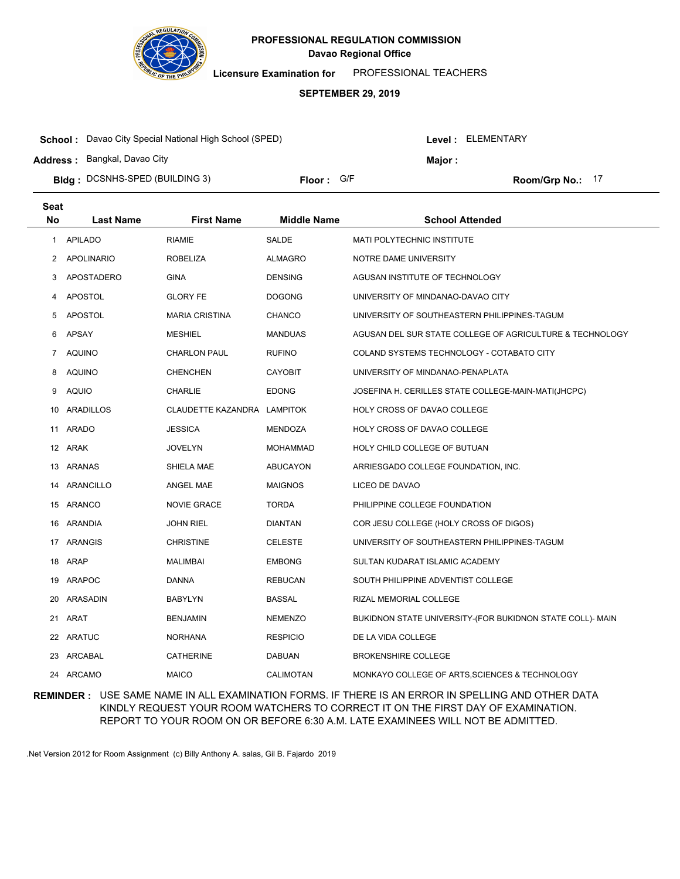**PROFESSIONAL REGULATION COMMISSION**
**Davao Regional Office**

**Licensure Examination for** PROFESSIONAL TEACHERS

**SEPTEMBER 29, 2019**

**School :** Davao City Special National High School (SPED) **Level :** ELEMENTARY

**Address :** Bangkal, Davao City **Major :**

**Bldg :** DCSNHS-SPED (BUILDING 3) **Floor :** G/F **Room/Grp No.:** 17

| Seat No | Last Name | First Name | Middle Name | School Attended |
|---|---|---|---|---|
| 1 | APILADO | RIAMIE | SALDE | MATI POLYTECHNIC INSTITUTE |
| 2 | APOLINARIO | ROBELIZA | ALMAGRO | NOTRE DAME UNIVERSITY |
| 3 | APOSTADERO | GINA | DENSING | AGUSAN INSTITUTE OF TECHNOLOGY |
| 4 | APOSTOL | GLORY FE | DOGONG | UNIVERSITY OF MINDANAO-DAVAO CITY |
| 5 | APOSTOL | MARIA CRISTINA | CHANCO | UNIVERSITY OF SOUTHEASTERN PHILIPPINES-TAGUM |
| 6 | APSAY | MESHIEL | MANDUAS | AGUSAN DEL SUR STATE COLLEGE OF AGRICULTURE & TECHNOLOGY |
| 7 | AQUINO | CHARLON PAUL | RUFINO | COLAND SYSTEMS TECHNOLOGY - COTABATO CITY |
| 8 | AQUINO | CHENCHEN | CAYOBIT | UNIVERSITY OF MINDANAO-PENAPLATA |
| 9 | AQUIO | CHARLIE | EDONG | JOSEFINA H. CERILLES STATE COLLEGE-MAIN-MATI(JHCPC) |
| 10 | ARADILLOS | CLAUDETTE KAZANDRA | LAMPITOK | HOLY CROSS OF DAVAO COLLEGE |
| 11 | ARADO | JESSICA | MENDOZA | HOLY CROSS OF DAVAO COLLEGE |
| 12 | ARAK | JOVELYN | MOHAMMAD | HOLY CHILD COLLEGE OF BUTUAN |
| 13 | ARANAS | SHIELA MAE | ABUCAYON | ARRIESGADO COLLEGE FOUNDATION, INC. |
| 14 | ARANCILLO | ANGEL MAE | MAIGNOS | LICEO DE DAVAO |
| 15 | ARANCO | NOVIE GRACE | TORDA | PHILIPPINE COLLEGE FOUNDATION |
| 16 | ARANDIA | JOHN RIEL | DIANTAN | COR JESU COLLEGE (HOLY CROSS OF DIGOS) |
| 17 | ARANGIS | CHRISTINE | CELESTE | UNIVERSITY OF SOUTHEASTERN PHILIPPINES-TAGUM |
| 18 | ARAP | MALIMBAI | EMBONG | SULTAN KUDARAT ISLAMIC ACADEMY |
| 19 | ARAPOC | DANNA | REBUCAN | SOUTH PHILIPPINE ADVENTIST COLLEGE |
| 20 | ARASADIN | BABYLYN | BASSAL | RIZAL MEMORIAL COLLEGE |
| 21 | ARAT | BENJAMIN | NEMENZO | BUKIDNON STATE UNIVERSITY-(FOR BUKIDNON STATE COLL)- MAIN |
| 22 | ARATUC | NORHANA | RESPICIO | DE LA VIDA COLLEGE |
| 23 | ARCABAL | CATHERINE | DABUAN | BROKENSHIRE COLLEGE |
| 24 | ARCAMO | MAICO | CALIMOTAN | MONKAYO COLLEGE OF ARTS,SCIENCES & TECHNOLOGY |

**REMINDER :** USE SAME NAME IN ALL EXAMINATION FORMS. IF THERE IS AN ERROR IN SPELLING AND OTHER DATA KINDLY REQUEST YOUR ROOM WATCHERS TO CORRECT IT ON THE FIRST DAY OF EXAMINATION. REPORT TO YOUR ROOM ON OR BEFORE 6:30 A.M. LATE EXAMINEES WILL NOT BE ADMITTED.

.Net Version 2012 for Room Assignment (c) Billy Anthony A. salas, Gil B. Fajardo 2019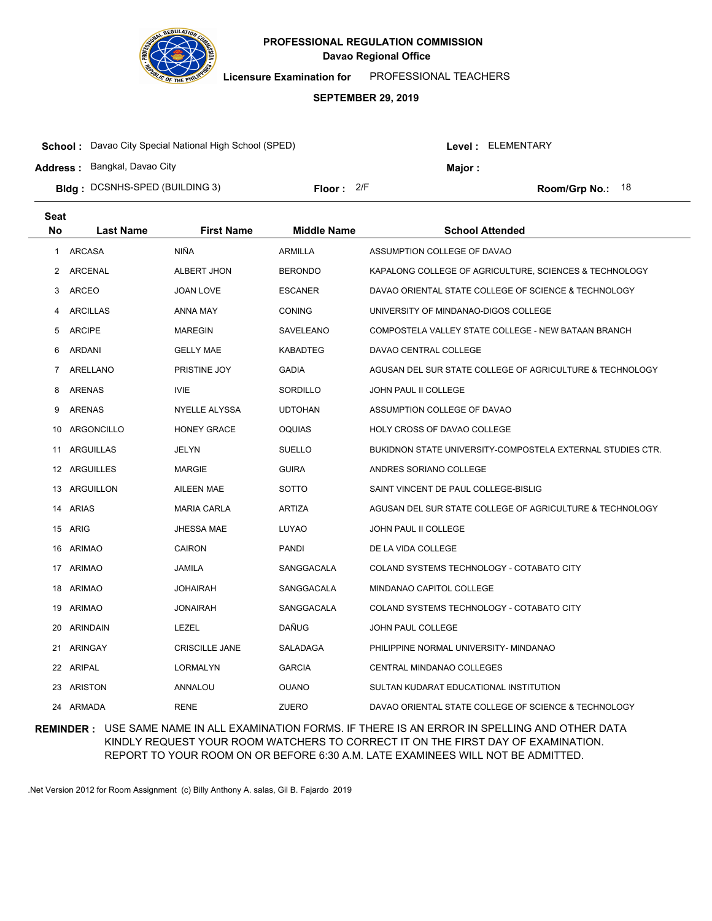# PROFESSIONAL REGULATION COMMISSION

**Davao Regional Office**

**Licensure Examination for** PROFESSIONAL TEACHERS

**SEPTEMBER 29, 2019**

**School :** Davao City Special National High School (SPED) **Level :** ELEMENTARY

**Address :** Bangkal, Davao City **Major :**

**Bldg :** DCSNHS-SPED (BUILDING 3) **Floor :** 2/F **Room/Grp No.:** 18

| Seat No | Last Name | First Name | Middle Name | School Attended |
|---|---|---|---|---|
| 1 | ARCASA | NIÑA | ARMILLA | ASSUMPTION COLLEGE OF DAVAO |
| 2 | ARCENAL | ALBERT JHON | BERONDO | KAPALONG COLLEGE OF AGRICULTURE, SCIENCES & TECHNOLOGY |
| 3 | ARCEO | JOAN LOVE | ESCANER | DAVAO ORIENTAL STATE COLLEGE OF SCIENCE & TECHNOLOGY |
| 4 | ARCILLAS | ANNA MAY | CONING | UNIVERSITY OF MINDANAO-DIGOS COLLEGE |
| 5 | ARCIPE | MAREGIN | SAVELEANO | COMPOSTELA VALLEY STATE COLLEGE - NEW BATAAN BRANCH |
| 6 | ARDANI | GELLY MAE | KABADTEG | DAVAO CENTRAL COLLEGE |
| 7 | ARELLANO | PRISTINE JOY | GADIA | AGUSAN DEL SUR STATE COLLEGE OF AGRICULTURE & TECHNOLOGY |
| 8 | ARENAS | IVIE | SORDILLO | JOHN PAUL II COLLEGE |
| 9 | ARENAS | NYELLE ALYSSA | UDTOHAN | ASSUMPTION COLLEGE OF DAVAO |
| 10 | ARGONCILLO | HONEY GRACE | OQUIAS | HOLY CROSS OF DAVAO COLLEGE |
| 11 | ARGUILLAS | JELYN | SUELLO | BUKIDNON STATE UNIVERSITY-COMPOSTELA EXTERNAL STUDIES CTR. |
| 12 | ARGUILLES | MARGIE | GUIRA | ANDRES SORIANO COLLEGE |
| 13 | ARGUILLON | AILEEN MAE | SOTTO | SAINT VINCENT DE PAUL COLLEGE-BISLIG |
| 14 | ARIAS | MARIA CARLA | ARTIZA | AGUSAN DEL SUR STATE COLLEGE OF AGRICULTURE & TECHNOLOGY |
| 15 | ARIG | JHESSA MAE | LUYAO | JOHN PAUL II COLLEGE |
| 16 | ARIMAO | CAIRON | PANDI | DE LA VIDA COLLEGE |
| 17 | ARIMAO | JAMILA | SANGGACALA | COLAND SYSTEMS TECHNOLOGY - COTABATO CITY |
| 18 | ARIMAO | JOHAIRAH | SANGGACALA | MINDANAO CAPITOL COLLEGE |
| 19 | ARIMAO | JONAIRAH | SANGGACALA | COLAND SYSTEMS TECHNOLOGY - COTABATO CITY |
| 20 | ARINDAIN | LEZEL | DAÑUG | JOHN PAUL COLLEGE |
| 21 | ARINGAY | CRISCILLE JANE | SALADAGA | PHILIPPINE NORMAL UNIVERSITY- MINDANAO |
| 22 | ARIPAL | LORMALYN | GARCIA | CENTRAL MINDANAO COLLEGES |
| 23 | ARISTON | ANNALOU | OUANO | SULTAN KUDARAT EDUCATIONAL INSTITUTION |
| 24 | ARMADA | RENE | ZUERO | DAVAO ORIENTAL STATE COLLEGE OF SCIENCE & TECHNOLOGY |

**REMINDER :** USE SAME NAME IN ALL EXAMINATION FORMS. IF THERE IS AN ERROR IN SPELLING AND OTHER DATA KINDLY REQUEST YOUR ROOM WATCHERS TO CORRECT IT ON THE FIRST DAY OF EXAMINATION. REPORT TO YOUR ROOM ON OR BEFORE 6:30 A.M. LATE EXAMINEES WILL NOT BE ADMITTED.

.Net Version 2012 for Room Assignment (c) Billy Anthony A. salas, Gil B. Fajardo 2019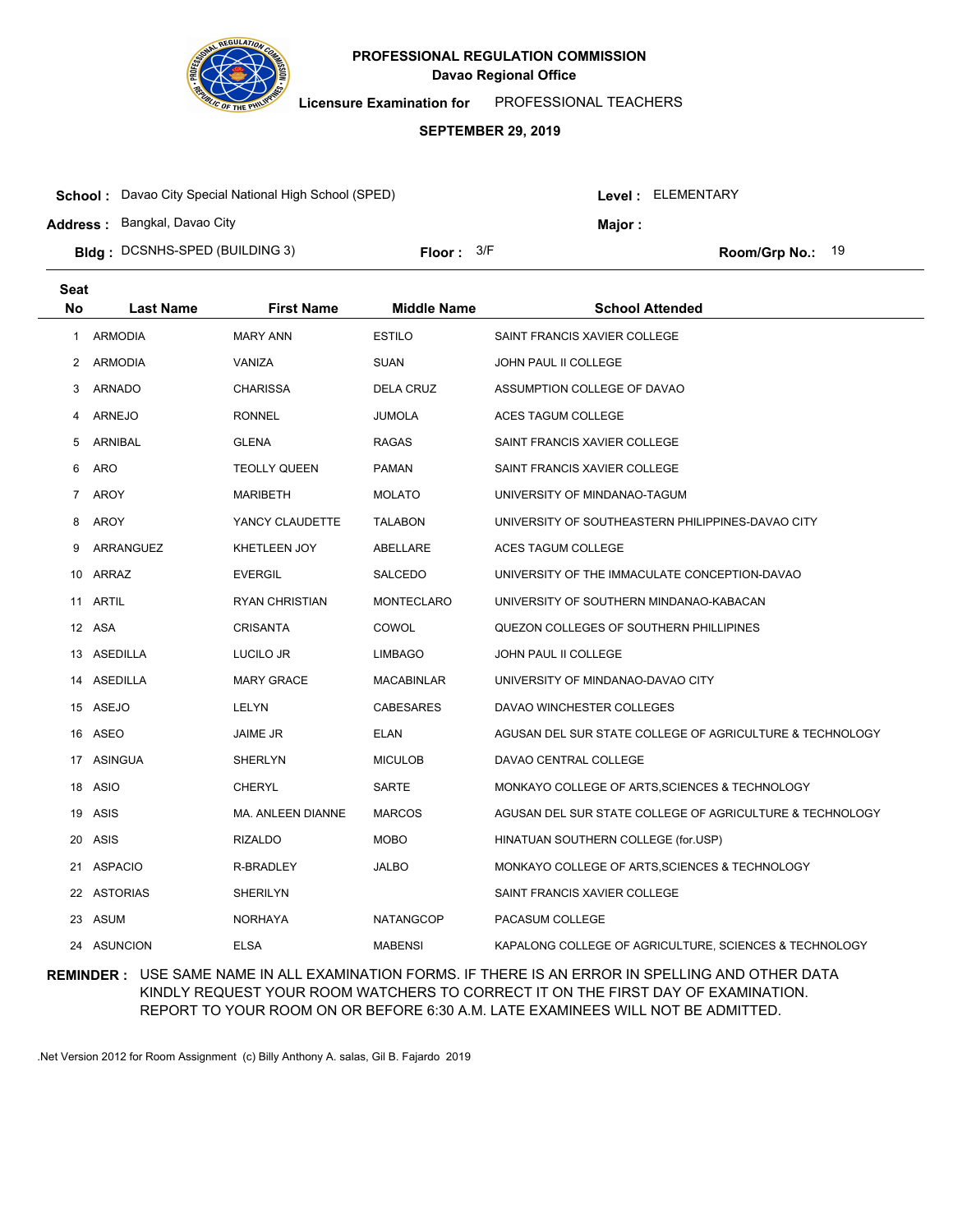# PROFESSIONAL REGULATION COMMISSION

**Davao Regional Office**

**Licensure Examination for** PROFESSIONAL TEACHERS

**SEPTEMBER 29, 2019**

**School :** Davao City Special National High School (SPED) **Level :** ELEMENTARY

**Address :** Bangkal, Davao City **Major :**

**Bldg :** DCSNHS-SPED (BUILDING 3) **Floor :** 3/F **Room/Grp No.:** 19

| Seat No | Last Name | First Name | Middle Name | School Attended |
|---|---|---|---|---|
| 1 | ARMODIA | MARY ANN | ESTILO | SAINT FRANCIS XAVIER COLLEGE |
| 2 | ARMODIA | VANIZA | SUAN | JOHN PAUL II COLLEGE |
| 3 | ARNADO | CHARISSA | DELA CRUZ | ASSUMPTION COLLEGE OF DAVAO |
| 4 | ARNEJO | RONNEL | JUMOLA | ACES TAGUM COLLEGE |
| 5 | ARNIBAL | GLENA | RAGAS | SAINT FRANCIS XAVIER COLLEGE |
| 6 | ARO | TEOLLY QUEEN | PAMAN | SAINT FRANCIS XAVIER COLLEGE |
| 7 | AROY | MARIBETH | MOLATO | UNIVERSITY OF MINDANAO-TAGUM |
| 8 | AROY | YANCY CLAUDETTE | TALABON | UNIVERSITY OF SOUTHEASTERN PHILIPPINES-DAVAO CITY |
| 9 | ARRANGUEZ | KHETLEEN JOY | ABELLARE | ACES TAGUM COLLEGE |
| 10 | ARRAZ | EVERGIL | SALCEDO | UNIVERSITY OF THE IMMACULATE CONCEPTION-DAVAO |
| 11 | ARTIL | RYAN CHRISTIAN | MONTECLARO | UNIVERSITY OF SOUTHERN MINDANAO-KABACAN |
| 12 | ASA | CRISANTA | COWOL | QUEZON COLLEGES OF SOUTHERN PHILLIPINES |
| 13 | ASEDILLA | LUCILO JR | LIMBAGO | JOHN PAUL II COLLEGE |
| 14 | ASEDILLA | MARY GRACE | MACABINLAR | UNIVERSITY OF MINDANAO-DAVAO CITY |
| 15 | ASEJO | LELYN | CABESARES | DAVAO WINCHESTER COLLEGES |
| 16 | ASEO | JAIME JR | ELAN | AGUSAN DEL SUR STATE COLLEGE OF AGRICULTURE & TECHNOLOGY |
| 17 | ASINGUA | SHERLYN | MICULOB | DAVAO CENTRAL COLLEGE |
| 18 | ASIO | CHERYL | SARTE | MONKAYO COLLEGE OF ARTS,SCIENCES & TECHNOLOGY |
| 19 | ASIS | MA. ANLEEN DIANNE | MARCOS | AGUSAN DEL SUR STATE COLLEGE OF AGRICULTURE & TECHNOLOGY |
| 20 | ASIS | RIZALDO | MOBO | HINATUAN SOUTHERN COLLEGE (for.USP) |
| 21 | ASPACIO | R-BRADLEY | JALBO | MONKAYO COLLEGE OF ARTS,SCIENCES & TECHNOLOGY |
| 22 | ASTORIAS | SHERILYN | | SAINT FRANCIS XAVIER COLLEGE |
| 23 | ASUM | NORHAYA | NATANGCOP | PACASUM COLLEGE |
| 24 | ASUNCION | ELSA | MABENSI | KAPALONG COLLEGE OF AGRICULTURE, SCIENCES & TECHNOLOGY |

**REMINDER :** USE SAME NAME IN ALL EXAMINATION FORMS. IF THERE IS AN ERROR IN SPELLING AND OTHER DATA KINDLY REQUEST YOUR ROOM WATCHERS TO CORRECT IT ON THE FIRST DAY OF EXAMINATION. REPORT TO YOUR ROOM ON OR BEFORE 6:30 A.M. LATE EXAMINEES WILL NOT BE ADMITTED.

.Net Version 2012 for Room Assignment (c) Billy Anthony A. salas, Gil B. Fajardo 2019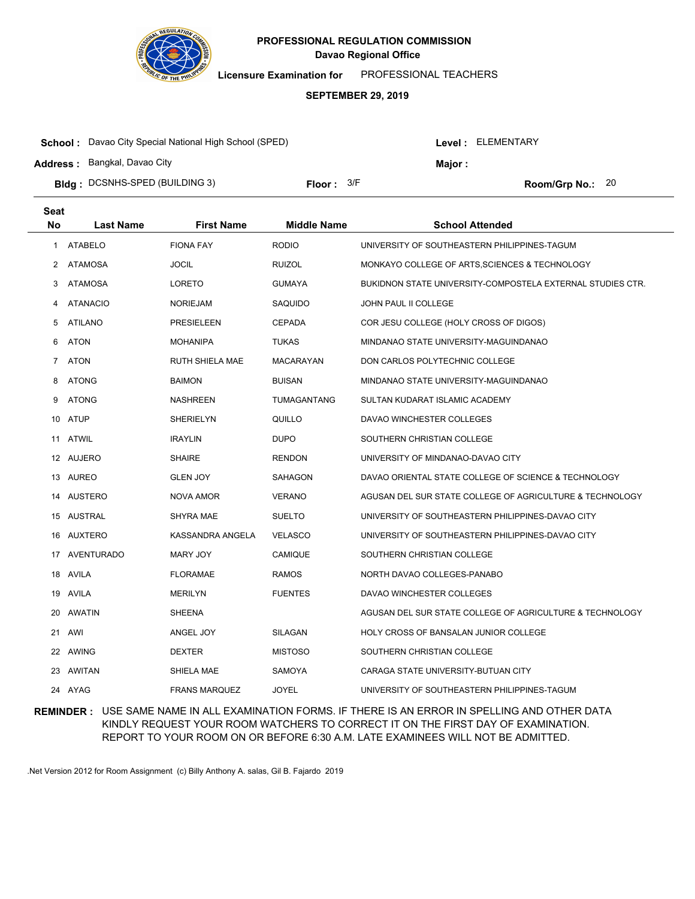# PROFESSIONAL REGULATION COMMISSION
## Davao Regional Office

**Licensure Examination for** PROFESSIONAL TEACHERS

**SEPTEMBER 29, 2019**

**School :** Davao City Special National High School (SPED) **Level :** ELEMENTARY

**Address :** Bangkal, Davao City **Major :**

**Bldg :** DCSNHS-SPED (BUILDING 3) **Floor :** 3/F **Room/Grp No.:** 20

| Seat No | Last Name | First Name | Middle Name | School Attended |
|---|---|---|---|---|
| 1 | ATABELO | FIONA FAY | RODIO | UNIVERSITY OF SOUTHEASTERN PHILIPPINES-TAGUM |
| 2 | ATAMOSA | JOCIL | RUIZOL | MONKAYO COLLEGE OF ARTS,SCIENCES & TECHNOLOGY |
| 3 | ATAMOSA | LORETO | GUMAYA | BUKIDNON STATE UNIVERSITY-COMPOSTELA EXTERNAL STUDIES CTR. |
| 4 | ATANACIO | NORIEJAM | SAQUIDO | JOHN PAUL II COLLEGE |
| 5 | ATILANO | PRESIELEEN | CEPADA | COR JESU COLLEGE (HOLY CROSS OF DIGOS) |
| 6 | ATON | MOHANIPA | TUKAS | MINDANAO STATE UNIVERSITY-MAGUINDANAO |
| 7 | ATON | RUTH SHIELA MAE | MACARAYAN | DON CARLOS POLYTECHNIC COLLEGE |
| 8 | ATONG | BAIMON | BUISAN | MINDANAO STATE UNIVERSITY-MAGUINDANAO |
| 9 | ATONG | NASHREEN | TUMAGANTANG | SULTAN KUDARAT ISLAMIC ACADEMY |
| 10 | ATUP | SHERIELYN | QUILLO | DAVAO WINCHESTER COLLEGES |
| 11 | ATWIL | IRAYLIN | DUPO | SOUTHERN CHRISTIAN COLLEGE |
| 12 | AUJERO | SHAIRE | RENDON | UNIVERSITY OF MINDANAO-DAVAO CITY |
| 13 | AUREO | GLEN JOY | SAHAGON | DAVAO ORIENTAL STATE COLLEGE OF SCIENCE & TECHNOLOGY |
| 14 | AUSTERO | NOVA AMOR | VERANO | AGUSAN DEL SUR STATE COLLEGE OF AGRICULTURE & TECHNOLOGY |
| 15 | AUSTRAL | SHYRA MAE | SUELTO | UNIVERSITY OF SOUTHEASTERN PHILIPPINES-DAVAO CITY |
| 16 | AUXTERO | KASSANDRA ANGELA | VELASCO | UNIVERSITY OF SOUTHEASTERN PHILIPPINES-DAVAO CITY |
| 17 | AVENTURADO | MARY JOY | CAMIQUE | SOUTHERN CHRISTIAN COLLEGE |
| 18 | AVILA | FLORAMAE | RAMOS | NORTH DAVAO COLLEGES-PANABO |
| 19 | AVILA | MERILYN | FUENTES | DAVAO WINCHESTER COLLEGES |
| 20 | AWATIN | SHEENA | | AGUSAN DEL SUR STATE COLLEGE OF AGRICULTURE & TECHNOLOGY |
| 21 | AWI | ANGEL JOY | SILAGAN | HOLY CROSS OF BANSALAN JUNIOR COLLEGE |
| 22 | AWING | DEXTER | MISTOSO | SOUTHERN CHRISTIAN COLLEGE |
| 23 | AWITAN | SHIELA MAE | SAMOYA | CARAGA STATE UNIVERSITY-BUTUAN CITY |
| 24 | AYAG | FRANS MARQUEZ | JOYEL | UNIVERSITY OF SOUTHEASTERN PHILIPPINES-TAGUM |

**REMINDER :** USE SAME NAME IN ALL EXAMINATION FORMS. IF THERE IS AN ERROR IN SPELLING AND OTHER DATA KINDLY REQUEST YOUR ROOM WATCHERS TO CORRECT IT ON THE FIRST DAY OF EXAMINATION. REPORT TO YOUR ROOM ON OR BEFORE 6:30 A.M. LATE EXAMINEES WILL NOT BE ADMITTED.

.Net Version 2012 for Room Assignment (c) Billy Anthony A. salas, Gil B. Fajardo 2019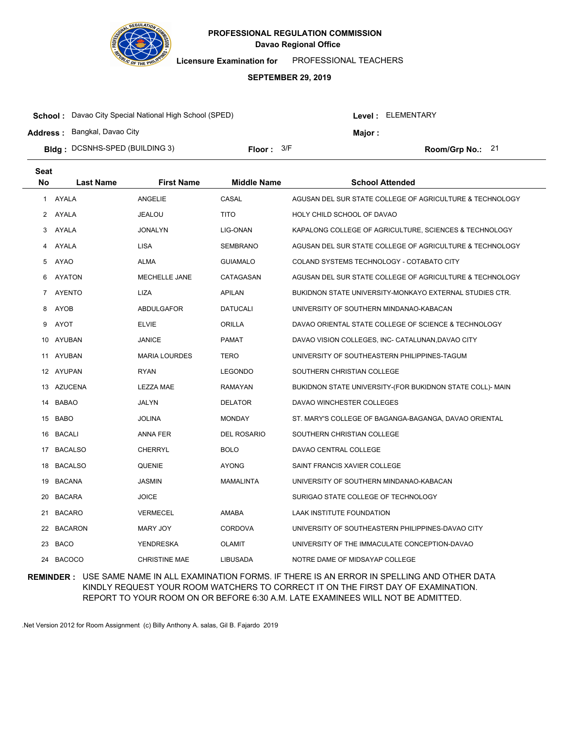**PROFESSIONAL REGULATION COMMISSION**
**Davao Regional Office**

**Licensure Examination for** PROFESSIONAL TEACHERS

**SEPTEMBER 29, 2019**

**School :** Davao City Special National High School (SPED) **Level :** ELEMENTARY

**Address :** Bangkal, Davao City **Major :**

**Bldg :** DCSNHS-SPED (BUILDING 3) **Floor :** 3/F **Room/Grp No.:** 21

| Seat No | Last Name | First Name | Middle Name | School Attended |
|---|---|---|---|---|
| 1 | AYALA | ANGELIE | CASAL | AGUSAN DEL SUR STATE COLLEGE OF AGRICULTURE & TECHNOLOGY |
| 2 | AYALA | JEALOU | TITO | HOLY CHILD SCHOOL OF DAVAO |
| 3 | AYALA | JONALYN | LIG-ONAN | KAPALONG COLLEGE OF AGRICULTURE, SCIENCES & TECHNOLOGY |
| 4 | AYALA | LISA | SEMBRANO | AGUSAN DEL SUR STATE COLLEGE OF AGRICULTURE & TECHNOLOGY |
| 5 | AYAO | ALMA | GUIAMALO | COLAND SYSTEMS TECHNOLOGY - COTABATO CITY |
| 6 | AYATON | MECHELLE JANE | CATAGASAN | AGUSAN DEL SUR STATE COLLEGE OF AGRICULTURE & TECHNOLOGY |
| 7 | AYENTO | LIZA | APILAN | BUKIDNON STATE UNIVERSITY-MONKAYO EXTERNAL STUDIES CTR. |
| 8 | AYOB | ABDULGAFOR | DATUCALI | UNIVERSITY OF SOUTHERN MINDANAO-KABACAN |
| 9 | AYOT | ELVIE | ORILLA | DAVAO ORIENTAL STATE COLLEGE OF SCIENCE & TECHNOLOGY |
| 10 | AYUBAN | JANICE | PAMAT | DAVAO VISION COLLEGES, INC- CATALUNAN,DAVAO CITY |
| 11 | AYUBAN | MARIA LOURDES | TERO | UNIVERSITY OF SOUTHEASTERN PHILIPPINES-TAGUM |
| 12 | AYUPAN | RYAN | LEGONDO | SOUTHERN CHRISTIAN COLLEGE |
| 13 | AZUCENA | LEZZA MAE | RAMAYAN | BUKIDNON STATE UNIVERSITY-(FOR BUKIDNON STATE COLL)- MAIN |
| 14 | BABAO | JALYN | DELATOR | DAVAO WINCHESTER COLLEGES |
| 15 | BABO | JOLINA | MONDAY | ST. MARY'S COLLEGE OF BAGANGA-BAGANGA, DAVAO ORIENTAL |
| 16 | BACALI | ANNA FER | DEL ROSARIO | SOUTHERN CHRISTIAN COLLEGE |
| 17 | BACALSO | CHERRYL | BOLO | DAVAO CENTRAL COLLEGE |
| 18 | BACALSO | QUENIE | AYONG | SAINT FRANCIS XAVIER COLLEGE |
| 19 | BACANA | JASMIN | MAMALINTA | UNIVERSITY OF SOUTHERN MINDANAO-KABACAN |
| 20 | BACARA | JOICE | | SURIGAO STATE COLLEGE OF TECHNOLOGY |
| 21 | BACARO | VERMECEL | AMABA | LAAK INSTITUTE FOUNDATION |
| 22 | BACARON | MARY JOY | CORDOVA | UNIVERSITY OF SOUTHEASTERN PHILIPPINES-DAVAO CITY |
| 23 | BACO | YENDRESKA | OLAMIT | UNIVERSITY OF THE IMMACULATE CONCEPTION-DAVAO |
| 24 | BACOCO | CHRISTINE MAE | LIBUSADA | NOTRE DAME OF MIDSAYAP COLLEGE |

**REMINDER :** USE SAME NAME IN ALL EXAMINATION FORMS. IF THERE IS AN ERROR IN SPELLING AND OTHER DATA KINDLY REQUEST YOUR ROOM WATCHERS TO CORRECT IT ON THE FIRST DAY OF EXAMINATION. REPORT TO YOUR ROOM ON OR BEFORE 6:30 A.M. LATE EXAMINEES WILL NOT BE ADMITTED.

.Net Version 2012 for Room Assignment (c) Billy Anthony A. salas, Gil B. Fajardo 2019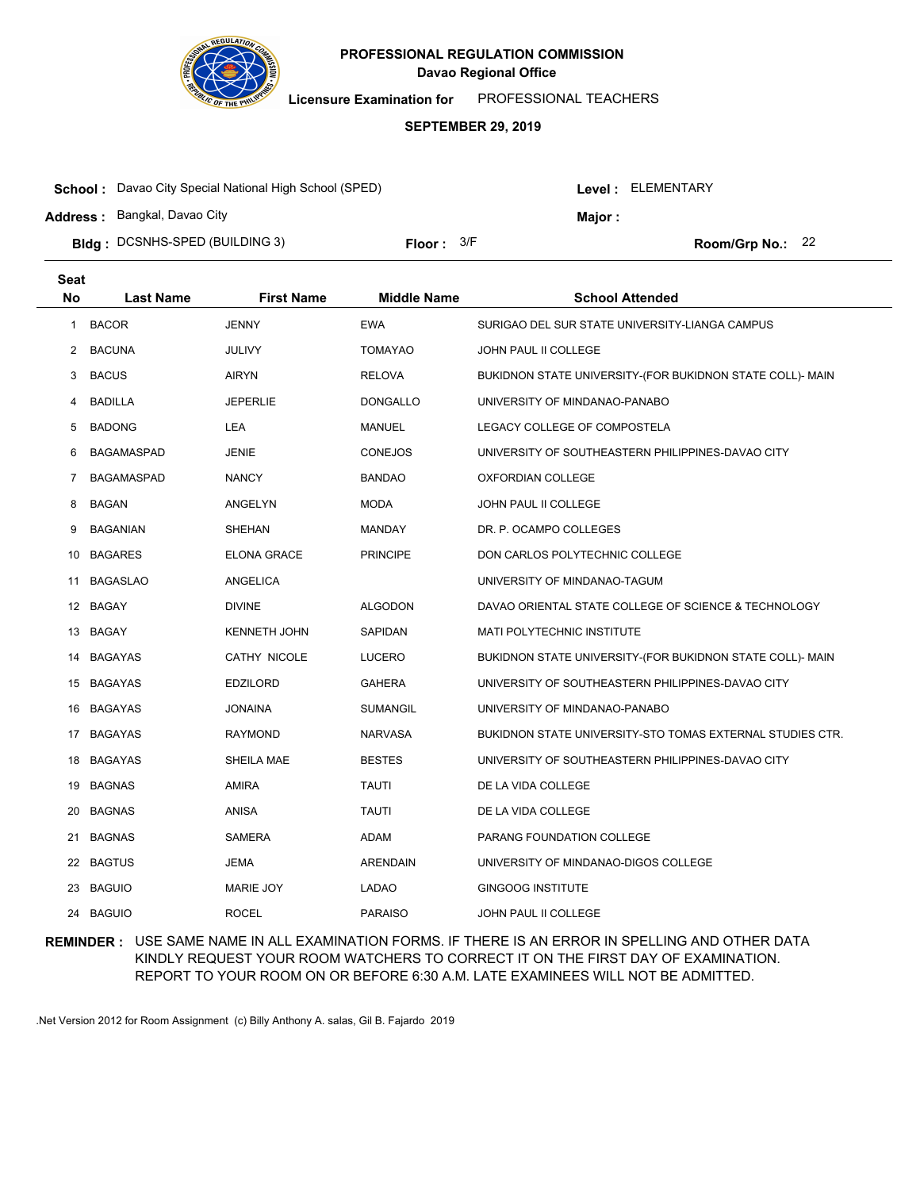**PROFESSIONAL REGULATION COMMISSION**
**Davao Regional Office**

**Licensure Examination for** PROFESSIONAL TEACHERS

**SEPTEMBER 29, 2019**

**School :** Davao City Special National High School (SPED)
**Level :** ELEMENTARY
**Address :** Bangkal, Davao City
**Major :**
**Bldg :** DCSNHS-SPED (BUILDING 3)
**Floor :** 3/F
**Room/Grp No.:** 22

| Seat No | Last Name | First Name | Middle Name | School Attended |
|---|---|---|---|---|
| 1 | BACOR | JENNY | EWA | SURIGAO DEL SUR STATE UNIVERSITY-LIANGA CAMPUS |
| 2 | BACUNA | JULIVY | TOMAYAO | JOHN PAUL II COLLEGE |
| 3 | BACUS | AIRYN | RELOVA | BUKIDNON STATE UNIVERSITY-(FOR BUKIDNON STATE COLL)- MAIN |
| 4 | BADILLA | JEPERLIE | DONGALLO | UNIVERSITY OF MINDANAO-PANABO |
| 5 | BADONG | LEA | MANUEL | LEGACY COLLEGE OF COMPOSTELA |
| 6 | BAGAMASPAD | JENIE | CONEJOS | UNIVERSITY OF SOUTHEASTERN PHILIPPINES-DAVAO CITY |
| 7 | BAGAMASPAD | NANCY | BANDAO | OXFORDIAN COLLEGE |
| 8 | BAGAN | ANGELYN | MODA | JOHN PAUL II COLLEGE |
| 9 | BAGANIAN | SHEHAN | MANDAY | DR. P. OCAMPO COLLEGES |
| 10 | BAGARES | ELONA GRACE | PRINCIPE | DON CARLOS POLYTECHNIC COLLEGE |
| 11 | BAGASLAO | ANGELICA | | UNIVERSITY OF MINDANAO-TAGUM |
| 12 | BAGAY | DIVINE | ALGODON | DAVAO ORIENTAL STATE COLLEGE OF SCIENCE & TECHNOLOGY |
| 13 | BAGAY | KENNETH JOHN | SAPIDAN | MATI POLYTECHNIC INSTITUTE |
| 14 | BAGAYAS | CATHY NICOLE | LUCERO | BUKIDNON STATE UNIVERSITY-(FOR BUKIDNON STATE COLL)- MAIN |
| 15 | BAGAYAS | EDZILORD | GAHERA | UNIVERSITY OF SOUTHEASTERN PHILIPPINES-DAVAO CITY |
| 16 | BAGAYAS | JONAINA | SUMANGIL | UNIVERSITY OF MINDANAO-PANABO |
| 17 | BAGAYAS | RAYMOND | NARVASA | BUKIDNON STATE UNIVERSITY-STO TOMAS EXTERNAL STUDIES CTR. |
| 18 | BAGAYAS | SHEILA MAE | BESTES | UNIVERSITY OF SOUTHEASTERN PHILIPPINES-DAVAO CITY |
| 19 | BAGNAS | AMIRA | TAUTI | DE LA VIDA COLLEGE |
| 20 | BAGNAS | ANISA | TAUTI | DE LA VIDA COLLEGE |
| 21 | BAGNAS | SAMERA | ADAM | PARANG FOUNDATION COLLEGE |
| 22 | BAGTUS | JEMA | ARENDAIN | UNIVERSITY OF MINDANAO-DIGOS COLLEGE |
| 23 | BAGUIO | MARIE JOY | LADAO | GINGOOG INSTITUTE |
| 24 | BAGUIO | ROCEL | PARAISO | JOHN PAUL II COLLEGE |

**REMINDER :** USE SAME NAME IN ALL EXAMINATION FORMS. IF THERE IS AN ERROR IN SPELLING AND OTHER DATA KINDLY REQUEST YOUR ROOM WATCHERS TO CORRECT IT ON THE FIRST DAY OF EXAMINATION. REPORT TO YOUR ROOM ON OR BEFORE 6:30 A.M. LATE EXAMINEES WILL NOT BE ADMITTED.

.Net Version 2012 for Room Assignment (c) Billy Anthony A. salas, Gil B. Fajardo 2019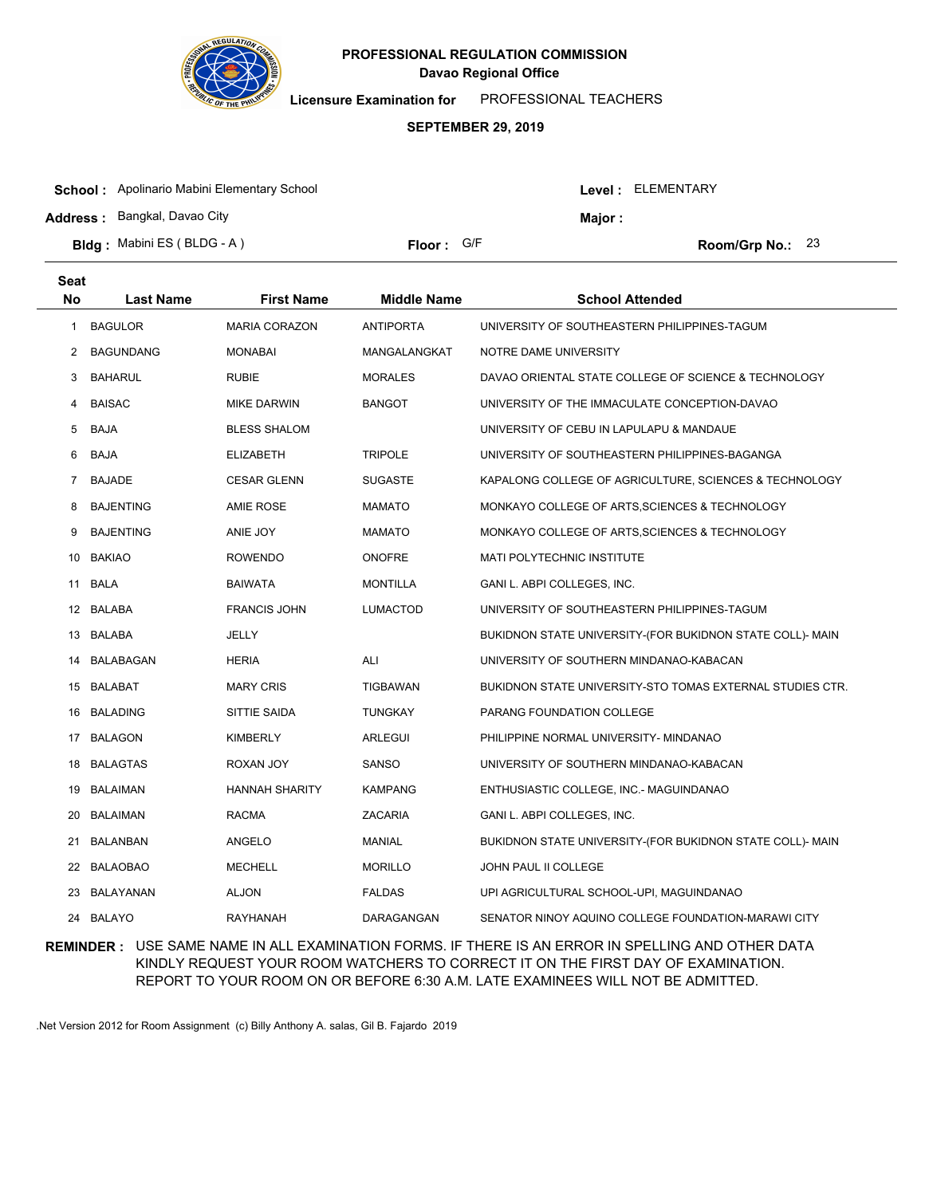**PROFESSIONAL REGULATION COMMISSION**
**Davao Regional Office**

**Licensure Examination for** PROFESSIONAL TEACHERS

**SEPTEMBER 29, 2019**

**School :** Apolinario Mabini Elementary School
**Level :** ELEMENTARY
**Address :** Bangkal, Davao City
**Major :**
**Bldg :** Mabini ES ( BLDG - A )
**Floor :** G/F
**Room/Grp No.:** 23

| Seat No | Last Name | First Name | Middle Name | School Attended |
|---|---|---|---|---|
| 1 | BAGULOR | MARIA CORAZON | ANTIPORTA | UNIVERSITY OF SOUTHEASTERN PHILIPPINES-TAGUM |
| 2 | BAGUNDANG | MONABAI | MANGALANGKAT | NOTRE DAME UNIVERSITY |
| 3 | BAHARUL | RUBIE | MORALES | DAVAO ORIENTAL STATE COLLEGE OF SCIENCE & TECHNOLOGY |
| 4 | BAISAC | MIKE DARWIN | BANGOT | UNIVERSITY OF THE IMMACULATE CONCEPTION-DAVAO |
| 5 | BAJA | BLESS SHALOM | | UNIVERSITY OF CEBU IN LAPULAPU & MANDAUE |
| 6 | BAJA | ELIZABETH | TRIPOLE | UNIVERSITY OF SOUTHEASTERN PHILIPPINES-BAGANGA |
| 7 | BAJADE | CESAR GLENN | SUGASTE | KAPALONG COLLEGE OF AGRICULTURE, SCIENCES & TECHNOLOGY |
| 8 | BAJENTING | AMIE ROSE | MAMATO | MONKAYO COLLEGE OF ARTS,SCIENCES & TECHNOLOGY |
| 9 | BAJENTING | ANIE JOY | MAMATO | MONKAYO COLLEGE OF ARTS,SCIENCES & TECHNOLOGY |
| 10 | BAKIAO | ROWENDO | ONOFRE | MATI POLYTECHNIC INSTITUTE |
| 11 | BALA | BAIWATA | MONTILLA | GANI L. ABPI COLLEGES, INC. |
| 12 | BALABA | FRANCIS JOHN | LUMACTOD | UNIVERSITY OF SOUTHEASTERN PHILIPPINES-TAGUM |
| 13 | BALABA | JELLY | | BUKIDNON STATE UNIVERSITY-(FOR BUKIDNON STATE COLL)- MAIN |
| 14 | BALABAGAN | HERIA | ALI | UNIVERSITY OF SOUTHERN MINDANAO-KABACAN |
| 15 | BALABAT | MARY CRIS | TIGBAWAN | BUKIDNON STATE UNIVERSITY-STO TOMAS EXTERNAL STUDIES CTR. |
| 16 | BALADING | SITTIE SAIDA | TUNGKAY | PARANG FOUNDATION COLLEGE |
| 17 | BALAGON | KIMBERLY | ARLEGUI | PHILIPPINE NORMAL UNIVERSITY- MINDANAO |
| 18 | BALAGTAS | ROXAN JOY | SANSO | UNIVERSITY OF SOUTHERN MINDANAO-KABACAN |
| 19 | BALAIMAN | HANNAH SHARITY | KAMPANG | ENTHUSIASTIC COLLEGE, INC.- MAGUINDANAO |
| 20 | BALAIMAN | RACMA | ZACARIA | GANI L. ABPI COLLEGES, INC. |
| 21 | BALANBAN | ANGELO | MANIAL | BUKIDNON STATE UNIVERSITY-(FOR BUKIDNON STATE COLL)- MAIN |
| 22 | BALAOBAO | MECHELL | MORILLO | JOHN PAUL II COLLEGE |
| 23 | BALAYANAN | ALJON | FALDAS | UPI AGRICULTURAL SCHOOL-UPI, MAGUINDANAO |
| 24 | BALAYO | RAYHANAH | DARAGANGAN | SENATOR NINOY AQUINO COLLEGE FOUNDATION-MARAWI CITY |

**REMINDER :** USE SAME NAME IN ALL EXAMINATION FORMS. IF THERE IS AN ERROR IN SPELLING AND OTHER DATA KINDLY REQUEST YOUR ROOM WATCHERS TO CORRECT IT ON THE FIRST DAY OF EXAMINATION. REPORT TO YOUR ROOM ON OR BEFORE 6:30 A.M. LATE EXAMINEES WILL NOT BE ADMITTED.

.Net Version 2012 for Room Assignment (c) Billy Anthony A. salas, Gil B. Fajardo 2019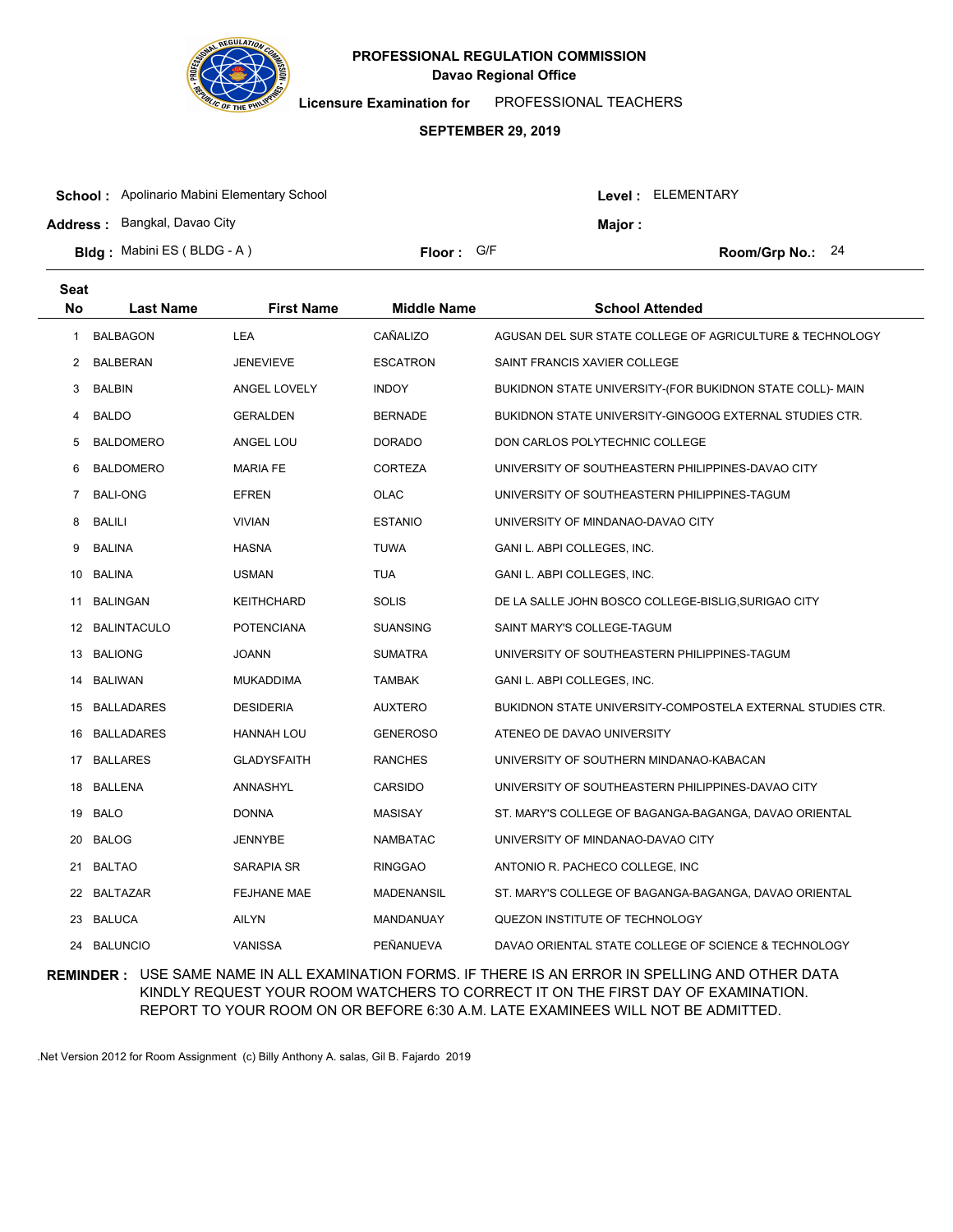# PROFESSIONAL REGULATION COMMISSION

**Davao Regional Office**

**Licensure Examination for** PROFESSIONAL TEACHERS

**SEPTEMBER 29, 2019**

**School :** Apolinario Mabini Elementary School **Level :** ELEMENTARY

**Address :** Bangkal, Davao City **Major :**

**Bldg :** Mabini ES ( BLDG - A ) **Floor :** G/F **Room/Grp No.:** 24

| Seat No | Last Name | First Name | Middle Name | School Attended |
|---|---|---|---|---|
| 1 | BALBAGON | LEA | CAÑALIZO | AGUSAN DEL SUR STATE COLLEGE OF AGRICULTURE & TECHNOLOGY |
| 2 | BALBERAN | JENEVIEVE | ESCATRON | SAINT FRANCIS XAVIER COLLEGE |
| 3 | BALBIN | ANGEL LOVELY | INDOY | BUKIDNON STATE UNIVERSITY-(FOR BUKIDNON STATE COLL)- MAIN |
| 4 | BALDO | GERALDEN | BERNADE | BUKIDNON STATE UNIVERSITY-GINGOOG EXTERNAL STUDIES CTR. |
| 5 | BALDOMERO | ANGEL LOU | DORADO | DON CARLOS POLYTECHNIC COLLEGE |
| 6 | BALDOMERO | MARIA FE | CORTEZA | UNIVERSITY OF SOUTHEASTERN PHILIPPINES-DAVAO CITY |
| 7 | BALI-ONG | EFREN | OLAC | UNIVERSITY OF SOUTHEASTERN PHILIPPINES-TAGUM |
| 8 | BALILI | VIVIAN | ESTANIO | UNIVERSITY OF MINDANAO-DAVAO CITY |
| 9 | BALINA | HASNA | TUWA | GANI L. ABPI COLLEGES, INC. |
| 10 | BALINA | USMAN | TUA | GANI L. ABPI COLLEGES, INC. |
| 11 | BALINGAN | KEITHCHARD | SOLIS | DE LA SALLE JOHN BOSCO COLLEGE-BISLIG,SURIGAO CITY |
| 12 | BALINTACULO | POTENCIANA | SUANSING | SAINT MARY'S COLLEGE-TAGUM |
| 13 | BALIONG | JOANN | SUMATRA | UNIVERSITY OF SOUTHEASTERN PHILIPPINES-TAGUM |
| 14 | BALIWAN | MUKADDIMA | TAMBAK | GANI L. ABPI COLLEGES, INC. |
| 15 | BALLADARES | DESIDERIA | AUXTERO | BUKIDNON STATE UNIVERSITY-COMPOSTELA EXTERNAL STUDIES CTR. |
| 16 | BALLADARES | HANNAH LOU | GENEROSO | ATENEO DE DAVAO UNIVERSITY |
| 17 | BALLARES | GLADYSFAITH | RANCHES | UNIVERSITY OF SOUTHERN MINDANAO-KABACAN |
| 18 | BALLENA | ANNASHYL | CARSIDO | UNIVERSITY OF SOUTHEASTERN PHILIPPINES-DAVAO CITY |
| 19 | BALO | DONNA | MASISAY | ST. MARY'S COLLEGE OF BAGANGA-BAGANGA, DAVAO ORIENTAL |
| 20 | BALOG | JENNYBE | NAMBATAC | UNIVERSITY OF MINDANAO-DAVAO CITY |
| 21 | BALTAO | SARAPIA SR | RINGGAO | ANTONIO R. PACHECO COLLEGE, INC |
| 22 | BALTAZAR | FEJHANE MAE | MADENANSIL | ST. MARY'S COLLEGE OF BAGANGA-BAGANGA, DAVAO ORIENTAL |
| 23 | BALUCA | AILYN | MANDANUAY | QUEZON INSTITUTE OF TECHNOLOGY |
| 24 | BALUNCIO | VANISSA | PEÑANUEVA | DAVAO ORIENTAL STATE COLLEGE OF SCIENCE & TECHNOLOGY |

**REMINDER :** USE SAME NAME IN ALL EXAMINATION FORMS. IF THERE IS AN ERROR IN SPELLING AND OTHER DATA KINDLY REQUEST YOUR ROOM WATCHERS TO CORRECT IT ON THE FIRST DAY OF EXAMINATION. REPORT TO YOUR ROOM ON OR BEFORE 6:30 A.M. LATE EXAMINEES WILL NOT BE ADMITTED.

.Net Version 2012 for Room Assignment (c) Billy Anthony A. salas, Gil B. Fajardo 2019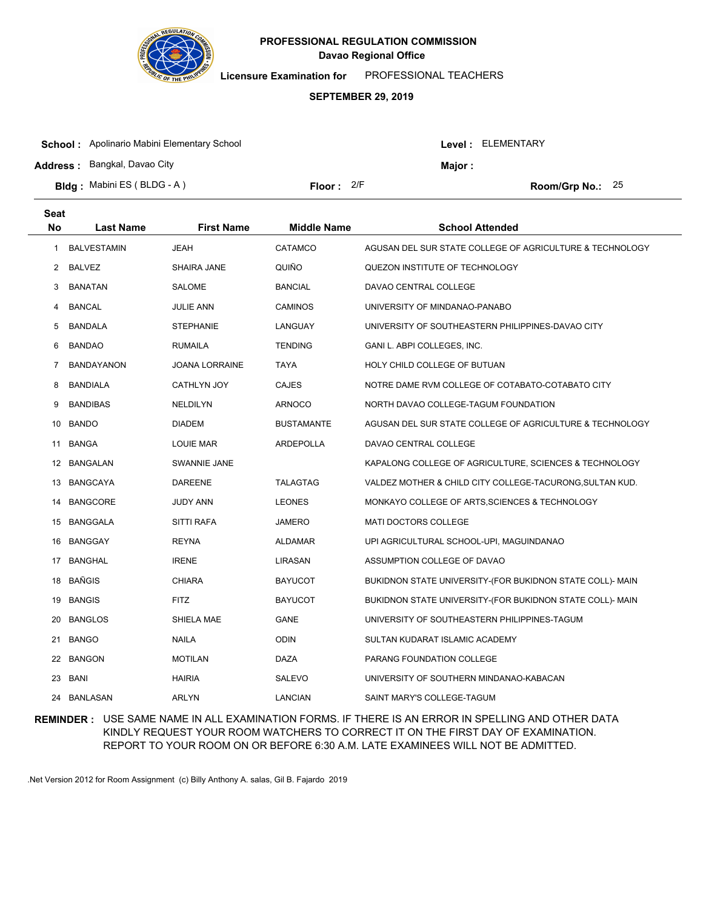# PROFESSIONAL REGULATION COMMISSION

## Davao Regional Office

**Licensure Examination for** PROFESSIONAL TEACHERS

**SEPTEMBER 29, 2019**

**School :** Apolinario Mabini Elementary School  **Level :** ELEMENTARY

**Address :** Bangkal, Davao City  **Major :**

**Bldg :** Mabini ES ( BLDG - A )  **Floor :** 2/F  **Room/Grp No.:** 25

| Seat No | Last Name | First Name | Middle Name | School Attended |
|---|---|---|---|---|
| 1 | BALVESTAMIN | JEAH | CATAMCO | AGUSAN DEL SUR STATE COLLEGE OF AGRICULTURE & TECHNOLOGY |
| 2 | BALVEZ | SHAIRA JANE | QUIÑO | QUEZON INSTITUTE OF TECHNOLOGY |
| 3 | BANATAN | SALOME | BANCIAL | DAVAO CENTRAL COLLEGE |
| 4 | BANCAL | JULIE ANN | CAMINOS | UNIVERSITY OF MINDANAO-PANABO |
| 5 | BANDALA | STEPHANIE | LANGUAY | UNIVERSITY OF SOUTHEASTERN PHILIPPINES-DAVAO CITY |
| 6 | BANDAO | RUMAILA | TENDING | GANI L. ABPI COLLEGES, INC. |
| 7 | BANDAYANON | JOANA LORRAINE | TAYA | HOLY CHILD COLLEGE OF BUTUAN |
| 8 | BANDIALA | CATHLYN JOY | CAJES | NOTRE DAME RVM COLLEGE OF COTABATO-COTABATO CITY |
| 9 | BANDIBAS | NELDILYN | ARNOCO | NORTH DAVAO COLLEGE-TAGUM FOUNDATION |
| 10 | BANDO | DIADEM | BUSTAMANTE | AGUSAN DEL SUR STATE COLLEGE OF AGRICULTURE & TECHNOLOGY |
| 11 | BANGA | LOUIE MAR | ARDEPOLLA | DAVAO CENTRAL COLLEGE |
| 12 | BANGALAN | SWANNIE JANE | | KAPALONG COLLEGE OF AGRICULTURE, SCIENCES & TECHNOLOGY |
| 13 | BANGCAYA | DAREENE | TALAGTAG | VALDEZ MOTHER & CHILD CITY COLLEGE-TACURONG,SULTAN KUD. |
| 14 | BANGCORE | JUDY ANN | LEONES | MONKAYO COLLEGE OF ARTS,SCIENCES & TECHNOLOGY |
| 15 | BANGGALA | SITTI RAFA | JAMERO | MATI DOCTORS COLLEGE |
| 16 | BANGGAY | REYNA | ALDAMAR | UPI AGRICULTURAL SCHOOL-UPI, MAGUINDANAO |
| 17 | BANGHAL | IRENE | LIRASAN | ASSUMPTION COLLEGE OF DAVAO |
| 18 | BAÑGIS | CHIARA | BAYUCOT | BUKIDNON STATE UNIVERSITY-(FOR BUKIDNON STATE COLL)- MAIN |
| 19 | BANGIS | FITZ | BAYUCOT | BUKIDNON STATE UNIVERSITY-(FOR BUKIDNON STATE COLL)- MAIN |
| 20 | BANGLOS | SHIELA MAE | GANE | UNIVERSITY OF SOUTHEASTERN PHILIPPINES-TAGUM |
| 21 | BANGO | NAILA | ODIN | SULTAN KUDARAT ISLAMIC ACADEMY |
| 22 | BANGON | MOTILAN | DAZA | PARANG FOUNDATION COLLEGE |
| 23 | BANI | HAIRIA | SALEVO | UNIVERSITY OF SOUTHERN MINDANAO-KABACAN |
| 24 | BANLASAN | ARLYN | LANCIAN | SAINT MARY'S COLLEGE-TAGUM |

**REMINDER :** USE SAME NAME IN ALL EXAMINATION FORMS. IF THERE IS AN ERROR IN SPELLING AND OTHER DATA KINDLY REQUEST YOUR ROOM WATCHERS TO CORRECT IT ON THE FIRST DAY OF EXAMINATION. REPORT TO YOUR ROOM ON OR BEFORE 6:30 A.M. LATE EXAMINEES WILL NOT BE ADMITTED.

.Net Version 2012 for Room Assignment (c) Billy Anthony A. salas, Gil B. Fajardo 2019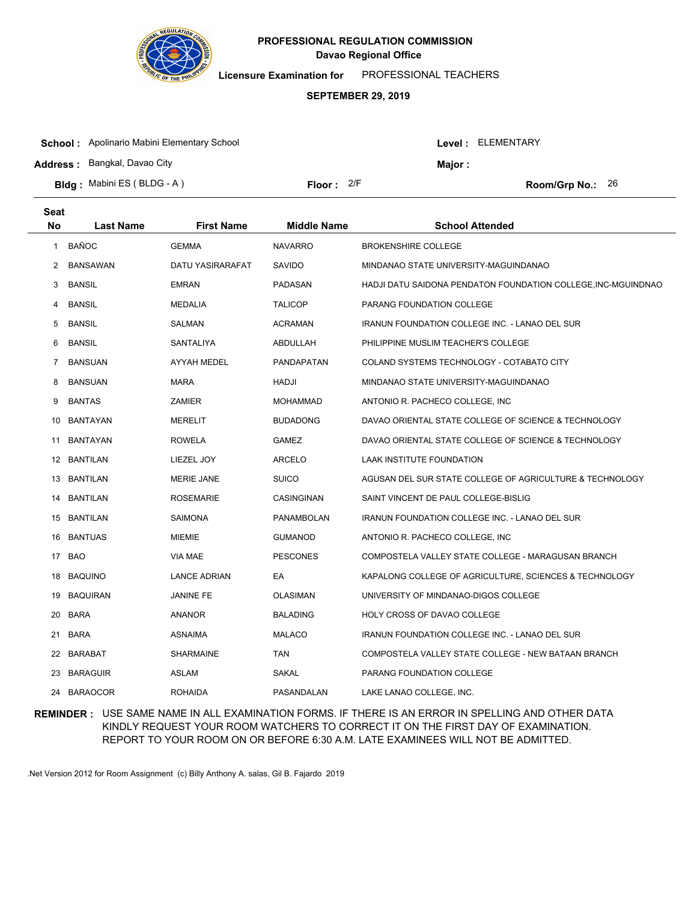**PROFESSIONAL REGULATION COMMISSION**
**Davao Regional Office**

**Licensure Examination for** PROFESSIONAL TEACHERS

**SEPTEMBER 29, 2019**

**School :** Apolinario Mabini Elementary School
**Level :** ELEMENTARY
**Address :** Bangkal, Davao City
**Major :**
**Bldg :** Mabini ES ( BLDG - A )
**Floor :** 2/F
**Room/Grp No.:** 26

| Seat No | Last Name | First Name | Middle Name | School Attended |
|---|---|---|---|---|
| 1 | BAÑOC | GEMMA | NAVARRO | BROKENSHIRE COLLEGE |
| 2 | BANSAWAN | DATU YASIRARAFAT | SAVIDO | MINDANAO STATE UNIVERSITY-MAGUINDANAO |
| 3 | BANSIL | EMRAN | PADASAN | HADJI DATU SAIDONA PENDATON FOUNDATION COLLEGE,INC-MGUINDNAO |
| 4 | BANSIL | MEDALIA | TALICOP | PARANG FOUNDATION COLLEGE |
| 5 | BANSIL | SALMAN | ACRAMAN | IRANUN FOUNDATION COLLEGE INC. - LANAO DEL SUR |
| 6 | BANSIL | SANTALIYA | ABDULLAH | PHILIPPINE MUSLIM TEACHER'S COLLEGE |
| 7 | BANSUAN | AYYAH MEDEL | PANDAPATAN | COLAND SYSTEMS TECHNOLOGY - COTABATO CITY |
| 8 | BANSUAN | MARA | HADJI | MINDANAO STATE UNIVERSITY-MAGUINDANAO |
| 9 | BANTAS | ZAMIER | MOHAMMAD | ANTONIO R. PACHECO COLLEGE, INC |
| 10 | BANTAYAN | MERELIT | BUDADONG | DAVAO ORIENTAL STATE COLLEGE OF SCIENCE & TECHNOLOGY |
| 11 | BANTAYAN | ROWELA | GAMEZ | DAVAO ORIENTAL STATE COLLEGE OF SCIENCE & TECHNOLOGY |
| 12 | BANTILAN | LIEZEL JOY | ARCELO | LAAK INSTITUTE FOUNDATION |
| 13 | BANTILAN | MERIE JANE | SUICO | AGUSAN DEL SUR STATE COLLEGE OF AGRICULTURE & TECHNOLOGY |
| 14 | BANTILAN | ROSEMARIE | CASINGINAN | SAINT VINCENT DE PAUL COLLEGE-BISLIG |
| 15 | BANTILAN | SAIMONA | PANAMBOLAN | IRANUN FOUNDATION COLLEGE INC. - LANAO DEL SUR |
| 16 | BANTUAS | MIEMIE | GUMANOD | ANTONIO R. PACHECO COLLEGE, INC |
| 17 | BAO | VIA MAE | PESCONES | COMPOSTELA VALLEY STATE COLLEGE - MARAGUSAN BRANCH |
| 18 | BAQUINO | LANCE ADRIAN | EA | KAPALONG COLLEGE OF AGRICULTURE, SCIENCES & TECHNOLOGY |
| 19 | BAQUIRAN | JANINE FE | OLASIMAN | UNIVERSITY OF MINDANAO-DIGOS COLLEGE |
| 20 | BARA | ANANOR | BALADING | HOLY CROSS OF DAVAO COLLEGE |
| 21 | BARA | ASNAIMA | MALACO | IRANUN FOUNDATION COLLEGE INC. - LANAO DEL SUR |
| 22 | BARABAT | SHARMAINE | TAN | COMPOSTELA VALLEY STATE COLLEGE - NEW BATAAN BRANCH |
| 23 | BARAGUIR | ASLAM | SAKAL | PARANG FOUNDATION COLLEGE |
| 24 | BARAOCOR | ROHAIDA | PASANDALAN | LAKE LANAO COLLEGE, INC. |

**REMINDER :** USE SAME NAME IN ALL EXAMINATION FORMS. IF THERE IS AN ERROR IN SPELLING AND OTHER DATA KINDLY REQUEST YOUR ROOM WATCHERS TO CORRECT IT ON THE FIRST DAY OF EXAMINATION. REPORT TO YOUR ROOM ON OR BEFORE 6:30 A.M. LATE EXAMINEES WILL NOT BE ADMITTED.

.Net Version 2012 for Room Assignment (c) Billy Anthony A. salas, Gil B. Fajardo 2019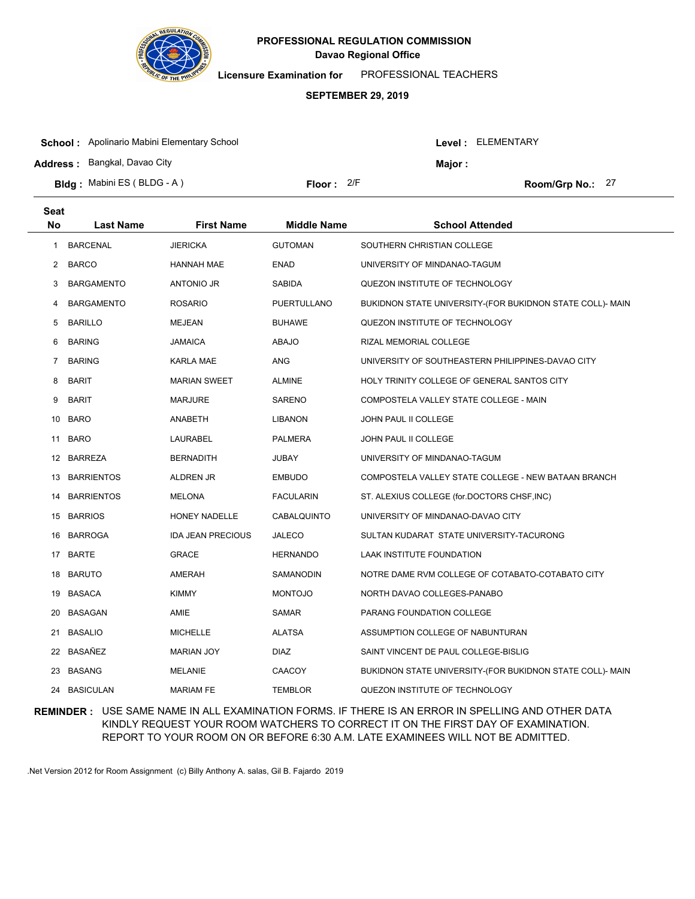**PROFESSIONAL REGULATION COMMISSION**
**Davao Regional Office**

**Licensure Examination for** PROFESSIONAL TEACHERS

**SEPTEMBER 29, 2019**

**School :** Apolinario Mabini Elementary School
**Level :** ELEMENTARY
**Address :** Bangkal, Davao City
**Major :**
**Bldg :** Mabini ES ( BLDG - A )
**Floor :** 2/F
**Room/Grp No.:** 27

| Seat No | Last Name | First Name | Middle Name | School Attended |
|---|---|---|---|---|
| 1 | BARCENAL | JIERICKA | GUTOMAN | SOUTHERN CHRISTIAN COLLEGE |
| 2 | BARCO | HANNAH MAE | ENAD | UNIVERSITY OF MINDANAO-TAGUM |
| 3 | BARGAMENTO | ANTONIO JR | SABIDA | QUEZON INSTITUTE OF TECHNOLOGY |
| 4 | BARGAMENTO | ROSARIO | PUERTULLANO | BUKIDNON STATE UNIVERSITY-(FOR BUKIDNON STATE COLL)- MAIN |
| 5 | BARILLO | MEJEAN | BUHAWE | QUEZON INSTITUTE OF TECHNOLOGY |
| 6 | BARING | JAMAICA | ABAJO | RIZAL MEMORIAL COLLEGE |
| 7 | BARING | KARLA MAE | ANG | UNIVERSITY OF SOUTHEASTERN PHILIPPINES-DAVAO CITY |
| 8 | BARIT | MARIAN SWEET | ALMINE | HOLY TRINITY COLLEGE OF GENERAL SANTOS CITY |
| 9 | BARIT | MARJURE | SARENO | COMPOSTELA VALLEY STATE COLLEGE - MAIN |
| 10 | BARO | ANABETH | LIBANON | JOHN PAUL II COLLEGE |
| 11 | BARO | LAURABEL | PALMERA | JOHN PAUL II COLLEGE |
| 12 | BARREZA | BERNADITH | JUBAY | UNIVERSITY OF MINDANAO-TAGUM |
| 13 | BARRIENTOS | ALDREN JR | EMBUDO | COMPOSTELA VALLEY STATE COLLEGE - NEW BATAAN BRANCH |
| 14 | BARRIENTOS | MELONA | FACULARIN | ST. ALEXIUS COLLEGE (for.DOCTORS CHSF,INC) |
| 15 | BARRIOS | HONEY NADELLE | CABALQUINTO | UNIVERSITY OF MINDANAO-DAVAO CITY |
| 16 | BARROGA | IDA JEAN PRECIOUS | JALECO | SULTAN KUDARAT STATE UNIVERSITY-TACURONG |
| 17 | BARTE | GRACE | HERNANDO | LAAK INSTITUTE FOUNDATION |
| 18 | BARUTO | AMERAH | SAMANODIN | NOTRE DAME RVM COLLEGE OF COTABATO-COTABATO CITY |
| 19 | BASACA | KIMMY | MONTOJO | NORTH DAVAO COLLEGES-PANABO |
| 20 | BASAGAN | AMIE | SAMAR | PARANG FOUNDATION COLLEGE |
| 21 | BASALIO | MICHELLE | ALATSA | ASSUMPTION COLLEGE OF NABUNTURAN |
| 22 | BASAÑEZ | MARIAN JOY | DIAZ | SAINT VINCENT DE PAUL COLLEGE-BISLIG |
| 23 | BASANG | MELANIE | CAACOY | BUKIDNON STATE UNIVERSITY-(FOR BUKIDNON STATE COLL)- MAIN |
| 24 | BASICULAN | MARIAM FE | TEMBLOR | QUEZON INSTITUTE OF TECHNOLOGY |

**REMINDER :** USE SAME NAME IN ALL EXAMINATION FORMS. IF THERE IS AN ERROR IN SPELLING AND OTHER DATA KINDLY REQUEST YOUR ROOM WATCHERS TO CORRECT IT ON THE FIRST DAY OF EXAMINATION. REPORT TO YOUR ROOM ON OR BEFORE 6:30 A.M. LATE EXAMINEES WILL NOT BE ADMITTED.

.Net Version 2012 for Room Assignment (c) Billy Anthony A. salas, Gil B. Fajardo 2019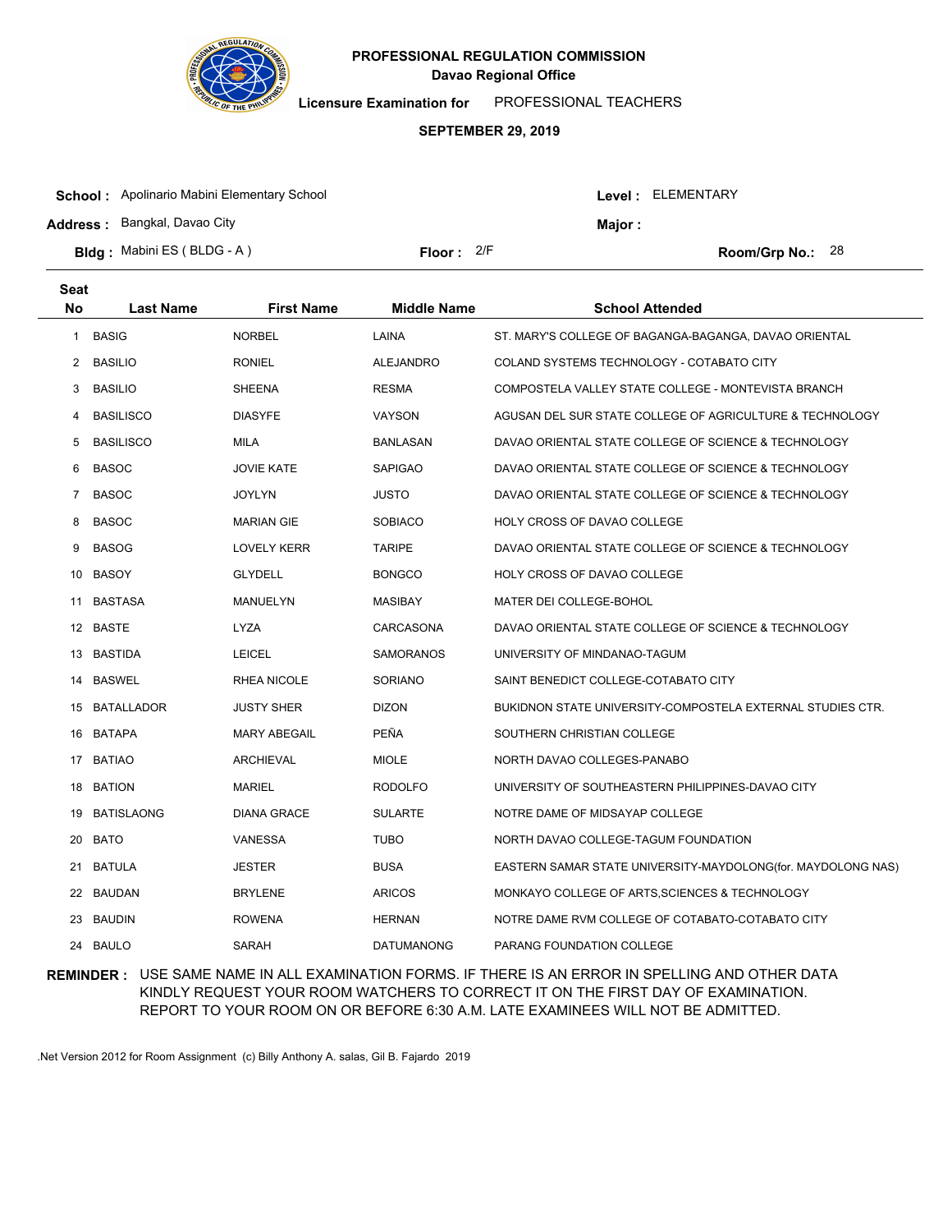# PROFESSIONAL REGULATION COMMISSION

**Davao Regional Office**

**Licensure Examination for** PROFESSIONAL TEACHERS

**SEPTEMBER 29, 2019**

**School :** Apolinario Mabini Elementary School  **Level :** ELEMENTARY

**Address :** Bangkal, Davao City  **Major :**

**Bldg :** Mabini ES ( BLDG - A )  **Floor :** 2/F  **Room/Grp No.:** 28

| Seat No | Last Name | First Name | Middle Name | School Attended |
|---|---|---|---|---|
| 1 | BASIG | NORBEL | LAINA | ST. MARY'S COLLEGE OF BAGANGA-BAGANGA, DAVAO ORIENTAL |
| 2 | BASILIO | RONIEL | ALEJANDRO | COLAND SYSTEMS TECHNOLOGY - COTABATO CITY |
| 3 | BASILIO | SHEENA | RESMA | COMPOSTELA VALLEY STATE COLLEGE - MONTEVISTA BRANCH |
| 4 | BASILISCO | DIASYFE | VAYSON | AGUSAN DEL SUR STATE COLLEGE OF AGRICULTURE & TECHNOLOGY |
| 5 | BASILISCO | MILA | BANLASAN | DAVAO ORIENTAL STATE COLLEGE OF SCIENCE & TECHNOLOGY |
| 6 | BASOC | JOVIE KATE | SAPIGAO | DAVAO ORIENTAL STATE COLLEGE OF SCIENCE & TECHNOLOGY |
| 7 | BASOC | JOYLYN | JUSTO | DAVAO ORIENTAL STATE COLLEGE OF SCIENCE & TECHNOLOGY |
| 8 | BASOC | MARIAN GIE | SOBIACO | HOLY CROSS OF DAVAO COLLEGE |
| 9 | BASOG | LOVELY KERR | TARIPE | DAVAO ORIENTAL STATE COLLEGE OF SCIENCE & TECHNOLOGY |
| 10 | BASOY | GLYDELL | BONGCO | HOLY CROSS OF DAVAO COLLEGE |
| 11 | BASTASA | MANUELYN | MASIBAY | MATER DEI COLLEGE-BOHOL |
| 12 | BASTE | LYZA | CARCASONA | DAVAO ORIENTAL STATE COLLEGE OF SCIENCE & TECHNOLOGY |
| 13 | BASTIDA | LEICEL | SAMORANOS | UNIVERSITY OF MINDANAO-TAGUM |
| 14 | BASWEL | RHEA NICOLE | SORIANO | SAINT BENEDICT COLLEGE-COTABATO CITY |
| 15 | BATALLADOR | JUSTY SHER | DIZON | BUKIDNON STATE UNIVERSITY-COMPOSTELA EXTERNAL STUDIES CTR. |
| 16 | BATAPA | MARY ABEGAIL | PEÑA | SOUTHERN CHRISTIAN COLLEGE |
| 17 | BATIAO | ARCHIEVAL | MIOLE | NORTH DAVAO COLLEGES-PANABO |
| 18 | BATION | MARIEL | RODOLFO | UNIVERSITY OF SOUTHEASTERN PHILIPPINES-DAVAO CITY |
| 19 | BATISLAONG | DIANA GRACE | SULARTE | NOTRE DAME OF MIDSAYAP COLLEGE |
| 20 | BATO | VANESSA | TUBO | NORTH DAVAO COLLEGE-TAGUM FOUNDATION |
| 21 | BATULA | JESTER | BUSA | EASTERN SAMAR STATE UNIVERSITY-MAYDOLONG(for. MAYDOLONG NAS) |
| 22 | BAUDAN | BRYLENE | ARICOS | MONKAYO COLLEGE OF ARTS,SCIENCES & TECHNOLOGY |
| 23 | BAUDIN | ROWENA | HERNAN | NOTRE DAME RVM COLLEGE OF COTABATO-COTABATO CITY |
| 24 | BAULO | SARAH | DATUMANONG | PARANG FOUNDATION COLLEGE |

**REMINDER :** USE SAME NAME IN ALL EXAMINATION FORMS. IF THERE IS AN ERROR IN SPELLING AND OTHER DATA KINDLY REQUEST YOUR ROOM WATCHERS TO CORRECT IT ON THE FIRST DAY OF EXAMINATION. REPORT TO YOUR ROOM ON OR BEFORE 6:30 A.M. LATE EXAMINEES WILL NOT BE ADMITTED.

.Net Version 2012 for Room Assignment (c) Billy Anthony A. salas, Gil B. Fajardo 2019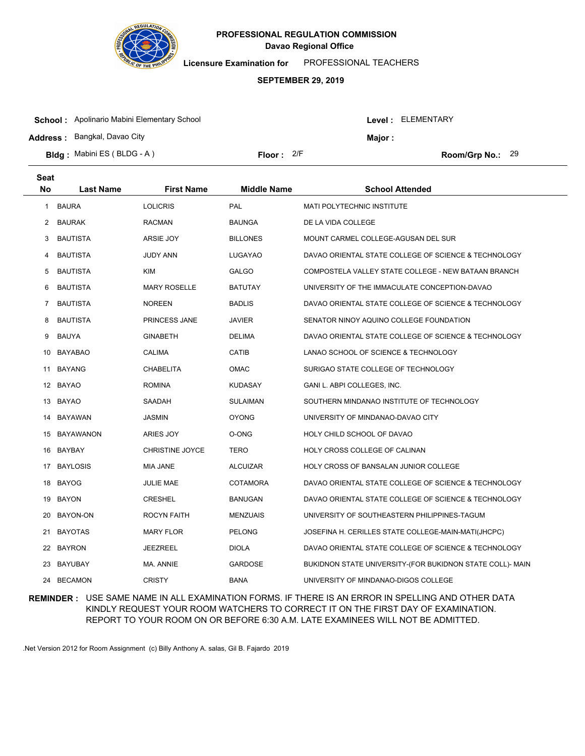# PROFESSIONAL REGULATION COMMISSION

**Davao Regional Office**

**Licensure Examination for** PROFESSIONAL TEACHERS

**SEPTEMBER 29, 2019**

**School :** Apolinario Mabini Elementary School **Level :** ELEMENTARY

**Address :** Bangkal, Davao City **Major :**

**Bldg :** Mabini ES ( BLDG - A ) **Floor :** 2/F **Room/Grp No.:** 29

| Seat No | Last Name | First Name | Middle Name | School Attended |
|---|---|---|---|---|
| 1 | BAURA | LOLICRIS | PAL | MATI POLYTECHNIC INSTITUTE |
| 2 | BAURAK | RACMAN | BAUNGA | DE LA VIDA COLLEGE |
| 3 | BAUTISTA | ARSIE JOY | BILLONES | MOUNT CARMEL COLLEGE-AGUSAN DEL SUR |
| 4 | BAUTISTA | JUDY ANN | LUGAYAO | DAVAO ORIENTAL STATE COLLEGE OF SCIENCE & TECHNOLOGY |
| 5 | BAUTISTA | KIM | GALGO | COMPOSTELA VALLEY STATE COLLEGE - NEW BATAAN BRANCH |
| 6 | BAUTISTA | MARY ROSELLE | BATUTAY | UNIVERSITY OF THE IMMACULATE CONCEPTION-DAVAO |
| 7 | BAUTISTA | NOREEN | BADLIS | DAVAO ORIENTAL STATE COLLEGE OF SCIENCE & TECHNOLOGY |
| 8 | BAUTISTA | PRINCESS JANE | JAVIER | SENATOR NINOY AQUINO COLLEGE FOUNDATION |
| 9 | BAUYA | GINABETH | DELIMA | DAVAO ORIENTAL STATE COLLEGE OF SCIENCE & TECHNOLOGY |
| 10 | BAYABAO | CALIMA | CATIB | LANAO SCHOOL OF SCIENCE & TECHNOLOGY |
| 11 | BAYANG | CHABELITA | OMAC | SURIGAO STATE COLLEGE OF TECHNOLOGY |
| 12 | BAYAO | ROMINA | KUDASAY | GANI L. ABPI COLLEGES, INC. |
| 13 | BAYAO | SAADAH | SULAIMAN | SOUTHERN MINDANAO INSTITUTE OF TECHNOLOGY |
| 14 | BAYAWAN | JASMIN | OYONG | UNIVERSITY OF MINDANAO-DAVAO CITY |
| 15 | BAYAWANON | ARIES JOY | O-ONG | HOLY CHILD SCHOOL OF DAVAO |
| 16 | BAYBAY | CHRISTINE JOYCE | TERO | HOLY CROSS COLLEGE OF CALINAN |
| 17 | BAYLOSIS | MIA JANE | ALCUIZAR | HOLY CROSS OF BANSALAN JUNIOR COLLEGE |
| 18 | BAYOG | JULIE MAE | COTAMORA | DAVAO ORIENTAL STATE COLLEGE OF SCIENCE & TECHNOLOGY |
| 19 | BAYON | CRESHEL | BANUGAN | DAVAO ORIENTAL STATE COLLEGE OF SCIENCE & TECHNOLOGY |
| 20 | BAYON-ON | ROCYN FAITH | MENZUAIS | UNIVERSITY OF SOUTHEASTERN PHILIPPINES-TAGUM |
| 21 | BAYOTAS | MARY FLOR | PELONG | JOSEFINA H. CERILLES STATE COLLEGE-MAIN-MATI(JHCPC) |
| 22 | BAYRON | JEEZREEL | DIOLA | DAVAO ORIENTAL STATE COLLEGE OF SCIENCE & TECHNOLOGY |
| 23 | BAYUBAY | MA. ANNIE | GARDOSE | BUKIDNON STATE UNIVERSITY-(FOR BUKIDNON STATE COLL)- MAIN |
| 24 | BECAMON | CRISTY | BANA | UNIVERSITY OF MINDANAO-DIGOS COLLEGE |

**REMINDER :** USE SAME NAME IN ALL EXAMINATION FORMS. IF THERE IS AN ERROR IN SPELLING AND OTHER DATA KINDLY REQUEST YOUR ROOM WATCHERS TO CORRECT IT ON THE FIRST DAY OF EXAMINATION. REPORT TO YOUR ROOM ON OR BEFORE 6:30 A.M. LATE EXAMINEES WILL NOT BE ADMITTED.

.Net Version 2012 for Room Assignment (c) Billy Anthony A. salas, Gil B. Fajardo 2019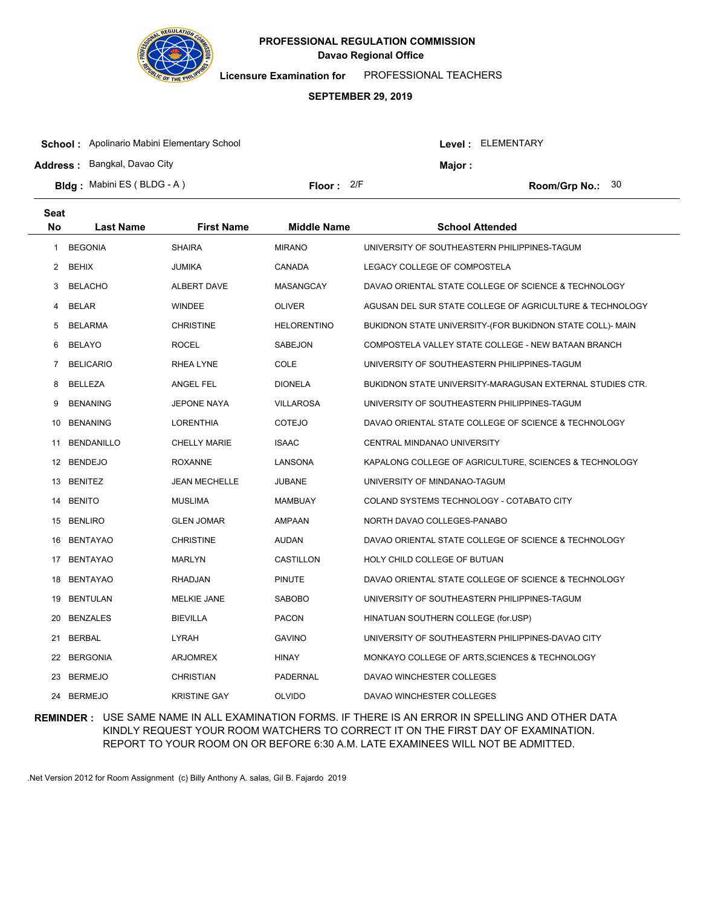**PROFESSIONAL REGULATION COMMISSION**
**Davao Regional Office**

**Licensure Examination for** PROFESSIONAL TEACHERS

**SEPTEMBER 29, 2019**

**School :** Apolinario Mabini Elementary School **Level :** ELEMENTARY

**Address :** Bangkal, Davao City **Major :**

**Bldg :** Mabini ES ( BLDG - A ) **Floor :** 2/F **Room/Grp No.:** 30

| Seat No | Last Name | First Name | Middle Name | School Attended |
|---|---|---|---|---|
| 1 | BEGONIA | SHAIRA | MIRANO | UNIVERSITY OF SOUTHEASTERN PHILIPPINES-TAGUM |
| 2 | BEHIX | JUMIKA | CANADA | LEGACY COLLEGE OF COMPOSTELA |
| 3 | BELACHO | ALBERT DAVE | MASANGCAY | DAVAO ORIENTAL STATE COLLEGE OF SCIENCE & TECHNOLOGY |
| 4 | BELAR | WINDEE | OLIVER | AGUSAN DEL SUR STATE COLLEGE OF AGRICULTURE & TECHNOLOGY |
| 5 | BELARMA | CHRISTINE | HELORENTINO | BUKIDNON STATE UNIVERSITY-(FOR BUKIDNON STATE COLL)- MAIN |
| 6 | BELAYO | ROCEL | SABEJON | COMPOSTELA VALLEY STATE COLLEGE - NEW BATAAN BRANCH |
| 7 | BELICARIO | RHEA LYNE | COLE | UNIVERSITY OF SOUTHEASTERN PHILIPPINES-TAGUM |
| 8 | BELLEZA | ANGEL FEL | DIONELA | BUKIDNON STATE UNIVERSITY-MARAGUSAN EXTERNAL STUDIES CTR. |
| 9 | BENANING | JEPONE NAYA | VILLAROSA | UNIVERSITY OF SOUTHEASTERN PHILIPPINES-TAGUM |
| 10 | BENANING | LORENTHIA | COTEJO | DAVAO ORIENTAL STATE COLLEGE OF SCIENCE & TECHNOLOGY |
| 11 | BENDANILLO | CHELLY MARIE | ISAAC | CENTRAL MINDANAO UNIVERSITY |
| 12 | BENDEJO | ROXANNE | LANSONA | KAPALONG COLLEGE OF AGRICULTURE, SCIENCES & TECHNOLOGY |
| 13 | BENITEZ | JEAN MECHELLE | JUBANE | UNIVERSITY OF MINDANAO-TAGUM |
| 14 | BENITO | MUSLIMA | MAMBUAY | COLAND SYSTEMS TECHNOLOGY - COTABATO CITY |
| 15 | BENLIRO | GLEN JOMAR | AMPAAN | NORTH DAVAO COLLEGES-PANABO |
| 16 | BENTAYAO | CHRISTINE | AUDAN | DAVAO ORIENTAL STATE COLLEGE OF SCIENCE & TECHNOLOGY |
| 17 | BENTAYAO | MARLYN | CASTILLON | HOLY CHILD COLLEGE OF BUTUAN |
| 18 | BENTAYAO | RHADJAN | PINUTE | DAVAO ORIENTAL STATE COLLEGE OF SCIENCE & TECHNOLOGY |
| 19 | BENTULAN | MELKIE JANE | SABOBO | UNIVERSITY OF SOUTHEASTERN PHILIPPINES-TAGUM |
| 20 | BENZALES | BIEVILLA | PACON | HINATUAN SOUTHERN COLLEGE (for.USP) |
| 21 | BERBAL | LYRAH | GAVINO | UNIVERSITY OF SOUTHEASTERN PHILIPPINES-DAVAO CITY |
| 22 | BERGONIA | ARJOMREX | HINAY | MONKAYO COLLEGE OF ARTS,SCIENCES & TECHNOLOGY |
| 23 | BERMEJO | CHRISTIAN | PADERNAL | DAVAO WINCHESTER COLLEGES |
| 24 | BERMEJO | KRISTINE GAY | OLVIDO | DAVAO WINCHESTER COLLEGES |

**REMINDER :** USE SAME NAME IN ALL EXAMINATION FORMS. IF THERE IS AN ERROR IN SPELLING AND OTHER DATA KINDLY REQUEST YOUR ROOM WATCHERS TO CORRECT IT ON THE FIRST DAY OF EXAMINATION. REPORT TO YOUR ROOM ON OR BEFORE 6:30 A.M. LATE EXAMINEES WILL NOT BE ADMITTED.

.Net Version 2012 for Room Assignment (c) Billy Anthony A. salas, Gil B. Fajardo 2019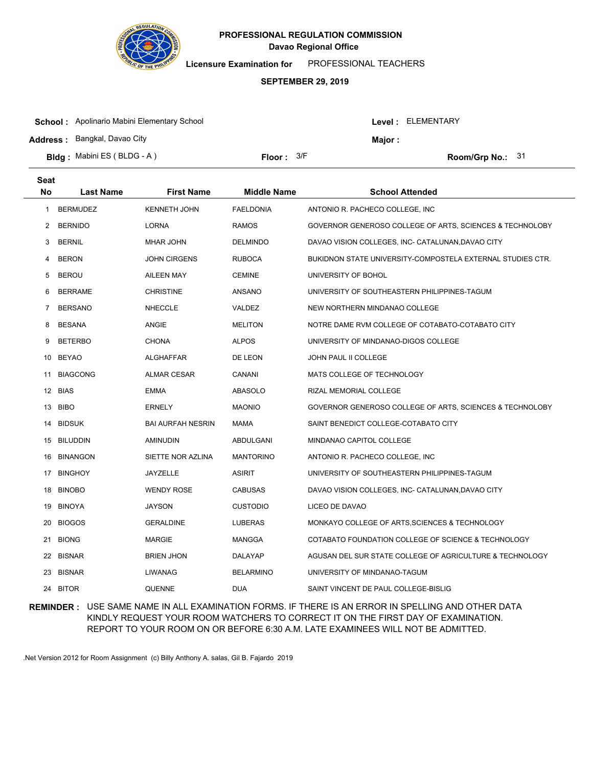**PROFESSIONAL REGULATION COMMISSION**
**Davao Regional Office**

**Licensure Examination for** PROFESSIONAL TEACHERS

**SEPTEMBER 29, 2019**

**School :** Apolinario Mabini Elementary School
**Level :** ELEMENTARY
**Address :** Bangkal, Davao City
**Major :**
**Bldg :** Mabini ES ( BLDG - A )
**Floor :** 3/F
**Room/Grp No.:** 31

| Seat No | Last Name | First Name | Middle Name | School Attended |
|---|---|---|---|---|
| 1 | BERMUDEZ | KENNETH JOHN | FAELDONIA | ANTONIO R. PACHECO COLLEGE, INC |
| 2 | BERNIDO | LORNA | RAMOS | GOVERNOR GENEROSO COLLEGE OF ARTS, SCIENCES & TECHNOLOBY |
| 3 | BERNIL | MHAR JOHN | DELMINDO | DAVAO VISION COLLEGES, INC- CATALUNAN,DAVAO CITY |
| 4 | BERON | JOHN CIRGENS | RUBOCA | BUKIDNON STATE UNIVERSITY-COMPOSTELA EXTERNAL STUDIES CTR. |
| 5 | BEROU | AILEEN MAY | CEMINE | UNIVERSITY OF BOHOL |
| 6 | BERRAME | CHRISTINE | ANSANO | UNIVERSITY OF SOUTHEASTERN PHILIPPINES-TAGUM |
| 7 | BERSANO | NHECCLE | VALDEZ | NEW NORTHERN MINDANAO COLLEGE |
| 8 | BESANA | ANGIE | MELITON | NOTRE DAME RVM COLLEGE OF COTABATO-COTABATO CITY |
| 9 | BETERBO | CHONA | ALPOS | UNIVERSITY OF MINDANAO-DIGOS COLLEGE |
| 10 | BEYAO | ALGHAFFAR | DE LEON | JOHN PAUL II COLLEGE |
| 11 | BIAGCONG | ALMAR CESAR | CANANI | MATS COLLEGE OF TECHNOLOGY |
| 12 | BIAS | EMMA | ABASOLO | RIZAL MEMORIAL COLLEGE |
| 13 | BIBO | ERNELY | MAONIO | GOVERNOR GENEROSO COLLEGE OF ARTS, SCIENCES & TECHNOLOBY |
| 14 | BIDSUK | BAI AURFAH NESRIN | MAMA | SAINT BENEDICT COLLEGE-COTABATO CITY |
| 15 | BILUDDIN | AMINUDIN | ABDULGANI | MINDANAO CAPITOL COLLEGE |
| 16 | BINANGON | SIETTE NOR AZLINA | MANTORINO | ANTONIO R. PACHECO COLLEGE, INC |
| 17 | BINGHOY | JAYZELLE | ASIRIT | UNIVERSITY OF SOUTHEASTERN PHILIPPINES-TAGUM |
| 18 | BINOBO | WENDY ROSE | CABUSAS | DAVAO VISION COLLEGES, INC- CATALUNAN,DAVAO CITY |
| 19 | BINOYA | JAYSON | CUSTODIO | LICEO DE DAVAO |
| 20 | BIOGOS | GERALDINE | LUBERAS | MONKAYO COLLEGE OF ARTS,SCIENCES & TECHNOLOGY |
| 21 | BIONG | MARGIE | MANGGA | COTABATO FOUNDATION COLLEGE OF SCIENCE & TECHNOLOGY |
| 22 | BISNAR | BRIEN JHON | DALAYAP | AGUSAN DEL SUR STATE COLLEGE OF AGRICULTURE & TECHNOLOGY |
| 23 | BISNAR | LIWANAG | BELARMINO | UNIVERSITY OF MINDANAO-TAGUM |
| 24 | BITOR | QUENNE | DUA | SAINT VINCENT DE PAUL COLLEGE-BISLIG |

**REMINDER :** USE SAME NAME IN ALL EXAMINATION FORMS. IF THERE IS AN ERROR IN SPELLING AND OTHER DATA KINDLY REQUEST YOUR ROOM WATCHERS TO CORRECT IT ON THE FIRST DAY OF EXAMINATION. REPORT TO YOUR ROOM ON OR BEFORE 6:30 A.M. LATE EXAMINEES WILL NOT BE ADMITTED.

.Net Version 2012 for Room Assignment (c) Billy Anthony A. salas, Gil B. Fajardo 2019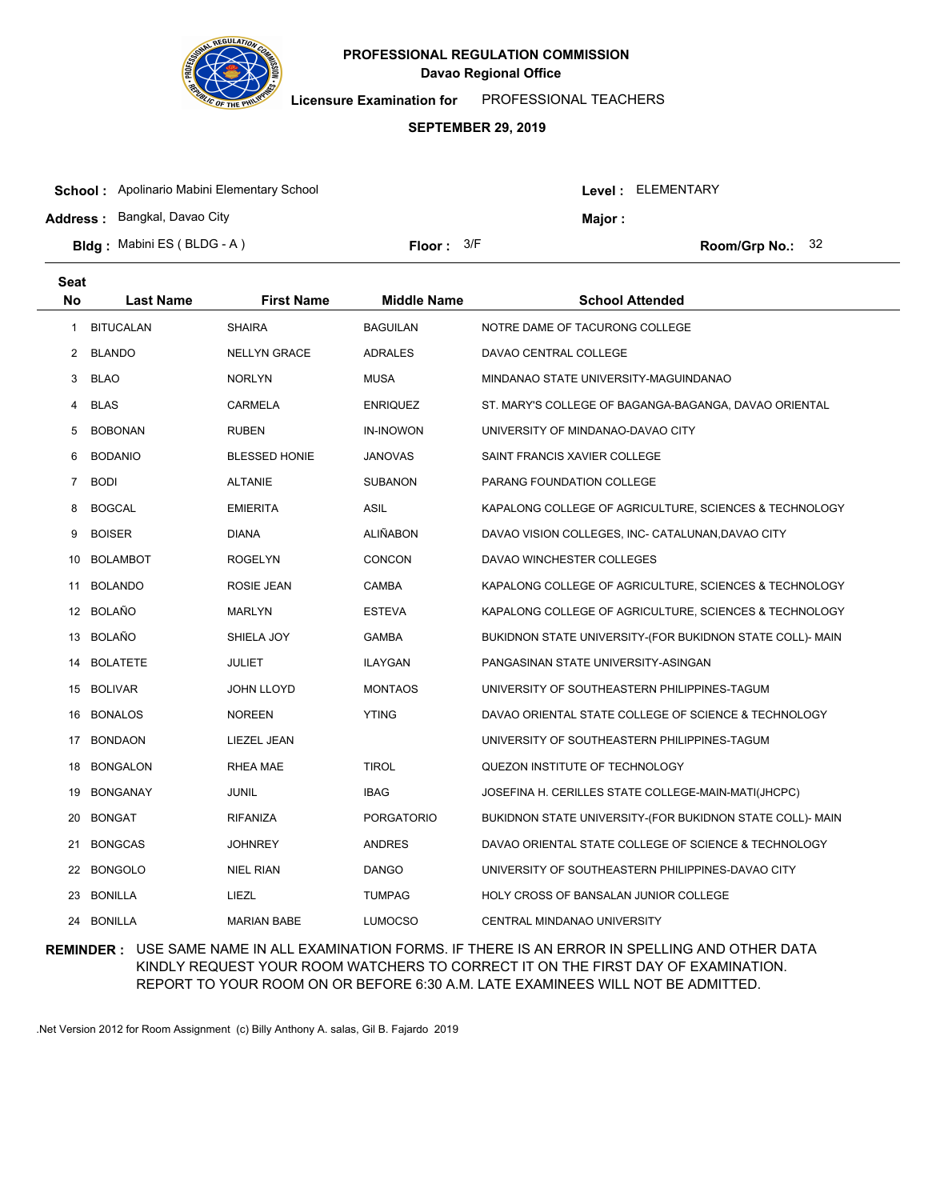**PROFESSIONAL REGULATION COMMISSION**
**Davao Regional Office**

**Licensure Examination for** PROFESSIONAL TEACHERS

**SEPTEMBER 29, 2019**

**School :** Apolinario Mabini Elementary School
**Level :** ELEMENTARY
**Address :** Bangkal, Davao City
**Major :**
**Bldg :** Mabini ES ( BLDG - A )
**Floor :** 3/F
**Room/Grp No.:** 32

| Seat No | Last Name | First Name | Middle Name | School Attended |
|---|---|---|---|---|
| 1 | BITUCALAN | SHAIRA | BAGUILAN | NOTRE DAME OF TACURONG COLLEGE |
| 2 | BLANDO | NELLYN GRACE | ADRALES | DAVAO CENTRAL COLLEGE |
| 3 | BLAO | NORLYN | MUSA | MINDANAO STATE UNIVERSITY-MAGUINDANAO |
| 4 | BLAS | CARMELA | ENRIQUEZ | ST. MARY'S COLLEGE OF BAGANGA-BAGANGA, DAVAO ORIENTAL |
| 5 | BOBONAN | RUBEN | IN-INOWON | UNIVERSITY OF MINDANAO-DAVAO CITY |
| 6 | BODANIO | BLESSED HONIE | JANOVAS | SAINT FRANCIS XAVIER COLLEGE |
| 7 | BODI | ALTANIE | SUBANON | PARANG FOUNDATION COLLEGE |
| 8 | BOGCAL | EMIERITA | ASIL | KAPALONG COLLEGE OF AGRICULTURE, SCIENCES & TECHNOLOGY |
| 9 | BOISER | DIANA | ALIÑABON | DAVAO VISION COLLEGES, INC- CATALUNAN,DAVAO CITY |
| 10 | BOLAMBOT | ROGELYN | CONCON | DAVAO WINCHESTER COLLEGES |
| 11 | BOLANDO | ROSIE JEAN | CAMBA | KAPALONG COLLEGE OF AGRICULTURE, SCIENCES & TECHNOLOGY |
| 12 | BOLAÑO | MARLYN | ESTEVA | KAPALONG COLLEGE OF AGRICULTURE, SCIENCES & TECHNOLOGY |
| 13 | BOLAÑO | SHIELA JOY | GAMBA | BUKIDNON STATE UNIVERSITY-(FOR BUKIDNON STATE COLL)- MAIN |
| 14 | BOLATETE | JULIET | ILAYGAN | PANGASINAN STATE UNIVERSITY-ASINGAN |
| 15 | BOLIVAR | JOHN LLOYD | MONTAOS | UNIVERSITY OF SOUTHEASTERN PHILIPPINES-TAGUM |
| 16 | BONALOS | NOREEN | YTING | DAVAO ORIENTAL STATE COLLEGE OF SCIENCE & TECHNOLOGY |
| 17 | BONDAON | LIEZEL JEAN | | UNIVERSITY OF SOUTHEASTERN PHILIPPINES-TAGUM |
| 18 | BONGALON | RHEA MAE | TIROL | QUEZON INSTITUTE OF TECHNOLOGY |
| 19 | BONGANAY | JUNIL | IBAG | JOSEFINA H. CERILLES STATE COLLEGE-MAIN-MATI(JHCPC) |
| 20 | BONGAT | RIFANIZA | PORGATORIO | BUKIDNON STATE UNIVERSITY-(FOR BUKIDNON STATE COLL)- MAIN |
| 21 | BONGCAS | JOHNREY | ANDRES | DAVAO ORIENTAL STATE COLLEGE OF SCIENCE & TECHNOLOGY |
| 22 | BONGOLO | NIEL RIAN | DANGO | UNIVERSITY OF SOUTHEASTERN PHILIPPINES-DAVAO CITY |
| 23 | BONILLA | LIEZL | TUMPAG | HOLY CROSS OF BANSALAN JUNIOR COLLEGE |
| 24 | BONILLA | MARIAN BABE | LUMOCSO | CENTRAL MINDANAO UNIVERSITY |

**REMINDER :** USE SAME NAME IN ALL EXAMINATION FORMS. IF THERE IS AN ERROR IN SPELLING AND OTHER DATA KINDLY REQUEST YOUR ROOM WATCHERS TO CORRECT IT ON THE FIRST DAY OF EXAMINATION. REPORT TO YOUR ROOM ON OR BEFORE 6:30 A.M. LATE EXAMINEES WILL NOT BE ADMITTED.

.Net Version 2012 for Room Assignment (c) Billy Anthony A. salas, Gil B. Fajardo 2019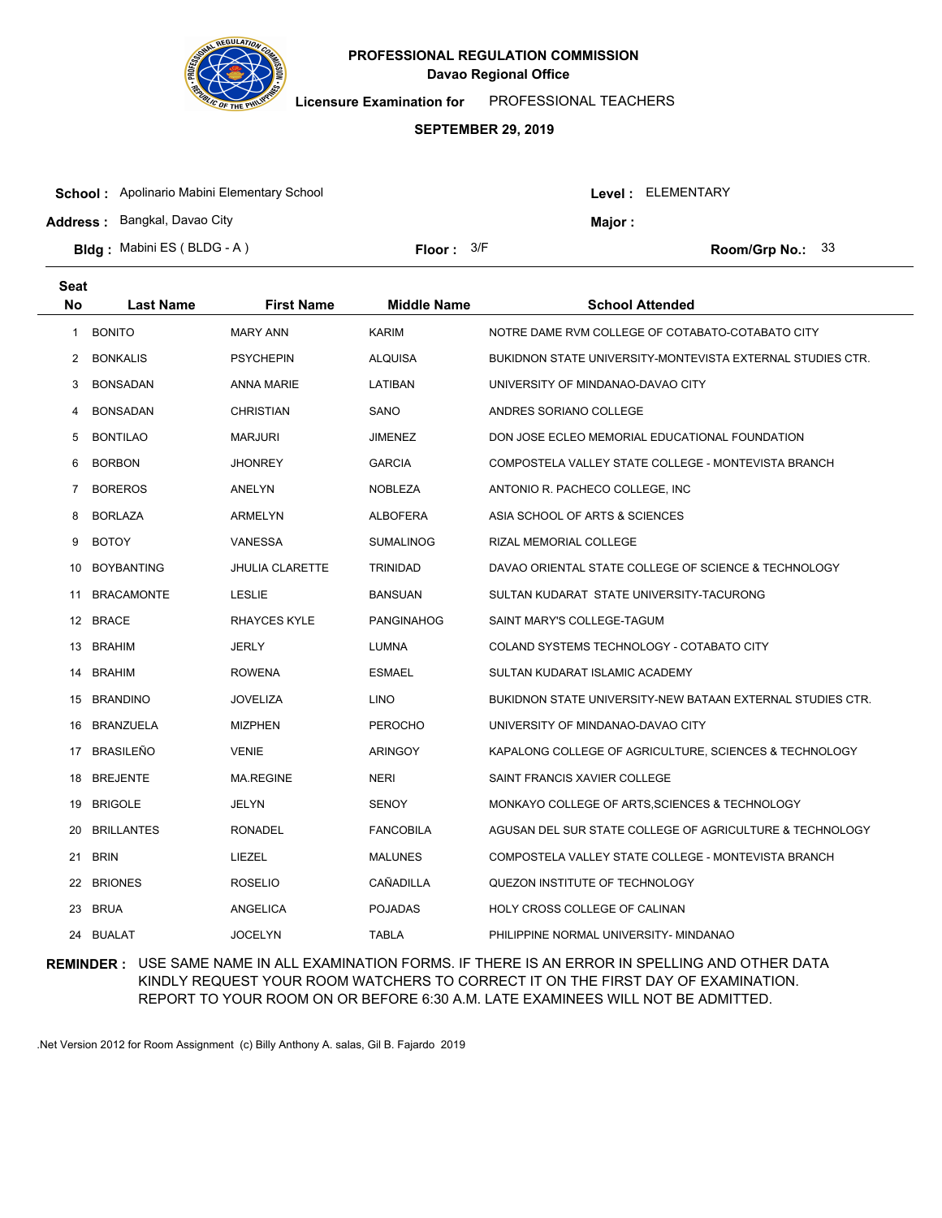**PROFESSIONAL REGULATION COMMISSION**
**Davao Regional Office**

**Licensure Examination for** PROFESSIONAL TEACHERS

**SEPTEMBER 29, 2019**

**School :** Apolinario Mabini Elementary School  **Level :** ELEMENTARY
**Address :** Bangkal, Davao City  **Major :**
**Bldg :** Mabini ES ( BLDG - A )  **Floor :** 3/F  **Room/Grp No.:** 33

| Seat No | Last Name | First Name | Middle Name | School Attended |
|---|---|---|---|---|
| 1 | BONITO | MARY ANN | KARIM | NOTRE DAME RVM COLLEGE OF COTABATO-COTABATO CITY |
| 2 | BONKALIS | PSYCHEPIN | ALQUISA | BUKIDNON STATE UNIVERSITY-MONTEVISTA EXTERNAL STUDIES CTR. |
| 3 | BONSADAN | ANNA MARIE | LATIBAN | UNIVERSITY OF MINDANAO-DAVAO CITY |
| 4 | BONSADAN | CHRISTIAN | SANO | ANDRES SORIANO COLLEGE |
| 5 | BONTILAO | MARJURI | JIMENEZ | DON JOSE ECLEO MEMORIAL EDUCATIONAL FOUNDATION |
| 6 | BORBON | JHONREY | GARCIA | COMPOSTELA VALLEY STATE COLLEGE - MONTEVISTA BRANCH |
| 7 | BOREROS | ANELYN | NOBLEZA | ANTONIO R. PACHECO COLLEGE, INC |
| 8 | BORLAZA | ARMELYN | ALBOFERA | ASIA SCHOOL OF ARTS & SCIENCES |
| 9 | BOTOY | VANESSA | SUMALINOG | RIZAL MEMORIAL COLLEGE |
| 10 | BOYBANTING | JHULIA CLARETTE | TRINIDAD | DAVAO ORIENTAL STATE COLLEGE OF SCIENCE & TECHNOLOGY |
| 11 | BRACAMONTE | LESLIE | BANSUAN | SULTAN KUDARAT STATE UNIVERSITY-TACURONG |
| 12 | BRACE | RHAYCES KYLE | PANGINAHOG | SAINT MARY'S COLLEGE-TAGUM |
| 13 | BRAHIM | JERLY | LUMNA | COLAND SYSTEMS TECHNOLOGY - COTABATO CITY |
| 14 | BRAHIM | ROWENA | ESMAEL | SULTAN KUDARAT ISLAMIC ACADEMY |
| 15 | BRANDINO | JOVELIZA | LINO | BUKIDNON STATE UNIVERSITY-NEW BATAAN EXTERNAL STUDIES CTR. |
| 16 | BRANZUELA | MIZPHEN | PEROCHO | UNIVERSITY OF MINDANAO-DAVAO CITY |
| 17 | BRASILEÑO | VENIE | ARINGOY | KAPALONG COLLEGE OF AGRICULTURE, SCIENCES & TECHNOLOGY |
| 18 | BREJENTE | MA.REGINE | NERI | SAINT FRANCIS XAVIER COLLEGE |
| 19 | BRIGOLE | JELYN | SENOY | MONKAYO COLLEGE OF ARTS,SCIENCES & TECHNOLOGY |
| 20 | BRILLANTES | RONADEL | FANCOBILA | AGUSAN DEL SUR STATE COLLEGE OF AGRICULTURE & TECHNOLOGY |
| 21 | BRIN | LIEZEL | MALUNES | COMPOSTELA VALLEY STATE COLLEGE - MONTEVISTA BRANCH |
| 22 | BRIONES | ROSELIO | CAÑADILLA | QUEZON INSTITUTE OF TECHNOLOGY |
| 23 | BRUA | ANGELICA | POJADAS | HOLY CROSS COLLEGE OF CALINAN |
| 24 | BUALAT | JOCELYN | TABLA | PHILIPPINE NORMAL UNIVERSITY- MINDANAO |

**REMINDER :** USE SAME NAME IN ALL EXAMINATION FORMS. IF THERE IS AN ERROR IN SPELLING AND OTHER DATA KINDLY REQUEST YOUR ROOM WATCHERS TO CORRECT IT ON THE FIRST DAY OF EXAMINATION. REPORT TO YOUR ROOM ON OR BEFORE 6:30 A.M. LATE EXAMINEES WILL NOT BE ADMITTED.

.Net Version 2012 for Room Assignment (c) Billy Anthony A. salas, Gil B. Fajardo 2019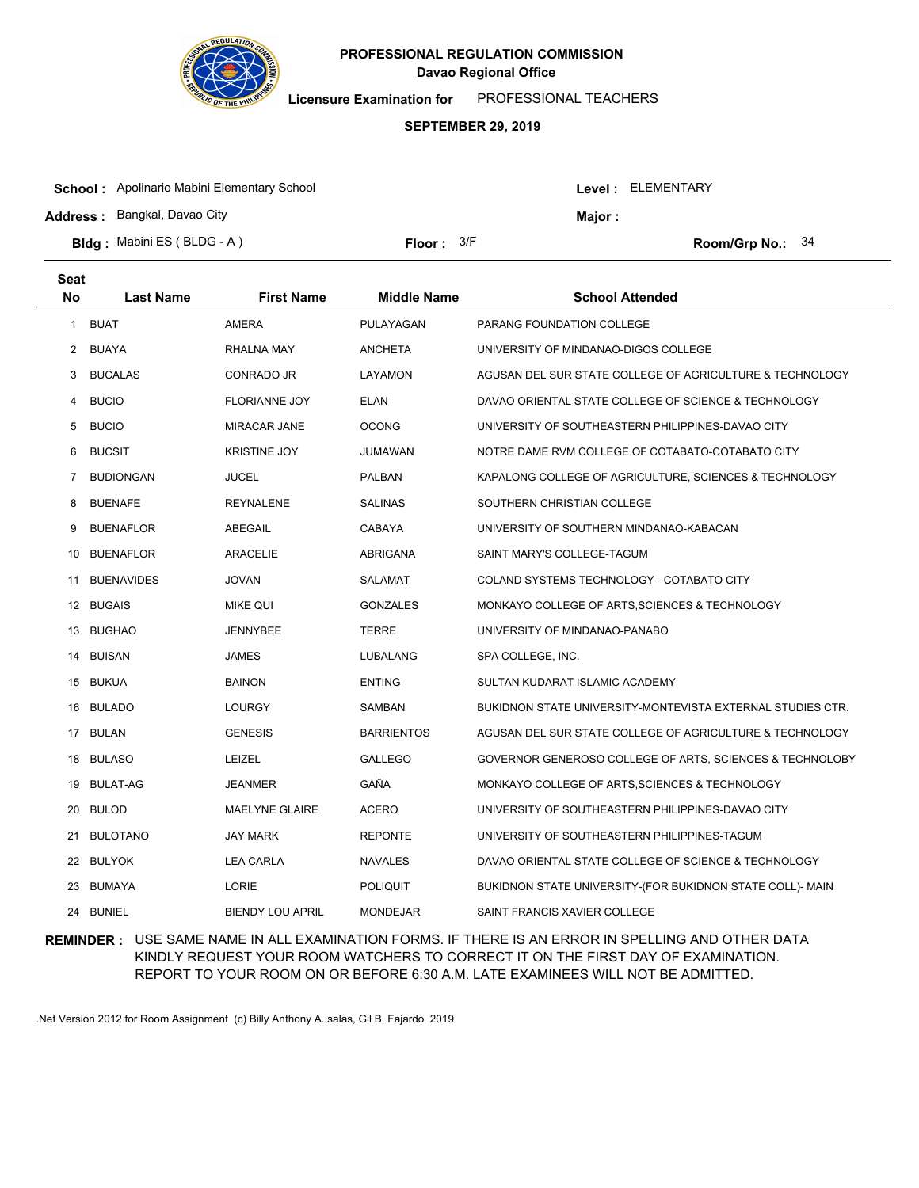# PROFESSIONAL REGULATION COMMISSION
## Davao Regional Office

**Licensure Examination for** PROFESSIONAL TEACHERS

**SEPTEMBER 29, 2019**

**School :** Apolinario Mabini Elementary School  **Level :** ELEMENTARY

**Address :** Bangkal, Davao City  **Major :**

**Bldg :** Mabini ES ( BLDG - A )  **Floor :** 3/F  **Room/Grp No.:** 34

| Seat No | Last Name | First Name | Middle Name | School Attended |
|---|---|---|---|---|
| 1 | BUAT | AMERA | PULAYAGAN | PARANG FOUNDATION COLLEGE |
| 2 | BUAYA | RHALNA MAY | ANCHETA | UNIVERSITY OF MINDANAO-DIGOS COLLEGE |
| 3 | BUCALAS | CONRADO JR | LAYAMON | AGUSAN DEL SUR STATE COLLEGE OF AGRICULTURE & TECHNOLOGY |
| 4 | BUCIO | FLORIANNE JOY | ELAN | DAVAO ORIENTAL STATE COLLEGE OF SCIENCE & TECHNOLOGY |
| 5 | BUCIO | MIRACAR JANE | OCONG | UNIVERSITY OF SOUTHEASTERN PHILIPPINES-DAVAO CITY |
| 6 | BUCSIT | KRISTINE JOY | JUMAWAN | NOTRE DAME RVM COLLEGE OF COTABATO-COTABATO CITY |
| 7 | BUDIONGAN | JUCEL | PALBAN | KAPALONG COLLEGE OF AGRICULTURE, SCIENCES & TECHNOLOGY |
| 8 | BUENAFE | REYNALENE | SALINAS | SOUTHERN CHRISTIAN COLLEGE |
| 9 | BUENAFLOR | ABEGAIL | CABAYA | UNIVERSITY OF SOUTHERN MINDANAO-KABACAN |
| 10 | BUENAFLOR | ARACELIE | ABRIGANA | SAINT MARY'S COLLEGE-TAGUM |
| 11 | BUENAVIDES | JOVAN | SALAMAT | COLAND SYSTEMS TECHNOLOGY - COTABATO CITY |
| 12 | BUGAIS | MIKE QUI | GONZALES | MONKAYO COLLEGE OF ARTS,SCIENCES & TECHNOLOGY |
| 13 | BUGHAO | JENNYBEE | TERRE | UNIVERSITY OF MINDANAO-PANABO |
| 14 | BUISAN | JAMES | LUBALANG | SPA COLLEGE, INC. |
| 15 | BUKUA | BAINON | ENTING | SULTAN KUDARAT ISLAMIC ACADEMY |
| 16 | BULADO | LOURGY | SAMBAN | BUKIDNON STATE UNIVERSITY-MONTEVISTA EXTERNAL STUDIES CTR. |
| 17 | BULAN | GENESIS | BARRIENTOS | AGUSAN DEL SUR STATE COLLEGE OF AGRICULTURE & TECHNOLOGY |
| 18 | BULASO | LEIZEL | GALLEGO | GOVERNOR GENEROSO COLLEGE OF ARTS, SCIENCES & TECHNOLOBY |
| 19 | BULAT-AG | JEANMER | GAÑA | MONKAYO COLLEGE OF ARTS,SCIENCES & TECHNOLOGY |
| 20 | BULOD | MAELYNE GLAIRE | ACERO | UNIVERSITY OF SOUTHEASTERN PHILIPPINES-DAVAO CITY |
| 21 | BULOTANO | JAY MARK | REPONTE | UNIVERSITY OF SOUTHEASTERN PHILIPPINES-TAGUM |
| 22 | BULYOK | LEA CARLA | NAVALES | DAVAO ORIENTAL STATE COLLEGE OF SCIENCE & TECHNOLOGY |
| 23 | BUMAYA | LORIE | POLIQUIT | BUKIDNON STATE UNIVERSITY-(FOR BUKIDNON STATE COLL)- MAIN |
| 24 | BUNIEL | BIENDY LOU APRIL | MONDEJAR | SAINT FRANCIS XAVIER COLLEGE |

**REMINDER :** USE SAME NAME IN ALL EXAMINATION FORMS. IF THERE IS AN ERROR IN SPELLING AND OTHER DATA KINDLY REQUEST YOUR ROOM WATCHERS TO CORRECT IT ON THE FIRST DAY OF EXAMINATION. REPORT TO YOUR ROOM ON OR BEFORE 6:30 A.M. LATE EXAMINEES WILL NOT BE ADMITTED.

.Net Version 2012 for Room Assignment (c) Billy Anthony A. salas, Gil B. Fajardo 2019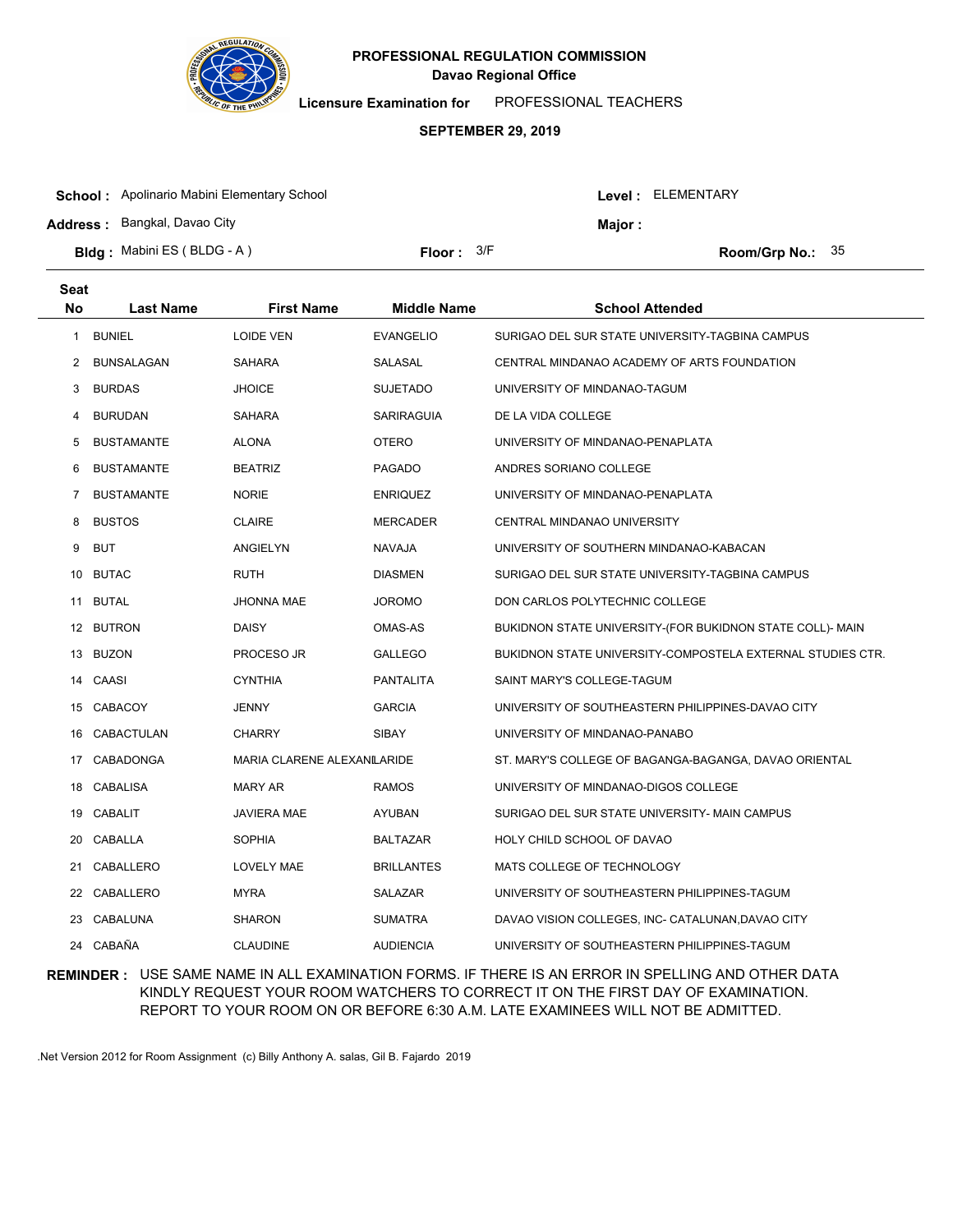**PROFESSIONAL REGULATION COMMISSION**
**Davao Regional Office**

**Licensure Examination for** PROFESSIONAL TEACHERS

**SEPTEMBER 29, 2019**

**School :** Apolinario Mabini Elementary School
**Level :** ELEMENTARY
**Address :** Bangkal, Davao City
**Major :**
**Bldg :** Mabini ES ( BLDG - A )
**Floor :** 3/F
**Room/Grp No.:** 35

| Seat No | Last Name | First Name | Middle Name | School Attended |
|---|---|---|---|---|
| 1 | BUNIEL | LOIDE VEN | EVANGELIO | SURIGAO DEL SUR STATE UNIVERSITY-TAGBINA CAMPUS |
| 2 | BUNSALAGAN | SAHARA | SALASAL | CENTRAL MINDANAO ACADEMY OF ARTS FOUNDATION |
| 3 | BURDAS | JHOICE | SUJETADO | UNIVERSITY OF MINDANAO-TAGUM |
| 4 | BURUDAN | SAHARA | SARIRAGUIA | DE LA VIDA COLLEGE |
| 5 | BUSTAMANTE | ALONA | OTERO | UNIVERSITY OF MINDANAO-PENAPLATA |
| 6 | BUSTAMANTE | BEATRIZ | PAGADO | ANDRES SORIANO COLLEGE |
| 7 | BUSTAMANTE | NORIE | ENRIQUEZ | UNIVERSITY OF MINDANAO-PENAPLATA |
| 8 | BUSTOS | CLAIRE | MERCADER | CENTRAL MINDANAO UNIVERSITY |
| 9 | BUT | ANGIELYN | NAVAJA | UNIVERSITY OF SOUTHERN MINDANAO-KABACAN |
| 10 | BUTAC | RUTH | DIASMEN | SURIGAO DEL SUR STATE UNIVERSITY-TAGBINA CAMPUS |
| 11 | BUTAL | JHONNA MAE | JOROMO | DON CARLOS POLYTECHNIC COLLEGE |
| 12 | BUTRON | DAISY | OMAS-AS | BUKIDNON STATE UNIVERSITY-(FOR BUKIDNON STATE COLL)- MAIN |
| 13 | BUZON | PROCESO JR | GALLEGO | BUKIDNON STATE UNIVERSITY-COMPOSTELA EXTERNAL STUDIES CTR. |
| 14 | CAASI | CYNTHIA | PANTALITA | SAINT MARY'S COLLEGE-TAGUM |
| 15 | CABACOY | JENNY | GARCIA | UNIVERSITY OF SOUTHEASTERN PHILIPPINES-DAVAO CITY |
| 16 | CABACTULAN | CHARRY | SIBAY | UNIVERSITY OF MINDANAO-PANABO |
| 17 | CABADONGA | MARIA CLARENE ALEXANI | LARIDE | ST. MARY'S COLLEGE OF BAGANGA-BAGANGA, DAVAO ORIENTAL |
| 18 | CABALISA | MARY AR | RAMOS | UNIVERSITY OF MINDANAO-DIGOS COLLEGE |
| 19 | CABALIT | JAVIERA MAE | AYUBAN | SURIGAO DEL SUR STATE UNIVERSITY- MAIN CAMPUS |
| 20 | CABALLA | SOPHIA | BALTAZAR | HOLY CHILD SCHOOL OF DAVAO |
| 21 | CABALLERO | LOVELY MAE | BRILLANTES | MATS COLLEGE OF TECHNOLOGY |
| 22 | CABALLERO | MYRA | SALAZAR | UNIVERSITY OF SOUTHEASTERN PHILIPPINES-TAGUM |
| 23 | CABALUNA | SHARON | SUMATRA | DAVAO VISION COLLEGES, INC- CATALUNAN,DAVAO CITY |
| 24 | CABAÑA | CLAUDINE | AUDIENCIA | UNIVERSITY OF SOUTHEASTERN PHILIPPINES-TAGUM |

**REMINDER :** USE SAME NAME IN ALL EXAMINATION FORMS. IF THERE IS AN ERROR IN SPELLING AND OTHER DATA KINDLY REQUEST YOUR ROOM WATCHERS TO CORRECT IT ON THE FIRST DAY OF EXAMINATION. REPORT TO YOUR ROOM ON OR BEFORE 6:30 A.M. LATE EXAMINEES WILL NOT BE ADMITTED.

.Net Version 2012 for Room Assignment (c) Billy Anthony A. salas, Gil B. Fajardo 2019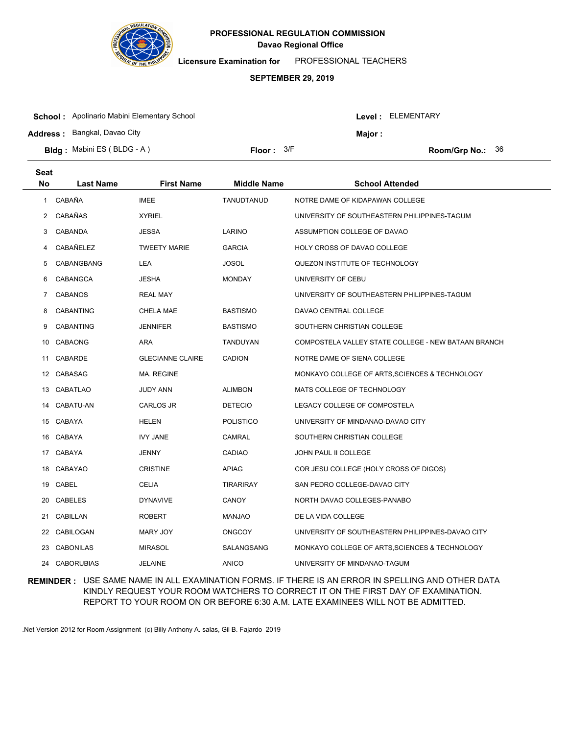# PROFESSIONAL REGULATION COMMISSION
## Davao Regional Office

**Licensure Examination for** PROFESSIONAL TEACHERS

**SEPTEMBER 29, 2019**

**School :** Apolinario Mabini Elementary School  **Level :** ELEMENTARY
**Address :** Bangkal, Davao City  **Major :**
**Bldg :** Mabini ES ( BLDG - A )  **Floor :** 3/F  **Room/Grp No.:** 36

| Seat No | Last Name | First Name | Middle Name | School Attended |
|---|---|---|---|---|
| 1 | CABAÑA | IMEE | TANUDTANUD | NOTRE DAME OF KIDAPAWAN COLLEGE |
| 2 | CABAÑAS | XYRIEL | | UNIVERSITY OF SOUTHEASTERN PHILIPPINES-TAGUM |
| 3 | CABANDA | JESSA | LARINO | ASSUMPTION COLLEGE OF DAVAO |
| 4 | CABAÑELEZ | TWEETY MARIE | GARCIA | HOLY CROSS OF DAVAO COLLEGE |
| 5 | CABANGBANG | LEA | JOSOL | QUEZON INSTITUTE OF TECHNOLOGY |
| 6 | CABANGCA | JESHA | MONDAY | UNIVERSITY OF CEBU |
| 7 | CABANOS | REAL MAY | | UNIVERSITY OF SOUTHEASTERN PHILIPPINES-TAGUM |
| 8 | CABANTING | CHELA MAE | BASTISMO | DAVAO CENTRAL COLLEGE |
| 9 | CABANTING | JENNIFER | BASTISMO | SOUTHERN CHRISTIAN COLLEGE |
| 10 | CABAONG | ARA | TANDUYAN | COMPOSTELA VALLEY STATE COLLEGE - NEW BATAAN BRANCH |
| 11 | CABARDE | GLECIANNE CLAIRE | CADION | NOTRE DAME OF SIENA COLLEGE |
| 12 | CABASAG | MA. REGINE | | MONKAYO COLLEGE OF ARTS,SCIENCES & TECHNOLOGY |
| 13 | CABATLAO | JUDY ANN | ALIMBON | MATS COLLEGE OF TECHNOLOGY |
| 14 | CABATU-AN | CARLOS JR | DETECIO | LEGACY COLLEGE OF COMPOSTELA |
| 15 | CABAYA | HELEN | POLISTICO | UNIVERSITY OF MINDANAO-DAVAO CITY |
| 16 | CABAYA | IVY JANE | CAMRAL | SOUTHERN CHRISTIAN COLLEGE |
| 17 | CABAYA | JENNY | CADIAO | JOHN PAUL II COLLEGE |
| 18 | CABAYAO | CRISTINE | APIAG | COR JESU COLLEGE (HOLY CROSS OF DIGOS) |
| 19 | CABEL | CELIA | TIRARIRAY | SAN PEDRO COLLEGE-DAVAO CITY |
| 20 | CABELES | DYNAVIVE | CANOY | NORTH DAVAO COLLEGES-PANABO |
| 21 | CABILLAN | ROBERT | MANJAO | DE LA VIDA COLLEGE |
| 22 | CABILOGAN | MARY JOY | ONGCOY | UNIVERSITY OF SOUTHEASTERN PHILIPPINES-DAVAO CITY |
| 23 | CABONILAS | MIRASOL | SALANGSANG | MONKAYO COLLEGE OF ARTS,SCIENCES & TECHNOLOGY |
| 24 | CABORUBIAS | JELAINE | ANICO | UNIVERSITY OF MINDANAO-TAGUM |

**REMINDER :** USE SAME NAME IN ALL EXAMINATION FORMS. IF THERE IS AN ERROR IN SPELLING AND OTHER DATA KINDLY REQUEST YOUR ROOM WATCHERS TO CORRECT IT ON THE FIRST DAY OF EXAMINATION. REPORT TO YOUR ROOM ON OR BEFORE 6:30 A.M. LATE EXAMINEES WILL NOT BE ADMITTED.

.Net Version 2012 for Room Assignment (c) Billy Anthony A. salas, Gil B. Fajardo 2019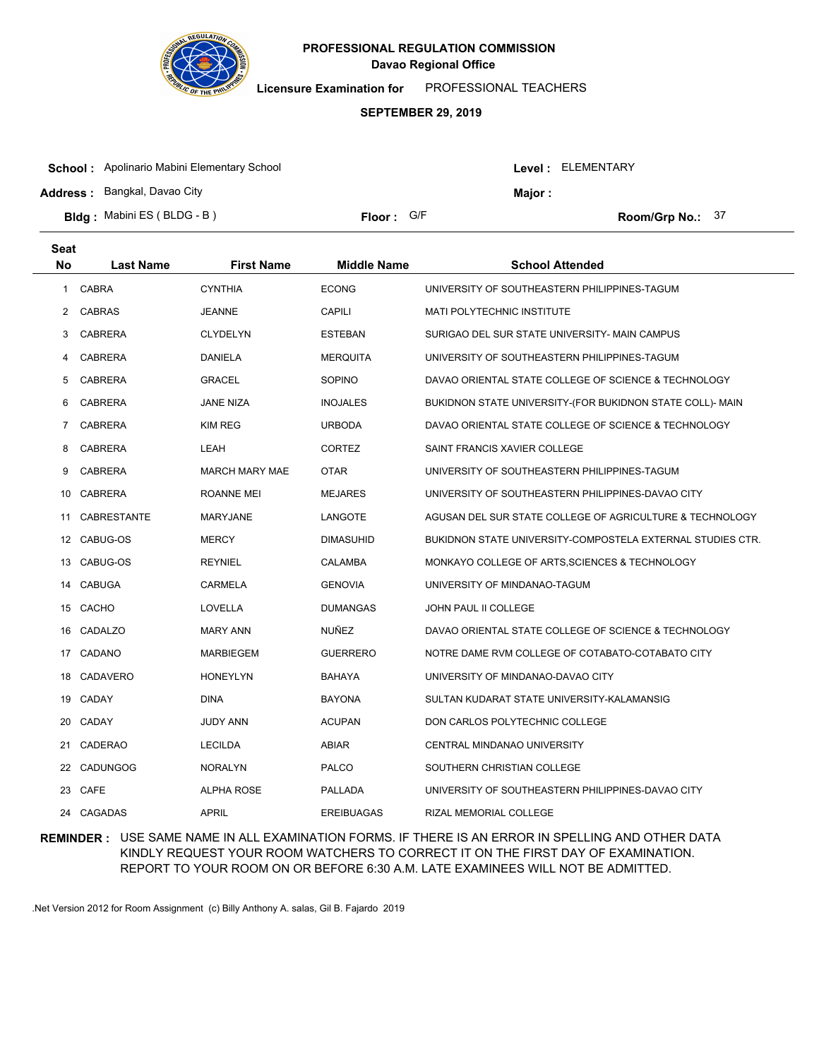**PROFESSIONAL REGULATION COMMISSION**
**Davao Regional Office**

**Licensure Examination for** PROFESSIONAL TEACHERS

**SEPTEMBER 29, 2019**

**School :** Apolinario Mabini Elementary School  **Level :** ELEMENTARY
**Address :** Bangkal, Davao City  **Major :**
**Bldg :** Mabini ES ( BLDG - B )  **Floor :** G/F  **Room/Grp No.:** 37

| Seat No | Last Name | First Name | Middle Name | School Attended |
|---|---|---|---|---|
| 1 | CABRA | CYNTHIA | ECONG | UNIVERSITY OF SOUTHEASTERN PHILIPPINES-TAGUM |
| 2 | CABRAS | JEANNE | CAPILI | MATI POLYTECHNIC INSTITUTE |
| 3 | CABRERA | CLYDELYN | ESTEBAN | SURIGAO DEL SUR STATE UNIVERSITY- MAIN CAMPUS |
| 4 | CABRERA | DANIELA | MERQUITA | UNIVERSITY OF SOUTHEASTERN PHILIPPINES-TAGUM |
| 5 | CABRERA | GRACEL | SOPINO | DAVAO ORIENTAL STATE COLLEGE OF SCIENCE & TECHNOLOGY |
| 6 | CABRERA | JANE NIZA | INOJALES | BUKIDNON STATE UNIVERSITY-(FOR BUKIDNON STATE COLL)- MAIN |
| 7 | CABRERA | KIM REG | URBODA | DAVAO ORIENTAL STATE COLLEGE OF SCIENCE & TECHNOLOGY |
| 8 | CABRERA | LEAH | CORTEZ | SAINT FRANCIS XAVIER COLLEGE |
| 9 | CABRERA | MARCH MARY MAE | OTAR | UNIVERSITY OF SOUTHEASTERN PHILIPPINES-TAGUM |
| 10 | CABRERA | ROANNE MEI | MEJARES | UNIVERSITY OF SOUTHEASTERN PHILIPPINES-DAVAO CITY |
| 11 | CABRESTANTE | MARYJANE | LANGOTE | AGUSAN DEL SUR STATE COLLEGE OF AGRICULTURE & TECHNOLOGY |
| 12 | CABUG-OS | MERCY | DIMASUHID | BUKIDNON STATE UNIVERSITY-COMPOSTELA EXTERNAL STUDIES CTR. |
| 13 | CABUG-OS | REYNIEL | CALAMBA | MONKAYO COLLEGE OF ARTS,SCIENCES & TECHNOLOGY |
| 14 | CABUGA | CARMELA | GENOVIA | UNIVERSITY OF MINDANAO-TAGUM |
| 15 | CACHO | LOVELLA | DUMANGAS | JOHN PAUL II COLLEGE |
| 16 | CADALZO | MARY ANN | NUÑEZ | DAVAO ORIENTAL STATE COLLEGE OF SCIENCE & TECHNOLOGY |
| 17 | CADANO | MARBIEGEM | GUERRERO | NOTRE DAME RVM COLLEGE OF COTABATO-COTABATO CITY |
| 18 | CADAVERO | HONEYLYN | BAHAYA | UNIVERSITY OF MINDANAO-DAVAO CITY |
| 19 | CADAY | DINA | BAYONA | SULTAN KUDARAT STATE UNIVERSITY-KALAMANSIG |
| 20 | CADAY | JUDY ANN | ACUPAN | DON CARLOS POLYTECHNIC COLLEGE |
| 21 | CADERAO | LECILDA | ABIAR | CENTRAL MINDANAO UNIVERSITY |
| 22 | CADUNGOG | NORALYN | PALCO | SOUTHERN CHRISTIAN COLLEGE |
| 23 | CAFE | ALPHA ROSE | PALLADA | UNIVERSITY OF SOUTHEASTERN PHILIPPINES-DAVAO CITY |
| 24 | CAGADAS | APRIL | EREIBUAGAS | RIZAL MEMORIAL COLLEGE |

**REMINDER :** USE SAME NAME IN ALL EXAMINATION FORMS. IF THERE IS AN ERROR IN SPELLING AND OTHER DATA KINDLY REQUEST YOUR ROOM WATCHERS TO CORRECT IT ON THE FIRST DAY OF EXAMINATION. REPORT TO YOUR ROOM ON OR BEFORE 6:30 A.M. LATE EXAMINEES WILL NOT BE ADMITTED.

.Net Version 2012 for Room Assignment (c) Billy Anthony A. salas, Gil B. Fajardo 2019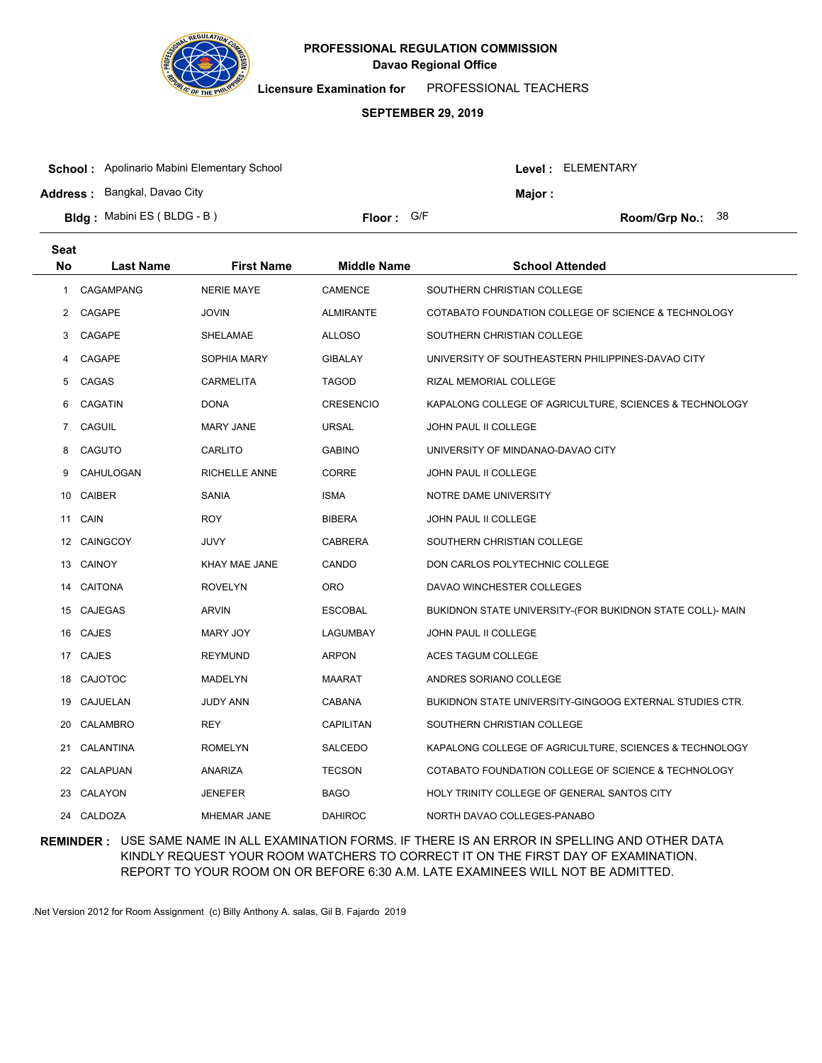**PROFESSIONAL REGULATION COMMISSION**
**Davao Regional Office**

**Licensure Examination for** PROFESSIONAL TEACHERS

**SEPTEMBER 29, 2019**

**School :** Apolinario Mabini Elementary School
**Level :** ELEMENTARY
**Address :** Bangkal, Davao City
**Major :**
**Bldg :** Mabini ES ( BLDG - B )
**Floor :** G/F
**Room/Grp No.:** 38

| Seat No | Last Name | First Name | Middle Name | School Attended |
|---|---|---|---|---|
| 1 | CAGAMPANG | NERIE MAYE | CAMENCE | SOUTHERN CHRISTIAN COLLEGE |
| 2 | CAGAPE | JOVIN | ALMIRANTE | COTABATO FOUNDATION COLLEGE OF SCIENCE & TECHNOLOGY |
| 3 | CAGAPE | SHELAMAE | ALLOSO | SOUTHERN CHRISTIAN COLLEGE |
| 4 | CAGAPE | SOPHIA MARY | GIBALAY | UNIVERSITY OF SOUTHEASTERN PHILIPPINES-DAVAO CITY |
| 5 | CAGAS | CARMELITA | TAGOD | RIZAL MEMORIAL COLLEGE |
| 6 | CAGATIN | DONA | CRESENCIO | KAPALONG COLLEGE OF AGRICULTURE, SCIENCES & TECHNOLOGY |
| 7 | CAGUIL | MARY JANE | URSAL | JOHN PAUL II COLLEGE |
| 8 | CAGUTO | CARLITO | GABINO | UNIVERSITY OF MINDANAO-DAVAO CITY |
| 9 | CAHULOGAN | RICHELLE ANNE | CORRE | JOHN PAUL II COLLEGE |
| 10 | CAIBER | SANIA | ISMA | NOTRE DAME UNIVERSITY |
| 11 | CAIN | ROY | BIBERA | JOHN PAUL II COLLEGE |
| 12 | CAINGCOY | JUVY | CABRERA | SOUTHERN CHRISTIAN COLLEGE |
| 13 | CAINOY | KHAY MAE JANE | CANDO | DON CARLOS POLYTECHNIC COLLEGE |
| 14 | CAITONA | ROVELYN | ORO | DAVAO WINCHESTER COLLEGES |
| 15 | CAJEGAS | ARVIN | ESCOBAL | BUKIDNON STATE UNIVERSITY-(FOR BUKIDNON STATE COLL)- MAIN |
| 16 | CAJES | MARY JOY | LAGUMBAY | JOHN PAUL II COLLEGE |
| 17 | CAJES | REYMUND | ARPON | ACES TAGUM COLLEGE |
| 18 | CAJOTOC | MADELYN | MAARAT | ANDRES SORIANO COLLEGE |
| 19 | CAJUELAN | JUDY ANN | CABANA | BUKIDNON STATE UNIVERSITY-GINGOOG EXTERNAL STUDIES CTR. |
| 20 | CALAMBRO | REY | CAPILITAN | SOUTHERN CHRISTIAN COLLEGE |
| 21 | CALANTINA | ROMELYN | SALCEDO | KAPALONG COLLEGE OF AGRICULTURE, SCIENCES & TECHNOLOGY |
| 22 | CALAPUAN | ANARIZA | TECSON | COTABATO FOUNDATION COLLEGE OF SCIENCE & TECHNOLOGY |
| 23 | CALAYON | JENEFER | BAGO | HOLY TRINITY COLLEGE OF GENERAL SANTOS CITY |
| 24 | CALDOZA | MHEMAR JANE | DAHIROC | NORTH DAVAO COLLEGES-PANABO |

**REMINDER :** USE SAME NAME IN ALL EXAMINATION FORMS. IF THERE IS AN ERROR IN SPELLING AND OTHER DATA KINDLY REQUEST YOUR ROOM WATCHERS TO CORRECT IT ON THE FIRST DAY OF EXAMINATION. REPORT TO YOUR ROOM ON OR BEFORE 6:30 A.M. LATE EXAMINEES WILL NOT BE ADMITTED.

.Net Version 2012 for Room Assignment (c) Billy Anthony A. salas, Gil B. Fajardo 2019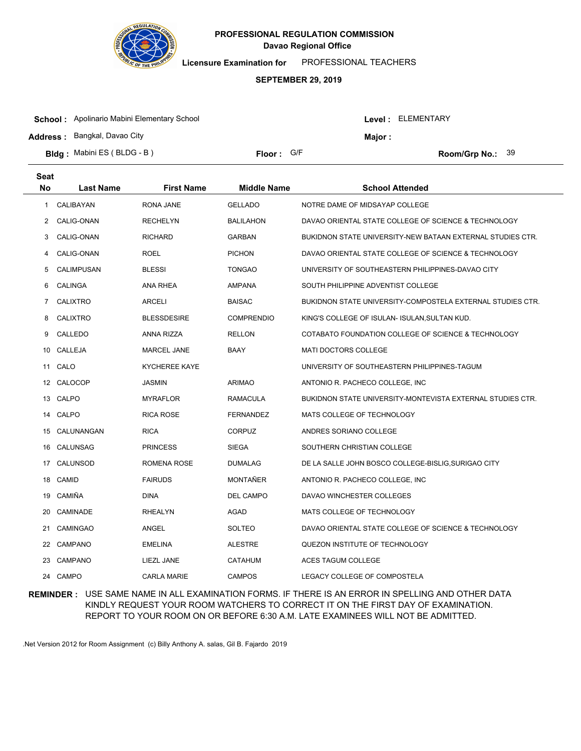# PROFESSIONAL REGULATION COMMISSION
## Davao Regional Office

**Licensure Examination for** PROFESSIONAL TEACHERS

**SEPTEMBER 29, 2019**

**School :** Apolinario Mabini Elementary School **Level :** ELEMENTARY

**Address :** Bangkal, Davao City **Major :**

**Bldg :** Mabini ES ( BLDG - B ) **Floor :** G/F **Room/Grp No.:** 39

| Seat No | Last Name | First Name | Middle Name | School Attended |
|---|---|---|---|---|
| 1 | CALIBAYAN | RONA JANE | GELLADO | NOTRE DAME OF MIDSAYAP COLLEGE |
| 2 | CALIG-ONAN | RECHELYN | BALILAHON | DAVAO ORIENTAL STATE COLLEGE OF SCIENCE & TECHNOLOGY |
| 3 | CALIG-ONAN | RICHARD | GARBAN | BUKIDNON STATE UNIVERSITY-NEW BATAAN EXTERNAL STUDIES CTR. |
| 4 | CALIG-ONAN | ROEL | PICHON | DAVAO ORIENTAL STATE COLLEGE OF SCIENCE & TECHNOLOGY |
| 5 | CALIMPUSAN | BLESSI | TONGAO | UNIVERSITY OF SOUTHEASTERN PHILIPPINES-DAVAO CITY |
| 6 | CALINGA | ANA RHEA | AMPANA | SOUTH PHILIPPINE ADVENTIST COLLEGE |
| 7 | CALIXTRO | ARCELI | BAISAC | BUKIDNON STATE UNIVERSITY-COMPOSTELA EXTERNAL STUDIES CTR. |
| 8 | CALIXTRO | BLESSDESIRE | COMPRENDIO | KING'S COLLEGE OF ISULAN- ISULAN,SULTAN KUD. |
| 9 | CALLEDO | ANNA RIZZA | RELLON | COTABATO FOUNDATION COLLEGE OF SCIENCE & TECHNOLOGY |
| 10 | CALLEJA | MARCEL JANE | BAAY | MATI DOCTORS COLLEGE |
| 11 | CALO | KYCHEREE KAYE | | UNIVERSITY OF SOUTHEASTERN PHILIPPINES-TAGUM |
| 12 | CALOCOP | JASMIN | ARIMAO | ANTONIO R. PACHECO COLLEGE, INC |
| 13 | CALPO | MYRAFLOR | RAMACULA | BUKIDNON STATE UNIVERSITY-MONTEVISTA EXTERNAL STUDIES CTR. |
| 14 | CALPO | RICA ROSE | FERNANDEZ | MATS COLLEGE OF TECHNOLOGY |
| 15 | CALUNANGAN | RICA | CORPUZ | ANDRES SORIANO COLLEGE |
| 16 | CALUNSAG | PRINCESS | SIEGA | SOUTHERN CHRISTIAN COLLEGE |
| 17 | CALUNSOD | ROMENA ROSE | DUMALAG | DE LA SALLE JOHN BOSCO COLLEGE-BISLIG,SURIGAO CITY |
| 18 | CAMID | FAIRUDS | MONTAÑER | ANTONIO R. PACHECO COLLEGE, INC |
| 19 | CAMIÑA | DINA | DEL CAMPO | DAVAO WINCHESTER COLLEGES |
| 20 | CAMINADE | RHEALYN | AGAD | MATS COLLEGE OF TECHNOLOGY |
| 21 | CAMINGAO | ANGEL | SOLTEO | DAVAO ORIENTAL STATE COLLEGE OF SCIENCE & TECHNOLOGY |
| 22 | CAMPANO | EMELINA | ALESTRE | QUEZON INSTITUTE OF TECHNOLOGY |
| 23 | CAMPANO | LIEZL JANE | CATAHUM | ACES TAGUM COLLEGE |
| 24 | CAMPO | CARLA MARIE | CAMPOS | LEGACY COLLEGE OF COMPOSTELA |

**REMINDER :** USE SAME NAME IN ALL EXAMINATION FORMS. IF THERE IS AN ERROR IN SPELLING AND OTHER DATA KINDLY REQUEST YOUR ROOM WATCHERS TO CORRECT IT ON THE FIRST DAY OF EXAMINATION. REPORT TO YOUR ROOM ON OR BEFORE 6:30 A.M. LATE EXAMINEES WILL NOT BE ADMITTED.

.Net Version 2012 for Room Assignment (c) Billy Anthony A. salas, Gil B. Fajardo 2019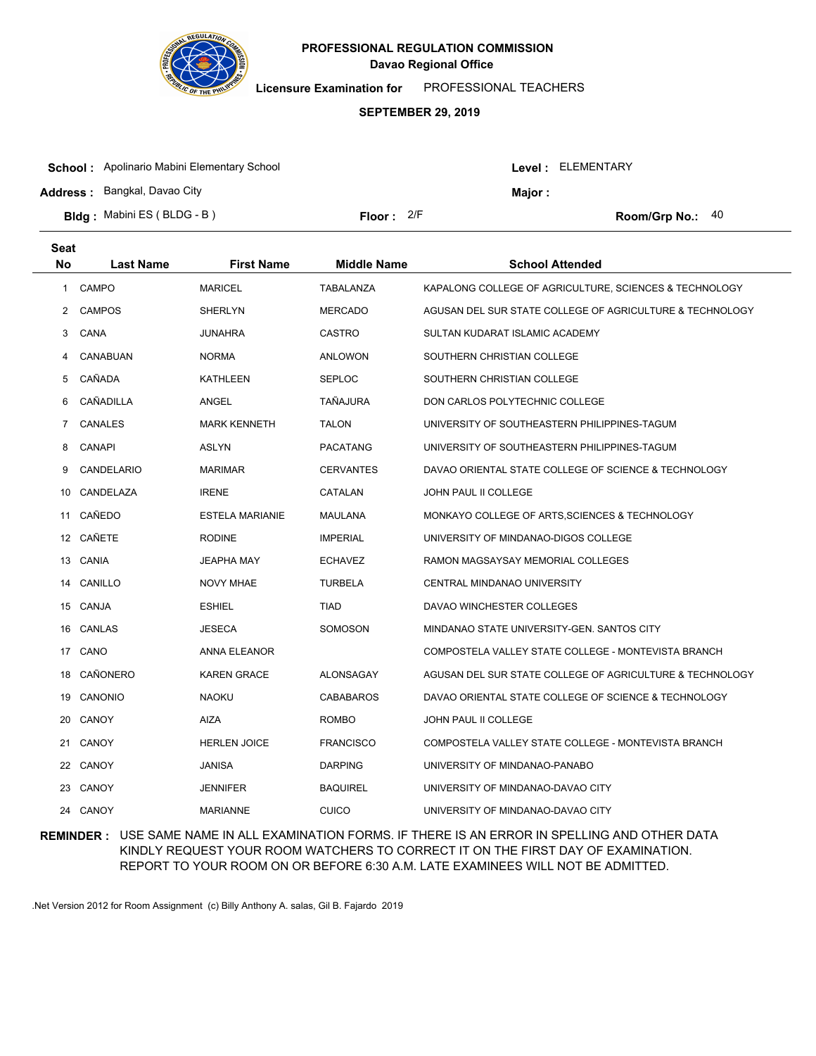# PROFESSIONAL REGULATION COMMISSION

**Davao Regional Office**

**Licensure Examination for** PROFESSIONAL TEACHERS

**SEPTEMBER 29, 2019**

**School :** Apolinario Mabini Elementary School | **Level :** ELEMENTARY

**Address :** Bangkal, Davao City | **Major :**

**Bldg :** Mabini ES ( BLDG - B ) | **Floor :** 2/F | **Room/Grp No.:** 40

| Seat No | Last Name | First Name | Middle Name | School Attended |
|---|---|---|---|---|
| 1 | CAMPO | MARICEL | TABALANZA | KAPALONG COLLEGE OF AGRICULTURE, SCIENCES & TECHNOLOGY |
| 2 | CAMPOS | SHERLYN | MERCADO | AGUSAN DEL SUR STATE COLLEGE OF AGRICULTURE & TECHNOLOGY |
| 3 | CANA | JUNAHRA | CASTRO | SULTAN KUDARAT ISLAMIC ACADEMY |
| 4 | CANABUAN | NORMA | ANLOWON | SOUTHERN CHRISTIAN COLLEGE |
| 5 | CAÑADA | KATHLEEN | SEPLOC | SOUTHERN CHRISTIAN COLLEGE |
| 6 | CAÑADILLA | ANGEL | TAÑAJURA | DON CARLOS POLYTECHNIC COLLEGE |
| 7 | CANALES | MARK KENNETH | TALON | UNIVERSITY OF SOUTHEASTERN PHILIPPINES-TAGUM |
| 8 | CANAPI | ASLYN | PACATANG | UNIVERSITY OF SOUTHEASTERN PHILIPPINES-TAGUM |
| 9 | CANDELARIO | MARIMAR | CERVANTES | DAVAO ORIENTAL STATE COLLEGE OF SCIENCE & TECHNOLOGY |
| 10 | CANDELAZA | IRENE | CATALAN | JOHN PAUL II COLLEGE |
| 11 | CAÑEDO | ESTELA MARIANIE | MAULANA | MONKAYO COLLEGE OF ARTS,SCIENCES & TECHNOLOGY |
| 12 | CAÑETE | RODINE | IMPERIAL | UNIVERSITY OF MINDANAO-DIGOS COLLEGE |
| 13 | CANIA | JEAPHA MAY | ECHAVEZ | RAMON MAGSAYSAY MEMORIAL COLLEGES |
| 14 | CANILLO | NOVY MHAE | TURBELA | CENTRAL MINDANAO UNIVERSITY |
| 15 | CANJA | ESHIEL | TIAD | DAVAO WINCHESTER COLLEGES |
| 16 | CANLAS | JESECA | SOMOSON | MINDANAO STATE UNIVERSITY-GEN. SANTOS CITY |
| 17 | CANO | ANNA ELEANOR | | COMPOSTELA VALLEY STATE COLLEGE - MONTEVISTA BRANCH |
| 18 | CAÑONERO | KAREN GRACE | ALONSAGAY | AGUSAN DEL SUR STATE COLLEGE OF AGRICULTURE & TECHNOLOGY |
| 19 | CANONIO | NAOKU | CABABAROS | DAVAO ORIENTAL STATE COLLEGE OF SCIENCE & TECHNOLOGY |
| 20 | CANOY | AIZA | ROMBO | JOHN PAUL II COLLEGE |
| 21 | CANOY | HERLEN JOICE | FRANCISCO | COMPOSTELA VALLEY STATE COLLEGE - MONTEVISTA BRANCH |
| 22 | CANOY | JANISA | DARPING | UNIVERSITY OF MINDANAO-PANABO |
| 23 | CANOY | JENNIFER | BAQUIREL | UNIVERSITY OF MINDANAO-DAVAO CITY |
| 24 | CANOY | MARIANNE | CUICO | UNIVERSITY OF MINDANAO-DAVAO CITY |

**REMINDER :** USE SAME NAME IN ALL EXAMINATION FORMS. IF THERE IS AN ERROR IN SPELLING AND OTHER DATA KINDLY REQUEST YOUR ROOM WATCHERS TO CORRECT IT ON THE FIRST DAY OF EXAMINATION. REPORT TO YOUR ROOM ON OR BEFORE 6:30 A.M. LATE EXAMINEES WILL NOT BE ADMITTED.

.Net Version 2012 for Room Assignment (c) Billy Anthony A. salas, Gil B. Fajardo 2019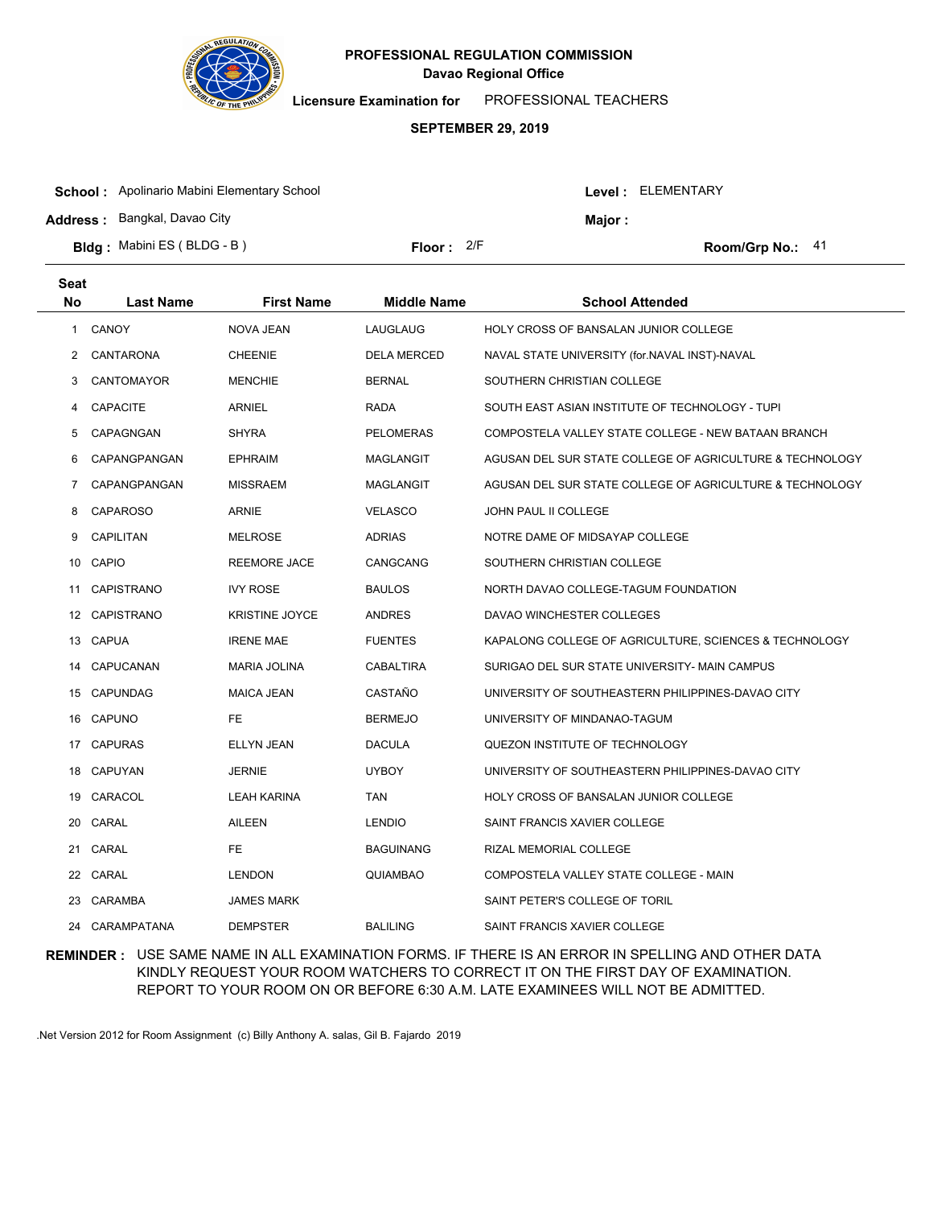# PROFESSIONAL REGULATION COMMISSION

**Davao Regional Office**

**Licensure Examination for** PROFESSIONAL TEACHERS

**SEPTEMBER 29, 2019**

**School :** Apolinario Mabini Elementary School　　**Level :** ELEMENTARY

**Address :** Bangkal, Davao City　　**Major :**

**Bldg :** Mabini ES ( BLDG - B )　　**Floor :** 2/F　　**Room/Grp No.:** 41

| Seat No | Last Name | First Name | Middle Name | School Attended |
|---|---|---|---|---|
| 1 | CANOY | NOVA JEAN | LAUGLAUG | HOLY CROSS OF BANSALAN JUNIOR COLLEGE |
| 2 | CANTARONA | CHEENIE | DELA MERCED | NAVAL STATE UNIVERSITY (for.NAVAL INST)-NAVAL |
| 3 | CANTOMAYOR | MENCHIE | BERNAL | SOUTHERN CHRISTIAN COLLEGE |
| 4 | CAPACITE | ARNIEL | RADA | SOUTH EAST ASIAN INSTITUTE OF TECHNOLOGY - TUPI |
| 5 | CAPAGNGAN | SHYRA | PELOMERAS | COMPOSTELA VALLEY STATE COLLEGE - NEW BATAAN BRANCH |
| 6 | CAPANGPANGAN | EPHRAIM | MAGLANGIT | AGUSAN DEL SUR STATE COLLEGE OF AGRICULTURE & TECHNOLOGY |
| 7 | CAPANGPANGAN | MISSRAEM | MAGLANGIT | AGUSAN DEL SUR STATE COLLEGE OF AGRICULTURE & TECHNOLOGY |
| 8 | CAPAROSO | ARNIE | VELASCO | JOHN PAUL II COLLEGE |
| 9 | CAPILITAN | MELROSE | ADRIAS | NOTRE DAME OF MIDSAYAP COLLEGE |
| 10 | CAPIO | REEMORE JACE | CANGCANG | SOUTHERN CHRISTIAN COLLEGE |
| 11 | CAPISTRANO | IVY ROSE | BAULOS | NORTH DAVAO COLLEGE-TAGUM FOUNDATION |
| 12 | CAPISTRANO | KRISTINE JOYCE | ANDRES | DAVAO WINCHESTER COLLEGES |
| 13 | CAPUA | IRENE MAE | FUENTES | KAPALONG COLLEGE OF AGRICULTURE, SCIENCES & TECHNOLOGY |
| 14 | CAPUCANAN | MARIA JOLINA | CABALTIRA | SURIGAO DEL SUR STATE UNIVERSITY- MAIN CAMPUS |
| 15 | CAPUNDAG | MAICA JEAN | CASTAÑO | UNIVERSITY OF SOUTHEASTERN PHILIPPINES-DAVAO CITY |
| 16 | CAPUNO | FE | BERMEJO | UNIVERSITY OF MINDANAO-TAGUM |
| 17 | CAPURAS | ELLYN JEAN | DACULA | QUEZON INSTITUTE OF TECHNOLOGY |
| 18 | CAPUYAN | JERNIE | UYBOY | UNIVERSITY OF SOUTHEASTERN PHILIPPINES-DAVAO CITY |
| 19 | CARACOL | LEAH KARINA | TAN | HOLY CROSS OF BANSALAN JUNIOR COLLEGE |
| 20 | CARAL | AILEEN | LENDIO | SAINT FRANCIS XAVIER COLLEGE |
| 21 | CARAL | FE | BAGUINANG | RIZAL MEMORIAL COLLEGE |
| 22 | CARAL | LENDON | QUIAMBAO | COMPOSTELA VALLEY STATE COLLEGE - MAIN |
| 23 | CARAMBA | JAMES MARK | | SAINT PETER'S COLLEGE OF TORIL |
| 24 | CARAMPATANA | DEMPSTER | BALILING | SAINT FRANCIS XAVIER COLLEGE |

**REMINDER :** USE SAME NAME IN ALL EXAMINATION FORMS. IF THERE IS AN ERROR IN SPELLING AND OTHER DATA KINDLY REQUEST YOUR ROOM WATCHERS TO CORRECT IT ON THE FIRST DAY OF EXAMINATION. REPORT TO YOUR ROOM ON OR BEFORE 6:30 A.M. LATE EXAMINEES WILL NOT BE ADMITTED.

.Net Version 2012 for Room Assignment (c) Billy Anthony A. salas, Gil B. Fajardo 2019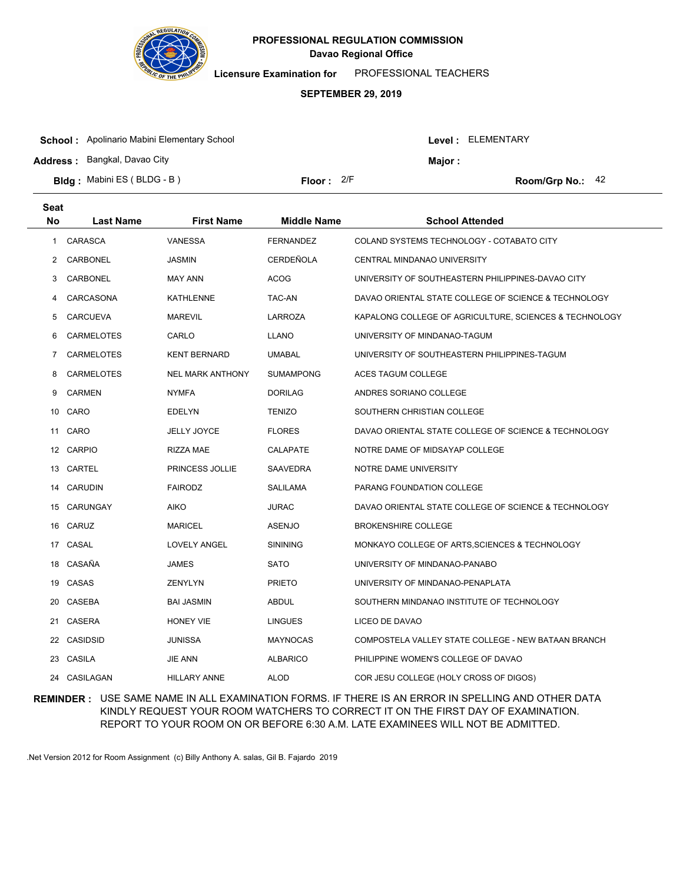**PROFESSIONAL REGULATION COMMISSION**
**Davao Regional Office**

**Licensure Examination for** PROFESSIONAL TEACHERS

**SEPTEMBER 29, 2019**

**School :** Apolinario Mabini Elementary School  **Level :** ELEMENTARY
**Address :** Bangkal, Davao City  **Major :**
**Bldg :** Mabini ES ( BLDG - B )  **Floor :** 2/F  **Room/Grp No.:** 42

| Seat No | Last Name | First Name | Middle Name | School Attended |
|---|---|---|---|---|
| 1 | CARASCA | VANESSA | FERNANDEZ | COLAND SYSTEMS TECHNOLOGY - COTABATO CITY |
| 2 | CARBONEL | JASMIN | CERDEÑOLA | CENTRAL MINDANAO UNIVERSITY |
| 3 | CARBONEL | MAY ANN | ACOG | UNIVERSITY OF SOUTHEASTERN PHILIPPINES-DAVAO CITY |
| 4 | CARCASONA | KATHLENNE | TAC-AN | DAVAO ORIENTAL STATE COLLEGE OF SCIENCE & TECHNOLOGY |
| 5 | CARCUEVA | MAREVIL | LARROZA | KAPALONG COLLEGE OF AGRICULTURE, SCIENCES & TECHNOLOGY |
| 6 | CARMELOTES | CARLO | LLANO | UNIVERSITY OF MINDANAO-TAGUM |
| 7 | CARMELOTES | KENT BERNARD | UMABAL | UNIVERSITY OF SOUTHEASTERN PHILIPPINES-TAGUM |
| 8 | CARMELOTES | NEL MARK ANTHONY | SUMAMPONG | ACES TAGUM COLLEGE |
| 9 | CARMEN | NYMFA | DORILAG | ANDRES SORIANO COLLEGE |
| 10 | CARO | EDELYN | TENIZO | SOUTHERN CHRISTIAN COLLEGE |
| 11 | CARO | JELLY JOYCE | FLORES | DAVAO ORIENTAL STATE COLLEGE OF SCIENCE & TECHNOLOGY |
| 12 | CARPIO | RIZZA MAE | CALAPATE | NOTRE DAME OF MIDSAYAP COLLEGE |
| 13 | CARTEL | PRINCESS JOLLIE | SAAVEDRA | NOTRE DAME UNIVERSITY |
| 14 | CARUDIN | FAIRODZ | SALILAMA | PARANG FOUNDATION COLLEGE |
| 15 | CARUNGAY | AIKO | JURAC | DAVAO ORIENTAL STATE COLLEGE OF SCIENCE & TECHNOLOGY |
| 16 | CARUZ | MARICEL | ASENJO | BROKENSHIRE COLLEGE |
| 17 | CASAL | LOVELY ANGEL | SININING | MONKAYO COLLEGE OF ARTS,SCIENCES & TECHNOLOGY |
| 18 | CASAÑA | JAMES | SATO | UNIVERSITY OF MINDANAO-PANABO |
| 19 | CASAS | ZENYLYN | PRIETO | UNIVERSITY OF MINDANAO-PENAPLATA |
| 20 | CASEBA | BAI JASMIN | ABDUL | SOUTHERN MINDANAO INSTITUTE OF TECHNOLOGY |
| 21 | CASERA | HONEY VIE | LINGUES | LICEO DE DAVAO |
| 22 | CASIDSID | JUNISSA | MAYNOCAS | COMPOSTELA VALLEY STATE COLLEGE - NEW BATAAN BRANCH |
| 23 | CASILA | JIE ANN | ALBARICO | PHILIPPINE WOMEN'S COLLEGE OF DAVAO |
| 24 | CASILAGAN | HILLARY ANNE | ALOD | COR JESU COLLEGE (HOLY CROSS OF DIGOS) |

**REMINDER :** USE SAME NAME IN ALL EXAMINATION FORMS. IF THERE IS AN ERROR IN SPELLING AND OTHER DATA KINDLY REQUEST YOUR ROOM WATCHERS TO CORRECT IT ON THE FIRST DAY OF EXAMINATION. REPORT TO YOUR ROOM ON OR BEFORE 6:30 A.M. LATE EXAMINEES WILL NOT BE ADMITTED.

.Net Version 2012 for Room Assignment (c) Billy Anthony A. salas, Gil B. Fajardo 2019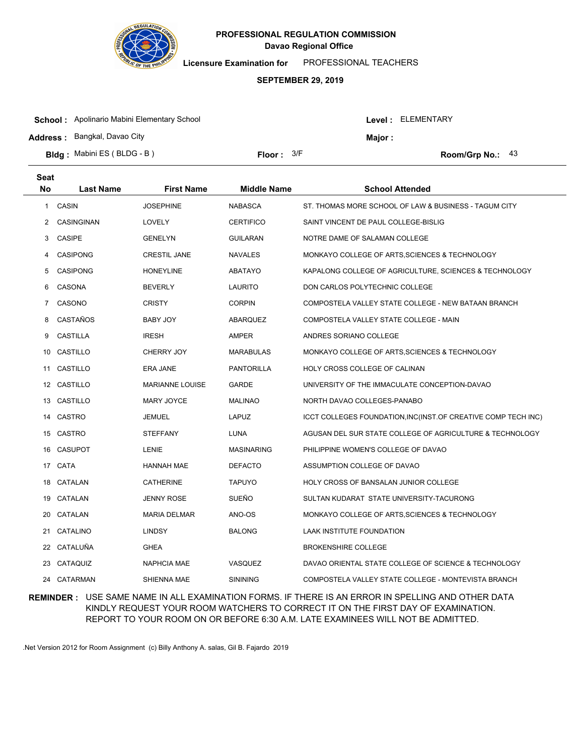# PROFESSIONAL REGULATION COMMISSION

**Davao Regional Office**

**Licensure Examination for** PROFESSIONAL TEACHERS

**SEPTEMBER 29, 2019**

**School :** Apolinario Mabini Elementary School  **Level :** ELEMENTARY

**Address :** Bangkal, Davao City  **Major :**

**Bldg :** Mabini ES ( BLDG - B )  **Floor :** 3/F  **Room/Grp No.:** 43

| Seat No | Last Name | First Name | Middle Name | School Attended |
|---|---|---|---|---|
| 1 | CASIN | JOSEPHINE | NABASCA | ST. THOMAS MORE SCHOOL OF LAW & BUSINESS - TAGUM CITY |
| 2 | CASINGINAN | LOVELY | CERTIFICO | SAINT VINCENT DE PAUL COLLEGE-BISLIG |
| 3 | CASIPE | GENELYN | GUILARAN | NOTRE DAME OF SALAMAN COLLEGE |
| 4 | CASIPONG | CRESTIL JANE | NAVALES | MONKAYO COLLEGE OF ARTS,SCIENCES & TECHNOLOGY |
| 5 | CASIPONG | HONEYLINE | ABATAYO | KAPALONG COLLEGE OF AGRICULTURE, SCIENCES & TECHNOLOGY |
| 6 | CASONA | BEVERLY | LAURITO | DON CARLOS POLYTECHNIC COLLEGE |
| 7 | CASONO | CRISTY | CORPIN | COMPOSTELA VALLEY STATE COLLEGE - NEW BATAAN BRANCH |
| 8 | CASTAÑOS | BABY JOY | ABARQUEZ | COMPOSTELA VALLEY STATE COLLEGE - MAIN |
| 9 | CASTILLA | IRESH | AMPER | ANDRES SORIANO COLLEGE |
| 10 | CASTILLO | CHERRY JOY | MARABULAS | MONKAYO COLLEGE OF ARTS,SCIENCES & TECHNOLOGY |
| 11 | CASTILLO | ERA JANE | PANTORILLA | HOLY CROSS COLLEGE OF CALINAN |
| 12 | CASTILLO | MARIANNE LOUISE | GARDE | UNIVERSITY OF THE IMMACULATE CONCEPTION-DAVAO |
| 13 | CASTILLO | MARY JOYCE | MALINAO | NORTH DAVAO COLLEGES-PANABO |
| 14 | CASTRO | JEMUEL | LAPUZ | ICCT COLLEGES FOUNDATION,INC(INST.OF CREATIVE COMP TECH INC) |
| 15 | CASTRO | STEFFANY | LUNA | AGUSAN DEL SUR STATE COLLEGE OF AGRICULTURE & TECHNOLOGY |
| 16 | CASUPOT | LENIE | MASINARING | PHILIPPINE WOMEN'S COLLEGE OF DAVAO |
| 17 | CATA | HANNAH MAE | DEFACTO | ASSUMPTION COLLEGE OF DAVAO |
| 18 | CATALAN | CATHERINE | TAPUYO | HOLY CROSS OF BANSALAN JUNIOR COLLEGE |
| 19 | CATALAN | JENNY ROSE | SUEÑO | SULTAN KUDARAT STATE UNIVERSITY-TACURONG |
| 20 | CATALAN | MARIA DELMAR | ANO-OS | MONKAYO COLLEGE OF ARTS,SCIENCES & TECHNOLOGY |
| 21 | CATALINO | LINDSY | BALONG | LAAK INSTITUTE FOUNDATION |
| 22 | CATALUÑA | GHEA | | BROKENSHIRE COLLEGE |
| 23 | CATAQUIZ | NAPHCIA MAE | VASQUEZ | DAVAO ORIENTAL STATE COLLEGE OF SCIENCE & TECHNOLOGY |
| 24 | CATARMAN | SHIENNA MAE | SININING | COMPOSTELA VALLEY STATE COLLEGE - MONTEVISTA BRANCH |

**REMINDER :** USE SAME NAME IN ALL EXAMINATION FORMS. IF THERE IS AN ERROR IN SPELLING AND OTHER DATA KINDLY REQUEST YOUR ROOM WATCHERS TO CORRECT IT ON THE FIRST DAY OF EXAMINATION. REPORT TO YOUR ROOM ON OR BEFORE 6:30 A.M. LATE EXAMINEES WILL NOT BE ADMITTED.

.Net Version 2012 for Room Assignment (c) Billy Anthony A. salas, Gil B. Fajardo 2019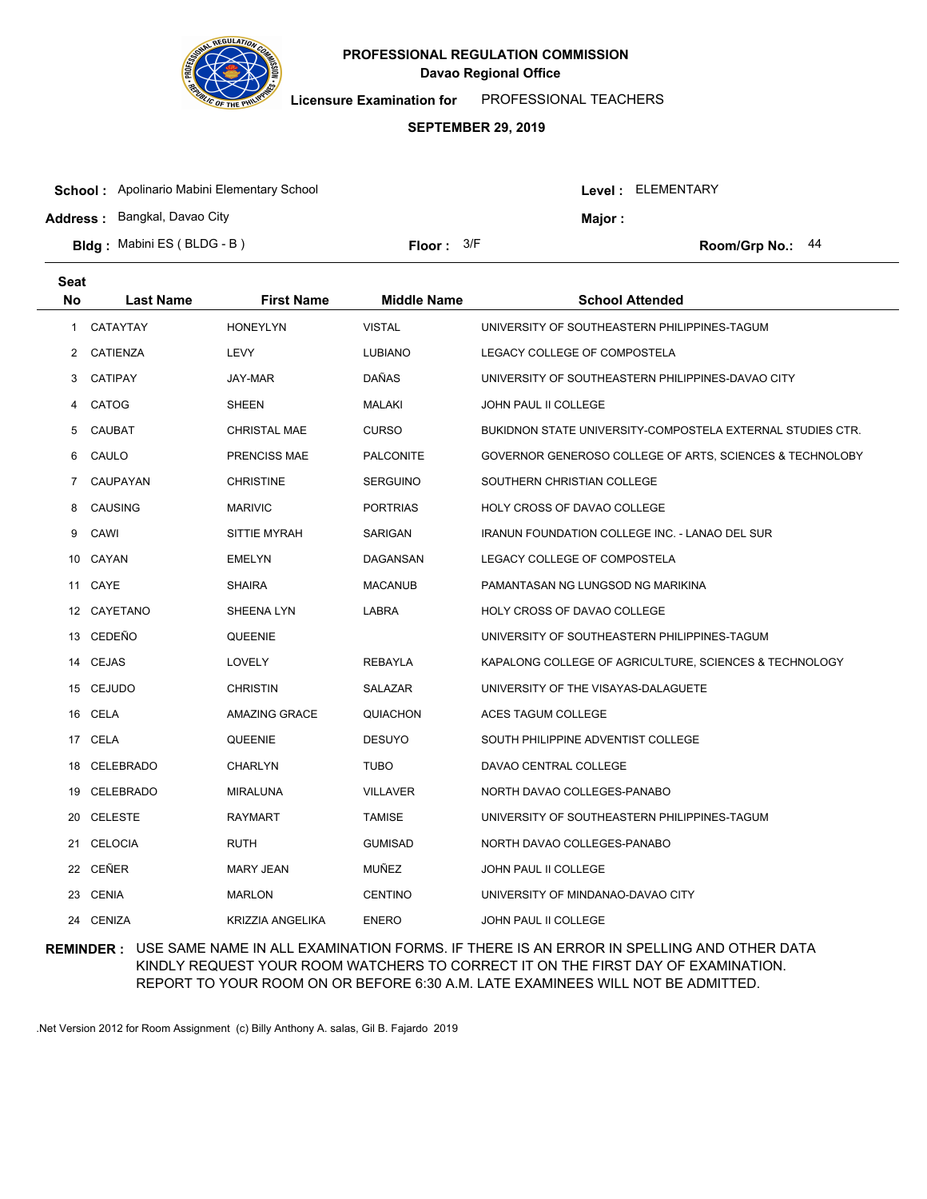# PROFESSIONAL REGULATION COMMISSION
## Davao Regional Office

**Licensure Examination for** PROFESSIONAL TEACHERS

**SEPTEMBER 29, 2019**

**School :** Apolinario Mabini Elementary School
**Level :** ELEMENTARY
**Address :** Bangkal, Davao City
**Major :**
**Bldg :** Mabini ES ( BLDG - B )
**Floor :** 3/F
**Room/Grp No.:** 44

| Seat No | Last Name | First Name | Middle Name | School Attended |
|---|---|---|---|---|
| 1 | CATAYTAY | HONEYLYN | VISTAL | UNIVERSITY OF SOUTHEASTERN PHILIPPINES-TAGUM |
| 2 | CATIENZA | LEVY | LUBIANO | LEGACY COLLEGE OF COMPOSTELA |
| 3 | CATIPAY | JAY-MAR | DAÑAS | UNIVERSITY OF SOUTHEASTERN PHILIPPINES-DAVAO CITY |
| 4 | CATOG | SHEEN | MALAKI | JOHN PAUL II COLLEGE |
| 5 | CAUBAT | CHRISTAL MAE | CURSO | BUKIDNON STATE UNIVERSITY-COMPOSTELA EXTERNAL STUDIES CTR. |
| 6 | CAULO | PRENCISS MAE | PALCONITE | GOVERNOR GENEROSO COLLEGE OF ARTS, SCIENCES & TECHNOLOBY |
| 7 | CAUPAYAN | CHRISTINE | SERGUINO | SOUTHERN CHRISTIAN COLLEGE |
| 8 | CAUSING | MARIVIC | PORTRIAS | HOLY CROSS OF DAVAO COLLEGE |
| 9 | CAWI | SITTIE MYRAH | SARIGAN | IRANUN FOUNDATION COLLEGE INC. - LANAO DEL SUR |
| 10 | CAYAN | EMELYN | DAGANSAN | LEGACY COLLEGE OF COMPOSTELA |
| 11 | CAYE | SHAIRA | MACANUB | PAMANTASAN NG LUNGSOD NG MARIKINA |
| 12 | CAYETANO | SHEENA LYN | LABRA | HOLY CROSS OF DAVAO COLLEGE |
| 13 | CEDEÑO | QUEENIE | | UNIVERSITY OF SOUTHEASTERN PHILIPPINES-TAGUM |
| 14 | CEJAS | LOVELY | REBAYLA | KAPALONG COLLEGE OF AGRICULTURE, SCIENCES & TECHNOLOGY |
| 15 | CEJUDO | CHRISTIN | SALAZAR | UNIVERSITY OF THE VISAYAS-DALAGUETE |
| 16 | CELA | AMAZING GRACE | QUIACHON | ACES TAGUM COLLEGE |
| 17 | CELA | QUEENIE | DESUYO | SOUTH PHILIPPINE ADVENTIST COLLEGE |
| 18 | CELEBRADO | CHARLYN | TUBO | DAVAO CENTRAL COLLEGE |
| 19 | CELEBRADO | MIRALUNA | VILLAVER | NORTH DAVAO COLLEGES-PANABO |
| 20 | CELESTE | RAYMART | TAMISE | UNIVERSITY OF SOUTHEASTERN PHILIPPINES-TAGUM |
| 21 | CELOCIA | RUTH | GUMISAD | NORTH DAVAO COLLEGES-PANABO |
| 22 | CEÑER | MARY JEAN | MUÑEZ | JOHN PAUL II COLLEGE |
| 23 | CENIA | MARLON | CENTINO | UNIVERSITY OF MINDANAO-DAVAO CITY |
| 24 | CENIZA | KRIZZIA ANGELIKA | ENERO | JOHN PAUL II COLLEGE |

**REMINDER :** USE SAME NAME IN ALL EXAMINATION FORMS. IF THERE IS AN ERROR IN SPELLING AND OTHER DATA KINDLY REQUEST YOUR ROOM WATCHERS TO CORRECT IT ON THE FIRST DAY OF EXAMINATION. REPORT TO YOUR ROOM ON OR BEFORE 6:30 A.M. LATE EXAMINEES WILL NOT BE ADMITTED.

.Net Version 2012 for Room Assignment (c) Billy Anthony A. salas, Gil B. Fajardo 2019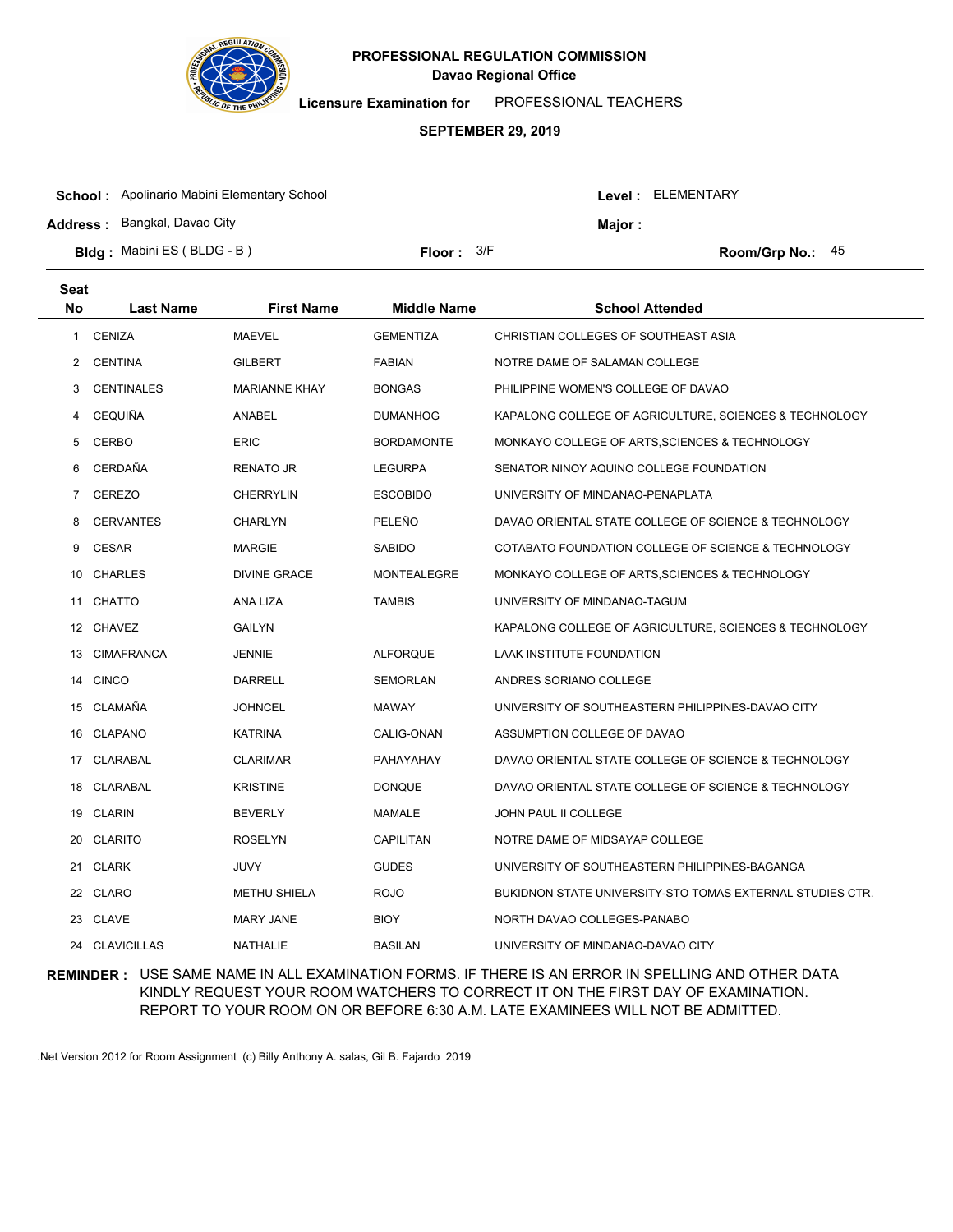# PROFESSIONAL REGULATION COMMISSION

**Davao Regional Office**

**Licensure Examination for** PROFESSIONAL TEACHERS

**SEPTEMBER 29, 2019**

**School :** Apolinario Mabini Elementary School **Level :** ELEMENTARY

**Address :** Bangkal, Davao City **Major :**

**Bldg :** Mabini ES ( BLDG - B ) **Floor :** 3/F **Room/Grp No.:** 45

| Seat No | Last Name | First Name | Middle Name | School Attended |
|---|---|---|---|---|
| 1 | CENIZA | MAEVEL | GEMENTIZA | CHRISTIAN COLLEGES OF SOUTHEAST ASIA |
| 2 | CENTINA | GILBERT | FABIAN | NOTRE DAME OF SALAMAN COLLEGE |
| 3 | CENTINALES | MARIANNE KHAY | BONGAS | PHILIPPINE WOMEN'S COLLEGE OF DAVAO |
| 4 | CEQUIÑA | ANABEL | DUMANHOG | KAPALONG COLLEGE OF AGRICULTURE, SCIENCES & TECHNOLOGY |
| 5 | CERBO | ERIC | BORDAMONTE | MONKAYO COLLEGE OF ARTS,SCIENCES & TECHNOLOGY |
| 6 | CERDAÑA | RENATO JR | LEGURPA | SENATOR NINOY AQUINO COLLEGE FOUNDATION |
| 7 | CEREZO | CHERRYLIN | ESCOBIDO | UNIVERSITY OF MINDANAO-PENAPLATA |
| 8 | CERVANTES | CHARLYN | PELEÑO | DAVAO ORIENTAL STATE COLLEGE OF SCIENCE & TECHNOLOGY |
| 9 | CESAR | MARGIE | SABIDO | COTABATO FOUNDATION COLLEGE OF SCIENCE & TECHNOLOGY |
| 10 | CHARLES | DIVINE GRACE | MONTEALEGRE | MONKAYO COLLEGE OF ARTS,SCIENCES & TECHNOLOGY |
| 11 | CHATTO | ANA LIZA | TAMBIS | UNIVERSITY OF MINDANAO-TAGUM |
| 12 | CHAVEZ | GAILYN | | KAPALONG COLLEGE OF AGRICULTURE, SCIENCES & TECHNOLOGY |
| 13 | CIMAFRANCA | JENNIE | ALFORQUE | LAAK INSTITUTE FOUNDATION |
| 14 | CINCO | DARRELL | SEMORLAN | ANDRES SORIANO COLLEGE |
| 15 | CLAMAÑA | JOHNCEL | MAWAY | UNIVERSITY OF SOUTHEASTERN PHILIPPINES-DAVAO CITY |
| 16 | CLAPANO | KATRINA | CALIG-ONAN | ASSUMPTION COLLEGE OF DAVAO |
| 17 | CLARABAL | CLARIMAR | PAHAYAHAY | DAVAO ORIENTAL STATE COLLEGE OF SCIENCE & TECHNOLOGY |
| 18 | CLARABAL | KRISTINE | DONQUE | DAVAO ORIENTAL STATE COLLEGE OF SCIENCE & TECHNOLOGY |
| 19 | CLARIN | BEVERLY | MAMALE | JOHN PAUL II COLLEGE |
| 20 | CLARITO | ROSELYN | CAPILITAN | NOTRE DAME OF MIDSAYAP COLLEGE |
| 21 | CLARK | JUVY | GUDES | UNIVERSITY OF SOUTHEASTERN PHILIPPINES-BAGANGA |
| 22 | CLARO | METHU SHIELA | ROJO | BUKIDNON STATE UNIVERSITY-STO TOMAS EXTERNAL STUDIES CTR. |
| 23 | CLAVE | MARY JANE | BIOY | NORTH DAVAO COLLEGES-PANABO |
| 24 | CLAVICILLAS | NATHALIE | BASILAN | UNIVERSITY OF MINDANAO-DAVAO CITY |

**REMINDER :** USE SAME NAME IN ALL EXAMINATION FORMS. IF THERE IS AN ERROR IN SPELLING AND OTHER DATA KINDLY REQUEST YOUR ROOM WATCHERS TO CORRECT IT ON THE FIRST DAY OF EXAMINATION. REPORT TO YOUR ROOM ON OR BEFORE 6:30 A.M. LATE EXAMINEES WILL NOT BE ADMITTED.

.Net Version 2012 for Room Assignment (c) Billy Anthony A. salas, Gil B. Fajardo 2019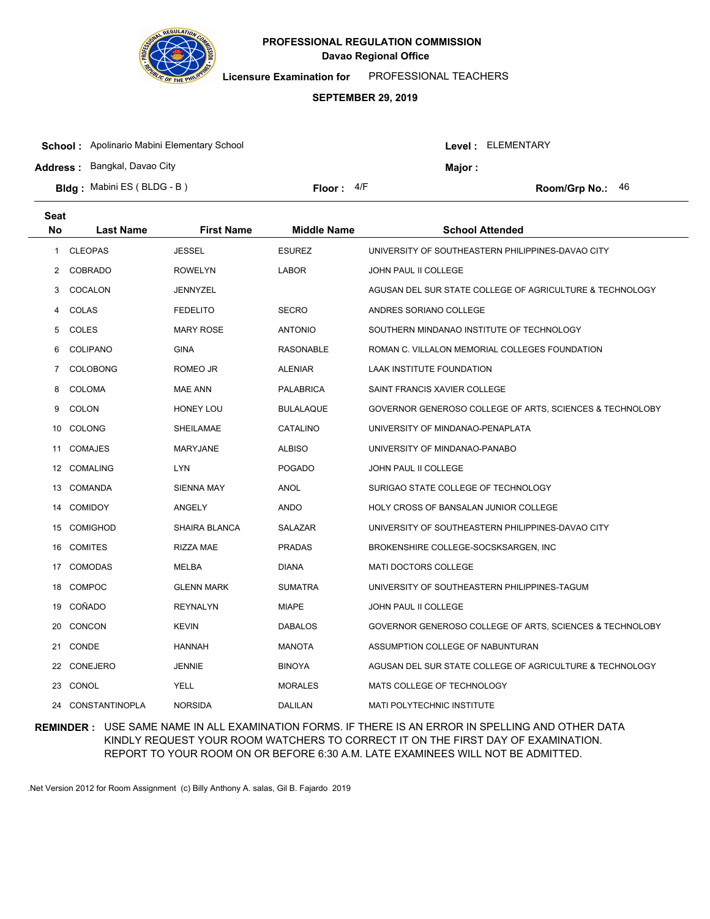# PROFESSIONAL REGULATION COMMISSION

**Davao Regional Office**

**Licensure Examination for** PROFESSIONAL TEACHERS

**SEPTEMBER 29, 2019**

**School :** Apolinario Mabini Elementary School **Level :** ELEMENTARY

**Address :** Bangkal, Davao City **Major :**

**Bldg :** Mabini ES ( BLDG - B ) **Floor :** 4/F **Room/Grp No.:** 46

| Seat No | Last Name | First Name | Middle Name | School Attended |
|---|---|---|---|---|
| 1 | CLEOPAS | JESSEL | ESUREZ | UNIVERSITY OF SOUTHEASTERN PHILIPPINES-DAVAO CITY |
| 2 | COBRADO | ROWELYN | LABOR | JOHN PAUL II COLLEGE |
| 3 | COCALON | JENNYZEL | | AGUSAN DEL SUR STATE COLLEGE OF AGRICULTURE & TECHNOLOGY |
| 4 | COLAS | FEDELITO | SECRO | ANDRES SORIANO COLLEGE |
| 5 | COLES | MARY ROSE | ANTONIO | SOUTHERN MINDANAO INSTITUTE OF TECHNOLOGY |
| 6 | COLIPANO | GINA | RASONABLE | ROMAN C. VILLALON MEMORIAL COLLEGES FOUNDATION |
| 7 | COLOBONG | ROMEO JR | ALENIAR | LAAK INSTITUTE FOUNDATION |
| 8 | COLOMA | MAE ANN | PALABRICA | SAINT FRANCIS XAVIER COLLEGE |
| 9 | COLON | HONEY LOU | BULALAQUE | GOVERNOR GENEROSO COLLEGE OF ARTS, SCIENCES & TECHNOLOBY |
| 10 | COLONG | SHEILAMAE | CATALINO | UNIVERSITY OF MINDANAO-PENAPLATA |
| 11 | COMAJES | MARYJANE | ALBISO | UNIVERSITY OF MINDANAO-PANABO |
| 12 | COMALING | LYN | POGADO | JOHN PAUL II COLLEGE |
| 13 | COMANDA | SIENNA MAY | ANOL | SURIGAO STATE COLLEGE OF TECHNOLOGY |
| 14 | COMIDOY | ANGELY | ANDO | HOLY CROSS OF BANSALAN JUNIOR COLLEGE |
| 15 | COMIGHOD | SHAIRA BLANCA | SALAZAR | UNIVERSITY OF SOUTHEASTERN PHILIPPINES-DAVAO CITY |
| 16 | COMITES | RIZZA MAE | PRADAS | BROKENSHIRE COLLEGE-SOCSKSARGEN, INC |
| 17 | COMODAS | MELBA | DIANA | MATI DOCTORS COLLEGE |
| 18 | COMPOC | GLENN MARK | SUMATRA | UNIVERSITY OF SOUTHEASTERN PHILIPPINES-TAGUM |
| 19 | COÑADO | REYNALYN | MIAPE | JOHN PAUL II COLLEGE |
| 20 | CONCON | KEVIN | DABALOS | GOVERNOR GENEROSO COLLEGE OF ARTS, SCIENCES & TECHNOLOBY |
| 21 | CONDE | HANNAH | MANOTA | ASSUMPTION COLLEGE OF NABUNTURAN |
| 22 | CONEJERO | JENNIE | BINOYA | AGUSAN DEL SUR STATE COLLEGE OF AGRICULTURE & TECHNOLOGY |
| 23 | CONOL | YELL | MORALES | MATS COLLEGE OF TECHNOLOGY |
| 24 | CONSTANTINOPLA | NORSIDA | DALILAN | MATI POLYTECHNIC INSTITUTE |

**REMINDER :** USE SAME NAME IN ALL EXAMINATION FORMS. IF THERE IS AN ERROR IN SPELLING AND OTHER DATA KINDLY REQUEST YOUR ROOM WATCHERS TO CORRECT IT ON THE FIRST DAY OF EXAMINATION. REPORT TO YOUR ROOM ON OR BEFORE 6:30 A.M. LATE EXAMINEES WILL NOT BE ADMITTED.

.Net Version 2012 for Room Assignment (c) Billy Anthony A. salas, Gil B. Fajardo 2019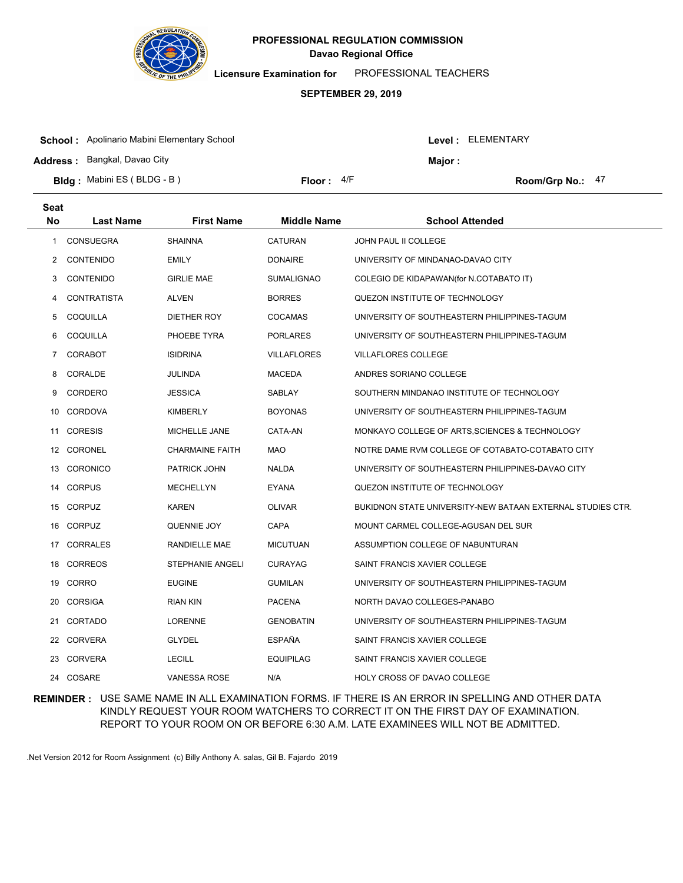# PROFESSIONAL REGULATION COMMISSION

**Davao Regional Office**

**Licensure Examination for** PROFESSIONAL TEACHERS

**SEPTEMBER 29, 2019**

**School :** Apolinario Mabini Elementary School  **Level :** ELEMENTARY

**Address :** Bangkal, Davao City  **Major :**

**Bldg :** Mabini ES ( BLDG - B )  **Floor :** 4/F  **Room/Grp No.:** 47

| Seat No | Last Name | First Name | Middle Name | School Attended |
|---|---|---|---|---|
| 1 | CONSUEGRA | SHAINNA | CATURAN | JOHN PAUL II COLLEGE |
| 2 | CONTENIDO | EMILY | DONAIRE | UNIVERSITY OF MINDANAO-DAVAO CITY |
| 3 | CONTENIDO | GIRLIE MAE | SUMALIGNAO | COLEGIO DE KIDAPAWAN(for N.COTABATO IT) |
| 4 | CONTRATISTA | ALVEN | BORRES | QUEZON INSTITUTE OF TECHNOLOGY |
| 5 | COQUILLA | DIETHER ROY | COCAMAS | UNIVERSITY OF SOUTHEASTERN PHILIPPINES-TAGUM |
| 6 | COQUILLA | PHOEBE TYRA | PORLARES | UNIVERSITY OF SOUTHEASTERN PHILIPPINES-TAGUM |
| 7 | CORABOT | ISIDRINA | VILLAFLORES | VILLAFLORES COLLEGE |
| 8 | CORALDE | JULINDA | MACEDA | ANDRES SORIANO COLLEGE |
| 9 | CORDERO | JESSICA | SABLAY | SOUTHERN MINDANAO INSTITUTE OF TECHNOLOGY |
| 10 | CORDOVA | KIMBERLY | BOYONAS | UNIVERSITY OF SOUTHEASTERN PHILIPPINES-TAGUM |
| 11 | CORESIS | MICHELLE JANE | CATA-AN | MONKAYO COLLEGE OF ARTS,SCIENCES & TECHNOLOGY |
| 12 | CORONEL | CHARMAINE FAITH | MAO | NOTRE DAME RVM COLLEGE OF COTABATO-COTABATO CITY |
| 13 | CORONICO | PATRICK JOHN | NALDA | UNIVERSITY OF SOUTHEASTERN PHILIPPINES-DAVAO CITY |
| 14 | CORPUS | MECHELLYN | EYANA | QUEZON INSTITUTE OF TECHNOLOGY |
| 15 | CORPUZ | KAREN | OLIVAR | BUKIDNON STATE UNIVERSITY-NEW BATAAN EXTERNAL STUDIES CTR. |
| 16 | CORPUZ | QUENNIE JOY | CAPA | MOUNT CARMEL COLLEGE-AGUSAN DEL SUR |
| 17 | CORRALES | RANDIELLE MAE | MICUTUAN | ASSUMPTION COLLEGE OF NABUNTURAN |
| 18 | CORREOS | STEPHANIE ANGELI | CURAYAG | SAINT FRANCIS XAVIER COLLEGE |
| 19 | CORRO | EUGINE | GUMILAN | UNIVERSITY OF SOUTHEASTERN PHILIPPINES-TAGUM |
| 20 | CORSIGA | RIAN KIN | PACENA | NORTH DAVAO COLLEGES-PANABO |
| 21 | CORTADO | LORENNE | GENOBATIN | UNIVERSITY OF SOUTHEASTERN PHILIPPINES-TAGUM |
| 22 | CORVERA | GLYDEL | ESPAÑA | SAINT FRANCIS XAVIER COLLEGE |
| 23 | CORVERA | LECILL | EQUIPILAG | SAINT FRANCIS XAVIER COLLEGE |
| 24 | COSARE | VANESSA ROSE | N/A | HOLY CROSS OF DAVAO COLLEGE |

**REMINDER :** USE SAME NAME IN ALL EXAMINATION FORMS. IF THERE IS AN ERROR IN SPELLING AND OTHER DATA KINDLY REQUEST YOUR ROOM WATCHERS TO CORRECT IT ON THE FIRST DAY OF EXAMINATION. REPORT TO YOUR ROOM ON OR BEFORE 6:30 A.M. LATE EXAMINEES WILL NOT BE ADMITTED.

.Net Version 2012 for Room Assignment (c) Billy Anthony A. salas, Gil B. Fajardo 2019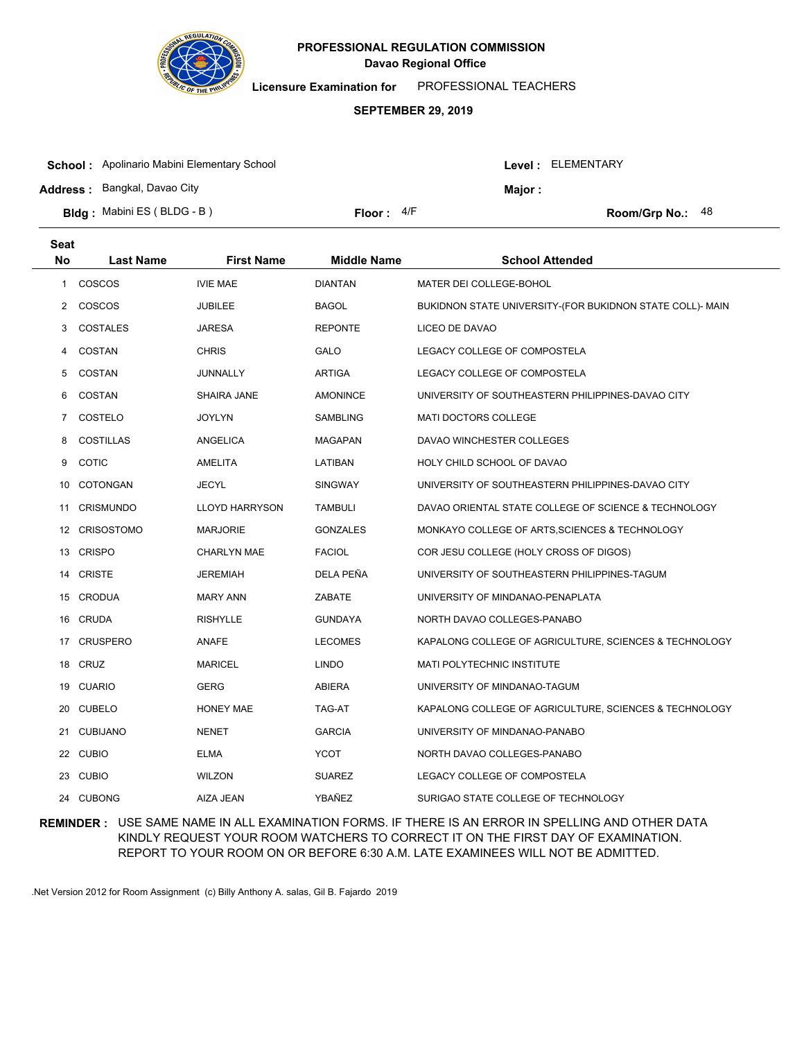**PROFESSIONAL REGULATION COMMISSION**
**Davao Regional Office**

**Licensure Examination for** PROFESSIONAL TEACHERS

**SEPTEMBER 29, 2019**

**School :** Apolinario Mabini Elementary School  **Level :** ELEMENTARY
**Address :** Bangkal, Davao City  **Major :**
**Bldg :** Mabini ES ( BLDG - B )  **Floor :** 4/F  **Room/Grp No.:** 48

| Seat No | Last Name | First Name | Middle Name | School Attended |
|---|---|---|---|---|
| 1 | COSCOS | IVIE MAE | DIANTAN | MATER DEI COLLEGE-BOHOL |
| 2 | COSCOS | JUBILEE | BAGOL | BUKIDNON STATE UNIVERSITY-(FOR BUKIDNON STATE COLL)- MAIN |
| 3 | COSTALES | JARESA | REPONTE | LICEO DE DAVAO |
| 4 | COSTAN | CHRIS | GALO | LEGACY COLLEGE OF COMPOSTELA |
| 5 | COSTAN | JUNNALLY | ARTIGA | LEGACY COLLEGE OF COMPOSTELA |
| 6 | COSTAN | SHAIRA JANE | AMONINCE | UNIVERSITY OF SOUTHEASTERN PHILIPPINES-DAVAO CITY |
| 7 | COSTELO | JOYLYN | SAMBLING | MATI DOCTORS COLLEGE |
| 8 | COSTILLAS | ANGELICA | MAGAPAN | DAVAO WINCHESTER COLLEGES |
| 9 | COTIC | AMELITA | LATIBAN | HOLY CHILD SCHOOL OF DAVAO |
| 10 | COTONGAN | JECYL | SINGWAY | UNIVERSITY OF SOUTHEASTERN PHILIPPINES-DAVAO CITY |
| 11 | CRISMUNDO | LLOYD HARRYSON | TAMBULI | DAVAO ORIENTAL STATE COLLEGE OF SCIENCE & TECHNOLOGY |
| 12 | CRISOSTOMO | MARJORIE | GONZALES | MONKAYO COLLEGE OF ARTS,SCIENCES & TECHNOLOGY |
| 13 | CRISPO | CHARLYN MAE | FACIOL | COR JESU COLLEGE (HOLY CROSS OF DIGOS) |
| 14 | CRISTE | JEREMIAH | DELA PEÑA | UNIVERSITY OF SOUTHEASTERN PHILIPPINES-TAGUM |
| 15 | CRODUA | MARY ANN | ZABATE | UNIVERSITY OF MINDANAO-PENAPLATA |
| 16 | CRUDA | RISHYLLE | GUNDAYA | NORTH DAVAO COLLEGES-PANABO |
| 17 | CRUSPERO | ANAFE | LECOMES | KAPALONG COLLEGE OF AGRICULTURE, SCIENCES & TECHNOLOGY |
| 18 | CRUZ | MARICEL | LINDO | MATI POLYTECHNIC INSTITUTE |
| 19 | CUARIO | GERG | ABIERA | UNIVERSITY OF MINDANAO-TAGUM |
| 20 | CUBELO | HONEY MAE | TAG-AT | KAPALONG COLLEGE OF AGRICULTURE, SCIENCES & TECHNOLOGY |
| 21 | CUBIJANO | NENET | GARCIA | UNIVERSITY OF MINDANAO-PANABO |
| 22 | CUBIO | ELMA | YCOT | NORTH DAVAO COLLEGES-PANABO |
| 23 | CUBIO | WILZON | SUAREZ | LEGACY COLLEGE OF COMPOSTELA |
| 24 | CUBONG | AIZA JEAN | YBAÑEZ | SURIGAO STATE COLLEGE OF TECHNOLOGY |

**REMINDER :** USE SAME NAME IN ALL EXAMINATION FORMS. IF THERE IS AN ERROR IN SPELLING AND OTHER DATA KINDLY REQUEST YOUR ROOM WATCHERS TO CORRECT IT ON THE FIRST DAY OF EXAMINATION. REPORT TO YOUR ROOM ON OR BEFORE 6:30 A.M. LATE EXAMINEES WILL NOT BE ADMITTED.

.Net Version 2012 for Room Assignment (c) Billy Anthony A. salas, Gil B. Fajardo 2019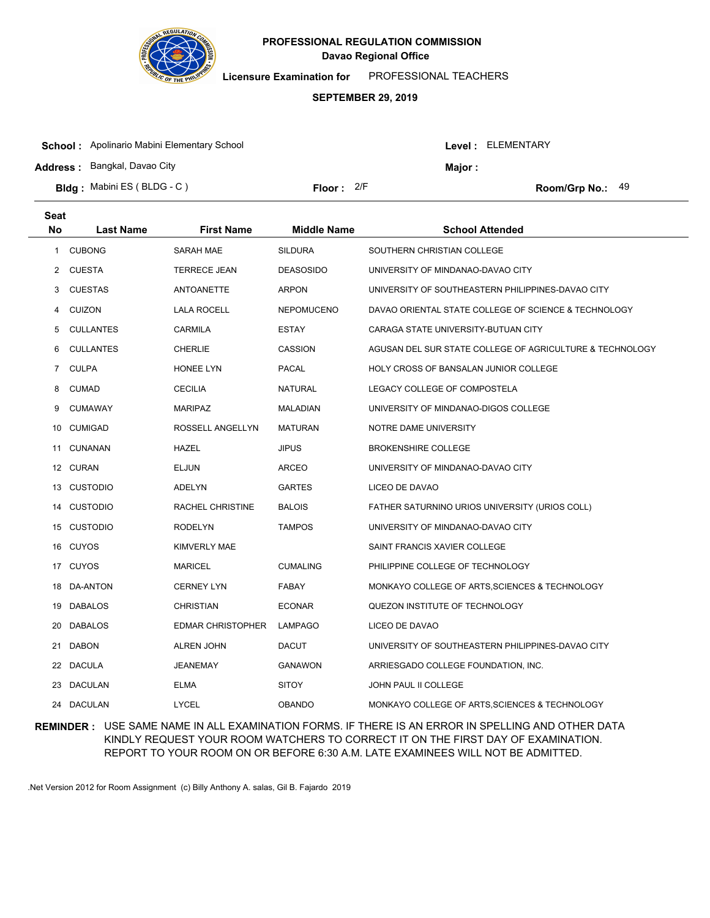# PROFESSIONAL REGULATION COMMISSION

**Davao Regional Office**

**Licensure Examination for** PROFESSIONAL TEACHERS

**SEPTEMBER 29, 2019**

**School :** Apolinario Mabini Elementary School
**Level :** ELEMENTARY

**Address :** Bangkal, Davao City
**Major :**

**Bldg :** Mabini ES ( BLDG - C )
**Floor :** 2/F
**Room/Grp No.:** 49

| Seat No | Last Name | First Name | Middle Name | School Attended |
|---|---|---|---|---|
| 1 | CUBONG | SARAH MAE | SILDURA | SOUTHERN CHRISTIAN COLLEGE |
| 2 | CUESTA | TERRECE JEAN | DEASOSIDO | UNIVERSITY OF MINDANAO-DAVAO CITY |
| 3 | CUESTAS | ANTOANETTE | ARPON | UNIVERSITY OF SOUTHEASTERN PHILIPPINES-DAVAO CITY |
| 4 | CUIZON | LALA ROCELL | NEPOMUCENO | DAVAO ORIENTAL STATE COLLEGE OF SCIENCE & TECHNOLOGY |
| 5 | CULLANTES | CARMILA | ESTAY | CARAGA STATE UNIVERSITY-BUTUAN CITY |
| 6 | CULLANTES | CHERLIE | CASSION | AGUSAN DEL SUR STATE COLLEGE OF AGRICULTURE & TECHNOLOGY |
| 7 | CULPA | HONEE LYN | PACAL | HOLY CROSS OF BANSALAN JUNIOR COLLEGE |
| 8 | CUMAD | CECILIA | NATURAL | LEGACY COLLEGE OF COMPOSTELA |
| 9 | CUMAWAY | MARIPAZ | MALADIAN | UNIVERSITY OF MINDANAO-DIGOS COLLEGE |
| 10 | CUMIGAD | ROSSELL ANGELLYN | MATURAN | NOTRE DAME UNIVERSITY |
| 11 | CUNANAN | HAZEL | JIPUS | BROKENSHIRE COLLEGE |
| 12 | CURAN | ELJUN | ARCEO | UNIVERSITY OF MINDANAO-DAVAO CITY |
| 13 | CUSTODIO | ADELYN | GARTES | LICEO DE DAVAO |
| 14 | CUSTODIO | RACHEL CHRISTINE | BALOIS | FATHER SATURNINO URIOS UNIVERSITY (URIOS COLL) |
| 15 | CUSTODIO | RODELYN | TAMPOS | UNIVERSITY OF MINDANAO-DAVAO CITY |
| 16 | CUYOS | KIMVERLY MAE | | SAINT FRANCIS XAVIER COLLEGE |
| 17 | CUYOS | MARICEL | CUMALING | PHILIPPINE COLLEGE OF TECHNOLOGY |
| 18 | DA-ANTON | CERNEY LYN | FABAY | MONKAYO COLLEGE OF ARTS,SCIENCES & TECHNOLOGY |
| 19 | DABALOS | CHRISTIAN | ECONAR | QUEZON INSTITUTE OF TECHNOLOGY |
| 20 | DABALOS | EDMAR CHRISTOPHER | LAMPAGO | LICEO DE DAVAO |
| 21 | DABON | ALREN JOHN | DACUT | UNIVERSITY OF SOUTHEASTERN PHILIPPINES-DAVAO CITY |
| 22 | DACULA | JEANEMAY | GANAWON | ARRIESGADO COLLEGE FOUNDATION, INC. |
| 23 | DACULAN | ELMA | SITOY | JOHN PAUL II COLLEGE |
| 24 | DACULAN | LYCEL | OBANDO | MONKAYO COLLEGE OF ARTS,SCIENCES & TECHNOLOGY |

**REMINDER :** USE SAME NAME IN ALL EXAMINATION FORMS. IF THERE IS AN ERROR IN SPELLING AND OTHER DATA KINDLY REQUEST YOUR ROOM WATCHERS TO CORRECT IT ON THE FIRST DAY OF EXAMINATION. REPORT TO YOUR ROOM ON OR BEFORE 6:30 A.M. LATE EXAMINEES WILL NOT BE ADMITTED.

.Net Version 2012 for Room Assignment (c) Billy Anthony A. salas, Gil B. Fajardo 2019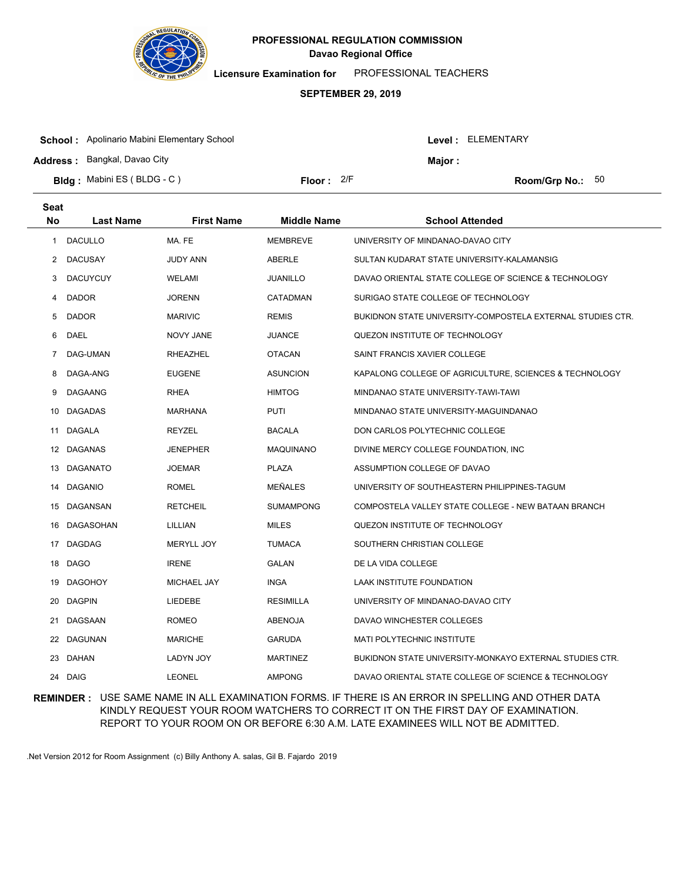# PROFESSIONAL REGULATION COMMISSION
## Davao Regional Office

**Licensure Examination for** PROFESSIONAL TEACHERS

**SEPTEMBER 29, 2019**

**School :** Apolinario Mabini Elementary School **Level :** ELEMENTARY

**Address :** Bangkal, Davao City **Major :**

**Bldg :** Mabini ES ( BLDG - C ) **Floor :** 2/F **Room/Grp No.:** 50

| Seat No | Last Name | First Name | Middle Name | School Attended |
|---|---|---|---|---|
| 1 | DACULLO | MA. FE | MEMBREVE | UNIVERSITY OF MINDANAO-DAVAO CITY |
| 2 | DACUSAY | JUDY ANN | ABERLE | SULTAN KUDARAT STATE UNIVERSITY-KALAMANSIG |
| 3 | DACUYCUY | WELAMI | JUANILLO | DAVAO ORIENTAL STATE COLLEGE OF SCIENCE & TECHNOLOGY |
| 4 | DADOR | JORENN | CATADMAN | SURIGAO STATE COLLEGE OF TECHNOLOGY |
| 5 | DADOR | MARIVIC | REMIS | BUKIDNON STATE UNIVERSITY-COMPOSTELA EXTERNAL STUDIES CTR. |
| 6 | DAEL | NOVY JANE | JUANCE | QUEZON INSTITUTE OF TECHNOLOGY |
| 7 | DAG-UMAN | RHEAZHEL | OTACAN | SAINT FRANCIS XAVIER COLLEGE |
| 8 | DAGA-ANG | EUGENE | ASUNCION | KAPALONG COLLEGE OF AGRICULTURE, SCIENCES & TECHNOLOGY |
| 9 | DAGAANG | RHEA | HIMTOG | MINDANAO STATE UNIVERSITY-TAWI-TAWI |
| 10 | DAGADAS | MARHANA | PUTI | MINDANAO STATE UNIVERSITY-MAGUINDANAO |
| 11 | DAGALA | REYZEL | BACALA | DON CARLOS POLYTECHNIC COLLEGE |
| 12 | DAGANAS | JENEPHER | MAQUINANO | DIVINE MERCY COLLEGE FOUNDATION, INC |
| 13 | DAGANATO | JOEMAR | PLAZA | ASSUMPTION COLLEGE OF DAVAO |
| 14 | DAGANIO | ROMEL | MEÑALES | UNIVERSITY OF SOUTHEASTERN PHILIPPINES-TAGUM |
| 15 | DAGANSAN | RETCHEIL | SUMAMPONG | COMPOSTELA VALLEY STATE COLLEGE - NEW BATAAN BRANCH |
| 16 | DAGASOHAN | LILLIAN | MILES | QUEZON INSTITUTE OF TECHNOLOGY |
| 17 | DAGDAG | MERYLL JOY | TUMACA | SOUTHERN CHRISTIAN COLLEGE |
| 18 | DAGO | IRENE | GALAN | DE LA VIDA COLLEGE |
| 19 | DAGOHOY | MICHAEL JAY | INGA | LAAK INSTITUTE FOUNDATION |
| 20 | DAGPIN | LIEDEBE | RESIMILLA | UNIVERSITY OF MINDANAO-DAVAO CITY |
| 21 | DAGSAAN | ROMEO | ABENOJA | DAVAO WINCHESTER COLLEGES |
| 22 | DAGUNAN | MARICHE | GARUDA | MATI POLYTECHNIC INSTITUTE |
| 23 | DAHAN | LADYN JOY | MARTINEZ | BUKIDNON STATE UNIVERSITY-MONKAYO EXTERNAL STUDIES CTR. |
| 24 | DAIG | LEONEL | AMPONG | DAVAO ORIENTAL STATE COLLEGE OF SCIENCE & TECHNOLOGY |

**REMINDER :** USE SAME NAME IN ALL EXAMINATION FORMS. IF THERE IS AN ERROR IN SPELLING AND OTHER DATA KINDLY REQUEST YOUR ROOM WATCHERS TO CORRECT IT ON THE FIRST DAY OF EXAMINATION. REPORT TO YOUR ROOM ON OR BEFORE 6:30 A.M. LATE EXAMINEES WILL NOT BE ADMITTED.

.Net Version 2012 for Room Assignment (c) Billy Anthony A. salas, Gil B. Fajardo 2019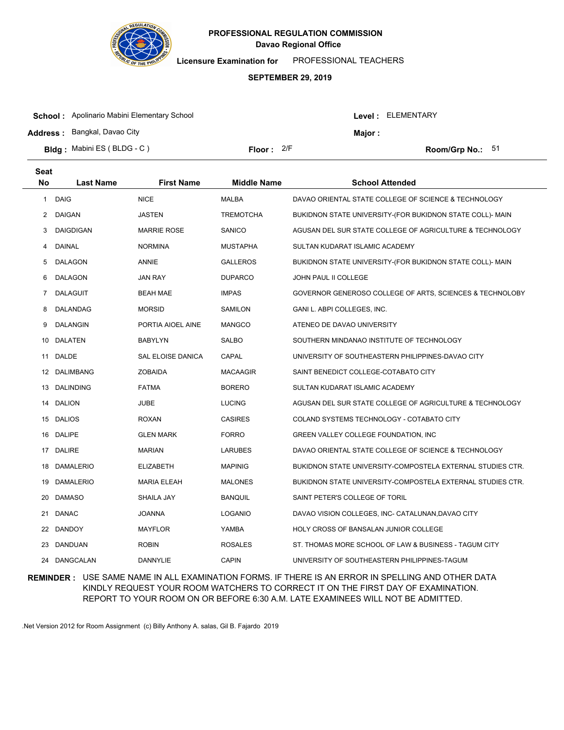# PROFESSIONAL REGULATION COMMISSION
## Davao Regional Office

**Licensure Examination for** PROFESSIONAL TEACHERS

**SEPTEMBER 29, 2019**

**School :** Apolinario Mabini Elementary School  **Level :** ELEMENTARY

**Address :** Bangkal, Davao City  **Major :**

**Bldg :** Mabini ES ( BLDG - C )  **Floor :** 2/F  **Room/Grp No.:** 51

| Seat No | Last Name | First Name | Middle Name | School Attended |
|---|---|---|---|---|
| 1 | DAIG | NICE | MALBA | DAVAO ORIENTAL STATE COLLEGE OF SCIENCE & TECHNOLOGY |
| 2 | DAIGAN | JASTEN | TREMOTCHA | BUKIDNON STATE UNIVERSITY-(FOR BUKIDNON STATE COLL)- MAIN |
| 3 | DAIGDIGAN | MARRIE ROSE | SANICO | AGUSAN DEL SUR STATE COLLEGE OF AGRICULTURE & TECHNOLOGY |
| 4 | DAINAL | NORMINA | MUSTAPHA | SULTAN KUDARAT ISLAMIC ACADEMY |
| 5 | DALAGON | ANNIE | GALLEROS | BUKIDNON STATE UNIVERSITY-(FOR BUKIDNON STATE COLL)- MAIN |
| 6 | DALAGON | JAN RAY | DUPARCO | JOHN PAUL II COLLEGE |
| 7 | DALAGUIT | BEAH MAE | IMPAS | GOVERNOR GENEROSO COLLEGE OF ARTS, SCIENCES & TECHNOLOBY |
| 8 | DALANDAG | MORSID | SAMILON | GANI L. ABPI COLLEGES, INC. |
| 9 | DALANGIN | PORTIA AIOEL AINE | MANGCO | ATENEO DE DAVAO UNIVERSITY |
| 10 | DALATEN | BABYLYN | SALBO | SOUTHERN MINDANAO INSTITUTE OF TECHNOLOGY |
| 11 | DALDE | SAL ELOISE DANICA | CAPAL | UNIVERSITY OF SOUTHEASTERN PHILIPPINES-DAVAO CITY |
| 12 | DALIMBANG | ZOBAIDA | MACAAGIR | SAINT BENEDICT COLLEGE-COTABATO CITY |
| 13 | DALINDING | FATMA | BORERO | SULTAN KUDARAT ISLAMIC ACADEMY |
| 14 | DALION | JUBE | LUCING | AGUSAN DEL SUR STATE COLLEGE OF AGRICULTURE & TECHNOLOGY |
| 15 | DALIOS | ROXAN | CASIRES | COLAND SYSTEMS TECHNOLOGY - COTABATO CITY |
| 16 | DALIPE | GLEN MARK | FORRO | GREEN VALLEY COLLEGE FOUNDATION, INC |
| 17 | DALIRE | MARIAN | LARUBES | DAVAO ORIENTAL STATE COLLEGE OF SCIENCE & TECHNOLOGY |
| 18 | DAMALERIO | ELIZABETH | MAPINIG | BUKIDNON STATE UNIVERSITY-COMPOSTELA EXTERNAL STUDIES CTR. |
| 19 | DAMALERIO | MARIA ELEAH | MALONES | BUKIDNON STATE UNIVERSITY-COMPOSTELA EXTERNAL STUDIES CTR. |
| 20 | DAMASO | SHAILA JAY | BANQUIL | SAINT PETER'S COLLEGE OF TORIL |
| 21 | DANAC | JOANNA | LOGANIO | DAVAO VISION COLLEGES, INC- CATALUNAN,DAVAO CITY |
| 22 | DANDOY | MAYFLOR | YAMBA | HOLY CROSS OF BANSALAN JUNIOR COLLEGE |
| 23 | DANDUAN | ROBIN | ROSALES | ST. THOMAS MORE SCHOOL OF LAW & BUSINESS - TAGUM CITY |
| 24 | DANGCALAN | DANNYLIE | CAPIN | UNIVERSITY OF SOUTHEASTERN PHILIPPINES-TAGUM |

**REMINDER :** USE SAME NAME IN ALL EXAMINATION FORMS. IF THERE IS AN ERROR IN SPELLING AND OTHER DATA KINDLY REQUEST YOUR ROOM WATCHERS TO CORRECT IT ON THE FIRST DAY OF EXAMINATION. REPORT TO YOUR ROOM ON OR BEFORE 6:30 A.M. LATE EXAMINEES WILL NOT BE ADMITTED.

.Net Version 2012 for Room Assignment (c) Billy Anthony A. salas, Gil B. Fajardo 2019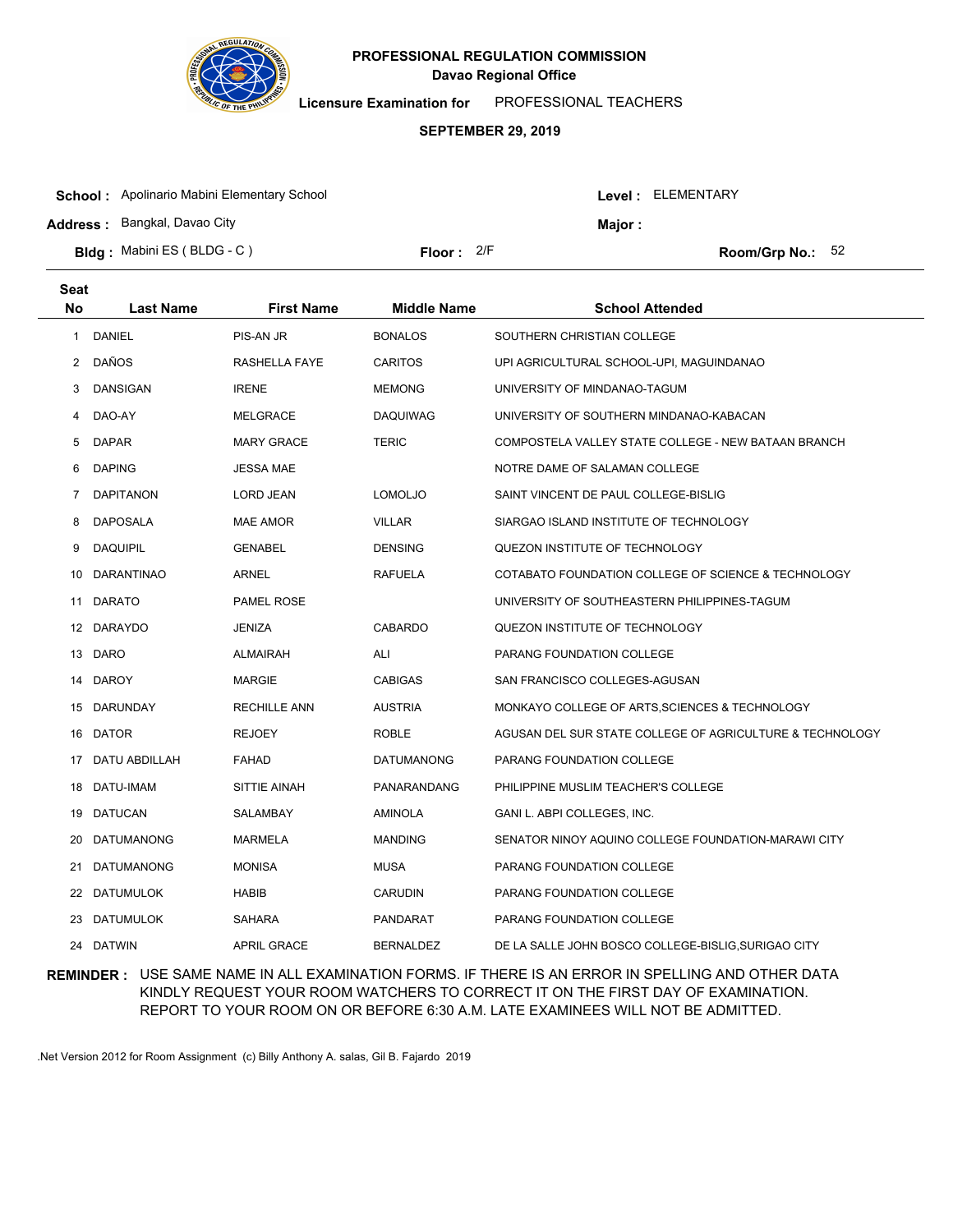**PROFESSIONAL REGULATION COMMISSION**
**Davao Regional Office**

**Licensure Examination for** PROFESSIONAL TEACHERS

**SEPTEMBER 29, 2019**

**School :** Apolinario Mabini Elementary School
**Address :** Bangkal, Davao City
**Bldg :** Mabini ES ( BLDG - C )
**Floor :** 2/F

**Level :** ELEMENTARY
**Major :**
**Room/Grp No.:** 52

| Seat No | Last Name | First Name | Middle Name | School Attended |
|---|---|---|---|---|
| 1 | DANIEL | PIS-AN JR | BONALOS | SOUTHERN CHRISTIAN COLLEGE |
| 2 | DAÑOS | RASHELLA FAYE | CARITOS | UPI AGRICULTURAL SCHOOL-UPI, MAGUINDANAO |
| 3 | DANSIGAN | IRENE | MEMONG | UNIVERSITY OF MINDANAO-TAGUM |
| 4 | DAO-AY | MELGRACE | DAQUIWAG | UNIVERSITY OF SOUTHERN MINDANAO-KABACAN |
| 5 | DAPAR | MARY GRACE | TERIC | COMPOSTELA VALLEY STATE COLLEGE - NEW BATAAN BRANCH |
| 6 | DAPING | JESSA MAE | | NOTRE DAME OF SALAMAN COLLEGE |
| 7 | DAPITANON | LORD JEAN | LOMOLJO | SAINT VINCENT DE PAUL COLLEGE-BISLIG |
| 8 | DAPOSALA | MAE AMOR | VILLAR | SIARGAO ISLAND INSTITUTE OF TECHNOLOGY |
| 9 | DAQUIPIL | GENABEL | DENSING | QUEZON INSTITUTE OF TECHNOLOGY |
| 10 | DARANTINAO | ARNEL | RAFUELA | COTABATO FOUNDATION COLLEGE OF SCIENCE & TECHNOLOGY |
| 11 | DARATO | PAMEL ROSE | | UNIVERSITY OF SOUTHEASTERN PHILIPPINES-TAGUM |
| 12 | DARAYDO | JENIZA | CABARDO | QUEZON INSTITUTE OF TECHNOLOGY |
| 13 | DARO | ALMAIRAH | ALI | PARANG FOUNDATION COLLEGE |
| 14 | DAROY | MARGIE | CABIGAS | SAN FRANCISCO COLLEGES-AGUSAN |
| 15 | DARUNDAY | RECHILLE ANN | AUSTRIA | MONKAYO COLLEGE OF ARTS,SCIENCES & TECHNOLOGY |
| 16 | DATOR | REJOEY | ROBLE | AGUSAN DEL SUR STATE COLLEGE OF AGRICULTURE & TECHNOLOGY |
| 17 | DATU ABDILLAH | FAHAD | DATUMANONG | PARANG FOUNDATION COLLEGE |
| 18 | DATU-IMAM | SITTIE AINAH | PANARANDANG | PHILIPPINE MUSLIM TEACHER'S COLLEGE |
| 19 | DATUCAN | SALAMBAY | AMINOLA | GANI L. ABPI COLLEGES, INC. |
| 20 | DATUMANONG | MARMELA | MANDING | SENATOR NINOY AQUINO COLLEGE FOUNDATION-MARAWI CITY |
| 21 | DATUMANONG | MONISA | MUSA | PARANG FOUNDATION COLLEGE |
| 22 | DATUMULOK | HABIB | CARUDIN | PARANG FOUNDATION COLLEGE |
| 23 | DATUMULOK | SAHARA | PANDARAT | PARANG FOUNDATION COLLEGE |
| 24 | DATWIN | APRIL GRACE | BERNALDEZ | DE LA SALLE JOHN BOSCO COLLEGE-BISLIG,SURIGAO CITY |

**REMINDER :** USE SAME NAME IN ALL EXAMINATION FORMS. IF THERE IS AN ERROR IN SPELLING AND OTHER DATA KINDLY REQUEST YOUR ROOM WATCHERS TO CORRECT IT ON THE FIRST DAY OF EXAMINATION. REPORT TO YOUR ROOM ON OR BEFORE 6:30 A.M. LATE EXAMINEES WILL NOT BE ADMITTED.

.Net Version 2012 for Room Assignment (c) Billy Anthony A. salas, Gil B. Fajardo 2019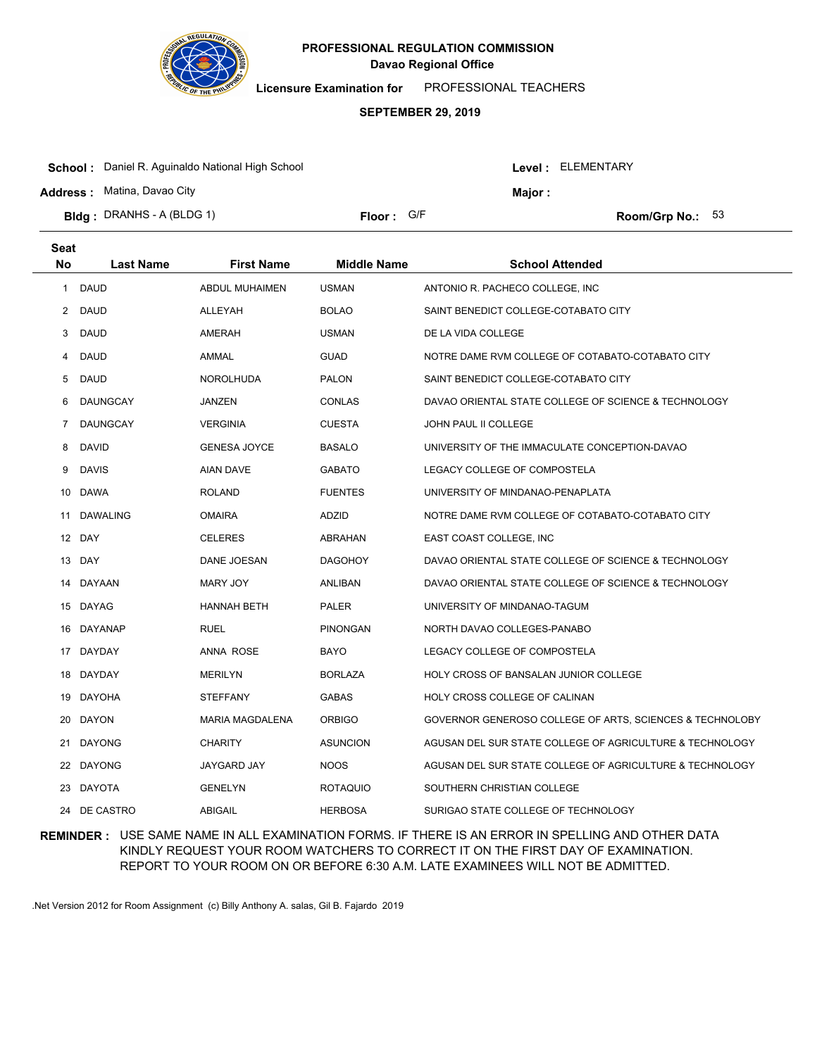# PROFESSIONAL REGULATION COMMISSION

**Davao Regional Office**

**Licensure Examination for** PROFESSIONAL TEACHERS

**SEPTEMBER 29, 2019**

**School :** Daniel R. Aguinaldo National High School

**Level :** ELEMENTARY

**Address :** Matina, Davao City

**Major :**

**Bldg :** DRANHS - A (BLDG 1)

**Floor :** G/F

**Room/Grp No.:** 53

| Seat No | Last Name | First Name | Middle Name | School Attended |
|---|---|---|---|---|
| 1 | DAUD | ABDUL MUHAIMEN | USMAN | ANTONIO R. PACHECO COLLEGE, INC |
| 2 | DAUD | ALLEYAH | BOLAO | SAINT BENEDICT COLLEGE-COTABATO CITY |
| 3 | DAUD | AMERAH | USMAN | DE LA VIDA COLLEGE |
| 4 | DAUD | AMMAL | GUAD | NOTRE DAME RVM COLLEGE OF COTABATO-COTABATO CITY |
| 5 | DAUD | NOROLHUDA | PALON | SAINT BENEDICT COLLEGE-COTABATO CITY |
| 6 | DAUNGCAY | JANZEN | CONLAS | DAVAO ORIENTAL STATE COLLEGE OF SCIENCE & TECHNOLOGY |
| 7 | DAUNGCAY | VERGINIA | CUESTA | JOHN PAUL II COLLEGE |
| 8 | DAVID | GENESA JOYCE | BASALO | UNIVERSITY OF THE IMMACULATE CONCEPTION-DAVAO |
| 9 | DAVIS | AIAN DAVE | GABATO | LEGACY COLLEGE OF COMPOSTELA |
| 10 | DAWA | ROLAND | FUENTES | UNIVERSITY OF MINDANAO-PENAPLATA |
| 11 | DAWALING | OMAIRA | ADZID | NOTRE DAME RVM COLLEGE OF COTABATO-COTABATO CITY |
| 12 | DAY | CELERES | ABRAHAN | EAST COAST COLLEGE, INC |
| 13 | DAY | DANE JOESAN | DAGOHOY | DAVAO ORIENTAL STATE COLLEGE OF SCIENCE & TECHNOLOGY |
| 14 | DAYAAN | MARY JOY | ANLIBAN | DAVAO ORIENTAL STATE COLLEGE OF SCIENCE & TECHNOLOGY |
| 15 | DAYAG | HANNAH BETH | PALER | UNIVERSITY OF MINDANAO-TAGUM |
| 16 | DAYANAP | RUEL | PINONGAN | NORTH DAVAO COLLEGES-PANABO |
| 17 | DAYDAY | ANNA ROSE | BAYO | LEGACY COLLEGE OF COMPOSTELA |
| 18 | DAYDAY | MERILYN | BORLAZA | HOLY CROSS OF BANSALAN JUNIOR COLLEGE |
| 19 | DAYOHA | STEFFANY | GABAS | HOLY CROSS COLLEGE OF CALINAN |
| 20 | DAYON | MARIA MAGDALENA | ORBIGO | GOVERNOR GENEROSO COLLEGE OF ARTS, SCIENCES & TECHNOLOBY |
| 21 | DAYONG | CHARITY | ASUNCION | AGUSAN DEL SUR STATE COLLEGE OF AGRICULTURE & TECHNOLOGY |
| 22 | DAYONG | JAYGARD JAY | NOOS | AGUSAN DEL SUR STATE COLLEGE OF AGRICULTURE & TECHNOLOGY |
| 23 | DAYOTA | GENELYN | ROTAQUIO | SOUTHERN CHRISTIAN COLLEGE |
| 24 | DE CASTRO | ABIGAIL | HERBOSA | SURIGAO STATE COLLEGE OF TECHNOLOGY |

**REMINDER :** USE SAME NAME IN ALL EXAMINATION FORMS. IF THERE IS AN ERROR IN SPELLING AND OTHER DATA KINDLY REQUEST YOUR ROOM WATCHERS TO CORRECT IT ON THE FIRST DAY OF EXAMINATION. REPORT TO YOUR ROOM ON OR BEFORE 6:30 A.M. LATE EXAMINEES WILL NOT BE ADMITTED.

.Net Version 2012 for Room Assignment (c) Billy Anthony A. salas, Gil B. Fajardo 2019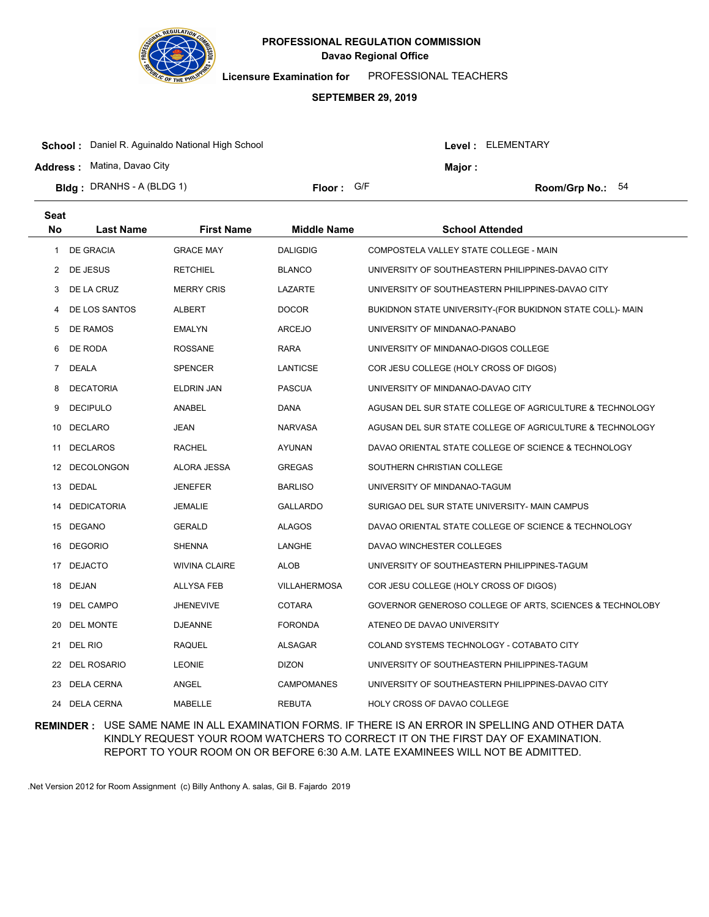**PROFESSIONAL REGULATION COMMISSION**
**Davao Regional Office**

**Licensure Examination for** PROFESSIONAL TEACHERS

**SEPTEMBER 29, 2019**

**School :** Daniel R. Aguinaldo National High School
**Level :** ELEMENTARY
**Address :** Matina, Davao City
**Major :**
**Bldg :** DRANHS - A (BLDG 1)
**Floor :** G/F
**Room/Grp No.:** 54

| Seat No | Last Name | First Name | Middle Name | School Attended |
|---|---|---|---|---|
| 1 | DE GRACIA | GRACE MAY | DALIGDIG | COMPOSTELA VALLEY STATE COLLEGE - MAIN |
| 2 | DE JESUS | RETCHIEL | BLANCO | UNIVERSITY OF SOUTHEASTERN PHILIPPINES-DAVAO CITY |
| 3 | DE LA CRUZ | MERRY CRIS | LAZARTE | UNIVERSITY OF SOUTHEASTERN PHILIPPINES-DAVAO CITY |
| 4 | DE LOS SANTOS | ALBERT | DOCOR | BUKIDNON STATE UNIVERSITY-(FOR BUKIDNON STATE COLL)- MAIN |
| 5 | DE RAMOS | EMALYN | ARCEJO | UNIVERSITY OF MINDANAO-PANABO |
| 6 | DE RODA | ROSSANE | RARA | UNIVERSITY OF MINDANAO-DIGOS COLLEGE |
| 7 | DEALA | SPENCER | LANTICSE | COR JESU COLLEGE (HOLY CROSS OF DIGOS) |
| 8 | DECATORIA | ELDRIN JAN | PASCUA | UNIVERSITY OF MINDANAO-DAVAO CITY |
| 9 | DECIPULO | ANABEL | DANA | AGUSAN DEL SUR STATE COLLEGE OF AGRICULTURE & TECHNOLOGY |
| 10 | DECLARO | JEAN | NARVASA | AGUSAN DEL SUR STATE COLLEGE OF AGRICULTURE & TECHNOLOGY |
| 11 | DECLAROS | RACHEL | AYUNAN | DAVAO ORIENTAL STATE COLLEGE OF SCIENCE & TECHNOLOGY |
| 12 | DECOLONGON | ALORA JESSA | GREGAS | SOUTHERN CHRISTIAN COLLEGE |
| 13 | DEDAL | JENEFER | BARLISO | UNIVERSITY OF MINDANAO-TAGUM |
| 14 | DEDICATORIA | JEMALIE | GALLARDO | SURIGAO DEL SUR STATE UNIVERSITY- MAIN CAMPUS |
| 15 | DEGANO | GERALD | ALAGOS | DAVAO ORIENTAL STATE COLLEGE OF SCIENCE & TECHNOLOGY |
| 16 | DEGORIO | SHENNA | LANGHE | DAVAO WINCHESTER COLLEGES |
| 17 | DEJACTO | WIVINA CLAIRE | ALOB | UNIVERSITY OF SOUTHEASTERN PHILIPPINES-TAGUM |
| 18 | DEJAN | ALLYSA FEB | VILLAHERMOSA | COR JESU COLLEGE (HOLY CROSS OF DIGOS) |
| 19 | DEL CAMPO | JHENEVIVE | COTARA | GOVERNOR GENEROSO COLLEGE OF ARTS, SCIENCES & TECHNOLOBY |
| 20 | DEL MONTE | DJEANNE | FORONDA | ATENEO DE DAVAO UNIVERSITY |
| 21 | DEL RIO | RAQUEL | ALSAGAR | COLAND SYSTEMS TECHNOLOGY - COTABATO CITY |
| 22 | DEL ROSARIO | LEONIE | DIZON | UNIVERSITY OF SOUTHEASTERN PHILIPPINES-TAGUM |
| 23 | DELA CERNA | ANGEL | CAMPOMANES | UNIVERSITY OF SOUTHEASTERN PHILIPPINES-DAVAO CITY |
| 24 | DELA CERNA | MABELLE | REBUTA | HOLY CROSS OF DAVAO COLLEGE |

**REMINDER :** USE SAME NAME IN ALL EXAMINATION FORMS. IF THERE IS AN ERROR IN SPELLING AND OTHER DATA KINDLY REQUEST YOUR ROOM WATCHERS TO CORRECT IT ON THE FIRST DAY OF EXAMINATION. REPORT TO YOUR ROOM ON OR BEFORE 6:30 A.M. LATE EXAMINEES WILL NOT BE ADMITTED.

.Net Version 2012 for Room Assignment (c) Billy Anthony A. salas, Gil B. Fajardo 2019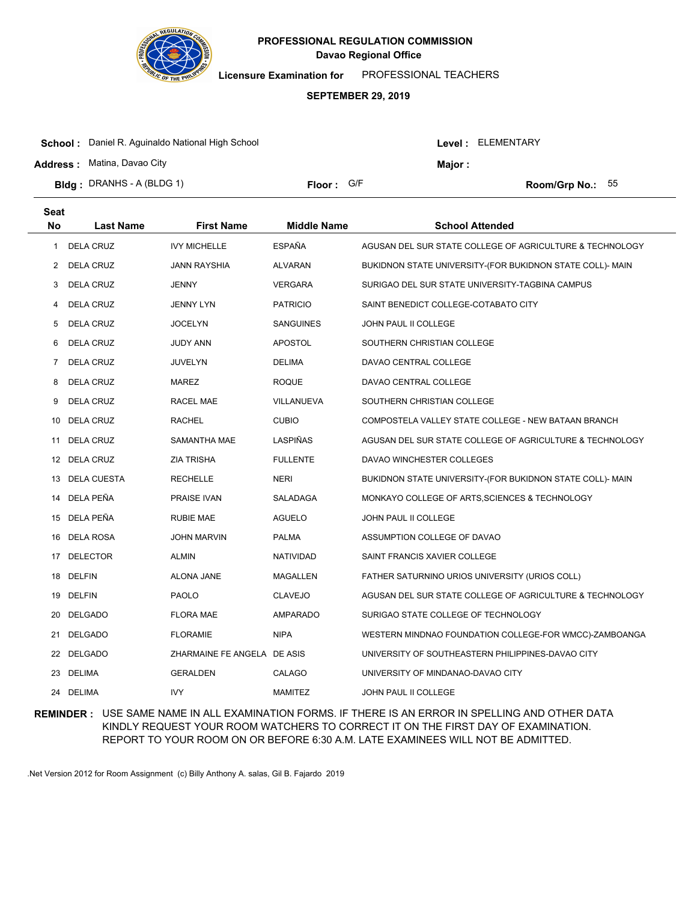**PROFESSIONAL REGULATION COMMISSION**
**Davao Regional Office**

**Licensure Examination for** PROFESSIONAL TEACHERS

**SEPTEMBER 29, 2019**

**School :** Daniel R. Aguinaldo National High School | **Level :** ELEMENTARY

**Address :** Matina, Davao City | **Major :**

**Bldg :** DRANHS - A (BLDG 1) | **Floor :** G/F | **Room/Grp No.:** 55

| Seat No | Last Name | First Name | Middle Name | School Attended |
|---|---|---|---|---|
| 1 | DELA CRUZ | IVY MICHELLE | ESPAÑA | AGUSAN DEL SUR STATE COLLEGE OF AGRICULTURE & TECHNOLOGY |
| 2 | DELA CRUZ | JANN RAYSHIA | ALVARAN | BUKIDNON STATE UNIVERSITY-(FOR BUKIDNON STATE COLL)- MAIN |
| 3 | DELA CRUZ | JENNY | VERGARA | SURIGAO DEL SUR STATE UNIVERSITY-TAGBINA CAMPUS |
| 4 | DELA CRUZ | JENNY LYN | PATRICIO | SAINT BENEDICT COLLEGE-COTABATO CITY |
| 5 | DELA CRUZ | JOCELYN | SANGUINES | JOHN PAUL II COLLEGE |
| 6 | DELA CRUZ | JUDY ANN | APOSTOL | SOUTHERN CHRISTIAN COLLEGE |
| 7 | DELA CRUZ | JUVELYN | DELIMA | DAVAO CENTRAL COLLEGE |
| 8 | DELA CRUZ | MAREZ | ROQUE | DAVAO CENTRAL COLLEGE |
| 9 | DELA CRUZ | RACEL MAE | VILLANUEVA | SOUTHERN CHRISTIAN COLLEGE |
| 10 | DELA CRUZ | RACHEL | CUBIO | COMPOSTELA VALLEY STATE COLLEGE - NEW BATAAN BRANCH |
| 11 | DELA CRUZ | SAMANTHA MAE | LASPIÑAS | AGUSAN DEL SUR STATE COLLEGE OF AGRICULTURE & TECHNOLOGY |
| 12 | DELA CRUZ | ZIA TRISHA | FULLENTE | DAVAO WINCHESTER COLLEGES |
| 13 | DELA CUESTA | RECHELLE | NERI | BUKIDNON STATE UNIVERSITY-(FOR BUKIDNON STATE COLL)- MAIN |
| 14 | DELA PEÑA | PRAISE IVAN | SALADAGA | MONKAYO COLLEGE OF ARTS,SCIENCES & TECHNOLOGY |
| 15 | DELA PEÑA | RUBIE MAE | AGUELO | JOHN PAUL II COLLEGE |
| 16 | DELA ROSA | JOHN MARVIN | PALMA | ASSUMPTION COLLEGE OF DAVAO |
| 17 | DELECTOR | ALMIN | NATIVIDAD | SAINT FRANCIS XAVIER COLLEGE |
| 18 | DELFIN | ALONA JANE | MAGALLEN | FATHER SATURNINO URIOS UNIVERSITY (URIOS COLL) |
| 19 | DELFIN | PAOLO | CLAVEJO | AGUSAN DEL SUR STATE COLLEGE OF AGRICULTURE & TECHNOLOGY |
| 20 | DELGADO | FLORA MAE | AMPARADO | SURIGAO STATE COLLEGE OF TECHNOLOGY |
| 21 | DELGADO | FLORAMIE | NIPA | WESTERN MINDNAO FOUNDATION COLLEGE-FOR WMCC)-ZAMBOANGA |
| 22 | DELGADO | ZHARMAINE FE ANGELA | DE ASIS | UNIVERSITY OF SOUTHEASTERN PHILIPPINES-DAVAO CITY |
| 23 | DELIMA | GERALDEN | CALAGO | UNIVERSITY OF MINDANAO-DAVAO CITY |
| 24 | DELIMA | IVY | MAMITEZ | JOHN PAUL II COLLEGE |

**REMINDER :** USE SAME NAME IN ALL EXAMINATION FORMS. IF THERE IS AN ERROR IN SPELLING AND OTHER DATA KINDLY REQUEST YOUR ROOM WATCHERS TO CORRECT IT ON THE FIRST DAY OF EXAMINATION. REPORT TO YOUR ROOM ON OR BEFORE 6:30 A.M. LATE EXAMINEES WILL NOT BE ADMITTED.

.Net Version 2012 for Room Assignment (c) Billy Anthony A. salas, Gil B. Fajardo 2019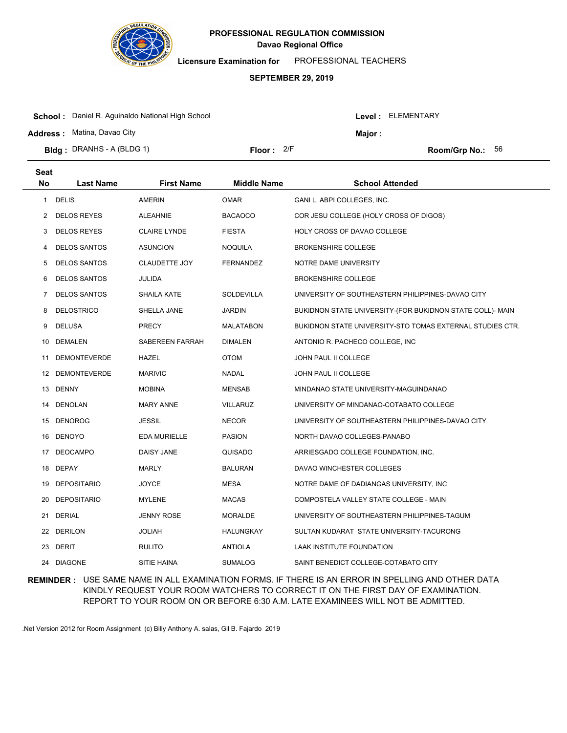# PROFESSIONAL REGULATION COMMISSION

**Davao Regional Office**

**Licensure Examination for** PROFESSIONAL TEACHERS

**SEPTEMBER 29, 2019**

**School :** Daniel R. Aguinaldo National High School

**Level :** ELEMENTARY

**Address :** Matina, Davao City

**Major :**

**Bldg :** DRANHS - A (BLDG 1)

**Floor :** 2/F

**Room/Grp No.:** 56

| Seat No | Last Name | First Name | Middle Name | School Attended |
|---|---|---|---|---|
| 1 | DELIS | AMERIN | OMAR | GANI L. ABPI COLLEGES, INC. |
| 2 | DELOS REYES | ALEAHNIE | BACAOCO | COR JESU COLLEGE (HOLY CROSS OF DIGOS) |
| 3 | DELOS REYES | CLAIRE LYNDE | FIESTA | HOLY CROSS OF DAVAO COLLEGE |
| 4 | DELOS SANTOS | ASUNCION | NOQUILA | BROKENSHIRE COLLEGE |
| 5 | DELOS SANTOS | CLAUDETTE JOY | FERNANDEZ | NOTRE DAME UNIVERSITY |
| 6 | DELOS SANTOS | JULIDA | | BROKENSHIRE COLLEGE |
| 7 | DELOS SANTOS | SHAILA KATE | SOLDEVILLA | UNIVERSITY OF SOUTHEASTERN PHILIPPINES-DAVAO CITY |
| 8 | DELOSTRICO | SHELLA JANE | JARDIN | BUKIDNON STATE UNIVERSITY-(FOR BUKIDNON STATE COLL)- MAIN |
| 9 | DELUSA | PRECY | MALATABON | BUKIDNON STATE UNIVERSITY-STO TOMAS EXTERNAL STUDIES CTR. |
| 10 | DEMALEN | SABEREEN FARRAH | DIMALEN | ANTONIO R. PACHECO COLLEGE, INC |
| 11 | DEMONTEVERDE | HAZEL | OTOM | JOHN PAUL II COLLEGE |
| 12 | DEMONTEVERDE | MARIVIC | NADAL | JOHN PAUL II COLLEGE |
| 13 | DENNY | MOBINA | MENSAB | MINDANAO STATE UNIVERSITY-MAGUINDANAO |
| 14 | DENOLAN | MARY ANNE | VILLARUZ | UNIVERSITY OF MINDANAO-COTABATO COLLEGE |
| 15 | DENOROG | JESSIL | NECOR | UNIVERSITY OF SOUTHEASTERN PHILIPPINES-DAVAO CITY |
| 16 | DENOYO | EDA MURIELLE | PASION | NORTH DAVAO COLLEGES-PANABO |
| 17 | DEOCAMPO | DAISY JANE | QUISADO | ARRIESGADO COLLEGE FOUNDATION, INC. |
| 18 | DEPAY | MARLY | BALURAN | DAVAO WINCHESTER COLLEGES |
| 19 | DEPOSITARIO | JOYCE | MESA | NOTRE DAME OF DADIANGAS UNIVERSITY, INC |
| 20 | DEPOSITARIO | MYLENE | MACAS | COMPOSTELA VALLEY STATE COLLEGE - MAIN |
| 21 | DERIAL | JENNY ROSE | MORALDE | UNIVERSITY OF SOUTHEASTERN PHILIPPINES-TAGUM |
| 22 | DERILON | JOLIAH | HALUNGKAY | SULTAN KUDARAT STATE UNIVERSITY-TACURONG |
| 23 | DERIT | RULITO | ANTIOLA | LAAK INSTITUTE FOUNDATION |
| 24 | DIAGONE | SITIE HAINA | SUMALOG | SAINT BENEDICT COLLEGE-COTABATO CITY |

**REMINDER :** USE SAME NAME IN ALL EXAMINATION FORMS. IF THERE IS AN ERROR IN SPELLING AND OTHER DATA KINDLY REQUEST YOUR ROOM WATCHERS TO CORRECT IT ON THE FIRST DAY OF EXAMINATION. REPORT TO YOUR ROOM ON OR BEFORE 6:30 A.M. LATE EXAMINEES WILL NOT BE ADMITTED.

.Net Version 2012 for Room Assignment (c) Billy Anthony A. salas, Gil B. Fajardo 2019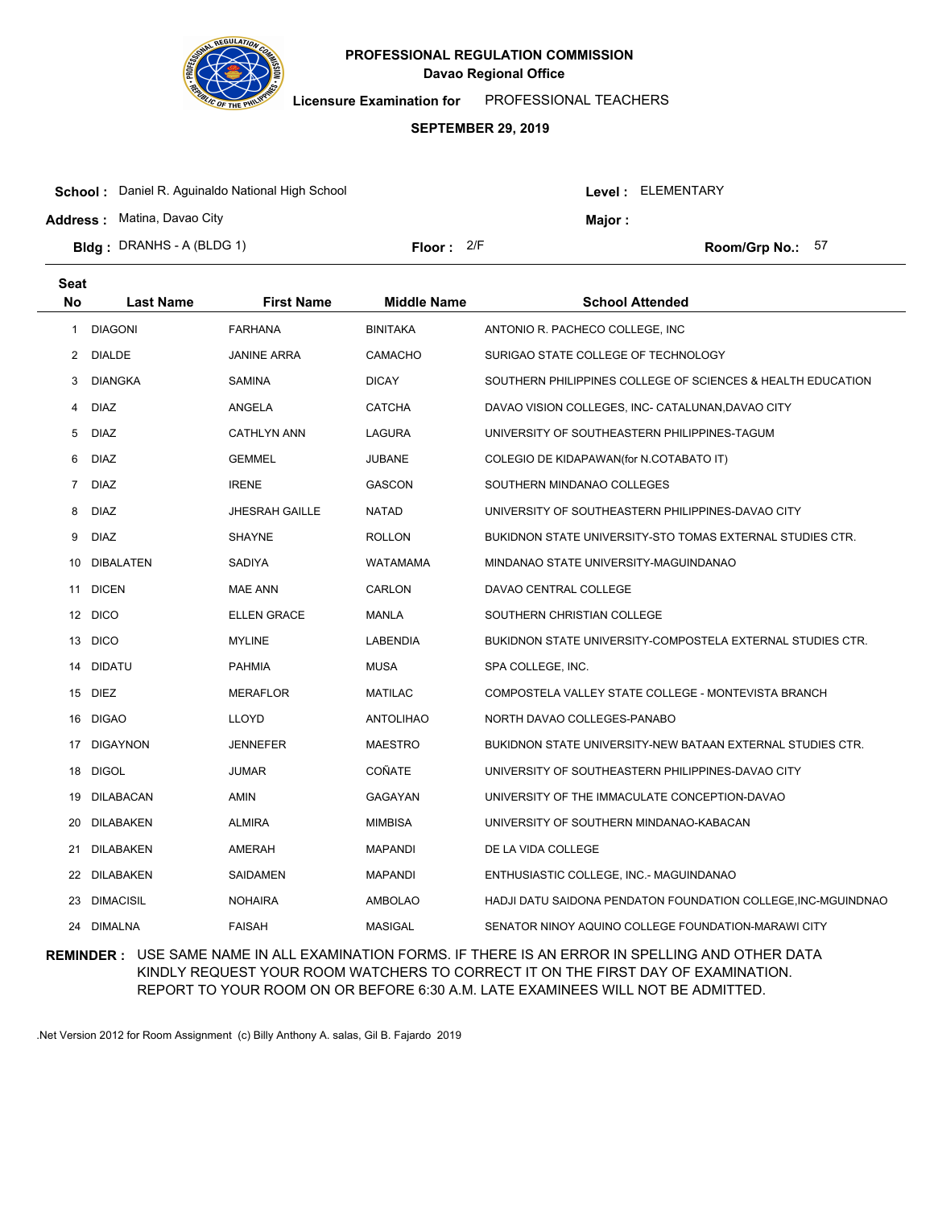# PROFESSIONAL REGULATION COMMISSION

**Davao Regional Office**

**Licensure Examination for** PROFESSIONAL TEACHERS

**SEPTEMBER 29, 2019**

**School :** Daniel R. Aguinaldo National High School

**Level :** ELEMENTARY

**Address :** Matina, Davao City

**Major :**

**Bldg :** DRANHS - A (BLDG 1)

**Floor :** 2/F

**Room/Grp No.:** 57

| Seat No | Last Name | First Name | Middle Name | School Attended |
|---|---|---|---|---|
| 1 | DIAGONI | FARHANA | BINITAKA | ANTONIO R. PACHECO COLLEGE, INC |
| 2 | DIALDE | JANINE ARRA | CAMACHO | SURIGAO STATE COLLEGE OF TECHNOLOGY |
| 3 | DIANGKA | SAMINA | DICAY | SOUTHERN PHILIPPINES COLLEGE OF SCIENCES & HEALTH EDUCATION |
| 4 | DIAZ | ANGELA | CATCHA | DAVAO VISION COLLEGES, INC- CATALUNAN,DAVAO CITY |
| 5 | DIAZ | CATHLYN ANN | LAGURA | UNIVERSITY OF SOUTHEASTERN PHILIPPINES-TAGUM |
| 6 | DIAZ | GEMMEL | JUBANE | COLEGIO DE KIDAPAWAN(for N.COTABATO IT) |
| 7 | DIAZ | IRENE | GASCON | SOUTHERN MINDANAO COLLEGES |
| 8 | DIAZ | JHESRAH GAILLE | NATAD | UNIVERSITY OF SOUTHEASTERN PHILIPPINES-DAVAO CITY |
| 9 | DIAZ | SHAYNE | ROLLON | BUKIDNON STATE UNIVERSITY-STO TOMAS EXTERNAL STUDIES CTR. |
| 10 | DIBALATEN | SADIYA | WATAMAMA | MINDANAO STATE UNIVERSITY-MAGUINDANAO |
| 11 | DICEN | MAE ANN | CARLON | DAVAO CENTRAL COLLEGE |
| 12 | DICO | ELLEN GRACE | MANLA | SOUTHERN CHRISTIAN COLLEGE |
| 13 | DICO | MYLINE | LABENDIA | BUKIDNON STATE UNIVERSITY-COMPOSTELA EXTERNAL STUDIES CTR. |
| 14 | DIDATU | PAHMIA | MUSA | SPA COLLEGE, INC. |
| 15 | DIEZ | MERAFLOR | MATILAC | COMPOSTELA VALLEY STATE COLLEGE - MONTEVISTA BRANCH |
| 16 | DIGAO | LLOYD | ANTOLIHAO | NORTH DAVAO COLLEGES-PANABO |
| 17 | DIGAYNON | JENNEFER | MAESTRO | BUKIDNON STATE UNIVERSITY-NEW BATAAN EXTERNAL STUDIES CTR. |
| 18 | DIGOL | JUMAR | COÑATE | UNIVERSITY OF SOUTHEASTERN PHILIPPINES-DAVAO CITY |
| 19 | DILABACAN | AMIN | GAGAYAN | UNIVERSITY OF THE IMMACULATE CONCEPTION-DAVAO |
| 20 | DILABAKEN | ALMIRA | MIMBISA | UNIVERSITY OF SOUTHERN MINDANAO-KABACAN |
| 21 | DILABAKEN | AMERAH | MAPANDI | DE LA VIDA COLLEGE |
| 22 | DILABAKEN | SAIDAMEN | MAPANDI | ENTHUSIASTIC COLLEGE, INC.- MAGUINDANAO |
| 23 | DIMACISIL | NOHAIRA | AMBOLAO | HADJI DATU SAIDONA PENDATON FOUNDATION COLLEGE,INC-MGUINDNAO |
| 24 | DIMALNA | FAISAH | MASIGAL | SENATOR NINOY AQUINO COLLEGE FOUNDATION-MARAWI CITY |

**REMINDER :** USE SAME NAME IN ALL EXAMINATION FORMS. IF THERE IS AN ERROR IN SPELLING AND OTHER DATA KINDLY REQUEST YOUR ROOM WATCHERS TO CORRECT IT ON THE FIRST DAY OF EXAMINATION. REPORT TO YOUR ROOM ON OR BEFORE 6:30 A.M. LATE EXAMINEES WILL NOT BE ADMITTED.

.Net Version 2012 for Room Assignment (c) Billy Anthony A. salas, Gil B. Fajardo 2019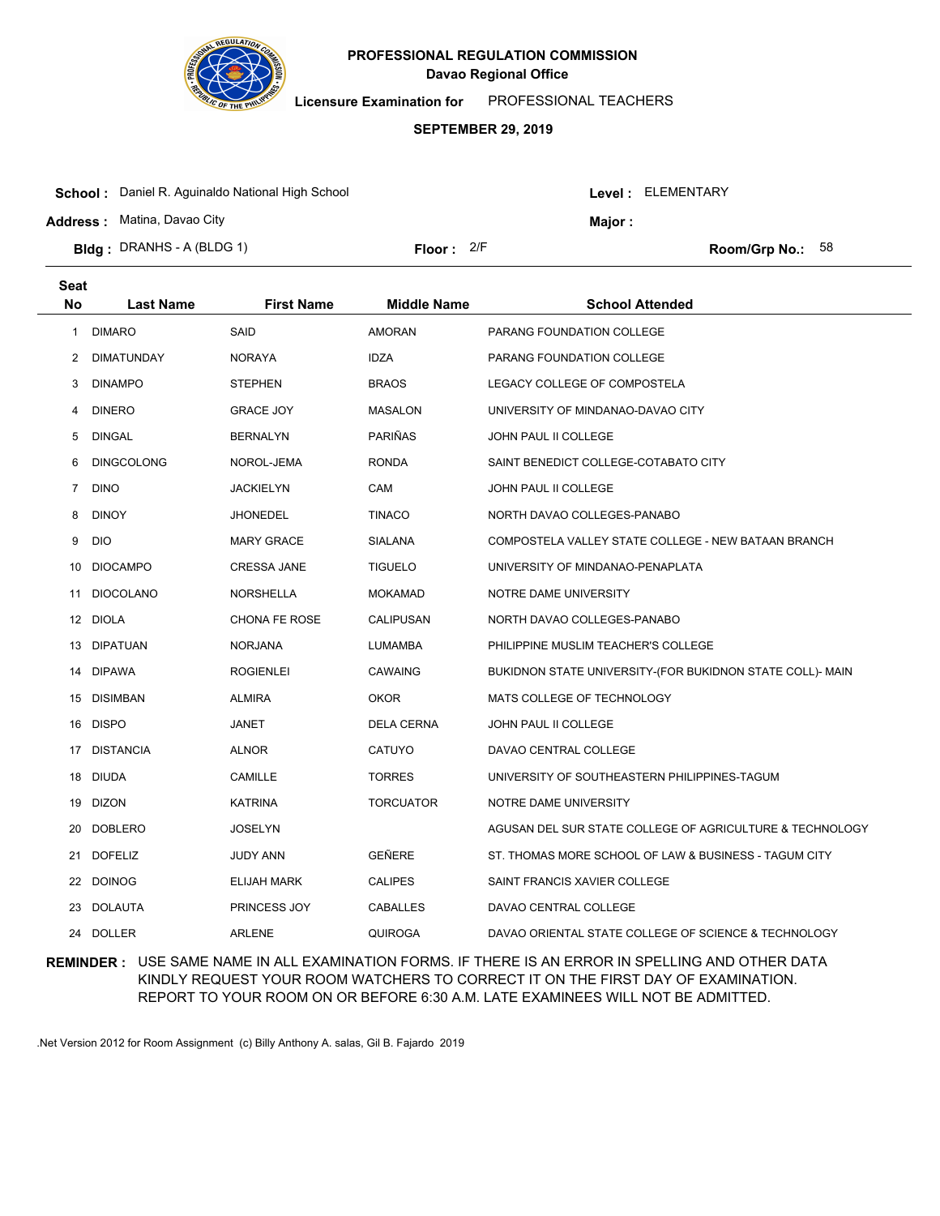# PROFESSIONAL REGULATION COMMISSION

**Davao Regional Office**

**Licensure Examination for** PROFESSIONAL TEACHERS

**SEPTEMBER 29, 2019**

**School :** Daniel R. Aguinaldo National High School
**Level :** ELEMENTARY

**Address :** Matina, Davao City
**Major :**

**Bldg :** DRANHS - A (BLDG 1)
**Floor :** 2/F
**Room/Grp No.:** 58

| Seat No | Last Name | First Name | Middle Name | School Attended |
|---|---|---|---|---|
| 1 | DIMARO | SAID | AMORAN | PARANG FOUNDATION COLLEGE |
| 2 | DIMATUNDAY | NORAYA | IDZA | PARANG FOUNDATION COLLEGE |
| 3 | DINAMPO | STEPHEN | BRAOS | LEGACY COLLEGE OF COMPOSTELA |
| 4 | DINERO | GRACE JOY | MASALON | UNIVERSITY OF MINDANAO-DAVAO CITY |
| 5 | DINGAL | BERNALYN | PARIÑAS | JOHN PAUL II COLLEGE |
| 6 | DINGCOLONG | NOROL-JEMA | RONDA | SAINT BENEDICT COLLEGE-COTABATO CITY |
| 7 | DINO | JACKIELYN | CAM | JOHN PAUL II COLLEGE |
| 8 | DINOY | JHONEDEL | TINACO | NORTH DAVAO COLLEGES-PANABO |
| 9 | DIO | MARY GRACE | SIALANA | COMPOSTELA VALLEY STATE COLLEGE - NEW BATAAN BRANCH |
| 10 | DIOCAMPO | CRESSA JANE | TIGUELO | UNIVERSITY OF MINDANAO-PENAPLATA |
| 11 | DIOCOLANO | NORSHELLA | MOKAMAD | NOTRE DAME UNIVERSITY |
| 12 | DIOLA | CHONA FE ROSE | CALIPUSAN | NORTH DAVAO COLLEGES-PANABO |
| 13 | DIPATUAN | NORJANA | LUMAMBA | PHILIPPINE MUSLIM TEACHER'S COLLEGE |
| 14 | DIPAWA | ROGIENLEI | CAWAING | BUKIDNON STATE UNIVERSITY-(FOR BUKIDNON STATE COLL)- MAIN |
| 15 | DISIMBAN | ALMIRA | OKOR | MATS COLLEGE OF TECHNOLOGY |
| 16 | DISPO | JANET | DELA CERNA | JOHN PAUL II COLLEGE |
| 17 | DISTANCIA | ALNOR | CATUYO | DAVAO CENTRAL COLLEGE |
| 18 | DIUDA | CAMILLE | TORRES | UNIVERSITY OF SOUTHEASTERN PHILIPPINES-TAGUM |
| 19 | DIZON | KATRINA | TORCUATOR | NOTRE DAME UNIVERSITY |
| 20 | DOBLERO | JOSELYN | | AGUSAN DEL SUR STATE COLLEGE OF AGRICULTURE & TECHNOLOGY |
| 21 | DOFELIZ | JUDY ANN | GEÑERE | ST. THOMAS MORE SCHOOL OF LAW & BUSINESS - TAGUM CITY |
| 22 | DOINOG | ELIJAH MARK | CALIPES | SAINT FRANCIS XAVIER COLLEGE |
| 23 | DOLAUTA | PRINCESS JOY | CABALLES | DAVAO CENTRAL COLLEGE |
| 24 | DOLLER | ARLENE | QUIROGA | DAVAO ORIENTAL STATE COLLEGE OF SCIENCE & TECHNOLOGY |

**REMINDER :** USE SAME NAME IN ALL EXAMINATION FORMS. IF THERE IS AN ERROR IN SPELLING AND OTHER DATA KINDLY REQUEST YOUR ROOM WATCHERS TO CORRECT IT ON THE FIRST DAY OF EXAMINATION. REPORT TO YOUR ROOM ON OR BEFORE 6:30 A.M. LATE EXAMINEES WILL NOT BE ADMITTED.

.Net Version 2012 for Room Assignment (c) Billy Anthony A. salas, Gil B. Fajardo 2019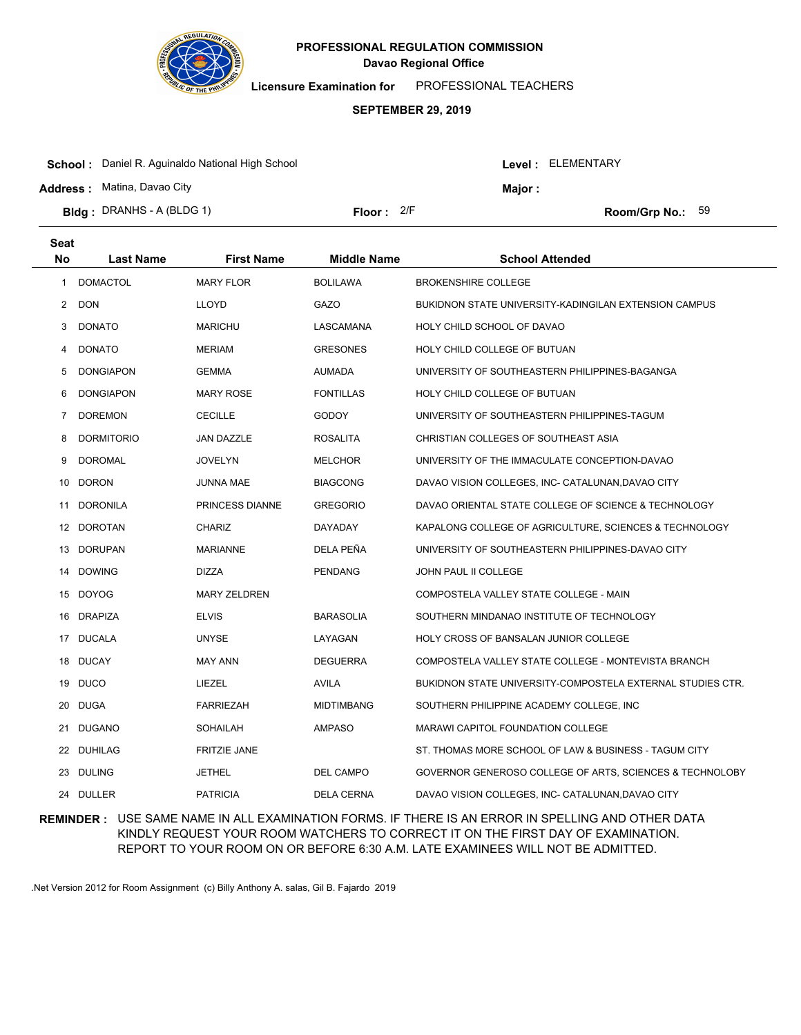# PROFESSIONAL REGULATION COMMISSION

**Davao Regional Office**

**Licensure Examination for** PROFESSIONAL TEACHERS

**SEPTEMBER 29, 2019**

**School :** Daniel R. Aguinaldo National High School **Level :** ELEMENTARY

**Address :** Matina, Davao City **Major :**

**Bldg :** DRANHS - A (BLDG 1) **Floor :** 2/F **Room/Grp No.:** 59

| Seat No | Last Name | First Name | Middle Name | School Attended |
|---|---|---|---|---|
| 1 | DOMACTOL | MARY FLOR | BOLILAWA | BROKENSHIRE COLLEGE |
| 2 | DON | LLOYD | GAZO | BUKIDNON STATE UNIVERSITY-KADINGILAN EXTENSION CAMPUS |
| 3 | DONATO | MARICHU | LASCAMANA | HOLY CHILD SCHOOL OF DAVAO |
| 4 | DONATO | MERIAM | GRESONES | HOLY CHILD COLLEGE OF BUTUAN |
| 5 | DONGIAPON | GEMMA | AUMADA | UNIVERSITY OF SOUTHEASTERN PHILIPPINES-BAGANGA |
| 6 | DONGIAPON | MARY ROSE | FONTILLAS | HOLY CHILD COLLEGE OF BUTUAN |
| 7 | DOREMON | CECILLE | GODOY | UNIVERSITY OF SOUTHEASTERN PHILIPPINES-TAGUM |
| 8 | DORMITORIO | JAN DAZZLE | ROSALITA | CHRISTIAN COLLEGES OF SOUTHEAST ASIA |
| 9 | DOROMAL | JOVELYN | MELCHOR | UNIVERSITY OF THE IMMACULATE CONCEPTION-DAVAO |
| 10 | DORON | JUNNA MAE | BIAGCONG | DAVAO VISION COLLEGES, INC- CATALUNAN,DAVAO CITY |
| 11 | DORONILA | PRINCESS DIANNE | GREGORIO | DAVAO ORIENTAL STATE COLLEGE OF SCIENCE & TECHNOLOGY |
| 12 | DOROTAN | CHARIZ | DAYADAY | KAPALONG COLLEGE OF AGRICULTURE, SCIENCES & TECHNOLOGY |
| 13 | DORUPAN | MARIANNE | DELA PEÑA | UNIVERSITY OF SOUTHEASTERN PHILIPPINES-DAVAO CITY |
| 14 | DOWING | DIZZA | PENDANG | JOHN PAUL II COLLEGE |
| 15 | DOYOG | MARY ZELDREN | | COMPOSTELA VALLEY STATE COLLEGE - MAIN |
| 16 | DRAPIZA | ELVIS | BARASOLIA | SOUTHERN MINDANAO INSTITUTE OF TECHNOLOGY |
| 17 | DUCALA | UNYSE | LAYAGAN | HOLY CROSS OF BANSALAN JUNIOR COLLEGE |
| 18 | DUCAY | MAY ANN | DEGUERRA | COMPOSTELA VALLEY STATE COLLEGE - MONTEVISTA BRANCH |
| 19 | DUCO | LIEZEL | AVILA | BUKIDNON STATE UNIVERSITY-COMPOSTELA EXTERNAL STUDIES CTR. |
| 20 | DUGA | FARRIEZAH | MIDTIMBANG | SOUTHERN PHILIPPINE ACADEMY COLLEGE, INC |
| 21 | DUGANO | SOHAILAH | AMPASO | MARAWI CAPITOL FOUNDATION COLLEGE |
| 22 | DUHILAG | FRITZIE JANE | | ST. THOMAS MORE SCHOOL OF LAW & BUSINESS - TAGUM CITY |
| 23 | DULING | JETHEL | DEL CAMPO | GOVERNOR GENEROSO COLLEGE OF ARTS, SCIENCES & TECHNOLOBY |
| 24 | DULLER | PATRICIA | DELA CERNA | DAVAO VISION COLLEGES, INC- CATALUNAN,DAVAO CITY |

**REMINDER :** USE SAME NAME IN ALL EXAMINATION FORMS. IF THERE IS AN ERROR IN SPELLING AND OTHER DATA KINDLY REQUEST YOUR ROOM WATCHERS TO CORRECT IT ON THE FIRST DAY OF EXAMINATION. REPORT TO YOUR ROOM ON OR BEFORE 6:30 A.M. LATE EXAMINEES WILL NOT BE ADMITTED.

.Net Version 2012 for Room Assignment (c) Billy Anthony A. salas, Gil B. Fajardo 2019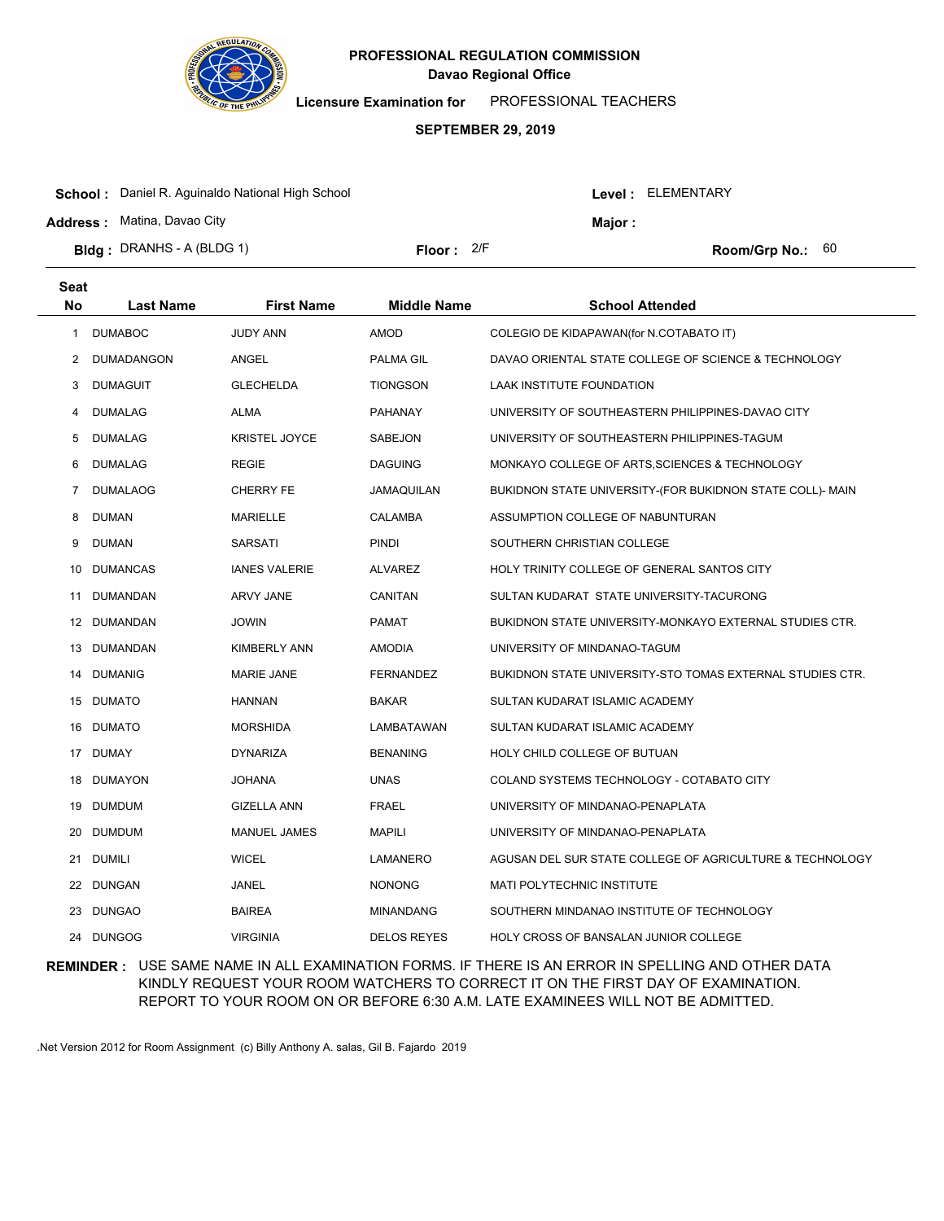**PROFESSIONAL REGULATION COMMISSION**
**Davao Regional Office**

**Licensure Examination for** PROFESSIONAL TEACHERS

**SEPTEMBER 29, 2019**

**School :** Daniel R. Aguinaldo National High School
**Level :** ELEMENTARY
**Address :** Matina, Davao City
**Major :**
**Bldg :** DRANHS - A (BLDG 1)
**Floor :** 2/F
**Room/Grp No.:** 60

| Seat No | Last Name | First Name | Middle Name | School Attended |
|---|---|---|---|---|
| 1 | DUMABOC | JUDY ANN | AMOD | COLEGIO DE KIDAPAWAN(for N.COTABATO IT) |
| 2 | DUMADANGON | ANGEL | PALMA GIL | DAVAO ORIENTAL STATE COLLEGE OF SCIENCE & TECHNOLOGY |
| 3 | DUMAGUIT | GLECHELDA | TIONGSON | LAAK INSTITUTE FOUNDATION |
| 4 | DUMALAG | ALMA | PAHANAY | UNIVERSITY OF SOUTHEASTERN PHILIPPINES-DAVAO CITY |
| 5 | DUMALAG | KRISTEL JOYCE | SABEJON | UNIVERSITY OF SOUTHEASTERN PHILIPPINES-TAGUM |
| 6 | DUMALAG | REGIE | DAGUING | MONKAYO COLLEGE OF ARTS,SCIENCES & TECHNOLOGY |
| 7 | DUMALAOG | CHERRY FE | JAMAQUILAN | BUKIDNON STATE UNIVERSITY-(FOR BUKIDNON STATE COLL)- MAIN |
| 8 | DUMAN | MARIELLE | CALAMBA | ASSUMPTION COLLEGE OF NABUNTURAN |
| 9 | DUMAN | SARSATI | PINDI | SOUTHERN CHRISTIAN COLLEGE |
| 10 | DUMANCAS | IANES VALERIE | ALVAREZ | HOLY TRINITY COLLEGE OF GENERAL SANTOS CITY |
| 11 | DUMANDAN | ARVY JANE | CANITAN | SULTAN KUDARAT STATE UNIVERSITY-TACURONG |
| 12 | DUMANDAN | JOWIN | PAMAT | BUKIDNON STATE UNIVERSITY-MONKAYO EXTERNAL STUDIES CTR. |
| 13 | DUMANDAN | KIMBERLY ANN | AMODIA | UNIVERSITY OF MINDANAO-TAGUM |
| 14 | DUMANIG | MARIE JANE | FERNANDEZ | BUKIDNON STATE UNIVERSITY-STO TOMAS EXTERNAL STUDIES CTR. |
| 15 | DUMATO | HANNAN | BAKAR | SULTAN KUDARAT ISLAMIC ACADEMY |
| 16 | DUMATO | MORSHIDA | LAMBATAWAN | SULTAN KUDARAT ISLAMIC ACADEMY |
| 17 | DUMAY | DYNARIZA | BENANING | HOLY CHILD COLLEGE OF BUTUAN |
| 18 | DUMAYON | JOHANA | UNAS | COLAND SYSTEMS TECHNOLOGY - COTABATO CITY |
| 19 | DUMDUM | GIZELLA ANN | FRAEL | UNIVERSITY OF MINDANAO-PENAPLATA |
| 20 | DUMDUM | MANUEL JAMES | MAPILI | UNIVERSITY OF MINDANAO-PENAPLATA |
| 21 | DUMILI | WICEL | LAMANERO | AGUSAN DEL SUR STATE COLLEGE OF AGRICULTURE & TECHNOLOGY |
| 22 | DUNGAN | JANEL | NONONG | MATI POLYTECHNIC INSTITUTE |
| 23 | DUNGAO | BAIREA | MINANDANG | SOUTHERN MINDANAO INSTITUTE OF TECHNOLOGY |
| 24 | DUNGOG | VIRGINIA | DELOS REYES | HOLY CROSS OF BANSALAN JUNIOR COLLEGE |

**REMINDER :** USE SAME NAME IN ALL EXAMINATION FORMS. IF THERE IS AN ERROR IN SPELLING AND OTHER DATA KINDLY REQUEST YOUR ROOM WATCHERS TO CORRECT IT ON THE FIRST DAY OF EXAMINATION. REPORT TO YOUR ROOM ON OR BEFORE 6:30 A.M. LATE EXAMINEES WILL NOT BE ADMITTED.

.Net Version 2012 for Room Assignment (c) Billy Anthony A. salas, Gil B. Fajardo 2019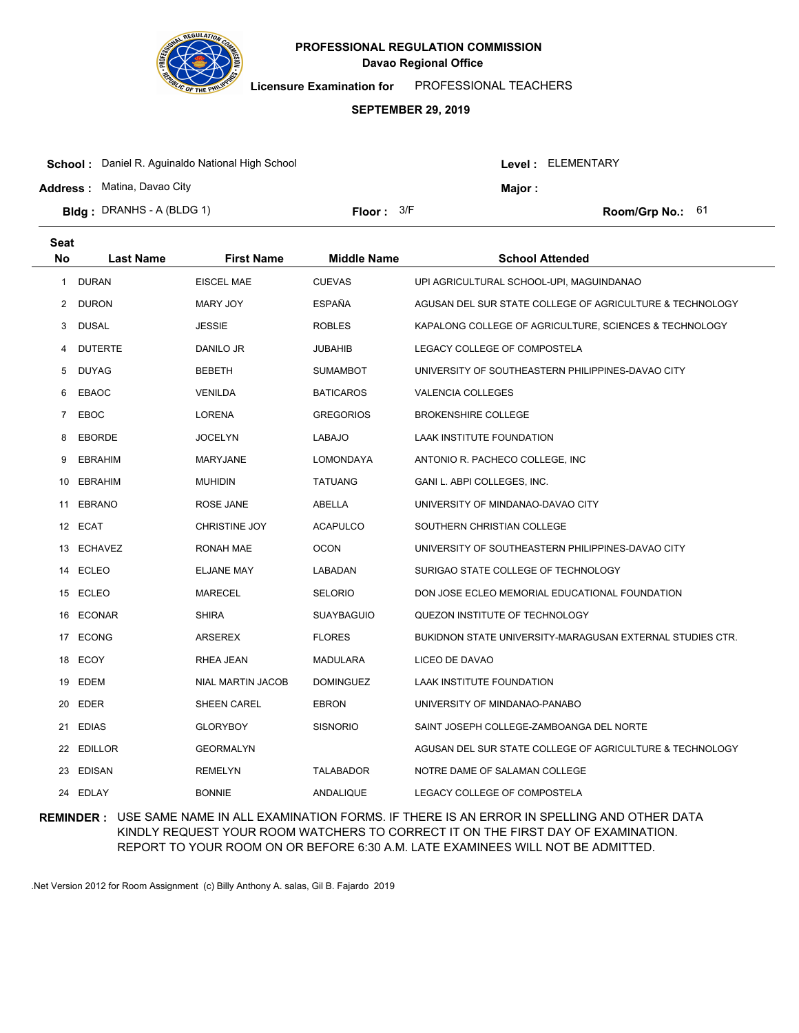# PROFESSIONAL REGULATION COMMISSION

**Davao Regional Office**

**Licensure Examination for** PROFESSIONAL TEACHERS

**SEPTEMBER 29, 2019**

**School :** Daniel R. Aguinaldo National High School  **Level :** ELEMENTARY

**Address :** Matina, Davao City  **Major :**

**Bldg :** DRANHS - A (BLDG 1)  **Floor :** 3/F  **Room/Grp No.:** 61

| Seat No | Last Name | First Name | Middle Name | School Attended |
|---|---|---|---|---|
| 1 | DURAN | EISCEL MAE | CUEVAS | UPI AGRICULTURAL SCHOOL-UPI, MAGUINDANAO |
| 2 | DURON | MARY JOY | ESPAÑA | AGUSAN DEL SUR STATE COLLEGE OF AGRICULTURE & TECHNOLOGY |
| 3 | DUSAL | JESSIE | ROBLES | KAPALONG COLLEGE OF AGRICULTURE, SCIENCES & TECHNOLOGY |
| 4 | DUTERTE | DANILO JR | JUBAHIB | LEGACY COLLEGE OF COMPOSTELA |
| 5 | DUYAG | BEBETH | SUMAMBOT | UNIVERSITY OF SOUTHEASTERN PHILIPPINES-DAVAO CITY |
| 6 | EBAOC | VENILDA | BATICAROS | VALENCIA COLLEGES |
| 7 | EBOC | LORENA | GREGORIOS | BROKENSHIRE COLLEGE |
| 8 | EBORDE | JOCELYN | LABAJO | LAAK INSTITUTE FOUNDATION |
| 9 | EBRAHIM | MARYJANE | LOMONDAYA | ANTONIO R. PACHECO COLLEGE, INC |
| 10 | EBRAHIM | MUHIDIN | TATUANG | GANI L. ABPI COLLEGES, INC. |
| 11 | EBRANO | ROSE JANE | ABELLA | UNIVERSITY OF MINDANAO-DAVAO CITY |
| 12 | ECAT | CHRISTINE JOY | ACAPULCO | SOUTHERN CHRISTIAN COLLEGE |
| 13 | ECHAVEZ | RONAH MAE | OCON | UNIVERSITY OF SOUTHEASTERN PHILIPPINES-DAVAO CITY |
| 14 | ECLEO | ELJANE MAY | LABADAN | SURIGAO STATE COLLEGE OF TECHNOLOGY |
| 15 | ECLEO | MARECEL | SELORIO | DON JOSE ECLEO MEMORIAL EDUCATIONAL FOUNDATION |
| 16 | ECONAR | SHIRA | SUAYBAGUIO | QUEZON INSTITUTE OF TECHNOLOGY |
| 17 | ECONG | ARSEREX | FLORES | BUKIDNON STATE UNIVERSITY-MARAGUSAN EXTERNAL STUDIES CTR. |
| 18 | ECOY | RHEA JEAN | MADULARA | LICEO DE DAVAO |
| 19 | EDEM | NIAL MARTIN JACOB | DOMINGUEZ | LAAK INSTITUTE FOUNDATION |
| 20 | EDER | SHEEN CAREL | EBRON | UNIVERSITY OF MINDANAO-PANABO |
| 21 | EDIAS | GLORYBOY | SISNORIO | SAINT JOSEPH COLLEGE-ZAMBOANGA DEL NORTE |
| 22 | EDILLOR | GEORMALYN | | AGUSAN DEL SUR STATE COLLEGE OF AGRICULTURE & TECHNOLOGY |
| 23 | EDISAN | REMELYN | TALABADOR | NOTRE DAME OF SALAMAN COLLEGE |
| 24 | EDLAY | BONNIE | ANDALIQUE | LEGACY COLLEGE OF COMPOSTELA |

**REMINDER :** USE SAME NAME IN ALL EXAMINATION FORMS. IF THERE IS AN ERROR IN SPELLING AND OTHER DATA KINDLY REQUEST YOUR ROOM WATCHERS TO CORRECT IT ON THE FIRST DAY OF EXAMINATION. REPORT TO YOUR ROOM ON OR BEFORE 6:30 A.M. LATE EXAMINEES WILL NOT BE ADMITTED.

.Net Version 2012 for Room Assignment (c) Billy Anthony A. salas, Gil B. Fajardo 2019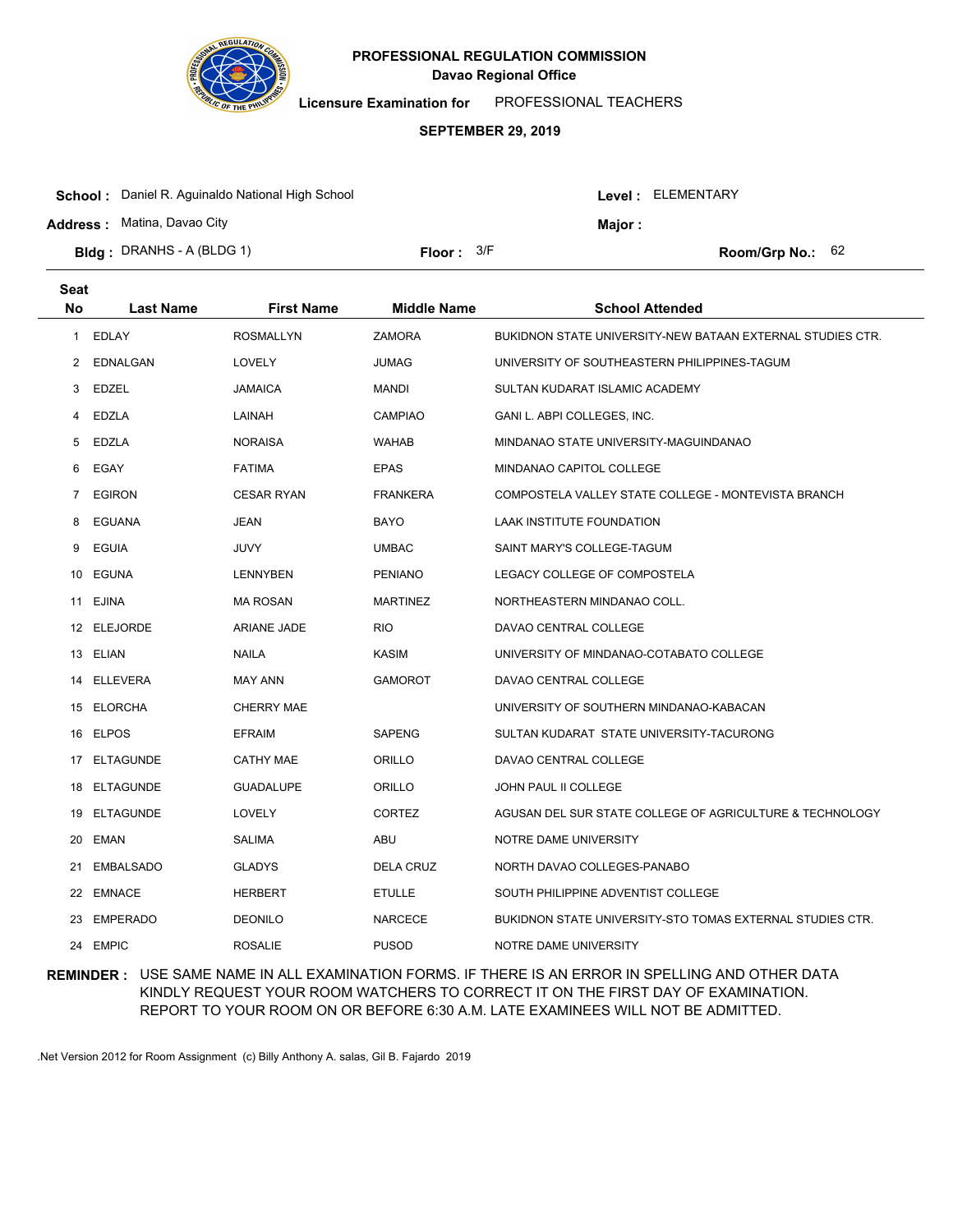**PROFESSIONAL REGULATION COMMISSION**
**Davao Regional Office**

**Licensure Examination for** PROFESSIONAL TEACHERS

**SEPTEMBER 29, 2019**

**School :** Daniel R. Aguinaldo National High School
**Level :** ELEMENTARY

**Address :** Matina, Davao City
**Major :**

**Bldg :** DRANHS - A (BLDG 1)
**Floor :** 3/F
**Room/Grp No.:** 62

| Seat No | Last Name | First Name | Middle Name | School Attended |
|---|---|---|---|---|
| 1 | EDLAY | ROSMALLYN | ZAMORA | BUKIDNON STATE UNIVERSITY-NEW BATAAN EXTERNAL STUDIES CTR. |
| 2 | EDNALGAN | LOVELY | JUMAG | UNIVERSITY OF SOUTHEASTERN PHILIPPINES-TAGUM |
| 3 | EDZEL | JAMAICA | MANDI | SULTAN KUDARAT ISLAMIC ACADEMY |
| 4 | EDZLA | LAINAH | CAMPIAO | GANI L. ABPI COLLEGES, INC. |
| 5 | EDZLA | NORAISA | WAHAB | MINDANAO STATE UNIVERSITY-MAGUINDANAO |
| 6 | EGAY | FATIMA | EPAS | MINDANAO CAPITOL COLLEGE |
| 7 | EGIRON | CESAR RYAN | FRANKERA | COMPOSTELA VALLEY STATE COLLEGE - MONTEVISTA BRANCH |
| 8 | EGUANA | JEAN | BAYO | LAAK INSTITUTE FOUNDATION |
| 9 | EGUIA | JUVY | UMBAC | SAINT MARY'S COLLEGE-TAGUM |
| 10 | EGUNA | LENNYBEN | PENIANO | LEGACY COLLEGE OF COMPOSTELA |
| 11 | EJINA | MA ROSAN | MARTINEZ | NORTHEASTERN MINDANAO COLL. |
| 12 | ELEJORDE | ARIANE JADE | RIO | DAVAO CENTRAL COLLEGE |
| 13 | ELIAN | NAILA | KASIM | UNIVERSITY OF MINDANAO-COTABATO COLLEGE |
| 14 | ELLEVERA | MAY ANN | GAMOROT | DAVAO CENTRAL COLLEGE |
| 15 | ELORCHA | CHERRY MAE | | UNIVERSITY OF SOUTHERN MINDANAO-KABACAN |
| 16 | ELPOS | EFRAIM | SAPENG | SULTAN KUDARAT STATE UNIVERSITY-TACURONG |
| 17 | ELTAGUNDE | CATHY MAE | ORILLO | DAVAO CENTRAL COLLEGE |
| 18 | ELTAGUNDE | GUADALUPE | ORILLO | JOHN PAUL II COLLEGE |
| 19 | ELTAGUNDE | LOVELY | CORTEZ | AGUSAN DEL SUR STATE COLLEGE OF AGRICULTURE & TECHNOLOGY |
| 20 | EMAN | SALIMA | ABU | NOTRE DAME UNIVERSITY |
| 21 | EMBALSADO | GLADYS | DELA CRUZ | NORTH DAVAO COLLEGES-PANABO |
| 22 | EMNACE | HERBERT | ETULLE | SOUTH PHILIPPINE ADVENTIST COLLEGE |
| 23 | EMPERADO | DEONILO | NARCECE | BUKIDNON STATE UNIVERSITY-STO TOMAS EXTERNAL STUDIES CTR. |
| 24 | EMPIC | ROSALIE | PUSOD | NOTRE DAME UNIVERSITY |

**REMINDER :** USE SAME NAME IN ALL EXAMINATION FORMS. IF THERE IS AN ERROR IN SPELLING AND OTHER DATA KINDLY REQUEST YOUR ROOM WATCHERS TO CORRECT IT ON THE FIRST DAY OF EXAMINATION. REPORT TO YOUR ROOM ON OR BEFORE 6:30 A.M. LATE EXAMINEES WILL NOT BE ADMITTED.

.Net Version 2012 for Room Assignment (c) Billy Anthony A. salas, Gil B. Fajardo 2019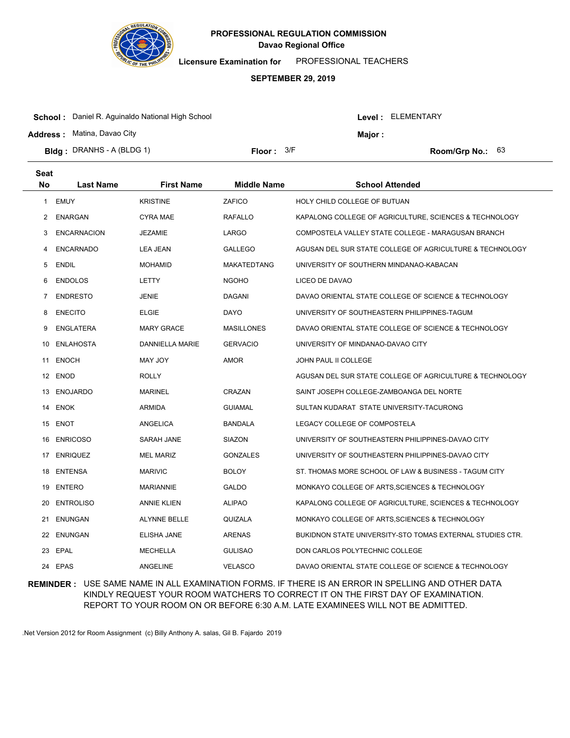# PROFESSIONAL REGULATION COMMISSION

**Davao Regional Office**

**Licensure Examination for** PROFESSIONAL TEACHERS

**SEPTEMBER 29, 2019**

**School :** Daniel R. Aguinaldo National High School

**Level :** ELEMENTARY

**Address :** Matina, Davao City

**Major :**

**Bldg :** DRANHS - A (BLDG 1)

**Floor :** 3/F

**Room/Grp No.:** 63

| Seat No | Last Name | First Name | Middle Name | School Attended |
|---|---|---|---|---|
| 1 | EMUY | KRISTINE | ZAFICO | HOLY CHILD COLLEGE OF BUTUAN |
| 2 | ENARGAN | CYRA MAE | RAFALLO | KAPALONG COLLEGE OF AGRICULTURE, SCIENCES & TECHNOLOGY |
| 3 | ENCARNACION | JEZAMIE | LARGO | COMPOSTELA VALLEY STATE COLLEGE - MARAGUSAN BRANCH |
| 4 | ENCARNADO | LEA JEAN | GALLEGO | AGUSAN DEL SUR STATE COLLEGE OF AGRICULTURE & TECHNOLOGY |
| 5 | ENDIL | MOHAMID | MAKATEDTANG | UNIVERSITY OF SOUTHERN MINDANAO-KABACAN |
| 6 | ENDOLOS | LETTY | NGOHO | LICEO DE DAVAO |
| 7 | ENDRESTO | JENIE | DAGANI | DAVAO ORIENTAL STATE COLLEGE OF SCIENCE & TECHNOLOGY |
| 8 | ENECITO | ELGIE | DAYO | UNIVERSITY OF SOUTHEASTERN PHILIPPINES-TAGUM |
| 9 | ENGLATERA | MARY GRACE | MASILLONES | DAVAO ORIENTAL STATE COLLEGE OF SCIENCE & TECHNOLOGY |
| 10 | ENLAHOSTA | DANNIELLA MARIE | GERVACIO | UNIVERSITY OF MINDANAO-DAVAO CITY |
| 11 | ENOCH | MAY JOY | AMOR | JOHN PAUL II COLLEGE |
| 12 | ENOD | ROLLY | | AGUSAN DEL SUR STATE COLLEGE OF AGRICULTURE & TECHNOLOGY |
| 13 | ENOJARDO | MARINEL | CRAZAN | SAINT JOSEPH COLLEGE-ZAMBOANGA DEL NORTE |
| 14 | ENOK | ARMIDA | GUIAMAL | SULTAN KUDARAT STATE UNIVERSITY-TACURONG |
| 15 | ENOT | ANGELICA | BANDALA | LEGACY COLLEGE OF COMPOSTELA |
| 16 | ENRICOSO | SARAH JANE | SIAZON | UNIVERSITY OF SOUTHEASTERN PHILIPPINES-DAVAO CITY |
| 17 | ENRIQUEZ | MEL MARIZ | GONZALES | UNIVERSITY OF SOUTHEASTERN PHILIPPINES-DAVAO CITY |
| 18 | ENTENSA | MARIVIC | BOLOY | ST. THOMAS MORE SCHOOL OF LAW & BUSINESS - TAGUM CITY |
| 19 | ENTERO | MARIANNIE | GALDO | MONKAYO COLLEGE OF ARTS,SCIENCES & TECHNOLOGY |
| 20 | ENTROLISO | ANNIE KLIEN | ALIPAO | KAPALONG COLLEGE OF AGRICULTURE, SCIENCES & TECHNOLOGY |
| 21 | ENUNGAN | ALYNNE BELLE | QUIZALA | MONKAYO COLLEGE OF ARTS,SCIENCES & TECHNOLOGY |
| 22 | ENUNGAN | ELISHA JANE | ARENAS | BUKIDNON STATE UNIVERSITY-STO TOMAS EXTERNAL STUDIES CTR. |
| 23 | EPAL | MECHELLA | GULISAO | DON CARLOS POLYTECHNIC COLLEGE |
| 24 | EPAS | ANGELINE | VELASCO | DAVAO ORIENTAL STATE COLLEGE OF SCIENCE & TECHNOLOGY |

**REMINDER :** USE SAME NAME IN ALL EXAMINATION FORMS. IF THERE IS AN ERROR IN SPELLING AND OTHER DATA KINDLY REQUEST YOUR ROOM WATCHERS TO CORRECT IT ON THE FIRST DAY OF EXAMINATION. REPORT TO YOUR ROOM ON OR BEFORE 6:30 A.M. LATE EXAMINEES WILL NOT BE ADMITTED.

.Net Version 2012 for Room Assignment (c) Billy Anthony A. salas, Gil B. Fajardo 2019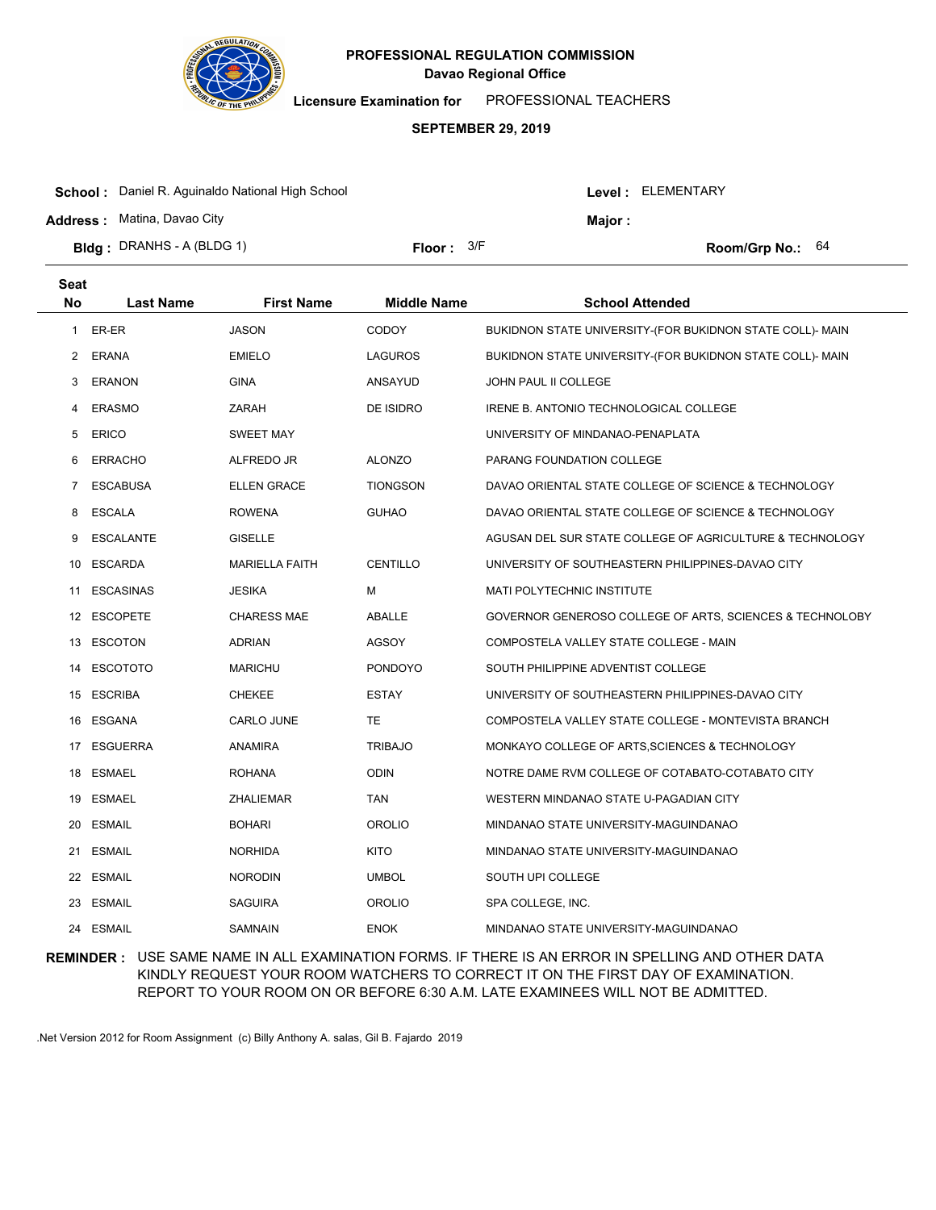**PROFESSIONAL REGULATION COMMISSION**
**Davao Regional Office**

**Licensure Examination for** PROFESSIONAL TEACHERS

**SEPTEMBER 29, 2019**

**School :** Daniel R. Aguinaldo National High School  **Level :** ELEMENTARY
**Address :** Matina, Davao City  **Major :**
**Bldg :** DRANHS - A (BLDG 1)  **Floor :** 3/F  **Room/Grp No.:** 64

| Seat No | Last Name | First Name | Middle Name | School Attended |
|---|---|---|---|---|
| 1 | ER-ER | JASON | CODOY | BUKIDNON STATE UNIVERSITY-(FOR BUKIDNON STATE COLL)- MAIN |
| 2 | ERANA | EMIELO | LAGUROS | BUKIDNON STATE UNIVERSITY-(FOR BUKIDNON STATE COLL)- MAIN |
| 3 | ERANON | GINA | ANSAYUD | JOHN PAUL II COLLEGE |
| 4 | ERASMO | ZARAH | DE ISIDRO | IRENE B. ANTONIO TECHNOLOGICAL COLLEGE |
| 5 | ERICO | SWEET MAY | | UNIVERSITY OF MINDANAO-PENAPLATA |
| 6 | ERRACHO | ALFREDO JR | ALONZO | PARANG FOUNDATION COLLEGE |
| 7 | ESCABUSA | ELLEN GRACE | TIONGSON | DAVAO ORIENTAL STATE COLLEGE OF SCIENCE & TECHNOLOGY |
| 8 | ESCALA | ROWENA | GUHAO | DAVAO ORIENTAL STATE COLLEGE OF SCIENCE & TECHNOLOGY |
| 9 | ESCALANTE | GISELLE | | AGUSAN DEL SUR STATE COLLEGE OF AGRICULTURE & TECHNOLOGY |
| 10 | ESCARDA | MARIELLA FAITH | CENTILLO | UNIVERSITY OF SOUTHEASTERN PHILIPPINES-DAVAO CITY |
| 11 | ESCASINAS | JESIKA | M | MATI POLYTECHNIC INSTITUTE |
| 12 | ESCOPETE | CHARESS MAE | ABALLE | GOVERNOR GENEROSO COLLEGE OF ARTS, SCIENCES & TECHNOLOBY |
| 13 | ESCOTON | ADRIAN | AGSOY | COMPOSTELA VALLEY STATE COLLEGE - MAIN |
| 14 | ESCOTOTO | MARICHU | PONDOYO | SOUTH PHILIPPINE ADVENTIST COLLEGE |
| 15 | ESCRIBA | CHEKEE | ESTAY | UNIVERSITY OF SOUTHEASTERN PHILIPPINES-DAVAO CITY |
| 16 | ESGANA | CARLO JUNE | TE | COMPOSTELA VALLEY STATE COLLEGE - MONTEVISTA BRANCH |
| 17 | ESGUERRA | ANAMIRA | TRIBAJO | MONKAYO COLLEGE OF ARTS,SCIENCES & TECHNOLOGY |
| 18 | ESMAEL | ROHANA | ODIN | NOTRE DAME RVM COLLEGE OF COTABATO-COTABATO CITY |
| 19 | ESMAEL | ZHALIEMAR | TAN | WESTERN MINDANAO STATE U-PAGADIAN CITY |
| 20 | ESMAIL | BOHARI | OROLIO | MINDANAO STATE UNIVERSITY-MAGUINDANAO |
| 21 | ESMAIL | NORHIDA | KITO | MINDANAO STATE UNIVERSITY-MAGUINDANAO |
| 22 | ESMAIL | NORODIN | UMBOL | SOUTH UPI COLLEGE |
| 23 | ESMAIL | SAGUIRA | OROLIO | SPA COLLEGE, INC. |
| 24 | ESMAIL | SAMNAIN | ENOK | MINDANAO STATE UNIVERSITY-MAGUINDANAO |

**REMINDER :** USE SAME NAME IN ALL EXAMINATION FORMS. IF THERE IS AN ERROR IN SPELLING AND OTHER DATA KINDLY REQUEST YOUR ROOM WATCHERS TO CORRECT IT ON THE FIRST DAY OF EXAMINATION. REPORT TO YOUR ROOM ON OR BEFORE 6:30 A.M. LATE EXAMINEES WILL NOT BE ADMITTED.

.Net Version 2012 for Room Assignment (c) Billy Anthony A. salas, Gil B. Fajardo 2019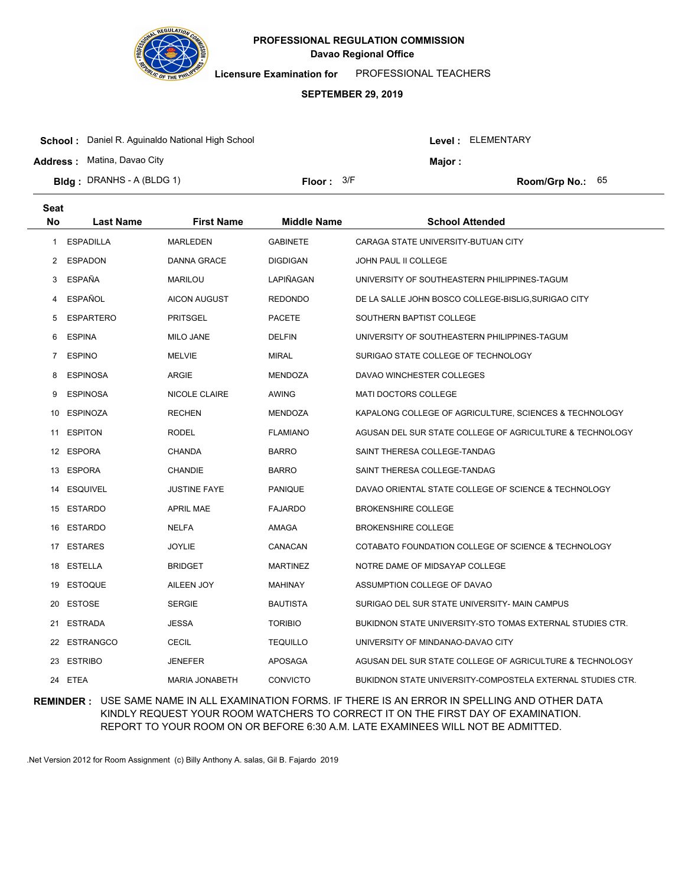**PROFESSIONAL REGULATION COMMISSION**
**Davao Regional Office**

**Licensure Examination for** PROFESSIONAL TEACHERS

**SEPTEMBER 29, 2019**

**School :** Daniel R. Aguinaldo National High School
**Level :** ELEMENTARY
**Address :** Matina, Davao City
**Major :**
**Bldg :** DRANHS - A (BLDG 1)
**Floor :** 3/F
**Room/Grp No.:** 65

| Seat No | Last Name | First Name | Middle Name | School Attended |
|---|---|---|---|---|
| 1 | ESPADILLA | MARLEDEN | GABINETE | CARAGA STATE UNIVERSITY-BUTUAN CITY |
| 2 | ESPADON | DANNA GRACE | DIGDIGAN | JOHN PAUL II COLLEGE |
| 3 | ESPAÑA | MARILOU | LAPIÑAGAN | UNIVERSITY OF SOUTHEASTERN PHILIPPINES-TAGUM |
| 4 | ESPAÑOL | AICON AUGUST | REDONDO | DE LA SALLE JOHN BOSCO COLLEGE-BISLIG,SURIGAO CITY |
| 5 | ESPARTERO | PRITSGEL | PACETE | SOUTHERN BAPTIST COLLEGE |
| 6 | ESPINA | MILO JANE | DELFIN | UNIVERSITY OF SOUTHEASTERN PHILIPPINES-TAGUM |
| 7 | ESPINO | MELVIE | MIRAL | SURIGAO STATE COLLEGE OF TECHNOLOGY |
| 8 | ESPINOSA | ARGIE | MENDOZA | DAVAO WINCHESTER COLLEGES |
| 9 | ESPINOSA | NICOLE CLAIRE | AWING | MATI DOCTORS COLLEGE |
| 10 | ESPINOZA | RECHEN | MENDOZA | KAPALONG COLLEGE OF AGRICULTURE, SCIENCES & TECHNOLOGY |
| 11 | ESPITON | RODEL | FLAMIANO | AGUSAN DEL SUR STATE COLLEGE OF AGRICULTURE & TECHNOLOGY |
| 12 | ESPORA | CHANDA | BARRO | SAINT THERESA COLLEGE-TANDAG |
| 13 | ESPORA | CHANDIE | BARRO | SAINT THERESA COLLEGE-TANDAG |
| 14 | ESQUIVEL | JUSTINE FAYE | PANIQUE | DAVAO ORIENTAL STATE COLLEGE OF SCIENCE & TECHNOLOGY |
| 15 | ESTARDO | APRIL MAE | FAJARDO | BROKENSHIRE COLLEGE |
| 16 | ESTARDO | NELFA | AMAGA | BROKENSHIRE COLLEGE |
| 17 | ESTARES | JOYLIE | CANACAN | COTABATO FOUNDATION COLLEGE OF SCIENCE & TECHNOLOGY |
| 18 | ESTELLA | BRIDGET | MARTINEZ | NOTRE DAME OF MIDSAYAP COLLEGE |
| 19 | ESTOQUE | AILEEN JOY | MAHINAY | ASSUMPTION COLLEGE OF DAVAO |
| 20 | ESTOSE | SERGIE | BAUTISTA | SURIGAO DEL SUR STATE UNIVERSITY- MAIN CAMPUS |
| 21 | ESTRADA | JESSA | TORIBIO | BUKIDNON STATE UNIVERSITY-STO TOMAS EXTERNAL STUDIES CTR. |
| 22 | ESTRANGCO | CECIL | TEQUILLO | UNIVERSITY OF MINDANAO-DAVAO CITY |
| 23 | ESTRIBO | JENEFER | APOSAGA | AGUSAN DEL SUR STATE COLLEGE OF AGRICULTURE & TECHNOLOGY |
| 24 | ETEA | MARIA JONABETH | CONVICTO | BUKIDNON STATE UNIVERSITY-COMPOSTELA EXTERNAL STUDIES CTR. |

**REMINDER :** USE SAME NAME IN ALL EXAMINATION FORMS. IF THERE IS AN ERROR IN SPELLING AND OTHER DATA KINDLY REQUEST YOUR ROOM WATCHERS TO CORRECT IT ON THE FIRST DAY OF EXAMINATION. REPORT TO YOUR ROOM ON OR BEFORE 6:30 A.M. LATE EXAMINEES WILL NOT BE ADMITTED.

.Net Version 2012 for Room Assignment (c) Billy Anthony A. salas, Gil B. Fajardo 2019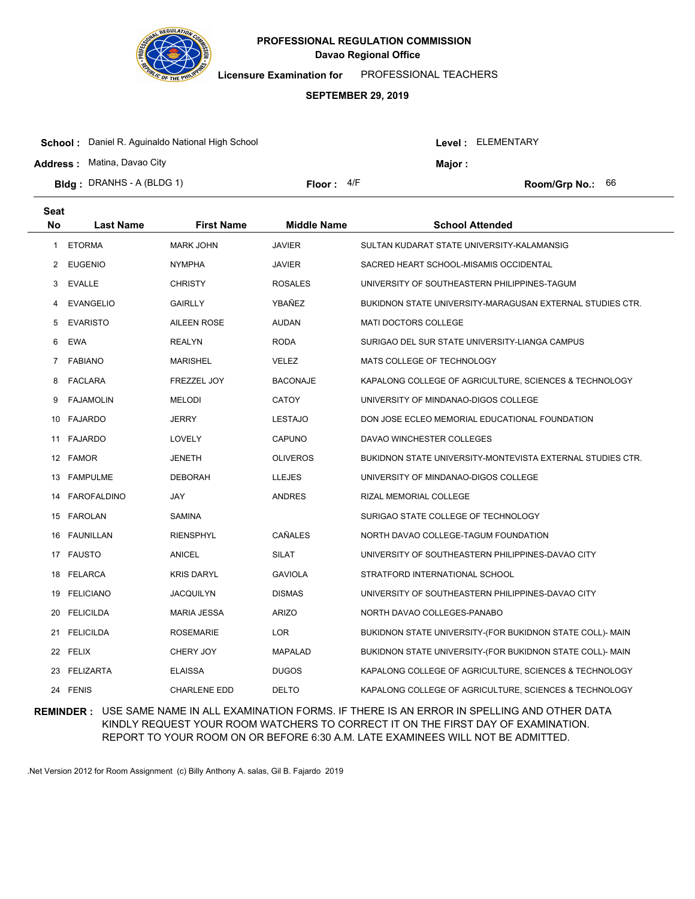**PROFESSIONAL REGULATION COMMISSION**
**Davao Regional Office**

**Licensure Examination for** PROFESSIONAL TEACHERS

**SEPTEMBER 29, 2019**

**School :** Daniel R. Aguinaldo National High School
**Level :** ELEMENTARY

**Address :** Matina, Davao City
**Major :**

**Bldg :** DRANHS - A (BLDG 1)
**Floor :** 4/F
**Room/Grp No.:** 66

| Seat No | Last Name | First Name | Middle Name | School Attended |
|---|---|---|---|---|
| 1 | ETORMA | MARK JOHN | JAVIER | SULTAN KUDARAT STATE UNIVERSITY-KALAMANSIG |
| 2 | EUGENIO | NYMPHA | JAVIER | SACRED HEART SCHOOL-MISAMIS OCCIDENTAL |
| 3 | EVALLE | CHRISTY | ROSALES | UNIVERSITY OF SOUTHEASTERN PHILIPPINES-TAGUM |
| 4 | EVANGELIO | GAIRLLY | YBAÑEZ | BUKIDNON STATE UNIVERSITY-MARAGUSAN EXTERNAL STUDIES CTR. |
| 5 | EVARISTO | AILEEN ROSE | AUDAN | MATI DOCTORS COLLEGE |
| 6 | EWA | REALYN | RODA | SURIGAO DEL SUR STATE UNIVERSITY-LIANGA CAMPUS |
| 7 | FABIANO | MARISHEL | VELEZ | MATS COLLEGE OF TECHNOLOGY |
| 8 | FACLARA | FREZZEL JOY | BACONAJE | KAPALONG COLLEGE OF AGRICULTURE, SCIENCES & TECHNOLOGY |
| 9 | FAJAMOLIN | MELODI | CATOY | UNIVERSITY OF MINDANAO-DIGOS COLLEGE |
| 10 | FAJARDO | JERRY | LESTAJO | DON JOSE ECLEO MEMORIAL EDUCATIONAL FOUNDATION |
| 11 | FAJARDO | LOVELY | CAPUNO | DAVAO WINCHESTER COLLEGES |
| 12 | FAMOR | JENETH | OLIVEROS | BUKIDNON STATE UNIVERSITY-MONTEVISTA EXTERNAL STUDIES CTR. |
| 13 | FAMPULME | DEBORAH | LLEJES | UNIVERSITY OF MINDANAO-DIGOS COLLEGE |
| 14 | FAROFALDINO | JAY | ANDRES | RIZAL MEMORIAL COLLEGE |
| 15 | FAROLAN | SAMINA | | SURIGAO STATE COLLEGE OF TECHNOLOGY |
| 16 | FAUNILLAN | RIENSPHYL | CAÑALES | NORTH DAVAO COLLEGE-TAGUM FOUNDATION |
| 17 | FAUSTO | ANICEL | SILAT | UNIVERSITY OF SOUTHEASTERN PHILIPPINES-DAVAO CITY |
| 18 | FELARCA | KRIS DARYL | GAVIOLA | STRATFORD INTERNATIONAL SCHOOL |
| 19 | FELICIANO | JACQUILYN | DISMAS | UNIVERSITY OF SOUTHEASTERN PHILIPPINES-DAVAO CITY |
| 20 | FELICILDA | MARIA JESSA | ARIZO | NORTH DAVAO COLLEGES-PANABO |
| 21 | FELICILDA | ROSEMARIE | LOR | BUKIDNON STATE UNIVERSITY-(FOR BUKIDNON STATE COLL)- MAIN |
| 22 | FELIX | CHERY JOY | MAPALAD | BUKIDNON STATE UNIVERSITY-(FOR BUKIDNON STATE COLL)- MAIN |
| 23 | FELIZARTA | ELAISSA | DUGOS | KAPALONG COLLEGE OF AGRICULTURE, SCIENCES & TECHNOLOGY |
| 24 | FENIS | CHARLENE EDD | DELTO | KAPALONG COLLEGE OF AGRICULTURE, SCIENCES & TECHNOLOGY |

**REMINDER :** USE SAME NAME IN ALL EXAMINATION FORMS. IF THERE IS AN ERROR IN SPELLING AND OTHER DATA KINDLY REQUEST YOUR ROOM WATCHERS TO CORRECT IT ON THE FIRST DAY OF EXAMINATION. REPORT TO YOUR ROOM ON OR BEFORE 6:30 A.M. LATE EXAMINEES WILL NOT BE ADMITTED.

.Net Version 2012 for Room Assignment (c) Billy Anthony A. salas, Gil B. Fajardo 2019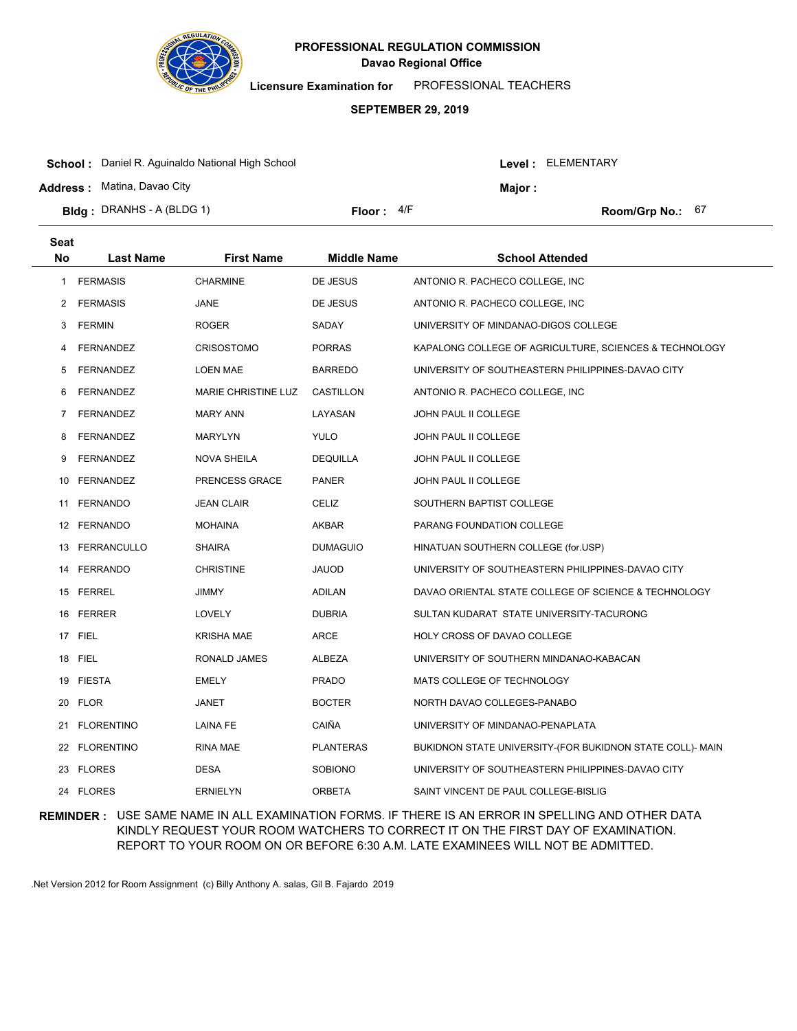# PROFESSIONAL REGULATION COMMISSION
## Davao Regional Office

**Licensure Examination for** PROFESSIONAL TEACHERS

**SEPTEMBER 29, 2019**

**School :** Daniel R. Aguinaldo National High School
**Level :** ELEMENTARY
**Address :** Matina, Davao City
**Major :**
**Bldg :** DRANHS - A (BLDG 1)
**Floor :** 4/F
**Room/Grp No.:** 67

| Seat No | Last Name | First Name | Middle Name | School Attended |
|---|---|---|---|---|
| 1 | FERMASIS | CHARMINE | DE JESUS | ANTONIO R. PACHECO COLLEGE, INC |
| 2 | FERMASIS | JANE | DE JESUS | ANTONIO R. PACHECO COLLEGE, INC |
| 3 | FERMIN | ROGER | SADAY | UNIVERSITY OF MINDANAO-DIGOS COLLEGE |
| 4 | FERNANDEZ | CRISOSTOMO | PORRAS | KAPALONG COLLEGE OF AGRICULTURE, SCIENCES & TECHNOLOGY |
| 5 | FERNANDEZ | LOEN MAE | BARREDO | UNIVERSITY OF SOUTHEASTERN PHILIPPINES-DAVAO CITY |
| 6 | FERNANDEZ | MARIE CHRISTINE LUZ | CASTILLON | ANTONIO R. PACHECO COLLEGE, INC |
| 7 | FERNANDEZ | MARY ANN | LAYASAN | JOHN PAUL II COLLEGE |
| 8 | FERNANDEZ | MARYLYN | YULO | JOHN PAUL II COLLEGE |
| 9 | FERNANDEZ | NOVA SHEILA | DEQUILLA | JOHN PAUL II COLLEGE |
| 10 | FERNANDEZ | PRENCESS GRACE | PANER | JOHN PAUL II COLLEGE |
| 11 | FERNANDO | JEAN CLAIR | CELIZ | SOUTHERN BAPTIST COLLEGE |
| 12 | FERNANDO | MOHAINA | AKBAR | PARANG FOUNDATION COLLEGE |
| 13 | FERRANCULLO | SHAIRA | DUMAGUIO | HINATUAN SOUTHERN COLLEGE (for.USP) |
| 14 | FERRANDO | CHRISTINE | JAUOD | UNIVERSITY OF SOUTHEASTERN PHILIPPINES-DAVAO CITY |
| 15 | FERREL | JIMMY | ADILAN | DAVAO ORIENTAL STATE COLLEGE OF SCIENCE & TECHNOLOGY |
| 16 | FERRER | LOVELY | DUBRIA | SULTAN KUDARAT STATE UNIVERSITY-TACURONG |
| 17 | FIEL | KRISHA MAE | ARCE | HOLY CROSS OF DAVAO COLLEGE |
| 18 | FIEL | RONALD JAMES | ALBEZA | UNIVERSITY OF SOUTHERN MINDANAO-KABACAN |
| 19 | FIESTA | EMELY | PRADO | MATS COLLEGE OF TECHNOLOGY |
| 20 | FLOR | JANET | BOCTER | NORTH DAVAO COLLEGES-PANABO |
| 21 | FLORENTINO | LAINA FE | CAIÑA | UNIVERSITY OF MINDANAO-PENAPLATA |
| 22 | FLORENTINO | RINA MAE | PLANTERAS | BUKIDNON STATE UNIVERSITY-(FOR BUKIDNON STATE COLL)- MAIN |
| 23 | FLORES | DESA | SOBIONO | UNIVERSITY OF SOUTHEASTERN PHILIPPINES-DAVAO CITY |
| 24 | FLORES | ERNIELYN | ORBETA | SAINT VINCENT DE PAUL COLLEGE-BISLIG |

**REMINDER :** USE SAME NAME IN ALL EXAMINATION FORMS. IF THERE IS AN ERROR IN SPELLING AND OTHER DATA KINDLY REQUEST YOUR ROOM WATCHERS TO CORRECT IT ON THE FIRST DAY OF EXAMINATION. REPORT TO YOUR ROOM ON OR BEFORE 6:30 A.M. LATE EXAMINEES WILL NOT BE ADMITTED.

.Net Version 2012 for Room Assignment (c) Billy Anthony A. salas, Gil B. Fajardo 2019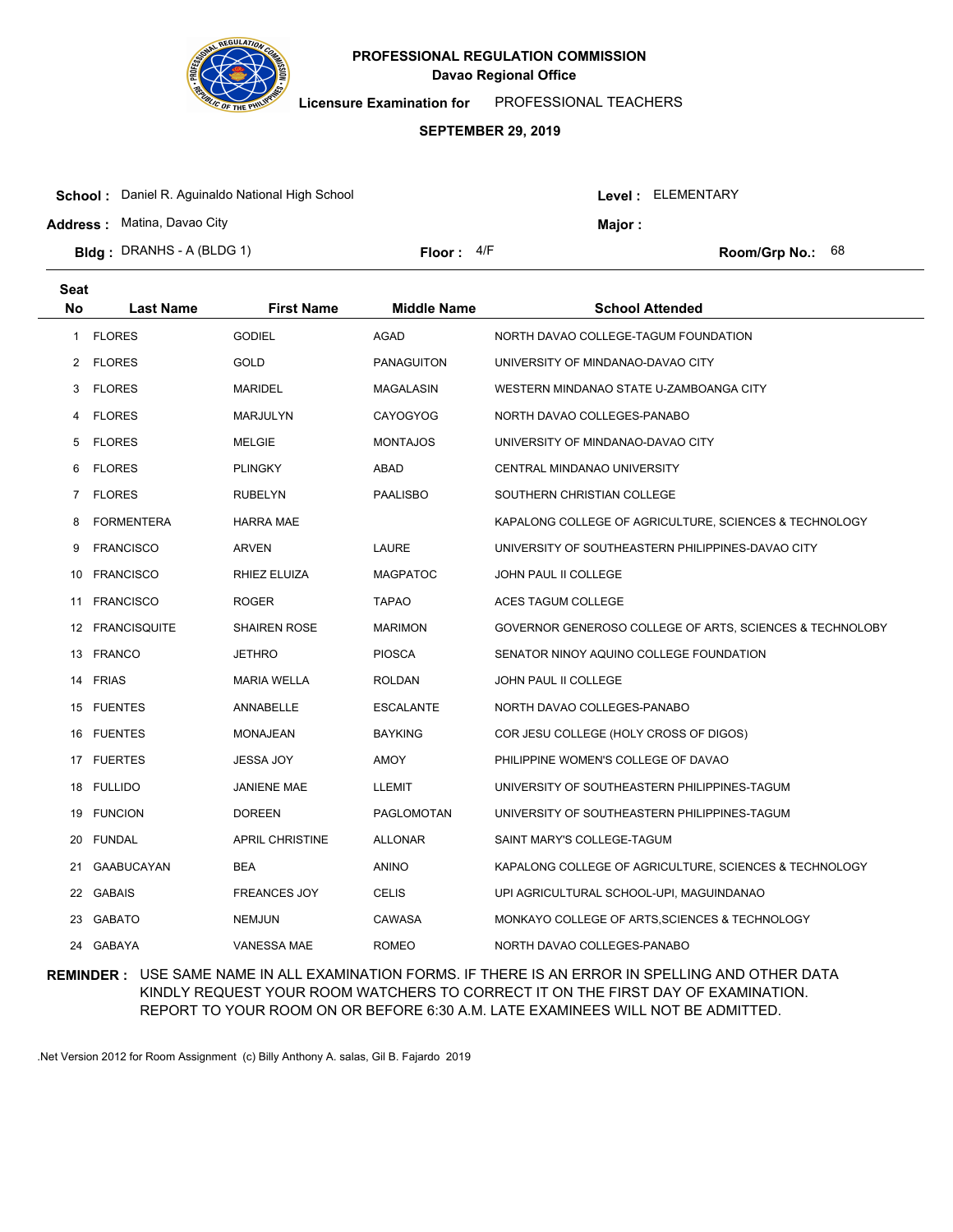# PROFESSIONAL REGULATION COMMISSION

**Davao Regional Office**

**Licensure Examination for** PROFESSIONAL TEACHERS

**SEPTEMBER 29, 2019**

**School :** Daniel R. Aguinaldo National High School

**Level :** ELEMENTARY

**Address :** Matina, Davao City

**Major :**

**Bldg :** DRANHS - A (BLDG 1)

**Floor :** 4/F

**Room/Grp No.:** 68

| Seat No | Last Name | First Name | Middle Name | School Attended |
|---|---|---|---|---|
| 1 | FLORES | GODIEL | AGAD | NORTH DAVAO COLLEGE-TAGUM FOUNDATION |
| 2 | FLORES | GOLD | PANAGUITON | UNIVERSITY OF MINDANAO-DAVAO CITY |
| 3 | FLORES | MARIDEL | MAGALASIN | WESTERN MINDANAO STATE U-ZAMBOANGA CITY |
| 4 | FLORES | MARJULYN | CAYOGYOG | NORTH DAVAO COLLEGES-PANABO |
| 5 | FLORES | MELGIE | MONTAJOS | UNIVERSITY OF MINDANAO-DAVAO CITY |
| 6 | FLORES | PLINGKY | ABAD | CENTRAL MINDANAO UNIVERSITY |
| 7 | FLORES | RUBELYN | PAALISBO | SOUTHERN CHRISTIAN COLLEGE |
| 8 | FORMENTERA | HARRA MAE | | KAPALONG COLLEGE OF AGRICULTURE, SCIENCES & TECHNOLOGY |
| 9 | FRANCISCO | ARVEN | LAURE | UNIVERSITY OF SOUTHEASTERN PHILIPPINES-DAVAO CITY |
| 10 | FRANCISCO | RHIEZ ELUIZA | MAGPATOC | JOHN PAUL II COLLEGE |
| 11 | FRANCISCO | ROGER | TAPAO | ACES TAGUM COLLEGE |
| 12 | FRANCISQUITE | SHAIREN ROSE | MARIMON | GOVERNOR GENEROSO COLLEGE OF ARTS, SCIENCES & TECHNOLOBY |
| 13 | FRANCO | JETHRO | PIOSCA | SENATOR NINOY AQUINO COLLEGE FOUNDATION |
| 14 | FRIAS | MARIA WELLA | ROLDAN | JOHN PAUL II COLLEGE |
| 15 | FUENTES | ANNABELLE | ESCALANTE | NORTH DAVAO COLLEGES-PANABO |
| 16 | FUENTES | MONAJEAN | BAYKING | COR JESU COLLEGE (HOLY CROSS OF DIGOS) |
| 17 | FUERTES | JESSA JOY | AMOY | PHILIPPINE WOMEN'S COLLEGE OF DAVAO |
| 18 | FULLIDO | JANIENE MAE | LLEMIT | UNIVERSITY OF SOUTHEASTERN PHILIPPINES-TAGUM |
| 19 | FUNCION | DOREEN | PAGLOMOTAN | UNIVERSITY OF SOUTHEASTERN PHILIPPINES-TAGUM |
| 20 | FUNDAL | APRIL CHRISTINE | ALLONAR | SAINT MARY'S COLLEGE-TAGUM |
| 21 | GAABUCAYAN | BEA | ANINO | KAPALONG COLLEGE OF AGRICULTURE, SCIENCES & TECHNOLOGY |
| 22 | GABAIS | FREANCES JOY | CELIS | UPI AGRICULTURAL SCHOOL-UPI, MAGUINDANAO |
| 23 | GABATO | NEMJUN | CAWASA | MONKAYO COLLEGE OF ARTS,SCIENCES & TECHNOLOGY |
| 24 | GABAYA | VANESSA MAE | ROMEO | NORTH DAVAO COLLEGES-PANABO |

**REMINDER :** USE SAME NAME IN ALL EXAMINATION FORMS. IF THERE IS AN ERROR IN SPELLING AND OTHER DATA KINDLY REQUEST YOUR ROOM WATCHERS TO CORRECT IT ON THE FIRST DAY OF EXAMINATION. REPORT TO YOUR ROOM ON OR BEFORE 6:30 A.M. LATE EXAMINEES WILL NOT BE ADMITTED.

.Net Version 2012 for Room Assignment (c) Billy Anthony A. salas, Gil B. Fajardo 2019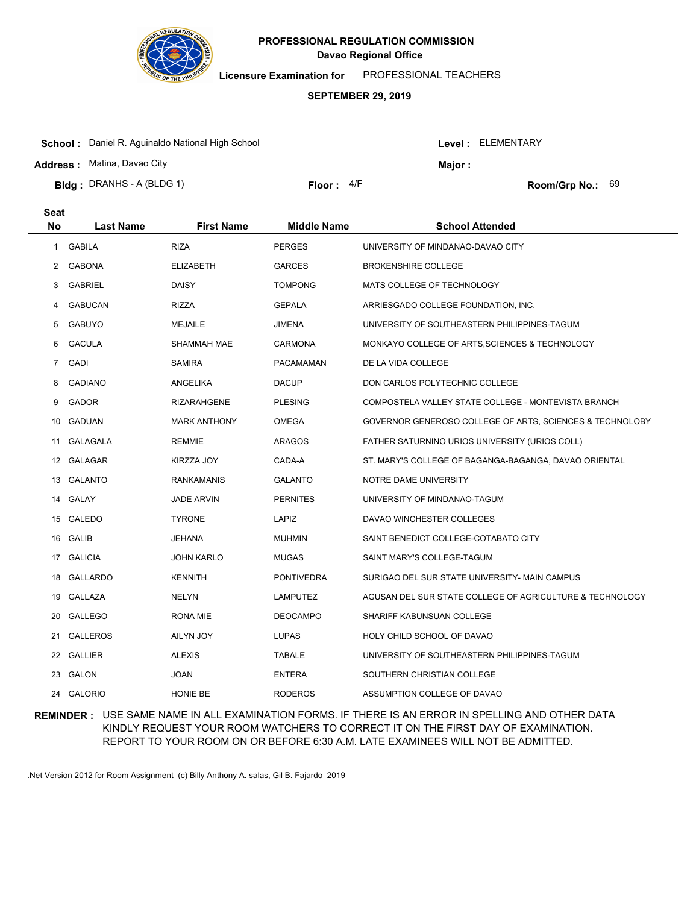# PROFESSIONAL REGULATION COMMISSION
## Davao Regional Office

**Licensure Examination for** PROFESSIONAL TEACHERS

**SEPTEMBER 29, 2019**

**School :** Daniel R. Aguinaldo National High School  **Level :** ELEMENTARY

**Address :** Matina, Davao City  **Major :**

**Bldg :** DRANHS - A (BLDG 1)  **Floor :** 4/F  **Room/Grp No.:** 69

| Seat No | Last Name | First Name | Middle Name | School Attended |
|---|---|---|---|---|
| 1 | GABILA | RIZA | PERGES | UNIVERSITY OF MINDANAO-DAVAO CITY |
| 2 | GABONA | ELIZABETH | GARCES | BROKENSHIRE COLLEGE |
| 3 | GABRIEL | DAISY | TOMPONG | MATS COLLEGE OF TECHNOLOGY |
| 4 | GABUCAN | RIZZA | GEPALA | ARRIESGADO COLLEGE FOUNDATION, INC. |
| 5 | GABUYO | MEJAILE | JIMENA | UNIVERSITY OF SOUTHEASTERN PHILIPPINES-TAGUM |
| 6 | GACULA | SHAMMAH MAE | CARMONA | MONKAYO COLLEGE OF ARTS,SCIENCES & TECHNOLOGY |
| 7 | GADI | SAMIRA | PACAMAMAN | DE LA VIDA COLLEGE |
| 8 | GADIANO | ANGELIKA | DACUP | DON CARLOS POLYTECHNIC COLLEGE |
| 9 | GADOR | RIZARAHGENE | PLESING | COMPOSTELA VALLEY STATE COLLEGE - MONTEVISTA BRANCH |
| 10 | GADUAN | MARK ANTHONY | OMEGA | GOVERNOR GENEROSO COLLEGE OF ARTS, SCIENCES & TECHNOLOBY |
| 11 | GALAGALA | REMMIE | ARAGOS | FATHER SATURNINO URIOS UNIVERSITY (URIOS COLL) |
| 12 | GALAGAR | KIRZZA JOY | CADA-A | ST. MARY'S COLLEGE OF BAGANGA-BAGANGA, DAVAO ORIENTAL |
| 13 | GALANTO | RANKAMANIS | GALANTO | NOTRE DAME UNIVERSITY |
| 14 | GALAY | JADE ARVIN | PERNITES | UNIVERSITY OF MINDANAO-TAGUM |
| 15 | GALEDO | TYRONE | LAPIZ | DAVAO WINCHESTER COLLEGES |
| 16 | GALIB | JEHANA | MUHMIN | SAINT BENEDICT COLLEGE-COTABATO CITY |
| 17 | GALICIA | JOHN KARLO | MUGAS | SAINT MARY'S COLLEGE-TAGUM |
| 18 | GALLARDO | KENNITH | PONTIVEDRA | SURIGAO DEL SUR STATE UNIVERSITY- MAIN CAMPUS |
| 19 | GALLAZA | NELYN | LAMPUTEZ | AGUSAN DEL SUR STATE COLLEGE OF AGRICULTURE & TECHNOLOGY |
| 20 | GALLEGO | RONA MIE | DEOCAMPO | SHARIFF KABUNSUAN COLLEGE |
| 21 | GALLEROS | AILYN JOY | LUPAS | HOLY CHILD SCHOOL OF DAVAO |
| 22 | GALLIER | ALEXIS | TABALE | UNIVERSITY OF SOUTHEASTERN PHILIPPINES-TAGUM |
| 23 | GALON | JOAN | ENTERA | SOUTHERN CHRISTIAN COLLEGE |
| 24 | GALORIO | HONIE BE | RODEROS | ASSUMPTION COLLEGE OF DAVAO |

**REMINDER :** USE SAME NAME IN ALL EXAMINATION FORMS. IF THERE IS AN ERROR IN SPELLING AND OTHER DATA KINDLY REQUEST YOUR ROOM WATCHERS TO CORRECT IT ON THE FIRST DAY OF EXAMINATION. REPORT TO YOUR ROOM ON OR BEFORE 6:30 A.M. LATE EXAMINEES WILL NOT BE ADMITTED.

.Net Version 2012 for Room Assignment (c) Billy Anthony A. salas, Gil B. Fajardo 2019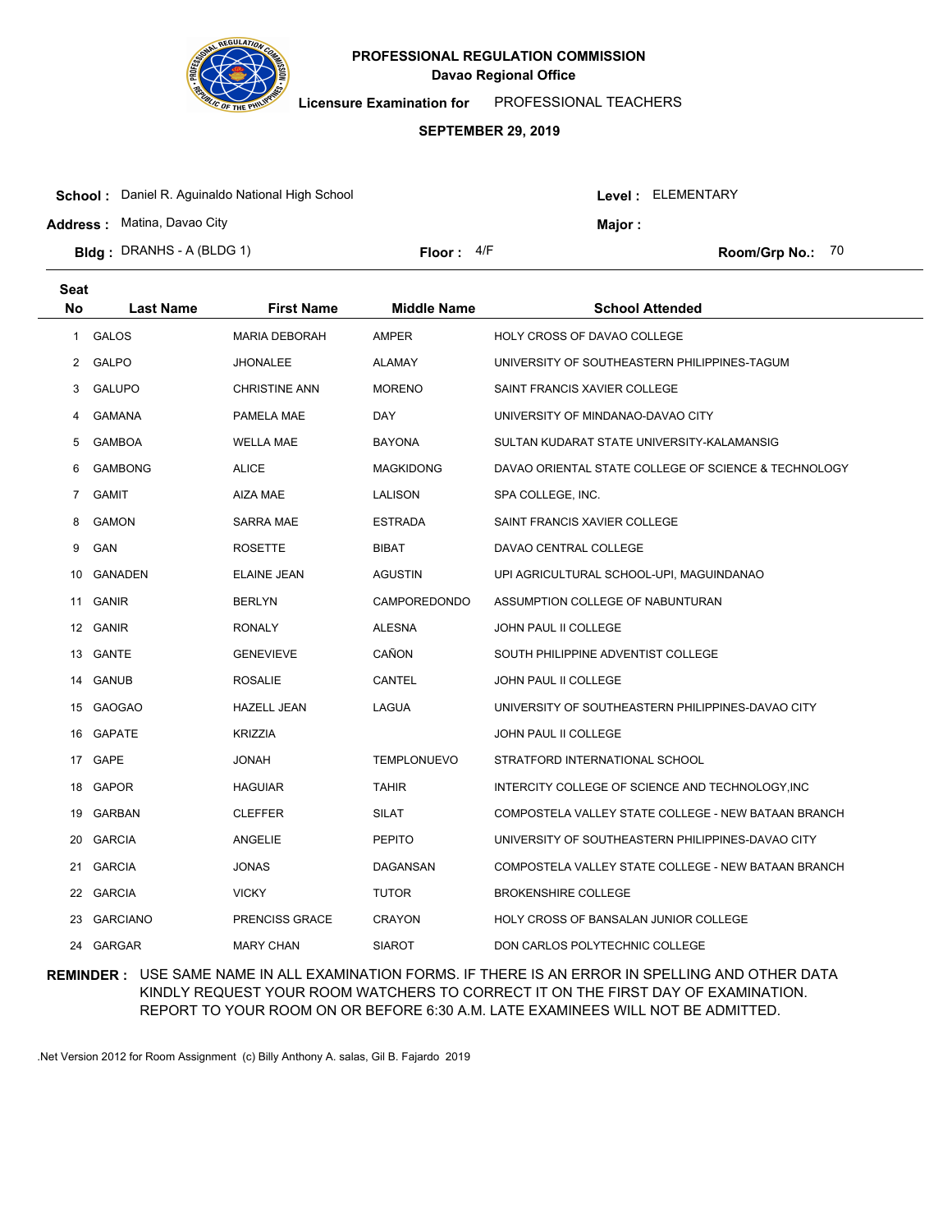# PROFESSIONAL REGULATION COMMISSION

**Davao Regional Office**

**Licensure Examination for** PROFESSIONAL TEACHERS

**SEPTEMBER 29, 2019**

**School :** Daniel R. Aguinaldo National High School **Level :** ELEMENTARY

**Address :** Matina, Davao City **Major :**

**Bldg :** DRANHS - A (BLDG 1) **Floor :** 4/F **Room/Grp No.:** 70

| Seat No | Last Name | First Name | Middle Name | School Attended |
|---|---|---|---|---|
| 1 | GALOS | MARIA DEBORAH | AMPER | HOLY CROSS OF DAVAO COLLEGE |
| 2 | GALPO | JHONALEE | ALAMAY | UNIVERSITY OF SOUTHEASTERN PHILIPPINES-TAGUM |
| 3 | GALUPO | CHRISTINE ANN | MORENO | SAINT FRANCIS XAVIER COLLEGE |
| 4 | GAMANA | PAMELA MAE | DAY | UNIVERSITY OF MINDANAO-DAVAO CITY |
| 5 | GAMBOA | WELLA MAE | BAYONA | SULTAN KUDARAT STATE UNIVERSITY-KALAMANSIG |
| 6 | GAMBONG | ALICE | MAGKIDONG | DAVAO ORIENTAL STATE COLLEGE OF SCIENCE & TECHNOLOGY |
| 7 | GAMIT | AIZA MAE | LALISON | SPA COLLEGE, INC. |
| 8 | GAMON | SARRA MAE | ESTRADA | SAINT FRANCIS XAVIER COLLEGE |
| 9 | GAN | ROSETTE | BIBAT | DAVAO CENTRAL COLLEGE |
| 10 | GANADEN | ELAINE JEAN | AGUSTIN | UPI AGRICULTURAL SCHOOL-UPI, MAGUINDANAO |
| 11 | GANIR | BERLYN | CAMPOREDONDO | ASSUMPTION COLLEGE OF NABUNTURAN |
| 12 | GANIR | RONALY | ALESNA | JOHN PAUL II COLLEGE |
| 13 | GANTE | GENEVIEVE | CAÑON | SOUTH PHILIPPINE ADVENTIST COLLEGE |
| 14 | GANUB | ROSALIE | CANTEL | JOHN PAUL II COLLEGE |
| 15 | GAOGAO | HAZELL JEAN | LAGUA | UNIVERSITY OF SOUTHEASTERN PHILIPPINES-DAVAO CITY |
| 16 | GAPATE | KRIZZIA | | JOHN PAUL II COLLEGE |
| 17 | GAPE | JONAH | TEMPLONUEVO | STRATFORD INTERNATIONAL SCHOOL |
| 18 | GAPOR | HAGUIAR | TAHIR | INTERCITY COLLEGE OF SCIENCE AND TECHNOLOGY,INC |
| 19 | GARBAN | CLEFFER | SILAT | COMPOSTELA VALLEY STATE COLLEGE - NEW BATAAN BRANCH |
| 20 | GARCIA | ANGELIE | PEPITO | UNIVERSITY OF SOUTHEASTERN PHILIPPINES-DAVAO CITY |
| 21 | GARCIA | JONAS | DAGANSAN | COMPOSTELA VALLEY STATE COLLEGE - NEW BATAAN BRANCH |
| 22 | GARCIA | VICKY | TUTOR | BROKENSHIRE COLLEGE |
| 23 | GARCIANO | PRENCISS GRACE | CRAYON | HOLY CROSS OF BANSALAN JUNIOR COLLEGE |
| 24 | GARGAR | MARY CHAN | SIAROT | DON CARLOS POLYTECHNIC COLLEGE |

**REMINDER :** USE SAME NAME IN ALL EXAMINATION FORMS. IF THERE IS AN ERROR IN SPELLING AND OTHER DATA KINDLY REQUEST YOUR ROOM WATCHERS TO CORRECT IT ON THE FIRST DAY OF EXAMINATION. REPORT TO YOUR ROOM ON OR BEFORE 6:30 A.M. LATE EXAMINEES WILL NOT BE ADMITTED.

.Net Version 2012 for Room Assignment (c) Billy Anthony A. salas, Gil B. Fajardo 2019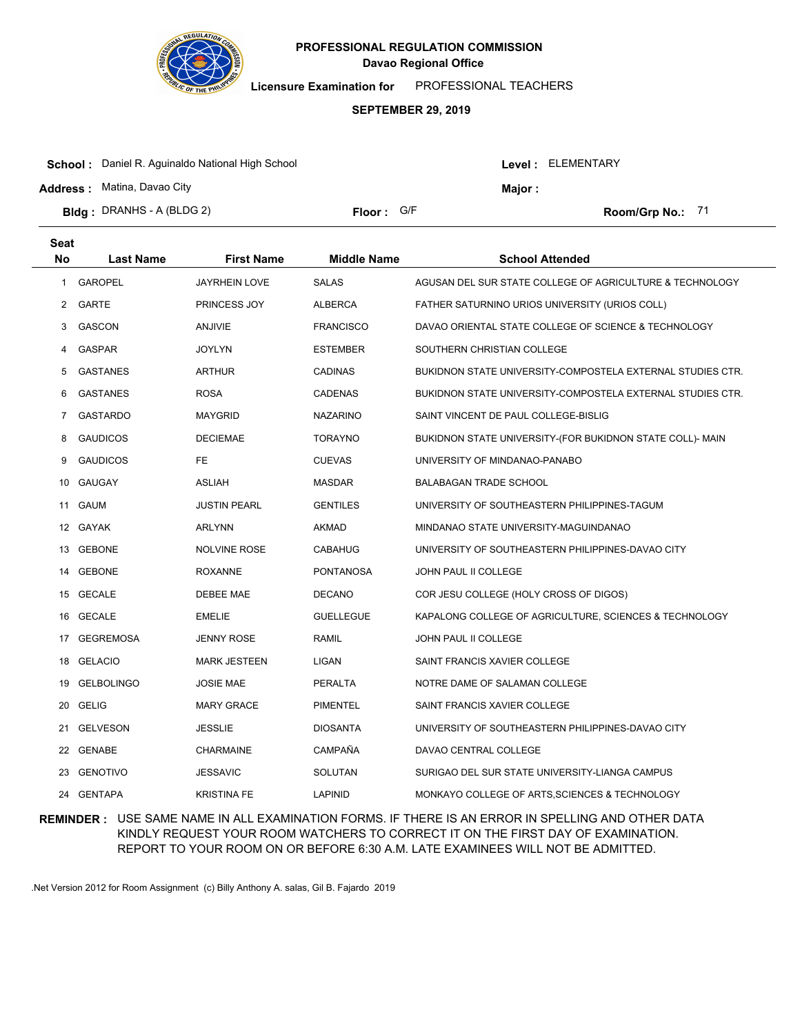**PROFESSIONAL REGULATION COMMISSION**
**Davao Regional Office**

**Licensure Examination for** PROFESSIONAL TEACHERS

**SEPTEMBER 29, 2019**

**School :** Daniel R. Aguinaldo National High School
**Level :** ELEMENTARY
**Address :** Matina, Davao City
**Major :**
**Bldg :** DRANHS - A (BLDG 2)
**Floor :** G/F
**Room/Grp No.:** 71

| Seat No | Last Name | First Name | Middle Name | School Attended |
|---|---|---|---|---|
| 1 | GAROPEL | JAYRHEIN LOVE | SALAS | AGUSAN DEL SUR STATE COLLEGE OF AGRICULTURE & TECHNOLOGY |
| 2 | GARTE | PRINCESS JOY | ALBERCA | FATHER SATURNINO URIOS UNIVERSITY (URIOS COLL) |
| 3 | GASCON | ANJIVIE | FRANCISCO | DAVAO ORIENTAL STATE COLLEGE OF SCIENCE & TECHNOLOGY |
| 4 | GASPAR | JOYLYN | ESTEMBER | SOUTHERN CHRISTIAN COLLEGE |
| 5 | GASTANES | ARTHUR | CADINAS | BUKIDNON STATE UNIVERSITY-COMPOSTELA EXTERNAL STUDIES CTR. |
| 6 | GASTANES | ROSA | CADENAS | BUKIDNON STATE UNIVERSITY-COMPOSTELA EXTERNAL STUDIES CTR. |
| 7 | GASTARDO | MAYGRID | NAZARINO | SAINT VINCENT DE PAUL COLLEGE-BISLIG |
| 8 | GAUDICOS | DECIEMAE | TORAYNO | BUKIDNON STATE UNIVERSITY-(FOR BUKIDNON STATE COLL)- MAIN |
| 9 | GAUDICOS | FE | CUEVAS | UNIVERSITY OF MINDANAO-PANABO |
| 10 | GAUGAY | ASLIAH | MASDAR | BALABAGAN TRADE SCHOOL |
| 11 | GAUM | JUSTIN PEARL | GENTILES | UNIVERSITY OF SOUTHEASTERN PHILIPPINES-TAGUM |
| 12 | GAYAK | ARLYNN | AKMAD | MINDANAO STATE UNIVERSITY-MAGUINDANAO |
| 13 | GEBONE | NOLVINE ROSE | CABAHUG | UNIVERSITY OF SOUTHEASTERN PHILIPPINES-DAVAO CITY |
| 14 | GEBONE | ROXANNE | PONTANOSA | JOHN PAUL II COLLEGE |
| 15 | GECALE | DEBEE MAE | DECANO | COR JESU COLLEGE (HOLY CROSS OF DIGOS) |
| 16 | GECALE | EMELIE | GUELLEGUE | KAPALONG COLLEGE OF AGRICULTURE, SCIENCES & TECHNOLOGY |
| 17 | GEGREMOSA | JENNY ROSE | RAMIL | JOHN PAUL II COLLEGE |
| 18 | GELACIO | MARK JESTEEN | LIGAN | SAINT FRANCIS XAVIER COLLEGE |
| 19 | GELBOLINGO | JOSIE MAE | PERALTA | NOTRE DAME OF SALAMAN COLLEGE |
| 20 | GELIG | MARY GRACE | PIMENTEL | SAINT FRANCIS XAVIER COLLEGE |
| 21 | GELVESON | JESSLIE | DIOSANTA | UNIVERSITY OF SOUTHEASTERN PHILIPPINES-DAVAO CITY |
| 22 | GENABE | CHARMAINE | CAMPAÑA | DAVAO CENTRAL COLLEGE |
| 23 | GENOTIVO | JESSAVIC | SOLUTAN | SURIGAO DEL SUR STATE UNIVERSITY-LIANGA CAMPUS |
| 24 | GENTAPA | KRISTINA FE | LAPINID | MONKAYO COLLEGE OF ARTS,SCIENCES & TECHNOLOGY |

**REMINDER :** USE SAME NAME IN ALL EXAMINATION FORMS. IF THERE IS AN ERROR IN SPELLING AND OTHER DATA KINDLY REQUEST YOUR ROOM WATCHERS TO CORRECT IT ON THE FIRST DAY OF EXAMINATION. REPORT TO YOUR ROOM ON OR BEFORE 6:30 A.M. LATE EXAMINEES WILL NOT BE ADMITTED.

.Net Version 2012 for Room Assignment (c) Billy Anthony A. salas, Gil B. Fajardo 2019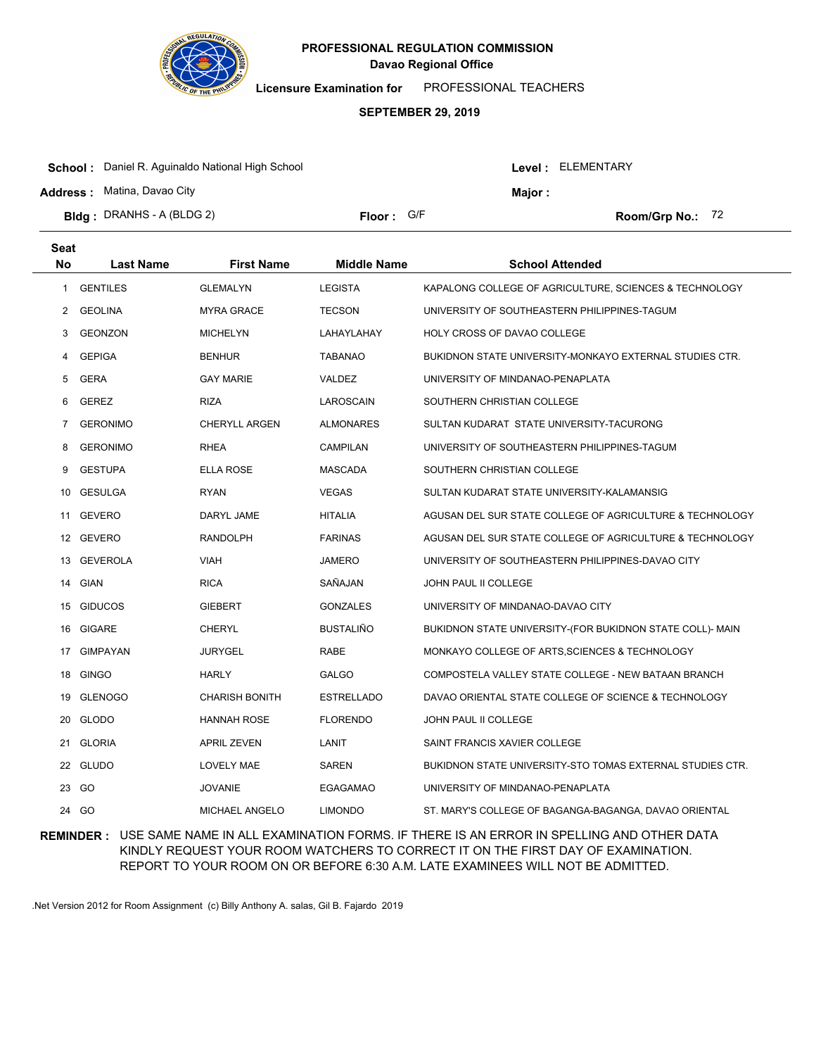**PROFESSIONAL REGULATION COMMISSION**
**Davao Regional Office**

**Licensure Examination for** PROFESSIONAL TEACHERS

**SEPTEMBER 29, 2019**

**School :** Daniel R. Aguinaldo National High School
**Level :** ELEMENTARY
**Address :** Matina, Davao City
**Major :**
**Bldg :** DRANHS - A (BLDG 2)
**Floor :** G/F
**Room/Grp No.:** 72

| Seat No | Last Name | First Name | Middle Name | School Attended |
|---|---|---|---|---|
| 1 | GENTILES | GLEMALYN | LEGISTA | KAPALONG COLLEGE OF AGRICULTURE, SCIENCES & TECHNOLOGY |
| 2 | GEOLINA | MYRA GRACE | TECSON | UNIVERSITY OF SOUTHEASTERN PHILIPPINES-TAGUM |
| 3 | GEONZON | MICHELYN | LAHAYLAHAY | HOLY CROSS OF DAVAO COLLEGE |
| 4 | GEPIGA | BENHUR | TABANAO | BUKIDNON STATE UNIVERSITY-MONKAYO EXTERNAL STUDIES CTR. |
| 5 | GERA | GAY MARIE | VALDEZ | UNIVERSITY OF MINDANAO-PENAPLATA |
| 6 | GEREZ | RIZA | LAROSCAIN | SOUTHERN CHRISTIAN COLLEGE |
| 7 | GERONIMO | CHERYLL ARGEN | ALMONARES | SULTAN KUDARAT STATE UNIVERSITY-TACURONG |
| 8 | GERONIMO | RHEA | CAMPILAN | UNIVERSITY OF SOUTHEASTERN PHILIPPINES-TAGUM |
| 9 | GESTUPA | ELLA ROSE | MASCADA | SOUTHERN CHRISTIAN COLLEGE |
| 10 | GESULGA | RYAN | VEGAS | SULTAN KUDARAT STATE UNIVERSITY-KALAMANSIG |
| 11 | GEVERO | DARYL JAME | HITALIA | AGUSAN DEL SUR STATE COLLEGE OF AGRICULTURE & TECHNOLOGY |
| 12 | GEVERO | RANDOLPH | FARINAS | AGUSAN DEL SUR STATE COLLEGE OF AGRICULTURE & TECHNOLOGY |
| 13 | GEVEROLA | VIAH | JAMERO | UNIVERSITY OF SOUTHEASTERN PHILIPPINES-DAVAO CITY |
| 14 | GIAN | RICA | SAÑAJAN | JOHN PAUL II COLLEGE |
| 15 | GIDUCOS | GIEBERT | GONZALES | UNIVERSITY OF MINDANAO-DAVAO CITY |
| 16 | GIGARE | CHERYL | BUSTALIÑO | BUKIDNON STATE UNIVERSITY-(FOR BUKIDNON STATE COLL)- MAIN |
| 17 | GIMPAYAN | JURYGEL | RABE | MONKAYO COLLEGE OF ARTS,SCIENCES & TECHNOLOGY |
| 18 | GINGO | HARLY | GALGO | COMPOSTELA VALLEY STATE COLLEGE - NEW BATAAN BRANCH |
| 19 | GLENOGO | CHARISH BONITH | ESTRELLADO | DAVAO ORIENTAL STATE COLLEGE OF SCIENCE & TECHNOLOGY |
| 20 | GLODO | HANNAH ROSE | FLORENDO | JOHN PAUL II COLLEGE |
| 21 | GLORIA | APRIL ZEVEN | LANIT | SAINT FRANCIS XAVIER COLLEGE |
| 22 | GLUDO | LOVELY MAE | SAREN | BUKIDNON STATE UNIVERSITY-STO TOMAS EXTERNAL STUDIES CTR. |
| 23 | GO | JOVANIE | EGAGAMAO | UNIVERSITY OF MINDANAO-PENAPLATA |
| 24 | GO | MICHAEL ANGELO | LIMONDO | ST. MARY'S COLLEGE OF BAGANGA-BAGANGA, DAVAO ORIENTAL |

**REMINDER :** USE SAME NAME IN ALL EXAMINATION FORMS. IF THERE IS AN ERROR IN SPELLING AND OTHER DATA KINDLY REQUEST YOUR ROOM WATCHERS TO CORRECT IT ON THE FIRST DAY OF EXAMINATION. REPORT TO YOUR ROOM ON OR BEFORE 6:30 A.M. LATE EXAMINEES WILL NOT BE ADMITTED.

.Net Version 2012 for Room Assignment (c) Billy Anthony A. salas, Gil B. Fajardo 2019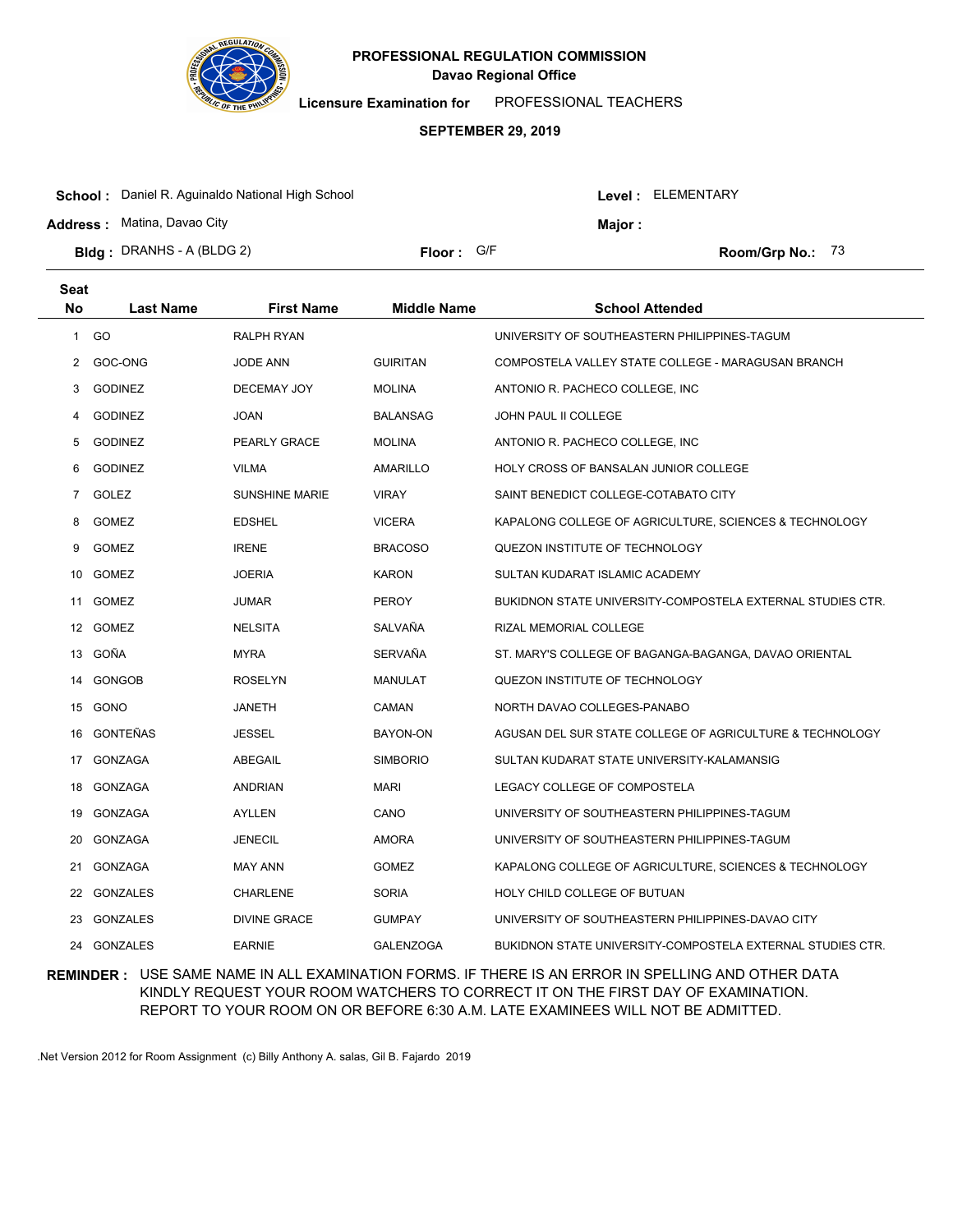# PROFESSIONAL REGULATION COMMISSION

**Davao Regional Office**

**Licensure Examination for** PROFESSIONAL TEACHERS

**SEPTEMBER 29, 2019**

**School :** Daniel R. Aguinaldo National High School

**Level :** ELEMENTARY

**Address :** Matina, Davao City

**Major :**

**Bldg :** DRANHS - A (BLDG 2)

**Floor :** G/F

**Room/Grp No.:** 73

| Seat No | Last Name | First Name | Middle Name | School Attended |
|---|---|---|---|---|
| 1 | GO | RALPH RYAN | | UNIVERSITY OF SOUTHEASTERN PHILIPPINES-TAGUM |
| 2 | GOC-ONG | JODE ANN | GUIRITAN | COMPOSTELA VALLEY STATE COLLEGE - MARAGUSAN BRANCH |
| 3 | GODINEZ | DECEMAY JOY | MOLINA | ANTONIO R. PACHECO COLLEGE, INC |
| 4 | GODINEZ | JOAN | BALANSAG | JOHN PAUL II COLLEGE |
| 5 | GODINEZ | PEARLY GRACE | MOLINA | ANTONIO R. PACHECO COLLEGE, INC |
| 6 | GODINEZ | VILMA | AMARILLO | HOLY CROSS OF BANSALAN JUNIOR COLLEGE |
| 7 | GOLEZ | SUNSHINE MARIE | VIRAY | SAINT BENEDICT COLLEGE-COTABATO CITY |
| 8 | GOMEZ | EDSHEL | VICERA | KAPALONG COLLEGE OF AGRICULTURE, SCIENCES & TECHNOLOGY |
| 9 | GOMEZ | IRENE | BRACOSO | QUEZON INSTITUTE OF TECHNOLOGY |
| 10 | GOMEZ | JOERIA | KARON | SULTAN KUDARAT ISLAMIC ACADEMY |
| 11 | GOMEZ | JUMAR | PEROY | BUKIDNON STATE UNIVERSITY-COMPOSTELA EXTERNAL STUDIES CTR. |
| 12 | GOMEZ | NELSITA | SALVAÑA | RIZAL MEMORIAL COLLEGE |
| 13 | GOÑA | MYRA | SERVAÑA | ST. MARY'S COLLEGE OF BAGANGA-BAGANGA, DAVAO ORIENTAL |
| 14 | GONGOB | ROSELYN | MANULAT | QUEZON INSTITUTE OF TECHNOLOGY |
| 15 | GONO | JANETH | CAMAN | NORTH DAVAO COLLEGES-PANABO |
| 16 | GONTEÑAS | JESSEL | BAYON-ON | AGUSAN DEL SUR STATE COLLEGE OF AGRICULTURE & TECHNOLOGY |
| 17 | GONZAGA | ABEGAIL | SIMBORIO | SULTAN KUDARAT STATE UNIVERSITY-KALAMANSIG |
| 18 | GONZAGA | ANDRIAN | MARI | LEGACY COLLEGE OF COMPOSTELA |
| 19 | GONZAGA | AYLLEN | CANO | UNIVERSITY OF SOUTHEASTERN PHILIPPINES-TAGUM |
| 20 | GONZAGA | JENECIL | AMORA | UNIVERSITY OF SOUTHEASTERN PHILIPPINES-TAGUM |
| 21 | GONZAGA | MAY ANN | GOMEZ | KAPALONG COLLEGE OF AGRICULTURE, SCIENCES & TECHNOLOGY |
| 22 | GONZALES | CHARLENE | SORIA | HOLY CHILD COLLEGE OF BUTUAN |
| 23 | GONZALES | DIVINE GRACE | GUMPAY | UNIVERSITY OF SOUTHEASTERN PHILIPPINES-DAVAO CITY |
| 24 | GONZALES | EARNIE | GALENZOGA | BUKIDNON STATE UNIVERSITY-COMPOSTELA EXTERNAL STUDIES CTR. |

**REMINDER :** USE SAME NAME IN ALL EXAMINATION FORMS. IF THERE IS AN ERROR IN SPELLING AND OTHER DATA KINDLY REQUEST YOUR ROOM WATCHERS TO CORRECT IT ON THE FIRST DAY OF EXAMINATION. REPORT TO YOUR ROOM ON OR BEFORE 6:30 A.M. LATE EXAMINEES WILL NOT BE ADMITTED.

.Net Version 2012 for Room Assignment (c) Billy Anthony A. salas, Gil B. Fajardo 2019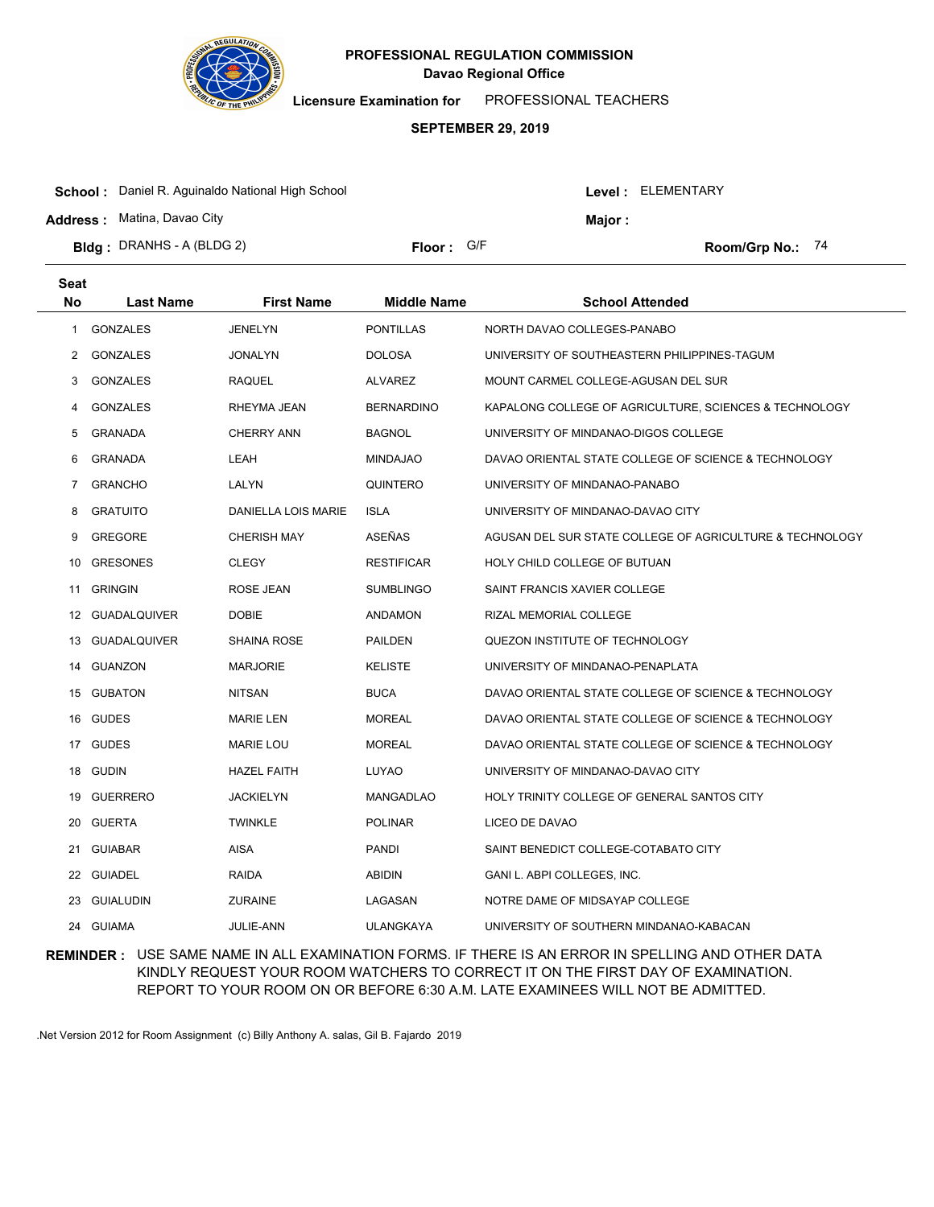**PROFESSIONAL REGULATION COMMISSION**
**Davao Regional Office**

**Licensure Examination for** PROFESSIONAL TEACHERS

**SEPTEMBER 29, 2019**

**School :** Daniel R. Aguinaldo National High School
**Level :** ELEMENTARY
**Address :** Matina, Davao City
**Major :**
**Bldg :** DRANHS - A (BLDG 2)
**Floor :** G/F
**Room/Grp No.:** 74

| Seat No | Last Name | First Name | Middle Name | School Attended |
|---|---|---|---|---|
| 1 | GONZALES | JENELYN | PONTILLAS | NORTH DAVAO COLLEGES-PANABO |
| 2 | GONZALES | JONALYN | DOLOSA | UNIVERSITY OF SOUTHEASTERN PHILIPPINES-TAGUM |
| 3 | GONZALES | RAQUEL | ALVAREZ | MOUNT CARMEL COLLEGE-AGUSAN DEL SUR |
| 4 | GONZALES | RHEYMA JEAN | BERNARDINO | KAPALONG COLLEGE OF AGRICULTURE, SCIENCES & TECHNOLOGY |
| 5 | GRANADA | CHERRY ANN | BAGNOL | UNIVERSITY OF MINDANAO-DIGOS COLLEGE |
| 6 | GRANADA | LEAH | MINDAJAO | DAVAO ORIENTAL STATE COLLEGE OF SCIENCE & TECHNOLOGY |
| 7 | GRANCHO | LALYN | QUINTERO | UNIVERSITY OF MINDANAO-PANABO |
| 8 | GRATUITO | DANIELLA LOIS MARIE | ISLA | UNIVERSITY OF MINDANAO-DAVAO CITY |
| 9 | GREGORE | CHERISH MAY | ASEÑAS | AGUSAN DEL SUR STATE COLLEGE OF AGRICULTURE & TECHNOLOGY |
| 10 | GRESONES | CLEGY | RESTIFICAR | HOLY CHILD COLLEGE OF BUTUAN |
| 11 | GRINGIN | ROSE JEAN | SUMBLINGO | SAINT FRANCIS XAVIER COLLEGE |
| 12 | GUADALQUIVER | DOBIE | ANDAMON | RIZAL MEMORIAL COLLEGE |
| 13 | GUADALQUIVER | SHAINA ROSE | PAILDEN | QUEZON INSTITUTE OF TECHNOLOGY |
| 14 | GUANZON | MARJORIE | KELISTE | UNIVERSITY OF MINDANAO-PENAPLATA |
| 15 | GUBATON | NITSAN | BUCA | DAVAO ORIENTAL STATE COLLEGE OF SCIENCE & TECHNOLOGY |
| 16 | GUDES | MARIE LEN | MOREAL | DAVAO ORIENTAL STATE COLLEGE OF SCIENCE & TECHNOLOGY |
| 17 | GUDES | MARIE LOU | MOREAL | DAVAO ORIENTAL STATE COLLEGE OF SCIENCE & TECHNOLOGY |
| 18 | GUDIN | HAZEL FAITH | LUYAO | UNIVERSITY OF MINDANAO-DAVAO CITY |
| 19 | GUERRERO | JACKIELYN | MANGADLAO | HOLY TRINITY COLLEGE OF GENERAL SANTOS CITY |
| 20 | GUERTA | TWINKLE | POLINAR | LICEO DE DAVAO |
| 21 | GUIABAR | AISA | PANDI | SAINT BENEDICT COLLEGE-COTABATO CITY |
| 22 | GUIADEL | RAIDA | ABIDIN | GANI L. ABPI COLLEGES, INC. |
| 23 | GUIALUDIN | ZURAINE | LAGASAN | NOTRE DAME OF MIDSAYAP COLLEGE |
| 24 | GUIAMA | JULIE-ANN | ULANGKAYA | UNIVERSITY OF SOUTHERN MINDANAO-KABACAN |

**REMINDER :** USE SAME NAME IN ALL EXAMINATION FORMS. IF THERE IS AN ERROR IN SPELLING AND OTHER DATA KINDLY REQUEST YOUR ROOM WATCHERS TO CORRECT IT ON THE FIRST DAY OF EXAMINATION. REPORT TO YOUR ROOM ON OR BEFORE 6:30 A.M. LATE EXAMINEES WILL NOT BE ADMITTED.

.Net Version 2012 for Room Assignment (c) Billy Anthony A. salas, Gil B. Fajardo 2019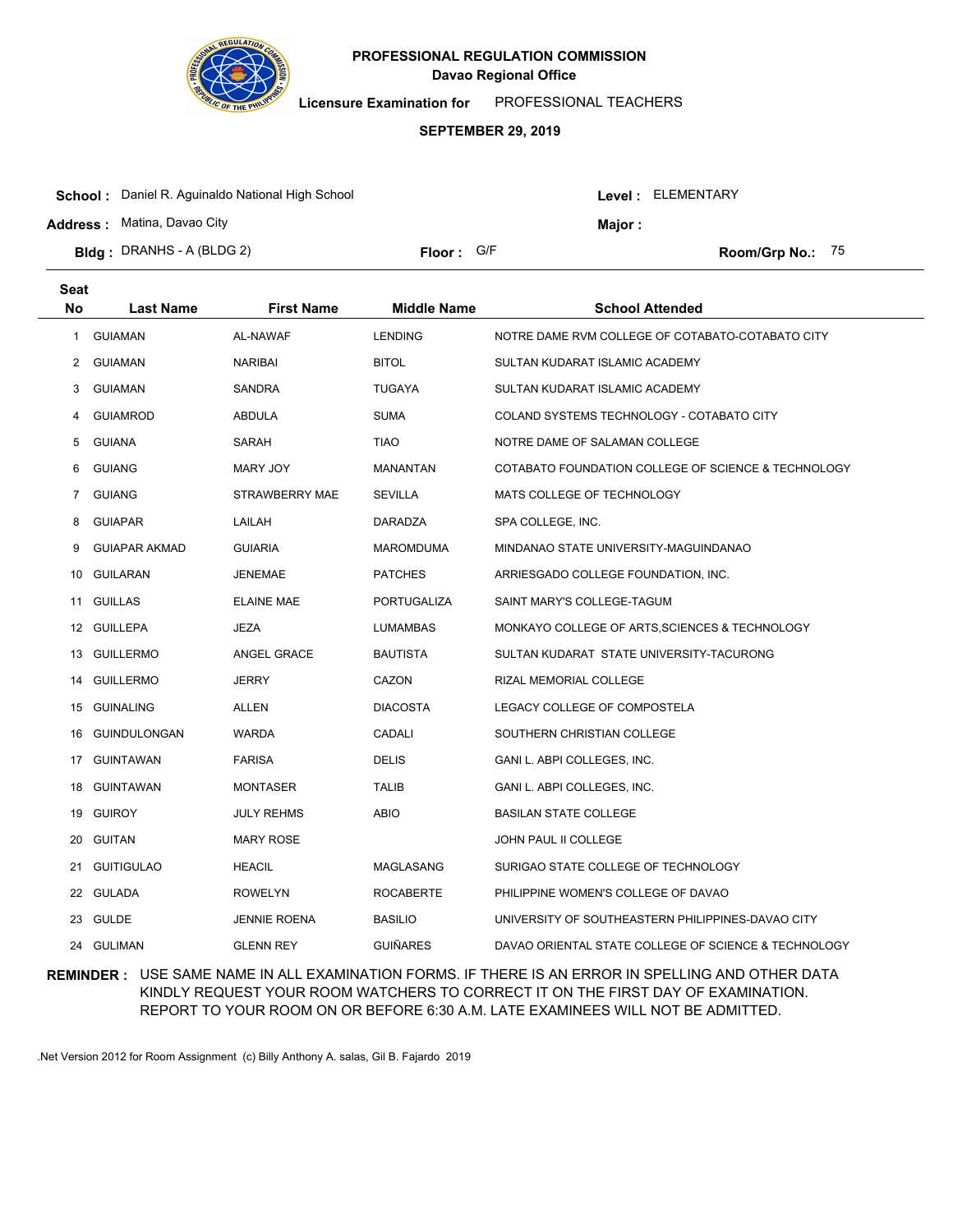# PROFESSIONAL REGULATION COMMISSION
## Davao Regional Office

**Licensure Examination for** PROFESSIONAL TEACHERS

**SEPTEMBER 29, 2019**

**School :** Daniel R. Aguinaldo National High School
**Level :** ELEMENTARY

**Address :** Matina, Davao City
**Major :**

**Bldg :** DRANHS - A (BLDG 2)
**Floor :** G/F
**Room/Grp No.:** 75

| Seat No | Last Name | First Name | Middle Name | School Attended |
|---|---|---|---|---|
| 1 | GUIAMAN | AL-NAWAF | LENDING | NOTRE DAME RVM COLLEGE OF COTABATO-COTABATO CITY |
| 2 | GUIAMAN | NARIBAI | BITOL | SULTAN KUDARAT ISLAMIC ACADEMY |
| 3 | GUIAMAN | SANDRA | TUGAYA | SULTAN KUDARAT ISLAMIC ACADEMY |
| 4 | GUIAMROD | ABDULA | SUMA | COLAND SYSTEMS TECHNOLOGY - COTABATO CITY |
| 5 | GUIANA | SARAH | TIAO | NOTRE DAME OF SALAMAN COLLEGE |
| 6 | GUIANG | MARY JOY | MANANTAN | COTABATO FOUNDATION COLLEGE OF SCIENCE & TECHNOLOGY |
| 7 | GUIANG | STRAWBERRY MAE | SEVILLA | MATS COLLEGE OF TECHNOLOGY |
| 8 | GUIAPAR | LAILAH | DARADZA | SPA COLLEGE, INC. |
| 9 | GUIAPAR AKMAD | GUIARIA | MAROMDUMA | MINDANAO STATE UNIVERSITY-MAGUINDANAO |
| 10 | GUILARAN | JENEMAE | PATCHES | ARRIESGADO COLLEGE FOUNDATION, INC. |
| 11 | GUILLAS | ELAINE MAE | PORTUGALIZA | SAINT MARY'S COLLEGE-TAGUM |
| 12 | GUILLEPA | JEZA | LUMAMBAS | MONKAYO COLLEGE OF ARTS,SCIENCES & TECHNOLOGY |
| 13 | GUILLERMO | ANGEL GRACE | BAUTISTA | SULTAN KUDARAT STATE UNIVERSITY-TACURONG |
| 14 | GUILLERMO | JERRY | CAZON | RIZAL MEMORIAL COLLEGE |
| 15 | GUINALING | ALLEN | DIACOSTA | LEGACY COLLEGE OF COMPOSTELA |
| 16 | GUINDULONGAN | WARDA | CADALI | SOUTHERN CHRISTIAN COLLEGE |
| 17 | GUINTAWAN | FARISA | DELIS | GANI L. ABPI COLLEGES, INC. |
| 18 | GUINTAWAN | MONTASER | TALIB | GANI L. ABPI COLLEGES, INC. |
| 19 | GUIROY | JULY REHMS | ABIO | BASILAN STATE COLLEGE |
| 20 | GUITAN | MARY ROSE | | JOHN PAUL II COLLEGE |
| 21 | GUITIGULAO | HEACIL | MAGLASANG | SURIGAO STATE COLLEGE OF TECHNOLOGY |
| 22 | GULADA | ROWELYN | ROCABERTE | PHILIPPINE WOMEN'S COLLEGE OF DAVAO |
| 23 | GULDE | JENNIE ROENA | BASILIO | UNIVERSITY OF SOUTHEASTERN PHILIPPINES-DAVAO CITY |
| 24 | GULIMAN | GLENN REY | GUIÑARES | DAVAO ORIENTAL STATE COLLEGE OF SCIENCE & TECHNOLOGY |

**REMINDER :** USE SAME NAME IN ALL EXAMINATION FORMS. IF THERE IS AN ERROR IN SPELLING AND OTHER DATA KINDLY REQUEST YOUR ROOM WATCHERS TO CORRECT IT ON THE FIRST DAY OF EXAMINATION. REPORT TO YOUR ROOM ON OR BEFORE 6:30 A.M. LATE EXAMINEES WILL NOT BE ADMITTED.

.Net Version 2012 for Room Assignment (c) Billy Anthony A. salas, Gil B. Fajardo 2019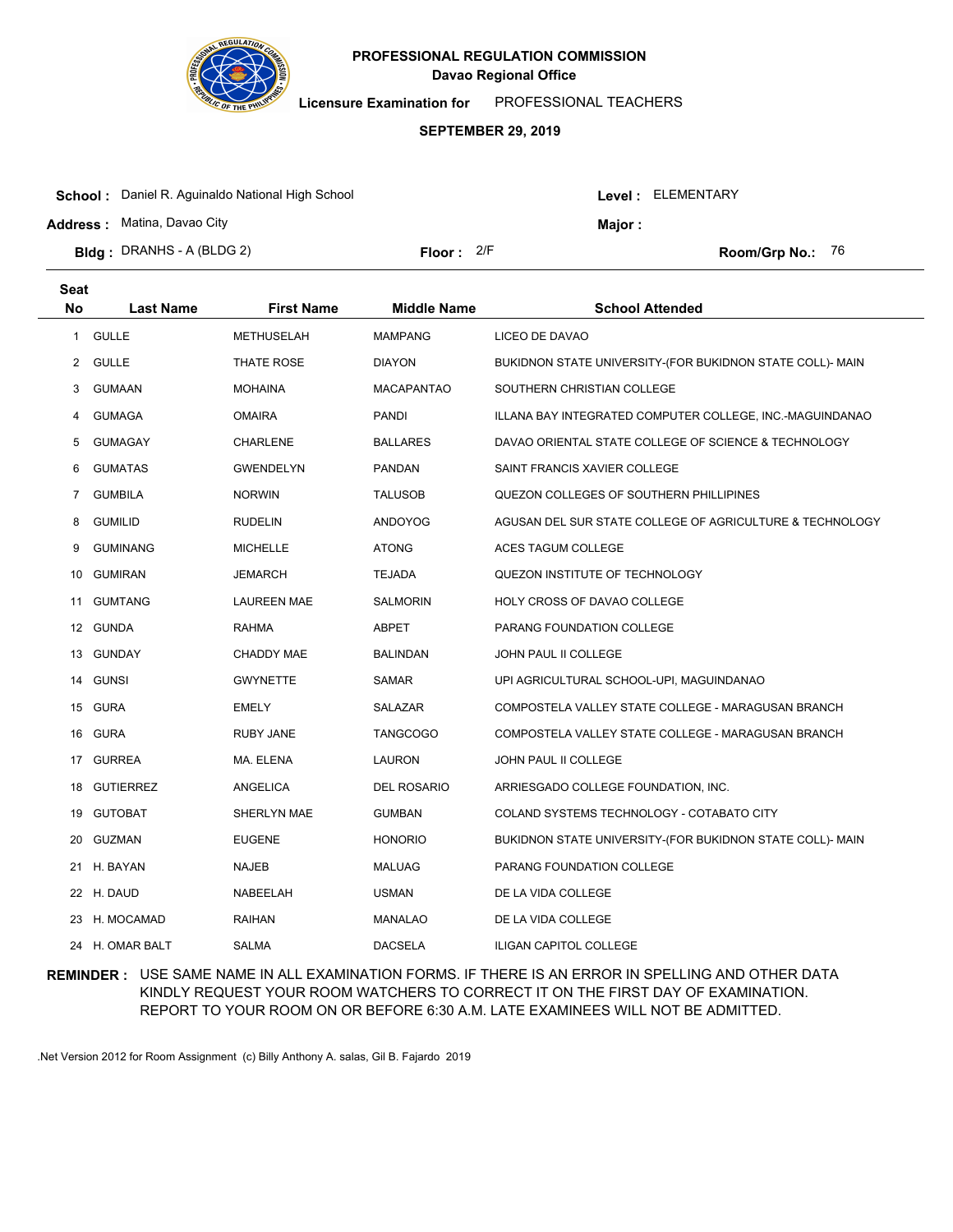# PROFESSIONAL REGULATION COMMISSION
## Davao Regional Office

**Licensure Examination for** PROFESSIONAL TEACHERS

**SEPTEMBER 29, 2019**

**School :** Daniel R. Aguinaldo National High School  
**Level :** ELEMENTARY  
**Address :** Matina, Davao City  
**Major :**  
**Bldg :** DRANHS - A (BLDG 2)  
**Floor :** 2/F  
**Room/Grp No.:** 76

| Seat No | Last Name | First Name | Middle Name | School Attended |
|---|---|---|---|---|
| 1 | GULLE | METHUSELAH | MAMPANG | LICEO DE DAVAO |
| 2 | GULLE | THATE ROSE | DIAYON | BUKIDNON STATE UNIVERSITY-(FOR BUKIDNON STATE COLL)- MAIN |
| 3 | GUMAAN | MOHAINA | MACAPANTAO | SOUTHERN CHRISTIAN COLLEGE |
| 4 | GUMAGA | OMAIRA | PANDI | ILLANA BAY INTEGRATED COMPUTER COLLEGE, INC.-MAGUINDANAO |
| 5 | GUMAGAY | CHARLENE | BALLARES | DAVAO ORIENTAL STATE COLLEGE OF SCIENCE & TECHNOLOGY |
| 6 | GUMATAS | GWENDELYN | PANDAN | SAINT FRANCIS XAVIER COLLEGE |
| 7 | GUMBILA | NORWIN | TALUSOB | QUEZON COLLEGES OF SOUTHERN PHILLIPINES |
| 8 | GUMILID | RUDELIN | ANDOYOG | AGUSAN DEL SUR STATE COLLEGE OF AGRICULTURE & TECHNOLOGY |
| 9 | GUMINANG | MICHELLE | ATONG | ACES TAGUM COLLEGE |
| 10 | GUMIRAN | JEMARCH | TEJADA | QUEZON INSTITUTE OF TECHNOLOGY |
| 11 | GUMTANG | LAUREEN MAE | SALMORIN | HOLY CROSS OF DAVAO COLLEGE |
| 12 | GUNDA | RAHMA | ABPET | PARANG FOUNDATION COLLEGE |
| 13 | GUNDAY | CHADDY MAE | BALINDAN | JOHN PAUL II COLLEGE |
| 14 | GUNSI | GWYNETTE | SAMAR | UPI AGRICULTURAL SCHOOL-UPI, MAGUINDANAO |
| 15 | GURA | EMELY | SALAZAR | COMPOSTELA VALLEY STATE COLLEGE - MARAGUSAN BRANCH |
| 16 | GURA | RUBY JANE | TANGCOGO | COMPOSTELA VALLEY STATE COLLEGE - MARAGUSAN BRANCH |
| 17 | GURREA | MA. ELENA | LAURON | JOHN PAUL II COLLEGE |
| 18 | GUTIERREZ | ANGELICA | DEL ROSARIO | ARRIESGADO COLLEGE FOUNDATION, INC. |
| 19 | GUTOBAT | SHERLYN MAE | GUMBAN | COLAND SYSTEMS TECHNOLOGY - COTABATO CITY |
| 20 | GUZMAN | EUGENE | HONORIO | BUKIDNON STATE UNIVERSITY-(FOR BUKIDNON STATE COLL)- MAIN |
| 21 | H. BAYAN | NAJEB | MALUAG | PARANG FOUNDATION COLLEGE |
| 22 | H. DAUD | NABEELAH | USMAN | DE LA VIDA COLLEGE |
| 23 | H. MOCAMAD | RAIHAN | MANALAO | DE LA VIDA COLLEGE |
| 24 | H. OMAR BALT | SALMA | DACSELA | ILIGAN CAPITOL COLLEGE |

**REMINDER :** USE SAME NAME IN ALL EXAMINATION FORMS. IF THERE IS AN ERROR IN SPELLING AND OTHER DATA KINDLY REQUEST YOUR ROOM WATCHERS TO CORRECT IT ON THE FIRST DAY OF EXAMINATION. REPORT TO YOUR ROOM ON OR BEFORE 6:30 A.M. LATE EXAMINEES WILL NOT BE ADMITTED.

.Net Version 2012 for Room Assignment (c) Billy Anthony A. salas, Gil B. Fajardo 2019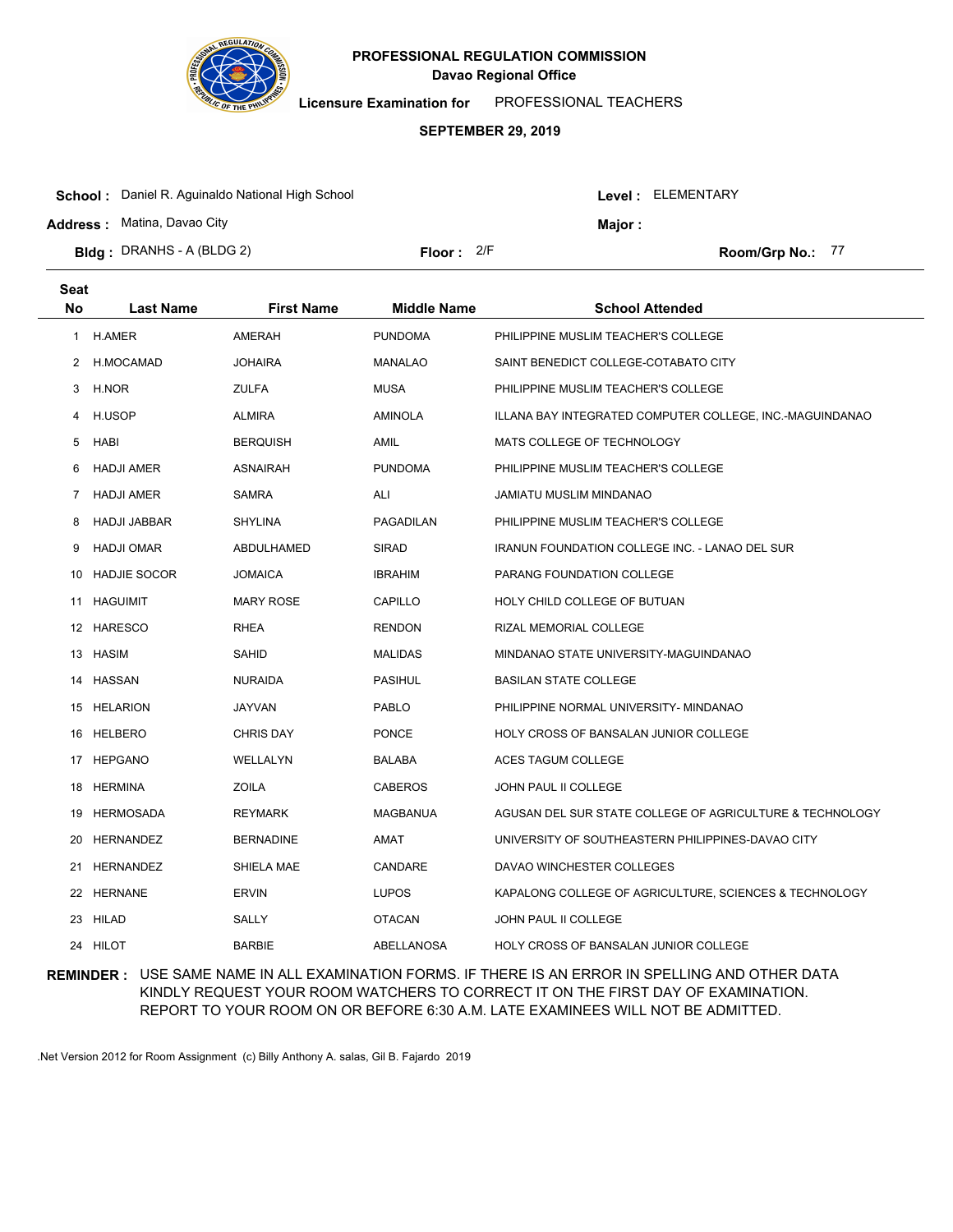# PROFESSIONAL REGULATION COMMISSION

## Davao Regional Office

**Licensure Examination for** PROFESSIONAL TEACHERS

**SEPTEMBER 29, 2019**

**School :** Daniel R. Aguinaldo National High School  
**Address :** Matina, Davao City  
**Bldg :** DRANHS - A (BLDG 2)  
**Floor :** 2/F  
**Level :** ELEMENTARY  
**Major :**  
**Room/Grp No.:** 77

| Seat No | Last Name | First Name | Middle Name | School Attended |
|---|---|---|---|---|
| 1 | H.AMER | AMERAH | PUNDOMA | PHILIPPINE MUSLIM TEACHER'S COLLEGE |
| 2 | H.MOCAMAD | JOHAIRA | MANALAO | SAINT BENEDICT COLLEGE-COTABATO CITY |
| 3 | H.NOR | ZULFA | MUSA | PHILIPPINE MUSLIM TEACHER'S COLLEGE |
| 4 | H.USOP | ALMIRA | AMINOLA | ILLANA BAY INTEGRATED COMPUTER COLLEGE, INC.-MAGUINDANAO |
| 5 | HABI | BERQUISH | AMIL | MATS COLLEGE OF TECHNOLOGY |
| 6 | HADJI AMER | ASNAIRAH | PUNDOMA | PHILIPPINE MUSLIM TEACHER'S COLLEGE |
| 7 | HADJI AMER | SAMRA | ALI | JAMIATU MUSLIM MINDANAO |
| 8 | HADJI JABBAR | SHYLINA | PAGADILAN | PHILIPPINE MUSLIM TEACHER'S COLLEGE |
| 9 | HADJI OMAR | ABDULHAMED | SIRAD | IRANUN FOUNDATION COLLEGE INC. - LANAO DEL SUR |
| 10 | HADJIE SOCOR | JOMAICA | IBRAHIM | PARANG FOUNDATION COLLEGE |
| 11 | HAGUIMIT | MARY ROSE | CAPILLO | HOLY CHILD COLLEGE OF BUTUAN |
| 12 | HARESCO | RHEA | RENDON | RIZAL MEMORIAL COLLEGE |
| 13 | HASIM | SAHID | MALIDAS | MINDANAO STATE UNIVERSITY-MAGUINDANAO |
| 14 | HASSAN | NURAIDA | PASIHUL | BASILAN STATE COLLEGE |
| 15 | HELARION | JAYVAN | PABLO | PHILIPPINE NORMAL UNIVERSITY- MINDANAO |
| 16 | HELBERO | CHRIS DAY | PONCE | HOLY CROSS OF BANSALAN JUNIOR COLLEGE |
| 17 | HEPGANO | WELLALYN | BALABA | ACES TAGUM COLLEGE |
| 18 | HERMINA | ZOILA | CABEROS | JOHN PAUL II COLLEGE |
| 19 | HERMOSADA | REYMARK | MAGBANUA | AGUSAN DEL SUR STATE COLLEGE OF AGRICULTURE & TECHNOLOGY |
| 20 | HERNANDEZ | BERNADINE | AMAT | UNIVERSITY OF SOUTHEASTERN PHILIPPINES-DAVAO CITY |
| 21 | HERNANDEZ | SHIELA MAE | CANDARE | DAVAO WINCHESTER COLLEGES |
| 22 | HERNANE | ERVIN | LUPOS | KAPALONG COLLEGE OF AGRICULTURE, SCIENCES & TECHNOLOGY |
| 23 | HILAD | SALLY | OTACAN | JOHN PAUL II COLLEGE |
| 24 | HILOT | BARBIE | ABELLANOSA | HOLY CROSS OF BANSALAN JUNIOR COLLEGE |

**REMINDER :** USE SAME NAME IN ALL EXAMINATION FORMS. IF THERE IS AN ERROR IN SPELLING AND OTHER DATA KINDLY REQUEST YOUR ROOM WATCHERS TO CORRECT IT ON THE FIRST DAY OF EXAMINATION. REPORT TO YOUR ROOM ON OR BEFORE 6:30 A.M. LATE EXAMINEES WILL NOT BE ADMITTED.

.Net Version 2012 for Room Assignment (c) Billy Anthony A. salas, Gil B. Fajardo 2019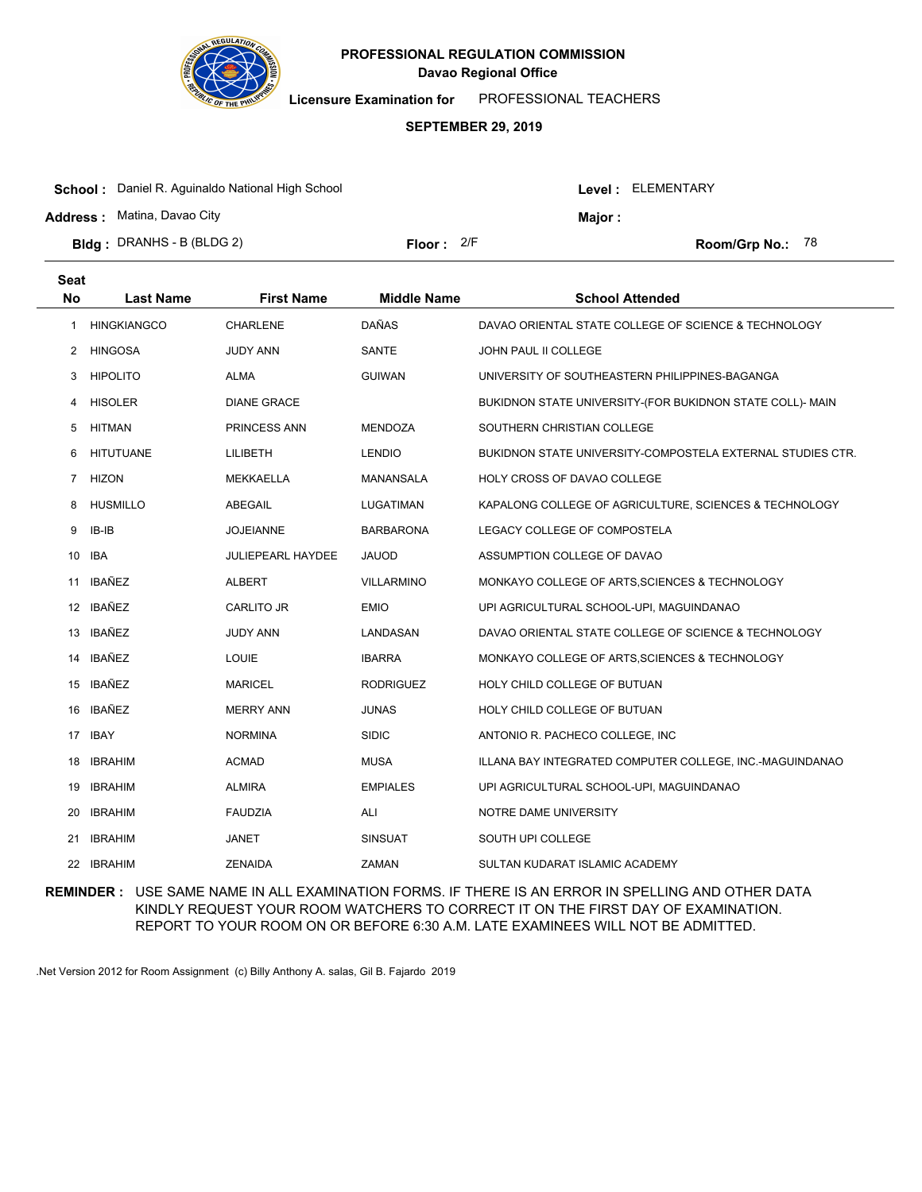# PROFESSIONAL REGULATION COMMISSION

## Davao Regional Office

**Licensure Examination for** PROFESSIONAL TEACHERS

**SEPTEMBER 29, 2019**

**School :** Daniel R. Aguinaldo National High School
**Level :** ELEMENTARY

**Address :** Matina, Davao City
**Major :**

**Bldg :** DRANHS - B (BLDG 2)
**Floor :** 2/F
**Room/Grp No.:** 78

| Seat No | Last Name | First Name | Middle Name | School Attended |
|---|---|---|---|---|
| 1 | HINGKIANGCO | CHARLENE | DAÑAS | DAVAO ORIENTAL STATE COLLEGE OF SCIENCE & TECHNOLOGY |
| 2 | HINGOSA | JUDY ANN | SANTE | JOHN PAUL II COLLEGE |
| 3 | HIPOLITO | ALMA | GUIWAN | UNIVERSITY OF SOUTHEASTERN PHILIPPINES-BAGANGA |
| 4 | HISOLER | DIANE GRACE | | BUKIDNON STATE UNIVERSITY-(FOR BUKIDNON STATE COLL)- MAIN |
| 5 | HITMAN | PRINCESS ANN | MENDOZA | SOUTHERN CHRISTIAN COLLEGE |
| 6 | HITUTUANE | LILIBETH | LENDIO | BUKIDNON STATE UNIVERSITY-COMPOSTELA EXTERNAL STUDIES CTR. |
| 7 | HIZON | MEKKAELLA | MANANSALA | HOLY CROSS OF DAVAO COLLEGE |
| 8 | HUSMILLO | ABEGAIL | LUGATIMAN | KAPALONG COLLEGE OF AGRICULTURE, SCIENCES & TECHNOLOGY |
| 9 | IB-IB | JOJEIANNE | BARBARONA | LEGACY COLLEGE OF COMPOSTELA |
| 10 | IBA | JULIEPEARL HAYDEE | JAUOD | ASSUMPTION COLLEGE OF DAVAO |
| 11 | IBAÑEZ | ALBERT | VILLARMINO | MONKAYO COLLEGE OF ARTS,SCIENCES & TECHNOLOGY |
| 12 | IBAÑEZ | CARLITO JR | EMIO | UPI AGRICULTURAL SCHOOL-UPI, MAGUINDANAO |
| 13 | IBAÑEZ | JUDY ANN | LANDASAN | DAVAO ORIENTAL STATE COLLEGE OF SCIENCE & TECHNOLOGY |
| 14 | IBAÑEZ | LOUIE | IBARRA | MONKAYO COLLEGE OF ARTS,SCIENCES & TECHNOLOGY |
| 15 | IBAÑEZ | MARICEL | RODRIGUEZ | HOLY CHILD COLLEGE OF BUTUAN |
| 16 | IBAÑEZ | MERRY ANN | JUNAS | HOLY CHILD COLLEGE OF BUTUAN |
| 17 | IBAY | NORMINA | SIDIC | ANTONIO R. PACHECO COLLEGE, INC |
| 18 | IBRAHIM | ACMAD | MUSA | ILLANA BAY INTEGRATED COMPUTER COLLEGE, INC.-MAGUINDANAO |
| 19 | IBRAHIM | ALMIRA | EMPIALES | UPI AGRICULTURAL SCHOOL-UPI, MAGUINDANAO |
| 20 | IBRAHIM | FAUDZIA | ALI | NOTRE DAME UNIVERSITY |
| 21 | IBRAHIM | JANET | SINSUAT | SOUTH UPI COLLEGE |
| 22 | IBRAHIM | ZENAIDA | ZAMAN | SULTAN KUDARAT ISLAMIC ACADEMY |

**REMINDER :** USE SAME NAME IN ALL EXAMINATION FORMS. IF THERE IS AN ERROR IN SPELLING AND OTHER DATA KINDLY REQUEST YOUR ROOM WATCHERS TO CORRECT IT ON THE FIRST DAY OF EXAMINATION. REPORT TO YOUR ROOM ON OR BEFORE 6:30 A.M. LATE EXAMINEES WILL NOT BE ADMITTED.

.Net Version 2012 for Room Assignment (c) Billy Anthony A. salas, Gil B. Fajardo 2019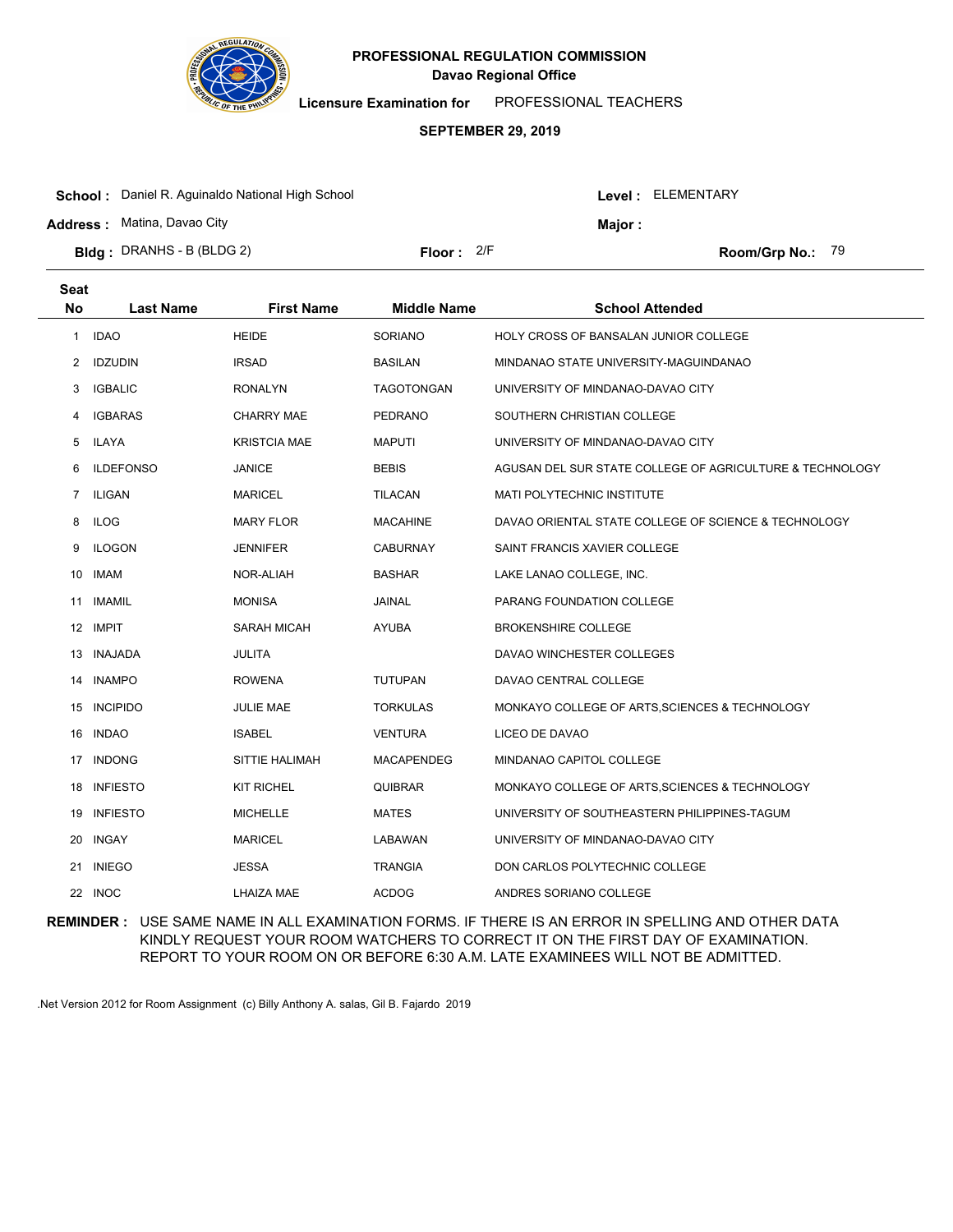# PROFESSIONAL REGULATION COMMISSION

**Davao Regional Office**

**Licensure Examination for** PROFESSIONAL TEACHERS

**SEPTEMBER 29, 2019**

**School :** Daniel R. Aguinaldo National High School **Level :** ELEMENTARY

**Address :** Matina, Davao City **Major :**

**Bldg :** DRANHS - B (BLDG 2) **Floor :** 2/F **Room/Grp No.:** 79

| Seat No | Last Name | First Name | Middle Name | School Attended |
|---|---|---|---|---|
| 1 | IDAO | HEIDE | SORIANO | HOLY CROSS OF BANSALAN JUNIOR COLLEGE |
| 2 | IDZUDIN | IRSAD | BASILAN | MINDANAO STATE UNIVERSITY-MAGUINDANAO |
| 3 | IGBALIC | RONALYN | TAGOTONGAN | UNIVERSITY OF MINDANAO-DAVAO CITY |
| 4 | IGBARAS | CHARRY MAE | PEDRANO | SOUTHERN CHRISTIAN COLLEGE |
| 5 | ILAYA | KRISTCIA MAE | MAPUTI | UNIVERSITY OF MINDANAO-DAVAO CITY |
| 6 | ILDEFONSO | JANICE | BEBIS | AGUSAN DEL SUR STATE COLLEGE OF AGRICULTURE & TECHNOLOGY |
| 7 | ILIGAN | MARICEL | TILACAN | MATI POLYTECHNIC INSTITUTE |
| 8 | ILOG | MARY FLOR | MACAHINE | DAVAO ORIENTAL STATE COLLEGE OF SCIENCE & TECHNOLOGY |
| 9 | ILOGON | JENNIFER | CABURNAY | SAINT FRANCIS XAVIER COLLEGE |
| 10 | IMAM | NOR-ALIAH | BASHAR | LAKE LANAO COLLEGE, INC. |
| 11 | IMAMIL | MONISA | JAINAL | PARANG FOUNDATION COLLEGE |
| 12 | IMPIT | SARAH MICAH | AYUBA | BROKENSHIRE COLLEGE |
| 13 | INAJADA | JULITA | | DAVAO WINCHESTER COLLEGES |
| 14 | INAMPO | ROWENA | TUTUPAN | DAVAO CENTRAL COLLEGE |
| 15 | INCIPIDO | JULIE MAE | TORKULAS | MONKAYO COLLEGE OF ARTS,SCIENCES & TECHNOLOGY |
| 16 | INDAO | ISABEL | VENTURA | LICEO DE DAVAO |
| 17 | INDONG | SITTIE HALIMAH | MACAPENDEG | MINDANAO CAPITOL COLLEGE |
| 18 | INFIESTO | KIT RICHEL | QUIBRAR | MONKAYO COLLEGE OF ARTS,SCIENCES & TECHNOLOGY |
| 19 | INFIESTO | MICHELLE | MATES | UNIVERSITY OF SOUTHEASTERN PHILIPPINES-TAGUM |
| 20 | INGAY | MARICEL | LABAWAN | UNIVERSITY OF MINDANAO-DAVAO CITY |
| 21 | INIEGO | JESSA | TRANGIA | DON CARLOS POLYTECHNIC COLLEGE |
| 22 | INOC | LHAIZA MAE | ACDOG | ANDRES SORIANO COLLEGE |

**REMINDER :** USE SAME NAME IN ALL EXAMINATION FORMS. IF THERE IS AN ERROR IN SPELLING AND OTHER DATA KINDLY REQUEST YOUR ROOM WATCHERS TO CORRECT IT ON THE FIRST DAY OF EXAMINATION. REPORT TO YOUR ROOM ON OR BEFORE 6:30 A.M. LATE EXAMINEES WILL NOT BE ADMITTED.

.Net Version 2012 for Room Assignment (c) Billy Anthony A. salas, Gil B. Fajardo 2019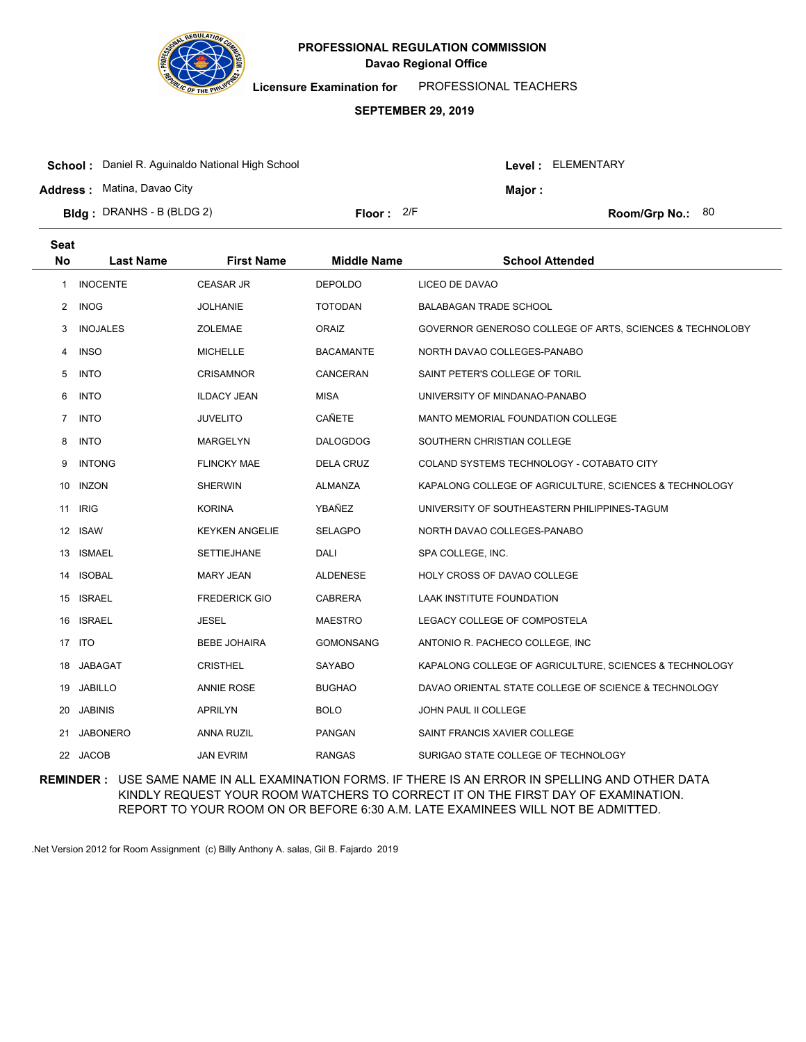# PROFESSIONAL REGULATION COMMISSION
## Davao Regional Office

**Licensure Examination for** PROFESSIONAL TEACHERS

**SEPTEMBER 29, 2019**

**School :** Daniel R. Aguinaldo National High School
**Level :** ELEMENTARY
**Address :** Matina, Davao City
**Major :**
**Bldg :** DRANHS - B (BLDG 2)
**Floor :** 2/F
**Room/Grp No.:** 80

| Seat No | Last Name | First Name | Middle Name | School Attended |
|---|---|---|---|---|
| 1 | INOCENTE | CEASAR JR | DEPOLDO | LICEO DE DAVAO |
| 2 | INOG | JOLHANIE | TOTODAN | BALABAGAN TRADE SCHOOL |
| 3 | INOJALES | ZOLEMAE | ORAIZ | GOVERNOR GENEROSO COLLEGE OF ARTS, SCIENCES & TECHNOLOBY |
| 4 | INSO | MICHELLE | BACAMANTE | NORTH DAVAO COLLEGES-PANABO |
| 5 | INTO | CRISAMNOR | CANCERAN | SAINT PETER'S COLLEGE OF TORIL |
| 6 | INTO | ILDACY JEAN | MISA | UNIVERSITY OF MINDANAO-PANABO |
| 7 | INTO | JUVELITO | CAÑETE | MANTO MEMORIAL FOUNDATION COLLEGE |
| 8 | INTO | MARGELYN | DALOGDOG | SOUTHERN CHRISTIAN COLLEGE |
| 9 | INTONG | FLINCKY MAE | DELA CRUZ | COLAND SYSTEMS TECHNOLOGY - COTABATO CITY |
| 10 | INZON | SHERWIN | ALMANZA | KAPALONG COLLEGE OF AGRICULTURE, SCIENCES & TECHNOLOGY |
| 11 | IRIG | KORINA | YBAÑEZ | UNIVERSITY OF SOUTHEASTERN PHILIPPINES-TAGUM |
| 12 | ISAW | KEYKEN ANGELIE | SELAGPO | NORTH DAVAO COLLEGES-PANABO |
| 13 | ISMAEL | SETTIEJHANE | DALI | SPA COLLEGE, INC. |
| 14 | ISOBAL | MARY JEAN | ALDENESE | HOLY CROSS OF DAVAO COLLEGE |
| 15 | ISRAEL | FREDERICK GIO | CABRERA | LAAK INSTITUTE FOUNDATION |
| 16 | ISRAEL | JESEL | MAESTRO | LEGACY COLLEGE OF COMPOSTELA |
| 17 | ITO | BEBE JOHAIRA | GOMONSANG | ANTONIO R. PACHECO COLLEGE, INC |
| 18 | JABAGAT | CRISTHEL | SAYABO | KAPALONG COLLEGE OF AGRICULTURE, SCIENCES & TECHNOLOGY |
| 19 | JABILLO | ANNIE ROSE | BUGHAO | DAVAO ORIENTAL STATE COLLEGE OF SCIENCE & TECHNOLOGY |
| 20 | JABINIS | APRILYN | BOLO | JOHN PAUL II COLLEGE |
| 21 | JABONERO | ANNA RUZIL | PANGAN | SAINT FRANCIS XAVIER COLLEGE |
| 22 | JACOB | JAN EVRIM | RANGAS | SURIGAO STATE COLLEGE OF TECHNOLOGY |

**REMINDER :** USE SAME NAME IN ALL EXAMINATION FORMS. IF THERE IS AN ERROR IN SPELLING AND OTHER DATA KINDLY REQUEST YOUR ROOM WATCHERS TO CORRECT IT ON THE FIRST DAY OF EXAMINATION. REPORT TO YOUR ROOM ON OR BEFORE 6:30 A.M. LATE EXAMINEES WILL NOT BE ADMITTED.

.Net Version 2012 for Room Assignment (c) Billy Anthony A. salas, Gil B. Fajardo 2019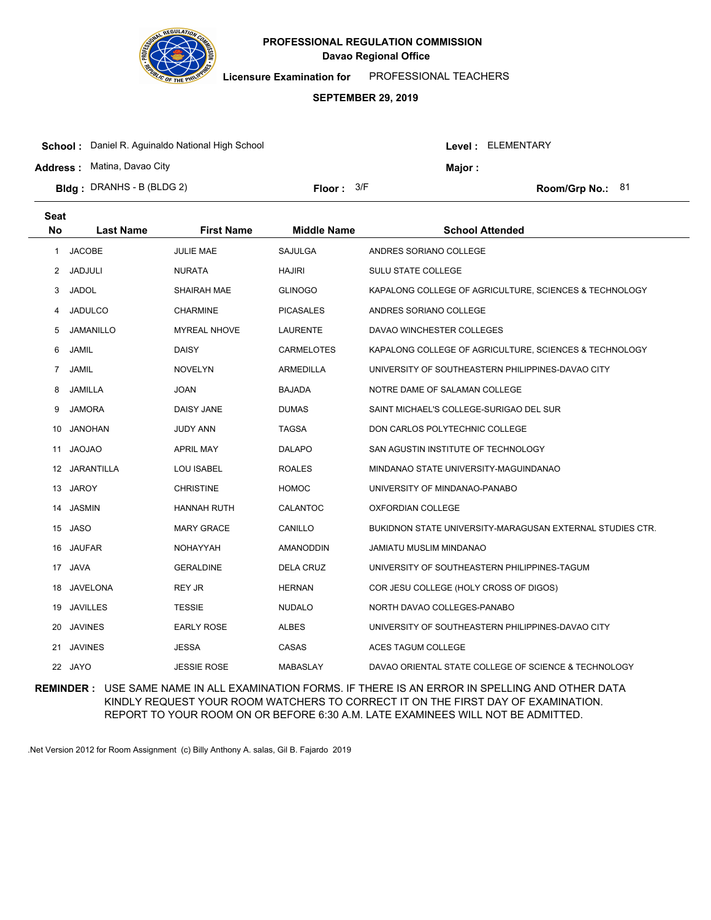# PROFESSIONAL REGULATION COMMISSION
## Davao Regional Office

**Licensure Examination for** PROFESSIONAL TEACHERS

**SEPTEMBER 29, 2019**

**School :** Daniel R. Aguinaldo National High School
**Level :** ELEMENTARY
**Address :** Matina, Davao City
**Major :**
**Bldg :** DRANHS - B (BLDG 2)
**Floor :** 3/F
**Room/Grp No.:** 81

| Seat No | Last Name | First Name | Middle Name | School Attended |
|---|---|---|---|---|
| 1 | JACOBE | JULIE MAE | SAJULGA | ANDRES SORIANO COLLEGE |
| 2 | JADJULI | NURATA | HAJIRI | SULU STATE COLLEGE |
| 3 | JADOL | SHAIRAH MAE | GLINOGO | KAPALONG COLLEGE OF AGRICULTURE, SCIENCES & TECHNOLOGY |
| 4 | JADULCO | CHARMINE | PICASALES | ANDRES SORIANO COLLEGE |
| 5 | JAMANILLO | MYREAL NHOVE | LAURENTE | DAVAO WINCHESTER COLLEGES |
| 6 | JAMIL | DAISY | CARMELOTES | KAPALONG COLLEGE OF AGRICULTURE, SCIENCES & TECHNOLOGY |
| 7 | JAMIL | NOVELYN | ARMEDILLA | UNIVERSITY OF SOUTHEASTERN PHILIPPINES-DAVAO CITY |
| 8 | JAMILLA | JOAN | BAJADA | NOTRE DAME OF SALAMAN COLLEGE |
| 9 | JAMORA | DAISY JANE | DUMAS | SAINT MICHAEL'S COLLEGE-SURIGAO DEL SUR |
| 10 | JANOHAN | JUDY ANN | TAGSA | DON CARLOS POLYTECHNIC COLLEGE |
| 11 | JAOJAO | APRIL MAY | DALAPO | SAN AGUSTIN INSTITUTE OF TECHNOLOGY |
| 12 | JARANTILLA | LOU ISABEL | ROALES | MINDANAO STATE UNIVERSITY-MAGUINDANAO |
| 13 | JAROY | CHRISTINE | HOMOC | UNIVERSITY OF MINDANAO-PANABO |
| 14 | JASMIN | HANNAH RUTH | CALANTOC | OXFORDIAN COLLEGE |
| 15 | JASO | MARY GRACE | CANILLO | BUKIDNON STATE UNIVERSITY-MARAGUSAN EXTERNAL STUDIES CTR. |
| 16 | JAUFAR | NOHAYYAH | AMANODDIN | JAMIATU MUSLIM MINDANAO |
| 17 | JAVA | GERALDINE | DELA CRUZ | UNIVERSITY OF SOUTHEASTERN PHILIPPINES-TAGUM |
| 18 | JAVELONA | REY JR | HERNAN | COR JESU COLLEGE (HOLY CROSS OF DIGOS) |
| 19 | JAVILLES | TESSIE | NUDALO | NORTH DAVAO COLLEGES-PANABO |
| 20 | JAVINES | EARLY ROSE | ALBES | UNIVERSITY OF SOUTHEASTERN PHILIPPINES-DAVAO CITY |
| 21 | JAVINES | JESSA | CASAS | ACES TAGUM COLLEGE |
| 22 | JAYO | JESSIE ROSE | MABASLAY | DAVAO ORIENTAL STATE COLLEGE OF SCIENCE & TECHNOLOGY |

**REMINDER :** USE SAME NAME IN ALL EXAMINATION FORMS. IF THERE IS AN ERROR IN SPELLING AND OTHER DATA KINDLY REQUEST YOUR ROOM WATCHERS TO CORRECT IT ON THE FIRST DAY OF EXAMINATION. REPORT TO YOUR ROOM ON OR BEFORE 6:30 A.M. LATE EXAMINEES WILL NOT BE ADMITTED.

.Net Version 2012 for Room Assignment (c) Billy Anthony A. salas, Gil B. Fajardo 2019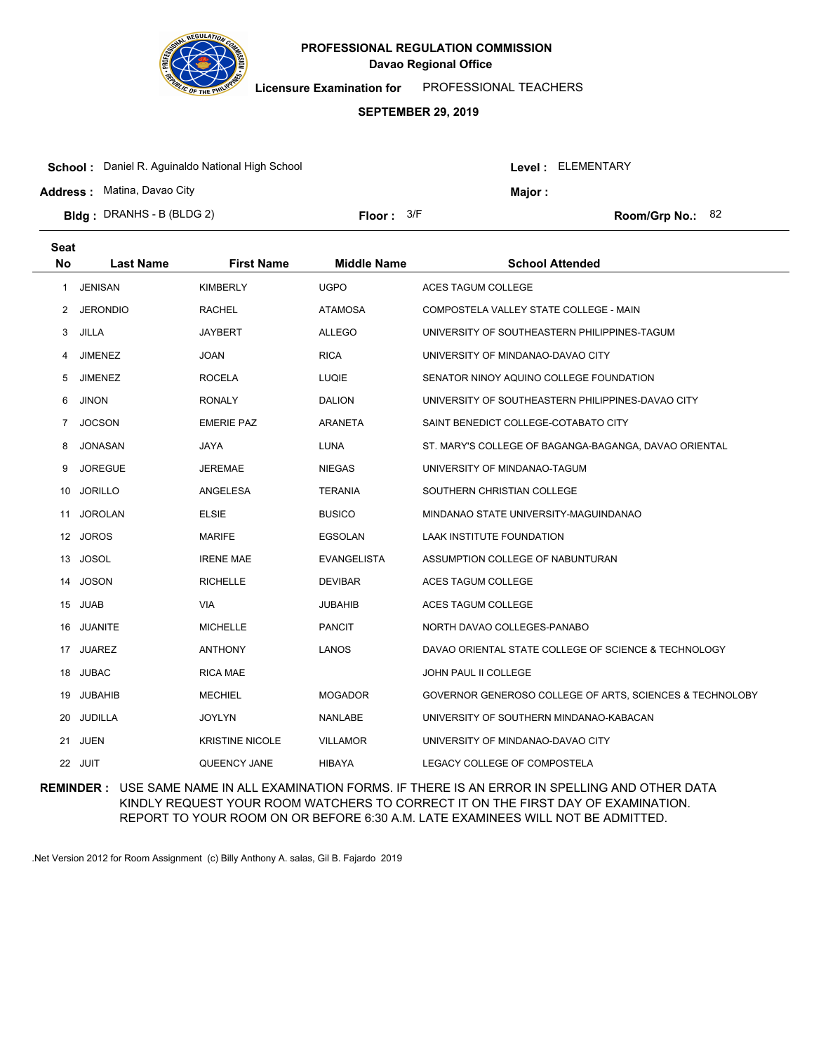**PROFESSIONAL REGULATION COMMISSION**
**Davao Regional Office**

**Licensure Examination for** PROFESSIONAL TEACHERS

**SEPTEMBER 29, 2019**

**School :** Daniel R. Aguinaldo National High School  **Level :** ELEMENTARY

**Address :** Matina, Davao City  **Major :**

**Bldg :** DRANHS - B (BLDG 2)  **Floor :** 3/F  **Room/Grp No.:** 82

| Seat No | Last Name | First Name | Middle Name | School Attended |
|---|---|---|---|---|
| 1 | JENISAN | KIMBERLY | UGPO | ACES TAGUM COLLEGE |
| 2 | JERONDIO | RACHEL | ATAMOSA | COMPOSTELA VALLEY STATE COLLEGE - MAIN |
| 3 | JILLA | JAYBERT | ALLEGO | UNIVERSITY OF SOUTHEASTERN PHILIPPINES-TAGUM |
| 4 | JIMENEZ | JOAN | RICA | UNIVERSITY OF MINDANAO-DAVAO CITY |
| 5 | JIMENEZ | ROCELA | LUQIE | SENATOR NINOY AQUINO COLLEGE FOUNDATION |
| 6 | JINON | RONALY | DALION | UNIVERSITY OF SOUTHEASTERN PHILIPPINES-DAVAO CITY |
| 7 | JOCSON | EMERIE PAZ | ARANETA | SAINT BENEDICT COLLEGE-COTABATO CITY |
| 8 | JONASAN | JAYA | LUNA | ST. MARY'S COLLEGE OF BAGANGA-BAGANGA, DAVAO ORIENTAL |
| 9 | JOREGUE | JEREMAE | NIEGAS | UNIVERSITY OF MINDANAO-TAGUM |
| 10 | JORILLO | ANGELESA | TERANIA | SOUTHERN CHRISTIAN COLLEGE |
| 11 | JOROLAN | ELSIE | BUSICO | MINDANAO STATE UNIVERSITY-MAGUINDANAO |
| 12 | JOROS | MARIFE | EGSOLAN | LAAK INSTITUTE FOUNDATION |
| 13 | JOSOL | IRENE MAE | EVANGELISTA | ASSUMPTION COLLEGE OF NABUNTURAN |
| 14 | JOSON | RICHELLE | DEVIBAR | ACES TAGUM COLLEGE |
| 15 | JUAB | VIA | JUBAHIB | ACES TAGUM COLLEGE |
| 16 | JUANITE | MICHELLE | PANCIT | NORTH DAVAO COLLEGES-PANABO |
| 17 | JUAREZ | ANTHONY | LANOS | DAVAO ORIENTAL STATE COLLEGE OF SCIENCE & TECHNOLOGY |
| 18 | JUBAC | RICA MAE | | JOHN PAUL II COLLEGE |
| 19 | JUBAHIB | MECHIEL | MOGADOR | GOVERNOR GENEROSO COLLEGE OF ARTS, SCIENCES & TECHNOLOBY |
| 20 | JUDILLA | JOYLYN | NANLABE | UNIVERSITY OF SOUTHERN MINDANAO-KABACAN |
| 21 | JUEN | KRISTINE NICOLE | VILLAMOR | UNIVERSITY OF MINDANAO-DAVAO CITY |
| 22 | JUIT | QUEENCY JANE | HIBAYA | LEGACY COLLEGE OF COMPOSTELA |

**REMINDER :** USE SAME NAME IN ALL EXAMINATION FORMS. IF THERE IS AN ERROR IN SPELLING AND OTHER DATA KINDLY REQUEST YOUR ROOM WATCHERS TO CORRECT IT ON THE FIRST DAY OF EXAMINATION. REPORT TO YOUR ROOM ON OR BEFORE 6:30 A.M. LATE EXAMINEES WILL NOT BE ADMITTED.

.Net Version 2012 for Room Assignment (c) Billy Anthony A. salas, Gil B. Fajardo 2019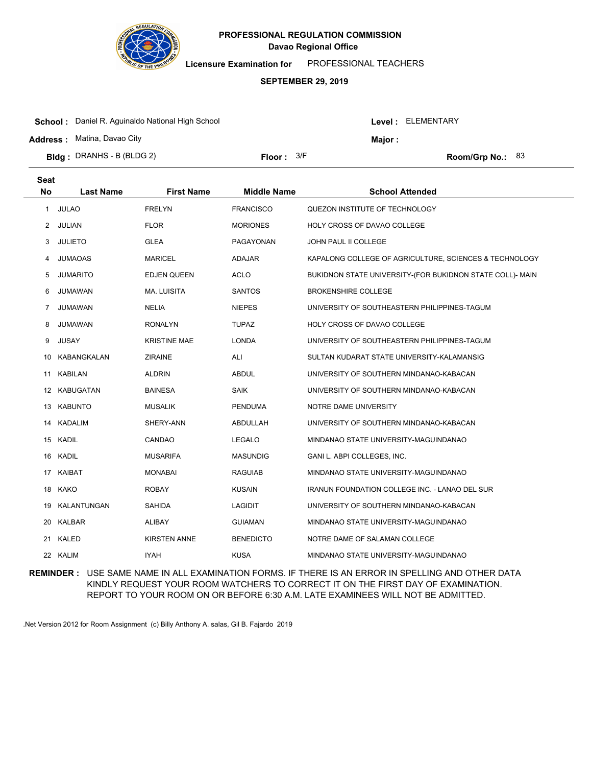**PROFESSIONAL REGULATION COMMISSION**
**Davao Regional Office**

**Licensure Examination for** PROFESSIONAL TEACHERS

**SEPTEMBER 29, 2019**

**School :** Daniel R. Aguinaldo National High School
**Level :** ELEMENTARY
**Address :** Matina, Davao City
**Major :**
**Bldg :** DRANHS - B (BLDG 2)
**Floor :** 3/F
**Room/Grp No.:** 83

| Seat No | Last Name | First Name | Middle Name | School Attended |
|---|---|---|---|---|
| 1 | JULAO | FRELYN | FRANCISCO | QUEZON INSTITUTE OF TECHNOLOGY |
| 2 | JULIAN | FLOR | MORIONES | HOLY CROSS OF DAVAO COLLEGE |
| 3 | JULIETO | GLEA | PAGAYONAN | JOHN PAUL II COLLEGE |
| 4 | JUMAOAS | MARICEL | ADAJAR | KAPALONG COLLEGE OF AGRICULTURE, SCIENCES & TECHNOLOGY |
| 5 | JUMARITO | EDJEN QUEEN | ACLO | BUKIDNON STATE UNIVERSITY-(FOR BUKIDNON STATE COLL)- MAIN |
| 6 | JUMAWAN | MA. LUISITA | SANTOS | BROKENSHIRE COLLEGE |
| 7 | JUMAWAN | NELIA | NIEPES | UNIVERSITY OF SOUTHEASTERN PHILIPPINES-TAGUM |
| 8 | JUMAWAN | RONALYN | TUPAZ | HOLY CROSS OF DAVAO COLLEGE |
| 9 | JUSAY | KRISTINE MAE | LONDA | UNIVERSITY OF SOUTHEASTERN PHILIPPINES-TAGUM |
| 10 | KABANGKALAN | ZIRAINE | ALI | SULTAN KUDARAT STATE UNIVERSITY-KALAMANSIG |
| 11 | KABILAN | ALDRIN | ABDUL | UNIVERSITY OF SOUTHERN MINDANAO-KABACAN |
| 12 | KABUGATAN | BAINESA | SAIK | UNIVERSITY OF SOUTHERN MINDANAO-KABACAN |
| 13 | KABUNTO | MUSALIK | PENDUMA | NOTRE DAME UNIVERSITY |
| 14 | KADALIM | SHERY-ANN | ABDULLAH | UNIVERSITY OF SOUTHERN MINDANAO-KABACAN |
| 15 | KADIL | CANDAO | LEGALO | MINDANAO STATE UNIVERSITY-MAGUINDANAO |
| 16 | KADIL | MUSARIFA | MASUNDIG | GANI L. ABPI COLLEGES, INC. |
| 17 | KAIBAT | MONABAI | RAGUIAB | MINDANAO STATE UNIVERSITY-MAGUINDANAO |
| 18 | KAKO | ROBAY | KUSAIN | IRANUN FOUNDATION COLLEGE INC. - LANAO DEL SUR |
| 19 | KALANTUNGAN | SAHIDA | LAGIDIT | UNIVERSITY OF SOUTHERN MINDANAO-KABACAN |
| 20 | KALBAR | ALIBAY | GUIAMAN | MINDANAO STATE UNIVERSITY-MAGUINDANAO |
| 21 | KALED | KIRSTEN ANNE | BENEDICTO | NOTRE DAME OF SALAMAN COLLEGE |
| 22 | KALIM | IYAH | KUSA | MINDANAO STATE UNIVERSITY-MAGUINDANAO |

**REMINDER :** USE SAME NAME IN ALL EXAMINATION FORMS. IF THERE IS AN ERROR IN SPELLING AND OTHER DATA KINDLY REQUEST YOUR ROOM WATCHERS TO CORRECT IT ON THE FIRST DAY OF EXAMINATION. REPORT TO YOUR ROOM ON OR BEFORE 6:30 A.M. LATE EXAMINEES WILL NOT BE ADMITTED.

.Net Version 2012 for Room Assignment (c) Billy Anthony A. salas, Gil B. Fajardo 2019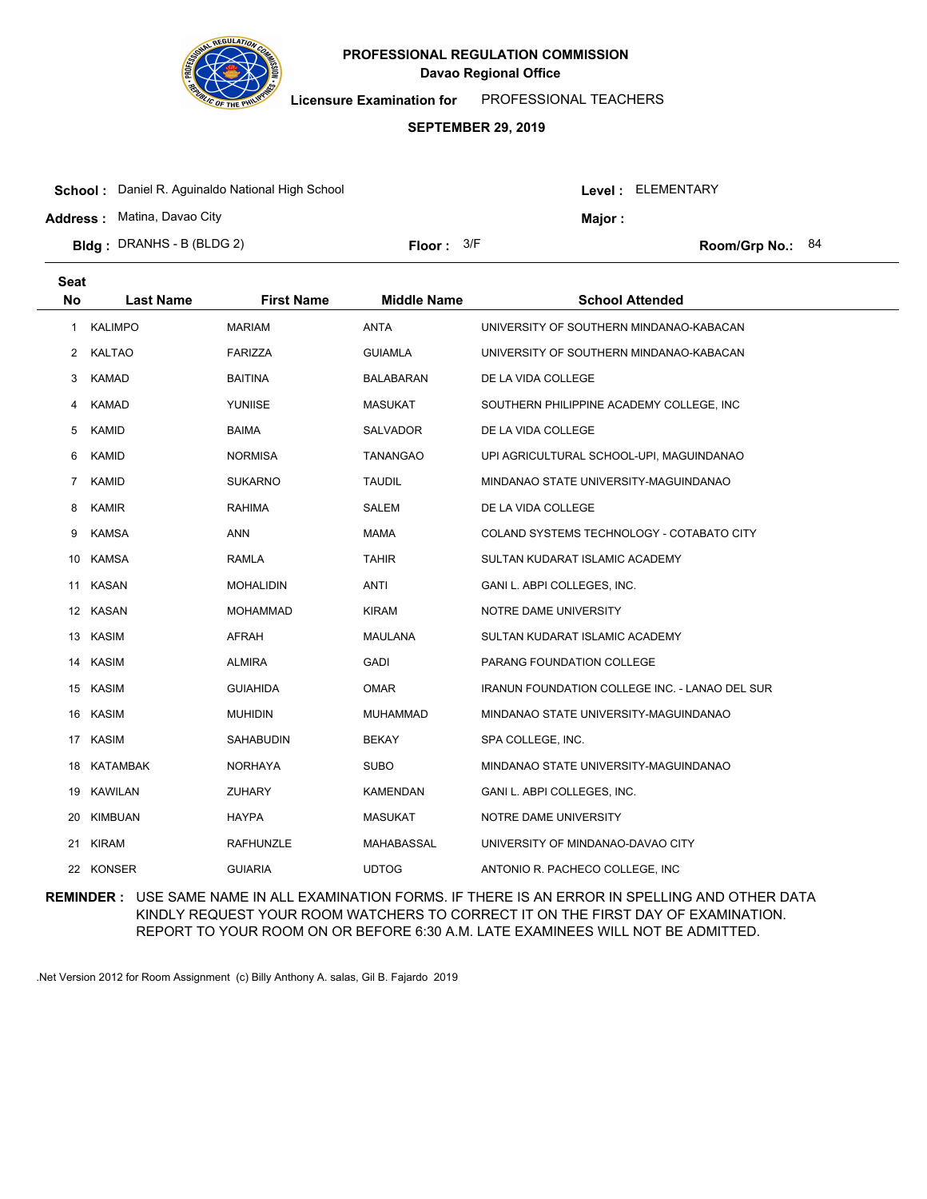**PROFESSIONAL REGULATION COMMISSION**
**Davao Regional Office**

**Licensure Examination for** PROFESSIONAL TEACHERS

**SEPTEMBER 29, 2019**

**School :** Daniel R. Aguinaldo National High School
**Level :** ELEMENTARY
**Address :** Matina, Davao City
**Major :**
**Bldg :** DRANHS - B (BLDG 2)
**Floor :** 3/F
**Room/Grp No.:** 84

| Seat No | Last Name | First Name | Middle Name | School Attended |
|---|---|---|---|---|
| 1 | KALIMPO | MARIAM | ANTA | UNIVERSITY OF SOUTHERN MINDANAO-KABACAN |
| 2 | KALTAO | FARIZZA | GUIAMLA | UNIVERSITY OF SOUTHERN MINDANAO-KABACAN |
| 3 | KAMAD | BAITINA | BALABARAN | DE LA VIDA COLLEGE |
| 4 | KAMAD | YUNIISE | MASUKAT | SOUTHERN PHILIPPINE ACADEMY COLLEGE, INC |
| 5 | KAMID | BAIMA | SALVADOR | DE LA VIDA COLLEGE |
| 6 | KAMID | NORMISA | TANANGAO | UPI AGRICULTURAL SCHOOL-UPI, MAGUINDANAO |
| 7 | KAMID | SUKARNO | TAUDIL | MINDANAO STATE UNIVERSITY-MAGUINDANAO |
| 8 | KAMIR | RAHIMA | SALEM | DE LA VIDA COLLEGE |
| 9 | KAMSA | ANN | MAMA | COLAND SYSTEMS TECHNOLOGY - COTABATO CITY |
| 10 | KAMSA | RAMLA | TAHIR | SULTAN KUDARAT ISLAMIC ACADEMY |
| 11 | KASAN | MOHALIDIN | ANTI | GANI L. ABPI COLLEGES, INC. |
| 12 | KASAN | MOHAMMAD | KIRAM | NOTRE DAME UNIVERSITY |
| 13 | KASIM | AFRAH | MAULANA | SULTAN KUDARAT ISLAMIC ACADEMY |
| 14 | KASIM | ALMIRA | GADI | PARANG FOUNDATION COLLEGE |
| 15 | KASIM | GUIAHIDA | OMAR | IRANUN FOUNDATION COLLEGE INC. - LANAO DEL SUR |
| 16 | KASIM | MUHIDIN | MUHAMMAD | MINDANAO STATE UNIVERSITY-MAGUINDANAO |
| 17 | KASIM | SAHABUDIN | BEKAY | SPA COLLEGE, INC. |
| 18 | KATAMBAK | NORHAYA | SUBO | MINDANAO STATE UNIVERSITY-MAGUINDANAO |
| 19 | KAWILAN | ZUHARY | KAMENDAN | GANI L. ABPI COLLEGES, INC. |
| 20 | KIMBUAN | HAYPA | MASUKAT | NOTRE DAME UNIVERSITY |
| 21 | KIRAM | RAFHUNZLE | MAHABASSAL | UNIVERSITY OF MINDANAO-DAVAO CITY |
| 22 | KONSER | GUIARIA | UDTOG | ANTONIO R. PACHECO COLLEGE, INC |

**REMINDER :** USE SAME NAME IN ALL EXAMINATION FORMS. IF THERE IS AN ERROR IN SPELLING AND OTHER DATA KINDLY REQUEST YOUR ROOM WATCHERS TO CORRECT IT ON THE FIRST DAY OF EXAMINATION. REPORT TO YOUR ROOM ON OR BEFORE 6:30 A.M. LATE EXAMINEES WILL NOT BE ADMITTED.

.Net Version 2012 for Room Assignment (c) Billy Anthony A. salas, Gil B. Fajardo 2019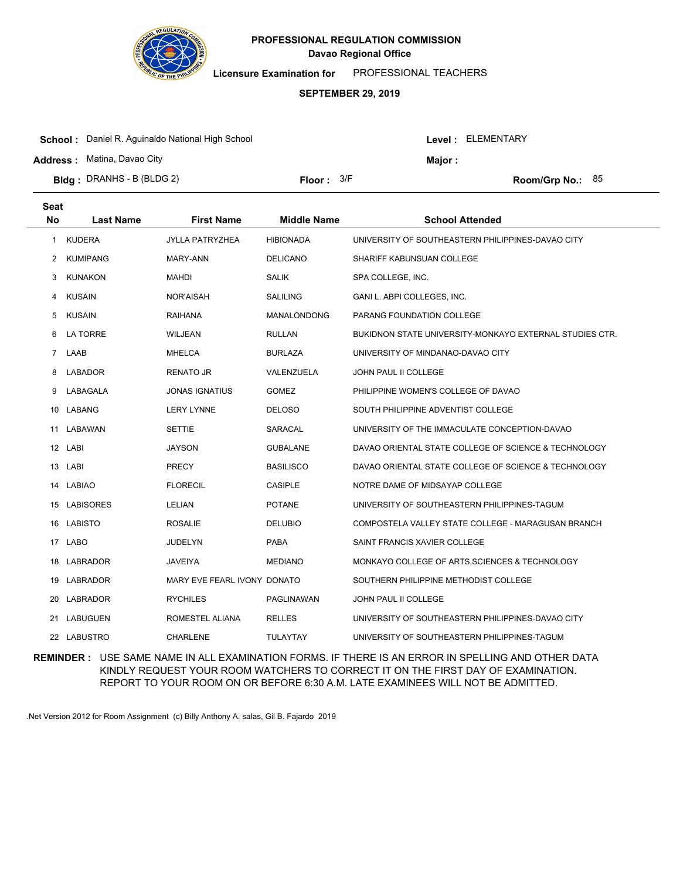**PROFESSIONAL REGULATION COMMISSION**
**Davao Regional Office**

**Licensure Examination for** PROFESSIONAL TEACHERS

**SEPTEMBER 29, 2019**

**School :** Daniel R. Aguinaldo National High School
**Level :** ELEMENTARY
**Address :** Matina, Davao City
**Major :**
**Bldg :** DRANHS - B (BLDG 2)
**Floor :** 3/F
**Room/Grp No.:** 85

| Seat No | Last Name | First Name | Middle Name | School Attended |
|---|---|---|---|---|
| 1 | KUDERA | JYLLA PATRYZHEA | HIBIONADA | UNIVERSITY OF SOUTHEASTERN PHILIPPINES-DAVAO CITY |
| 2 | KUMIPANG | MARY-ANN | DELICANO | SHARIFF KABUNSUAN COLLEGE |
| 3 | KUNAKON | MAHDI | SALIK | SPA COLLEGE, INC. |
| 4 | KUSAIN | NOR'AISAH | SALILING | GANI L. ABPI COLLEGES, INC. |
| 5 | KUSAIN | RAIHANA | MANALONDONG | PARANG FOUNDATION COLLEGE |
| 6 | LA TORRE | WILJEAN | RULLAN | BUKIDNON STATE UNIVERSITY-MONKAYO EXTERNAL STUDIES CTR. |
| 7 | LAAB | MHELCA | BURLAZA | UNIVERSITY OF MINDANAO-DAVAO CITY |
| 8 | LABADOR | RENATO JR | VALENZUELA | JOHN PAUL II COLLEGE |
| 9 | LABAGALA | JONAS IGNATIUS | GOMEZ | PHILIPPINE WOMEN'S COLLEGE OF DAVAO |
| 10 | LABANG | LERY LYNNE | DELOSO | SOUTH PHILIPPINE ADVENTIST COLLEGE |
| 11 | LABAWAN | SETTIE | SARACAL | UNIVERSITY OF THE IMMACULATE CONCEPTION-DAVAO |
| 12 | LABI | JAYSON | GUBALANE | DAVAO ORIENTAL STATE COLLEGE OF SCIENCE & TECHNOLOGY |
| 13 | LABI | PRECY | BASILISCO | DAVAO ORIENTAL STATE COLLEGE OF SCIENCE & TECHNOLOGY |
| 14 | LABIAO | FLORECIL | CASIPLE | NOTRE DAME OF MIDSAYAP COLLEGE |
| 15 | LABISORES | LELIAN | POTANE | UNIVERSITY OF SOUTHEASTERN PHILIPPINES-TAGUM |
| 16 | LABISTO | ROSALIE | DELUBIO | COMPOSTELA VALLEY STATE COLLEGE - MARAGUSAN BRANCH |
| 17 | LABO | JUDELYN | PABA | SAINT FRANCIS XAVIER COLLEGE |
| 18 | LABRADOR | JAVEIYA | MEDIANO | MONKAYO COLLEGE OF ARTS,SCIENCES & TECHNOLOGY |
| 19 | LABRADOR | MARY EVE FEARL IVONY | DONATO | SOUTHERN PHILIPPINE METHODIST COLLEGE |
| 20 | LABRADOR | RYCHILES | PAGLINAWAN | JOHN PAUL II COLLEGE |
| 21 | LABUGUEN | ROMESTEL ALIANA | RELLES | UNIVERSITY OF SOUTHEASTERN PHILIPPINES-DAVAO CITY |
| 22 | LABUSTRO | CHARLENE | TULAYTAY | UNIVERSITY OF SOUTHEASTERN PHILIPPINES-TAGUM |

**REMINDER :** USE SAME NAME IN ALL EXAMINATION FORMS. IF THERE IS AN ERROR IN SPELLING AND OTHER DATA KINDLY REQUEST YOUR ROOM WATCHERS TO CORRECT IT ON THE FIRST DAY OF EXAMINATION. REPORT TO YOUR ROOM ON OR BEFORE 6:30 A.M. LATE EXAMINEES WILL NOT BE ADMITTED.

.Net Version 2012 for Room Assignment (c) Billy Anthony A. salas, Gil B. Fajardo 2019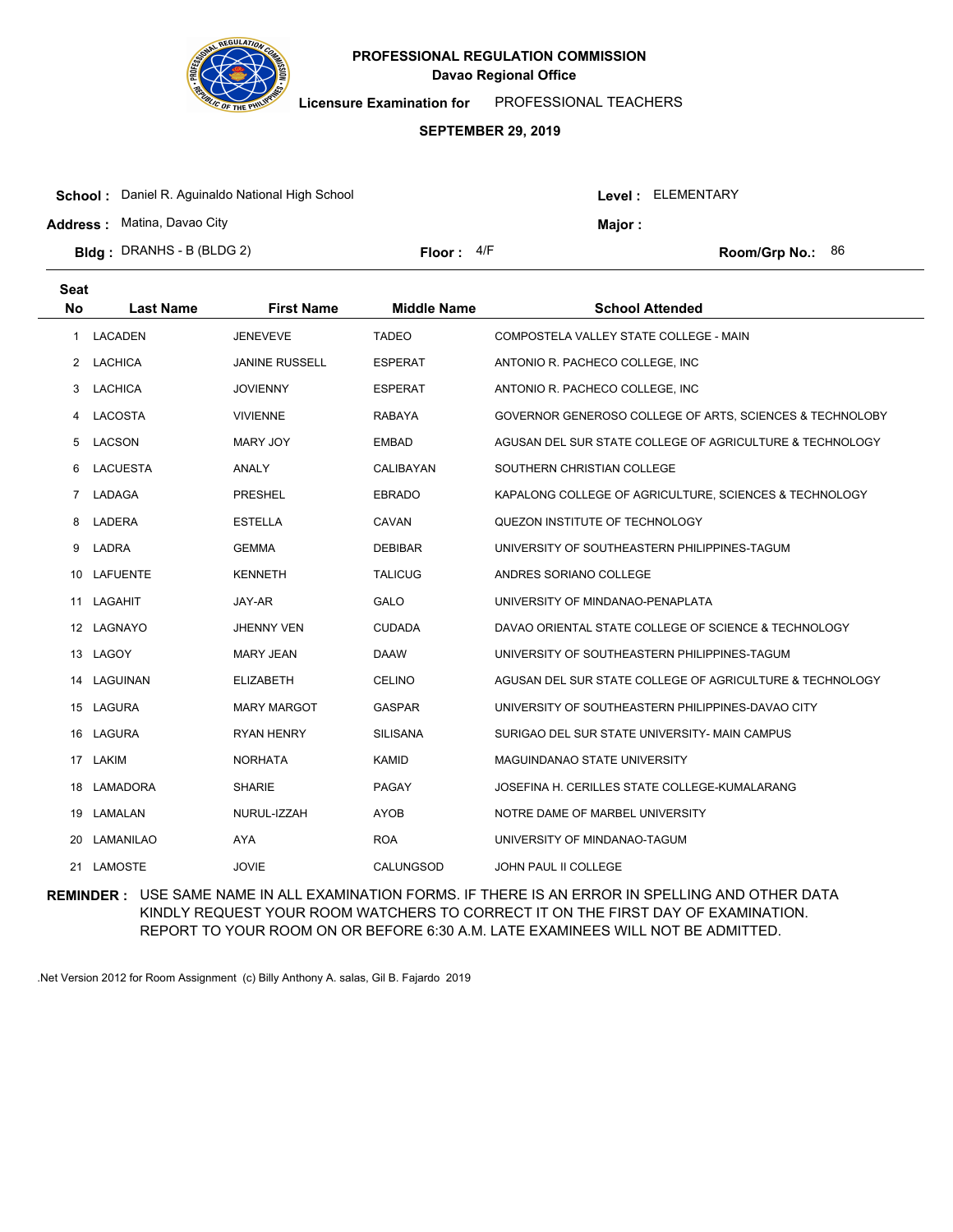# PROFESSIONAL REGULATION COMMISSION

**Davao Regional Office**

**Licensure Examination for** PROFESSIONAL TEACHERS

**SEPTEMBER 29, 2019**

**School :** Daniel R. Aguinaldo National High School  
**Level :** ELEMENTARY  
**Address :** Matina, Davao City  
**Major :**  
**Bldg :** DRANHS - B (BLDG 2)  
**Floor :** 4/F  
**Room/Grp No.:** 86

| Seat No | Last Name | First Name | Middle Name | School Attended |
|---|---|---|---|---|
| 1 | LACADEN | JENEVEVE | TADEO | COMPOSTELA VALLEY STATE COLLEGE - MAIN |
| 2 | LACHICA | JANINE RUSSELL | ESPERAT | ANTONIO R. PACHECO COLLEGE, INC |
| 3 | LACHICA | JOVIENNY | ESPERAT | ANTONIO R. PACHECO COLLEGE, INC |
| 4 | LACOSTA | VIVIENNE | RABAYA | GOVERNOR GENEROSO COLLEGE OF ARTS, SCIENCES & TECHNOLOBY |
| 5 | LACSON | MARY JOY | EMBAD | AGUSAN DEL SUR STATE COLLEGE OF AGRICULTURE & TECHNOLOGY |
| 6 | LACUESTA | ANALY | CALIBAYAN | SOUTHERN CHRISTIAN COLLEGE |
| 7 | LADAGA | PRESHEL | EBRADO | KAPALONG COLLEGE OF AGRICULTURE, SCIENCES & TECHNOLOGY |
| 8 | LADERA | ESTELLA | CAVAN | QUEZON INSTITUTE OF TECHNOLOGY |
| 9 | LADRA | GEMMA | DEBIBAR | UNIVERSITY OF SOUTHEASTERN PHILIPPINES-TAGUM |
| 10 | LAFUENTE | KENNETH | TALICUG | ANDRES SORIANO COLLEGE |
| 11 | LAGAHIT | JAY-AR | GALO | UNIVERSITY OF MINDANAO-PENAPLATA |
| 12 | LAGNAYO | JHENNY VEN | CUDADA | DAVAO ORIENTAL STATE COLLEGE OF SCIENCE & TECHNOLOGY |
| 13 | LAGOY | MARY JEAN | DAAW | UNIVERSITY OF SOUTHEASTERN PHILIPPINES-TAGUM |
| 14 | LAGUINAN | ELIZABETH | CELINO | AGUSAN DEL SUR STATE COLLEGE OF AGRICULTURE & TECHNOLOGY |
| 15 | LAGURA | MARY MARGOT | GASPAR | UNIVERSITY OF SOUTHEASTERN PHILIPPINES-DAVAO CITY |
| 16 | LAGURA | RYAN HENRY | SILISANA | SURIGAO DEL SUR STATE UNIVERSITY- MAIN CAMPUS |
| 17 | LAKIM | NORHATA | KAMID | MAGUINDANAO STATE UNIVERSITY |
| 18 | LAMADORA | SHARIE | PAGAY | JOSEFINA H. CERILLES STATE COLLEGE-KUMALARANG |
| 19 | LAMALAN | NURUL-IZZAH | AYOB | NOTRE DAME OF MARBEL UNIVERSITY |
| 20 | LAMANILAO | AYA | ROA | UNIVERSITY OF MINDANAO-TAGUM |
| 21 | LAMOSTE | JOVIE | CALUNGSOD | JOHN PAUL II COLLEGE |

**REMINDER :** USE SAME NAME IN ALL EXAMINATION FORMS. IF THERE IS AN ERROR IN SPELLING AND OTHER DATA KINDLY REQUEST YOUR ROOM WATCHERS TO CORRECT IT ON THE FIRST DAY OF EXAMINATION. REPORT TO YOUR ROOM ON OR BEFORE 6:30 A.M. LATE EXAMINEES WILL NOT BE ADMITTED.

.Net Version 2012 for Room Assignment (c) Billy Anthony A. salas, Gil B. Fajardo 2019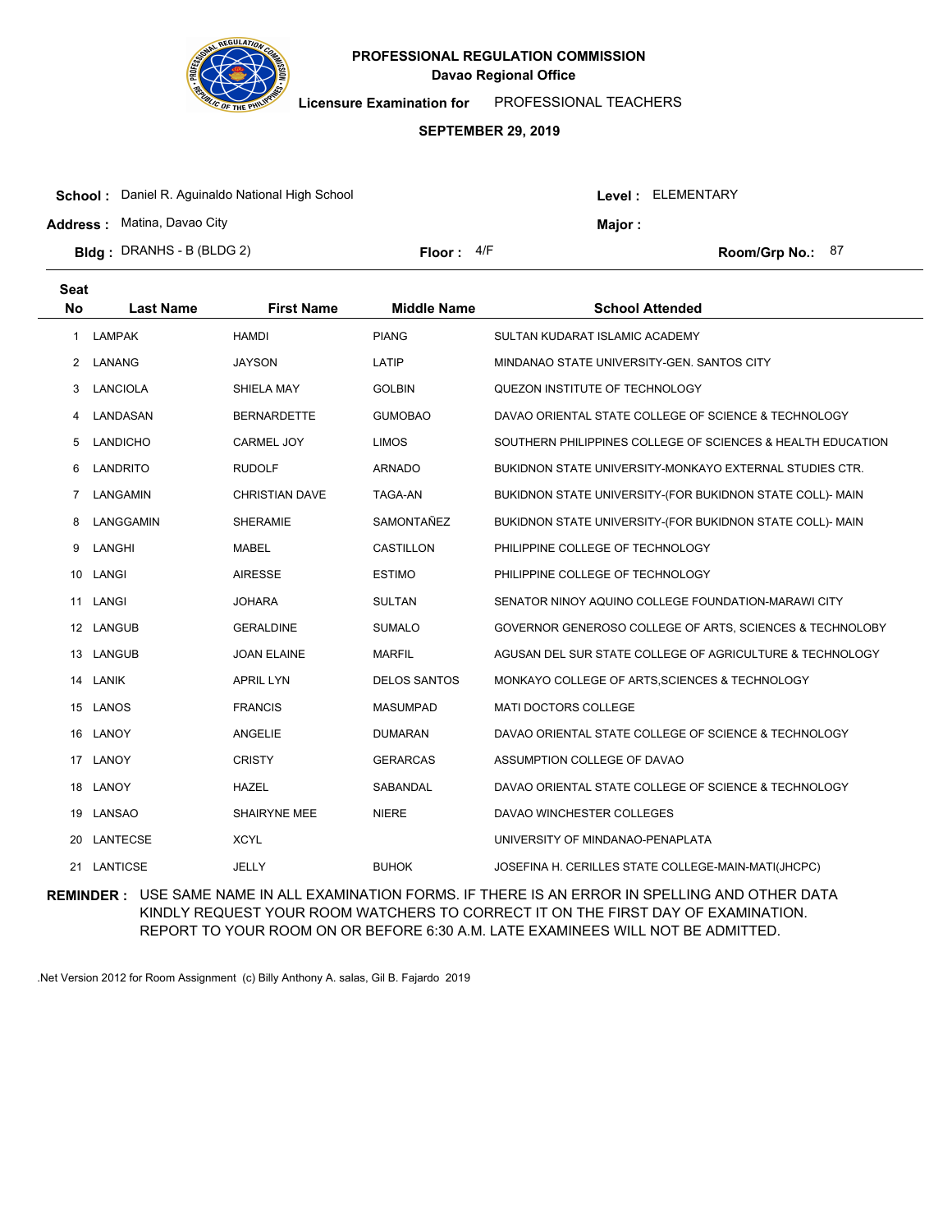# PROFESSIONAL REGULATION COMMISSION
## Davao Regional Office

**Licensure Examination for** PROFESSIONAL TEACHERS

**SEPTEMBER 29, 2019**

**School :** Daniel R. Aguinaldo National High School
**Level :** ELEMENTARY
**Address :** Matina, Davao City
**Major :**
**Bldg :** DRANHS - B (BLDG 2)
**Floor :** 4/F
**Room/Grp No.:** 87

| Seat No | Last Name | First Name | Middle Name | School Attended |
|---|---|---|---|---|
| 1 | LAMPAK | HAMDI | PIANG | SULTAN KUDARAT ISLAMIC ACADEMY |
| 2 | LANANG | JAYSON | LATIP | MINDANAO STATE UNIVERSITY-GEN. SANTOS CITY |
| 3 | LANCIOLA | SHIELA MAY | GOLBIN | QUEZON INSTITUTE OF TECHNOLOGY |
| 4 | LANDASAN | BERNARDETTE | GUMOBAO | DAVAO ORIENTAL STATE COLLEGE OF SCIENCE & TECHNOLOGY |
| 5 | LANDICHO | CARMEL JOY | LIMOS | SOUTHERN PHILIPPINES COLLEGE OF SCIENCES & HEALTH EDUCATION |
| 6 | LANDRITO | RUDOLF | ARNADO | BUKIDNON STATE UNIVERSITY-MONKAYO EXTERNAL STUDIES CTR. |
| 7 | LANGAMIN | CHRISTIAN DAVE | TAGA-AN | BUKIDNON STATE UNIVERSITY-(FOR BUKIDNON STATE COLL)- MAIN |
| 8 | LANGGAMIN | SHERAMIE | SAMONTAÑEZ | BUKIDNON STATE UNIVERSITY-(FOR BUKIDNON STATE COLL)- MAIN |
| 9 | LANGHI | MABEL | CASTILLON | PHILIPPINE COLLEGE OF TECHNOLOGY |
| 10 | LANGI | AIRESSE | ESTIMO | PHILIPPINE COLLEGE OF TECHNOLOGY |
| 11 | LANGI | JOHARA | SULTAN | SENATOR NINOY AQUINO COLLEGE FOUNDATION-MARAWI CITY |
| 12 | LANGUB | GERALDINE | SUMALO | GOVERNOR GENEROSO COLLEGE OF ARTS, SCIENCES & TECHNOLOBY |
| 13 | LANGUB | JOAN ELAINE | MARFIL | AGUSAN DEL SUR STATE COLLEGE OF AGRICULTURE & TECHNOLOGY |
| 14 | LANIK | APRIL LYN | DELOS SANTOS | MONKAYO COLLEGE OF ARTS,SCIENCES & TECHNOLOGY |
| 15 | LANOS | FRANCIS | MASUMPAD | MATI DOCTORS COLLEGE |
| 16 | LANOY | ANGELIE | DUMARAN | DAVAO ORIENTAL STATE COLLEGE OF SCIENCE & TECHNOLOGY |
| 17 | LANOY | CRISTY | GERARCAS | ASSUMPTION COLLEGE OF DAVAO |
| 18 | LANOY | HAZEL | SABANDAL | DAVAO ORIENTAL STATE COLLEGE OF SCIENCE & TECHNOLOGY |
| 19 | LANSAO | SHAIRYNE MEE | NIERE | DAVAO WINCHESTER COLLEGES |
| 20 | LANTECSE | XCYL | | UNIVERSITY OF MINDANAO-PENAPLATA |
| 21 | LANTICSE | JELLY | BUHOK | JOSEFINA H. CERILLES STATE COLLEGE-MAIN-MATI(JHCPC) |

**REMINDER :** USE SAME NAME IN ALL EXAMINATION FORMS. IF THERE IS AN ERROR IN SPELLING AND OTHER DATA KINDLY REQUEST YOUR ROOM WATCHERS TO CORRECT IT ON THE FIRST DAY OF EXAMINATION. REPORT TO YOUR ROOM ON OR BEFORE 6:30 A.M. LATE EXAMINEES WILL NOT BE ADMITTED.

.Net Version 2012 for Room Assignment (c) Billy Anthony A. salas, Gil B. Fajardo 2019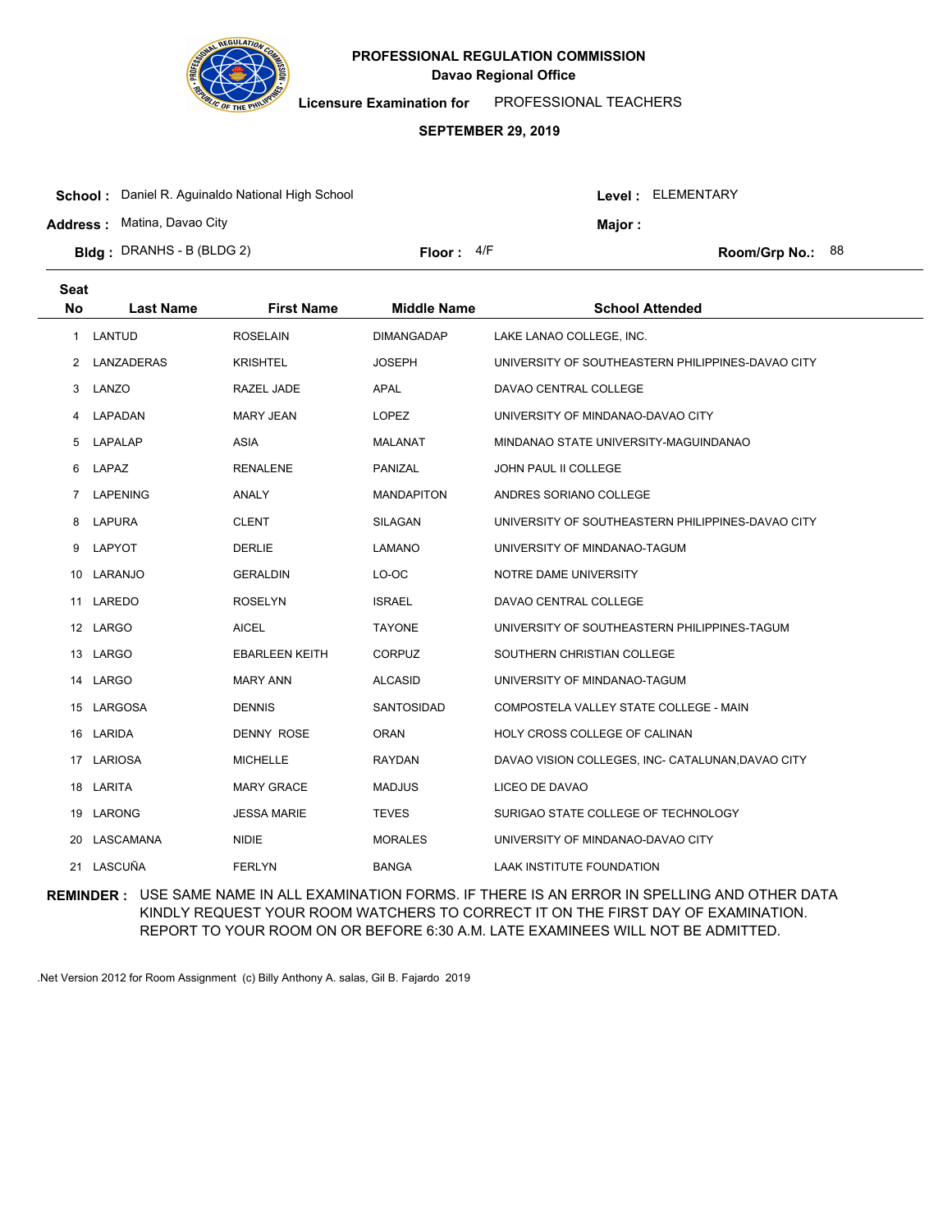# PROFESSIONAL REGULATION COMMISSION

## Davao Regional Office

**Licensure Examination for** PROFESSIONAL TEACHERS

**SEPTEMBER 29, 2019**

**School :** Daniel R. Aguinaldo National High School

**Level :** ELEMENTARY

**Address :** Matina, Davao City

**Major :**

**Bldg :** DRANHS - B (BLDG 2)

**Floor :** 4/F

**Room/Grp No.:** 88

| Seat No | Last Name | First Name | Middle Name | School Attended |
|---|---|---|---|---|
| 1 | LANTUD | ROSELAIN | DIMANGADAP | LAKE LANAO COLLEGE, INC. |
| 2 | LANZADERAS | KRISHTEL | JOSEPH | UNIVERSITY OF SOUTHEASTERN PHILIPPINES-DAVAO CITY |
| 3 | LANZO | RAZEL JADE | APAL | DAVAO CENTRAL COLLEGE |
| 4 | LAPADAN | MARY JEAN | LOPEZ | UNIVERSITY OF MINDANAO-DAVAO CITY |
| 5 | LAPALAP | ASIA | MALANAT | MINDANAO STATE UNIVERSITY-MAGUINDANAO |
| 6 | LAPAZ | RENALENE | PANIZAL | JOHN PAUL II COLLEGE |
| 7 | LAPENING | ANALY | MANDAPITON | ANDRES SORIANO COLLEGE |
| 8 | LAPURA | CLENT | SILAGAN | UNIVERSITY OF SOUTHEASTERN PHILIPPINES-DAVAO CITY |
| 9 | LAPYOT | DERLIE | LAMANO | UNIVERSITY OF MINDANAO-TAGUM |
| 10 | LARANJO | GERALDIN | LO-OC | NOTRE DAME UNIVERSITY |
| 11 | LAREDO | ROSELYN | ISRAEL | DAVAO CENTRAL COLLEGE |
| 12 | LARGO | AICEL | TAYONE | UNIVERSITY OF SOUTHEASTERN PHILIPPINES-TAGUM |
| 13 | LARGO | EBARLEEN KEITH | CORPUZ | SOUTHERN CHRISTIAN COLLEGE |
| 14 | LARGO | MARY ANN | ALCASID | UNIVERSITY OF MINDANAO-TAGUM |
| 15 | LARGOSA | DENNIS | SANTOSIDAD | COMPOSTELA VALLEY STATE COLLEGE - MAIN |
| 16 | LARIDA | DENNY ROSE | ORAN | HOLY CROSS COLLEGE OF CALINAN |
| 17 | LARIOSA | MICHELLE | RAYDAN | DAVAO VISION COLLEGES, INC- CATALUNAN,DAVAO CITY |
| 18 | LARITA | MARY GRACE | MADJUS | LICEO DE DAVAO |
| 19 | LARONG | JESSA MARIE | TEVES | SURIGAO STATE COLLEGE OF TECHNOLOGY |
| 20 | LASCAMANA | NIDIE | MORALES | UNIVERSITY OF MINDANAO-DAVAO CITY |
| 21 | LASCUÑA | FERLYN | BANGA | LAAK INSTITUTE FOUNDATION |

**REMINDER :** USE SAME NAME IN ALL EXAMINATION FORMS. IF THERE IS AN ERROR IN SPELLING AND OTHER DATA KINDLY REQUEST YOUR ROOM WATCHERS TO CORRECT IT ON THE FIRST DAY OF EXAMINATION. REPORT TO YOUR ROOM ON OR BEFORE 6:30 A.M. LATE EXAMINEES WILL NOT BE ADMITTED.

.Net Version 2012 for Room Assignment (c) Billy Anthony A. salas, Gil B. Fajardo 2019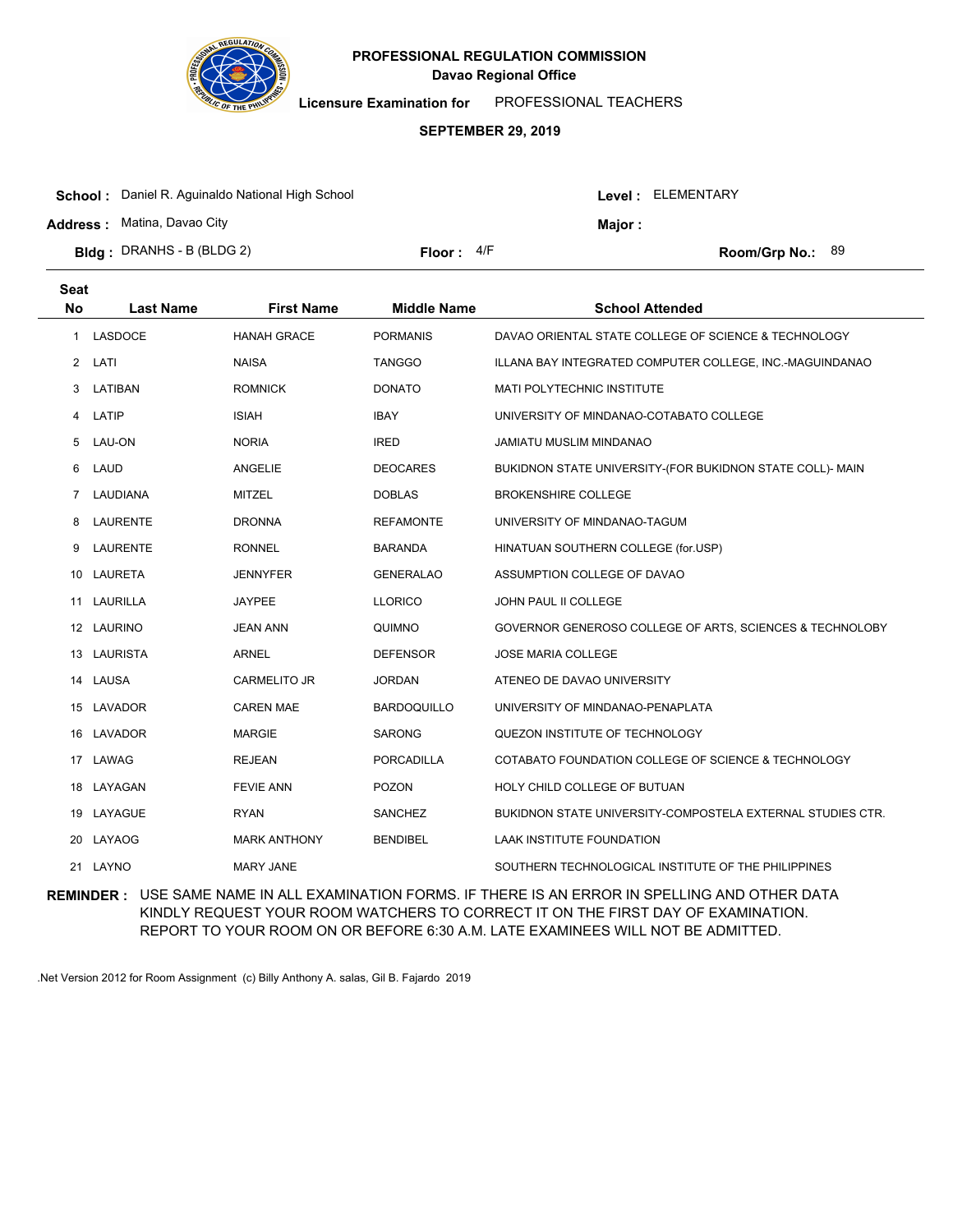# PROFESSIONAL REGULATION COMMISSION

**Davao Regional Office**

**Licensure Examination for** PROFESSIONAL TEACHERS

**SEPTEMBER 29, 2019**

**School :** Daniel R. Aguinaldo National High School

**Level :** ELEMENTARY

**Address :** Matina, Davao City

**Major :**

**Bldg :** DRANHS - B (BLDG 2)

**Floor :** 4/F

**Room/Grp No.:** 89

| Seat No | Last Name | First Name | Middle Name | School Attended |
|---|---|---|---|---|
| 1 | LASDOCE | HANAH GRACE | PORMANIS | DAVAO ORIENTAL STATE COLLEGE OF SCIENCE & TECHNOLOGY |
| 2 | LATI | NAISA | TANGGO | ILLANA BAY INTEGRATED COMPUTER COLLEGE, INC.-MAGUINDANAO |
| 3 | LATIBAN | ROMNICK | DONATO | MATI POLYTECHNIC INSTITUTE |
| 4 | LATIP | ISIAH | IBAY | UNIVERSITY OF MINDANAO-COTABATO COLLEGE |
| 5 | LAU-ON | NORIA | IRED | JAMIATU MUSLIM MINDANAO |
| 6 | LAUD | ANGELIE | DEOCARES | BUKIDNON STATE UNIVERSITY-(FOR BUKIDNON STATE COLL)- MAIN |
| 7 | LAUDIANA | MITZEL | DOBLAS | BROKENSHIRE COLLEGE |
| 8 | LAURENTE | DRONNA | REFAMONTE | UNIVERSITY OF MINDANAO-TAGUM |
| 9 | LAURENTE | RONNEL | BARANDA | HINATUAN SOUTHERN COLLEGE (for.USP) |
| 10 | LAURETA | JENNYFER | GENERALAO | ASSUMPTION COLLEGE OF DAVAO |
| 11 | LAURILLA | JAYPEE | LLORICO | JOHN PAUL II COLLEGE |
| 12 | LAURINO | JEAN ANN | QUIMNO | GOVERNOR GENEROSO COLLEGE OF ARTS, SCIENCES & TECHNOLOBY |
| 13 | LAURISTA | ARNEL | DEFENSOR | JOSE MARIA COLLEGE |
| 14 | LAUSA | CARMELITO JR | JORDAN | ATENEO DE DAVAO UNIVERSITY |
| 15 | LAVADOR | CAREN MAE | BARDOQUILLO | UNIVERSITY OF MINDANAO-PENAPLATA |
| 16 | LAVADOR | MARGIE | SARONG | QUEZON INSTITUTE OF TECHNOLOGY |
| 17 | LAWAG | REJEAN | PORCADILLA | COTABATO FOUNDATION COLLEGE OF SCIENCE & TECHNOLOGY |
| 18 | LAYAGAN | FEVIE ANN | POZON | HOLY CHILD COLLEGE OF BUTUAN |
| 19 | LAYAGUE | RYAN | SANCHEZ | BUKIDNON STATE UNIVERSITY-COMPOSTELA EXTERNAL STUDIES CTR. |
| 20 | LAYAOG | MARK ANTHONY | BENDIBEL | LAAK INSTITUTE FOUNDATION |
| 21 | LAYNO | MARY JANE | | SOUTHERN TECHNOLOGICAL INSTITUTE OF THE PHILIPPINES |

**REMINDER :** USE SAME NAME IN ALL EXAMINATION FORMS. IF THERE IS AN ERROR IN SPELLING AND OTHER DATA KINDLY REQUEST YOUR ROOM WATCHERS TO CORRECT IT ON THE FIRST DAY OF EXAMINATION. REPORT TO YOUR ROOM ON OR BEFORE 6:30 A.M. LATE EXAMINEES WILL NOT BE ADMITTED.

.Net Version 2012 for Room Assignment (c) Billy Anthony A. salas, Gil B. Fajardo 2019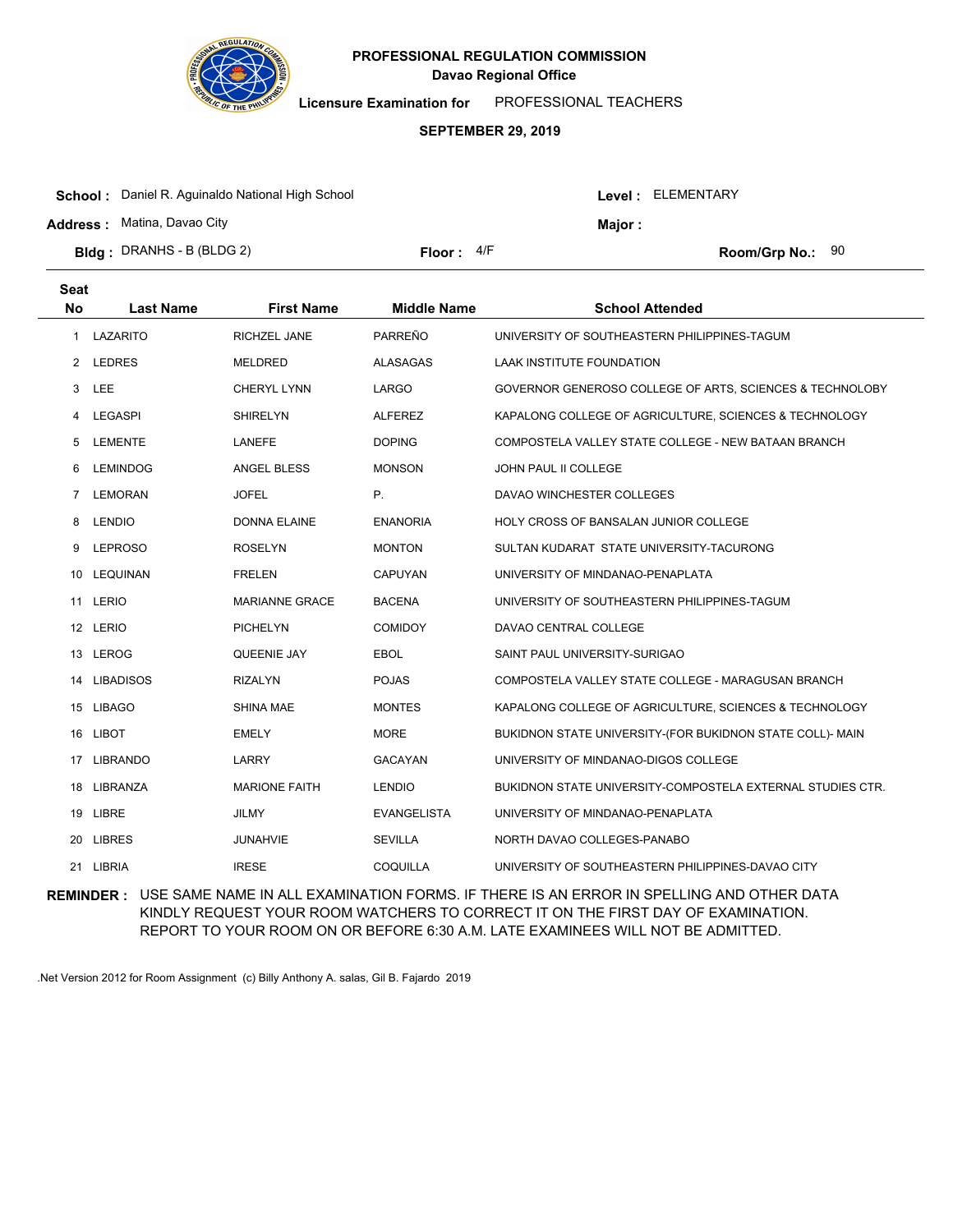# PROFESSIONAL REGULATION COMMISSION

**Davao Regional Office**

**Licensure Examination for** PROFESSIONAL TEACHERS

**SEPTEMBER 29, 2019**

**School :** Daniel R. Aguinaldo National High School  **Level :** ELEMENTARY

**Address :** Matina, Davao City  **Major :**

**Bldg :** DRANHS - B (BLDG 2)  **Floor :** 4/F  **Room/Grp No.:** 90

| Seat No | Last Name | First Name | Middle Name | School Attended |
|---|---|---|---|---|
| 1 | LAZARITO | RICHZEL JANE | PARREÑO | UNIVERSITY OF SOUTHEASTERN PHILIPPINES-TAGUM |
| 2 | LEDRES | MELDRED | ALASAGAS | LAAK INSTITUTE FOUNDATION |
| 3 | LEE | CHERYL LYNN | LARGO | GOVERNOR GENEROSO COLLEGE OF ARTS, SCIENCES & TECHNOLOBY |
| 4 | LEGASPI | SHIRELYN | ALFEREZ | KAPALONG COLLEGE OF AGRICULTURE, SCIENCES & TECHNOLOGY |
| 5 | LEMENTE | LANEFE | DOPING | COMPOSTELA VALLEY STATE COLLEGE - NEW BATAAN BRANCH |
| 6 | LEMINDOG | ANGEL BLESS | MONSON | JOHN PAUL II COLLEGE |
| 7 | LEMORAN | JOFEL | P. | DAVAO WINCHESTER COLLEGES |
| 8 | LENDIO | DONNA ELAINE | ENANORIA | HOLY CROSS OF BANSALAN JUNIOR COLLEGE |
| 9 | LEPROSO | ROSELYN | MONTON | SULTAN KUDARAT STATE UNIVERSITY-TACURONG |
| 10 | LEQUINAN | FRELEN | CAPUYAN | UNIVERSITY OF MINDANAO-PENAPLATA |
| 11 | LERIO | MARIANNE GRACE | BACENA | UNIVERSITY OF SOUTHEASTERN PHILIPPINES-TAGUM |
| 12 | LERIO | PICHELYN | COMIDOY | DAVAO CENTRAL COLLEGE |
| 13 | LEROG | QUEENIE JAY | EBOL | SAINT PAUL UNIVERSITY-SURIGAO |
| 14 | LIBADISOS | RIZALYN | POJAS | COMPOSTELA VALLEY STATE COLLEGE - MARAGUSAN BRANCH |
| 15 | LIBAGO | SHINA MAE | MONTES | KAPALONG COLLEGE OF AGRICULTURE, SCIENCES & TECHNOLOGY |
| 16 | LIBOT | EMELY | MORE | BUKIDNON STATE UNIVERSITY-(FOR BUKIDNON STATE COLL)- MAIN |
| 17 | LIBRANDO | LARRY | GACAYAN | UNIVERSITY OF MINDANAO-DIGOS COLLEGE |
| 18 | LIBRANZA | MARIONE FAITH | LENDIO | BUKIDNON STATE UNIVERSITY-COMPOSTELA EXTERNAL STUDIES CTR. |
| 19 | LIBRE | JILMY | EVANGELISTA | UNIVERSITY OF MINDANAO-PENAPLATA |
| 20 | LIBRES | JUNAHVIE | SEVILLA | NORTH DAVAO COLLEGES-PANABO |
| 21 | LIBRIA | IRESE | COQUILLA | UNIVERSITY OF SOUTHEASTERN PHILIPPINES-DAVAO CITY |

**REMINDER :** USE SAME NAME IN ALL EXAMINATION FORMS. IF THERE IS AN ERROR IN SPELLING AND OTHER DATA KINDLY REQUEST YOUR ROOM WATCHERS TO CORRECT IT ON THE FIRST DAY OF EXAMINATION. REPORT TO YOUR ROOM ON OR BEFORE 6:30 A.M. LATE EXAMINEES WILL NOT BE ADMITTED.

.Net Version 2012 for Room Assignment (c) Billy Anthony A. salas, Gil B. Fajardo 2019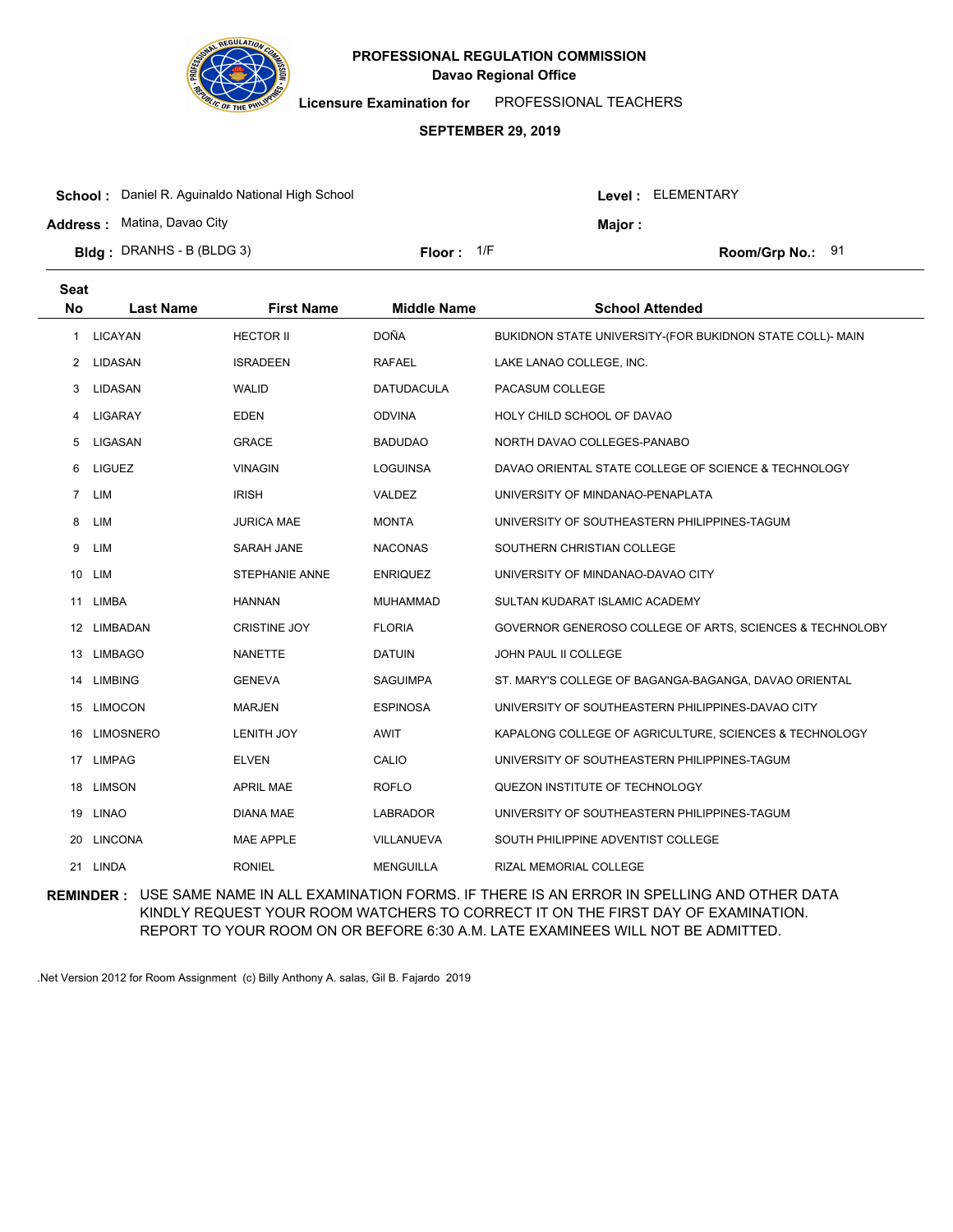# PROFESSIONAL REGULATION COMMISSION
## Davao Regional Office

**Licensure Examination for** PROFESSIONAL TEACHERS

**SEPTEMBER 29, 2019**

**School :** Daniel R. Aguinaldo National High School  **Level :** ELEMENTARY

**Address :** Matina, Davao City  **Major :**

**Bldg :** DRANHS - B (BLDG 3)  **Floor :** 1/F  **Room/Grp No.:** 91

| Seat No | Last Name | First Name | Middle Name | School Attended |
|---|---|---|---|---|
| 1 | LICAYAN | HECTOR II | DOÑA | BUKIDNON STATE UNIVERSITY-(FOR BUKIDNON STATE COLL)- MAIN |
| 2 | LIDASAN | ISRADEEN | RAFAEL | LAKE LANAO COLLEGE, INC. |
| 3 | LIDASAN | WALID | DATUDACULA | PACASUM COLLEGE |
| 4 | LIGARAY | EDEN | ODVINA | HOLY CHILD SCHOOL OF DAVAO |
| 5 | LIGASAN | GRACE | BADUDAO | NORTH DAVAO COLLEGES-PANABO |
| 6 | LIGUEZ | VINAGIN | LOGUINSA | DAVAO ORIENTAL STATE COLLEGE OF SCIENCE & TECHNOLOGY |
| 7 | LIM | IRISH | VALDEZ | UNIVERSITY OF MINDANAO-PENAPLATA |
| 8 | LIM | JURICA MAE | MONTA | UNIVERSITY OF SOUTHEASTERN PHILIPPINES-TAGUM |
| 9 | LIM | SARAH JANE | NACONAS | SOUTHERN CHRISTIAN COLLEGE |
| 10 | LIM | STEPHANIE ANNE | ENRIQUEZ | UNIVERSITY OF MINDANAO-DAVAO CITY |
| 11 | LIMBA | HANNAN | MUHAMMAD | SULTAN KUDARAT ISLAMIC ACADEMY |
| 12 | LIMBADAN | CRISTINE JOY | FLORIA | GOVERNOR GENEROSO COLLEGE OF ARTS, SCIENCES & TECHNOLOBY |
| 13 | LIMBAGO | NANETTE | DATUIN | JOHN PAUL II COLLEGE |
| 14 | LIMBING | GENEVA | SAGUIMPA | ST. MARY'S COLLEGE OF BAGANGA-BAGANGA, DAVAO ORIENTAL |
| 15 | LIMOCON | MARJEN | ESPINOSA | UNIVERSITY OF SOUTHEASTERN PHILIPPINES-DAVAO CITY |
| 16 | LIMOSNERO | LENITH JOY | AWIT | KAPALONG COLLEGE OF AGRICULTURE, SCIENCES & TECHNOLOGY |
| 17 | LIMPAG | ELVEN | CALIO | UNIVERSITY OF SOUTHEASTERN PHILIPPINES-TAGUM |
| 18 | LIMSON | APRIL MAE | ROFLO | QUEZON INSTITUTE OF TECHNOLOGY |
| 19 | LINAO | DIANA MAE | LABRADOR | UNIVERSITY OF SOUTHEASTERN PHILIPPINES-TAGUM |
| 20 | LINCONA | MAE APPLE | VILLANUEVA | SOUTH PHILIPPINE ADVENTIST COLLEGE |
| 21 | LINDA | RONIEL | MENGUILLA | RIZAL MEMORIAL COLLEGE |

**REMINDER :** USE SAME NAME IN ALL EXAMINATION FORMS. IF THERE IS AN ERROR IN SPELLING AND OTHER DATA KINDLY REQUEST YOUR ROOM WATCHERS TO CORRECT IT ON THE FIRST DAY OF EXAMINATION. REPORT TO YOUR ROOM ON OR BEFORE 6:30 A.M. LATE EXAMINEES WILL NOT BE ADMITTED.

.Net Version 2012 for Room Assignment (c) Billy Anthony A. salas, Gil B. Fajardo 2019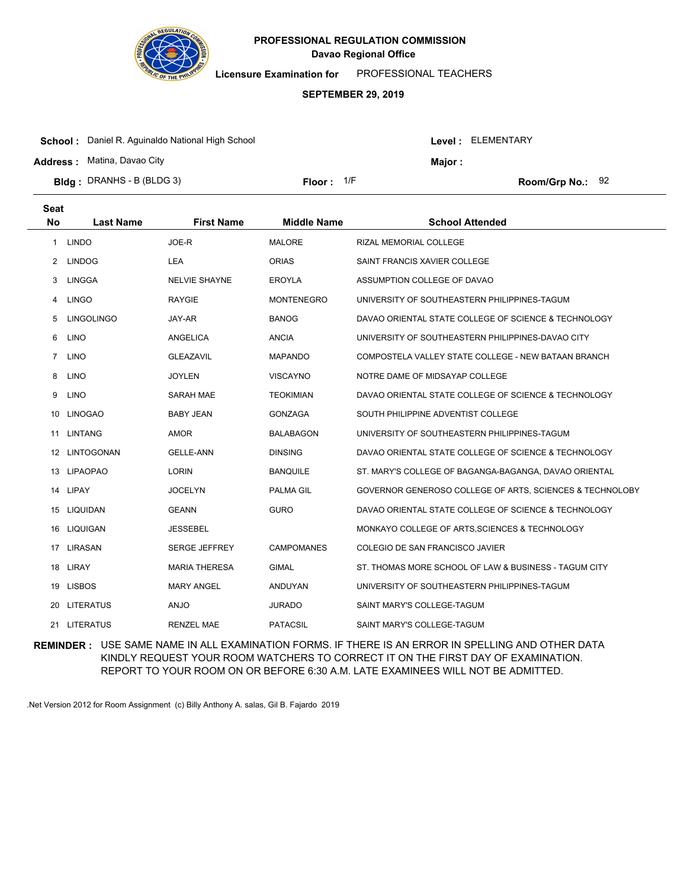**PROFESSIONAL REGULATION COMMISSION**
**Davao Regional Office**

**Licensure Examination for** PROFESSIONAL TEACHERS

**SEPTEMBER 29, 2019**

**School :** Daniel R. Aguinaldo National High School **Level :** ELEMENTARY

**Address :** Matina, Davao City **Major :**

**Bldg :** DRANHS - B (BLDG 3) **Floor :** 1/F **Room/Grp No.:** 92

| Seat No | Last Name | First Name | Middle Name | School Attended |
|---|---|---|---|---|
| 1 | LINDO | JOE-R | MALORE | RIZAL MEMORIAL COLLEGE |
| 2 | LINDOG | LEA | ORIAS | SAINT FRANCIS XAVIER COLLEGE |
| 3 | LINGGA | NELVIE SHAYNE | EROYLA | ASSUMPTION COLLEGE OF DAVAO |
| 4 | LINGO | RAYGIE | MONTENEGRO | UNIVERSITY OF SOUTHEASTERN PHILIPPINES-TAGUM |
| 5 | LINGOLINGO | JAY-AR | BANOG | DAVAO ORIENTAL STATE COLLEGE OF SCIENCE & TECHNOLOGY |
| 6 | LINO | ANGELICA | ANCIA | UNIVERSITY OF SOUTHEASTERN PHILIPPINES-DAVAO CITY |
| 7 | LINO | GLEAZAVIL | MAPANDO | COMPOSTELA VALLEY STATE COLLEGE - NEW BATAAN BRANCH |
| 8 | LINO | JOYLEN | VISCAYNO | NOTRE DAME OF MIDSAYAP COLLEGE |
| 9 | LINO | SARAH MAE | TEOKIMIAN | DAVAO ORIENTAL STATE COLLEGE OF SCIENCE & TECHNOLOGY |
| 10 | LINOGAO | BABY JEAN | GONZAGA | SOUTH PHILIPPINE ADVENTIST COLLEGE |
| 11 | LINTANG | AMOR | BALABAGON | UNIVERSITY OF SOUTHEASTERN PHILIPPINES-TAGUM |
| 12 | LINTOGONAN | GELLE-ANN | DINSING | DAVAO ORIENTAL STATE COLLEGE OF SCIENCE & TECHNOLOGY |
| 13 | LIPAOPAO | LORIN | BANQUILE | ST. MARY'S COLLEGE OF BAGANGA-BAGANGA, DAVAO ORIENTAL |
| 14 | LIPAY | JOCELYN | PALMA GIL | GOVERNOR GENEROSO COLLEGE OF ARTS, SCIENCES & TECHNOLOBY |
| 15 | LIQUIDAN | GEANN | GURO | DAVAO ORIENTAL STATE COLLEGE OF SCIENCE & TECHNOLOGY |
| 16 | LIQUIGAN | JESSEBEL | | MONKAYO COLLEGE OF ARTS,SCIENCES & TECHNOLOGY |
| 17 | LIRASAN | SERGE JEFFREY | CAMPOMANES | COLEGIO DE SAN FRANCISCO JAVIER |
| 18 | LIRAY | MARIA THERESA | GIMAL | ST. THOMAS MORE SCHOOL OF LAW & BUSINESS - TAGUM CITY |
| 19 | LISBOS | MARY ANGEL | ANDUYAN | UNIVERSITY OF SOUTHEASTERN PHILIPPINES-TAGUM |
| 20 | LITERATUS | ANJO | JURADO | SAINT MARY'S COLLEGE-TAGUM |
| 21 | LITERATUS | RENZEL MAE | PATACSIL | SAINT MARY'S COLLEGE-TAGUM |

**REMINDER :** USE SAME NAME IN ALL EXAMINATION FORMS. IF THERE IS AN ERROR IN SPELLING AND OTHER DATA KINDLY REQUEST YOUR ROOM WATCHERS TO CORRECT IT ON THE FIRST DAY OF EXAMINATION. REPORT TO YOUR ROOM ON OR BEFORE 6:30 A.M. LATE EXAMINEES WILL NOT BE ADMITTED.

.Net Version 2012 for Room Assignment (c) Billy Anthony A. salas, Gil B. Fajardo 2019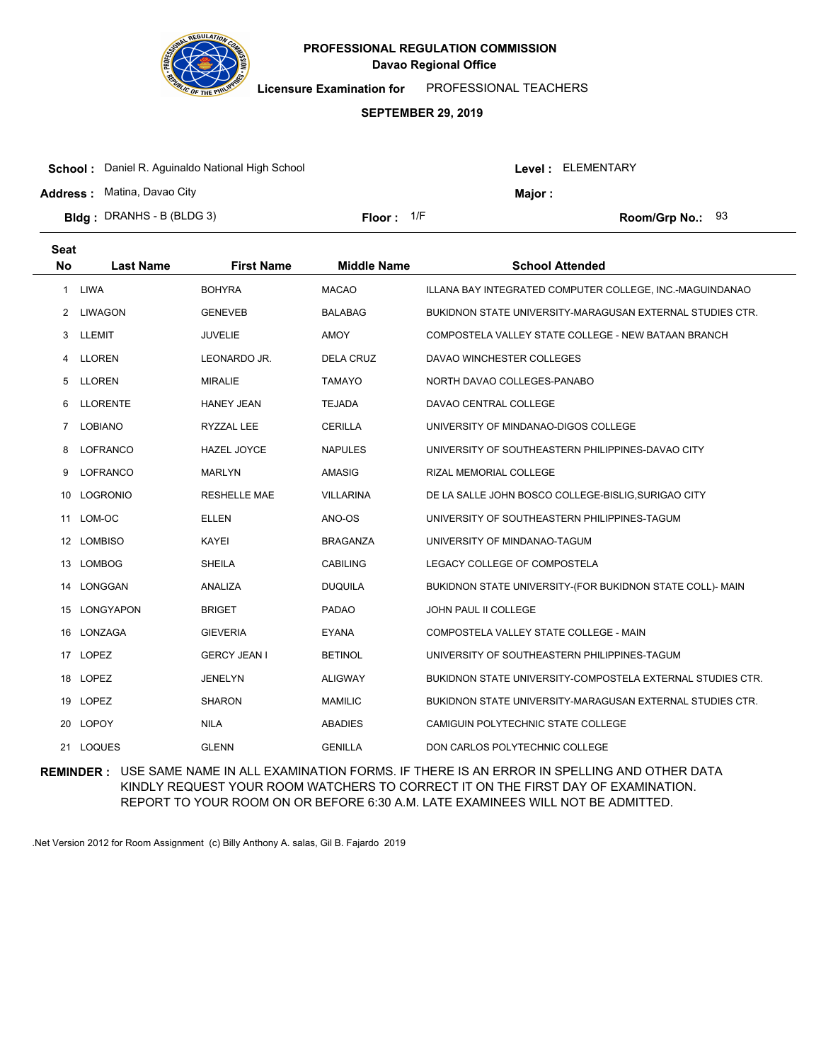**PROFESSIONAL REGULATION COMMISSION**
**Davao Regional Office**

**Licensure Examination for** PROFESSIONAL TEACHERS

**SEPTEMBER 29, 2019**

**School :** Daniel R. Aguinaldo National High School
**Level :** ELEMENTARY
**Address :** Matina, Davao City
**Major :**
**Bldg :** DRANHS - B (BLDG 3)
**Floor :** 1/F
**Room/Grp No.:** 93

| Seat No | Last Name | First Name | Middle Name | School Attended |
|---|---|---|---|---|
| 1 | LIWA | BOHYRA | MACAO | ILLANA BAY INTEGRATED COMPUTER COLLEGE, INC.-MAGUINDANAO |
| 2 | LIWAGON | GENEVEB | BALABAG | BUKIDNON STATE UNIVERSITY-MARAGUSAN EXTERNAL STUDIES CTR. |
| 3 | LLEMIT | JUVELIE | AMOY | COMPOSTELA VALLEY STATE COLLEGE - NEW BATAAN BRANCH |
| 4 | LLOREN | LEONARDO JR. | DELA CRUZ | DAVAO WINCHESTER COLLEGES |
| 5 | LLOREN | MIRALIE | TAMAYO | NORTH DAVAO COLLEGES-PANABO |
| 6 | LLORENTE | HANEY JEAN | TEJADA | DAVAO CENTRAL COLLEGE |
| 7 | LOBIANO | RYZZAL LEE | CERILLA | UNIVERSITY OF MINDANAO-DIGOS COLLEGE |
| 8 | LOFRANCO | HAZEL JOYCE | NAPULES | UNIVERSITY OF SOUTHEASTERN PHILIPPINES-DAVAO CITY |
| 9 | LOFRANCO | MARLYN | AMASIG | RIZAL MEMORIAL COLLEGE |
| 10 | LOGRONIO | RESHELLE MAE | VILLARINA | DE LA SALLE JOHN BOSCO COLLEGE-BISLIG,SURIGAO CITY |
| 11 | LOM-OC | ELLEN | ANO-OS | UNIVERSITY OF SOUTHEASTERN PHILIPPINES-TAGUM |
| 12 | LOMBISO | KAYEI | BRAGANZA | UNIVERSITY OF MINDANAO-TAGUM |
| 13 | LOMBOG | SHEILA | CABILING | LEGACY COLLEGE OF COMPOSTELA |
| 14 | LONGGAN | ANALIZA | DUQUILA | BUKIDNON STATE UNIVERSITY-(FOR BUKIDNON STATE COLL)- MAIN |
| 15 | LONGYAPON | BRIGET | PADAO | JOHN PAUL II COLLEGE |
| 16 | LONZAGA | GIEVERIA | EYANA | COMPOSTELA VALLEY STATE COLLEGE - MAIN |
| 17 | LOPEZ | GERCY JEAN I | BETINOL | UNIVERSITY OF SOUTHEASTERN PHILIPPINES-TAGUM |
| 18 | LOPEZ | JENELYN | ALIGWAY | BUKIDNON STATE UNIVERSITY-COMPOSTELA EXTERNAL STUDIES CTR. |
| 19 | LOPEZ | SHARON | MAMILIC | BUKIDNON STATE UNIVERSITY-MARAGUSAN EXTERNAL STUDIES CTR. |
| 20 | LOPOY | NILA | ABADIES | CAMIGUIN POLYTECHNIC STATE COLLEGE |
| 21 | LOQUES | GLENN | GENILLA | DON CARLOS POLYTECHNIC COLLEGE |

**REMINDER :** USE SAME NAME IN ALL EXAMINATION FORMS. IF THERE IS AN ERROR IN SPELLING AND OTHER DATA KINDLY REQUEST YOUR ROOM WATCHERS TO CORRECT IT ON THE FIRST DAY OF EXAMINATION. REPORT TO YOUR ROOM ON OR BEFORE 6:30 A.M. LATE EXAMINEES WILL NOT BE ADMITTED.

.Net Version 2012 for Room Assignment (c) Billy Anthony A. salas, Gil B. Fajardo 2019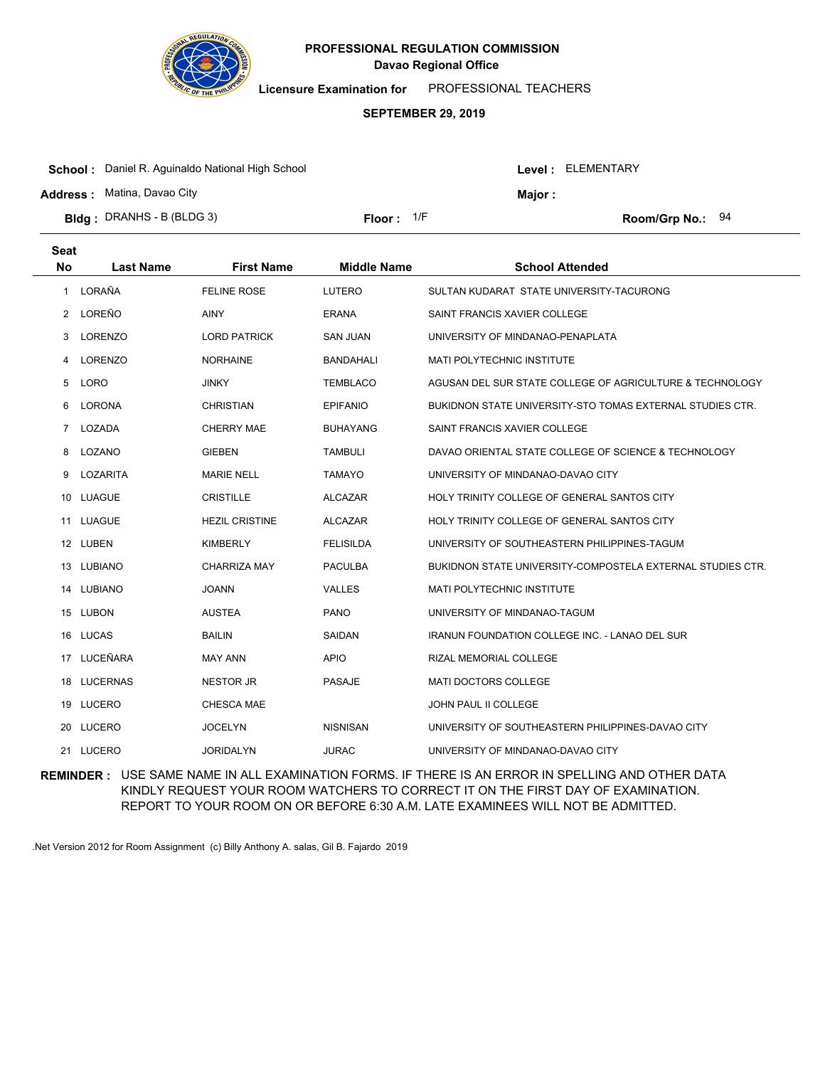# PROFESSIONAL REGULATION COMMISSION

**Davao Regional Office**

**Licensure Examination for** PROFESSIONAL TEACHERS

**SEPTEMBER 29, 2019**

**School :** Daniel R. Aguinaldo National High School
**Level :** ELEMENTARY

**Address :** Matina, Davao City
**Major :**

**Bldg :** DRANHS - B (BLDG 3)
**Floor :** 1/F
**Room/Grp No.:** 94

| Seat No | Last Name | First Name | Middle Name | School Attended |
|---|---|---|---|---|
| 1 | LORAÑA | FELINE ROSE | LUTERO | SULTAN KUDARAT STATE UNIVERSITY-TACURONG |
| 2 | LOREÑO | AINY | ERANA | SAINT FRANCIS XAVIER COLLEGE |
| 3 | LORENZO | LORD PATRICK | SAN JUAN | UNIVERSITY OF MINDANAO-PENAPLATA |
| 4 | LORENZO | NORHAINE | BANDAHALI | MATI POLYTECHNIC INSTITUTE |
| 5 | LORO | JINKY | TEMBLACO | AGUSAN DEL SUR STATE COLLEGE OF AGRICULTURE & TECHNOLOGY |
| 6 | LORONA | CHRISTIAN | EPIFANIO | BUKIDNON STATE UNIVERSITY-STO TOMAS EXTERNAL STUDIES CTR. |
| 7 | LOZADA | CHERRY MAE | BUHAYANG | SAINT FRANCIS XAVIER COLLEGE |
| 8 | LOZANO | GIEBEN | TAMBULI | DAVAO ORIENTAL STATE COLLEGE OF SCIENCE & TECHNOLOGY |
| 9 | LOZARITA | MARIE NELL | TAMAYO | UNIVERSITY OF MINDANAO-DAVAO CITY |
| 10 | LUAGUE | CRISTILLE | ALCAZAR | HOLY TRINITY COLLEGE OF GENERAL SANTOS CITY |
| 11 | LUAGUE | HEZIL CRISTINE | ALCAZAR | HOLY TRINITY COLLEGE OF GENERAL SANTOS CITY |
| 12 | LUBEN | KIMBERLY | FELISILDA | UNIVERSITY OF SOUTHEASTERN PHILIPPINES-TAGUM |
| 13 | LUBIANO | CHARRIZA MAY | PACULBA | BUKIDNON STATE UNIVERSITY-COMPOSTELA EXTERNAL STUDIES CTR. |
| 14 | LUBIANO | JOANN | VALLES | MATI POLYTECHNIC INSTITUTE |
| 15 | LUBON | AUSTEA | PANO | UNIVERSITY OF MINDANAO-TAGUM |
| 16 | LUCAS | BAILIN | SAIDAN | IRANUN FOUNDATION COLLEGE INC. - LANAO DEL SUR |
| 17 | LUCEÑARA | MAY ANN | APIO | RIZAL MEMORIAL COLLEGE |
| 18 | LUCERNAS | NESTOR JR | PASAJE | MATI DOCTORS COLLEGE |
| 19 | LUCERO | CHESCA MAE | | JOHN PAUL II COLLEGE |
| 20 | LUCERO | JOCELYN | NISNISAN | UNIVERSITY OF SOUTHEASTERN PHILIPPINES-DAVAO CITY |
| 21 | LUCERO | JORIDALYN | JURAC | UNIVERSITY OF MINDANAO-DAVAO CITY |

**REMINDER :** USE SAME NAME IN ALL EXAMINATION FORMS. IF THERE IS AN ERROR IN SPELLING AND OTHER DATA KINDLY REQUEST YOUR ROOM WATCHERS TO CORRECT IT ON THE FIRST DAY OF EXAMINATION. REPORT TO YOUR ROOM ON OR BEFORE 6:30 A.M. LATE EXAMINEES WILL NOT BE ADMITTED.

.Net Version 2012 for Room Assignment (c) Billy Anthony A. salas, Gil B. Fajardo 2019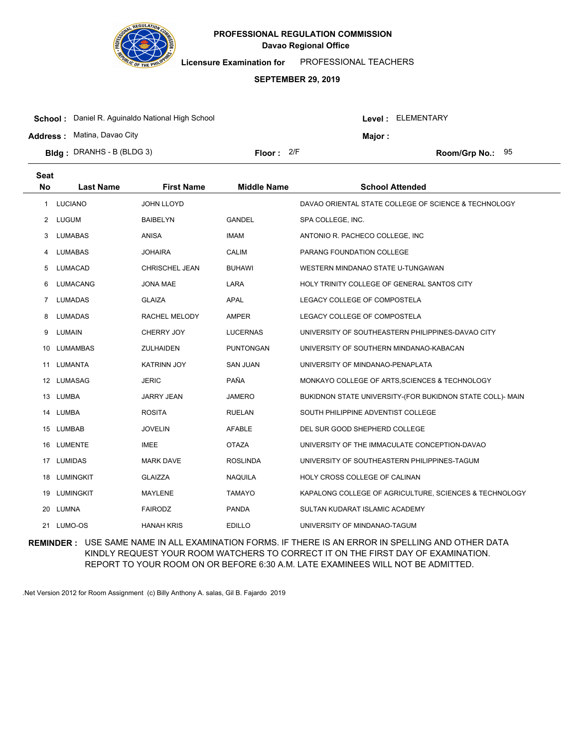# PROFESSIONAL REGULATION COMMISSION

**Davao Regional Office**

**Licensure Examination for** PROFESSIONAL TEACHERS

**SEPTEMBER 29, 2019**

**School :** Daniel R. Aguinaldo National High School

**Level :** ELEMENTARY

**Address :** Matina, Davao City

**Major :**

**Bldg :** DRANHS - B (BLDG 3)

**Floor :** 2/F

**Room/Grp No.:** 95

| Seat No | Last Name | First Name | Middle Name | School Attended |
|---|---|---|---|---|
| 1 | LUCIANO | JOHN LLOYD | | DAVAO ORIENTAL STATE COLLEGE OF SCIENCE & TECHNOLOGY |
| 2 | LUGUM | BAIBELYN | GANDEL | SPA COLLEGE, INC. |
| 3 | LUMABAS | ANISA | IMAM | ANTONIO R. PACHECO COLLEGE, INC |
| 4 | LUMABAS | JOHAIRA | CALIM | PARANG FOUNDATION COLLEGE |
| 5 | LUMACAD | CHRISCHEL JEAN | BUHAWI | WESTERN MINDANAO STATE U-TUNGAWAN |
| 6 | LUMACANG | JONA MAE | LARA | HOLY TRINITY COLLEGE OF GENERAL SANTOS CITY |
| 7 | LUMADAS | GLAIZA | APAL | LEGACY COLLEGE OF COMPOSTELA |
| 8 | LUMADAS | RACHEL MELODY | AMPER | LEGACY COLLEGE OF COMPOSTELA |
| 9 | LUMAIN | CHERRY JOY | LUCERNAS | UNIVERSITY OF SOUTHEASTERN PHILIPPINES-DAVAO CITY |
| 10 | LUMAMBAS | ZULHAIDEN | PUNTONGAN | UNIVERSITY OF SOUTHERN MINDANAO-KABACAN |
| 11 | LUMANTA | KATRINN JOY | SAN JUAN | UNIVERSITY OF MINDANAO-PENAPLATA |
| 12 | LUMASAG | JERIC | PAÑA | MONKAYO COLLEGE OF ARTS,SCIENCES & TECHNOLOGY |
| 13 | LUMBA | JARRY JEAN | JAMERO | BUKIDNON STATE UNIVERSITY-(FOR BUKIDNON STATE COLL)- MAIN |
| 14 | LUMBA | ROSITA | RUELAN | SOUTH PHILIPPINE ADVENTIST COLLEGE |
| 15 | LUMBAB | JOVELIN | AFABLE | DEL SUR GOOD SHEPHERD COLLEGE |
| 16 | LUMENTE | IMEE | OTAZA | UNIVERSITY OF THE IMMACULATE CONCEPTION-DAVAO |
| 17 | LUMIDAS | MARK DAVE | ROSLINDA | UNIVERSITY OF SOUTHEASTERN PHILIPPINES-TAGUM |
| 18 | LUMINGKIT | GLAIZZA | NAQUILA | HOLY CROSS COLLEGE OF CALINAN |
| 19 | LUMINGKIT | MAYLENE | TAMAYO | KAPALONG COLLEGE OF AGRICULTURE, SCIENCES & TECHNOLOGY |
| 20 | LUMNA | FAIRODZ | PANDA | SULTAN KUDARAT ISLAMIC ACADEMY |
| 21 | LUMO-OS | HANAH KRIS | EDILLO | UNIVERSITY OF MINDANAO-TAGUM |

**REMINDER :** USE SAME NAME IN ALL EXAMINATION FORMS. IF THERE IS AN ERROR IN SPELLING AND OTHER DATA KINDLY REQUEST YOUR ROOM WATCHERS TO CORRECT IT ON THE FIRST DAY OF EXAMINATION. REPORT TO YOUR ROOM ON OR BEFORE 6:30 A.M. LATE EXAMINEES WILL NOT BE ADMITTED.

.Net Version 2012 for Room Assignment (c) Billy Anthony A. salas, Gil B. Fajardo 2019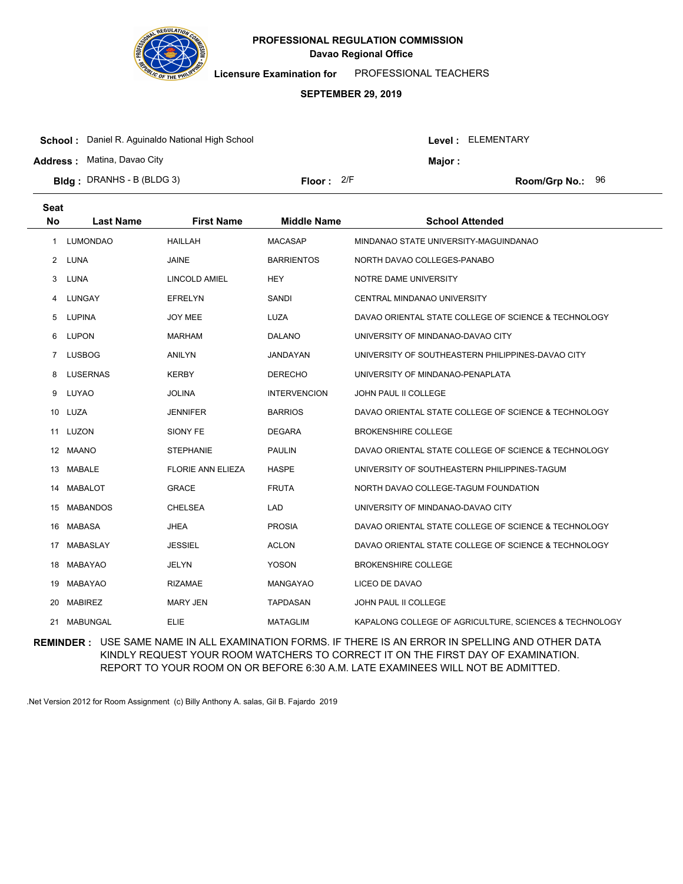# PROFESSIONAL REGULATION COMMISSION
## Davao Regional Office

**Licensure Examination for** PROFESSIONAL TEACHERS

**SEPTEMBER 29, 2019**

**School :** Daniel R. Aguinaldo National High School
**Level :** ELEMENTARY

**Address :** Matina, Davao City
**Major :**

**Bldg :** DRANHS - B (BLDG 3)
**Floor :** 2/F
**Room/Grp No.:** 96

| Seat No | Last Name | First Name | Middle Name | School Attended |
|---|---|---|---|---|
| 1 | LUMONDAO | HAILLAH | MACASAP | MINDANAO STATE UNIVERSITY-MAGUINDANAO |
| 2 | LUNA | JAINE | BARRIENTOS | NORTH DAVAO COLLEGES-PANABO |
| 3 | LUNA | LINCOLD AMIEL | HEY | NOTRE DAME UNIVERSITY |
| 4 | LUNGAY | EFRELYN | SANDI | CENTRAL MINDANAO UNIVERSITY |
| 5 | LUPINA | JOY MEE | LUZA | DAVAO ORIENTAL STATE COLLEGE OF SCIENCE & TECHNOLOGY |
| 6 | LUPON | MARHAM | DALANO | UNIVERSITY OF MINDANAO-DAVAO CITY |
| 7 | LUSBOG | ANILYN | JANDAYAN | UNIVERSITY OF SOUTHEASTERN PHILIPPINES-DAVAO CITY |
| 8 | LUSERNAS | KERBY | DERECHO | UNIVERSITY OF MINDANAO-PENAPLATA |
| 9 | LUYAO | JOLINA | INTERVENCION | JOHN PAUL II COLLEGE |
| 10 | LUZA | JENNIFER | BARRIOS | DAVAO ORIENTAL STATE COLLEGE OF SCIENCE & TECHNOLOGY |
| 11 | LUZON | SIONY FE | DEGARA | BROKENSHIRE COLLEGE |
| 12 | MAANO | STEPHANIE | PAULIN | DAVAO ORIENTAL STATE COLLEGE OF SCIENCE & TECHNOLOGY |
| 13 | MABALE | FLORIE ANN ELIEZA | HASPE | UNIVERSITY OF SOUTHEASTERN PHILIPPINES-TAGUM |
| 14 | MABALOT | GRACE | FRUTA | NORTH DAVAO COLLEGE-TAGUM FOUNDATION |
| 15 | MABANDOS | CHELSEA | LAD | UNIVERSITY OF MINDANAO-DAVAO CITY |
| 16 | MABASA | JHEA | PROSIA | DAVAO ORIENTAL STATE COLLEGE OF SCIENCE & TECHNOLOGY |
| 17 | MABASLAY | JESSIEL | ACLON | DAVAO ORIENTAL STATE COLLEGE OF SCIENCE & TECHNOLOGY |
| 18 | MABAYAO | JELYN | YOSON | BROKENSHIRE COLLEGE |
| 19 | MABAYAO | RIZAMAE | MANGAYAO | LICEO DE DAVAO |
| 20 | MABIREZ | MARY JEN | TAPDASAN | JOHN PAUL II COLLEGE |
| 21 | MABUNGAL | ELIE | MATAGLIM | KAPALONG COLLEGE OF AGRICULTURE, SCIENCES & TECHNOLOGY |

**REMINDER :** USE SAME NAME IN ALL EXAMINATION FORMS. IF THERE IS AN ERROR IN SPELLING AND OTHER DATA KINDLY REQUEST YOUR ROOM WATCHERS TO CORRECT IT ON THE FIRST DAY OF EXAMINATION. REPORT TO YOUR ROOM ON OR BEFORE 6:30 A.M. LATE EXAMINEES WILL NOT BE ADMITTED.

.Net Version 2012 for Room Assignment (c) Billy Anthony A. salas, Gil B. Fajardo 2019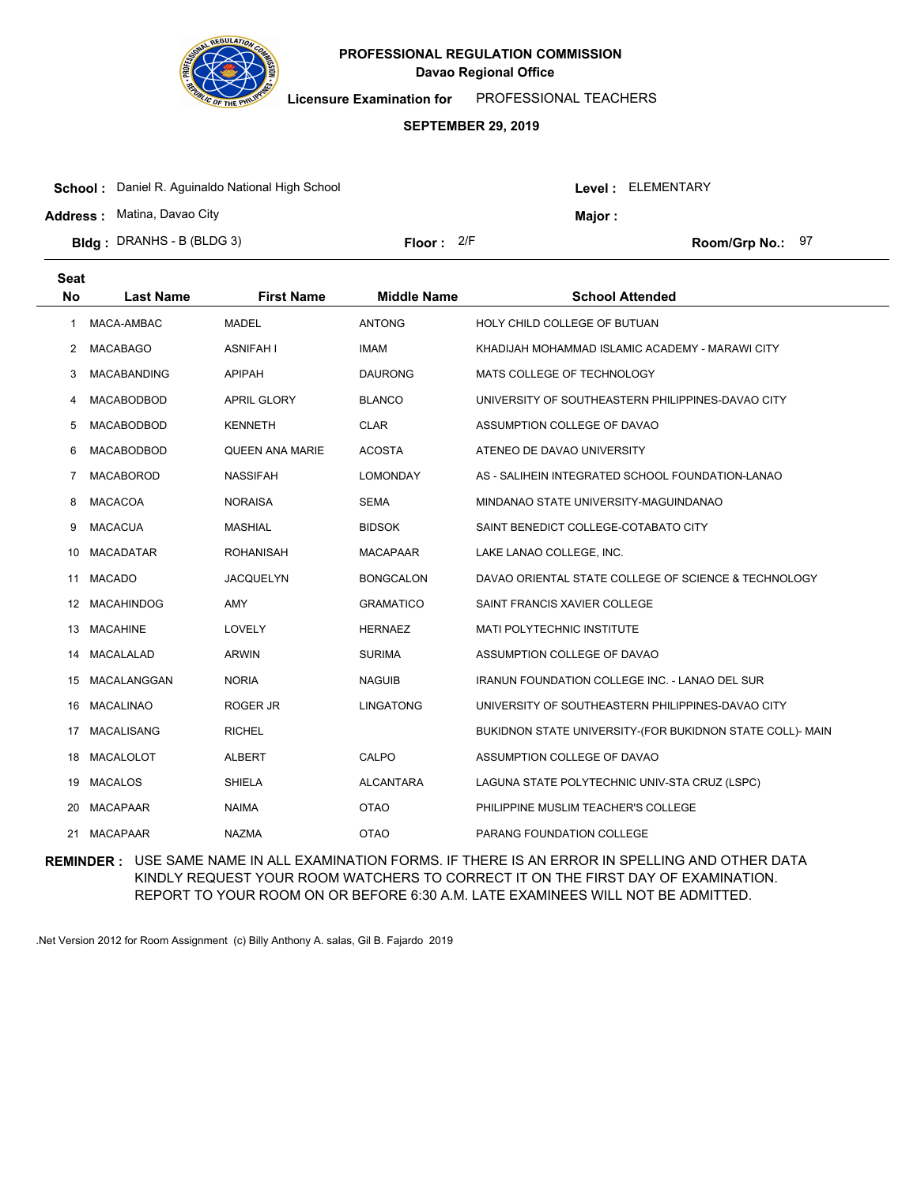**PROFESSIONAL REGULATION COMMISSION**
**Davao Regional Office**

**Licensure Examination for** PROFESSIONAL TEACHERS

**SEPTEMBER 29, 2019**

**School :** Daniel R. Aguinaldo National High School
**Level :** ELEMENTARY
**Address :** Matina, Davao City
**Major :**
**Bldg :** DRANHS - B (BLDG 3)
**Floor :** 2/F
**Room/Grp No.:** 97

| Seat No | Last Name | First Name | Middle Name | School Attended |
|---|---|---|---|---|
| 1 | MACA-AMBAC | MADEL | ANTONG | HOLY CHILD COLLEGE OF BUTUAN |
| 2 | MACABAGO | ASNIFAH I | IMAM | KHADIJAH MOHAMMAD ISLAMIC ACADEMY - MARAWI CITY |
| 3 | MACABANDING | APIPAH | DAURONG | MATS COLLEGE OF TECHNOLOGY |
| 4 | MACABODBOD | APRIL GLORY | BLANCO | UNIVERSITY OF SOUTHEASTERN PHILIPPINES-DAVAO CITY |
| 5 | MACABODBOD | KENNETH | CLAR | ASSUMPTION COLLEGE OF DAVAO |
| 6 | MACABODBOD | QUEEN ANA MARIE | ACOSTA | ATENEO DE DAVAO UNIVERSITY |
| 7 | MACABOROD | NASSIFAH | LOMONDAY | AS - SALIHEIN INTEGRATED SCHOOL FOUNDATION-LANAO |
| 8 | MACACOA | NORAISA | SEMA | MINDANAO STATE UNIVERSITY-MAGUINDANAO |
| 9 | MACACUA | MASHIAL | BIDSOK | SAINT BENEDICT COLLEGE-COTABATO CITY |
| 10 | MACADATAR | ROHANISAH | MACAPAAR | LAKE LANAO COLLEGE, INC. |
| 11 | MACADO | JACQUELYN | BONGCALON | DAVAO ORIENTAL STATE COLLEGE OF SCIENCE & TECHNOLOGY |
| 12 | MACAHINDOG | AMY | GRAMATICO | SAINT FRANCIS XAVIER COLLEGE |
| 13 | MACAHINE | LOVELY | HERNAEZ | MATI POLYTECHNIC INSTITUTE |
| 14 | MACALALAD | ARWIN | SURIMA | ASSUMPTION COLLEGE OF DAVAO |
| 15 | MACALANGGAN | NORIA | NAGUIB | IRANUN FOUNDATION COLLEGE INC. - LANAO DEL SUR |
| 16 | MACALINAO | ROGER JR | LINGATONG | UNIVERSITY OF SOUTHEASTERN PHILIPPINES-DAVAO CITY |
| 17 | MACALISANG | RICHEL | | BUKIDNON STATE UNIVERSITY-(FOR BUKIDNON STATE COLL)- MAIN |
| 18 | MACALOLOT | ALBERT | CALPO | ASSUMPTION COLLEGE OF DAVAO |
| 19 | MACALOS | SHIELA | ALCANTARA | LAGUNA STATE POLYTECHNIC UNIV-STA CRUZ (LSPC) |
| 20 | MACAPAAR | NAIMA | OTAO | PHILIPPINE MUSLIM TEACHER'S COLLEGE |
| 21 | MACAPAAR | NAZMA | OTAO | PARANG FOUNDATION COLLEGE |

**REMINDER :** USE SAME NAME IN ALL EXAMINATION FORMS. IF THERE IS AN ERROR IN SPELLING AND OTHER DATA KINDLY REQUEST YOUR ROOM WATCHERS TO CORRECT IT ON THE FIRST DAY OF EXAMINATION. REPORT TO YOUR ROOM ON OR BEFORE 6:30 A.M. LATE EXAMINEES WILL NOT BE ADMITTED.

.Net Version 2012 for Room Assignment (c) Billy Anthony A. salas, Gil B. Fajardo 2019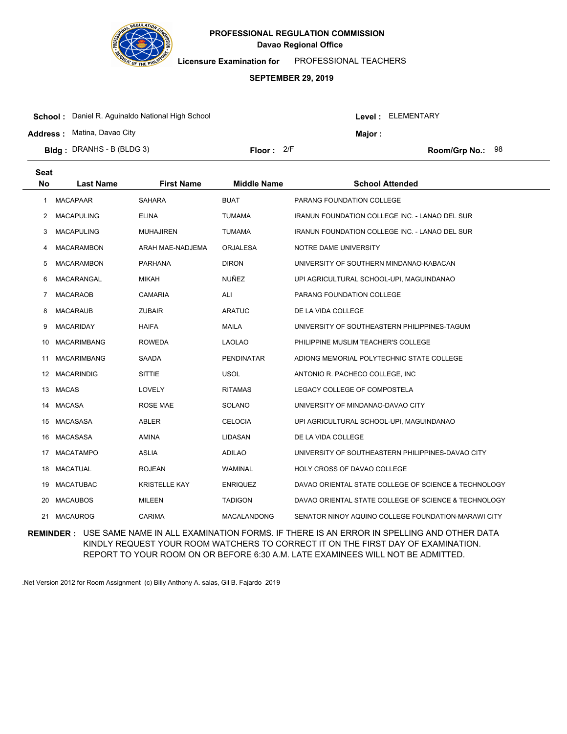# PROFESSIONAL REGULATION COMMISSION

## Davao Regional Office

**Licensure Examination for** PROFESSIONAL TEACHERS

**SEPTEMBER 29, 2019**

**School :** Daniel R. Aguinaldo National High School
**Level :** ELEMENTARY

**Address :** Matina, Davao City
**Major :**

**Bldg :** DRANHS - B (BLDG 3)
**Floor :** 2/F
**Room/Grp No.:** 98

| Seat No | Last Name | First Name | Middle Name | School Attended |
|---|---|---|---|---|
| 1 | MACAPAAR | SAHARA | BUAT | PARANG FOUNDATION COLLEGE |
| 2 | MACAPULING | ELINA | TUMAMA | IRANUN FOUNDATION COLLEGE INC. - LANAO DEL SUR |
| 3 | MACAPULING | MUHAJIREN | TUMAMA | IRANUN FOUNDATION COLLEGE INC. - LANAO DEL SUR |
| 4 | MACARAMBON | ARAH MAE-NADJEMA | ORJALESA | NOTRE DAME UNIVERSITY |
| 5 | MACARAMBON | PARHANA | DIRON | UNIVERSITY OF SOUTHERN MINDANAO-KABACAN |
| 6 | MACARANGAL | MIKAH | NUÑEZ | UPI AGRICULTURAL SCHOOL-UPI, MAGUINDANAO |
| 7 | MACARAOB | CAMARIA | ALI | PARANG FOUNDATION COLLEGE |
| 8 | MACARAUB | ZUBAIR | ARATUC | DE LA VIDA COLLEGE |
| 9 | MACARIDAY | HAIFA | MAILA | UNIVERSITY OF SOUTHEASTERN PHILIPPINES-TAGUM |
| 10 | MACARIMBANG | ROWEDA | LAOLAO | PHILIPPINE MUSLIM TEACHER'S COLLEGE |
| 11 | MACARIMBANG | SAADA | PENDINATAR | ADIONG MEMORIAL POLYTECHNIC STATE COLLEGE |
| 12 | MACARINDIG | SITTIE | USOL | ANTONIO R. PACHECO COLLEGE, INC |
| 13 | MACAS | LOVELY | RITAMAS | LEGACY COLLEGE OF COMPOSTELA |
| 14 | MACASA | ROSE MAE | SOLANO | UNIVERSITY OF MINDANAO-DAVAO CITY |
| 15 | MACASASA | ABLER | CELOCIA | UPI AGRICULTURAL SCHOOL-UPI, MAGUINDANAO |
| 16 | MACASASA | AMINA | LIDASAN | DE LA VIDA COLLEGE |
| 17 | MACATAMPO | ASLIA | ADILAO | UNIVERSITY OF SOUTHEASTERN PHILIPPINES-DAVAO CITY |
| 18 | MACATUAL | ROJEAN | WAMINAL | HOLY CROSS OF DAVAO COLLEGE |
| 19 | MACATUBAC | KRISTELLE KAY | ENRIQUEZ | DAVAO ORIENTAL STATE COLLEGE OF SCIENCE & TECHNOLOGY |
| 20 | MACAUBOS | MILEEN | TADIGON | DAVAO ORIENTAL STATE COLLEGE OF SCIENCE & TECHNOLOGY |
| 21 | MACAUROG | CARIMA | MACALANDONG | SENATOR NINOY AQUINO COLLEGE FOUNDATION-MARAWI CITY |

**REMINDER :** USE SAME NAME IN ALL EXAMINATION FORMS. IF THERE IS AN ERROR IN SPELLING AND OTHER DATA KINDLY REQUEST YOUR ROOM WATCHERS TO CORRECT IT ON THE FIRST DAY OF EXAMINATION. REPORT TO YOUR ROOM ON OR BEFORE 6:30 A.M. LATE EXAMINEES WILL NOT BE ADMITTED.

.Net Version 2012 for Room Assignment (c) Billy Anthony A. salas, Gil B. Fajardo 2019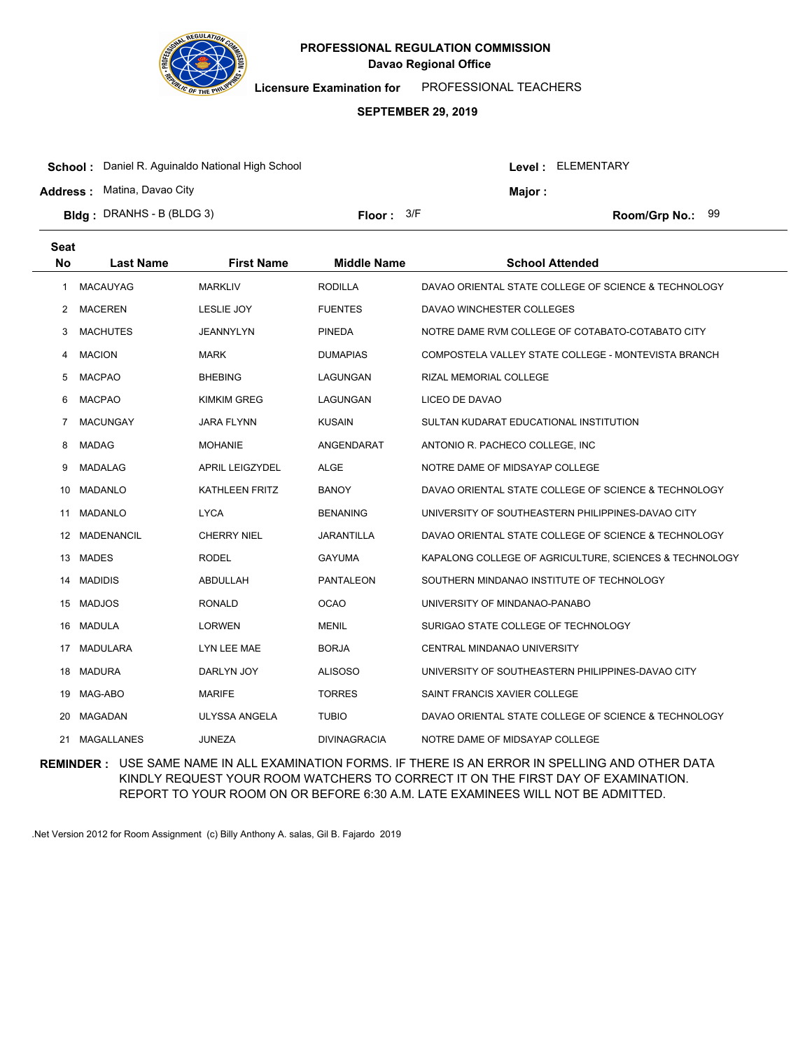# PROFESSIONAL REGULATION COMMISSION

## Davao Regional Office

**Licensure Examination for** PROFESSIONAL TEACHERS

**SEPTEMBER 29, 2019**

**School :** Daniel R. Aguinaldo National High School
**Level :** ELEMENTARY

**Address :** Matina, Davao City
**Major :**

**Bldg :** DRANHS - B (BLDG 3)
**Floor :** 3/F
**Room/Grp No.:** 99

| Seat No | Last Name | First Name | Middle Name | School Attended |
|---|---|---|---|---|
| 1 | MACAUYAG | MARKLIV | RODILLA | DAVAO ORIENTAL STATE COLLEGE OF SCIENCE & TECHNOLOGY |
| 2 | MACEREN | LESLIE JOY | FUENTES | DAVAO WINCHESTER COLLEGES |
| 3 | MACHUTES | JEANNYLYN | PINEDA | NOTRE DAME RVM COLLEGE OF COTABATO-COTABATO CITY |
| 4 | MACION | MARK | DUMAPIAS | COMPOSTELA VALLEY STATE COLLEGE - MONTEVISTA BRANCH |
| 5 | MACPAO | BHEBING | LAGUNGAN | RIZAL MEMORIAL COLLEGE |
| 6 | MACPAO | KIMKIM GREG | LAGUNGAN | LICEO DE DAVAO |
| 7 | MACUNGAY | JARA FLYNN | KUSAIN | SULTAN KUDARAT EDUCATIONAL INSTITUTION |
| 8 | MADAG | MOHANIE | ANGENDARAT | ANTONIO R. PACHECO COLLEGE, INC |
| 9 | MADALAG | APRIL LEIGZYDEL | ALGE | NOTRE DAME OF MIDSAYAP COLLEGE |
| 10 | MADANLO | KATHLEEN FRITZ | BANOY | DAVAO ORIENTAL STATE COLLEGE OF SCIENCE & TECHNOLOGY |
| 11 | MADANLO | LYCA | BENANING | UNIVERSITY OF SOUTHEASTERN PHILIPPINES-DAVAO CITY |
| 12 | MADENANCIL | CHERRY NIEL | JARANTILLA | DAVAO ORIENTAL STATE COLLEGE OF SCIENCE & TECHNOLOGY |
| 13 | MADES | RODEL | GAYUMA | KAPALONG COLLEGE OF AGRICULTURE, SCIENCES & TECHNOLOGY |
| 14 | MADIDIS | ABDULLAH | PANTALEON | SOUTHERN MINDANAO INSTITUTE OF TECHNOLOGY |
| 15 | MADJOS | RONALD | OCAO | UNIVERSITY OF MINDANAO-PANABO |
| 16 | MADULA | LORWEN | MENIL | SURIGAO STATE COLLEGE OF TECHNOLOGY |
| 17 | MADULARA | LYN LEE MAE | BORJA | CENTRAL MINDANAO UNIVERSITY |
| 18 | MADURA | DARLYN JOY | ALISOSO | UNIVERSITY OF SOUTHEASTERN PHILIPPINES-DAVAO CITY |
| 19 | MAG-ABO | MARIFE | TORRES | SAINT FRANCIS XAVIER COLLEGE |
| 20 | MAGADAN | ULYSSA ANGELA | TUBIO | DAVAO ORIENTAL STATE COLLEGE OF SCIENCE & TECHNOLOGY |
| 21 | MAGALLANES | JUNEZA | DIVINAGRACIA | NOTRE DAME OF MIDSAYAP COLLEGE |

**REMINDER :** USE SAME NAME IN ALL EXAMINATION FORMS. IF THERE IS AN ERROR IN SPELLING AND OTHER DATA KINDLY REQUEST YOUR ROOM WATCHERS TO CORRECT IT ON THE FIRST DAY OF EXAMINATION. REPORT TO YOUR ROOM ON OR BEFORE 6:30 A.M. LATE EXAMINEES WILL NOT BE ADMITTED.

.Net Version 2012 for Room Assignment (c) Billy Anthony A. salas, Gil B. Fajardo 2019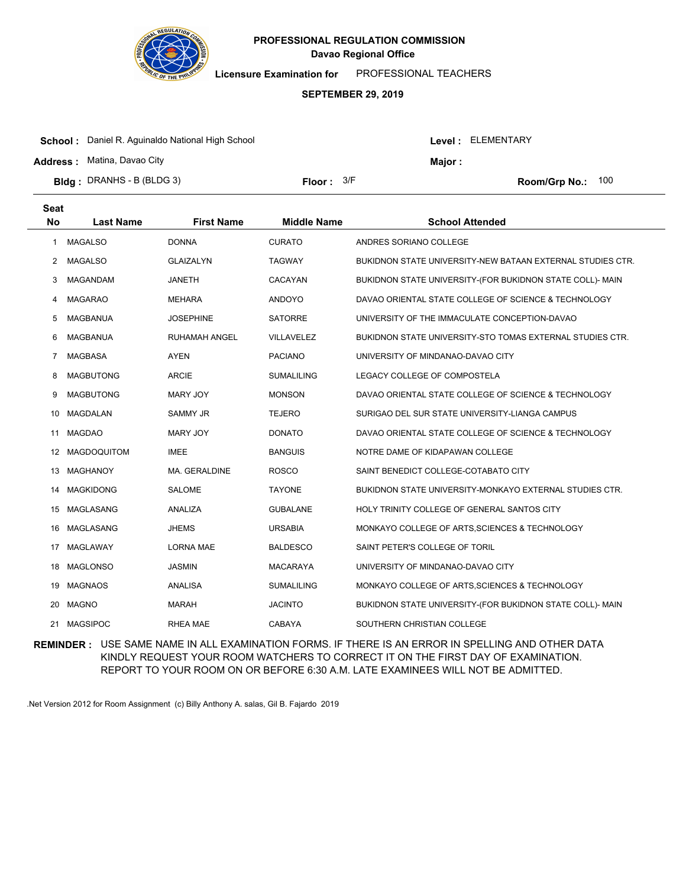# PROFESSIONAL REGULATION COMMISSION
## Davao Regional Office

**Licensure Examination for** PROFESSIONAL TEACHERS

**SEPTEMBER 29, 2019**

**School :** Daniel R. Aguinaldo National High School  **Level :** ELEMENTARY

**Address :** Matina, Davao City  **Major :**

**Bldg :** DRANHS - B (BLDG 3)  **Floor :** 3/F  **Room/Grp No.:** 100

| Seat No | Last Name | First Name | Middle Name | School Attended |
|---|---|---|---|---|
| 1 | MAGALSO | DONNA | CURATO | ANDRES SORIANO COLLEGE |
| 2 | MAGALSO | GLAIZALYN | TAGWAY | BUKIDNON STATE UNIVERSITY-NEW BATAAN EXTERNAL STUDIES CTR. |
| 3 | MAGANDAM | JANETH | CACAYAN | BUKIDNON STATE UNIVERSITY-(FOR BUKIDNON STATE COLL)- MAIN |
| 4 | MAGARAO | MEHARA | ANDOYO | DAVAO ORIENTAL STATE COLLEGE OF SCIENCE & TECHNOLOGY |
| 5 | MAGBANUA | JOSEPHINE | SATORRE | UNIVERSITY OF THE IMMACULATE CONCEPTION-DAVAO |
| 6 | MAGBANUA | RUHAMAH ANGEL | VILLAVELEZ | BUKIDNON STATE UNIVERSITY-STO TOMAS EXTERNAL STUDIES CTR. |
| 7 | MAGBASA | AYEN | PACIANO | UNIVERSITY OF MINDANAO-DAVAO CITY |
| 8 | MAGBUTONG | ARCIE | SUMALILING | LEGACY COLLEGE OF COMPOSTELA |
| 9 | MAGBUTONG | MARY JOY | MONSON | DAVAO ORIENTAL STATE COLLEGE OF SCIENCE & TECHNOLOGY |
| 10 | MAGDALAN | SAMMY JR | TEJERO | SURIGAO DEL SUR STATE UNIVERSITY-LIANGA CAMPUS |
| 11 | MAGDAO | MARY JOY | DONATO | DAVAO ORIENTAL STATE COLLEGE OF SCIENCE & TECHNOLOGY |
| 12 | MAGDOQUITOM | IMEE | BANGUIS | NOTRE DAME OF KIDAPAWAN COLLEGE |
| 13 | MAGHANOY | MA. GERALDINE | ROSCO | SAINT BENEDICT COLLEGE-COTABATO CITY |
| 14 | MAGKIDONG | SALOME | TAYONE | BUKIDNON STATE UNIVERSITY-MONKAYO EXTERNAL STUDIES CTR. |
| 15 | MAGLASANG | ANALIZA | GUBALANE | HOLY TRINITY COLLEGE OF GENERAL SANTOS CITY |
| 16 | MAGLASANG | JHEMS | URSABIA | MONKAYO COLLEGE OF ARTS,SCIENCES & TECHNOLOGY |
| 17 | MAGLAWAY | LORNA MAE | BALDESCO | SAINT PETER'S COLLEGE OF TORIL |
| 18 | MAGLONSO | JASMIN | MACARAYA | UNIVERSITY OF MINDANAO-DAVAO CITY |
| 19 | MAGNAOS | ANALISA | SUMALILING | MONKAYO COLLEGE OF ARTS,SCIENCES & TECHNOLOGY |
| 20 | MAGNO | MARAH | JACINTO | BUKIDNON STATE UNIVERSITY-(FOR BUKIDNON STATE COLL)- MAIN |
| 21 | MAGSIPOC | RHEA MAE | CABAYA | SOUTHERN CHRISTIAN COLLEGE |

**REMINDER :** USE SAME NAME IN ALL EXAMINATION FORMS. IF THERE IS AN ERROR IN SPELLING AND OTHER DATA KINDLY REQUEST YOUR ROOM WATCHERS TO CORRECT IT ON THE FIRST DAY OF EXAMINATION. REPORT TO YOUR ROOM ON OR BEFORE 6:30 A.M. LATE EXAMINEES WILL NOT BE ADMITTED.

.Net Version 2012 for Room Assignment (c) Billy Anthony A. salas, Gil B. Fajardo 2019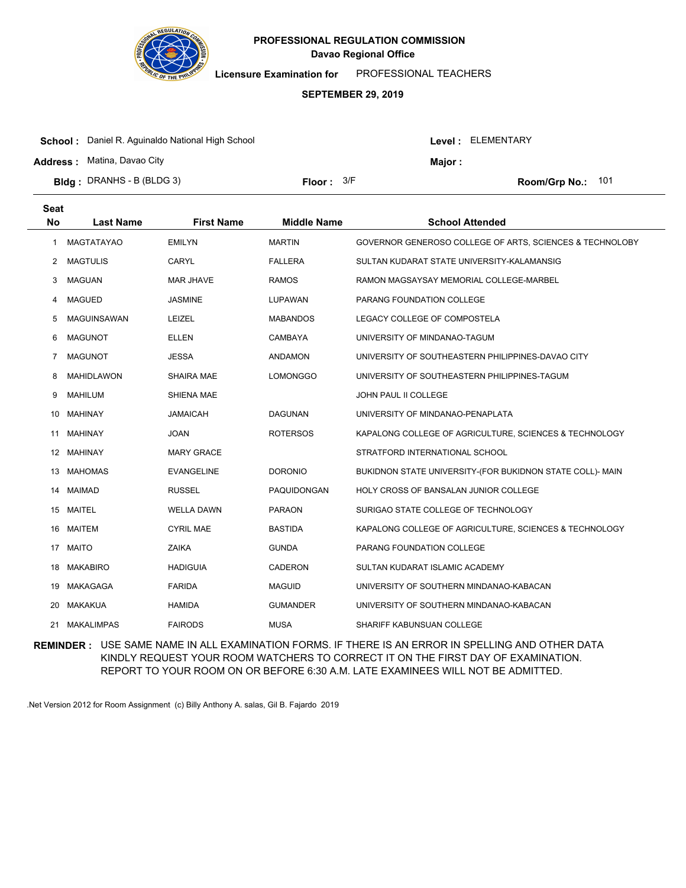# PROFESSIONAL REGULATION COMMISSION

**Davao Regional Office**

**Licensure Examination for** PROFESSIONAL TEACHERS

**SEPTEMBER 29, 2019**

**School :** Daniel R. Aguinaldo National High School

**Level :** ELEMENTARY

**Address :** Matina, Davao City

**Major :**

**Bldg :** DRANHS - B (BLDG 3)

**Floor :** 3/F

**Room/Grp No.:** 101

| Seat No | Last Name | First Name | Middle Name | School Attended |
|---|---|---|---|---|
| 1 | MAGTATAYAO | EMILYN | MARTIN | GOVERNOR GENEROSO COLLEGE OF ARTS, SCIENCES & TECHNOLOBY |
| 2 | MAGTULIS | CARYL | FALLERA | SULTAN KUDARAT STATE UNIVERSITY-KALAMANSIG |
| 3 | MAGUAN | MAR JHAVE | RAMOS | RAMON MAGSAYSAY MEMORIAL COLLEGE-MARBEL |
| 4 | MAGUED | JASMINE | LUPAWAN | PARANG FOUNDATION COLLEGE |
| 5 | MAGUINSAWAN | LEIZEL | MABANDOS | LEGACY COLLEGE OF COMPOSTELA |
| 6 | MAGUNOT | ELLEN | CAMBAYA | UNIVERSITY OF MINDANAO-TAGUM |
| 7 | MAGUNOT | JESSA | ANDAMON | UNIVERSITY OF SOUTHEASTERN PHILIPPINES-DAVAO CITY |
| 8 | MAHIDLAWON | SHAIRA MAE | LOMONGGO | UNIVERSITY OF SOUTHEASTERN PHILIPPINES-TAGUM |
| 9 | MAHILUM | SHIENA MAE | | JOHN PAUL II COLLEGE |
| 10 | MAHINAY | JAMAICAH | DAGUNAN | UNIVERSITY OF MINDANAO-PENAPLATA |
| 11 | MAHINAY | JOAN | ROTERSOS | KAPALONG COLLEGE OF AGRICULTURE, SCIENCES & TECHNOLOGY |
| 12 | MAHINAY | MARY GRACE | | STRATFORD INTERNATIONAL SCHOOL |
| 13 | MAHOMAS | EVANGELINE | DORONIO | BUKIDNON STATE UNIVERSITY-(FOR BUKIDNON STATE COLL)- MAIN |
| 14 | MAIMAD | RUSSEL | PAQUIDONGAN | HOLY CROSS OF BANSALAN JUNIOR COLLEGE |
| 15 | MAITEL | WELLA DAWN | PARAON | SURIGAO STATE COLLEGE OF TECHNOLOGY |
| 16 | MAITEM | CYRIL MAE | BASTIDA | KAPALONG COLLEGE OF AGRICULTURE, SCIENCES & TECHNOLOGY |
| 17 | MAITO | ZAIKA | GUNDA | PARANG FOUNDATION COLLEGE |
| 18 | MAKABIRO | HADIGUIA | CADERON | SULTAN KUDARAT ISLAMIC ACADEMY |
| 19 | MAKAGAGA | FARIDA | MAGUID | UNIVERSITY OF SOUTHERN MINDANAO-KABACAN |
| 20 | MAKAKUA | HAMIDA | GUMANDER | UNIVERSITY OF SOUTHERN MINDANAO-KABACAN |
| 21 | MAKALIMPAS | FAIRODS | MUSA | SHARIFF KABUNSUAN COLLEGE |

**REMINDER :** USE SAME NAME IN ALL EXAMINATION FORMS. IF THERE IS AN ERROR IN SPELLING AND OTHER DATA KINDLY REQUEST YOUR ROOM WATCHERS TO CORRECT IT ON THE FIRST DAY OF EXAMINATION. REPORT TO YOUR ROOM ON OR BEFORE 6:30 A.M. LATE EXAMINEES WILL NOT BE ADMITTED.

.Net Version 2012 for Room Assignment (c) Billy Anthony A. salas, Gil B. Fajardo 2019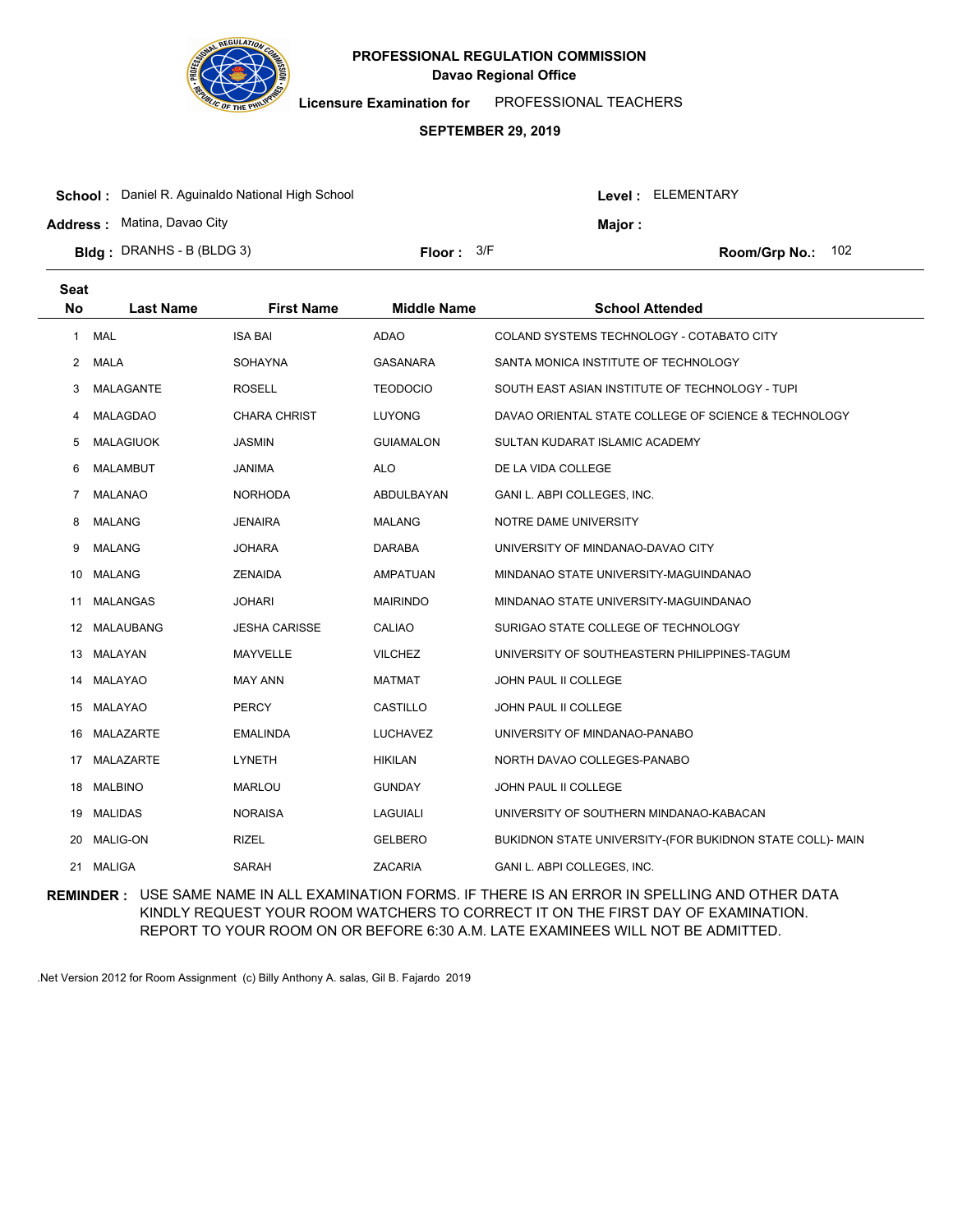# PROFESSIONAL REGULATION COMMISSION

## Davao Regional Office

**Licensure Examination for** PROFESSIONAL TEACHERS

**SEPTEMBER 29, 2019**

**School :** Daniel R. Aguinaldo National High School

**Level :** ELEMENTARY

**Address :** Matina, Davao City

**Major :**

**Bldg :** DRANHS - B (BLDG 3)

**Floor :** 3/F

**Room/Grp No.:** 102

| Seat No | Last Name | First Name | Middle Name | School Attended |
|---|---|---|---|---|
| 1 | MAL | ISA BAI | ADAO | COLAND SYSTEMS TECHNOLOGY - COTABATO CITY |
| 2 | MALA | SOHAYNA | GASANARA | SANTA MONICA INSTITUTE OF TECHNOLOGY |
| 3 | MALAGANTE | ROSELL | TEODOCIO | SOUTH EAST ASIAN INSTITUTE OF TECHNOLOGY - TUPI |
| 4 | MALAGDAO | CHARA CHRIST | LUYONG | DAVAO ORIENTAL STATE COLLEGE OF SCIENCE & TECHNOLOGY |
| 5 | MALAGIUOK | JASMIN | GUIAMALON | SULTAN KUDARAT ISLAMIC ACADEMY |
| 6 | MALAMBUT | JANIMA | ALO | DE LA VIDA COLLEGE |
| 7 | MALANAO | NORHODA | ABDULBAYAN | GANI L. ABPI COLLEGES, INC. |
| 8 | MALANG | JENAIRA | MALANG | NOTRE DAME UNIVERSITY |
| 9 | MALANG | JOHARA | DARABA | UNIVERSITY OF MINDANAO-DAVAO CITY |
| 10 | MALANG | ZENAIDA | AMPATUAN | MINDANAO STATE UNIVERSITY-MAGUINDANAO |
| 11 | MALANGAS | JOHARI | MAIRINDO | MINDANAO STATE UNIVERSITY-MAGUINDANAO |
| 12 | MALAUBANG | JESHA CARISSE | CALIAO | SURIGAO STATE COLLEGE OF TECHNOLOGY |
| 13 | MALAYAN | MAYVELLE | VILCHEZ | UNIVERSITY OF SOUTHEASTERN PHILIPPINES-TAGUM |
| 14 | MALAYAO | MAY ANN | MATMAT | JOHN PAUL II COLLEGE |
| 15 | MALAYAO | PERCY | CASTILLO | JOHN PAUL II COLLEGE |
| 16 | MALAZARTE | EMALINDA | LUCHAVEZ | UNIVERSITY OF MINDANAO-PANABO |
| 17 | MALAZARTE | LYNETH | HIKILAN | NORTH DAVAO COLLEGES-PANABO |
| 18 | MALBINO | MARLOU | GUNDAY | JOHN PAUL II COLLEGE |
| 19 | MALIDAS | NORAISA | LAGUIALI | UNIVERSITY OF SOUTHERN MINDANAO-KABACAN |
| 20 | MALIG-ON | RIZEL | GELBERO | BUKIDNON STATE UNIVERSITY-(FOR BUKIDNON STATE COLL)- MAIN |
| 21 | MALIGA | SARAH | ZACARIA | GANI L. ABPI COLLEGES, INC. |

**REMINDER :** USE SAME NAME IN ALL EXAMINATION FORMS. IF THERE IS AN ERROR IN SPELLING AND OTHER DATA KINDLY REQUEST YOUR ROOM WATCHERS TO CORRECT IT ON THE FIRST DAY OF EXAMINATION. REPORT TO YOUR ROOM ON OR BEFORE 6:30 A.M. LATE EXAMINEES WILL NOT BE ADMITTED.

.Net Version 2012 for Room Assignment (c) Billy Anthony A. salas, Gil B. Fajardo 2019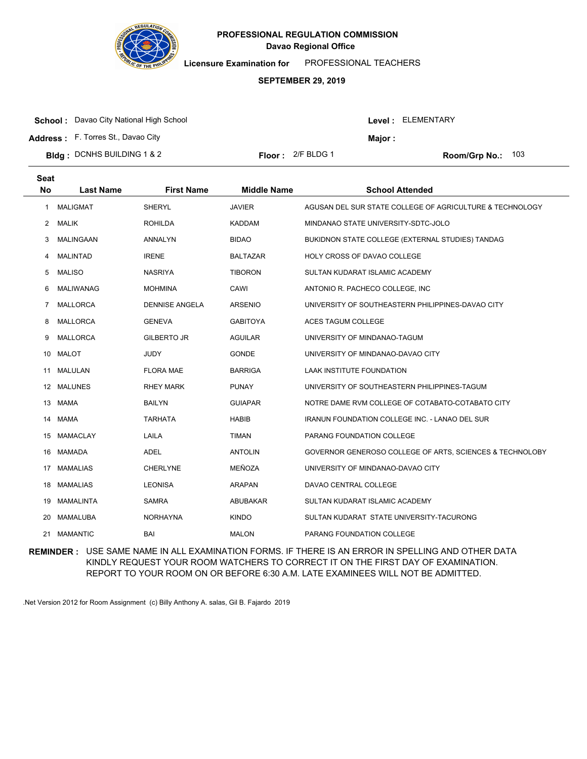# PROFESSIONAL REGULATION COMMISSION
## Davao Regional Office

**Licensure Examination for** PROFESSIONAL TEACHERS

**SEPTEMBER 29, 2019**

**School :** Davao City National High School
**Address :** F. Torres St., Davao City
**Bldg :** DCNHS BUILDING 1 & 2
**Floor :** 2/F BLDG 1
**Level :** ELEMENTARY
**Major :**
**Room/Grp No.:** 103

| Seat No | Last Name | First Name | Middle Name | School Attended |
|---|---|---|---|---|
| 1 | MALIGMAT | SHERYL | JAVIER | AGUSAN DEL SUR STATE COLLEGE OF AGRICULTURE & TECHNOLOGY |
| 2 | MALIK | ROHILDA | KADDAM | MINDANAO STATE UNIVERSITY-SDTC-JOLO |
| 3 | MALINGAAN | ANNALYN | BIDAO | BUKIDNON STATE COLLEGE (EXTERNAL STUDIES) TANDAG |
| 4 | MALINTAD | IRENE | BALTAZAR | HOLY CROSS OF DAVAO COLLEGE |
| 5 | MALISO | NASRIYA | TIBORON | SULTAN KUDARAT ISLAMIC ACADEMY |
| 6 | MALIWANAG | MOHMINA | CAWI | ANTONIO R. PACHECO COLLEGE, INC |
| 7 | MALLORCA | DENNISE ANGELA | ARSENIO | UNIVERSITY OF SOUTHEASTERN PHILIPPINES-DAVAO CITY |
| 8 | MALLORCA | GENEVA | GABITOYA | ACES TAGUM COLLEGE |
| 9 | MALLORCA | GILBERTO JR | AGUILAR | UNIVERSITY OF MINDANAO-TAGUM |
| 10 | MALOT | JUDY | GONDE | UNIVERSITY OF MINDANAO-DAVAO CITY |
| 11 | MALULAN | FLORA MAE | BARRIGA | LAAK INSTITUTE FOUNDATION |
| 12 | MALUNES | RHEY MARK | PUNAY | UNIVERSITY OF SOUTHEASTERN PHILIPPINES-TAGUM |
| 13 | MAMA | BAILYN | GUIAPAR | NOTRE DAME RVM COLLEGE OF COTABATO-COTABATO CITY |
| 14 | MAMA | TARHATA | HABIB | IRANUN FOUNDATION COLLEGE INC. - LANAO DEL SUR |
| 15 | MAMACLAY | LAILA | TIMAN | PARANG FOUNDATION COLLEGE |
| 16 | MAMADA | ADEL | ANTOLIN | GOVERNOR GENEROSO COLLEGE OF ARTS, SCIENCES & TECHNOLOBY |
| 17 | MAMALIAS | CHERLYNE | MEÑOZA | UNIVERSITY OF MINDANAO-DAVAO CITY |
| 18 | MAMALIAS | LEONISA | ARAPAN | DAVAO CENTRAL COLLEGE |
| 19 | MAMALINTA | SAMRA | ABUBAKAR | SULTAN KUDARAT ISLAMIC ACADEMY |
| 20 | MAMALUBA | NORHAYNA | KINDO | SULTAN KUDARAT STATE UNIVERSITY-TACURONG |
| 21 | MAMANTIC | BAI | MALON | PARANG FOUNDATION COLLEGE |

**REMINDER :** USE SAME NAME IN ALL EXAMINATION FORMS. IF THERE IS AN ERROR IN SPELLING AND OTHER DATA KINDLY REQUEST YOUR ROOM WATCHERS TO CORRECT IT ON THE FIRST DAY OF EXAMINATION. REPORT TO YOUR ROOM ON OR BEFORE 6:30 A.M. LATE EXAMINEES WILL NOT BE ADMITTED.

.Net Version 2012 for Room Assignment (c) Billy Anthony A. salas, Gil B. Fajardo 2019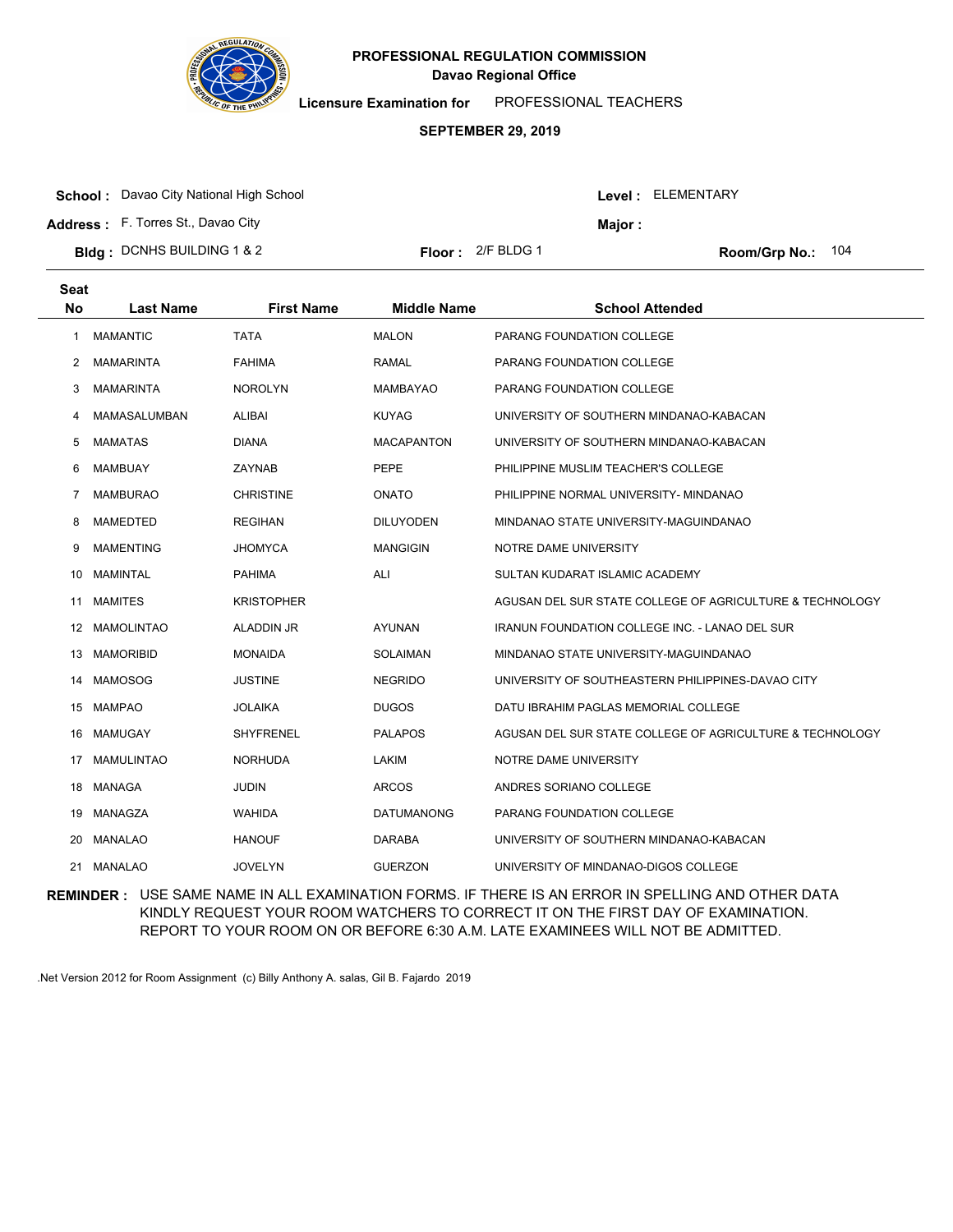# PROFESSIONAL REGULATION COMMISSION

## Davao Regional Office

**Licensure Examination for** PROFESSIONAL TEACHERS

**SEPTEMBER 29, 2019**

**School :** Davao City National High School

**Address :** F. Torres St., Davao City

**Bldg :** DCNHS BUILDING 1 & 2

**Floor :** 2/F BLDG 1

**Level :** ELEMENTARY

**Major :**

**Room/Grp No.:** 104

| Seat No | Last Name | First Name | Middle Name | School Attended |
|---|---|---|---|---|
| 1 | MAMANTIC | TATA | MALON | PARANG FOUNDATION COLLEGE |
| 2 | MAMARINTA | FAHIMA | RAMAL | PARANG FOUNDATION COLLEGE |
| 3 | MAMARINTA | NOROLYN | MAMBAYAO | PARANG FOUNDATION COLLEGE |
| 4 | MAMASALUMBAN | ALIBAI | KUYAG | UNIVERSITY OF SOUTHERN MINDANAO-KABACAN |
| 5 | MAMATAS | DIANA | MACAPANTON | UNIVERSITY OF SOUTHERN MINDANAO-KABACAN |
| 6 | MAMBUAY | ZAYNAB | PEPE | PHILIPPINE MUSLIM TEACHER'S COLLEGE |
| 7 | MAMBURAO | CHRISTINE | ONATO | PHILIPPINE NORMAL UNIVERSITY- MINDANAO |
| 8 | MAMEDTED | REGIHAN | DILUYODEN | MINDANAO STATE UNIVERSITY-MAGUINDANAO |
| 9 | MAMENTING | JHOMYCA | MANGIGIN | NOTRE DAME UNIVERSITY |
| 10 | MAMINTAL | PAHIMA | ALI | SULTAN KUDARAT ISLAMIC ACADEMY |
| 11 | MAMITES | KRISTOPHER | | AGUSAN DEL SUR STATE COLLEGE OF AGRICULTURE & TECHNOLOGY |
| 12 | MAMOLINTAO | ALADDIN JR | AYUNAN | IRANUN FOUNDATION COLLEGE INC. - LANAO DEL SUR |
| 13 | MAMORIBID | MONAIDA | SOLAIMAN | MINDANAO STATE UNIVERSITY-MAGUINDANAO |
| 14 | MAMOSOG | JUSTINE | NEGRIDO | UNIVERSITY OF SOUTHEASTERN PHILIPPINES-DAVAO CITY |
| 15 | MAMPAO | JOLAIKA | DUGOS | DATU IBRAHIM PAGLAS MEMORIAL COLLEGE |
| 16 | MAMUGAY | SHYFRENEL | PALAPOS | AGUSAN DEL SUR STATE COLLEGE OF AGRICULTURE & TECHNOLOGY |
| 17 | MAMULINTAO | NORHUDA | LAKIM | NOTRE DAME UNIVERSITY |
| 18 | MANAGA | JUDIN | ARCOS | ANDRES SORIANO COLLEGE |
| 19 | MANAGZA | WAHIDA | DATUMANONG | PARANG FOUNDATION COLLEGE |
| 20 | MANALAO | HANOUF | DARABA | UNIVERSITY OF SOUTHERN MINDANAO-KABACAN |
| 21 | MANALAO | JOVELYN | GUERZON | UNIVERSITY OF MINDANAO-DIGOS COLLEGE |

**REMINDER :** USE SAME NAME IN ALL EXAMINATION FORMS. IF THERE IS AN ERROR IN SPELLING AND OTHER DATA KINDLY REQUEST YOUR ROOM WATCHERS TO CORRECT IT ON THE FIRST DAY OF EXAMINATION. REPORT TO YOUR ROOM ON OR BEFORE 6:30 A.M. LATE EXAMINEES WILL NOT BE ADMITTED.

.Net Version 2012 for Room Assignment (c) Billy Anthony A. salas, Gil B. Fajardo 2019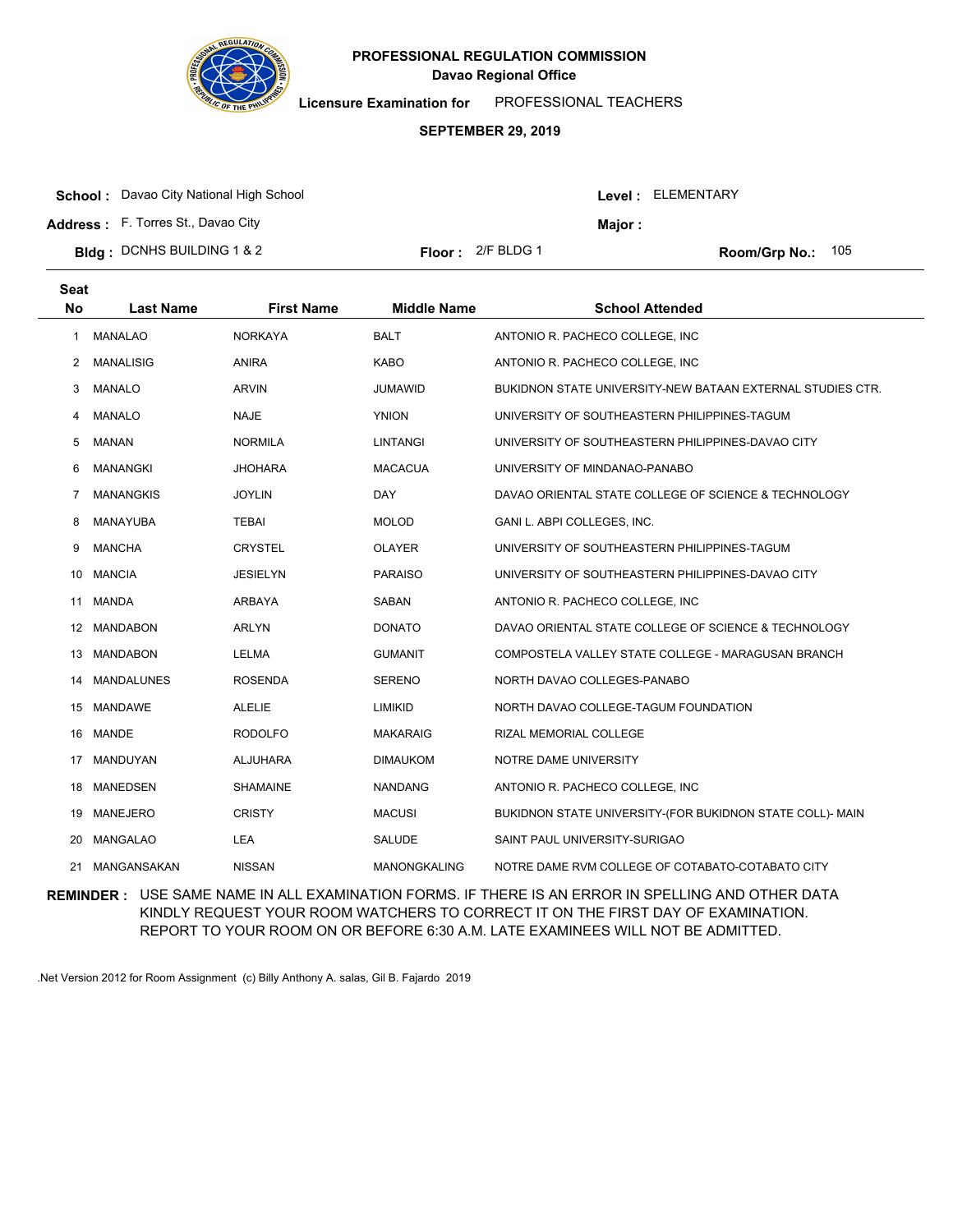# PROFESSIONAL REGULATION COMMISSION

## Davao Regional Office

**Licensure Examination for** PROFESSIONAL TEACHERS

**SEPTEMBER 29, 2019**

**School :** Davao City National High School

**Level :** ELEMENTARY

**Address :** F. Torres St., Davao City

**Major :**

**Bldg :** DCNHS BUILDING 1 & 2

**Floor :** 2/F BLDG 1

**Room/Grp No.:** 105

| Seat No | Last Name | First Name | Middle Name | School Attended |
|---|---|---|---|---|
| 1 | MANALAO | NORKAYA | BALT | ANTONIO R. PACHECO COLLEGE, INC |
| 2 | MANALISIG | ANIRA | KABO | ANTONIO R. PACHECO COLLEGE, INC |
| 3 | MANALO | ARVIN | JUMAWID | BUKIDNON STATE UNIVERSITY-NEW BATAAN EXTERNAL STUDIES CTR. |
| 4 | MANALO | NAJE | YNION | UNIVERSITY OF SOUTHEASTERN PHILIPPINES-TAGUM |
| 5 | MANAN | NORMILA | LINTANGI | UNIVERSITY OF SOUTHEASTERN PHILIPPINES-DAVAO CITY |
| 6 | MANANGKI | JHOHARA | MACACUA | UNIVERSITY OF MINDANAO-PANABO |
| 7 | MANANGKIS | JOYLIN | DAY | DAVAO ORIENTAL STATE COLLEGE OF SCIENCE & TECHNOLOGY |
| 8 | MANAYUBA | TEBAI | MOLOD | GANI L. ABPI COLLEGES, INC. |
| 9 | MANCHA | CRYSTEL | OLAYER | UNIVERSITY OF SOUTHEASTERN PHILIPPINES-TAGUM |
| 10 | MANCIA | JESIELYN | PARAISO | UNIVERSITY OF SOUTHEASTERN PHILIPPINES-DAVAO CITY |
| 11 | MANDA | ARBAYA | SABAN | ANTONIO R. PACHECO COLLEGE, INC |
| 12 | MANDABON | ARLYN | DONATO | DAVAO ORIENTAL STATE COLLEGE OF SCIENCE & TECHNOLOGY |
| 13 | MANDABON | LELMA | GUMANIT | COMPOSTELA VALLEY STATE COLLEGE - MARAGUSAN BRANCH |
| 14 | MANDALUNES | ROSENDA | SERENO | NORTH DAVAO COLLEGES-PANABO |
| 15 | MANDAWE | ALELIE | LIMIKID | NORTH DAVAO COLLEGE-TAGUM FOUNDATION |
| 16 | MANDE | RODOLFO | MAKARAIG | RIZAL MEMORIAL COLLEGE |
| 17 | MANDUYAN | ALJUHARA | DIMAUKOM | NOTRE DAME UNIVERSITY |
| 18 | MANEDSEN | SHAMAINE | NANDANG | ANTONIO R. PACHECO COLLEGE, INC |
| 19 | MANEJERO | CRISTY | MACUSI | BUKIDNON STATE UNIVERSITY-(FOR BUKIDNON STATE COLL)- MAIN |
| 20 | MANGALAO | LEA | SALUDE | SAINT PAUL UNIVERSITY-SURIGAO |
| 21 | MANGANSAKAN | NISSAN | MANONGKALING | NOTRE DAME RVM COLLEGE OF COTABATO-COTABATO CITY |

**REMINDER :** USE SAME NAME IN ALL EXAMINATION FORMS. IF THERE IS AN ERROR IN SPELLING AND OTHER DATA KINDLY REQUEST YOUR ROOM WATCHERS TO CORRECT IT ON THE FIRST DAY OF EXAMINATION. REPORT TO YOUR ROOM ON OR BEFORE 6:30 A.M. LATE EXAMINEES WILL NOT BE ADMITTED.

.Net Version 2012 for Room Assignment (c) Billy Anthony A. salas, Gil B. Fajardo 2019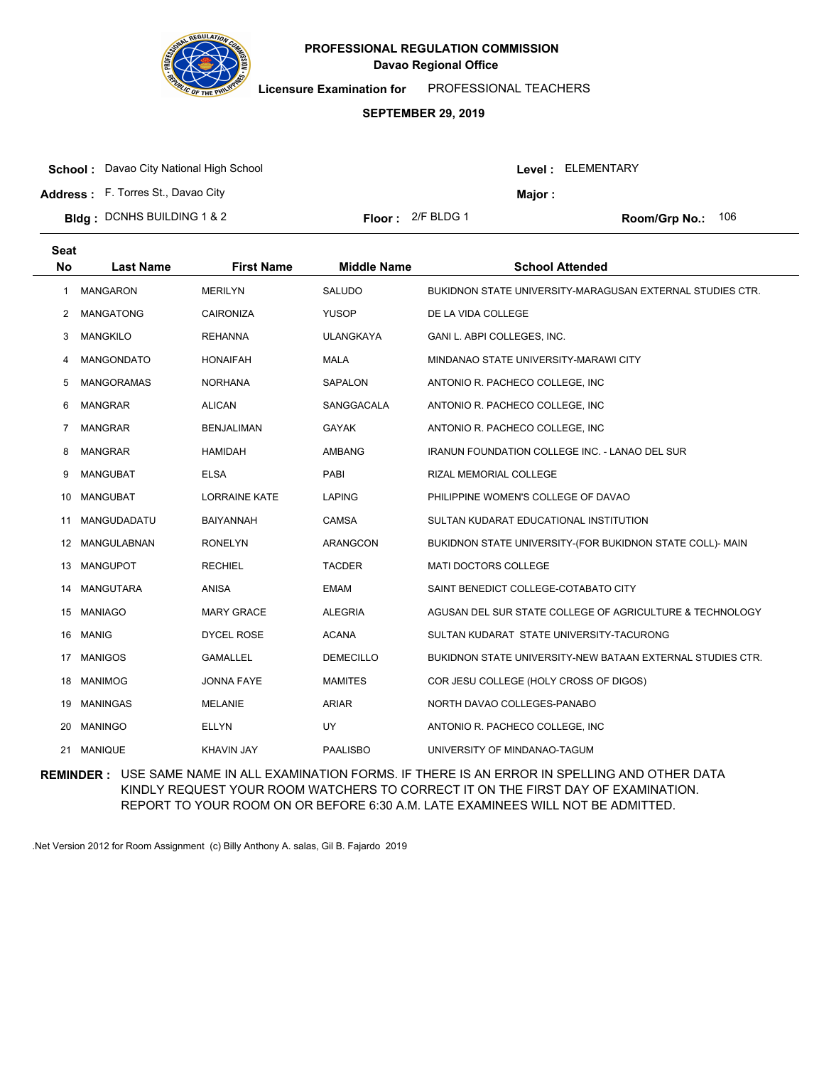# PROFESSIONAL REGULATION COMMISSION

## Davao Regional Office

**Licensure Examination for** PROFESSIONAL TEACHERS

**SEPTEMBER 29, 2019**

**School :** Davao City National High School
**Level :** ELEMENTARY

**Address :** F. Torres St., Davao City
**Major :**

**Bldg :** DCNHS BUILDING 1 & 2
**Floor :** 2/F BLDG 1
**Room/Grp No.:** 106

| Seat No | Last Name | First Name | Middle Name | School Attended |
|---|---|---|---|---|
| 1 | MANGARON | MERILYN | SALUDO | BUKIDNON STATE UNIVERSITY-MARAGUSAN EXTERNAL STUDIES CTR. |
| 2 | MANGATONG | CAIRONIZA | YUSOP | DE LA VIDA COLLEGE |
| 3 | MANGKILO | REHANNA | ULANGKAYA | GANI L. ABPI COLLEGES, INC. |
| 4 | MANGONDATO | HONAIFAH | MALA | MINDANAO STATE UNIVERSITY-MARAWI CITY |
| 5 | MANGORAMAS | NORHANA | SAPALON | ANTONIO R. PACHECO COLLEGE, INC |
| 6 | MANGRAR | ALICAN | SANGGACALA | ANTONIO R. PACHECO COLLEGE, INC |
| 7 | MANGRAR | BENJALIMAN | GAYAK | ANTONIO R. PACHECO COLLEGE, INC |
| 8 | MANGRAR | HAMIDAH | AMBANG | IRANUN FOUNDATION COLLEGE INC. - LANAO DEL SUR |
| 9 | MANGUBAT | ELSA | PABI | RIZAL MEMORIAL COLLEGE |
| 10 | MANGUBAT | LORRAINE KATE | LAPING | PHILIPPINE WOMEN'S COLLEGE OF DAVAO |
| 11 | MANGUDADATU | BAIYANNAH | CAMSA | SULTAN KUDARAT EDUCATIONAL INSTITUTION |
| 12 | MANGULABNAN | RONELYN | ARANGCON | BUKIDNON STATE UNIVERSITY-(FOR BUKIDNON STATE COLL)- MAIN |
| 13 | MANGUPOT | RECHIEL | TACDER | MATI DOCTORS COLLEGE |
| 14 | MANGUTARA | ANISA | EMAM | SAINT BENEDICT COLLEGE-COTABATO CITY |
| 15 | MANIAGO | MARY GRACE | ALEGRIA | AGUSAN DEL SUR STATE COLLEGE OF AGRICULTURE & TECHNOLOGY |
| 16 | MANIG | DYCEL ROSE | ACANA | SULTAN KUDARAT STATE UNIVERSITY-TACURONG |
| 17 | MANIGOS | GAMALLEL | DEMECILLO | BUKIDNON STATE UNIVERSITY-NEW BATAAN EXTERNAL STUDIES CTR. |
| 18 | MANIMOG | JONNA FAYE | MAMITES | COR JESU COLLEGE (HOLY CROSS OF DIGOS) |
| 19 | MANINGAS | MELANIE | ARIAR | NORTH DAVAO COLLEGES-PANABO |
| 20 | MANINGO | ELLYN | UY | ANTONIO R. PACHECO COLLEGE, INC |
| 21 | MANIQUE | KHAVIN JAY | PAALISBO | UNIVERSITY OF MINDANAO-TAGUM |

**REMINDER :** USE SAME NAME IN ALL EXAMINATION FORMS. IF THERE IS AN ERROR IN SPELLING AND OTHER DATA KINDLY REQUEST YOUR ROOM WATCHERS TO CORRECT IT ON THE FIRST DAY OF EXAMINATION. REPORT TO YOUR ROOM ON OR BEFORE 6:30 A.M. LATE EXAMINEES WILL NOT BE ADMITTED.

.Net Version 2012 for Room Assignment (c) Billy Anthony A. salas, Gil B. Fajardo 2019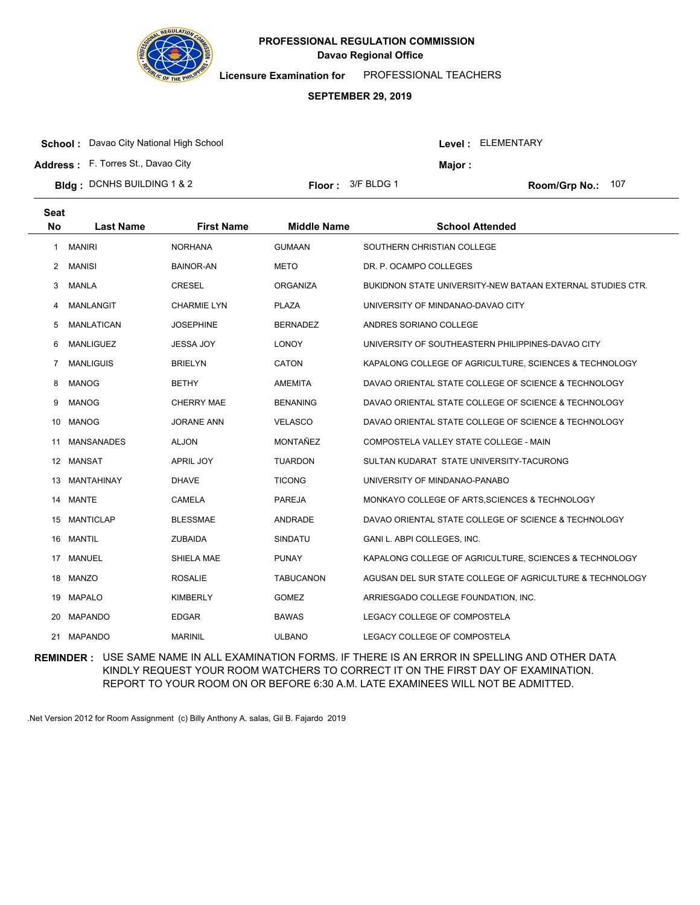# PROFESSIONAL REGULATION COMMISSION
## Davao Regional Office

**Licensure Examination for** PROFESSIONAL TEACHERS

**SEPTEMBER 29, 2019**

**School :** Davao City National High School
**Level :** ELEMENTARY
**Address :** F. Torres St., Davao City
**Major :**
**Bldg :** DCNHS BUILDING 1 & 2
**Floor :** 3/F BLDG 1
**Room/Grp No.:** 107

| Seat No | Last Name | First Name | Middle Name | School Attended |
|---|---|---|---|---|
| 1 | MANIRI | NORHANA | GUMAAN | SOUTHERN CHRISTIAN COLLEGE |
| 2 | MANISI | BAINOR-AN | METO | DR. P. OCAMPO COLLEGES |
| 3 | MANLA | CRESEL | ORGANIZA | BUKIDNON STATE UNIVERSITY-NEW BATAAN EXTERNAL STUDIES CTR. |
| 4 | MANLANGIT | CHARMIE LYN | PLAZA | UNIVERSITY OF MINDANAO-DAVAO CITY |
| 5 | MANLATICAN | JOSEPHINE | BERNADEZ | ANDRES SORIANO COLLEGE |
| 6 | MANLIGUEZ | JESSA JOY | LONOY | UNIVERSITY OF SOUTHEASTERN PHILIPPINES-DAVAO CITY |
| 7 | MANLIGUIS | BRIELYN | CATON | KAPALONG COLLEGE OF AGRICULTURE, SCIENCES & TECHNOLOGY |
| 8 | MANOG | BETHY | AMEMITA | DAVAO ORIENTAL STATE COLLEGE OF SCIENCE & TECHNOLOGY |
| 9 | MANOG | CHERRY MAE | BENANING | DAVAO ORIENTAL STATE COLLEGE OF SCIENCE & TECHNOLOGY |
| 10 | MANOG | JORANE ANN | VELASCO | DAVAO ORIENTAL STATE COLLEGE OF SCIENCE & TECHNOLOGY |
| 11 | MANSANADES | ALJON | MONTAÑEZ | COMPOSTELA VALLEY STATE COLLEGE - MAIN |
| 12 | MANSAT | APRIL JOY | TUARDON | SULTAN KUDARAT STATE UNIVERSITY-TACURONG |
| 13 | MANTAHINAY | DHAVE | TICONG | UNIVERSITY OF MINDANAO-PANABO |
| 14 | MANTE | CAMELA | PAREJA | MONKAYO COLLEGE OF ARTS,SCIENCES & TECHNOLOGY |
| 15 | MANTICLAP | BLESSMAE | ANDRADE | DAVAO ORIENTAL STATE COLLEGE OF SCIENCE & TECHNOLOGY |
| 16 | MANTIL | ZUBAIDA | SINDATU | GANI L. ABPI COLLEGES, INC. |
| 17 | MANUEL | SHIELA MAE | PUNAY | KAPALONG COLLEGE OF AGRICULTURE, SCIENCES & TECHNOLOGY |
| 18 | MANZO | ROSALIE | TABUCANON | AGUSAN DEL SUR STATE COLLEGE OF AGRICULTURE & TECHNOLOGY |
| 19 | MAPALO | KIMBERLY | GOMEZ | ARRIESGADO COLLEGE FOUNDATION, INC. |
| 20 | MAPANDO | EDGAR | BAWAS | LEGACY COLLEGE OF COMPOSTELA |
| 21 | MAPANDO | MARINIL | ULBANO | LEGACY COLLEGE OF COMPOSTELA |

**REMINDER :** USE SAME NAME IN ALL EXAMINATION FORMS. IF THERE IS AN ERROR IN SPELLING AND OTHER DATA KINDLY REQUEST YOUR ROOM WATCHERS TO CORRECT IT ON THE FIRST DAY OF EXAMINATION. REPORT TO YOUR ROOM ON OR BEFORE 6:30 A.M. LATE EXAMINEES WILL NOT BE ADMITTED.

.Net Version 2012 for Room Assignment (c) Billy Anthony A. salas, Gil B. Fajardo 2019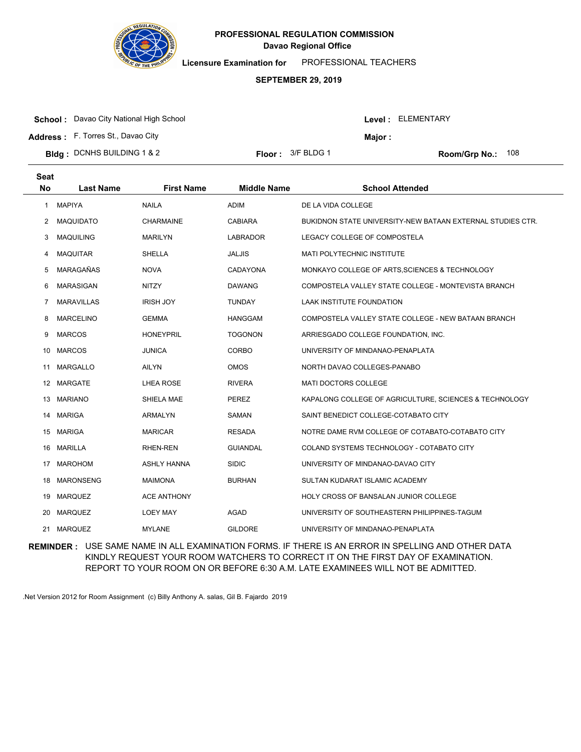# PROFESSIONAL REGULATION COMMISSION

**Davao Regional Office**

**Licensure Examination for** PROFESSIONAL TEACHERS

**SEPTEMBER 29, 2019**

**School :** Davao City National High School

**Level :** ELEMENTARY

**Address :** F. Torres St., Davao City

**Major :**

**Bldg :** DCNHS BUILDING 1 & 2

**Floor :** 3/F BLDG 1

**Room/Grp No.:** 108

| Seat No | Last Name | First Name | Middle Name | School Attended |
|---|---|---|---|---|
| 1 | MAPIYA | NAILA | ADIM | DE LA VIDA COLLEGE |
| 2 | MAQUIDATO | CHARMAINE | CABIARA | BUKIDNON STATE UNIVERSITY-NEW BATAAN EXTERNAL STUDIES CTR. |
| 3 | MAQUILING | MARILYN | LABRADOR | LEGACY COLLEGE OF COMPOSTELA |
| 4 | MAQUITAR | SHELLA | JALJIS | MATI POLYTECHNIC INSTITUTE |
| 5 | MARAGAÑAS | NOVA | CADAYONA | MONKAYO COLLEGE OF ARTS,SCIENCES & TECHNOLOGY |
| 6 | MARASIGAN | NITZY | DAWANG | COMPOSTELA VALLEY STATE COLLEGE - MONTEVISTA BRANCH |
| 7 | MARAVILLAS | IRISH JOY | TUNDAY | LAAK INSTITUTE FOUNDATION |
| 8 | MARCELINO | GEMMA | HANGGAM | COMPOSTELA VALLEY STATE COLLEGE - NEW BATAAN BRANCH |
| 9 | MARCOS | HONEYPRIL | TOGONON | ARRIESGADO COLLEGE FOUNDATION, INC. |
| 10 | MARCOS | JUNICA | CORBO | UNIVERSITY OF MINDANAO-PENAPLATA |
| 11 | MARGALLO | AILYN | OMOS | NORTH DAVAO COLLEGES-PANABO |
| 12 | MARGATE | LHEA ROSE | RIVERA | MATI DOCTORS COLLEGE |
| 13 | MARIANO | SHIELA MAE | PEREZ | KAPALONG COLLEGE OF AGRICULTURE, SCIENCES & TECHNOLOGY |
| 14 | MARIGA | ARMALYN | SAMAN | SAINT BENEDICT COLLEGE-COTABATO CITY |
| 15 | MARIGA | MARICAR | RESADA | NOTRE DAME RVM COLLEGE OF COTABATO-COTABATO CITY |
| 16 | MARILLA | RHEN-REN | GUIANDAL | COLAND SYSTEMS TECHNOLOGY - COTABATO CITY |
| 17 | MAROHOM | ASHLY HANNA | SIDIC | UNIVERSITY OF MINDANAO-DAVAO CITY |
| 18 | MARONSENG | MAIMONA | BURHAN | SULTAN KUDARAT ISLAMIC ACADEMY |
| 19 | MARQUEZ | ACE ANTHONY | | HOLY CROSS OF BANSALAN JUNIOR COLLEGE |
| 20 | MARQUEZ | LOEY MAY | AGAD | UNIVERSITY OF SOUTHEASTERN PHILIPPINES-TAGUM |
| 21 | MARQUEZ | MYLANE | GILDORE | UNIVERSITY OF MINDANAO-PENAPLATA |

**REMINDER :** USE SAME NAME IN ALL EXAMINATION FORMS. IF THERE IS AN ERROR IN SPELLING AND OTHER DATA KINDLY REQUEST YOUR ROOM WATCHERS TO CORRECT IT ON THE FIRST DAY OF EXAMINATION. REPORT TO YOUR ROOM ON OR BEFORE 6:30 A.M. LATE EXAMINEES WILL NOT BE ADMITTED.

.Net Version 2012 for Room Assignment (c) Billy Anthony A. salas, Gil B. Fajardo 2019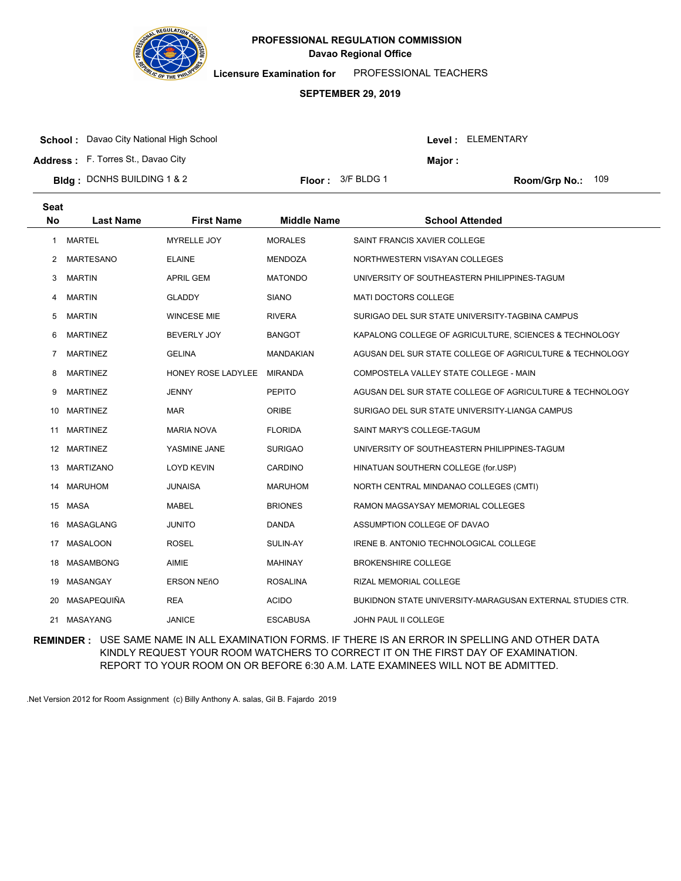# PROFESSIONAL REGULATION COMMISSION
## Davao Regional Office

**Licensure Examination for** PROFESSIONAL TEACHERS

**SEPTEMBER 29, 2019**

**School :** Davao City National High School  **Level :** ELEMENTARY

**Address :** F. Torres St., Davao City  **Major :**

**Bldg :** DCNHS BUILDING 1 & 2  **Floor :** 3/F BLDG 1  **Room/Grp No.:** 109

| Seat No | Last Name | First Name | Middle Name | School Attended |
|---|---|---|---|---|
| 1 | MARTEL | MYRELLE JOY | MORALES | SAINT FRANCIS XAVIER COLLEGE |
| 2 | MARTESANO | ELAINE | MENDOZA | NORTHWESTERN VISAYAN COLLEGES |
| 3 | MARTIN | APRIL GEM | MATONDO | UNIVERSITY OF SOUTHEASTERN PHILIPPINES-TAGUM |
| 4 | MARTIN | GLADDY | SIANO | MATI DOCTORS COLLEGE |
| 5 | MARTIN | WINCESE MIE | RIVERA | SURIGAO DEL SUR STATE UNIVERSITY-TAGBINA CAMPUS |
| 6 | MARTINEZ | BEVERLY JOY | BANGOT | KAPALONG COLLEGE OF AGRICULTURE, SCIENCES & TECHNOLOGY |
| 7 | MARTINEZ | GELINA | MANDAKIAN | AGUSAN DEL SUR STATE COLLEGE OF AGRICULTURE & TECHNOLOGY |
| 8 | MARTINEZ | HONEY ROSE LADYLEE | MIRANDA | COMPOSTELA VALLEY STATE COLLEGE - MAIN |
| 9 | MARTINEZ | JENNY | PEPITO | AGUSAN DEL SUR STATE COLLEGE OF AGRICULTURE & TECHNOLOGY |
| 10 | MARTINEZ | MAR | ORIBE | SURIGAO DEL SUR STATE UNIVERSITY-LIANGA CAMPUS |
| 11 | MARTINEZ | MARIA NOVA | FLORIDA | SAINT MARY'S COLLEGE-TAGUM |
| 12 | MARTINEZ | YASMINE JANE | SURIGAO | UNIVERSITY OF SOUTHEASTERN PHILIPPINES-TAGUM |
| 13 | MARTIZANO | LOYD KEVIN | CARDINO | HINATUAN SOUTHERN COLLEGE (for.USP) |
| 14 | MARUHOM | JUNAISA | MARUHOM | NORTH CENTRAL MINDANAO COLLEGES (CMTI) |
| 15 | MASA | MABEL | BRIONES | RAMON MAGSAYSAY MEMORIAL COLLEGES |
| 16 | MASAGLANG | JUNITO | DANDA | ASSUMPTION COLLEGE OF DAVAO |
| 17 | MASALOON | ROSEL | SULIN-AY | IRENE B. ANTONIO TECHNOLOGICAL COLLEGE |
| 18 | MASAMBONG | AIMIE | MAHINAY | BROKENSHIRE COLLEGE |
| 19 | MASANGAY | ERSON NEñO | ROSALINA | RIZAL MEMORIAL COLLEGE |
| 20 | MASAPEQUIÑA | REA | ACIDO | BUKIDNON STATE UNIVERSITY-MARAGUSAN EXTERNAL STUDIES CTR. |
| 21 | MASAYANG | JANICE | ESCABUSA | JOHN PAUL II COLLEGE |

**REMINDER :** USE SAME NAME IN ALL EXAMINATION FORMS. IF THERE IS AN ERROR IN SPELLING AND OTHER DATA KINDLY REQUEST YOUR ROOM WATCHERS TO CORRECT IT ON THE FIRST DAY OF EXAMINATION. REPORT TO YOUR ROOM ON OR BEFORE 6:30 A.M. LATE EXAMINEES WILL NOT BE ADMITTED.

.Net Version 2012 for Room Assignment (c) Billy Anthony A. salas, Gil B. Fajardo 2019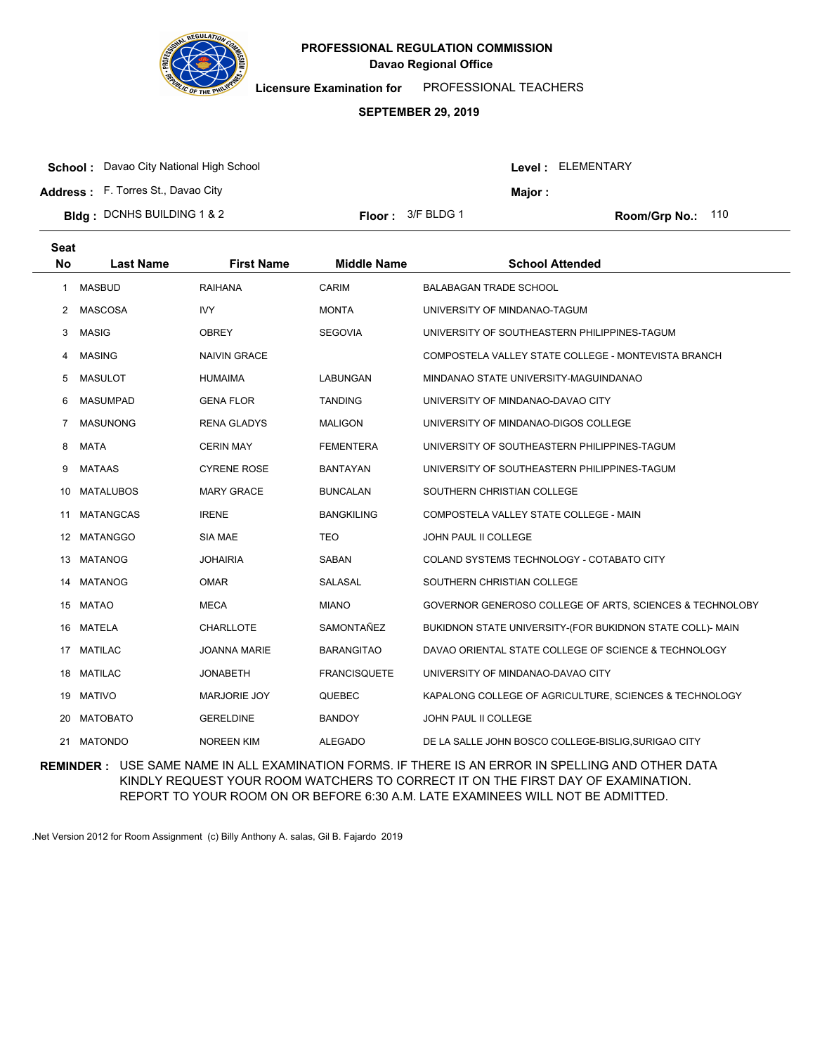**PROFESSIONAL REGULATION COMMISSION**
**Davao Regional Office**

**Licensure Examination for** PROFESSIONAL TEACHERS

**SEPTEMBER 29, 2019**

**School :** Davao City National High School
**Address :** F. Torres St., Davao City
**Bldg :** DCNHS BUILDING 1 & 2
**Floor :** 3/F BLDG 1
**Level :** ELEMENTARY
**Major :**
**Room/Grp No.:** 110

| Seat No | Last Name | First Name | Middle Name | School Attended |
|---|---|---|---|---|
| 1 | MASBUD | RAIHANA | CARIM | BALABAGAN TRADE SCHOOL |
| 2 | MASCOSA | IVY | MONTA | UNIVERSITY OF MINDANAO-TAGUM |
| 3 | MASIG | OBREY | SEGOVIA | UNIVERSITY OF SOUTHEASTERN PHILIPPINES-TAGUM |
| 4 | MASING | NAIVIN GRACE | | COMPOSTELA VALLEY STATE COLLEGE - MONTEVISTA BRANCH |
| 5 | MASULOT | HUMAIMA | LABUNGAN | MINDANAO STATE UNIVERSITY-MAGUINDANAO |
| 6 | MASUMPAD | GENA FLOR | TANDING | UNIVERSITY OF MINDANAO-DAVAO CITY |
| 7 | MASUNONG | RENA GLADYS | MALIGON | UNIVERSITY OF MINDANAO-DIGOS COLLEGE |
| 8 | MATA | CERIN MAY | FEMENTERA | UNIVERSITY OF SOUTHEASTERN PHILIPPINES-TAGUM |
| 9 | MATAAS | CYRENE ROSE | BANTAYAN | UNIVERSITY OF SOUTHEASTERN PHILIPPINES-TAGUM |
| 10 | MATALUBOS | MARY GRACE | BUNCALAN | SOUTHERN CHRISTIAN COLLEGE |
| 11 | MATANGCAS | IRENE | BANGKILING | COMPOSTELA VALLEY STATE COLLEGE - MAIN |
| 12 | MATANGGO | SIA MAE | TEO | JOHN PAUL II COLLEGE |
| 13 | MATANOG | JOHAIRIA | SABAN | COLAND SYSTEMS TECHNOLOGY - COTABATO CITY |
| 14 | MATANOG | OMAR | SALASAL | SOUTHERN CHRISTIAN COLLEGE |
| 15 | MATAO | MECA | MIANO | GOVERNOR GENEROSO COLLEGE OF ARTS, SCIENCES & TECHNOLOBY |
| 16 | MATELA | CHARLLOTE | SAMONTAÑEZ | BUKIDNON STATE UNIVERSITY-(FOR BUKIDNON STATE COLL)- MAIN |
| 17 | MATILAC | JOANNA MARIE | BARANGITAO | DAVAO ORIENTAL STATE COLLEGE OF SCIENCE & TECHNOLOGY |
| 18 | MATILAC | JONABETH | FRANCISQUETE | UNIVERSITY OF MINDANAO-DAVAO CITY |
| 19 | MATIVO | MARJORIE JOY | QUEBEC | KAPALONG COLLEGE OF AGRICULTURE, SCIENCES & TECHNOLOGY |
| 20 | MATOBATO | GERELDINE | BANDOY | JOHN PAUL II COLLEGE |
| 21 | MATONDO | NOREEN KIM | ALEGADO | DE LA SALLE JOHN BOSCO COLLEGE-BISLIG,SURIGAO CITY |

**REMINDER :** USE SAME NAME IN ALL EXAMINATION FORMS. IF THERE IS AN ERROR IN SPELLING AND OTHER DATA KINDLY REQUEST YOUR ROOM WATCHERS TO CORRECT IT ON THE FIRST DAY OF EXAMINATION. REPORT TO YOUR ROOM ON OR BEFORE 6:30 A.M. LATE EXAMINEES WILL NOT BE ADMITTED.

.Net Version 2012 for Room Assignment (c) Billy Anthony A. salas, Gil B. Fajardo 2019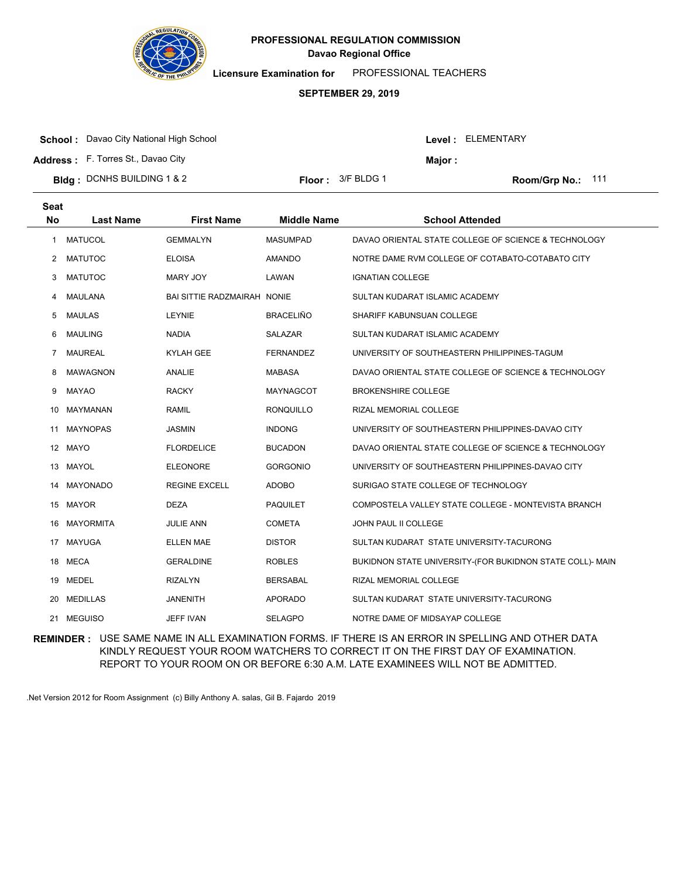# PROFESSIONAL REGULATION COMMISSION

**Davao Regional Office**

**Licensure Examination for** PROFESSIONAL TEACHERS

**SEPTEMBER 29, 2019**

**School :** Davao City National High School  **Level :** ELEMENTARY

**Address :** F. Torres St., Davao City  **Major :**

**Bldg :** DCNHS BUILDING 1 & 2  **Floor :** 3/F BLDG 1  **Room/Grp No.:** 111

| Seat No | Last Name | First Name | Middle Name | School Attended |
|---|---|---|---|---|
| 1 | MATUCOL | GEMMALYN | MASUMPAD | DAVAO ORIENTAL STATE COLLEGE OF SCIENCE & TECHNOLOGY |
| 2 | MATUTOC | ELOISA | AMANDO | NOTRE DAME RVM COLLEGE OF COTABATO-COTABATO CITY |
| 3 | MATUTOC | MARY JOY | LAWAN | IGNATIAN COLLEGE |
| 4 | MAULANA | BAI SITTIE RADZMAIRAH | NONIE | SULTAN KUDARAT ISLAMIC ACADEMY |
| 5 | MAULAS | LEYNIE | BRACELIÑO | SHARIFF KABUNSUAN COLLEGE |
| 6 | MAULING | NADIA | SALAZAR | SULTAN KUDARAT ISLAMIC ACADEMY |
| 7 | MAUREAL | KYLAH GEE | FERNANDEZ | UNIVERSITY OF SOUTHEASTERN PHILIPPINES-TAGUM |
| 8 | MAWAGNON | ANALIE | MABASA | DAVAO ORIENTAL STATE COLLEGE OF SCIENCE & TECHNOLOGY |
| 9 | MAYAO | RACKY | MAYNAGCOT | BROKENSHIRE COLLEGE |
| 10 | MAYMANAN | RAMIL | RONQUILLO | RIZAL MEMORIAL COLLEGE |
| 11 | MAYNOPAS | JASMIN | INDONG | UNIVERSITY OF SOUTHEASTERN PHILIPPINES-DAVAO CITY |
| 12 | MAYO | FLORDELICE | BUCADON | DAVAO ORIENTAL STATE COLLEGE OF SCIENCE & TECHNOLOGY |
| 13 | MAYOL | ELEONORE | GORGONIO | UNIVERSITY OF SOUTHEASTERN PHILIPPINES-DAVAO CITY |
| 14 | MAYONADO | REGINE EXCELL | ADOBO | SURIGAO STATE COLLEGE OF TECHNOLOGY |
| 15 | MAYOR | DEZA | PAQUILET | COMPOSTELA VALLEY STATE COLLEGE - MONTEVISTA BRANCH |
| 16 | MAYORMITA | JULIE ANN | COMETA | JOHN PAUL II COLLEGE |
| 17 | MAYUGA | ELLEN MAE | DISTOR | SULTAN KUDARAT STATE UNIVERSITY-TACURONG |
| 18 | MECA | GERALDINE | ROBLES | BUKIDNON STATE UNIVERSITY-(FOR BUKIDNON STATE COLL)- MAIN |
| 19 | MEDEL | RIZALYN | BERSABAL | RIZAL MEMORIAL COLLEGE |
| 20 | MEDILLAS | JANENITH | APORADO | SULTAN KUDARAT STATE UNIVERSITY-TACURONG |
| 21 | MEGUISO | JEFF IVAN | SELAGPO | NOTRE DAME OF MIDSAYAP COLLEGE |

**REMINDER :** USE SAME NAME IN ALL EXAMINATION FORMS. IF THERE IS AN ERROR IN SPELLING AND OTHER DATA KINDLY REQUEST YOUR ROOM WATCHERS TO CORRECT IT ON THE FIRST DAY OF EXAMINATION. REPORT TO YOUR ROOM ON OR BEFORE 6:30 A.M. LATE EXAMINEES WILL NOT BE ADMITTED.

.Net Version 2012 for Room Assignment (c) Billy Anthony A. salas, Gil B. Fajardo 2019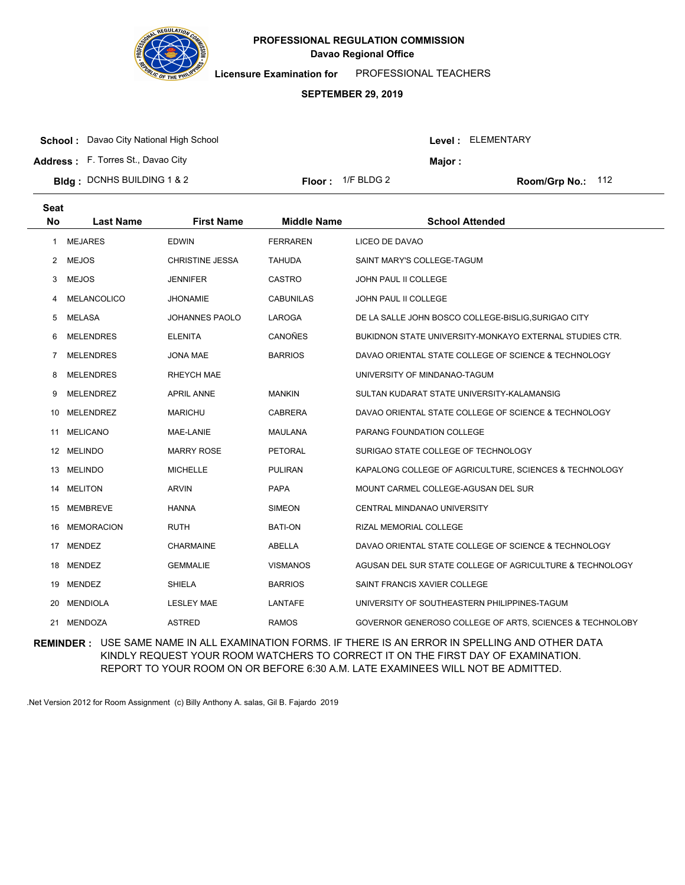# PROFESSIONAL REGULATION COMMISSION

**Davao Regional Office**

**Licensure Examination for** PROFESSIONAL TEACHERS

**SEPTEMBER 29, 2019**

**School :** Davao City National High School **Level :** ELEMENTARY

**Address :** F. Torres St., Davao City **Major :**

**Bldg :** DCNHS BUILDING 1 & 2 **Floor :** 1/F BLDG 2 **Room/Grp No.:** 112

| Seat No | Last Name | First Name | Middle Name | School Attended |
|---|---|---|---|---|
| 1 | MEJARES | EDWIN | FERRAREN | LICEO DE DAVAO |
| 2 | MEJOS | CHRISTINE JESSA | TAHUDA | SAINT MARY'S COLLEGE-TAGUM |
| 3 | MEJOS | JENNIFER | CASTRO | JOHN PAUL II COLLEGE |
| 4 | MELANCOLICO | JHONAMIE | CABUNILAS | JOHN PAUL II COLLEGE |
| 5 | MELASA | JOHANNES PAOLO | LAROGA | DE LA SALLE JOHN BOSCO COLLEGE-BISLIG,SURIGAO CITY |
| 6 | MELENDRES | ELENITA | CANOÑES | BUKIDNON STATE UNIVERSITY-MONKAYO EXTERNAL STUDIES CTR. |
| 7 | MELENDRES | JONA MAE | BARRIOS | DAVAO ORIENTAL STATE COLLEGE OF SCIENCE & TECHNOLOGY |
| 8 | MELENDRES | RHEYCH MAE | | UNIVERSITY OF MINDANAO-TAGUM |
| 9 | MELENDREZ | APRIL ANNE | MANKIN | SULTAN KUDARAT STATE UNIVERSITY-KALAMANSIG |
| 10 | MELENDREZ | MARICHU | CABRERA | DAVAO ORIENTAL STATE COLLEGE OF SCIENCE & TECHNOLOGY |
| 11 | MELICANO | MAE-LANIE | MAULANA | PARANG FOUNDATION COLLEGE |
| 12 | MELINDO | MARRY ROSE | PETORAL | SURIGAO STATE COLLEGE OF TECHNOLOGY |
| 13 | MELINDO | MICHELLE | PULIRAN | KAPALONG COLLEGE OF AGRICULTURE, SCIENCES & TECHNOLOGY |
| 14 | MELITON | ARVIN | PAPA | MOUNT CARMEL COLLEGE-AGUSAN DEL SUR |
| 15 | MEMBREVE | HANNA | SIMEON | CENTRAL MINDANAO UNIVERSITY |
| 16 | MEMORACION | RUTH | BATI-ON | RIZAL MEMORIAL COLLEGE |
| 17 | MENDEZ | CHARMAINE | ABELLA | DAVAO ORIENTAL STATE COLLEGE OF SCIENCE & TECHNOLOGY |
| 18 | MENDEZ | GEMMALIE | VISMANOS | AGUSAN DEL SUR STATE COLLEGE OF AGRICULTURE & TECHNOLOGY |
| 19 | MENDEZ | SHIELA | BARRIOS | SAINT FRANCIS XAVIER COLLEGE |
| 20 | MENDIOLA | LESLEY MAE | LANTAFE | UNIVERSITY OF SOUTHEASTERN PHILIPPINES-TAGUM |
| 21 | MENDOZA | ASTRED | RAMOS | GOVERNOR GENEROSO COLLEGE OF ARTS, SCIENCES & TECHNOLOBY |

**REMINDER :** USE SAME NAME IN ALL EXAMINATION FORMS. IF THERE IS AN ERROR IN SPELLING AND OTHER DATA KINDLY REQUEST YOUR ROOM WATCHERS TO CORRECT IT ON THE FIRST DAY OF EXAMINATION. REPORT TO YOUR ROOM ON OR BEFORE 6:30 A.M. LATE EXAMINEES WILL NOT BE ADMITTED.

.Net Version 2012 for Room Assignment (c) Billy Anthony A. salas, Gil B. Fajardo 2019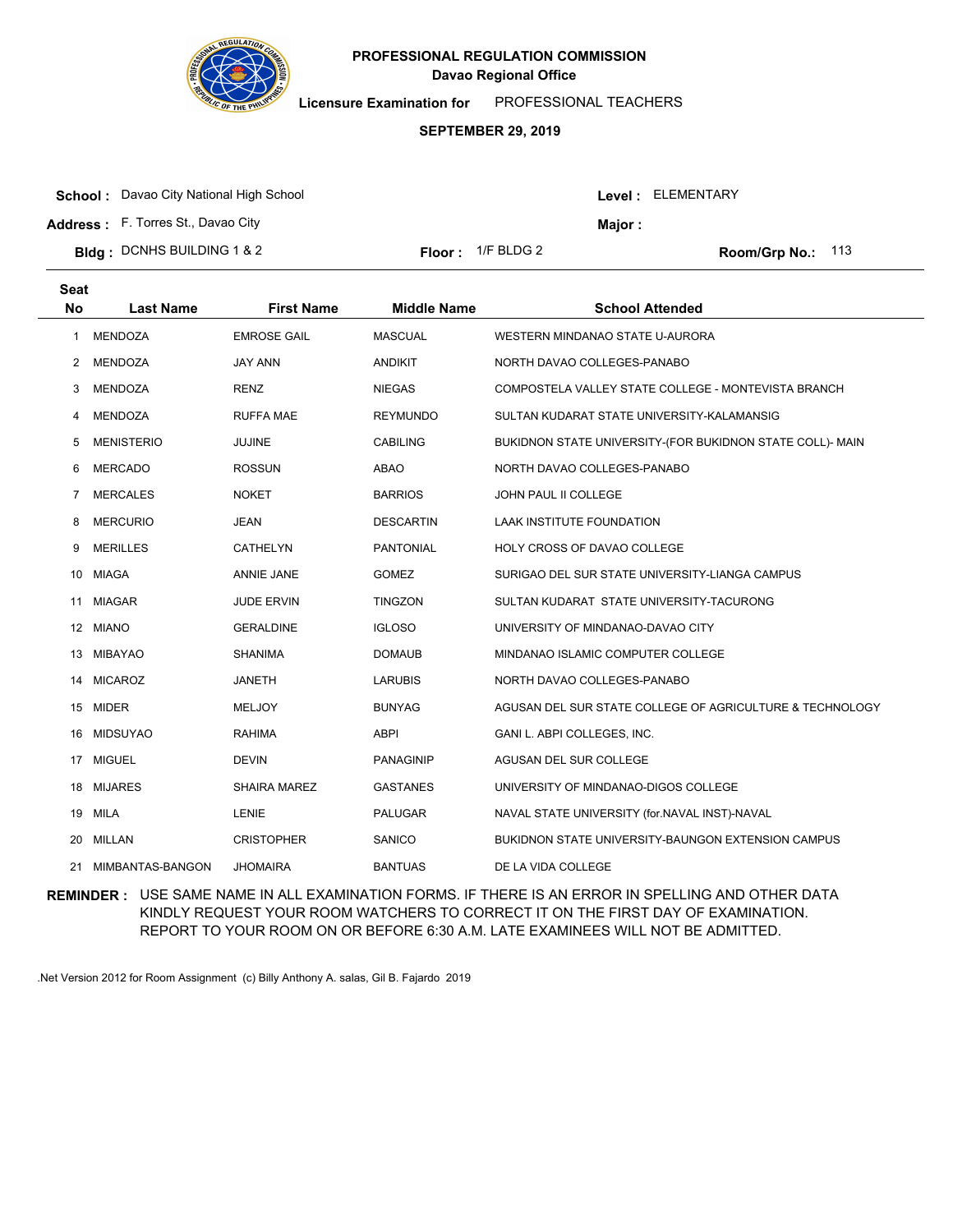# PROFESSIONAL REGULATION COMMISSION
## Davao Regional Office

**Licensure Examination for** PROFESSIONAL TEACHERS

**SEPTEMBER 29, 2019**

**School :** Davao City National High School  **Level :** ELEMENTARY

**Address :** F. Torres St., Davao City  **Major :**

**Bldg :** DCNHS BUILDING 1 & 2  **Floor :** 1/F BLDG 2  **Room/Grp No.:** 113

| Seat No | Last Name | First Name | Middle Name | School Attended |
|---|---|---|---|---|
| 1 | MENDOZA | EMROSE GAIL | MASCUAL | WESTERN MINDANAO STATE U-AURORA |
| 2 | MENDOZA | JAY ANN | ANDIKIT | NORTH DAVAO COLLEGES-PANABO |
| 3 | MENDOZA | RENZ | NIEGAS | COMPOSTELA VALLEY STATE COLLEGE - MONTEVISTA BRANCH |
| 4 | MENDOZA | RUFFA MAE | REYMUNDO | SULTAN KUDARAT STATE UNIVERSITY-KALAMANSIG |
| 5 | MENISTERIO | JUJINE | CABILING | BUKIDNON STATE UNIVERSITY-(FOR BUKIDNON STATE COLL)- MAIN |
| 6 | MERCADO | ROSSUN | ABAO | NORTH DAVAO COLLEGES-PANABO |
| 7 | MERCALES | NOKET | BARRIOS | JOHN PAUL II COLLEGE |
| 8 | MERCURIO | JEAN | DESCARTIN | LAAK INSTITUTE FOUNDATION |
| 9 | MERILLES | CATHELYN | PANTONIAL | HOLY CROSS OF DAVAO COLLEGE |
| 10 | MIAGA | ANNIE JANE | GOMEZ | SURIGAO DEL SUR STATE UNIVERSITY-LIANGA CAMPUS |
| 11 | MIAGAR | JUDE ERVIN | TINGZON | SULTAN KUDARAT STATE UNIVERSITY-TACURONG |
| 12 | MIANO | GERALDINE | IGLOSO | UNIVERSITY OF MINDANAO-DAVAO CITY |
| 13 | MIBAYAO | SHANIMA | DOMAUB | MINDANAO ISLAMIC COMPUTER COLLEGE |
| 14 | MICAROZ | JANETH | LARUBIS | NORTH DAVAO COLLEGES-PANABO |
| 15 | MIDER | MELJOY | BUNYAG | AGUSAN DEL SUR STATE COLLEGE OF AGRICULTURE & TECHNOLOGY |
| 16 | MIDSUYAO | RAHIMA | ABPI | GANI L. ABPI COLLEGES, INC. |
| 17 | MIGUEL | DEVIN | PANAGINIP | AGUSAN DEL SUR COLLEGE |
| 18 | MIJARES | SHAIRA MAREZ | GASTANES | UNIVERSITY OF MINDANAO-DIGOS COLLEGE |
| 19 | MILA | LENIE | PALUGAR | NAVAL STATE UNIVERSITY (for.NAVAL INST)-NAVAL |
| 20 | MILLAN | CRISTOPHER | SANICO | BUKIDNON STATE UNIVERSITY-BAUNGON EXTENSION CAMPUS |
| 21 | MIMBANTAS-BANGON | JHOMAIRA | BANTUAS | DE LA VIDA COLLEGE |

**REMINDER :** USE SAME NAME IN ALL EXAMINATION FORMS. IF THERE IS AN ERROR IN SPELLING AND OTHER DATA KINDLY REQUEST YOUR ROOM WATCHERS TO CORRECT IT ON THE FIRST DAY OF EXAMINATION. REPORT TO YOUR ROOM ON OR BEFORE 6:30 A.M. LATE EXAMINEES WILL NOT BE ADMITTED.

.Net Version 2012 for Room Assignment (c) Billy Anthony A. salas, Gil B. Fajardo 2019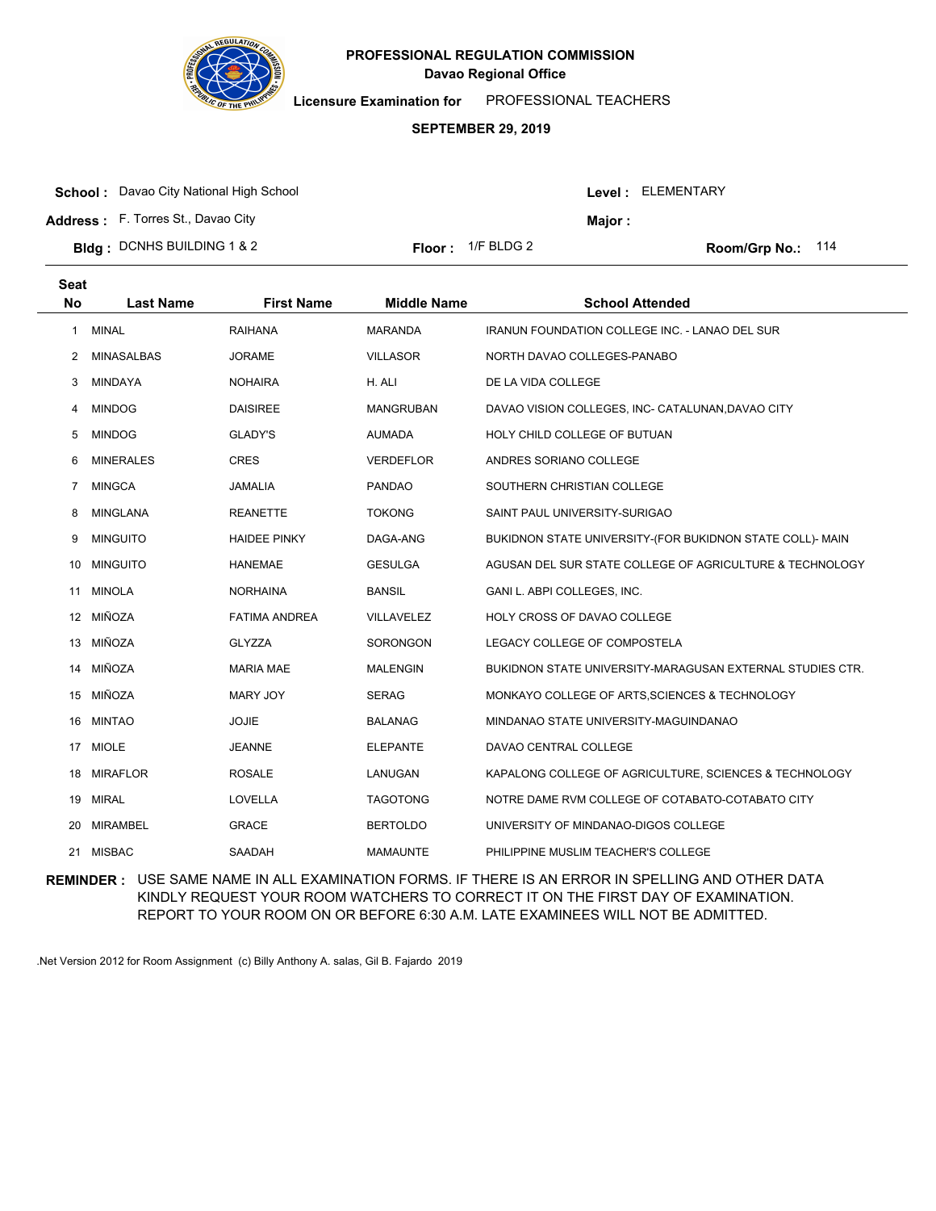# PROFESSIONAL REGULATION COMMISSION

## Davao Regional Office

**Licensure Examination for** PROFESSIONAL TEACHERS

**SEPTEMBER 29, 2019**

**School :** Davao City National High School
**Level :** ELEMENTARY

**Address :** F. Torres St., Davao City
**Major :**

**Bldg :** DCNHS BUILDING 1 & 2
**Floor :** 1/F BLDG 2
**Room/Grp No.:** 114

| Seat No | Last Name | First Name | Middle Name | School Attended |
|---|---|---|---|---|
| 1 | MINAL | RAIHANA | MARANDA | IRANUN FOUNDATION COLLEGE INC. - LANAO DEL SUR |
| 2 | MINASALBAS | JORAME | VILLASOR | NORTH DAVAO COLLEGES-PANABO |
| 3 | MINDAYA | NOHAIRA | H. ALI | DE LA VIDA COLLEGE |
| 4 | MINDOG | DAISIREE | MANGRUBAN | DAVAO VISION COLLEGES, INC- CATALUNAN,DAVAO CITY |
| 5 | MINDOG | GLADY'S | AUMADA | HOLY CHILD COLLEGE OF BUTUAN |
| 6 | MINERALES | CRES | VERDEFLOR | ANDRES SORIANO COLLEGE |
| 7 | MINGCA | JAMALIA | PANDAO | SOUTHERN CHRISTIAN COLLEGE |
| 8 | MINGLANA | REANETTE | TOKONG | SAINT PAUL UNIVERSITY-SURIGAO |
| 9 | MINGUITO | HAIDEE PINKY | DAGA-ANG | BUKIDNON STATE UNIVERSITY-(FOR BUKIDNON STATE COLL)- MAIN |
| 10 | MINGUITO | HANEMAE | GESULGA | AGUSAN DEL SUR STATE COLLEGE OF AGRICULTURE & TECHNOLOGY |
| 11 | MINOLA | NORHAINA | BANSIL | GANI L. ABPI COLLEGES, INC. |
| 12 | MIÑOZA | FATIMA ANDREA | VILLAVELEZ | HOLY CROSS OF DAVAO COLLEGE |
| 13 | MIÑOZA | GLYZZA | SORONGON | LEGACY COLLEGE OF COMPOSTELA |
| 14 | MIÑOZA | MARIA MAE | MALENGIN | BUKIDNON STATE UNIVERSITY-MARAGUSAN EXTERNAL STUDIES CTR. |
| 15 | MIÑOZA | MARY JOY | SERAG | MONKAYO COLLEGE OF ARTS,SCIENCES & TECHNOLOGY |
| 16 | MINTAO | JOJIE | BALANAG | MINDANAO STATE UNIVERSITY-MAGUINDANAO |
| 17 | MIOLE | JEANNE | ELEPANTE | DAVAO CENTRAL COLLEGE |
| 18 | MIRAFLOR | ROSALE | LANUGAN | KAPALONG COLLEGE OF AGRICULTURE, SCIENCES & TECHNOLOGY |
| 19 | MIRAL | LOVELLA | TAGOTONG | NOTRE DAME RVM COLLEGE OF COTABATO-COTABATO CITY |
| 20 | MIRAMBEL | GRACE | BERTOLDO | UNIVERSITY OF MINDANAO-DIGOS COLLEGE |
| 21 | MISBAC | SAADAH | MAMAUNTE | PHILIPPINE MUSLIM TEACHER'S COLLEGE |

**REMINDER :** USE SAME NAME IN ALL EXAMINATION FORMS. IF THERE IS AN ERROR IN SPELLING AND OTHER DATA KINDLY REQUEST YOUR ROOM WATCHERS TO CORRECT IT ON THE FIRST DAY OF EXAMINATION. REPORT TO YOUR ROOM ON OR BEFORE 6:30 A.M. LATE EXAMINEES WILL NOT BE ADMITTED.

.Net Version 2012 for Room Assignment (c) Billy Anthony A. salas, Gil B. Fajardo 2019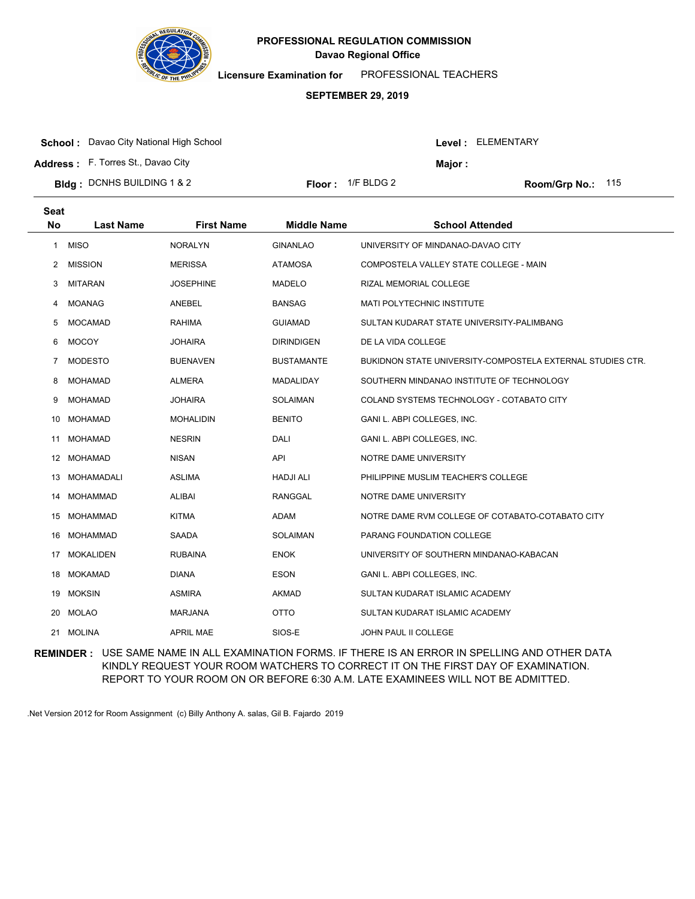# PROFESSIONAL REGULATION COMMISSION

**Davao Regional Office**

**Licensure Examination for** PROFESSIONAL TEACHERS

**SEPTEMBER 29, 2019**

**School :** Davao City National High School  
**Address :** F. Torres St., Davao City  
**Bldg :** DCNHS BUILDING 1 & 2  
**Floor :** 1/F BLDG 2  
**Level :** ELEMENTARY  
**Major :**  
**Room/Grp No.:** 115

| Seat No | Last Name | First Name | Middle Name | School Attended |
|---|---|---|---|---|
| 1 | MISO | NORALYN | GINANLAO | UNIVERSITY OF MINDANAO-DAVAO CITY |
| 2 | MISSION | MERISSA | ATAMOSA | COMPOSTELA VALLEY STATE COLLEGE - MAIN |
| 3 | MITARAN | JOSEPHINE | MADELO | RIZAL MEMORIAL COLLEGE |
| 4 | MOANAG | ANEBEL | BANSAG | MATI POLYTECHNIC INSTITUTE |
| 5 | MOCAMAD | RAHIMA | GUIAMAD | SULTAN KUDARAT STATE UNIVERSITY-PALIMBANG |
| 6 | MOCOY | JOHAIRA | DIRINDIGEN | DE LA VIDA COLLEGE |
| 7 | MODESTO | BUENAVEN | BUSTAMANTE | BUKIDNON STATE UNIVERSITY-COMPOSTELA EXTERNAL STUDIES CTR. |
| 8 | MOHAMAD | ALMERA | MADALIDAY | SOUTHERN MINDANAO INSTITUTE OF TECHNOLOGY |
| 9 | MOHAMAD | JOHAIRA | SOLAIMAN | COLAND SYSTEMS TECHNOLOGY - COTABATO CITY |
| 10 | MOHAMAD | MOHALIDIN | BENITO | GANI L. ABPI COLLEGES, INC. |
| 11 | MOHAMAD | NESRIN | DALI | GANI L. ABPI COLLEGES, INC. |
| 12 | MOHAMAD | NISAN | API | NOTRE DAME UNIVERSITY |
| 13 | MOHAMADALI | ASLIMA | HADJI ALI | PHILIPPINE MUSLIM TEACHER'S COLLEGE |
| 14 | MOHAMMAD | ALIBAI | RANGGAL | NOTRE DAME UNIVERSITY |
| 15 | MOHAMMAD | KITMA | ADAM | NOTRE DAME RVM COLLEGE OF COTABATO-COTABATO CITY |
| 16 | MOHAMMAD | SAADA | SOLAIMAN | PARANG FOUNDATION COLLEGE |
| 17 | MOKALIDEN | RUBAINA | ENOK | UNIVERSITY OF SOUTHERN MINDANAO-KABACAN |
| 18 | MOKAMAD | DIANA | ESON | GANI L. ABPI COLLEGES, INC. |
| 19 | MOKSIN | ASMIRA | AKMAD | SULTAN KUDARAT ISLAMIC ACADEMY |
| 20 | MOLAO | MARJANA | OTTO | SULTAN KUDARAT ISLAMIC ACADEMY |
| 21 | MOLINA | APRIL MAE | SIOS-E | JOHN PAUL II COLLEGE |

**REMINDER :** USE SAME NAME IN ALL EXAMINATION FORMS. IF THERE IS AN ERROR IN SPELLING AND OTHER DATA KINDLY REQUEST YOUR ROOM WATCHERS TO CORRECT IT ON THE FIRST DAY OF EXAMINATION. REPORT TO YOUR ROOM ON OR BEFORE 6:30 A.M. LATE EXAMINEES WILL NOT BE ADMITTED.

.Net Version 2012 for Room Assignment (c) Billy Anthony A. salas, Gil B. Fajardo 2019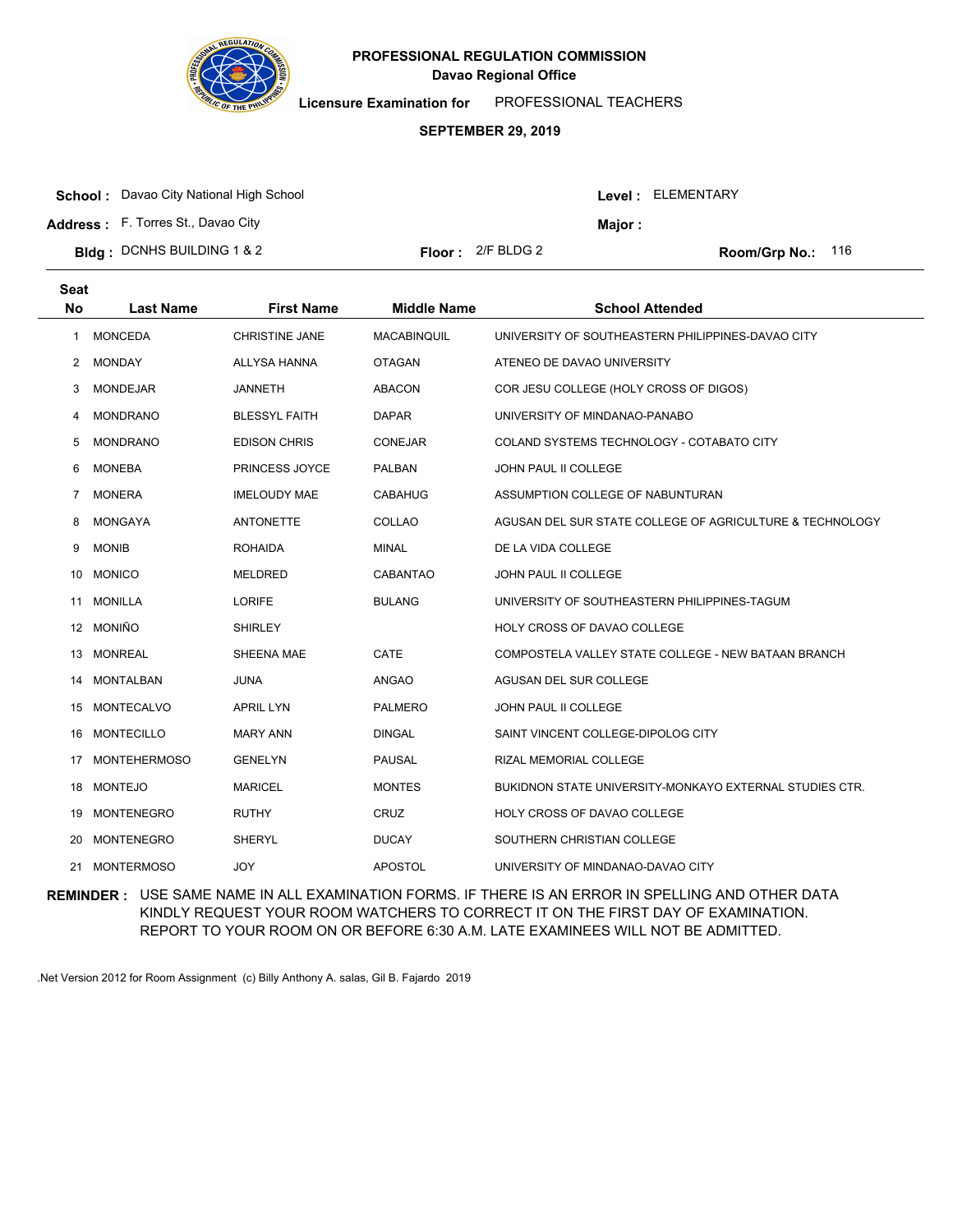**PROFESSIONAL REGULATION COMMISSION**
**Davao Regional Office**

**Licensure Examination for** PROFESSIONAL TEACHERS

**SEPTEMBER 29, 2019**

**School :** Davao City National High School
**Address :** F. Torres St., Davao City
**Bldg :** DCNHS BUILDING 1 & 2
**Floor :** 2/F BLDG 2
**Level :** ELEMENTARY
**Major :**
**Room/Grp No.:** 116

| Seat No | Last Name | First Name | Middle Name | School Attended |
|---|---|---|---|---|
| 1 | MONCEDA | CHRISTINE JANE | MACABINQUIL | UNIVERSITY OF SOUTHEASTERN PHILIPPINES-DAVAO CITY |
| 2 | MONDAY | ALLYSA HANNA | OTAGAN | ATENEO DE DAVAO UNIVERSITY |
| 3 | MONDEJAR | JANNETH | ABACON | COR JESU COLLEGE (HOLY CROSS OF DIGOS) |
| 4 | MONDRANO | BLESSYL FAITH | DAPAR | UNIVERSITY OF MINDANAO-PANABO |
| 5 | MONDRANO | EDISON CHRIS | CONEJAR | COLAND SYSTEMS TECHNOLOGY - COTABATO CITY |
| 6 | MONEBA | PRINCESS JOYCE | PALBAN | JOHN PAUL II COLLEGE |
| 7 | MONERA | IMELOUDY MAE | CABAHUG | ASSUMPTION COLLEGE OF NABUNTURAN |
| 8 | MONGAYA | ANTONETTE | COLLAO | AGUSAN DEL SUR STATE COLLEGE OF AGRICULTURE & TECHNOLOGY |
| 9 | MONIB | ROHAIDA | MINAL | DE LA VIDA COLLEGE |
| 10 | MONICO | MELDRED | CABANTAO | JOHN PAUL II COLLEGE |
| 11 | MONILLA | LORIFE | BULANG | UNIVERSITY OF SOUTHEASTERN PHILIPPINES-TAGUM |
| 12 | MONIÑO | SHIRLEY | | HOLY CROSS OF DAVAO COLLEGE |
| 13 | MONREAL | SHEENA MAE | CATE | COMPOSTELA VALLEY STATE COLLEGE - NEW BATAAN BRANCH |
| 14 | MONTALBAN | JUNA | ANGAO | AGUSAN DEL SUR COLLEGE |
| 15 | MONTECALVO | APRIL LYN | PALMERO | JOHN PAUL II COLLEGE |
| 16 | MONTECILLO | MARY ANN | DINGAL | SAINT VINCENT COLLEGE-DIPOLOG CITY |
| 17 | MONTEHERMOSO | GENELYN | PAUSAL | RIZAL MEMORIAL COLLEGE |
| 18 | MONTEJO | MARICEL | MONTES | BUKIDNON STATE UNIVERSITY-MONKAYO EXTERNAL STUDIES CTR. |
| 19 | MONTENEGRO | RUTHY | CRUZ | HOLY CROSS OF DAVAO COLLEGE |
| 20 | MONTENEGRO | SHERYL | DUCAY | SOUTHERN CHRISTIAN COLLEGE |
| 21 | MONTERMOSO | JOY | APOSTOL | UNIVERSITY OF MINDANAO-DAVAO CITY |

**REMINDER :** USE SAME NAME IN ALL EXAMINATION FORMS. IF THERE IS AN ERROR IN SPELLING AND OTHER DATA KINDLY REQUEST YOUR ROOM WATCHERS TO CORRECT IT ON THE FIRST DAY OF EXAMINATION. REPORT TO YOUR ROOM ON OR BEFORE 6:30 A.M. LATE EXAMINEES WILL NOT BE ADMITTED.

.Net Version 2012 for Room Assignment (c) Billy Anthony A. salas, Gil B. Fajardo 2019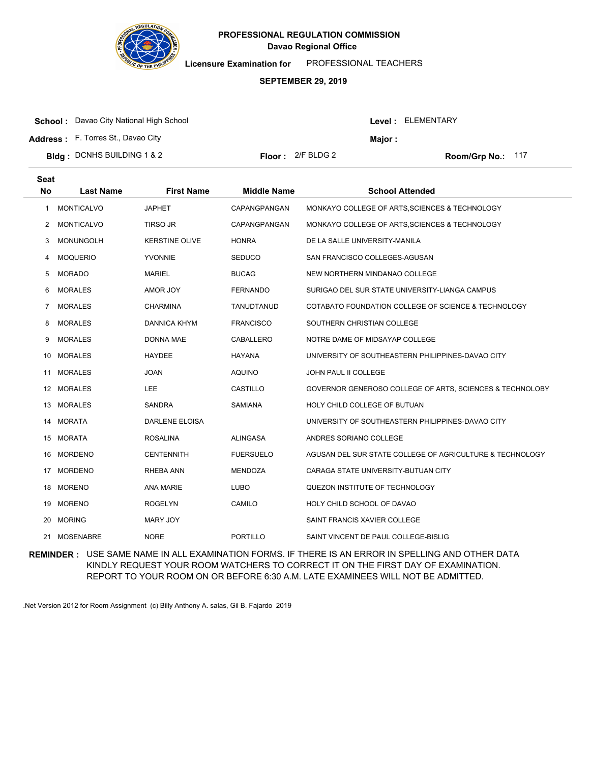# PROFESSIONAL REGULATION COMMISSION

**Davao Regional Office**

**Licensure Examination for** PROFESSIONAL TEACHERS

**SEPTEMBER 29, 2019**

**School :** Davao City National High School  **Level :** ELEMENTARY

**Address :** F. Torres St., Davao City  **Major :**

**Bldg :** DCNHS BUILDING 1 & 2  **Floor :** 2/F BLDG 2  **Room/Grp No.:** 117

| Seat No | Last Name | First Name | Middle Name | School Attended |
|---|---|---|---|---|
| 1 | MONTICALVO | JAPHET | CAPANGPANGAN | MONKAYO COLLEGE OF ARTS,SCIENCES & TECHNOLOGY |
| 2 | MONTICALVO | TIRSO JR | CAPANGPANGAN | MONKAYO COLLEGE OF ARTS,SCIENCES & TECHNOLOGY |
| 3 | MONUNGOLH | KERSTINE OLIVE | HONRA | DE LA SALLE UNIVERSITY-MANILA |
| 4 | MOQUERIO | YVONNIE | SEDUCO | SAN FRANCISCO COLLEGES-AGUSAN |
| 5 | MORADO | MARIEL | BUCAG | NEW NORTHERN MINDANAO COLLEGE |
| 6 | MORALES | AMOR JOY | FERNANDO | SURIGAO DEL SUR STATE UNIVERSITY-LIANGA CAMPUS |
| 7 | MORALES | CHARMINA | TANUDTANUD | COTABATO FOUNDATION COLLEGE OF SCIENCE & TECHNOLOGY |
| 8 | MORALES | DANNICA KHYM | FRANCISCO | SOUTHERN CHRISTIAN COLLEGE |
| 9 | MORALES | DONNA MAE | CABALLERO | NOTRE DAME OF MIDSAYAP COLLEGE |
| 10 | MORALES | HAYDEE | HAYANA | UNIVERSITY OF SOUTHEASTERN PHILIPPINES-DAVAO CITY |
| 11 | MORALES | JOAN | AQUINO | JOHN PAUL II COLLEGE |
| 12 | MORALES | LEE | CASTILLO | GOVERNOR GENEROSO COLLEGE OF ARTS, SCIENCES & TECHNOLOBY |
| 13 | MORALES | SANDRA | SAMIANA | HOLY CHILD COLLEGE OF BUTUAN |
| 14 | MORATA | DARLENE ELOISA | | UNIVERSITY OF SOUTHEASTERN PHILIPPINES-DAVAO CITY |
| 15 | MORATA | ROSALINA | ALINGASA | ANDRES SORIANO COLLEGE |
| 16 | MORDENO | CENTENNITH | FUERSUELO | AGUSAN DEL SUR STATE COLLEGE OF AGRICULTURE & TECHNOLOGY |
| 17 | MORDENO | RHEBA ANN | MENDOZA | CARAGA STATE UNIVERSITY-BUTUAN CITY |
| 18 | MORENO | ANA MARIE | LUBO | QUEZON INSTITUTE OF TECHNOLOGY |
| 19 | MORENO | ROGELYN | CAMILO | HOLY CHILD SCHOOL OF DAVAO |
| 20 | MORING | MARY JOY | | SAINT FRANCIS XAVIER COLLEGE |
| 21 | MOSENABRE | NORE | PORTILLO | SAINT VINCENT DE PAUL COLLEGE-BISLIG |

**REMINDER :** USE SAME NAME IN ALL EXAMINATION FORMS. IF THERE IS AN ERROR IN SPELLING AND OTHER DATA KINDLY REQUEST YOUR ROOM WATCHERS TO CORRECT IT ON THE FIRST DAY OF EXAMINATION. REPORT TO YOUR ROOM ON OR BEFORE 6:30 A.M. LATE EXAMINEES WILL NOT BE ADMITTED.

.Net Version 2012 for Room Assignment (c) Billy Anthony A. salas, Gil B. Fajardo 2019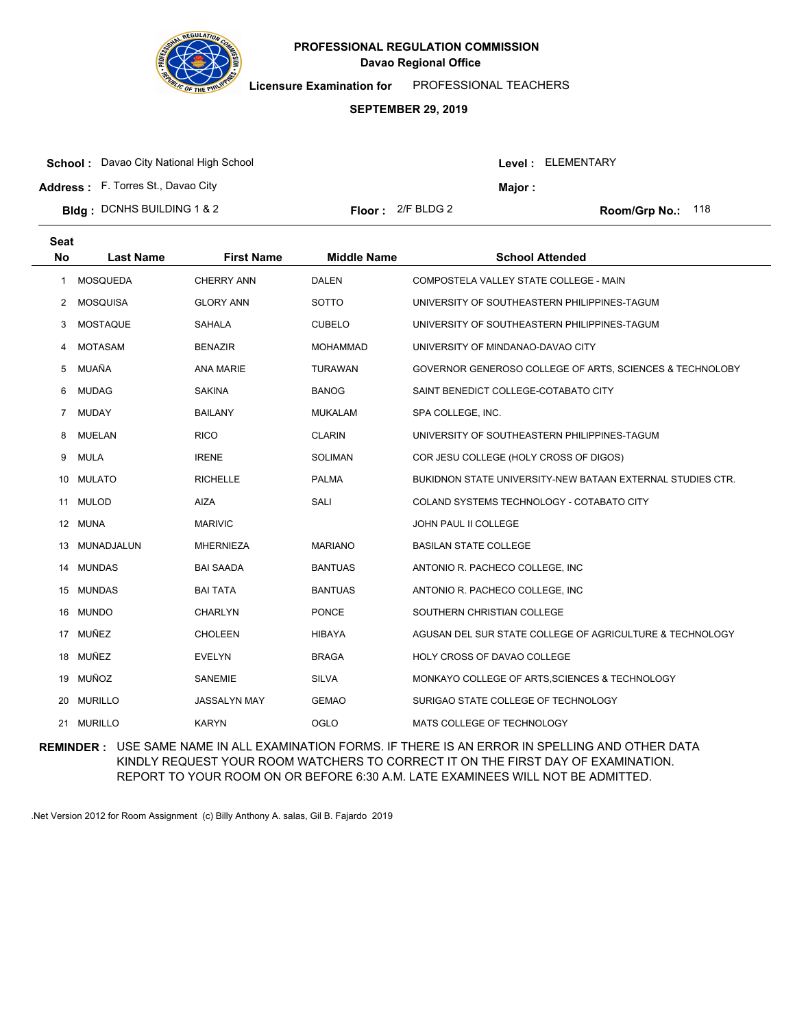# PROFESSIONAL REGULATION COMMISSION

**Davao Regional Office**

**Licensure Examination for** PROFESSIONAL TEACHERS

**SEPTEMBER 29, 2019**

**School :** Davao City National High School

**Address :** F. Torres St., Davao City

**Bldg :** DCNHS BUILDING 1 & 2

**Floor :** 2/F BLDG 2

**Level :** ELEMENTARY

**Major :**

**Room/Grp No.:** 118

| Seat No | Last Name | First Name | Middle Name | School Attended |
|---|---|---|---|---|
| 1 | MOSQUEDA | CHERRY ANN | DALEN | COMPOSTELA VALLEY STATE COLLEGE - MAIN |
| 2 | MOSQUISA | GLORY ANN | SOTTO | UNIVERSITY OF SOUTHEASTERN PHILIPPINES-TAGUM |
| 3 | MOSTAQUE | SAHALA | CUBELO | UNIVERSITY OF SOUTHEASTERN PHILIPPINES-TAGUM |
| 4 | MOTASAM | BENAZIR | MOHAMMAD | UNIVERSITY OF MINDANAO-DAVAO CITY |
| 5 | MUAÑA | ANA MARIE | TURAWAN | GOVERNOR GENEROSO COLLEGE OF ARTS, SCIENCES & TECHNOLOBY |
| 6 | MUDAG | SAKINA | BANOG | SAINT BENEDICT COLLEGE-COTABATO CITY |
| 7 | MUDAY | BAILANY | MUKALAM | SPA COLLEGE, INC. |
| 8 | MUELAN | RICO | CLARIN | UNIVERSITY OF SOUTHEASTERN PHILIPPINES-TAGUM |
| 9 | MULA | IRENE | SOLIMAN | COR JESU COLLEGE (HOLY CROSS OF DIGOS) |
| 10 | MULATO | RICHELLE | PALMA | BUKIDNON STATE UNIVERSITY-NEW BATAAN EXTERNAL STUDIES CTR. |
| 11 | MULOD | AIZA | SALI | COLAND SYSTEMS TECHNOLOGY - COTABATO CITY |
| 12 | MUNA | MARIVIC | | JOHN PAUL II COLLEGE |
| 13 | MUNADJALUN | MHERNIEZA | MARIANO | BASILAN STATE COLLEGE |
| 14 | MUNDAS | BAI SAADA | BANTUAS | ANTONIO R. PACHECO COLLEGE, INC |
| 15 | MUNDAS | BAI TATA | BANTUAS | ANTONIO R. PACHECO COLLEGE, INC |
| 16 | MUNDO | CHARLYN | PONCE | SOUTHERN CHRISTIAN COLLEGE |
| 17 | MUÑEZ | CHOLEEN | HIBAYA | AGUSAN DEL SUR STATE COLLEGE OF AGRICULTURE & TECHNOLOGY |
| 18 | MUÑEZ | EVELYN | BRAGA | HOLY CROSS OF DAVAO COLLEGE |
| 19 | MUÑOZ | SANEMIE | SILVA | MONKAYO COLLEGE OF ARTS,SCIENCES & TECHNOLOGY |
| 20 | MURILLO | JASSALYN MAY | GEMAO | SURIGAO STATE COLLEGE OF TECHNOLOGY |
| 21 | MURILLO | KARYN | OGLO | MATS COLLEGE OF TECHNOLOGY |

**REMINDER :** USE SAME NAME IN ALL EXAMINATION FORMS. IF THERE IS AN ERROR IN SPELLING AND OTHER DATA KINDLY REQUEST YOUR ROOM WATCHERS TO CORRECT IT ON THE FIRST DAY OF EXAMINATION. REPORT TO YOUR ROOM ON OR BEFORE 6:30 A.M. LATE EXAMINEES WILL NOT BE ADMITTED.

.Net Version 2012 for Room Assignment (c) Billy Anthony A. salas, Gil B. Fajardo 2019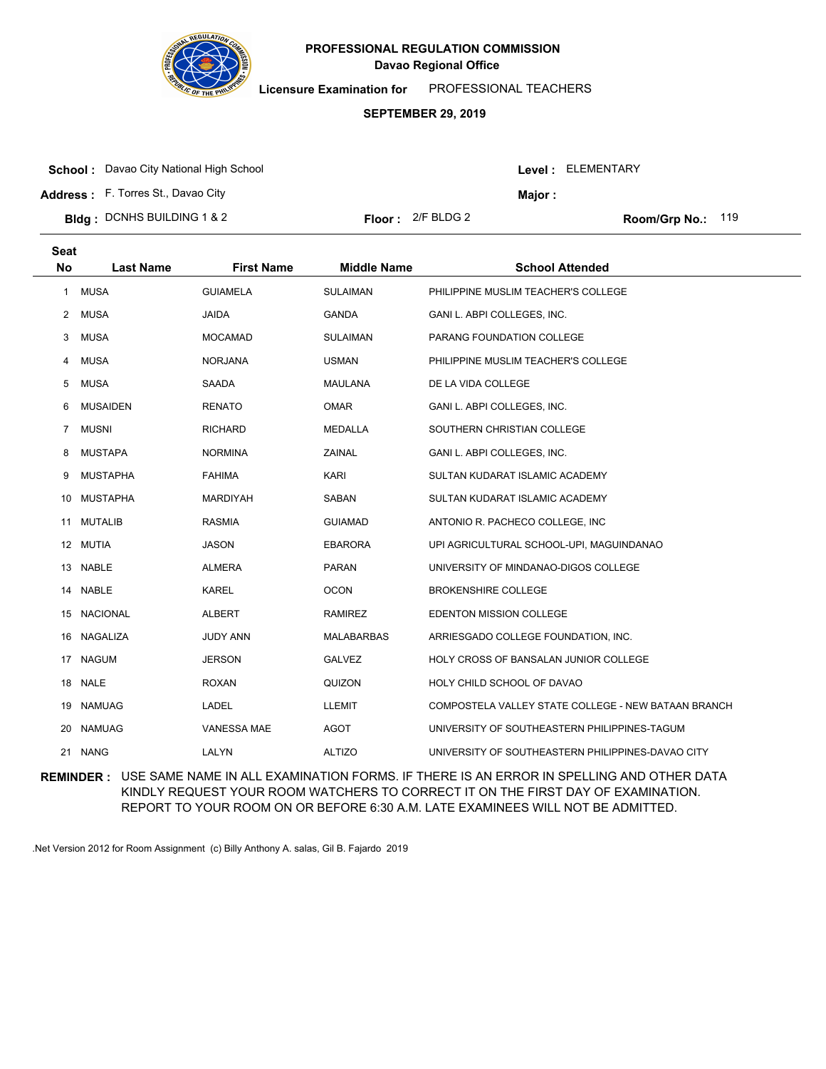# PROFESSIONAL REGULATION COMMISSION
## Davao Regional Office

**Licensure Examination for** PROFESSIONAL TEACHERS

**SEPTEMBER 29, 2019**

**School :** Davao City National High School
**Level :** ELEMENTARY
**Address :** F. Torres St., Davao City
**Major :**
**Bldg :** DCNHS BUILDING 1 & 2
**Floor :** 2/F BLDG 2
**Room/Grp No.:** 119

| Seat No | Last Name | First Name | Middle Name | School Attended |
|---|---|---|---|---|
| 1 | MUSA | GUIAMELA | SULAIMAN | PHILIPPINE MUSLIM TEACHER'S COLLEGE |
| 2 | MUSA | JAIDA | GANDA | GANI L. ABPI COLLEGES, INC. |
| 3 | MUSA | MOCAMAD | SULAIMAN | PARANG FOUNDATION COLLEGE |
| 4 | MUSA | NORJANA | USMAN | PHILIPPINE MUSLIM TEACHER'S COLLEGE |
| 5 | MUSA | SAADA | MAULANA | DE LA VIDA COLLEGE |
| 6 | MUSAIDEN | RENATO | OMAR | GANI L. ABPI COLLEGES, INC. |
| 7 | MUSNI | RICHARD | MEDALLA | SOUTHERN CHRISTIAN COLLEGE |
| 8 | MUSTAPA | NORMINA | ZAINAL | GANI L. ABPI COLLEGES, INC. |
| 9 | MUSTAPHA | FAHIMA | KARI | SULTAN KUDARAT ISLAMIC ACADEMY |
| 10 | MUSTAPHA | MARDIYAH | SABAN | SULTAN KUDARAT ISLAMIC ACADEMY |
| 11 | MUTALIB | RASMIA | GUIAMAD | ANTONIO R. PACHECO COLLEGE, INC |
| 12 | MUTIA | JASON | EBARORA | UPI AGRICULTURAL SCHOOL-UPI, MAGUINDANAO |
| 13 | NABLE | ALMERA | PARAN | UNIVERSITY OF MINDANAO-DIGOS COLLEGE |
| 14 | NABLE | KAREL | OCON | BROKENSHIRE COLLEGE |
| 15 | NACIONAL | ALBERT | RAMIREZ | EDENTON MISSION COLLEGE |
| 16 | NAGALIZA | JUDY ANN | MALABARBAS | ARRIESGADO COLLEGE FOUNDATION, INC. |
| 17 | NAGUM | JERSON | GALVEZ | HOLY CROSS OF BANSALAN JUNIOR COLLEGE |
| 18 | NALE | ROXAN | QUIZON | HOLY CHILD SCHOOL OF DAVAO |
| 19 | NAMUAG | LADEL | LLEMIT | COMPOSTELA VALLEY STATE COLLEGE - NEW BATAAN BRANCH |
| 20 | NAMUAG | VANESSA MAE | AGOT | UNIVERSITY OF SOUTHEASTERN PHILIPPINES-TAGUM |
| 21 | NANG | LALYN | ALTIZO | UNIVERSITY OF SOUTHEASTERN PHILIPPINES-DAVAO CITY |

**REMINDER :** USE SAME NAME IN ALL EXAMINATION FORMS. IF THERE IS AN ERROR IN SPELLING AND OTHER DATA KINDLY REQUEST YOUR ROOM WATCHERS TO CORRECT IT ON THE FIRST DAY OF EXAMINATION. REPORT TO YOUR ROOM ON OR BEFORE 6:30 A.M. LATE EXAMINEES WILL NOT BE ADMITTED.

.Net Version 2012 for Room Assignment (c) Billy Anthony A. salas, Gil B. Fajardo 2019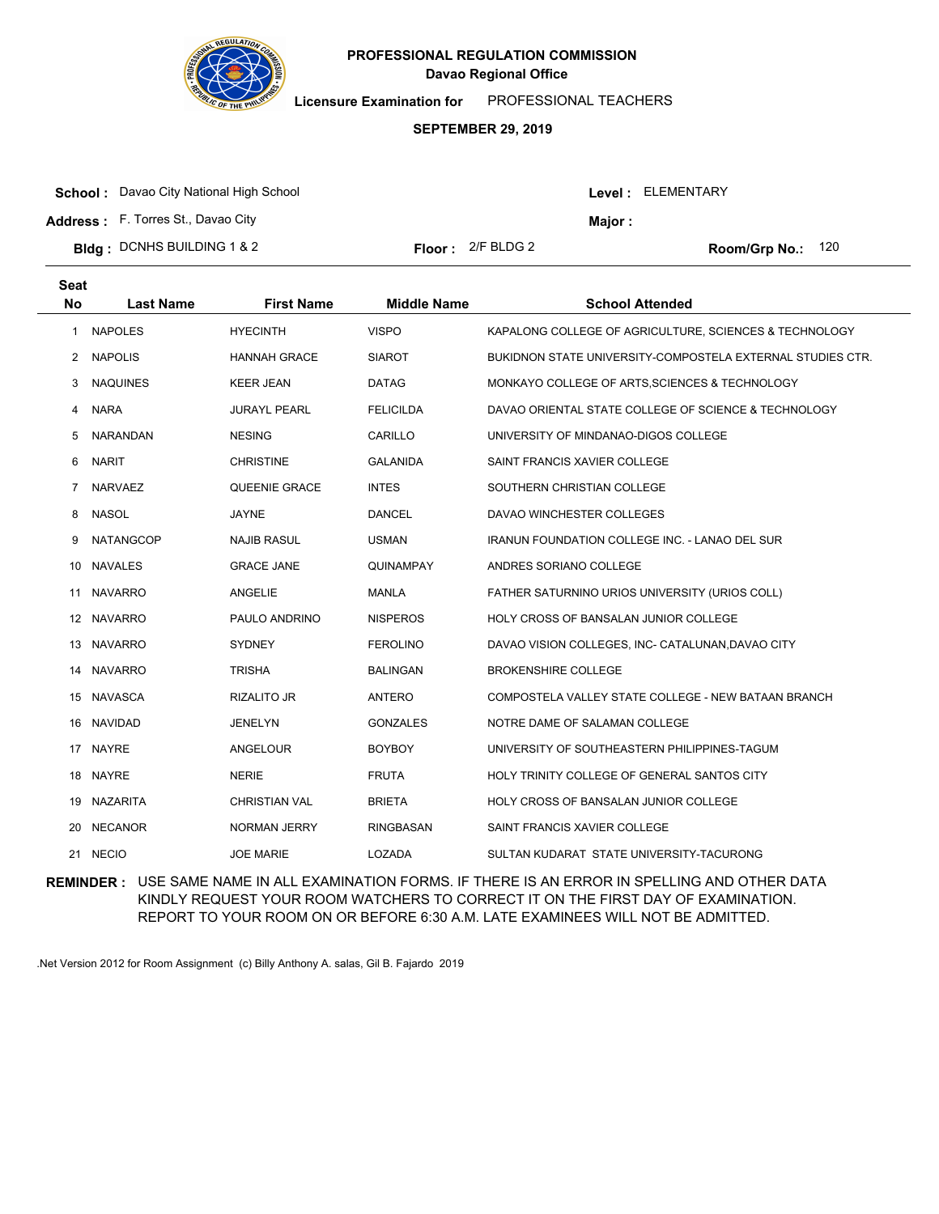# PROFESSIONAL REGULATION COMMISSION
## Davao Regional Office

**Licensure Examination for** PROFESSIONAL TEACHERS

**SEPTEMBER 29, 2019**

**School :** Davao City National High School  **Level :** ELEMENTARY

**Address :** F. Torres St., Davao City  **Major :**

**Bldg :** DCNHS BUILDING 1 & 2  **Floor :** 2/F BLDG 2  **Room/Grp No.:** 120

| Seat No | Last Name | First Name | Middle Name | School Attended |
|---|---|---|---|---|
| 1 | NAPOLES | HYECINTH | VISPO | KAPALONG COLLEGE OF AGRICULTURE, SCIENCES & TECHNOLOGY |
| 2 | NAPOLIS | HANNAH GRACE | SIAROT | BUKIDNON STATE UNIVERSITY-COMPOSTELA EXTERNAL STUDIES CTR. |
| 3 | NAQUINES | KEER JEAN | DATAG | MONKAYO COLLEGE OF ARTS,SCIENCES & TECHNOLOGY |
| 4 | NARA | JURAYL PEARL | FELICILDA | DAVAO ORIENTAL STATE COLLEGE OF SCIENCE & TECHNOLOGY |
| 5 | NARANDAN | NESING | CARILLO | UNIVERSITY OF MINDANAO-DIGOS COLLEGE |
| 6 | NARIT | CHRISTINE | GALANIDA | SAINT FRANCIS XAVIER COLLEGE |
| 7 | NARVAEZ | QUEENIE GRACE | INTES | SOUTHERN CHRISTIAN COLLEGE |
| 8 | NASOL | JAYNE | DANCEL | DAVAO WINCHESTER COLLEGES |
| 9 | NATANGCOP | NAJIB RASUL | USMAN | IRANUN FOUNDATION COLLEGE INC. - LANAO DEL SUR |
| 10 | NAVALES | GRACE JANE | QUINAMPAY | ANDRES SORIANO COLLEGE |
| 11 | NAVARRO | ANGELIE | MANLA | FATHER SATURNINO URIOS UNIVERSITY (URIOS COLL) |
| 12 | NAVARRO | PAULO ANDRINO | NISPEROS | HOLY CROSS OF BANSALAN JUNIOR COLLEGE |
| 13 | NAVARRO | SYDNEY | FEROLINO | DAVAO VISION COLLEGES, INC- CATALUNAN,DAVAO CITY |
| 14 | NAVARRO | TRISHA | BALINGAN | BROKENSHIRE COLLEGE |
| 15 | NAVASCA | RIZALITO JR | ANTERO | COMPOSTELA VALLEY STATE COLLEGE - NEW BATAAN BRANCH |
| 16 | NAVIDAD | JENELYN | GONZALES | NOTRE DAME OF SALAMAN COLLEGE |
| 17 | NAYRE | ANGELOUR | BOYBOY | UNIVERSITY OF SOUTHEASTERN PHILIPPINES-TAGUM |
| 18 | NAYRE | NERIE | FRUTA | HOLY TRINITY COLLEGE OF GENERAL SANTOS CITY |
| 19 | NAZARITA | CHRISTIAN VAL | BRIETA | HOLY CROSS OF BANSALAN JUNIOR COLLEGE |
| 20 | NECANOR | NORMAN JERRY | RINGBASAN | SAINT FRANCIS XAVIER COLLEGE |
| 21 | NECIO | JOE MARIE | LOZADA | SULTAN KUDARAT STATE UNIVERSITY-TACURONG |

**REMINDER :** USE SAME NAME IN ALL EXAMINATION FORMS. IF THERE IS AN ERROR IN SPELLING AND OTHER DATA KINDLY REQUEST YOUR ROOM WATCHERS TO CORRECT IT ON THE FIRST DAY OF EXAMINATION. REPORT TO YOUR ROOM ON OR BEFORE 6:30 A.M. LATE EXAMINEES WILL NOT BE ADMITTED.

.Net Version 2012 for Room Assignment (c) Billy Anthony A. salas, Gil B. Fajardo 2019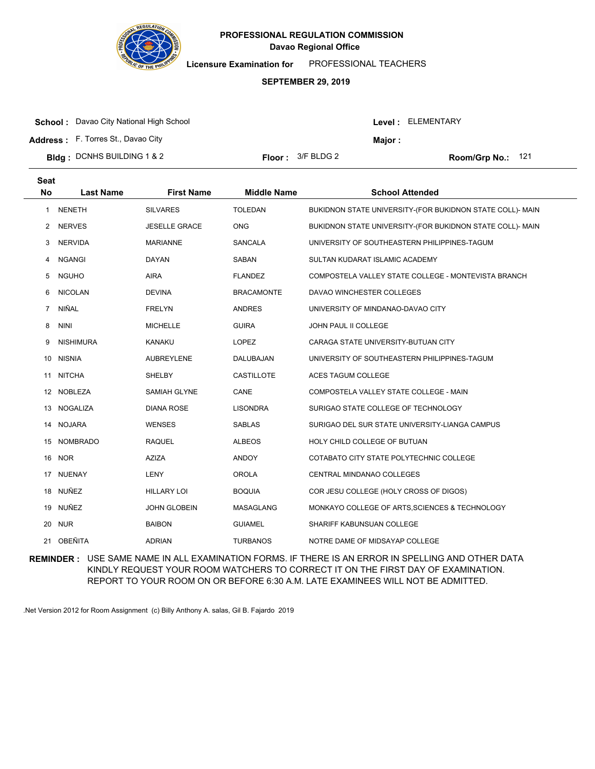# PROFESSIONAL REGULATION COMMISSION

**Davao Regional Office**

**Licensure Examination for** PROFESSIONAL TEACHERS

**SEPTEMBER 29, 2019**

**School :** Davao City National High School
**Level :** ELEMENTARY
**Address :** F. Torres St., Davao City
**Major :**
**Bldg :** DCNHS BUILDING 1 & 2
**Floor :** 3/F BLDG 2
**Room/Grp No.:** 121

| Seat No | Last Name | First Name | Middle Name | School Attended |
|---|---|---|---|---|
| 1 | NENETH | SILVARES | TOLEDAN | BUKIDNON STATE UNIVERSITY-(FOR BUKIDNON STATE COLL)- MAIN |
| 2 | NERVES | JESELLE GRACE | ONG | BUKIDNON STATE UNIVERSITY-(FOR BUKIDNON STATE COLL)- MAIN |
| 3 | NERVIDA | MARIANNE | SANCALA | UNIVERSITY OF SOUTHEASTERN PHILIPPINES-TAGUM |
| 4 | NGANGI | DAYAN | SABAN | SULTAN KUDARAT ISLAMIC ACADEMY |
| 5 | NGUHO | AIRA | FLANDEZ | COMPOSTELA VALLEY STATE COLLEGE - MONTEVISTA BRANCH |
| 6 | NICOLAN | DEVINA | BRACAMONTE | DAVAO WINCHESTER COLLEGES |
| 7 | NIÑAL | FRELYN | ANDRES | UNIVERSITY OF MINDANAO-DAVAO CITY |
| 8 | NINI | MICHELLE | GUIRA | JOHN PAUL II COLLEGE |
| 9 | NISHIMURA | KANAKU | LOPEZ | CARAGA STATE UNIVERSITY-BUTUAN CITY |
| 10 | NISNIA | AUBREYLENE | DALUBAJAN | UNIVERSITY OF SOUTHEASTERN PHILIPPINES-TAGUM |
| 11 | NITCHA | SHELBY | CASTILLOTE | ACES TAGUM COLLEGE |
| 12 | NOBLEZA | SAMIAH GLYNE | CANE | COMPOSTELA VALLEY STATE COLLEGE - MAIN |
| 13 | NOGALIZA | DIANA ROSE | LISONDRA | SURIGAO STATE COLLEGE OF TECHNOLOGY |
| 14 | NOJARA | WENSES | SABLAS | SURIGAO DEL SUR STATE UNIVERSITY-LIANGA CAMPUS |
| 15 | NOMBRADO | RAQUEL | ALBEOS | HOLY CHILD COLLEGE OF BUTUAN |
| 16 | NOR | AZIZA | ANDOY | COTABATO CITY STATE POLYTECHNIC COLLEGE |
| 17 | NUENAY | LENY | OROLA | CENTRAL MINDANAO COLLEGES |
| 18 | NUÑEZ | HILLARY LOI | BOQUIA | COR JESU COLLEGE (HOLY CROSS OF DIGOS) |
| 19 | NUÑEZ | JOHN GLOBEIN | MASAGLANG | MONKAYO COLLEGE OF ARTS,SCIENCES & TECHNOLOGY |
| 20 | NUR | BAIBON | GUIAMEL | SHARIFF KABUNSUAN COLLEGE |
| 21 | OBEÑITA | ADRIAN | TURBANOS | NOTRE DAME OF MIDSAYAP COLLEGE |

**REMINDER :** USE SAME NAME IN ALL EXAMINATION FORMS. IF THERE IS AN ERROR IN SPELLING AND OTHER DATA KINDLY REQUEST YOUR ROOM WATCHERS TO CORRECT IT ON THE FIRST DAY OF EXAMINATION. REPORT TO YOUR ROOM ON OR BEFORE 6:30 A.M. LATE EXAMINEES WILL NOT BE ADMITTED.

.Net Version 2012 for Room Assignment (c) Billy Anthony A. salas, Gil B. Fajardo 2019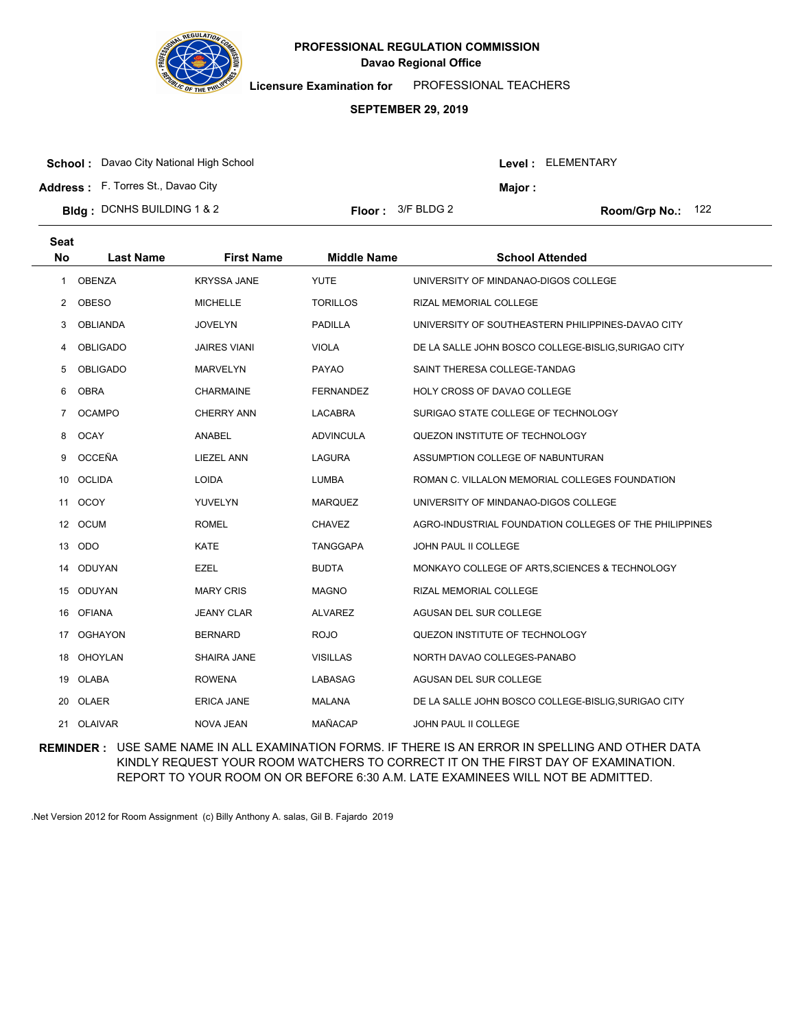# PROFESSIONAL REGULATION COMMISSION
## Davao Regional Office

**Licensure Examination for** PROFESSIONAL TEACHERS

**SEPTEMBER 29, 2019**

**School :** Davao City National High School
**Level :** ELEMENTARY
**Address :** F. Torres St., Davao City
**Major :**
**Bldg :** DCNHS BUILDING 1 & 2
**Floor :** 3/F BLDG 2
**Room/Grp No.:** 122

| Seat No | Last Name | First Name | Middle Name | School Attended |
|---|---|---|---|---|
| 1 | OBENZA | KRYSSA JANE | YUTE | UNIVERSITY OF MINDANAO-DIGOS COLLEGE |
| 2 | OBESO | MICHELLE | TORILLOS | RIZAL MEMORIAL COLLEGE |
| 3 | OBLIANDA | JOVELYN | PADILLA | UNIVERSITY OF SOUTHEASTERN PHILIPPINES-DAVAO CITY |
| 4 | OBLIGADO | JAIRES VIANI | VIOLA | DE LA SALLE JOHN BOSCO COLLEGE-BISLIG,SURIGAO CITY |
| 5 | OBLIGADO | MARVELYN | PAYAO | SAINT THERESA COLLEGE-TANDAG |
| 6 | OBRA | CHARMAINE | FERNANDEZ | HOLY CROSS OF DAVAO COLLEGE |
| 7 | OCAMPO | CHERRY ANN | LACABRA | SURIGAO STATE COLLEGE OF TECHNOLOGY |
| 8 | OCAY | ANABEL | ADVINCULA | QUEZON INSTITUTE OF TECHNOLOGY |
| 9 | OCCEÑA | LIEZEL ANN | LAGURA | ASSUMPTION COLLEGE OF NABUNTURAN |
| 10 | OCLIDA | LOIDA | LUMBA | ROMAN C. VILLALON MEMORIAL COLLEGES FOUNDATION |
| 11 | OCOY | YUVELYN | MARQUEZ | UNIVERSITY OF MINDANAO-DIGOS COLLEGE |
| 12 | OCUM | ROMEL | CHAVEZ | AGRO-INDUSTRIAL FOUNDATION COLLEGES OF THE PHILIPPINES |
| 13 | ODO | KATE | TANGGAPA | JOHN PAUL II COLLEGE |
| 14 | ODUYAN | EZEL | BUDTA | MONKAYO COLLEGE OF ARTS,SCIENCES & TECHNOLOGY |
| 15 | ODUYAN | MARY CRIS | MAGNO | RIZAL MEMORIAL COLLEGE |
| 16 | OFIANA | JEANY CLAR | ALVAREZ | AGUSAN DEL SUR COLLEGE |
| 17 | OGHAYON | BERNARD | ROJO | QUEZON INSTITUTE OF TECHNOLOGY |
| 18 | OHOYLAN | SHAIRA JANE | VISILLAS | NORTH DAVAO COLLEGES-PANABO |
| 19 | OLABA | ROWENA | LABASAG | AGUSAN DEL SUR COLLEGE |
| 20 | OLAER | ERICA JANE | MALANA | DE LA SALLE JOHN BOSCO COLLEGE-BISLIG,SURIGAO CITY |
| 21 | OLAIVAR | NOVA JEAN | MAÑACAP | JOHN PAUL II COLLEGE |

**REMINDER :** USE SAME NAME IN ALL EXAMINATION FORMS. IF THERE IS AN ERROR IN SPELLING AND OTHER DATA KINDLY REQUEST YOUR ROOM WATCHERS TO CORRECT IT ON THE FIRST DAY OF EXAMINATION. REPORT TO YOUR ROOM ON OR BEFORE 6:30 A.M. LATE EXAMINEES WILL NOT BE ADMITTED.

.Net Version 2012 for Room Assignment (c) Billy Anthony A. salas, Gil B. Fajardo 2019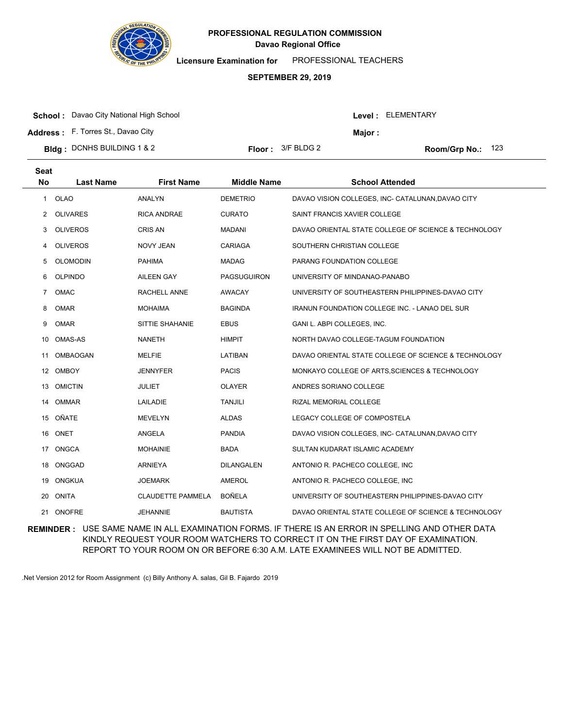# PROFESSIONAL REGULATION COMMISSION

## Davao Regional Office

**Licensure Examination for** PROFESSIONAL TEACHERS

**SEPTEMBER 29, 2019**

**School :** Davao City National High School **Level :** ELEMENTARY

**Address :** F. Torres St., Davao City **Major :**

**Bldg :** DCNHS BUILDING 1 & 2 **Floor :** 3/F BLDG 2 **Room/Grp No.:** 123

| Seat No | Last Name | First Name | Middle Name | School Attended |
|---|---|---|---|---|
| 1 | OLAO | ANALYN | DEMETRIO | DAVAO VISION COLLEGES, INC- CATALUNAN,DAVAO CITY |
| 2 | OLIVARES | RICA ANDRAE | CURATO | SAINT FRANCIS XAVIER COLLEGE |
| 3 | OLIVEROS | CRIS AN | MADANI | DAVAO ORIENTAL STATE COLLEGE OF SCIENCE & TECHNOLOGY |
| 4 | OLIVEROS | NOVY JEAN | CARIAGA | SOUTHERN CHRISTIAN COLLEGE |
| 5 | OLOMODIN | PAHIMA | MADAG | PARANG FOUNDATION COLLEGE |
| 6 | OLPINDO | AILEEN GAY | PAGSUGUIRON | UNIVERSITY OF MINDANAO-PANABO |
| 7 | OMAC | RACHELL ANNE | AWACAY | UNIVERSITY OF SOUTHEASTERN PHILIPPINES-DAVAO CITY |
| 8 | OMAR | MOHAIMA | BAGINDA | IRANUN FOUNDATION COLLEGE INC. - LANAO DEL SUR |
| 9 | OMAR | SITTIE SHAHANIE | EBUS | GANI L. ABPI COLLEGES, INC. |
| 10 | OMAS-AS | NANETH | HIMPIT | NORTH DAVAO COLLEGE-TAGUM FOUNDATION |
| 11 | OMBAOGAN | MELFIE | LATIBAN | DAVAO ORIENTAL STATE COLLEGE OF SCIENCE & TECHNOLOGY |
| 12 | OMBOY | JENNYFER | PACIS | MONKAYO COLLEGE OF ARTS,SCIENCES & TECHNOLOGY |
| 13 | OMICTIN | JULIET | OLAYER | ANDRES SORIANO COLLEGE |
| 14 | OMMAR | LAILADIE | TANJILI | RIZAL MEMORIAL COLLEGE |
| 15 | OÑATE | MEVELYN | ALDAS | LEGACY COLLEGE OF COMPOSTELA |
| 16 | ONET | ANGELA | PANDIA | DAVAO VISION COLLEGES, INC- CATALUNAN,DAVAO CITY |
| 17 | ONGCA | MOHAINIE | BADA | SULTAN KUDARAT ISLAMIC ACADEMY |
| 18 | ONGGAD | ARNIEYA | DILANGALEN | ANTONIO R. PACHECO COLLEGE, INC |
| 19 | ONGKUA | JOEMARK | AMEROL | ANTONIO R. PACHECO COLLEGE, INC |
| 20 | ONITA | CLAUDETTE PAMMELA | BOÑELA | UNIVERSITY OF SOUTHEASTERN PHILIPPINES-DAVAO CITY |
| 21 | ONOFRE | JEHANNIE | BAUTISTA | DAVAO ORIENTAL STATE COLLEGE OF SCIENCE & TECHNOLOGY |

**REMINDER :** USE SAME NAME IN ALL EXAMINATION FORMS. IF THERE IS AN ERROR IN SPELLING AND OTHER DATA KINDLY REQUEST YOUR ROOM WATCHERS TO CORRECT IT ON THE FIRST DAY OF EXAMINATION. REPORT TO YOUR ROOM ON OR BEFORE 6:30 A.M. LATE EXAMINEES WILL NOT BE ADMITTED.

.Net Version 2012 for Room Assignment (c) Billy Anthony A. salas, Gil B. Fajardo 2019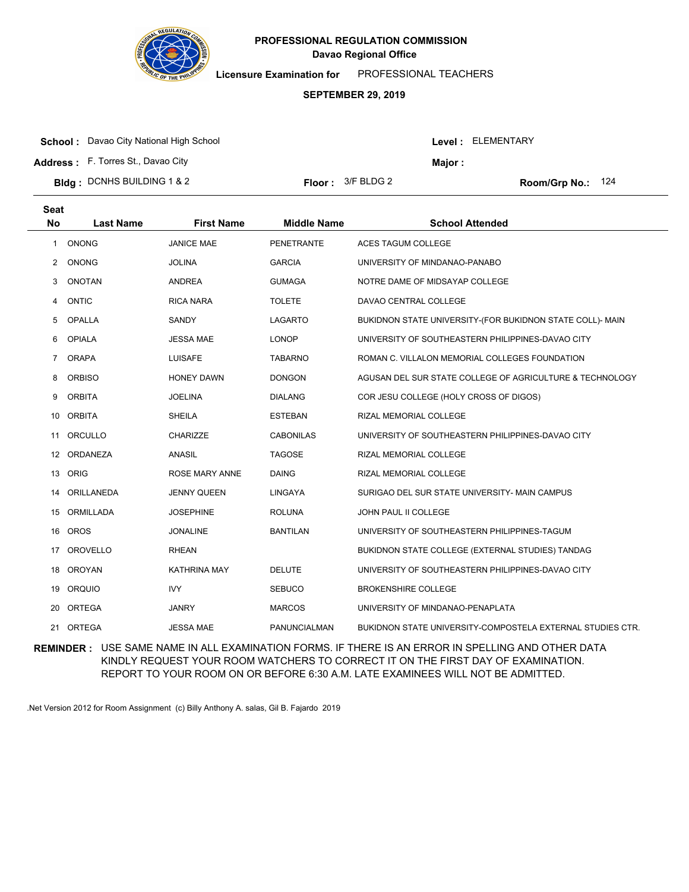**PROFESSIONAL REGULATION COMMISSION**
**Davao Regional Office**

**Licensure Examination for** PROFESSIONAL TEACHERS

**SEPTEMBER 29, 2019**

**School :** Davao City National High School
**Address :** F. Torres St., Davao City
**Bldg :** DCNHS BUILDING 1 & 2
**Floor :** 3/F BLDG 2
**Level :** ELEMENTARY
**Major :**
**Room/Grp No.:** 124

| Seat No | Last Name | First Name | Middle Name | School Attended |
|---|---|---|---|---|
| 1 | ONONG | JANICE MAE | PENETRANTE | ACES TAGUM COLLEGE |
| 2 | ONONG | JOLINA | GARCIA | UNIVERSITY OF MINDANAO-PANABO |
| 3 | ONOTAN | ANDREA | GUMAGA | NOTRE DAME OF MIDSAYAP COLLEGE |
| 4 | ONTIC | RICA NARA | TOLETE | DAVAO CENTRAL COLLEGE |
| 5 | OPALLA | SANDY | LAGARTO | BUKIDNON STATE UNIVERSITY-(FOR BUKIDNON STATE COLL)- MAIN |
| 6 | OPIALA | JESSA MAE | LONOP | UNIVERSITY OF SOUTHEASTERN PHILIPPINES-DAVAO CITY |
| 7 | ORAPA | LUISAFE | TABARNO | ROMAN C. VILLALON MEMORIAL COLLEGES FOUNDATION |
| 8 | ORBISO | HONEY DAWN | DONGON | AGUSAN DEL SUR STATE COLLEGE OF AGRICULTURE & TECHNOLOGY |
| 9 | ORBITA | JOELINA | DIALANG | COR JESU COLLEGE (HOLY CROSS OF DIGOS) |
| 10 | ORBITA | SHEILA | ESTEBAN | RIZAL MEMORIAL COLLEGE |
| 11 | ORCULLO | CHARIZZE | CABONILAS | UNIVERSITY OF SOUTHEASTERN PHILIPPINES-DAVAO CITY |
| 12 | ORDANEZA | ANASIL | TAGOSE | RIZAL MEMORIAL COLLEGE |
| 13 | ORIG | ROSE MARY ANNE | DAING | RIZAL MEMORIAL COLLEGE |
| 14 | ORILLANEDA | JENNY QUEEN | LINGAYA | SURIGAO DEL SUR STATE UNIVERSITY- MAIN CAMPUS |
| 15 | ORMILLADA | JOSEPHINE | ROLUNA | JOHN PAUL II COLLEGE |
| 16 | OROS | JONALINE | BANTILAN | UNIVERSITY OF SOUTHEASTERN PHILIPPINES-TAGUM |
| 17 | OROVELLO | RHEAN | | BUKIDNON STATE COLLEGE (EXTERNAL STUDIES) TANDAG |
| 18 | OROYAN | KATHRINA MAY | DELUTE | UNIVERSITY OF SOUTHEASTERN PHILIPPINES-DAVAO CITY |
| 19 | ORQUIO | IVY | SEBUCO | BROKENSHIRE COLLEGE |
| 20 | ORTEGA | JANRY | MARCOS | UNIVERSITY OF MINDANAO-PENAPLATA |
| 21 | ORTEGA | JESSA MAE | PANUNCIALMAN | BUKIDNON STATE UNIVERSITY-COMPOSTELA EXTERNAL STUDIES CTR. |

**REMINDER :** USE SAME NAME IN ALL EXAMINATION FORMS. IF THERE IS AN ERROR IN SPELLING AND OTHER DATA KINDLY REQUEST YOUR ROOM WATCHERS TO CORRECT IT ON THE FIRST DAY OF EXAMINATION. REPORT TO YOUR ROOM ON OR BEFORE 6:30 A.M. LATE EXAMINEES WILL NOT BE ADMITTED.

.Net Version 2012 for Room Assignment (c) Billy Anthony A. salas, Gil B. Fajardo 2019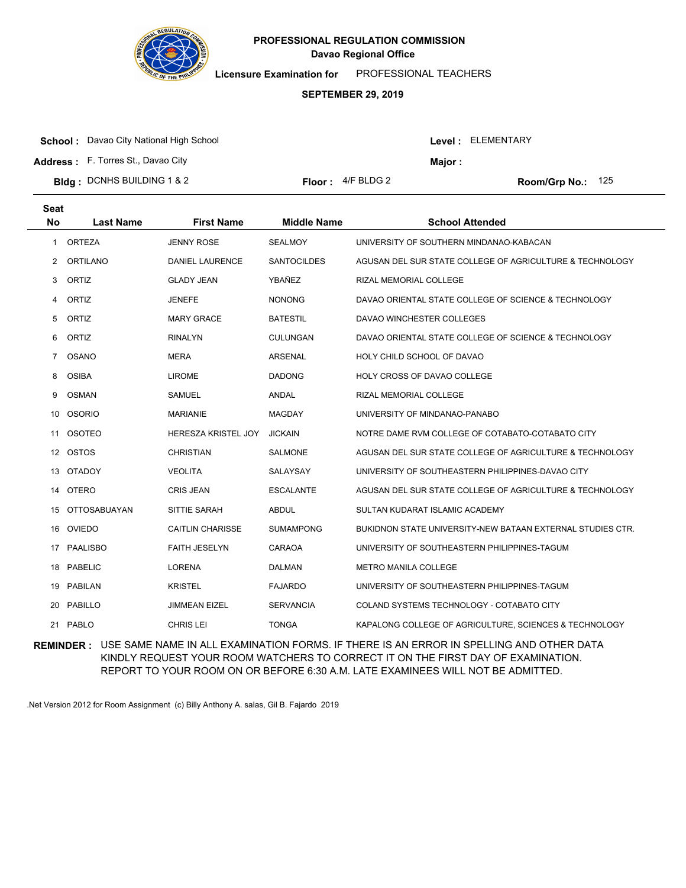# PROFESSIONAL REGULATION COMMISSION
## Davao Regional Office

**Licensure Examination for** PROFESSIONAL TEACHERS

**SEPTEMBER 29, 2019**

**School :** Davao City National High School
**Level :** ELEMENTARY
**Address :** F. Torres St., Davao City
**Major :**
**Bldg :** DCNHS BUILDING 1 & 2
**Floor :** 4/F BLDG 2
**Room/Grp No.:** 125

| Seat No | Last Name | First Name | Middle Name | School Attended |
|---|---|---|---|---|
| 1 | ORTEZA | JENNY ROSE | SEALMOY | UNIVERSITY OF SOUTHERN MINDANAO-KABACAN |
| 2 | ORTILANO | DANIEL LAURENCE | SANTOCILDES | AGUSAN DEL SUR STATE COLLEGE OF AGRICULTURE & TECHNOLOGY |
| 3 | ORTIZ | GLADY JEAN | YBAÑEZ | RIZAL MEMORIAL COLLEGE |
| 4 | ORTIZ | JENEFE | NONONG | DAVAO ORIENTAL STATE COLLEGE OF SCIENCE & TECHNOLOGY |
| 5 | ORTIZ | MARY GRACE | BATESTIL | DAVAO WINCHESTER COLLEGES |
| 6 | ORTIZ | RINALYN | CULUNGAN | DAVAO ORIENTAL STATE COLLEGE OF SCIENCE & TECHNOLOGY |
| 7 | OSANO | MERA | ARSENAL | HOLY CHILD SCHOOL OF DAVAO |
| 8 | OSIBA | LIROME | DADONG | HOLY CROSS OF DAVAO COLLEGE |
| 9 | OSMAN | SAMUEL | ANDAL | RIZAL MEMORIAL COLLEGE |
| 10 | OSORIO | MARIANIE | MAGDAY | UNIVERSITY OF MINDANAO-PANABO |
| 11 | OSOTEO | HERESZA KRISTEL JOY | JICKAIN | NOTRE DAME RVM COLLEGE OF COTABATO-COTABATO CITY |
| 12 | OSTOS | CHRISTIAN | SALMONE | AGUSAN DEL SUR STATE COLLEGE OF AGRICULTURE & TECHNOLOGY |
| 13 | OTADOY | VEOLITA | SALAYSAY | UNIVERSITY OF SOUTHEASTERN PHILIPPINES-DAVAO CITY |
| 14 | OTERO | CRIS JEAN | ESCALANTE | AGUSAN DEL SUR STATE COLLEGE OF AGRICULTURE & TECHNOLOGY |
| 15 | OTTOSABUAYAN | SITTIE SARAH | ABDUL | SULTAN KUDARAT ISLAMIC ACADEMY |
| 16 | OVIEDO | CAITLIN CHARISSE | SUMAMPONG | BUKIDNON STATE UNIVERSITY-NEW BATAAN EXTERNAL STUDIES CTR. |
| 17 | PAALISBO | FAITH JESELYN | CARAOA | UNIVERSITY OF SOUTHEASTERN PHILIPPINES-TAGUM |
| 18 | PABELIC | LORENA | DALMAN | METRO MANILA COLLEGE |
| 19 | PABILAN | KRISTEL | FAJARDO | UNIVERSITY OF SOUTHEASTERN PHILIPPINES-TAGUM |
| 20 | PABILLO | JIMMEAN EIZEL | SERVANCIA | COLAND SYSTEMS TECHNOLOGY - COTABATO CITY |
| 21 | PABLO | CHRIS LEI | TONGA | KAPALONG COLLEGE OF AGRICULTURE, SCIENCES & TECHNOLOGY |

**REMINDER :** USE SAME NAME IN ALL EXAMINATION FORMS. IF THERE IS AN ERROR IN SPELLING AND OTHER DATA KINDLY REQUEST YOUR ROOM WATCHERS TO CORRECT IT ON THE FIRST DAY OF EXAMINATION. REPORT TO YOUR ROOM ON OR BEFORE 6:30 A.M. LATE EXAMINEES WILL NOT BE ADMITTED.

.Net Version 2012 for Room Assignment (c) Billy Anthony A. salas, Gil B. Fajardo 2019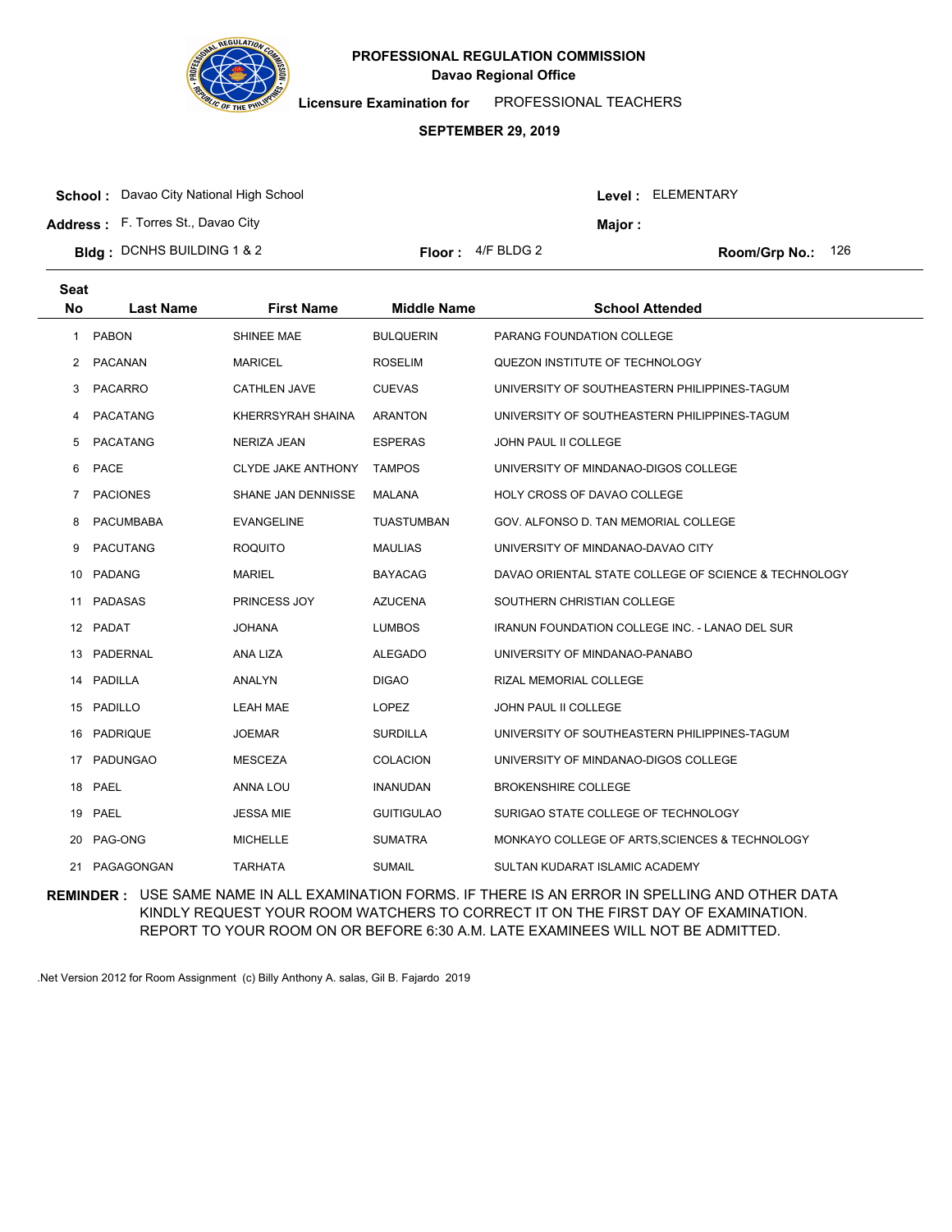# PROFESSIONAL REGULATION COMMISSION

## Davao Regional Office

**Licensure Examination for** PROFESSIONAL TEACHERS

**SEPTEMBER 29, 2019**

**School :** Davao City National High School
**Address :** F. Torres St., Davao City
**Bldg :** DCNHS BUILDING 1 & 2
**Floor :** 4/F BLDG 2
**Level :** ELEMENTARY
**Major :**
**Room/Grp No.:** 126

| Seat No | Last Name | First Name | Middle Name | School Attended |
|---|---|---|---|---|
| 1 | PABON | SHINEE MAE | BULQUERIN | PARANG FOUNDATION COLLEGE |
| 2 | PACANAN | MARICEL | ROSELIM | QUEZON INSTITUTE OF TECHNOLOGY |
| 3 | PACARRO | CATHLEN JAVE | CUEVAS | UNIVERSITY OF SOUTHEASTERN PHILIPPINES-TAGUM |
| 4 | PACATANG | KHERRSYRAH SHAINA | ARANTON | UNIVERSITY OF SOUTHEASTERN PHILIPPINES-TAGUM |
| 5 | PACATANG | NERIZA JEAN | ESPERAS | JOHN PAUL II COLLEGE |
| 6 | PACE | CLYDE JAKE ANTHONY | TAMPOS | UNIVERSITY OF MINDANAO-DIGOS COLLEGE |
| 7 | PACIONES | SHANE JAN DENNISSE | MALANA | HOLY CROSS OF DAVAO COLLEGE |
| 8 | PACUMBABA | EVANGELINE | TUASTUMBAN | GOV. ALFONSO D. TAN MEMORIAL COLLEGE |
| 9 | PACUTANG | ROQUITO | MAULIAS | UNIVERSITY OF MINDANAO-DAVAO CITY |
| 10 | PADANG | MARIEL | BAYACAG | DAVAO ORIENTAL STATE COLLEGE OF SCIENCE & TECHNOLOGY |
| 11 | PADASAS | PRINCESS JOY | AZUCENA | SOUTHERN CHRISTIAN COLLEGE |
| 12 | PADAT | JOHANA | LUMBOS | IRANUN FOUNDATION COLLEGE INC. - LANAO DEL SUR |
| 13 | PADERNAL | ANA LIZA | ALEGADO | UNIVERSITY OF MINDANAO-PANABO |
| 14 | PADILLA | ANALYN | DIGAO | RIZAL MEMORIAL COLLEGE |
| 15 | PADILLO | LEAH MAE | LOPEZ | JOHN PAUL II COLLEGE |
| 16 | PADRIQUE | JOEMAR | SURDILLA | UNIVERSITY OF SOUTHEASTERN PHILIPPINES-TAGUM |
| 17 | PADUNGAO | MESCEZA | COLACION | UNIVERSITY OF MINDANAO-DIGOS COLLEGE |
| 18 | PAEL | ANNA LOU | INANUDAN | BROKENSHIRE COLLEGE |
| 19 | PAEL | JESSA MIE | GUITIGULAO | SURIGAO STATE COLLEGE OF TECHNOLOGY |
| 20 | PAG-ONG | MICHELLE | SUMATRA | MONKAYO COLLEGE OF ARTS,SCIENCES & TECHNOLOGY |
| 21 | PAGAGONGAN | TARHATA | SUMAIL | SULTAN KUDARAT ISLAMIC ACADEMY |

**REMINDER :** USE SAME NAME IN ALL EXAMINATION FORMS. IF THERE IS AN ERROR IN SPELLING AND OTHER DATA KINDLY REQUEST YOUR ROOM WATCHERS TO CORRECT IT ON THE FIRST DAY OF EXAMINATION. REPORT TO YOUR ROOM ON OR BEFORE 6:30 A.M. LATE EXAMINEES WILL NOT BE ADMITTED.

.Net Version 2012 for Room Assignment (c) Billy Anthony A. salas, Gil B. Fajardo 2019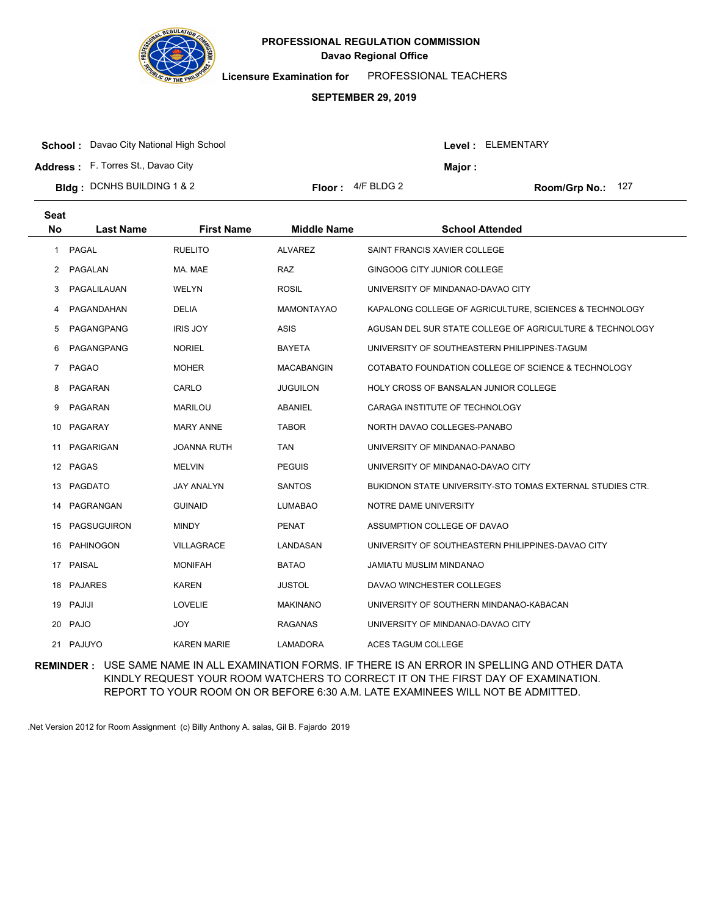**PROFESSIONAL REGULATION COMMISSION**
**Davao Regional Office**

**Licensure Examination for** PROFESSIONAL TEACHERS

**SEPTEMBER 29, 2019**

**School :** Davao City National High School
**Address :** F. Torres St., Davao City
**Bldg :** DCNHS BUILDING 1 & 2
**Floor :** 4/F BLDG 2
**Level :** ELEMENTARY
**Major :**
**Room/Grp No.:** 127

| Seat No | Last Name | First Name | Middle Name | School Attended |
|---|---|---|---|---|
| 1 | PAGAL | RUELITO | ALVAREZ | SAINT FRANCIS XAVIER COLLEGE |
| 2 | PAGALAN | MA. MAE | RAZ | GINGOOG CITY JUNIOR COLLEGE |
| 3 | PAGALILAUAN | WELYN | ROSIL | UNIVERSITY OF MINDANAO-DAVAO CITY |
| 4 | PAGANDAHAN | DELIA | MAMONTAYAO | KAPALONG COLLEGE OF AGRICULTURE, SCIENCES & TECHNOLOGY |
| 5 | PAGANGPANG | IRIS JOY | ASIS | AGUSAN DEL SUR STATE COLLEGE OF AGRICULTURE & TECHNOLOGY |
| 6 | PAGANGPANG | NORIEL | BAYETA | UNIVERSITY OF SOUTHEASTERN PHILIPPINES-TAGUM |
| 7 | PAGAO | MOHER | MACABANGIN | COTABATO FOUNDATION COLLEGE OF SCIENCE & TECHNOLOGY |
| 8 | PAGARAN | CARLO | JUGUILON | HOLY CROSS OF BANSALAN JUNIOR COLLEGE |
| 9 | PAGARAN | MARILOU | ABANIEL | CARAGA INSTITUTE OF TECHNOLOGY |
| 10 | PAGARAY | MARY ANNE | TABOR | NORTH DAVAO COLLEGES-PANABO |
| 11 | PAGARIGAN | JOANNA RUTH | TAN | UNIVERSITY OF MINDANAO-PANABO |
| 12 | PAGAS | MELVIN | PEGUIS | UNIVERSITY OF MINDANAO-DAVAO CITY |
| 13 | PAGDATO | JAY ANALYN | SANTOS | BUKIDNON STATE UNIVERSITY-STO TOMAS EXTERNAL STUDIES CTR. |
| 14 | PAGRANGAN | GUINAID | LUMABAO | NOTRE DAME UNIVERSITY |
| 15 | PAGSUGUIRON | MINDY | PENAT | ASSUMPTION COLLEGE OF DAVAO |
| 16 | PAHINOGON | VILLAGRACE | LANDASAN | UNIVERSITY OF SOUTHEASTERN PHILIPPINES-DAVAO CITY |
| 17 | PAISAL | MONIFAH | BATAO | JAMIATU MUSLIM MINDANAO |
| 18 | PAJARES | KAREN | JUSTOL | DAVAO WINCHESTER COLLEGES |
| 19 | PAJIJI | LOVELIE | MAKINANO | UNIVERSITY OF SOUTHERN MINDANAO-KABACAN |
| 20 | PAJO | JOY | RAGANAS | UNIVERSITY OF MINDANAO-DAVAO CITY |
| 21 | PAJUYO | KAREN MARIE | LAMADORA | ACES TAGUM COLLEGE |

**REMINDER :** USE SAME NAME IN ALL EXAMINATION FORMS. IF THERE IS AN ERROR IN SPELLING AND OTHER DATA KINDLY REQUEST YOUR ROOM WATCHERS TO CORRECT IT ON THE FIRST DAY OF EXAMINATION. REPORT TO YOUR ROOM ON OR BEFORE 6:30 A.M. LATE EXAMINEES WILL NOT BE ADMITTED.

.Net Version 2012 for Room Assignment (c) Billy Anthony A. salas, Gil B. Fajardo 2019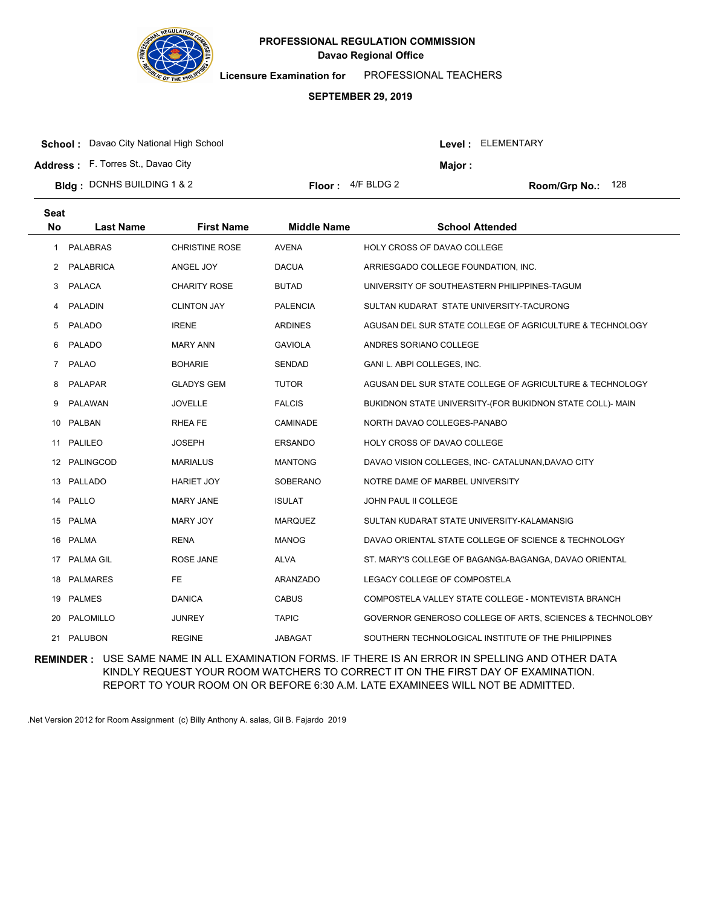**PROFESSIONAL REGULATION COMMISSION**
**Davao Regional Office**

**Licensure Examination for** PROFESSIONAL TEACHERS

**SEPTEMBER 29, 2019**

**School :** Davao City National High School
**Address :** F. Torres St., Davao City
**Bldg :** DCNHS BUILDING 1 & 2
**Floor :** 4/F BLDG 2
**Level :** ELEMENTARY
**Major :**
**Room/Grp No.:** 128

| Seat No | Last Name | First Name | Middle Name | School Attended |
|---|---|---|---|---|
| 1 | PALABRAS | CHRISTINE ROSE | AVENA | HOLY CROSS OF DAVAO COLLEGE |
| 2 | PALABRICA | ANGEL JOY | DACUA | ARRIESGADO COLLEGE FOUNDATION, INC. |
| 3 | PALACA | CHARITY ROSE | BUTAD | UNIVERSITY OF SOUTHEASTERN PHILIPPINES-TAGUM |
| 4 | PALADIN | CLINTON JAY | PALENCIA | SULTAN KUDARAT STATE UNIVERSITY-TACURONG |
| 5 | PALADO | IRENE | ARDINES | AGUSAN DEL SUR STATE COLLEGE OF AGRICULTURE & TECHNOLOGY |
| 6 | PALADO | MARY ANN | GAVIOLA | ANDRES SORIANO COLLEGE |
| 7 | PALAO | BOHARIE | SENDAD | GANI L. ABPI COLLEGES, INC. |
| 8 | PALAPAR | GLADYS GEM | TUTOR | AGUSAN DEL SUR STATE COLLEGE OF AGRICULTURE & TECHNOLOGY |
| 9 | PALAWAN | JOVELLE | FALCIS | BUKIDNON STATE UNIVERSITY-(FOR BUKIDNON STATE COLL)- MAIN |
| 10 | PALBAN | RHEA FE | CAMINADE | NORTH DAVAO COLLEGES-PANABO |
| 11 | PALILEO | JOSEPH | ERSANDO | HOLY CROSS OF DAVAO COLLEGE |
| 12 | PALINGCOD | MARIALUS | MANTONG | DAVAO VISION COLLEGES, INC- CATALUNAN,DAVAO CITY |
| 13 | PALLADO | HARIET JOY | SOBERANO | NOTRE DAME OF MARBEL UNIVERSITY |
| 14 | PALLO | MARY JANE | ISULAT | JOHN PAUL II COLLEGE |
| 15 | PALMA | MARY JOY | MARQUEZ | SULTAN KUDARAT STATE UNIVERSITY-KALAMANSIG |
| 16 | PALMA | RENA | MANOG | DAVAO ORIENTAL STATE COLLEGE OF SCIENCE & TECHNOLOGY |
| 17 | PALMA GIL | ROSE JANE | ALVA | ST. MARY'S COLLEGE OF BAGANGA-BAGANGA, DAVAO ORIENTAL |
| 18 | PALMARES | FE | ARANZADO | LEGACY COLLEGE OF COMPOSTELA |
| 19 | PALMES | DANICA | CABUS | COMPOSTELA VALLEY STATE COLLEGE - MONTEVISTA BRANCH |
| 20 | PALOMILLO | JUNREY | TAPIC | GOVERNOR GENEROSO COLLEGE OF ARTS, SCIENCES & TECHNOLOBY |
| 21 | PALUBON | REGINE | JABAGAT | SOUTHERN TECHNOLOGICAL INSTITUTE OF THE PHILIPPINES |

**REMINDER :** USE SAME NAME IN ALL EXAMINATION FORMS. IF THERE IS AN ERROR IN SPELLING AND OTHER DATA KINDLY REQUEST YOUR ROOM WATCHERS TO CORRECT IT ON THE FIRST DAY OF EXAMINATION. REPORT TO YOUR ROOM ON OR BEFORE 6:30 A.M. LATE EXAMINEES WILL NOT BE ADMITTED.

.Net Version 2012 for Room Assignment (c) Billy Anthony A. salas, Gil B. Fajardo 2019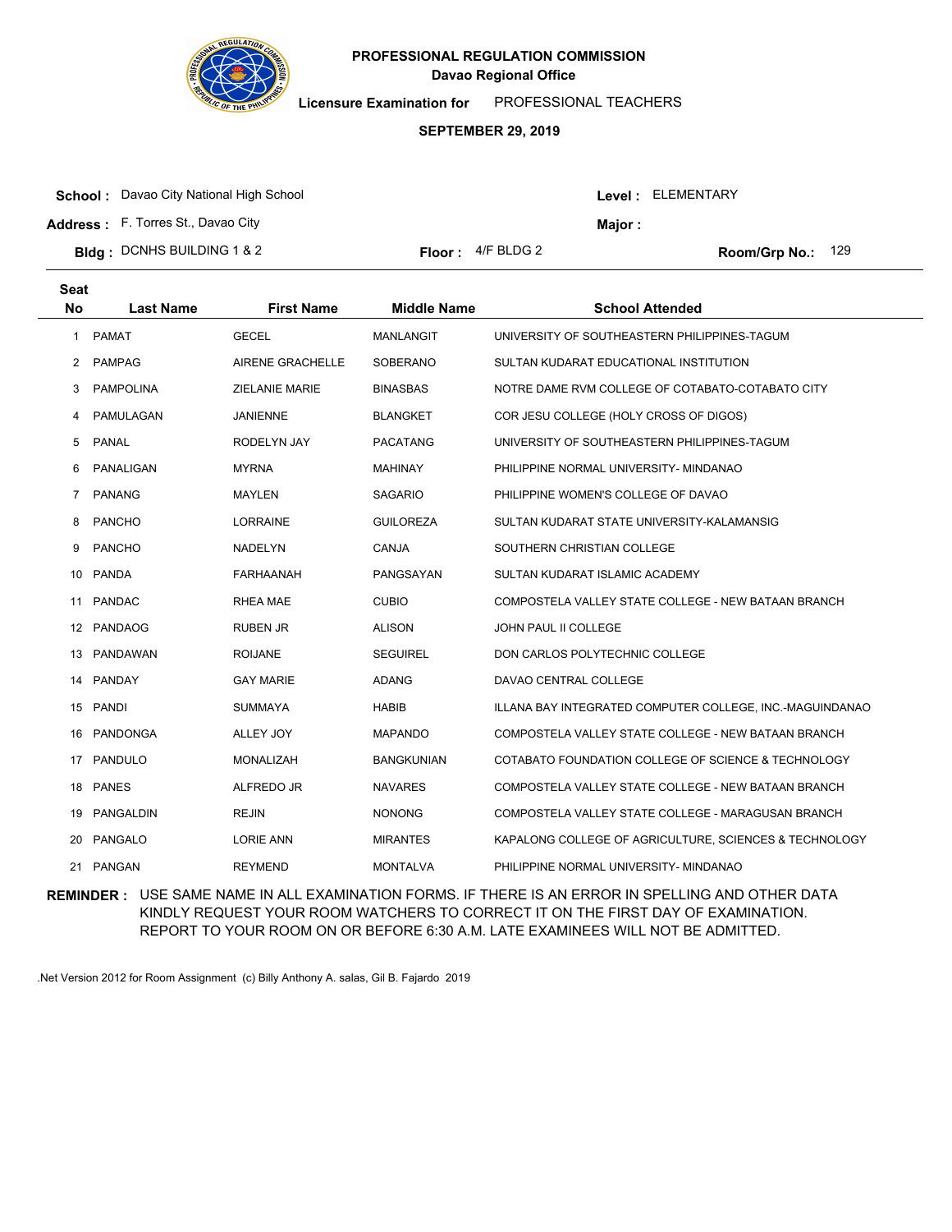# PROFESSIONAL REGULATION COMMISSION
## Davao Regional Office

**Licensure Examination for** PROFESSIONAL TEACHERS

**SEPTEMBER 29, 2019**

**School :** Davao City National High School  **Level :** ELEMENTARY

**Address :** F. Torres St., Davao City  **Major :**

**Bldg :** DCNHS BUILDING 1 & 2  **Floor :** 4/F BLDG 2  **Room/Grp No.:** 129

| Seat No | Last Name | First Name | Middle Name | School Attended |
|---|---|---|---|---|
| 1 | PAMAT | GECEL | MANLANGIT | UNIVERSITY OF SOUTHEASTERN PHILIPPINES-TAGUM |
| 2 | PAMPAG | AIRENE GRACHELLE | SOBERANO | SULTAN KUDARAT EDUCATIONAL INSTITUTION |
| 3 | PAMPOLINA | ZIELANIE MARIE | BINASBAS | NOTRE DAME RVM COLLEGE OF COTABATO-COTABATO CITY |
| 4 | PAMULAGAN | JANIENNE | BLANGKET | COR JESU COLLEGE (HOLY CROSS OF DIGOS) |
| 5 | PANAL | RODELYN JAY | PACATANG | UNIVERSITY OF SOUTHEASTERN PHILIPPINES-TAGUM |
| 6 | PANALIGAN | MYRNA | MAHINAY | PHILIPPINE NORMAL UNIVERSITY- MINDANAO |
| 7 | PANANG | MAYLEN | SAGARIO | PHILIPPINE WOMEN'S COLLEGE OF DAVAO |
| 8 | PANCHO | LORRAINE | GUILOREZA | SULTAN KUDARAT STATE UNIVERSITY-KALAMANSIG |
| 9 | PANCHO | NADELYN | CANJA | SOUTHERN CHRISTIAN COLLEGE |
| 10 | PANDA | FARHAANAH | PANGSAYAN | SULTAN KUDARAT ISLAMIC ACADEMY |
| 11 | PANDAC | RHEA MAE | CUBIO | COMPOSTELA VALLEY STATE COLLEGE - NEW BATAAN BRANCH |
| 12 | PANDAOG | RUBEN JR | ALISON | JOHN PAUL II COLLEGE |
| 13 | PANDAWAN | ROIJANE | SEGUIREL | DON CARLOS POLYTECHNIC COLLEGE |
| 14 | PANDAY | GAY MARIE | ADANG | DAVAO CENTRAL COLLEGE |
| 15 | PANDI | SUMMAYA | HABIB | ILLANA BAY INTEGRATED COMPUTER COLLEGE, INC.-MAGUINDANAO |
| 16 | PANDONGA | ALLEY JOY | MAPANDO | COMPOSTELA VALLEY STATE COLLEGE - NEW BATAAN BRANCH |
| 17 | PANDULO | MONALIZAH | BANGKUNIAN | COTABATO FOUNDATION COLLEGE OF SCIENCE & TECHNOLOGY |
| 18 | PANES | ALFREDO JR | NAVARES | COMPOSTELA VALLEY STATE COLLEGE - NEW BATAAN BRANCH |
| 19 | PANGALDIN | REJIN | NONONG | COMPOSTELA VALLEY STATE COLLEGE - MARAGUSAN BRANCH |
| 20 | PANGALO | LORIE ANN | MIRANTES | KAPALONG COLLEGE OF AGRICULTURE, SCIENCES & TECHNOLOGY |
| 21 | PANGAN | REYMEND | MONTALVA | PHILIPPINE NORMAL UNIVERSITY- MINDANAO |

**REMINDER :** USE SAME NAME IN ALL EXAMINATION FORMS. IF THERE IS AN ERROR IN SPELLING AND OTHER DATA KINDLY REQUEST YOUR ROOM WATCHERS TO CORRECT IT ON THE FIRST DAY OF EXAMINATION. REPORT TO YOUR ROOM ON OR BEFORE 6:30 A.M. LATE EXAMINEES WILL NOT BE ADMITTED.

.Net Version 2012 for Room Assignment (c) Billy Anthony A. salas, Gil B. Fajardo 2019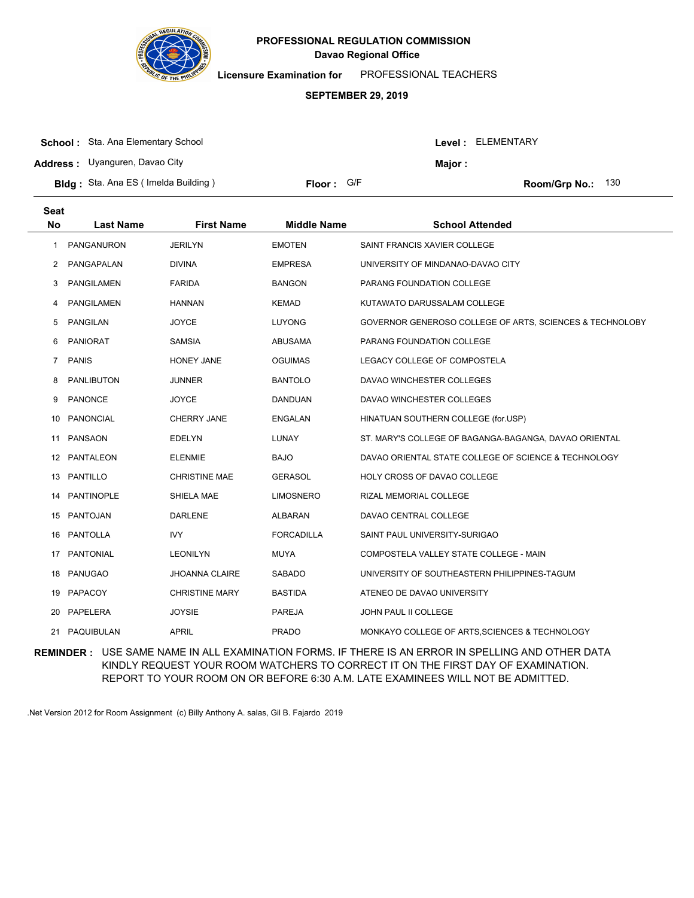# PROFESSIONAL REGULATION COMMISSION

**Davao Regional Office**

**Licensure Examination for** PROFESSIONAL TEACHERS

**SEPTEMBER 29, 2019**

**School :** Sta. Ana Elementary School **Level :** ELEMENTARY

**Address :** Uyanguren, Davao City **Major :**

**Bldg :** Sta. Ana ES ( Imelda Building ) **Floor :** G/F **Room/Grp No.:** 130

| Seat No | Last Name | First Name | Middle Name | School Attended |
|---|---|---|---|---|
| 1 | PANGANURON | JERILYN | EMOTEN | SAINT FRANCIS XAVIER COLLEGE |
| 2 | PANGAPALAN | DIVINA | EMPRESA | UNIVERSITY OF MINDANAO-DAVAO CITY |
| 3 | PANGILAMEN | FARIDA | BANGON | PARANG FOUNDATION COLLEGE |
| 4 | PANGILAMEN | HANNAN | KEMAD | KUTAWATO DARUSSALAM COLLEGE |
| 5 | PANGILAN | JOYCE | LUYONG | GOVERNOR GENEROSO COLLEGE OF ARTS, SCIENCES & TECHNOLOBY |
| 6 | PANIORAT | SAMSIA | ABUSAMA | PARANG FOUNDATION COLLEGE |
| 7 | PANIS | HONEY JANE | OGUIMAS | LEGACY COLLEGE OF COMPOSTELA |
| 8 | PANLIBUTON | JUNNER | BANTOLO | DAVAO WINCHESTER COLLEGES |
| 9 | PANONCE | JOYCE | DANDUAN | DAVAO WINCHESTER COLLEGES |
| 10 | PANONCIAL | CHERRY JANE | ENGALAN | HINATUAN SOUTHERN COLLEGE (for.USP) |
| 11 | PANSAON | EDELYN | LUNAY | ST. MARY'S COLLEGE OF BAGANGA-BAGANGA, DAVAO ORIENTAL |
| 12 | PANTALEON | ELENMIE | BAJO | DAVAO ORIENTAL STATE COLLEGE OF SCIENCE & TECHNOLOGY |
| 13 | PANTILLO | CHRISTINE MAE | GERASOL | HOLY CROSS OF DAVAO COLLEGE |
| 14 | PANTINOPLE | SHIELA MAE | LIMOSNERO | RIZAL MEMORIAL COLLEGE |
| 15 | PANTOJAN | DARLENE | ALBARAN | DAVAO CENTRAL COLLEGE |
| 16 | PANTOLLA | IVY | FORCADILLA | SAINT PAUL UNIVERSITY-SURIGAO |
| 17 | PANTONIAL | LEONILYN | MUYA | COMPOSTELA VALLEY STATE COLLEGE - MAIN |
| 18 | PANUGAO | JHOANNA CLAIRE | SABADO | UNIVERSITY OF SOUTHEASTERN PHILIPPINES-TAGUM |
| 19 | PAPACOY | CHRISTINE MARY | BASTIDA | ATENEO DE DAVAO UNIVERSITY |
| 20 | PAPELERA | JOYSIE | PAREJA | JOHN PAUL II COLLEGE |
| 21 | PAQUIBULAN | APRIL | PRADO | MONKAYO COLLEGE OF ARTS,SCIENCES & TECHNOLOGY |

**REMINDER :** USE SAME NAME IN ALL EXAMINATION FORMS. IF THERE IS AN ERROR IN SPELLING AND OTHER DATA KINDLY REQUEST YOUR ROOM WATCHERS TO CORRECT IT ON THE FIRST DAY OF EXAMINATION. REPORT TO YOUR ROOM ON OR BEFORE 6:30 A.M. LATE EXAMINEES WILL NOT BE ADMITTED.

.Net Version 2012 for Room Assignment (c) Billy Anthony A. salas, Gil B. Fajardo 2019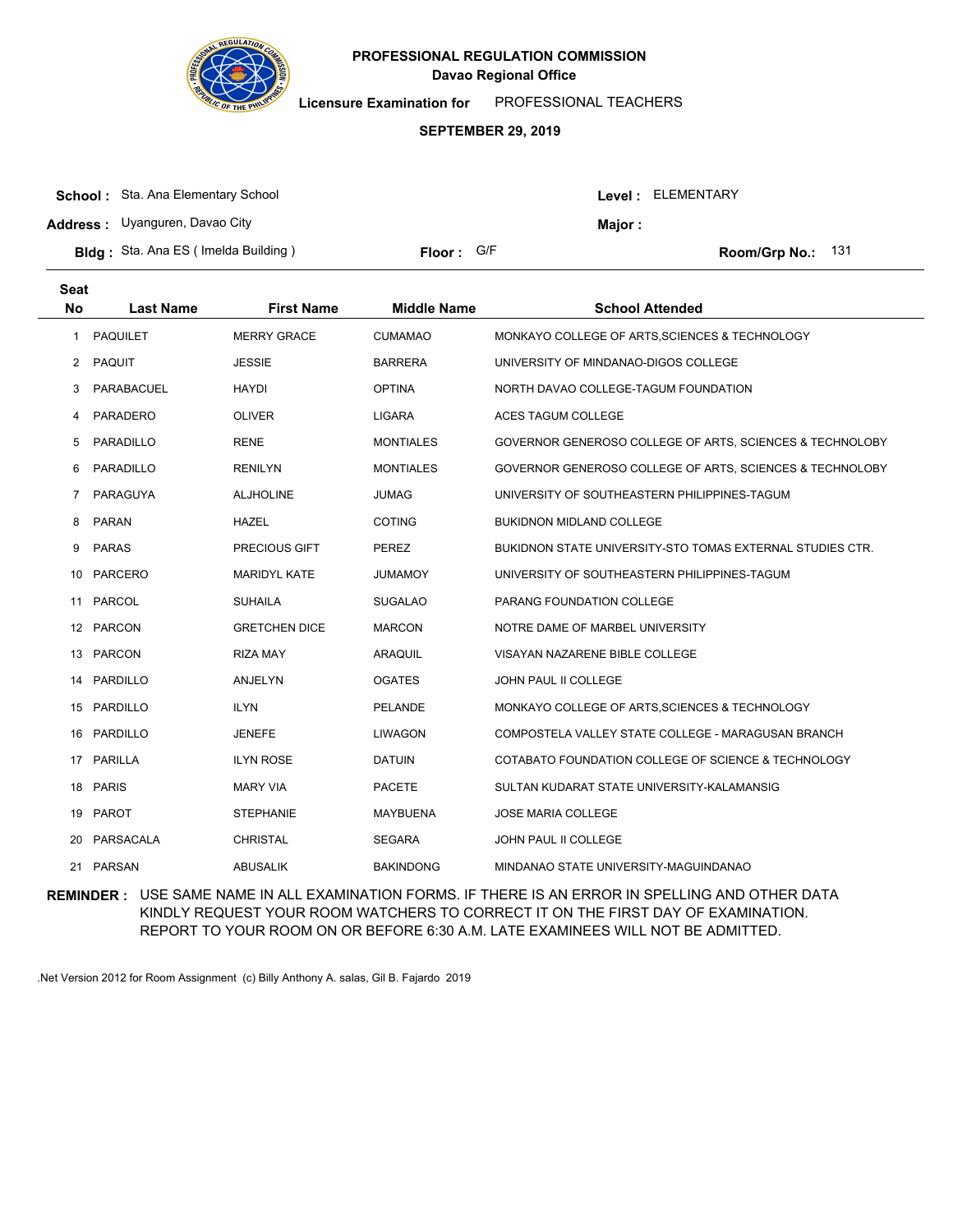# PROFESSIONAL REGULATION COMMISSION

**Davao Regional Office**

**Licensure Examination for** PROFESSIONAL TEACHERS

**SEPTEMBER 29, 2019**

**School :** Sta. Ana Elementary School **Level :** ELEMENTARY

**Address :** Uyanguren, Davao City **Major :**

**Bldg :** Sta. Ana ES ( Imelda Building ) **Floor :** G/F **Room/Grp No.:** 131

| Seat No | Last Name | First Name | Middle Name | School Attended |
|---|---|---|---|---|
| 1 | PAQUILET | MERRY GRACE | CUMAMAO | MONKAYO COLLEGE OF ARTS,SCIENCES & TECHNOLOGY |
| 2 | PAQUIT | JESSIE | BARRERA | UNIVERSITY OF MINDANAO-DIGOS COLLEGE |
| 3 | PARABACUEL | HAYDI | OPTINA | NORTH DAVAO COLLEGE-TAGUM FOUNDATION |
| 4 | PARADERO | OLIVER | LIGARA | ACES TAGUM COLLEGE |
| 5 | PARADILLO | RENE | MONTIALES | GOVERNOR GENEROSO COLLEGE OF ARTS, SCIENCES & TECHNOLOBY |
| 6 | PARADILLO | RENILYN | MONTIALES | GOVERNOR GENEROSO COLLEGE OF ARTS, SCIENCES & TECHNOLOBY |
| 7 | PARAGUYA | ALJHOLINE | JUMAG | UNIVERSITY OF SOUTHEASTERN PHILIPPINES-TAGUM |
| 8 | PARAN | HAZEL | COTING | BUKIDNON MIDLAND COLLEGE |
| 9 | PARAS | PRECIOUS GIFT | PEREZ | BUKIDNON STATE UNIVERSITY-STO TOMAS EXTERNAL STUDIES CTR. |
| 10 | PARCERO | MARIDYL KATE | JUMAMOY | UNIVERSITY OF SOUTHEASTERN PHILIPPINES-TAGUM |
| 11 | PARCOL | SUHAILA | SUGALAO | PARANG FOUNDATION COLLEGE |
| 12 | PARCON | GRETCHEN DICE | MARCON | NOTRE DAME OF MARBEL UNIVERSITY |
| 13 | PARCON | RIZA MAY | ARAQUIL | VISAYAN NAZARENE BIBLE COLLEGE |
| 14 | PARDILLO | ANJELYN | OGATES | JOHN PAUL II COLLEGE |
| 15 | PARDILLO | ILYN | PELANDE | MONKAYO COLLEGE OF ARTS,SCIENCES & TECHNOLOGY |
| 16 | PARDILLO | JENEFE | LIWAGON | COMPOSTELA VALLEY STATE COLLEGE - MARAGUSAN BRANCH |
| 17 | PARILLA | ILYN ROSE | DATUIN | COTABATO FOUNDATION COLLEGE OF SCIENCE & TECHNOLOGY |
| 18 | PARIS | MARY VIA | PACETE | SULTAN KUDARAT STATE UNIVERSITY-KALAMANSIG |
| 19 | PAROT | STEPHANIE | MAYBUENA | JOSE MARIA COLLEGE |
| 20 | PARSACALA | CHRISTAL | SEGARA | JOHN PAUL II COLLEGE |
| 21 | PARSAN | ABUSALIK | BAKINDONG | MINDANAO STATE UNIVERSITY-MAGUINDANAO |

**REMINDER :** USE SAME NAME IN ALL EXAMINATION FORMS. IF THERE IS AN ERROR IN SPELLING AND OTHER DATA KINDLY REQUEST YOUR ROOM WATCHERS TO CORRECT IT ON THE FIRST DAY OF EXAMINATION. REPORT TO YOUR ROOM ON OR BEFORE 6:30 A.M. LATE EXAMINEES WILL NOT BE ADMITTED.

.Net Version 2012 for Room Assignment (c) Billy Anthony A. salas, Gil B. Fajardo 2019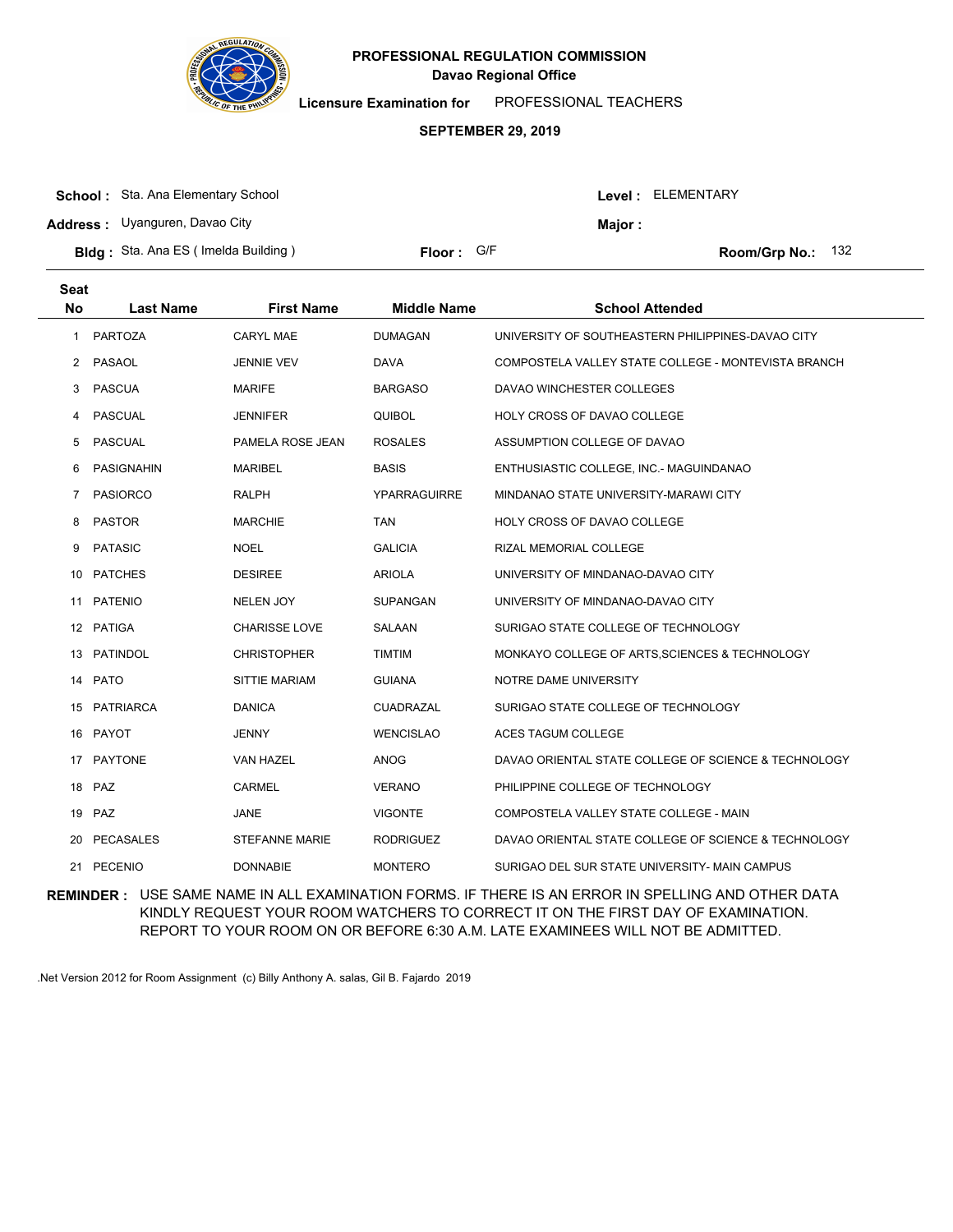# PROFESSIONAL REGULATION COMMISSION

## Davao Regional Office

**Licensure Examination for** PROFESSIONAL TEACHERS

**SEPTEMBER 29, 2019**

**School :** Sta. Ana Elementary School

**Level :** ELEMENTARY

**Address :** Uyanguren, Davao City

**Major :**

**Bldg :** Sta. Ana ES ( Imelda Building )

**Floor :** G/F

**Room/Grp No.:** 132

| Seat No | Last Name | First Name | Middle Name | School Attended |
|---|---|---|---|---|
| 1 | PARTOZA | CARYL MAE | DUMAGAN | UNIVERSITY OF SOUTHEASTERN PHILIPPINES-DAVAO CITY |
| 2 | PASAOL | JENNIE VEV | DAVA | COMPOSTELA VALLEY STATE COLLEGE - MONTEVISTA BRANCH |
| 3 | PASCUA | MARIFE | BARGASO | DAVAO WINCHESTER COLLEGES |
| 4 | PASCUAL | JENNIFER | QUIBOL | HOLY CROSS OF DAVAO COLLEGE |
| 5 | PASCUAL | PAMELA ROSE JEAN | ROSALES | ASSUMPTION COLLEGE OF DAVAO |
| 6 | PASIGNAHIN | MARIBEL | BASIS | ENTHUSIASTIC COLLEGE, INC.- MAGUINDANAO |
| 7 | PASIORCO | RALPH | YPARRAGUIRRE | MINDANAO STATE UNIVERSITY-MARAWI CITY |
| 8 | PASTOR | MARCHIE | TAN | HOLY CROSS OF DAVAO COLLEGE |
| 9 | PATASIC | NOEL | GALICIA | RIZAL MEMORIAL COLLEGE |
| 10 | PATCHES | DESIREE | ARIOLA | UNIVERSITY OF MINDANAO-DAVAO CITY |
| 11 | PATENIO | NELEN JOY | SUPANGAN | UNIVERSITY OF MINDANAO-DAVAO CITY |
| 12 | PATIGA | CHARISSE LOVE | SALAAN | SURIGAO STATE COLLEGE OF TECHNOLOGY |
| 13 | PATINDOL | CHRISTOPHER | TIMTIM | MONKAYO COLLEGE OF ARTS,SCIENCES & TECHNOLOGY |
| 14 | PATO | SITTIE MARIAM | GUIANA | NOTRE DAME UNIVERSITY |
| 15 | PATRIARCA | DANICA | CUADRAZAL | SURIGAO STATE COLLEGE OF TECHNOLOGY |
| 16 | PAYOT | JENNY | WENCISLAO | ACES TAGUM COLLEGE |
| 17 | PAYTONE | VAN HAZEL | ANOG | DAVAO ORIENTAL STATE COLLEGE OF SCIENCE & TECHNOLOGY |
| 18 | PAZ | CARMEL | VERANO | PHILIPPINE COLLEGE OF TECHNOLOGY |
| 19 | PAZ | JANE | VIGONTE | COMPOSTELA VALLEY STATE COLLEGE - MAIN |
| 20 | PECASALES | STEFANNE MARIE | RODRIGUEZ | DAVAO ORIENTAL STATE COLLEGE OF SCIENCE & TECHNOLOGY |
| 21 | PECENIO | DONNABIE | MONTERO | SURIGAO DEL SUR STATE UNIVERSITY- MAIN CAMPUS |

**REMINDER :** USE SAME NAME IN ALL EXAMINATION FORMS. IF THERE IS AN ERROR IN SPELLING AND OTHER DATA KINDLY REQUEST YOUR ROOM WATCHERS TO CORRECT IT ON THE FIRST DAY OF EXAMINATION. REPORT TO YOUR ROOM ON OR BEFORE 6:30 A.M. LATE EXAMINEES WILL NOT BE ADMITTED.

.Net Version 2012 for Room Assignment (c) Billy Anthony A. salas, Gil B. Fajardo 2019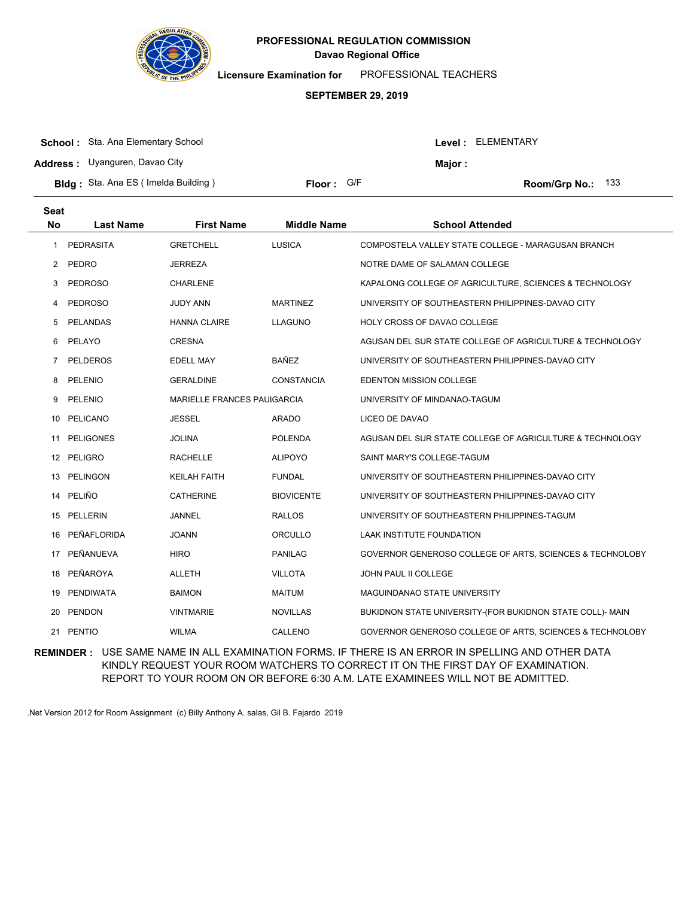# PROFESSIONAL REGULATION COMMISSION

## Davao Regional Office

**Licensure Examination for** PROFESSIONAL TEACHERS

**SEPTEMBER 29, 2019**

**School :** Sta. Ana Elementary School
**Level :** ELEMENTARY
**Address :** Uyanguren, Davao City
**Major :**
**Bldg :** Sta. Ana ES ( Imelda Building )
**Floor :** G/F
**Room/Grp No.:** 133

| Seat No | Last Name | First Name | Middle Name | School Attended |
|---|---|---|---|---|
| 1 | PEDRASITA | GRETCHELL | LUSICA | COMPOSTELA VALLEY STATE COLLEGE - MARAGUSAN BRANCH |
| 2 | PEDRO | JERREZA | | NOTRE DAME OF SALAMAN COLLEGE |
| 3 | PEDROSO | CHARLENE | | KAPALONG COLLEGE OF AGRICULTURE, SCIENCES & TECHNOLOGY |
| 4 | PEDROSO | JUDY ANN | MARTINEZ | UNIVERSITY OF SOUTHEASTERN PHILIPPINES-DAVAO CITY |
| 5 | PELANDAS | HANNA CLAIRE | LLAGUNO | HOLY CROSS OF DAVAO COLLEGE |
| 6 | PELAYO | CRESNA | | AGUSAN DEL SUR STATE COLLEGE OF AGRICULTURE & TECHNOLOGY |
| 7 | PELDEROS | EDELL MAY | BAÑEZ | UNIVERSITY OF SOUTHEASTERN PHILIPPINES-DAVAO CITY |
| 8 | PELENIO | GERALDINE | CONSTANCIA | EDENTON MISSION COLLEGE |
| 9 | PELENIO | MARIELLE FRANCES PAUL | GARCIA | UNIVERSITY OF MINDANAO-TAGUM |
| 10 | PELICANO | JESSEL | ARADO | LICEO DE DAVAO |
| 11 | PELIGONES | JOLINA | POLENDA | AGUSAN DEL SUR STATE COLLEGE OF AGRICULTURE & TECHNOLOGY |
| 12 | PELIGRO | RACHELLE | ALIPOYO | SAINT MARY'S COLLEGE-TAGUM |
| 13 | PELINGON | KEILAH FAITH | FUNDAL | UNIVERSITY OF SOUTHEASTERN PHILIPPINES-DAVAO CITY |
| 14 | PELIÑO | CATHERINE | BIOVICENTE | UNIVERSITY OF SOUTHEASTERN PHILIPPINES-DAVAO CITY |
| 15 | PELLERIN | JANNEL | RALLOS | UNIVERSITY OF SOUTHEASTERN PHILIPPINES-TAGUM |
| 16 | PEÑAFLORIDA | JOANN | ORCULLO | LAAK INSTITUTE FOUNDATION |
| 17 | PEÑANUEVA | HIRO | PANILAG | GOVERNOR GENEROSO COLLEGE OF ARTS, SCIENCES & TECHNOLOBY |
| 18 | PEÑAROYA | ALLETH | VILLOTA | JOHN PAUL II COLLEGE |
| 19 | PENDIWATA | BAIMON | MAITUM | MAGUINDANAO STATE UNIVERSITY |
| 20 | PENDON | VINTMARIE | NOVILLAS | BUKIDNON STATE UNIVERSITY-(FOR BUKIDNON STATE COLL)- MAIN |
| 21 | PENTIO | WILMA | CALLENO | GOVERNOR GENEROSO COLLEGE OF ARTS, SCIENCES & TECHNOLOBY |

**REMINDER :** USE SAME NAME IN ALL EXAMINATION FORMS. IF THERE IS AN ERROR IN SPELLING AND OTHER DATA KINDLY REQUEST YOUR ROOM WATCHERS TO CORRECT IT ON THE FIRST DAY OF EXAMINATION. REPORT TO YOUR ROOM ON OR BEFORE 6:30 A.M. LATE EXAMINEES WILL NOT BE ADMITTED.

.Net Version 2012 for Room Assignment (c) Billy Anthony A. salas, Gil B. Fajardo 2019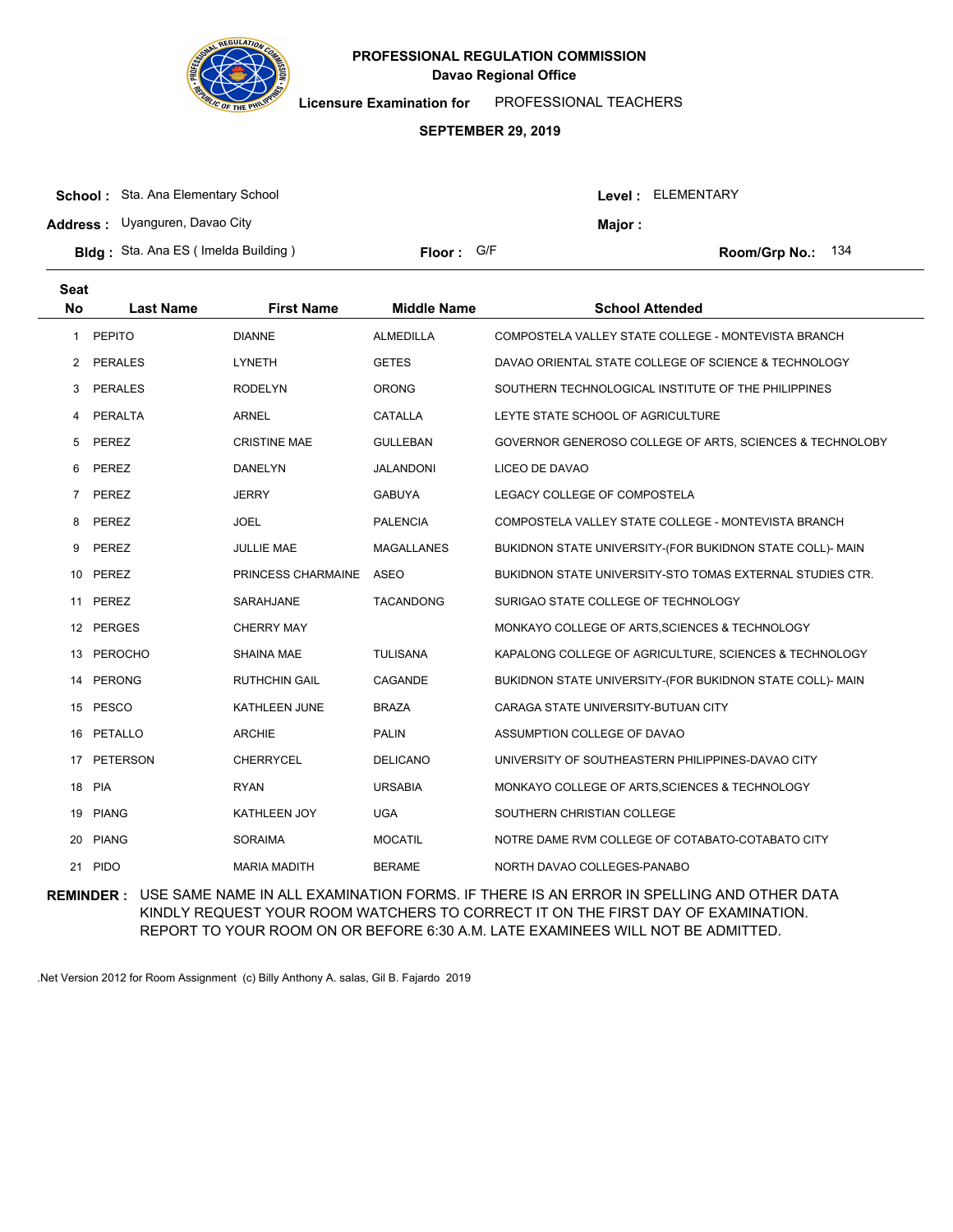# PROFESSIONAL REGULATION COMMISSION

**Davao Regional Office**

**Licensure Examination for** PROFESSIONAL TEACHERS

**SEPTEMBER 29, 2019**

**School :** Sta. Ana Elementary School **Level :** ELEMENTARY

**Address :** Uyanguren, Davao City **Major :**

**Bldg :** Sta. Ana ES ( Imelda Building ) **Floor :** G/F **Room/Grp No.:** 134

| Seat No | Last Name | First Name | Middle Name | School Attended |
|---|---|---|---|---|
| 1 | PEPITO | DIANNE | ALMEDILLA | COMPOSTELA VALLEY STATE COLLEGE - MONTEVISTA BRANCH |
| 2 | PERALES | LYNETH | GETES | DAVAO ORIENTAL STATE COLLEGE OF SCIENCE & TECHNOLOGY |
| 3 | PERALES | RODELYN | ORONG | SOUTHERN TECHNOLOGICAL INSTITUTE OF THE PHILIPPINES |
| 4 | PERALTA | ARNEL | CATALLA | LEYTE STATE SCHOOL OF AGRICULTURE |
| 5 | PEREZ | CRISTINE MAE | GULLEBAN | GOVERNOR GENEROSO COLLEGE OF ARTS, SCIENCES & TECHNOLOBY |
| 6 | PEREZ | DANELYN | JALANDONI | LICEO DE DAVAO |
| 7 | PEREZ | JERRY | GABUYA | LEGACY COLLEGE OF COMPOSTELA |
| 8 | PEREZ | JOEL | PALENCIA | COMPOSTELA VALLEY STATE COLLEGE - MONTEVISTA BRANCH |
| 9 | PEREZ | JULLIE MAE | MAGALLANES | BUKIDNON STATE UNIVERSITY-(FOR BUKIDNON STATE COLL)- MAIN |
| 10 | PEREZ | PRINCESS CHARMAINE | ASEO | BUKIDNON STATE UNIVERSITY-STO TOMAS EXTERNAL STUDIES CTR. |
| 11 | PEREZ | SARAHJANE | TACANDONG | SURIGAO STATE COLLEGE OF TECHNOLOGY |
| 12 | PERGES | CHERRY MAY | | MONKAYO COLLEGE OF ARTS,SCIENCES & TECHNOLOGY |
| 13 | PEROCHO | SHAINA MAE | TULISANA | KAPALONG COLLEGE OF AGRICULTURE, SCIENCES & TECHNOLOGY |
| 14 | PERONG | RUTHCHIN GAIL | CAGANDE | BUKIDNON STATE UNIVERSITY-(FOR BUKIDNON STATE COLL)- MAIN |
| 15 | PESCO | KATHLEEN JUNE | BRAZA | CARAGA STATE UNIVERSITY-BUTUAN CITY |
| 16 | PETALLO | ARCHIE | PALIN | ASSUMPTION COLLEGE OF DAVAO |
| 17 | PETERSON | CHERRYCEL | DELICANO | UNIVERSITY OF SOUTHEASTERN PHILIPPINES-DAVAO CITY |
| 18 | PIA | RYAN | URSABIA | MONKAYO COLLEGE OF ARTS,SCIENCES & TECHNOLOGY |
| 19 | PIANG | KATHLEEN JOY | UGA | SOUTHERN CHRISTIAN COLLEGE |
| 20 | PIANG | SORAIMA | MOCATIL | NOTRE DAME RVM COLLEGE OF COTABATO-COTABATO CITY |
| 21 | PIDO | MARIA MADITH | BERAME | NORTH DAVAO COLLEGES-PANABO |

**REMINDER :** USE SAME NAME IN ALL EXAMINATION FORMS. IF THERE IS AN ERROR IN SPELLING AND OTHER DATA KINDLY REQUEST YOUR ROOM WATCHERS TO CORRECT IT ON THE FIRST DAY OF EXAMINATION. REPORT TO YOUR ROOM ON OR BEFORE 6:30 A.M. LATE EXAMINEES WILL NOT BE ADMITTED.

.Net Version 2012 for Room Assignment (c) Billy Anthony A. salas, Gil B. Fajardo 2019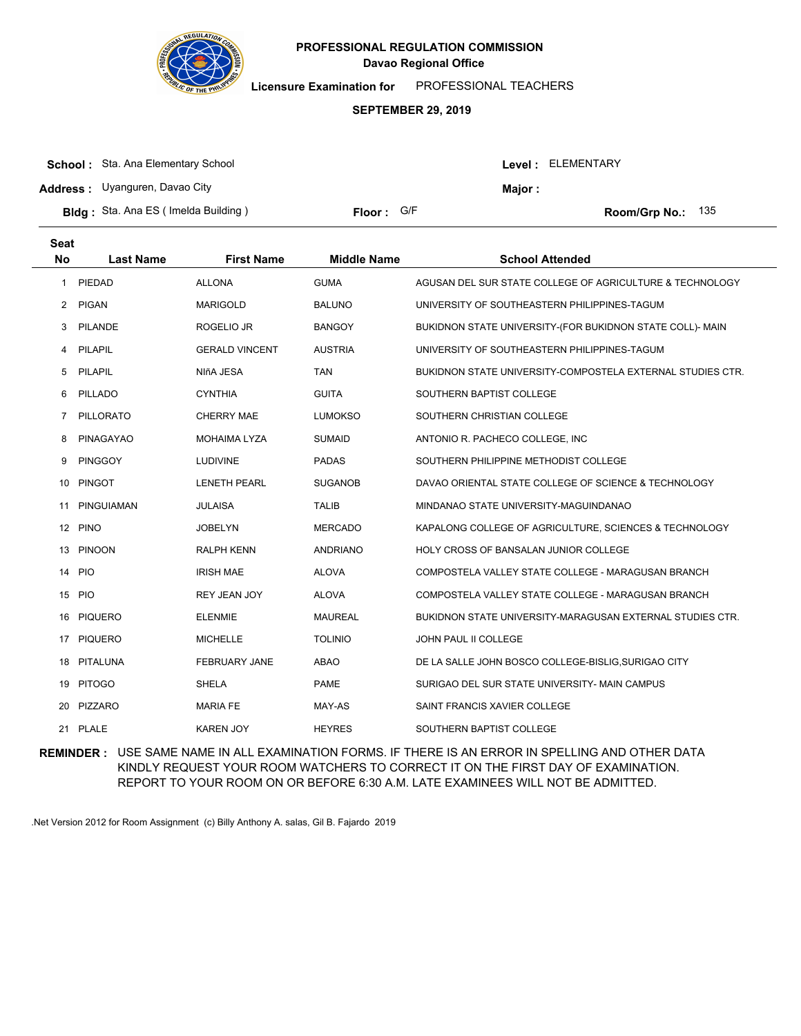**PROFESSIONAL REGULATION COMMISSION**
**Davao Regional Office**

**Licensure Examination for** PROFESSIONAL TEACHERS

**SEPTEMBER 29, 2019**

**School :** Sta. Ana Elementary School
**Level :** ELEMENTARY
**Address :** Uyanguren, Davao City
**Major :**
**Bldg :** Sta. Ana ES ( Imelda Building )
**Floor :** G/F
**Room/Grp No.:** 135

| Seat No | Last Name | First Name | Middle Name | School Attended |
|---|---|---|---|---|
| 1 | PIEDAD | ALLONA | GUMA | AGUSAN DEL SUR STATE COLLEGE OF AGRICULTURE & TECHNOLOGY |
| 2 | PIGAN | MARIGOLD | BALUNO | UNIVERSITY OF SOUTHEASTERN PHILIPPINES-TAGUM |
| 3 | PILANDE | ROGELIO JR | BANGOY | BUKIDNON STATE UNIVERSITY-(FOR BUKIDNON STATE COLL)- MAIN |
| 4 | PILAPIL | GERALD VINCENT | AUSTRIA | UNIVERSITY OF SOUTHEASTERN PHILIPPINES-TAGUM |
| 5 | PILAPIL | NIñA JESA | TAN | BUKIDNON STATE UNIVERSITY-COMPOSTELA EXTERNAL STUDIES CTR. |
| 6 | PILLADO | CYNTHIA | GUITA | SOUTHERN BAPTIST COLLEGE |
| 7 | PILLORATO | CHERRY MAE | LUMOKSO | SOUTHERN CHRISTIAN COLLEGE |
| 8 | PINAGAYAO | MOHAIMA LYZA | SUMAID | ANTONIO R. PACHECO COLLEGE, INC |
| 9 | PINGGOY | LUDIVINE | PADAS | SOUTHERN PHILIPPINE METHODIST COLLEGE |
| 10 | PINGOT | LENETH PEARL | SUGANOB | DAVAO ORIENTAL STATE COLLEGE OF SCIENCE & TECHNOLOGY |
| 11 | PINGUIAMAN | JULAISA | TALIB | MINDANAO STATE UNIVERSITY-MAGUINDANAO |
| 12 | PINO | JOBELYN | MERCADO | KAPALONG COLLEGE OF AGRICULTURE, SCIENCES & TECHNOLOGY |
| 13 | PINOON | RALPH KENN | ANDRIANO | HOLY CROSS OF BANSALAN JUNIOR COLLEGE |
| 14 | PIO | IRISH MAE | ALOVA | COMPOSTELA VALLEY STATE COLLEGE - MARAGUSAN BRANCH |
| 15 | PIO | REY JEAN JOY | ALOVA | COMPOSTELA VALLEY STATE COLLEGE - MARAGUSAN BRANCH |
| 16 | PIQUERO | ELENMIE | MAUREAL | BUKIDNON STATE UNIVERSITY-MARAGUSAN EXTERNAL STUDIES CTR. |
| 17 | PIQUERO | MICHELLE | TOLINIO | JOHN PAUL II COLLEGE |
| 18 | PITALUNA | FEBRUARY JANE | ABAO | DE LA SALLE JOHN BOSCO COLLEGE-BISLIG,SURIGAO CITY |
| 19 | PITOGO | SHELA | PAME | SURIGAO DEL SUR STATE UNIVERSITY- MAIN CAMPUS |
| 20 | PIZZARO | MARIA FE | MAY-AS | SAINT FRANCIS XAVIER COLLEGE |
| 21 | PLALE | KAREN JOY | HEYRES | SOUTHERN BAPTIST COLLEGE |

**REMINDER :** USE SAME NAME IN ALL EXAMINATION FORMS. IF THERE IS AN ERROR IN SPELLING AND OTHER DATA KINDLY REQUEST YOUR ROOM WATCHERS TO CORRECT IT ON THE FIRST DAY OF EXAMINATION. REPORT TO YOUR ROOM ON OR BEFORE 6:30 A.M. LATE EXAMINEES WILL NOT BE ADMITTED.

.Net Version 2012 for Room Assignment (c) Billy Anthony A. salas, Gil B. Fajardo 2019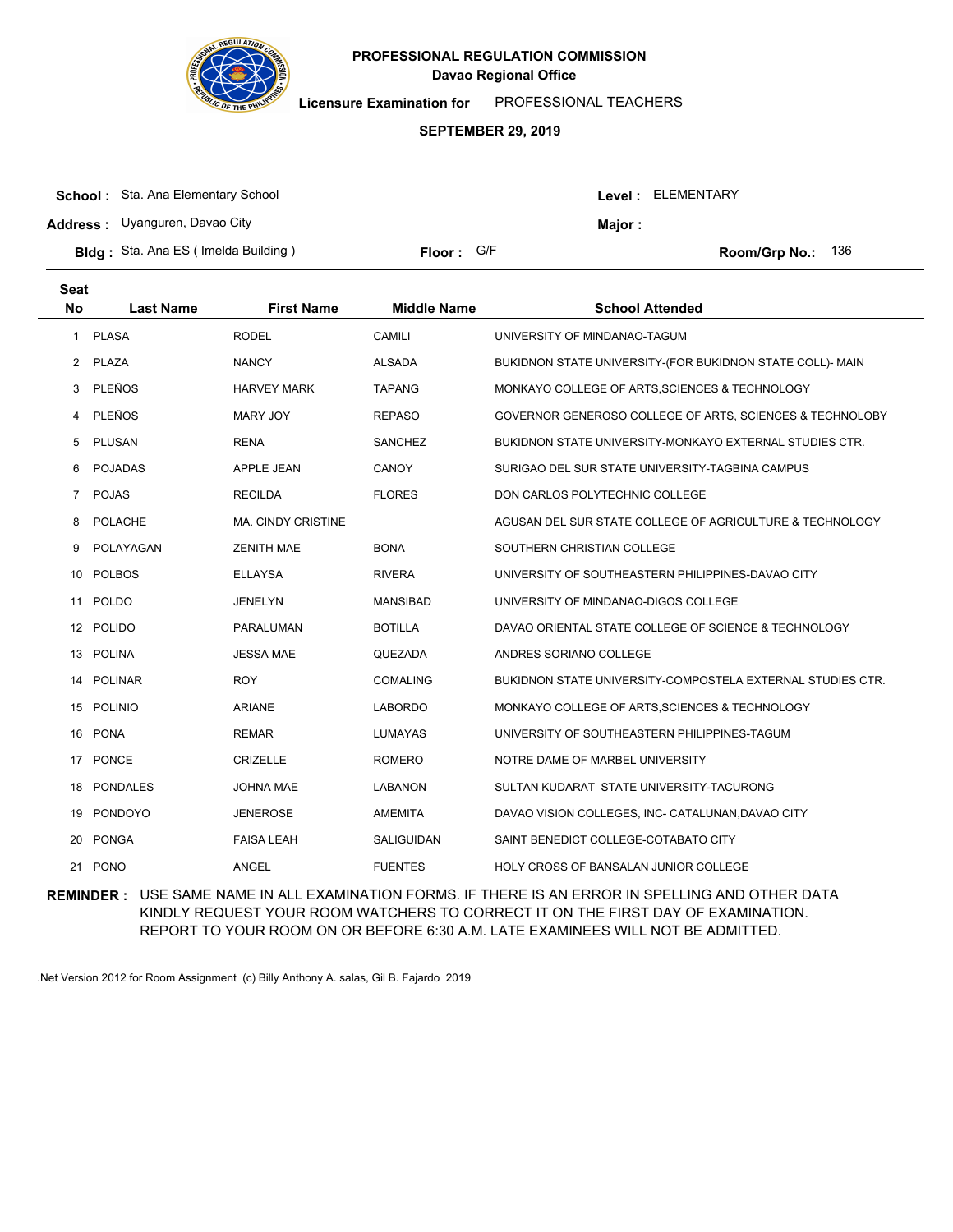**PROFESSIONAL REGULATION COMMISSION**
**Davao Regional Office**

**Licensure Examination for** PROFESSIONAL TEACHERS

**SEPTEMBER 29, 2019**

**School :** Sta. Ana Elementary School
**Level :** ELEMENTARY
**Address :** Uyanguren, Davao City
**Major :**
**Bldg :** Sta. Ana ES ( Imelda Building )
**Floor :** G/F
**Room/Grp No.:** 136

| Seat No | Last Name | First Name | Middle Name | School Attended |
|---|---|---|---|---|
| 1 | PLASA | RODEL | CAMILI | UNIVERSITY OF MINDANAO-TAGUM |
| 2 | PLAZA | NANCY | ALSADA | BUKIDNON STATE UNIVERSITY-(FOR BUKIDNON STATE COLL)- MAIN |
| 3 | PLEÑOS | HARVEY MARK | TAPANG | MONKAYO COLLEGE OF ARTS,SCIENCES & TECHNOLOGY |
| 4 | PLEÑOS | MARY JOY | REPASO | GOVERNOR GENEROSO COLLEGE OF ARTS, SCIENCES & TECHNOLOBY |
| 5 | PLUSAN | RENA | SANCHEZ | BUKIDNON STATE UNIVERSITY-MONKAYO EXTERNAL STUDIES CTR. |
| 6 | POJADAS | APPLE JEAN | CANOY | SURIGAO DEL SUR STATE UNIVERSITY-TAGBINA CAMPUS |
| 7 | POJAS | RECILDA | FLORES | DON CARLOS POLYTECHNIC COLLEGE |
| 8 | POLACHE | MA. CINDY CRISTINE | | AGUSAN DEL SUR STATE COLLEGE OF AGRICULTURE & TECHNOLOGY |
| 9 | POLAYAGAN | ZENITH MAE | BONA | SOUTHERN CHRISTIAN COLLEGE |
| 10 | POLBOS | ELLAYSA | RIVERA | UNIVERSITY OF SOUTHEASTERN PHILIPPINES-DAVAO CITY |
| 11 | POLDO | JENELYN | MANSIBAD | UNIVERSITY OF MINDANAO-DIGOS COLLEGE |
| 12 | POLIDO | PARALUMAN | BOTILLA | DAVAO ORIENTAL STATE COLLEGE OF SCIENCE & TECHNOLOGY |
| 13 | POLINA | JESSA MAE | QUEZADA | ANDRES SORIANO COLLEGE |
| 14 | POLINAR | ROY | COMALING | BUKIDNON STATE UNIVERSITY-COMPOSTELA EXTERNAL STUDIES CTR. |
| 15 | POLINIO | ARIANE | LABORDO | MONKAYO COLLEGE OF ARTS,SCIENCES & TECHNOLOGY |
| 16 | PONA | REMAR | LUMAYAS | UNIVERSITY OF SOUTHEASTERN PHILIPPINES-TAGUM |
| 17 | PONCE | CRIZELLE | ROMERO | NOTRE DAME OF MARBEL UNIVERSITY |
| 18 | PONDALES | JOHNA MAE | LABANON | SULTAN KUDARAT STATE UNIVERSITY-TACURONG |
| 19 | PONDOYO | JENEROSE | AMEMITA | DAVAO VISION COLLEGES, INC- CATALUNAN,DAVAO CITY |
| 20 | PONGA | FAISA LEAH | SALIGUIDAN | SAINT BENEDICT COLLEGE-COTABATO CITY |
| 21 | PONO | ANGEL | FUENTES | HOLY CROSS OF BANSALAN JUNIOR COLLEGE |

**REMINDER :** USE SAME NAME IN ALL EXAMINATION FORMS. IF THERE IS AN ERROR IN SPELLING AND OTHER DATA KINDLY REQUEST YOUR ROOM WATCHERS TO CORRECT IT ON THE FIRST DAY OF EXAMINATION. REPORT TO YOUR ROOM ON OR BEFORE 6:30 A.M. LATE EXAMINEES WILL NOT BE ADMITTED.

.Net Version 2012 for Room Assignment (c) Billy Anthony A. salas, Gil B. Fajardo 2019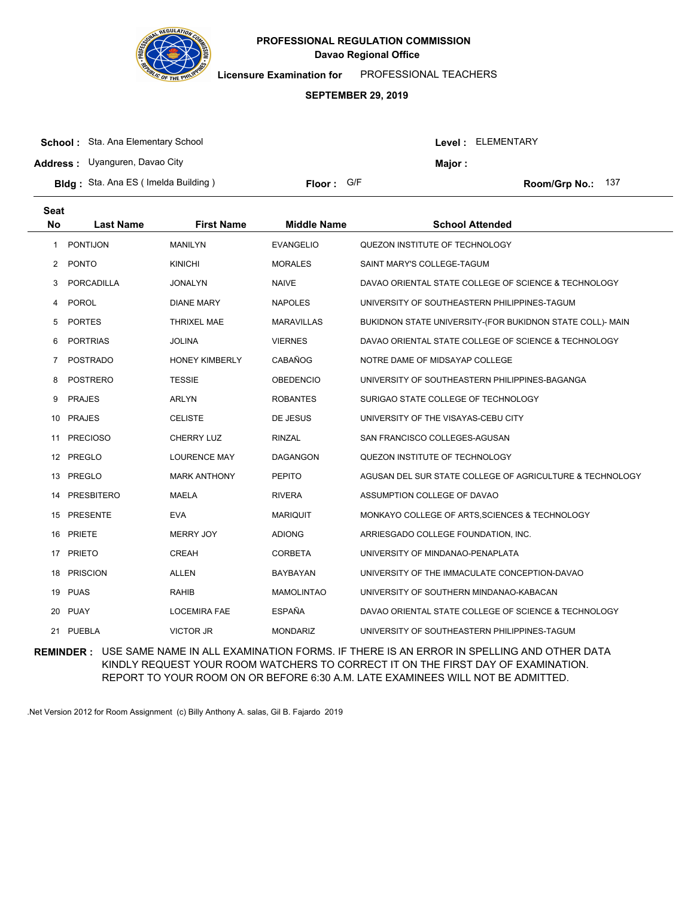# PROFESSIONAL REGULATION COMMISSION

**Davao Regional Office**

**Licensure Examination for** PROFESSIONAL TEACHERS

**SEPTEMBER 29, 2019**

**School :** Sta. Ana Elementary School

**Level :** ELEMENTARY

**Address :** Uyanguren, Davao City

**Major :**

**Bldg :** Sta. Ana ES ( Imelda Building )

**Floor :** G/F

**Room/Grp No.:** 137

| Seat No | Last Name | First Name | Middle Name | School Attended |
|---|---|---|---|---|
| 1 | PONTIJON | MANILYN | EVANGELIO | QUEZON INSTITUTE OF TECHNOLOGY |
| 2 | PONTO | KINICHI | MORALES | SAINT MARY'S COLLEGE-TAGUM |
| 3 | PORCADILLA | JONALYN | NAIVE | DAVAO ORIENTAL STATE COLLEGE OF SCIENCE & TECHNOLOGY |
| 4 | POROL | DIANE MARY | NAPOLES | UNIVERSITY OF SOUTHEASTERN PHILIPPINES-TAGUM |
| 5 | PORTES | THRIXEL MAE | MARAVILLAS | BUKIDNON STATE UNIVERSITY-(FOR BUKIDNON STATE COLL)- MAIN |
| 6 | PORTRIAS | JOLINA | VIERNES | DAVAO ORIENTAL STATE COLLEGE OF SCIENCE & TECHNOLOGY |
| 7 | POSTRADO | HONEY KIMBERLY | CABAÑOG | NOTRE DAME OF MIDSAYAP COLLEGE |
| 8 | POSTRERO | TESSIE | OBEDENCIO | UNIVERSITY OF SOUTHEASTERN PHILIPPINES-BAGANGA |
| 9 | PRAJES | ARLYN | ROBANTES | SURIGAO STATE COLLEGE OF TECHNOLOGY |
| 10 | PRAJES | CELISTE | DE JESUS | UNIVERSITY OF THE VISAYAS-CEBU CITY |
| 11 | PRECIOSO | CHERRY LUZ | RINZAL | SAN FRANCISCO COLLEGES-AGUSAN |
| 12 | PREGLO | LOURENCE MAY | DAGANGON | QUEZON INSTITUTE OF TECHNOLOGY |
| 13 | PREGLO | MARK ANTHONY | PEPITO | AGUSAN DEL SUR STATE COLLEGE OF AGRICULTURE & TECHNOLOGY |
| 14 | PRESBITERO | MAELA | RIVERA | ASSUMPTION COLLEGE OF DAVAO |
| 15 | PRESENTE | EVA | MARIQUIT | MONKAYO COLLEGE OF ARTS,SCIENCES & TECHNOLOGY |
| 16 | PRIETE | MERRY JOY | ADIONG | ARRIESGADO COLLEGE FOUNDATION, INC. |
| 17 | PRIETO | CREAH | CORBETA | UNIVERSITY OF MINDANAO-PENAPLATA |
| 18 | PRISCION | ALLEN | BAYBAYAN | UNIVERSITY OF THE IMMACULATE CONCEPTION-DAVAO |
| 19 | PUAS | RAHIB | MAMOLINTAO | UNIVERSITY OF SOUTHERN MINDANAO-KABACAN |
| 20 | PUAY | LOCEMIRA FAE | ESPAÑA | DAVAO ORIENTAL STATE COLLEGE OF SCIENCE & TECHNOLOGY |
| 21 | PUEBLA | VICTOR JR | MONDARIZ | UNIVERSITY OF SOUTHEASTERN PHILIPPINES-TAGUM |

**REMINDER :** USE SAME NAME IN ALL EXAMINATION FORMS. IF THERE IS AN ERROR IN SPELLING AND OTHER DATA KINDLY REQUEST YOUR ROOM WATCHERS TO CORRECT IT ON THE FIRST DAY OF EXAMINATION. REPORT TO YOUR ROOM ON OR BEFORE 6:30 A.M. LATE EXAMINEES WILL NOT BE ADMITTED.

.Net Version 2012 for Room Assignment (c) Billy Anthony A. salas, Gil B. Fajardo 2019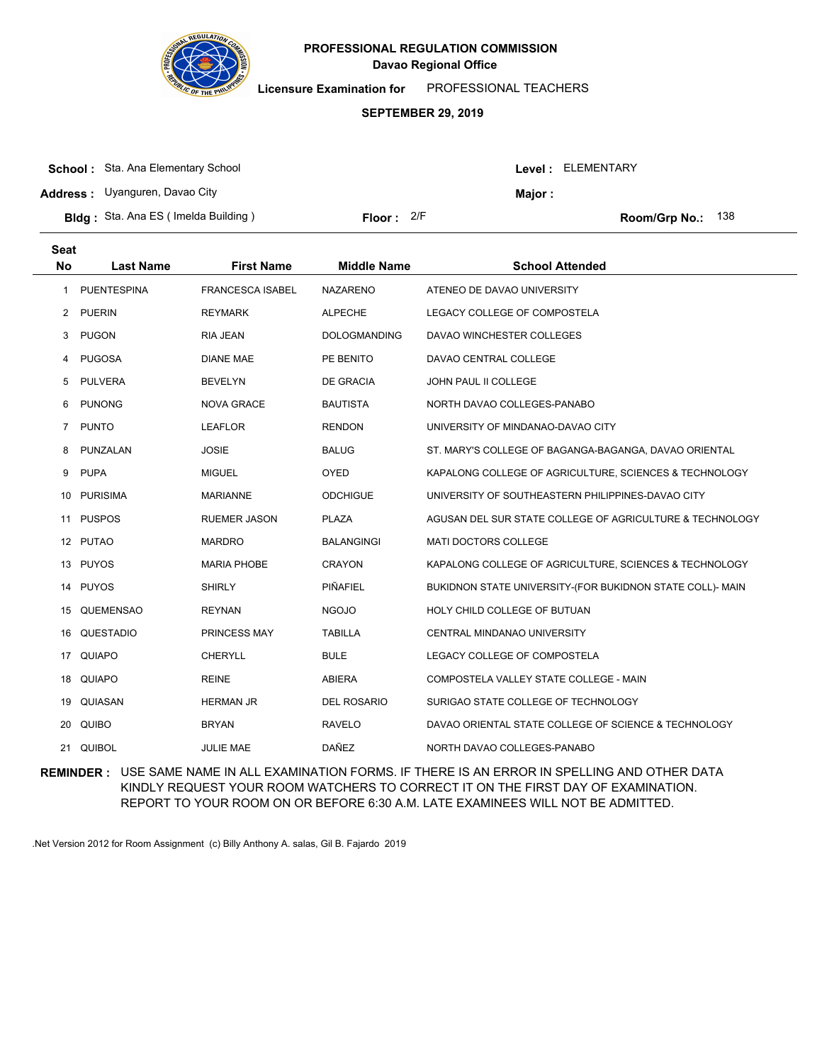# PROFESSIONAL REGULATION COMMISSION

**Davao Regional Office**

**Licensure Examination for** PROFESSIONAL TEACHERS

**SEPTEMBER 29, 2019**

**School :** Sta. Ana Elementary School **Level :** ELEMENTARY

**Address :** Uyanguren, Davao City **Major :**

**Bldg :** Sta. Ana ES ( Imelda Building ) **Floor :** 2/F **Room/Grp No.:** 138

| Seat No | Last Name | First Name | Middle Name | School Attended |
|---|---|---|---|---|
| 1 | PUENTESPINA | FRANCESCA ISABEL | NAZARENO | ATENEO DE DAVAO UNIVERSITY |
| 2 | PUERIN | REYMARK | ALPECHE | LEGACY COLLEGE OF COMPOSTELA |
| 3 | PUGON | RIA JEAN | DOLOGMANDING | DAVAO WINCHESTER COLLEGES |
| 4 | PUGOSA | DIANE MAE | PE BENITO | DAVAO CENTRAL COLLEGE |
| 5 | PULVERA | BEVELYN | DE GRACIA | JOHN PAUL II COLLEGE |
| 6 | PUNONG | NOVA GRACE | BAUTISTA | NORTH DAVAO COLLEGES-PANABO |
| 7 | PUNTO | LEAFLOR | RENDON | UNIVERSITY OF MINDANAO-DAVAO CITY |
| 8 | PUNZALAN | JOSIE | BALUG | ST. MARY'S COLLEGE OF BAGANGA-BAGANGA, DAVAO ORIENTAL |
| 9 | PUPA | MIGUEL | OYED | KAPALONG COLLEGE OF AGRICULTURE, SCIENCES & TECHNOLOGY |
| 10 | PURISIMA | MARIANNE | ODCHIGUE | UNIVERSITY OF SOUTHEASTERN PHILIPPINES-DAVAO CITY |
| 11 | PUSPOS | RUEMER JASON | PLAZA | AGUSAN DEL SUR STATE COLLEGE OF AGRICULTURE & TECHNOLOGY |
| 12 | PUTAO | MARDRO | BALANGINGI | MATI DOCTORS COLLEGE |
| 13 | PUYOS | MARIA PHOBE | CRAYON | KAPALONG COLLEGE OF AGRICULTURE, SCIENCES & TECHNOLOGY |
| 14 | PUYOS | SHIRLY | PIÑAFIEL | BUKIDNON STATE UNIVERSITY-(FOR BUKIDNON STATE COLL)- MAIN |
| 15 | QUEMENSAO | REYNAN | NGOJO | HOLY CHILD COLLEGE OF BUTUAN |
| 16 | QUESTADIO | PRINCESS MAY | TABILLA | CENTRAL MINDANAO UNIVERSITY |
| 17 | QUIAPO | CHERYLL | BULE | LEGACY COLLEGE OF COMPOSTELA |
| 18 | QUIAPO | REINE | ABIERA | COMPOSTELA VALLEY STATE COLLEGE - MAIN |
| 19 | QUIASAN | HERMAN JR | DEL ROSARIO | SURIGAO STATE COLLEGE OF TECHNOLOGY |
| 20 | QUIBO | BRYAN | RAVELO | DAVAO ORIENTAL STATE COLLEGE OF SCIENCE & TECHNOLOGY |
| 21 | QUIBOL | JULIE MAE | DAÑEZ | NORTH DAVAO COLLEGES-PANABO |

**REMINDER :** USE SAME NAME IN ALL EXAMINATION FORMS. IF THERE IS AN ERROR IN SPELLING AND OTHER DATA KINDLY REQUEST YOUR ROOM WATCHERS TO CORRECT IT ON THE FIRST DAY OF EXAMINATION. REPORT TO YOUR ROOM ON OR BEFORE 6:30 A.M. LATE EXAMINEES WILL NOT BE ADMITTED.

.Net Version 2012 for Room Assignment (c) Billy Anthony A. salas, Gil B. Fajardo 2019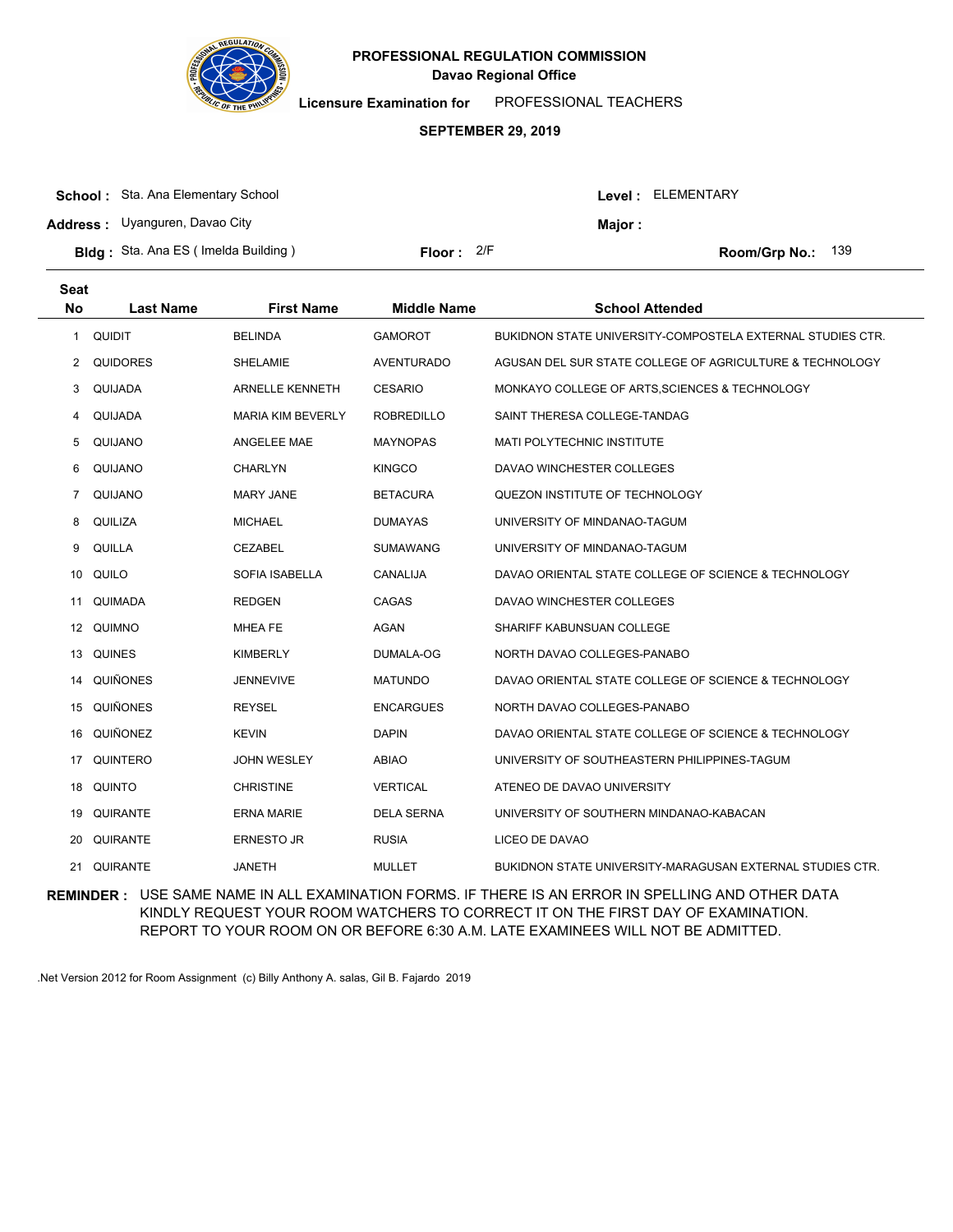# PROFESSIONAL REGULATION COMMISSION
## Davao Regional Office

**Licensure Examination for** PROFESSIONAL TEACHERS

**SEPTEMBER 29, 2019**

**School :** Sta. Ana Elementary School
**Level :** ELEMENTARY
**Address :** Uyanguren, Davao City
**Major :**
**Bldg :** Sta. Ana ES ( Imelda Building )
**Floor :** 2/F
**Room/Grp No.:** 139

| Seat No | Last Name | First Name | Middle Name | School Attended |
|---|---|---|---|---|
| 1 | QUIDIT | BELINDA | GAMOROT | BUKIDNON STATE UNIVERSITY-COMPOSTELA EXTERNAL STUDIES CTR. |
| 2 | QUIDORES | SHELAMIE | AVENTURADO | AGUSAN DEL SUR STATE COLLEGE OF AGRICULTURE & TECHNOLOGY |
| 3 | QUIJADA | ARNELLE KENNETH | CESARIO | MONKAYO COLLEGE OF ARTS,SCIENCES & TECHNOLOGY |
| 4 | QUIJADA | MARIA KIM BEVERLY | ROBREDILLO | SAINT THERESA COLLEGE-TANDAG |
| 5 | QUIJANO | ANGELEE MAE | MAYNOPAS | MATI POLYTECHNIC INSTITUTE |
| 6 | QUIJANO | CHARLYN | KINGCO | DAVAO WINCHESTER COLLEGES |
| 7 | QUIJANO | MARY JANE | BETACURA | QUEZON INSTITUTE OF TECHNOLOGY |
| 8 | QUILIZA | MICHAEL | DUMAYAS | UNIVERSITY OF MINDANAO-TAGUM |
| 9 | QUILLA | CEZABEL | SUMAWANG | UNIVERSITY OF MINDANAO-TAGUM |
| 10 | QUILO | SOFIA ISABELLA | CANALIJA | DAVAO ORIENTAL STATE COLLEGE OF SCIENCE & TECHNOLOGY |
| 11 | QUIMADA | REDGEN | CAGAS | DAVAO WINCHESTER COLLEGES |
| 12 | QUIMNO | MHEA FE | AGAN | SHARIFF KABUNSUAN COLLEGE |
| 13 | QUINES | KIMBERLY | DUMALA-OG | NORTH DAVAO COLLEGES-PANABO |
| 14 | QUIÑONES | JENNEVIVE | MATUNDO | DAVAO ORIENTAL STATE COLLEGE OF SCIENCE & TECHNOLOGY |
| 15 | QUIÑONES | REYSEL | ENCARGUES | NORTH DAVAO COLLEGES-PANABO |
| 16 | QUIÑONEZ | KEVIN | DAPIN | DAVAO ORIENTAL STATE COLLEGE OF SCIENCE & TECHNOLOGY |
| 17 | QUINTERO | JOHN WESLEY | ABIAO | UNIVERSITY OF SOUTHEASTERN PHILIPPINES-TAGUM |
| 18 | QUINTO | CHRISTINE | VERTICAL | ATENEO DE DAVAO UNIVERSITY |
| 19 | QUIRANTE | ERNA MARIE | DELA SERNA | UNIVERSITY OF SOUTHERN MINDANAO-KABACAN |
| 20 | QUIRANTE | ERNESTO JR | RUSIA | LICEO DE DAVAO |
| 21 | QUIRANTE | JANETH | MULLET | BUKIDNON STATE UNIVERSITY-MARAGUSAN EXTERNAL STUDIES CTR. |

**REMINDER :** USE SAME NAME IN ALL EXAMINATION FORMS. IF THERE IS AN ERROR IN SPELLING AND OTHER DATA KINDLY REQUEST YOUR ROOM WATCHERS TO CORRECT IT ON THE FIRST DAY OF EXAMINATION. REPORT TO YOUR ROOM ON OR BEFORE 6:30 A.M. LATE EXAMINEES WILL NOT BE ADMITTED.

.Net Version 2012 for Room Assignment (c) Billy Anthony A. salas, Gil B. Fajardo 2019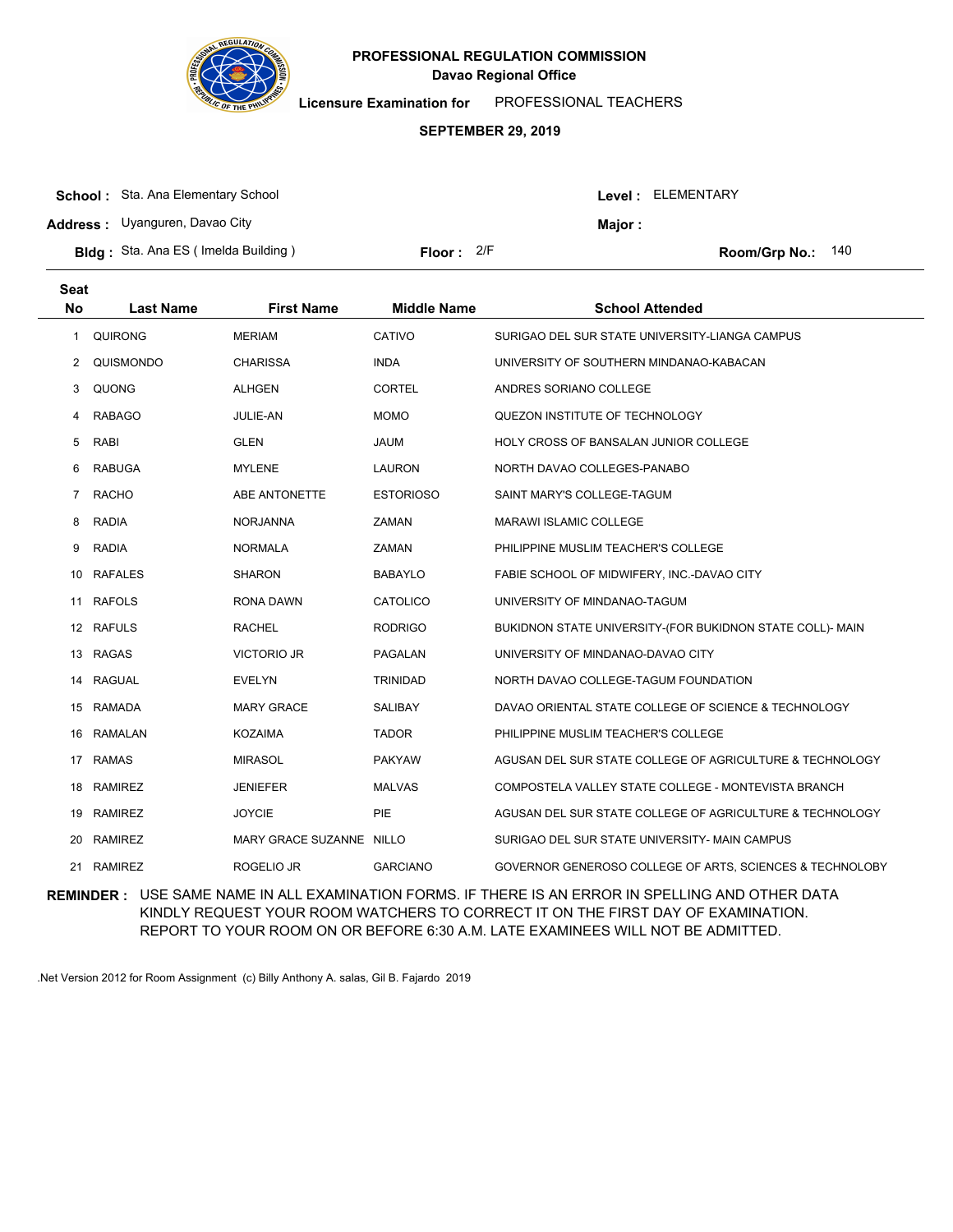# PROFESSIONAL REGULATION COMMISSION
## Davao Regional Office

**Licensure Examination for** PROFESSIONAL TEACHERS

**SEPTEMBER 29, 2019**

**School :** Sta. Ana Elementary School
**Level :** ELEMENTARY
**Address :** Uyanguren, Davao City
**Major :**
**Bldg :** Sta. Ana ES ( Imelda Building )
**Floor :** 2/F
**Room/Grp No.:** 140

| Seat No | Last Name | First Name | Middle Name | School Attended |
|---|---|---|---|---|
| 1 | QUIRONG | MERIAM | CATIVO | SURIGAO DEL SUR STATE UNIVERSITY-LIANGA CAMPUS |
| 2 | QUISMONDO | CHARISSA | INDA | UNIVERSITY OF SOUTHERN MINDANAO-KABACAN |
| 3 | QUONG | ALHGEN | CORTEL | ANDRES SORIANO COLLEGE |
| 4 | RABAGO | JULIE-AN | MOMO | QUEZON INSTITUTE OF TECHNOLOGY |
| 5 | RABI | GLEN | JAUM | HOLY CROSS OF BANSALAN JUNIOR COLLEGE |
| 6 | RABUGA | MYLENE | LAURON | NORTH DAVAO COLLEGES-PANABO |
| 7 | RACHO | ABE ANTONETTE | ESTORIOSO | SAINT MARY'S COLLEGE-TAGUM |
| 8 | RADIA | NORJANNA | ZAMAN | MARAWI ISLAMIC COLLEGE |
| 9 | RADIA | NORMALA | ZAMAN | PHILIPPINE MUSLIM TEACHER'S COLLEGE |
| 10 | RAFALES | SHARON | BABAYLO | FABIE SCHOOL OF MIDWIFERY, INC.-DAVAO CITY |
| 11 | RAFOLS | RONA DAWN | CATOLICO | UNIVERSITY OF MINDANAO-TAGUM |
| 12 | RAFULS | RACHEL | RODRIGO | BUKIDNON STATE UNIVERSITY-(FOR BUKIDNON STATE COLL)- MAIN |
| 13 | RAGAS | VICTORIO JR | PAGALAN | UNIVERSITY OF MINDANAO-DAVAO CITY |
| 14 | RAGUAL | EVELYN | TRINIDAD | NORTH DAVAO COLLEGE-TAGUM FOUNDATION |
| 15 | RAMADA | MARY GRACE | SALIBAY | DAVAO ORIENTAL STATE COLLEGE OF SCIENCE & TECHNOLOGY |
| 16 | RAMALAN | KOZAIMA | TADOR | PHILIPPINE MUSLIM TEACHER'S COLLEGE |
| 17 | RAMAS | MIRASOL | PAKYAW | AGUSAN DEL SUR STATE COLLEGE OF AGRICULTURE & TECHNOLOGY |
| 18 | RAMIREZ | JENIEFER | MALVAS | COMPOSTELA VALLEY STATE COLLEGE - MONTEVISTA BRANCH |
| 19 | RAMIREZ | JOYCIE | PIE | AGUSAN DEL SUR STATE COLLEGE OF AGRICULTURE & TECHNOLOGY |
| 20 | RAMIREZ | MARY GRACE SUZANNE | NILLO | SURIGAO DEL SUR STATE UNIVERSITY- MAIN CAMPUS |
| 21 | RAMIREZ | ROGELIO JR | GARCIANO | GOVERNOR GENEROSO COLLEGE OF ARTS, SCIENCES & TECHNOLOBY |

**REMINDER :** USE SAME NAME IN ALL EXAMINATION FORMS. IF THERE IS AN ERROR IN SPELLING AND OTHER DATA KINDLY REQUEST YOUR ROOM WATCHERS TO CORRECT IT ON THE FIRST DAY OF EXAMINATION. REPORT TO YOUR ROOM ON OR BEFORE 6:30 A.M. LATE EXAMINEES WILL NOT BE ADMITTED.

.Net Version 2012 for Room Assignment (c) Billy Anthony A. salas, Gil B. Fajardo 2019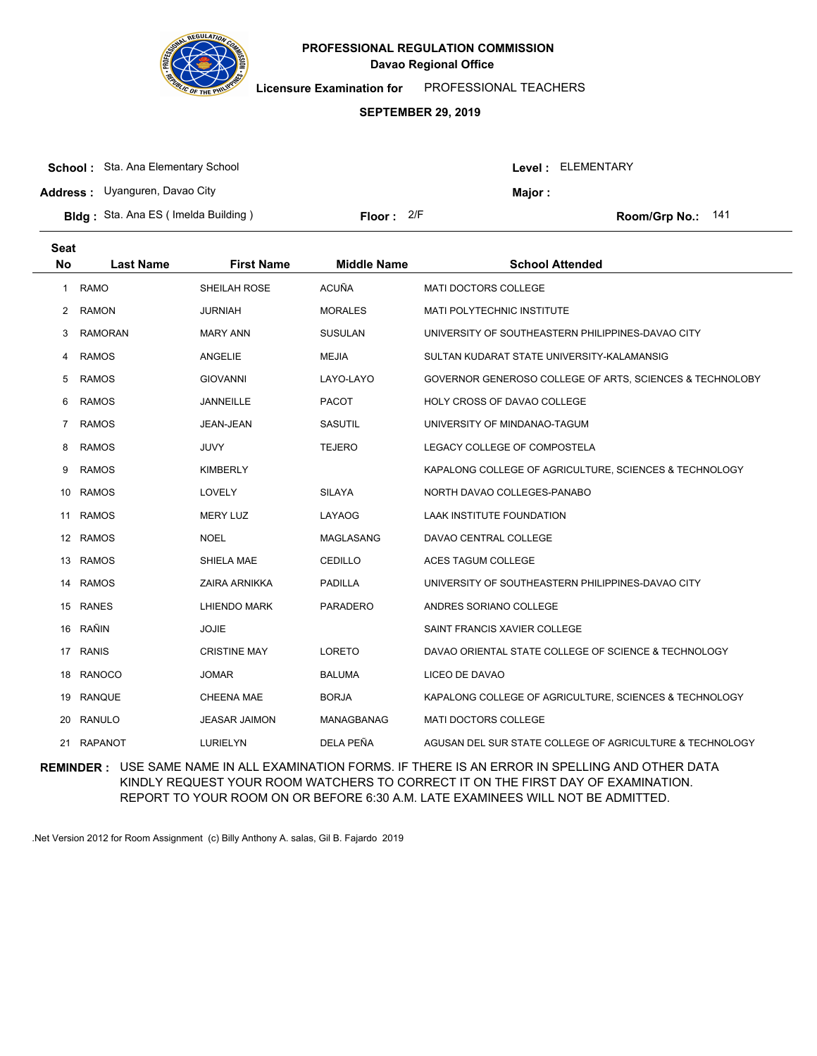# PROFESSIONAL REGULATION COMMISSION

## Davao Regional Office

**Licensure Examination for** PROFESSIONAL TEACHERS

**SEPTEMBER 29, 2019**

**School :** Sta. Ana Elementary School  
**Level :** ELEMENTARY  
**Address :** Uyanguren, Davao City  
**Major :**  
**Bldg :** Sta. Ana ES ( Imelda Building )  
**Floor :** 2/F  
**Room/Grp No.:** 141

| Seat No | Last Name | First Name | Middle Name | School Attended |
|---|---|---|---|---|
| 1 | RAMO | SHEILAH ROSE | ACUÑA | MATI DOCTORS COLLEGE |
| 2 | RAMON | JURNIAH | MORALES | MATI POLYTECHNIC INSTITUTE |
| 3 | RAMORAN | MARY ANN | SUSULAN | UNIVERSITY OF SOUTHEASTERN PHILIPPINES-DAVAO CITY |
| 4 | RAMOS | ANGELIE | MEJIA | SULTAN KUDARAT STATE UNIVERSITY-KALAMANSIG |
| 5 | RAMOS | GIOVANNI | LAYO-LAYO | GOVERNOR GENEROSO COLLEGE OF ARTS, SCIENCES & TECHNOLOBY |
| 6 | RAMOS | JANNEILLE | PACOT | HOLY CROSS OF DAVAO COLLEGE |
| 7 | RAMOS | JEAN-JEAN | SASUTIL | UNIVERSITY OF MINDANAO-TAGUM |
| 8 | RAMOS | JUVY | TEJERO | LEGACY COLLEGE OF COMPOSTELA |
| 9 | RAMOS | KIMBERLY | | KAPALONG COLLEGE OF AGRICULTURE, SCIENCES & TECHNOLOGY |
| 10 | RAMOS | LOVELY | SILAYA | NORTH DAVAO COLLEGES-PANABO |
| 11 | RAMOS | MERY LUZ | LAYAOG | LAAK INSTITUTE FOUNDATION |
| 12 | RAMOS | NOEL | MAGLASANG | DAVAO CENTRAL COLLEGE |
| 13 | RAMOS | SHIELA MAE | CEDILLO | ACES TAGUM COLLEGE |
| 14 | RAMOS | ZAIRA ARNIKKA | PADILLA | UNIVERSITY OF SOUTHEASTERN PHILIPPINES-DAVAO CITY |
| 15 | RANES | LHIENDO MARK | PARADERO | ANDRES SORIANO COLLEGE |
| 16 | RAÑIN | JOJIE | | SAINT FRANCIS XAVIER COLLEGE |
| 17 | RANIS | CRISTINE MAY | LORETO | DAVAO ORIENTAL STATE COLLEGE OF SCIENCE & TECHNOLOGY |
| 18 | RANOCO | JOMAR | BALUMA | LICEO DE DAVAO |
| 19 | RANQUE | CHEENA MAE | BORJA | KAPALONG COLLEGE OF AGRICULTURE, SCIENCES & TECHNOLOGY |
| 20 | RANULO | JEASAR JAIMON | MANAGBANAG | MATI DOCTORS COLLEGE |
| 21 | RAPANOT | LURIELYN | DELA PEÑA | AGUSAN DEL SUR STATE COLLEGE OF AGRICULTURE & TECHNOLOGY |

**REMINDER :** USE SAME NAME IN ALL EXAMINATION FORMS. IF THERE IS AN ERROR IN SPELLING AND OTHER DATA KINDLY REQUEST YOUR ROOM WATCHERS TO CORRECT IT ON THE FIRST DAY OF EXAMINATION. REPORT TO YOUR ROOM ON OR BEFORE 6:30 A.M. LATE EXAMINEES WILL NOT BE ADMITTED.

.Net Version 2012 for Room Assignment (c) Billy Anthony A. salas, Gil B. Fajardo 2019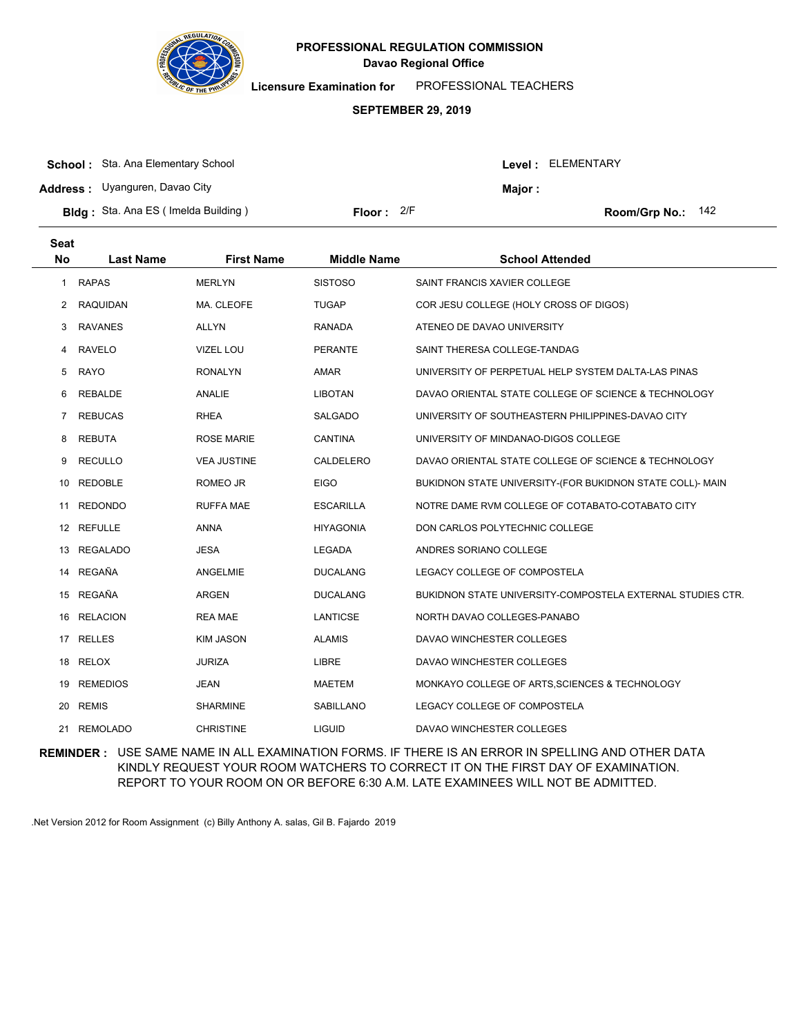**PROFESSIONAL REGULATION COMMISSION**
**Davao Regional Office**

**Licensure Examination for** PROFESSIONAL TEACHERS

**SEPTEMBER 29, 2019**

**School :** Sta. Ana Elementary School
**Address :** Uyanguren, Davao City
**Bldg :** Sta. Ana ES ( Imelda Building )
**Floor :** 2/F
**Level :** ELEMENTARY
**Major :**
**Room/Grp No.:** 142

| Seat No | Last Name | First Name | Middle Name | School Attended |
|---|---|---|---|---|
| 1 | RAPAS | MERLYN | SISTOSO | SAINT FRANCIS XAVIER COLLEGE |
| 2 | RAQUIDAN | MA. CLEOFE | TUGAP | COR JESU COLLEGE (HOLY CROSS OF DIGOS) |
| 3 | RAVANES | ALLYN | RANADA | ATENEO DE DAVAO UNIVERSITY |
| 4 | RAVELO | VIZEL LOU | PERANTE | SAINT THERESA COLLEGE-TANDAG |
| 5 | RAYO | RONALYN | AMAR | UNIVERSITY OF PERPETUAL HELP SYSTEM DALTA-LAS PINAS |
| 6 | REBALDE | ANALIE | LIBOTAN | DAVAO ORIENTAL STATE COLLEGE OF SCIENCE & TECHNOLOGY |
| 7 | REBUCAS | RHEA | SALGADO | UNIVERSITY OF SOUTHEASTERN PHILIPPINES-DAVAO CITY |
| 8 | REBUTA | ROSE MARIE | CANTINA | UNIVERSITY OF MINDANAO-DIGOS COLLEGE |
| 9 | RECULLO | VEA JUSTINE | CALDELERO | DAVAO ORIENTAL STATE COLLEGE OF SCIENCE & TECHNOLOGY |
| 10 | REDOBLE | ROMEO JR | EIGO | BUKIDNON STATE UNIVERSITY-(FOR BUKIDNON STATE COLL)- MAIN |
| 11 | REDONDO | RUFFA MAE | ESCARILLA | NOTRE DAME RVM COLLEGE OF COTABATO-COTABATO CITY |
| 12 | REFULLE | ANNA | HIYAGONIA | DON CARLOS POLYTECHNIC COLLEGE |
| 13 | REGALADO | JESA | LEGADA | ANDRES SORIANO COLLEGE |
| 14 | REGAÑA | ANGELMIE | DUCALANG | LEGACY COLLEGE OF COMPOSTELA |
| 15 | REGAÑA | ARGEN | DUCALANG | BUKIDNON STATE UNIVERSITY-COMPOSTELA EXTERNAL STUDIES CTR. |
| 16 | RELACION | REA MAE | LANTICSE | NORTH DAVAO COLLEGES-PANABO |
| 17 | RELLES | KIM JASON | ALAMIS | DAVAO WINCHESTER COLLEGES |
| 18 | RELOX | JURIZA | LIBRE | DAVAO WINCHESTER COLLEGES |
| 19 | REMEDIOS | JEAN | MAETEM | MONKAYO COLLEGE OF ARTS,SCIENCES & TECHNOLOGY |
| 20 | REMIS | SHARMINE | SABILLANO | LEGACY COLLEGE OF COMPOSTELA |
| 21 | REMOLADO | CHRISTINE | LIGUID | DAVAO WINCHESTER COLLEGES |

**REMINDER :** USE SAME NAME IN ALL EXAMINATION FORMS. IF THERE IS AN ERROR IN SPELLING AND OTHER DATA KINDLY REQUEST YOUR ROOM WATCHERS TO CORRECT IT ON THE FIRST DAY OF EXAMINATION. REPORT TO YOUR ROOM ON OR BEFORE 6:30 A.M. LATE EXAMINEES WILL NOT BE ADMITTED.

.Net Version 2012 for Room Assignment (c) Billy Anthony A. salas, Gil B. Fajardo 2019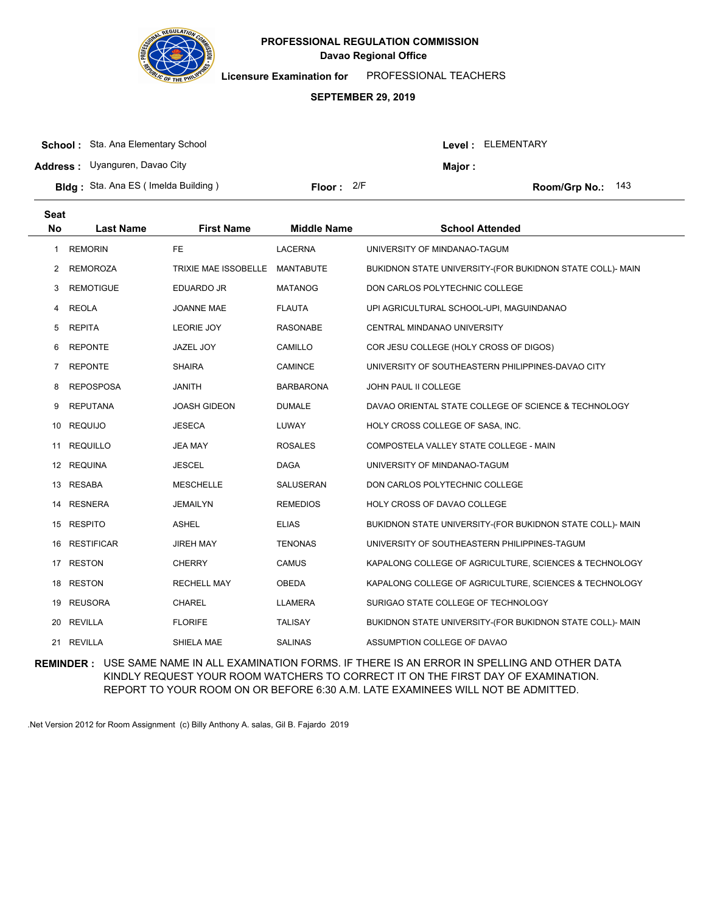**PROFESSIONAL REGULATION COMMISSION**
**Davao Regional Office**

**Licensure Examination for** PROFESSIONAL TEACHERS

**SEPTEMBER 29, 2019**

**School :** Sta. Ana Elementary School
**Address :** Uyanguren, Davao City
**Bldg :** Sta. Ana ES ( Imelda Building )
**Floor :** 2/F
**Level :** ELEMENTARY
**Major :**
**Room/Grp No.:** 143

| Seat No | Last Name | First Name | Middle Name | School Attended |
|---|---|---|---|---|
| 1 | REMORIN | FE | LACERNA | UNIVERSITY OF MINDANAO-TAGUM |
| 2 | REMOROZA | TRIXIE MAE ISSOBELLE | MANTABUTE | BUKIDNON STATE UNIVERSITY-(FOR BUKIDNON STATE COLL)- MAIN |
| 3 | REMOTIGUE | EDUARDO JR | MATANOG | DON CARLOS POLYTECHNIC COLLEGE |
| 4 | REOLA | JOANNE MAE | FLAUTA | UPI AGRICULTURAL SCHOOL-UPI, MAGUINDANAO |
| 5 | REPITA | LEORIE JOY | RASONABE | CENTRAL MINDANAO UNIVERSITY |
| 6 | REPONTE | JAZEL JOY | CAMILLO | COR JESU COLLEGE (HOLY CROSS OF DIGOS) |
| 7 | REPONTE | SHAIRA | CAMINCE | UNIVERSITY OF SOUTHEASTERN PHILIPPINES-DAVAO CITY |
| 8 | REPOSPOSA | JANITH | BARBARONA | JOHN PAUL II COLLEGE |
| 9 | REPUTANA | JOASH GIDEON | DUMALE | DAVAO ORIENTAL STATE COLLEGE OF SCIENCE & TECHNOLOGY |
| 10 | REQUIJO | JESECA | LUWAY | HOLY CROSS COLLEGE OF SASA, INC. |
| 11 | REQUILLO | JEA MAY | ROSALES | COMPOSTELA VALLEY STATE COLLEGE - MAIN |
| 12 | REQUINA | JESCEL | DAGA | UNIVERSITY OF MINDANAO-TAGUM |
| 13 | RESABA | MESCHELLE | SALUSERAN | DON CARLOS POLYTECHNIC COLLEGE |
| 14 | RESNERA | JEMAILYN | REMEDIOS | HOLY CROSS OF DAVAO COLLEGE |
| 15 | RESPITO | ASHEL | ELIAS | BUKIDNON STATE UNIVERSITY-(FOR BUKIDNON STATE COLL)- MAIN |
| 16 | RESTIFICAR | JIREH MAY | TENONAS | UNIVERSITY OF SOUTHEASTERN PHILIPPINES-TAGUM |
| 17 | RESTON | CHERRY | CAMUS | KAPALONG COLLEGE OF AGRICULTURE, SCIENCES & TECHNOLOGY |
| 18 | RESTON | RECHELL MAY | OBEDA | KAPALONG COLLEGE OF AGRICULTURE, SCIENCES & TECHNOLOGY |
| 19 | REUSORA | CHAREL | LLAMERA | SURIGAO STATE COLLEGE OF TECHNOLOGY |
| 20 | REVILLA | FLORIFE | TALISAY | BUKIDNON STATE UNIVERSITY-(FOR BUKIDNON STATE COLL)- MAIN |
| 21 | REVILLA | SHIELA MAE | SALINAS | ASSUMPTION COLLEGE OF DAVAO |

**REMINDER :** USE SAME NAME IN ALL EXAMINATION FORMS. IF THERE IS AN ERROR IN SPELLING AND OTHER DATA KINDLY REQUEST YOUR ROOM WATCHERS TO CORRECT IT ON THE FIRST DAY OF EXAMINATION. REPORT TO YOUR ROOM ON OR BEFORE 6:30 A.M. LATE EXAMINEES WILL NOT BE ADMITTED.

.Net Version 2012 for Room Assignment (c) Billy Anthony A. salas, Gil B. Fajardo 2019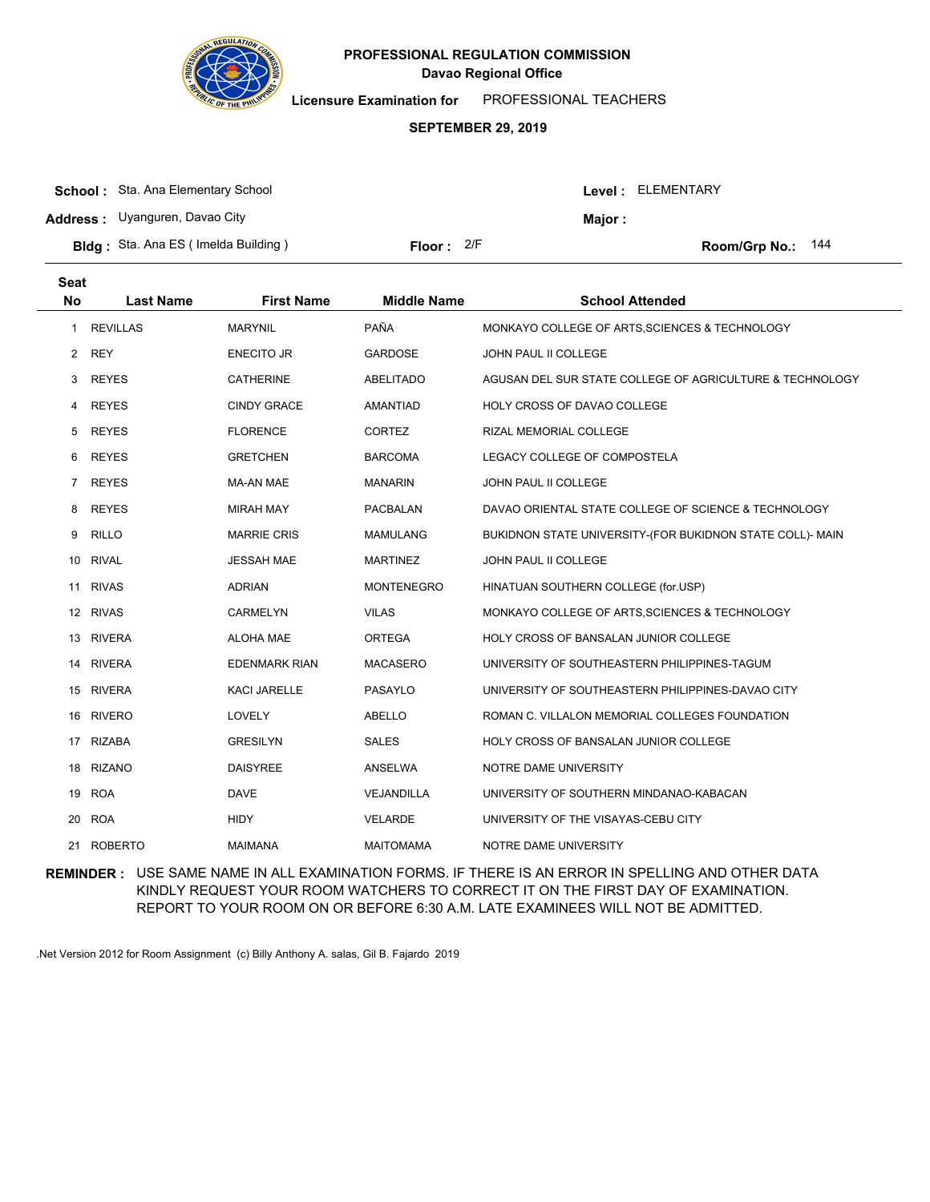# PROFESSIONAL REGULATION COMMISSION

**Davao Regional Office**

**Licensure Examination for** PROFESSIONAL TEACHERS

**SEPTEMBER 29, 2019**

**School :** Sta. Ana Elementary School | **Level :** ELEMENTARY

**Address :** Uyanguren, Davao City | **Major :**

**Bldg :** Sta. Ana ES ( Imelda Building ) | **Floor :** 2/F | **Room/Grp No.:** 144

| Seat No | Last Name | First Name | Middle Name | School Attended |
|---|---|---|---|---|
| 1 | REVILLAS | MARYNIL | PAÑA | MONKAYO COLLEGE OF ARTS,SCIENCES & TECHNOLOGY |
| 2 | REY | ENECITO JR | GARDOSE | JOHN PAUL II COLLEGE |
| 3 | REYES | CATHERINE | ABELITADO | AGUSAN DEL SUR STATE COLLEGE OF AGRICULTURE & TECHNOLOGY |
| 4 | REYES | CINDY GRACE | AMANTIAD | HOLY CROSS OF DAVAO COLLEGE |
| 5 | REYES | FLORENCE | CORTEZ | RIZAL MEMORIAL COLLEGE |
| 6 | REYES | GRETCHEN | BARCOMA | LEGACY COLLEGE OF COMPOSTELA |
| 7 | REYES | MA-AN MAE | MANARIN | JOHN PAUL II COLLEGE |
| 8 | REYES | MIRAH MAY | PACBALAN | DAVAO ORIENTAL STATE COLLEGE OF SCIENCE & TECHNOLOGY |
| 9 | RILLO | MARRIE CRIS | MAMULANG | BUKIDNON STATE UNIVERSITY-(FOR BUKIDNON STATE COLL)- MAIN |
| 10 | RIVAL | JESSAH MAE | MARTINEZ | JOHN PAUL II COLLEGE |
| 11 | RIVAS | ADRIAN | MONTENEGRO | HINATUAN SOUTHERN COLLEGE (for.USP) |
| 12 | RIVAS | CARMELYN | VILAS | MONKAYO COLLEGE OF ARTS,SCIENCES & TECHNOLOGY |
| 13 | RIVERA | ALOHA MAE | ORTEGA | HOLY CROSS OF BANSALAN JUNIOR COLLEGE |
| 14 | RIVERA | EDENMARK RIAN | MACASERO | UNIVERSITY OF SOUTHEASTERN PHILIPPINES-TAGUM |
| 15 | RIVERA | KACI JARELLE | PASAYLO | UNIVERSITY OF SOUTHEASTERN PHILIPPINES-DAVAO CITY |
| 16 | RIVERO | LOVELY | ABELLO | ROMAN C. VILLALON MEMORIAL COLLEGES FOUNDATION |
| 17 | RIZABA | GRESILYN | SALES | HOLY CROSS OF BANSALAN JUNIOR COLLEGE |
| 18 | RIZANO | DAISYREE | ANSELWA | NOTRE DAME UNIVERSITY |
| 19 | ROA | DAVE | VEJANDILLA | UNIVERSITY OF SOUTHERN MINDANAO-KABACAN |
| 20 | ROA | HIDY | VELARDE | UNIVERSITY OF THE VISAYAS-CEBU CITY |
| 21 | ROBERTO | MAIMANA | MAITOMAMA | NOTRE DAME UNIVERSITY |

**REMINDER :** USE SAME NAME IN ALL EXAMINATION FORMS. IF THERE IS AN ERROR IN SPELLING AND OTHER DATA KINDLY REQUEST YOUR ROOM WATCHERS TO CORRECT IT ON THE FIRST DAY OF EXAMINATION. REPORT TO YOUR ROOM ON OR BEFORE 6:30 A.M. LATE EXAMINEES WILL NOT BE ADMITTED.

.Net Version 2012 for Room Assignment (c) Billy Anthony A. salas, Gil B. Fajardo 2019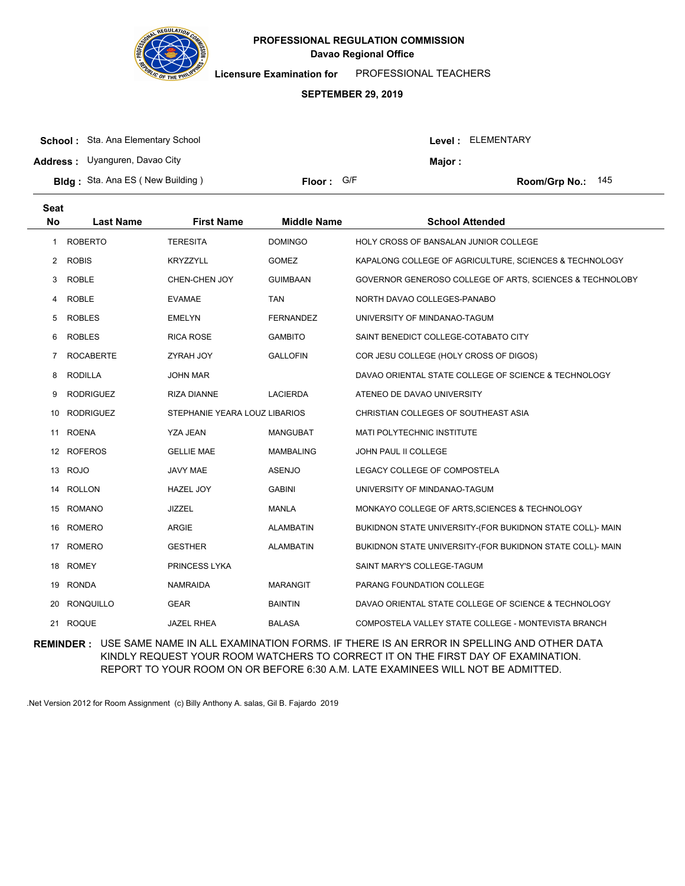# PROFESSIONAL REGULATION COMMISSION

**Davao Regional Office**

**Licensure Examination for** PROFESSIONAL TEACHERS

**SEPTEMBER 29, 2019**

**School :** Sta. Ana Elementary School  **Level :** ELEMENTARY

**Address :** Uyanguren, Davao City  **Major :**

**Bldg :** Sta. Ana ES ( New Building )  **Floor :** G/F  **Room/Grp No.:** 145

| Seat No | Last Name | First Name | Middle Name | School Attended |
|---|---|---|---|---|
| 1 | ROBERTO | TERESITA | DOMINGO | HOLY CROSS OF BANSALAN JUNIOR COLLEGE |
| 2 | ROBIS | KRYZZYLL | GOMEZ | KAPALONG COLLEGE OF AGRICULTURE, SCIENCES & TECHNOLOGY |
| 3 | ROBLE | CHEN-CHEN JOY | GUIMBAAN | GOVERNOR GENEROSO COLLEGE OF ARTS, SCIENCES & TECHNOLOBY |
| 4 | ROBLE | EVAMAE | TAN | NORTH DAVAO COLLEGES-PANABO |
| 5 | ROBLES | EMELYN | FERNANDEZ | UNIVERSITY OF MINDANAO-TAGUM |
| 6 | ROBLES | RICA ROSE | GAMBITO | SAINT BENEDICT COLLEGE-COTABATO CITY |
| 7 | ROCABERTE | ZYRAH JOY | GALLOFIN | COR JESU COLLEGE (HOLY CROSS OF DIGOS) |
| 8 | RODILLA | JOHN MAR | | DAVAO ORIENTAL STATE COLLEGE OF SCIENCE & TECHNOLOGY |
| 9 | RODRIGUEZ | RIZA DIANNE | LACIERDA | ATENEO DE DAVAO UNIVERSITY |
| 10 | RODRIGUEZ | STEPHANIE YEARA LOUZ | LIBARIOS | CHRISTIAN COLLEGES OF SOUTHEAST ASIA |
| 11 | ROENA | YZA JEAN | MANGUBAT | MATI POLYTECHNIC INSTITUTE |
| 12 | ROFEROS | GELLIE MAE | MAMBALING | JOHN PAUL II COLLEGE |
| 13 | ROJO | JAVY MAE | ASENJO | LEGACY COLLEGE OF COMPOSTELA |
| 14 | ROLLON | HAZEL JOY | GABINI | UNIVERSITY OF MINDANAO-TAGUM |
| 15 | ROMANO | JIZZEL | MANLA | MONKAYO COLLEGE OF ARTS,SCIENCES & TECHNOLOGY |
| 16 | ROMERO | ARGIE | ALAMBATIN | BUKIDNON STATE UNIVERSITY-(FOR BUKIDNON STATE COLL)- MAIN |
| 17 | ROMERO | GESTHER | ALAMBATIN | BUKIDNON STATE UNIVERSITY-(FOR BUKIDNON STATE COLL)- MAIN |
| 18 | ROMEY | PRINCESS LYKA | | SAINT MARY'S COLLEGE-TAGUM |
| 19 | RONDA | NAMRAIDA | MARANGIT | PARANG FOUNDATION COLLEGE |
| 20 | RONQUILLO | GEAR | BAINTIN | DAVAO ORIENTAL STATE COLLEGE OF SCIENCE & TECHNOLOGY |
| 21 | ROQUE | JAZEL RHEA | BALASA | COMPOSTELA VALLEY STATE COLLEGE - MONTEVISTA BRANCH |

**REMINDER :** USE SAME NAME IN ALL EXAMINATION FORMS. IF THERE IS AN ERROR IN SPELLING AND OTHER DATA KINDLY REQUEST YOUR ROOM WATCHERS TO CORRECT IT ON THE FIRST DAY OF EXAMINATION. REPORT TO YOUR ROOM ON OR BEFORE 6:30 A.M. LATE EXAMINEES WILL NOT BE ADMITTED.

.Net Version 2012 for Room Assignment (c) Billy Anthony A. salas, Gil B. Fajardo 2019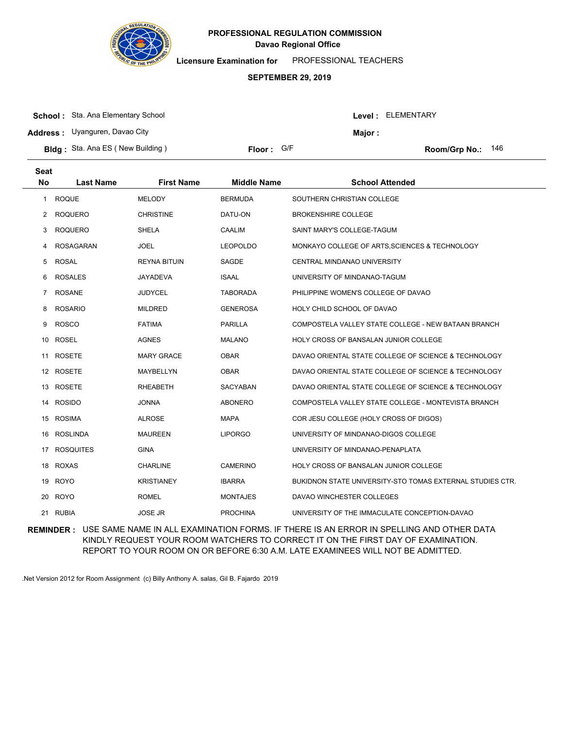# PROFESSIONAL REGULATION COMMISSION
## Davao Regional Office

**Licensure Examination for** PROFESSIONAL TEACHERS

**SEPTEMBER 29, 2019**

**School :** Sta. Ana Elementary School  **Level :** ELEMENTARY

**Address :** Uyanguren, Davao City  **Major :**

**Bldg :** Sta. Ana ES ( New Building )  **Floor :** G/F  **Room/Grp No.:** 146

| Seat No | Last Name | First Name | Middle Name | School Attended |
|---|---|---|---|---|
| 1 | ROQUE | MELODY | BERMUDA | SOUTHERN CHRISTIAN COLLEGE |
| 2 | ROQUERO | CHRISTINE | DATU-ON | BROKENSHIRE COLLEGE |
| 3 | ROQUERO | SHELA | CAALIM | SAINT MARY'S COLLEGE-TAGUM |
| 4 | ROSAGARAN | JOEL | LEOPOLDO | MONKAYO COLLEGE OF ARTS,SCIENCES & TECHNOLOGY |
| 5 | ROSAL | REYNA BITUIN | SAGDE | CENTRAL MINDANAO UNIVERSITY |
| 6 | ROSALES | JAYADEVA | ISAAL | UNIVERSITY OF MINDANAO-TAGUM |
| 7 | ROSANE | JUDYCEL | TABORADA | PHILIPPINE WOMEN'S COLLEGE OF DAVAO |
| 8 | ROSARIO | MILDRED | GENEROSA | HOLY CHILD SCHOOL OF DAVAO |
| 9 | ROSCO | FATIMA | PARILLA | COMPOSTELA VALLEY STATE COLLEGE - NEW BATAAN BRANCH |
| 10 | ROSEL | AGNES | MALANO | HOLY CROSS OF BANSALAN JUNIOR COLLEGE |
| 11 | ROSETE | MARY GRACE | OBAR | DAVAO ORIENTAL STATE COLLEGE OF SCIENCE & TECHNOLOGY |
| 12 | ROSETE | MAYBELLYN | OBAR | DAVAO ORIENTAL STATE COLLEGE OF SCIENCE & TECHNOLOGY |
| 13 | ROSETE | RHEABETH | SACYABAN | DAVAO ORIENTAL STATE COLLEGE OF SCIENCE & TECHNOLOGY |
| 14 | ROSIDO | JONNA | ABONERO | COMPOSTELA VALLEY STATE COLLEGE - MONTEVISTA BRANCH |
| 15 | ROSIMA | ALROSE | MAPA | COR JESU COLLEGE (HOLY CROSS OF DIGOS) |
| 16 | ROSLINDA | MAUREEN | LIPORGO | UNIVERSITY OF MINDANAO-DIGOS COLLEGE |
| 17 | ROSQUITES | GINA | | UNIVERSITY OF MINDANAO-PENAPLATA |
| 18 | ROXAS | CHARLINE | CAMERINO | HOLY CROSS OF BANSALAN JUNIOR COLLEGE |
| 19 | ROYO | KRISTIANEY | IBARRA | BUKIDNON STATE UNIVERSITY-STO TOMAS EXTERNAL STUDIES CTR. |
| 20 | ROYO | ROMEL | MONTAJES | DAVAO WINCHESTER COLLEGES |
| 21 | RUBIA | JOSE JR | PROCHINA | UNIVERSITY OF THE IMMACULATE CONCEPTION-DAVAO |

**REMINDER :** USE SAME NAME IN ALL EXAMINATION FORMS. IF THERE IS AN ERROR IN SPELLING AND OTHER DATA KINDLY REQUEST YOUR ROOM WATCHERS TO CORRECT IT ON THE FIRST DAY OF EXAMINATION. REPORT TO YOUR ROOM ON OR BEFORE 6:30 A.M. LATE EXAMINEES WILL NOT BE ADMITTED.

.Net Version 2012 for Room Assignment (c) Billy Anthony A. salas, Gil B. Fajardo 2019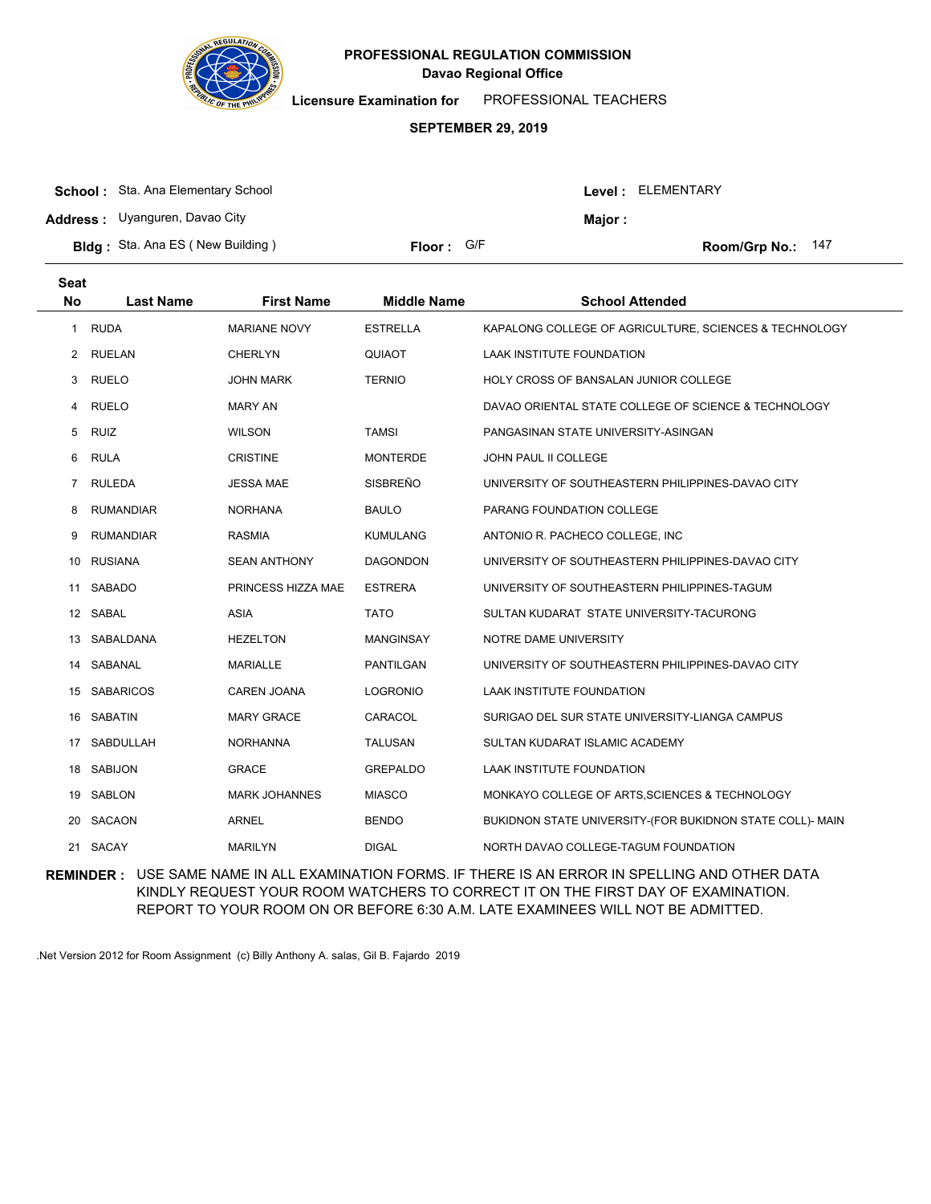# PROFESSIONAL REGULATION COMMISSION

**Davao Regional Office**

**Licensure Examination for** PROFESSIONAL TEACHERS

**SEPTEMBER 29, 2019**

**School :** Sta. Ana Elementary School  **Level :** ELEMENTARY

**Address :** Uyanguren, Davao City  **Major :**

**Bldg :** Sta. Ana ES ( New Building )  **Floor :** G/F  **Room/Grp No.:** 147

| Seat No | Last Name | First Name | Middle Name | School Attended |
|---|---|---|---|---|
| 1 | RUDA | MARIANE NOVY | ESTRELLA | KAPALONG COLLEGE OF AGRICULTURE, SCIENCES & TECHNOLOGY |
| 2 | RUELAN | CHERLYN | QUIAOT | LAAK INSTITUTE FOUNDATION |
| 3 | RUELO | JOHN MARK | TERNIO | HOLY CROSS OF BANSALAN JUNIOR COLLEGE |
| 4 | RUELO | MARY AN | | DAVAO ORIENTAL STATE COLLEGE OF SCIENCE & TECHNOLOGY |
| 5 | RUIZ | WILSON | TAMSI | PANGASINAN STATE UNIVERSITY-ASINGAN |
| 6 | RULA | CRISTINE | MONTERDE | JOHN PAUL II COLLEGE |
| 7 | RULEDA | JESSA MAE | SISBREÑO | UNIVERSITY OF SOUTHEASTERN PHILIPPINES-DAVAO CITY |
| 8 | RUMANDIAR | NORHANA | BAULO | PARANG FOUNDATION COLLEGE |
| 9 | RUMANDIAR | RASMIA | KUMULANG | ANTONIO R. PACHECO COLLEGE, INC |
| 10 | RUSIANA | SEAN ANTHONY | DAGONDON | UNIVERSITY OF SOUTHEASTERN PHILIPPINES-DAVAO CITY |
| 11 | SABADO | PRINCESS HIZZA MAE | ESTRERA | UNIVERSITY OF SOUTHEASTERN PHILIPPINES-TAGUM |
| 12 | SABAL | ASIA | TATO | SULTAN KUDARAT STATE UNIVERSITY-TACURONG |
| 13 | SABALDANA | HEZELTON | MANGINSAY | NOTRE DAME UNIVERSITY |
| 14 | SABANAL | MARIALLE | PANTILGAN | UNIVERSITY OF SOUTHEASTERN PHILIPPINES-DAVAO CITY |
| 15 | SABARICOS | CAREN JOANA | LOGRONIO | LAAK INSTITUTE FOUNDATION |
| 16 | SABATIN | MARY GRACE | CARACOL | SURIGAO DEL SUR STATE UNIVERSITY-LIANGA CAMPUS |
| 17 | SABDULLAH | NORHANNA | TALUSAN | SULTAN KUDARAT ISLAMIC ACADEMY |
| 18 | SABIJON | GRACE | GREPALDO | LAAK INSTITUTE FOUNDATION |
| 19 | SABLON | MARK JOHANNES | MIASCO | MONKAYO COLLEGE OF ARTS,SCIENCES & TECHNOLOGY |
| 20 | SACAON | ARNEL | BENDO | BUKIDNON STATE UNIVERSITY-(FOR BUKIDNON STATE COLL)- MAIN |
| 21 | SACAY | MARILYN | DIGAL | NORTH DAVAO COLLEGE-TAGUM FOUNDATION |

**REMINDER :** USE SAME NAME IN ALL EXAMINATION FORMS. IF THERE IS AN ERROR IN SPELLING AND OTHER DATA KINDLY REQUEST YOUR ROOM WATCHERS TO CORRECT IT ON THE FIRST DAY OF EXAMINATION. REPORT TO YOUR ROOM ON OR BEFORE 6:30 A.M. LATE EXAMINEES WILL NOT BE ADMITTED.

.Net Version 2012 for Room Assignment (c) Billy Anthony A. salas, Gil B. Fajardo 2019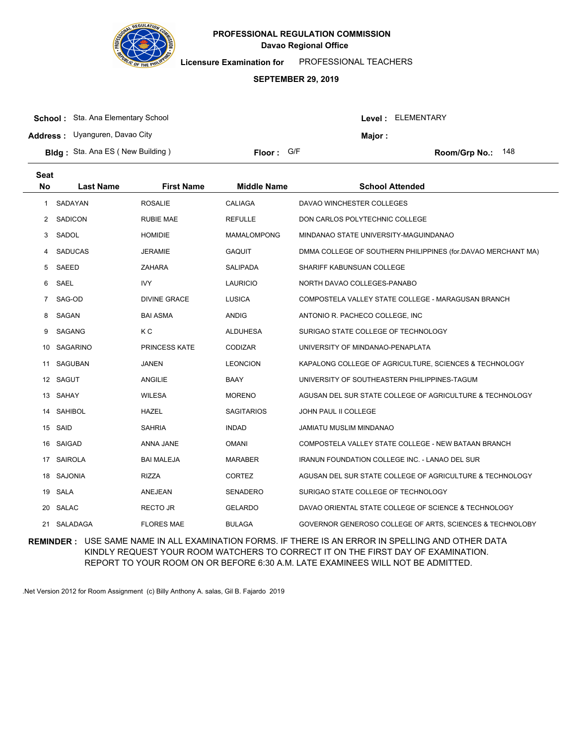# PROFESSIONAL REGULATION COMMISSION

**Davao Regional Office**

**Licensure Examination for** PROFESSIONAL TEACHERS

**SEPTEMBER 29, 2019**

**School :** Sta. Ana Elementary School

**Level :** ELEMENTARY

**Address :** Uyanguren, Davao City

**Major :**

**Bldg :** Sta. Ana ES ( New Building )

**Floor :** G/F

**Room/Grp No.:** 148

| Seat No | Last Name | First Name | Middle Name | School Attended |
|---|---|---|---|---|
| 1 | SADAYAN | ROSALIE | CALIAGA | DAVAO WINCHESTER COLLEGES |
| 2 | SADICON | RUBIE MAE | REFULLE | DON CARLOS POLYTECHNIC COLLEGE |
| 3 | SADOL | HOMIDIE | MAMALOMPONG | MINDANAO STATE UNIVERSITY-MAGUINDANAO |
| 4 | SADUCAS | JERAMIE | GAQUIT | DMMA COLLEGE OF SOUTHERN PHILIPPINES (for.DAVAO MERCHANT MA) |
| 5 | SAEED | ZAHARA | SALIPADA | SHARIFF KABUNSUAN COLLEGE |
| 6 | SAEL | IVY | LAURICIO | NORTH DAVAO COLLEGES-PANABO |
| 7 | SAG-OD | DIVINE GRACE | LUSICA | COMPOSTELA VALLEY STATE COLLEGE - MARAGUSAN BRANCH |
| 8 | SAGAN | BAI ASMA | ANDIG | ANTONIO R. PACHECO COLLEGE, INC |
| 9 | SAGANG | K C | ALDUHESA | SURIGAO STATE COLLEGE OF TECHNOLOGY |
| 10 | SAGARINO | PRINCESS KATE | CODIZAR | UNIVERSITY OF MINDANAO-PENAPLATA |
| 11 | SAGUBAN | JANEN | LEONCION | KAPALONG COLLEGE OF AGRICULTURE, SCIENCES & TECHNOLOGY |
| 12 | SAGUT | ANGILIE | BAAY | UNIVERSITY OF SOUTHEASTERN PHILIPPINES-TAGUM |
| 13 | SAHAY | WILESA | MORENO | AGUSAN DEL SUR STATE COLLEGE OF AGRICULTURE & TECHNOLOGY |
| 14 | SAHIBOL | HAZEL | SAGITARIOS | JOHN PAUL II COLLEGE |
| 15 | SAID | SAHRIA | INDAD | JAMIATU MUSLIM MINDANAO |
| 16 | SAIGAD | ANNA JANE | OMANI | COMPOSTELA VALLEY STATE COLLEGE - NEW BATAAN BRANCH |
| 17 | SAIROLA | BAI MALEJA | MARABER | IRANUN FOUNDATION COLLEGE INC. - LANAO DEL SUR |
| 18 | SAJONIA | RIZZA | CORTEZ | AGUSAN DEL SUR STATE COLLEGE OF AGRICULTURE & TECHNOLOGY |
| 19 | SALA | ANEJEAN | SENADERO | SURIGAO STATE COLLEGE OF TECHNOLOGY |
| 20 | SALAC | RECTO JR | GELARDO | DAVAO ORIENTAL STATE COLLEGE OF SCIENCE & TECHNOLOGY |
| 21 | SALADAGA | FLORES MAE | BULAGA | GOVERNOR GENEROSO COLLEGE OF ARTS, SCIENCES & TECHNOLOBY |

**REMINDER :** USE SAME NAME IN ALL EXAMINATION FORMS. IF THERE IS AN ERROR IN SPELLING AND OTHER DATA KINDLY REQUEST YOUR ROOM WATCHERS TO CORRECT IT ON THE FIRST DAY OF EXAMINATION. REPORT TO YOUR ROOM ON OR BEFORE 6:30 A.M. LATE EXAMINEES WILL NOT BE ADMITTED.

.Net Version 2012 for Room Assignment (c) Billy Anthony A. salas, Gil B. Fajardo 2019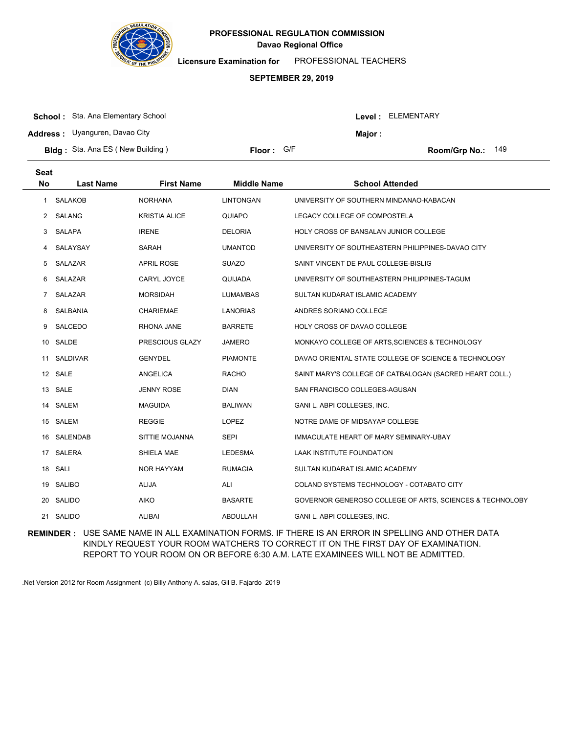# PROFESSIONAL REGULATION COMMISSION

**Davao Regional Office**

**Licensure Examination for** PROFESSIONAL TEACHERS

**SEPTEMBER 29, 2019**

**School :** Sta. Ana Elementary School **Level :** ELEMENTARY

**Address :** Uyanguren, Davao City **Major :**

**Bldg :** Sta. Ana ES ( New Building ) **Floor :** G/F **Room/Grp No.:** 149

| Seat No | Last Name | First Name | Middle Name | School Attended |
|---|---|---|---|---|
| 1 | SALAKOB | NORHANA | LINTONGAN | UNIVERSITY OF SOUTHERN MINDANAO-KABACAN |
| 2 | SALANG | KRISTIA ALICE | QUIAPO | LEGACY COLLEGE OF COMPOSTELA |
| 3 | SALAPA | IRENE | DELORIA | HOLY CROSS OF BANSALAN JUNIOR COLLEGE |
| 4 | SALAYSAY | SARAH | UMANTOD | UNIVERSITY OF SOUTHEASTERN PHILIPPINES-DAVAO CITY |
| 5 | SALAZAR | APRIL ROSE | SUAZO | SAINT VINCENT DE PAUL COLLEGE-BISLIG |
| 6 | SALAZAR | CARYL JOYCE | QUIJADA | UNIVERSITY OF SOUTHEASTERN PHILIPPINES-TAGUM |
| 7 | SALAZAR | MORSIDAH | LUMAMBAS | SULTAN KUDARAT ISLAMIC ACADEMY |
| 8 | SALBANIA | CHARIEMAE | LANORIAS | ANDRES SORIANO COLLEGE |
| 9 | SALCEDO | RHONA JANE | BARRETE | HOLY CROSS OF DAVAO COLLEGE |
| 10 | SALDE | PRESCIOUS GLAZY | JAMERO | MONKAYO COLLEGE OF ARTS,SCIENCES & TECHNOLOGY |
| 11 | SALDIVAR | GENYDEL | PIAMONTE | DAVAO ORIENTAL STATE COLLEGE OF SCIENCE & TECHNOLOGY |
| 12 | SALE | ANGELICA | RACHO | SAINT MARY'S COLLEGE OF CATBALOGAN (SACRED HEART COLL.) |
| 13 | SALE | JENNY ROSE | DIAN | SAN FRANCISCO COLLEGES-AGUSAN |
| 14 | SALEM | MAGUIDA | BALIWAN | GANI L. ABPI COLLEGES, INC. |
| 15 | SALEM | REGGIE | LOPEZ | NOTRE DAME OF MIDSAYAP COLLEGE |
| 16 | SALENDAB | SITTIE MOJANNA | SEPI | IMMACULATE HEART OF MARY SEMINARY-UBAY |
| 17 | SALERA | SHIELA MAE | LEDESMA | LAAK INSTITUTE FOUNDATION |
| 18 | SALI | NOR HAYYAM | RUMAGIA | SULTAN KUDARAT ISLAMIC ACADEMY |
| 19 | SALIBO | ALIJA | ALI | COLAND SYSTEMS TECHNOLOGY - COTABATO CITY |
| 20 | SALIDO | AIKO | BASARTE | GOVERNOR GENEROSO COLLEGE OF ARTS, SCIENCES & TECHNOLOBY |
| 21 | SALIDO | ALIBAI | ABDULLAH | GANI L. ABPI COLLEGES, INC. |

**REMINDER :** USE SAME NAME IN ALL EXAMINATION FORMS. IF THERE IS AN ERROR IN SPELLING AND OTHER DATA KINDLY REQUEST YOUR ROOM WATCHERS TO CORRECT IT ON THE FIRST DAY OF EXAMINATION. REPORT TO YOUR ROOM ON OR BEFORE 6:30 A.M. LATE EXAMINEES WILL NOT BE ADMITTED.

.Net Version 2012 for Room Assignment (c) Billy Anthony A. salas, Gil B. Fajardo 2019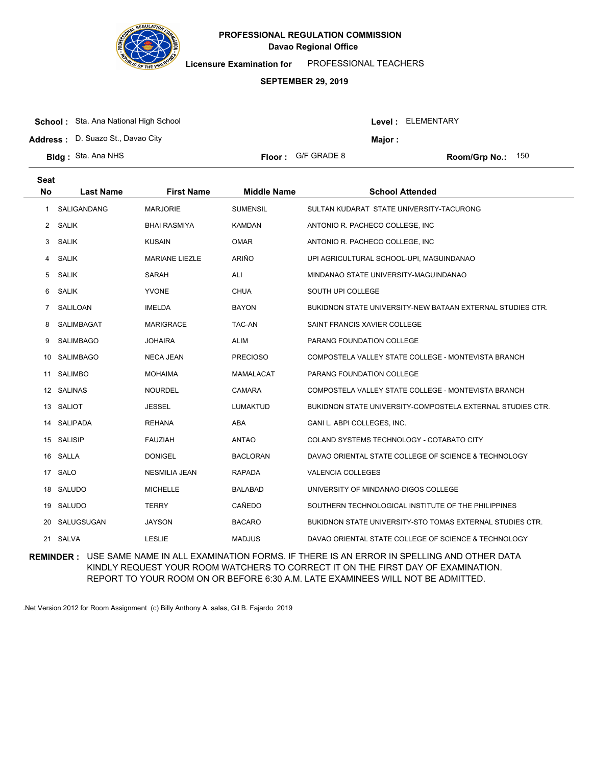# PROFESSIONAL REGULATION COMMISSION
## Davao Regional Office

**Licensure Examination for** PROFESSIONAL TEACHERS

**SEPTEMBER 29, 2019**

**School :** Sta. Ana National High School  
**Address :** D. Suazo St., Davao City  
**Bldg :** Sta. Ana NHS  
**Floor :** G/F GRADE 8  
**Level :** ELEMENTARY  
**Major :**  
**Room/Grp No.:** 150

| Seat No | Last Name | First Name | Middle Name | School Attended |
|---|---|---|---|---|
| 1 | SALIGANDANG | MARJORIE | SUMENSIL | SULTAN KUDARAT STATE UNIVERSITY-TACURONG |
| 2 | SALIK | BHAI RASMIYA | KAMDAN | ANTONIO R. PACHECO COLLEGE, INC |
| 3 | SALIK | KUSAIN | OMAR | ANTONIO R. PACHECO COLLEGE, INC |
| 4 | SALIK | MARIANE LIEZLE | ARIÑO | UPI AGRICULTURAL SCHOOL-UPI, MAGUINDANAO |
| 5 | SALIK | SARAH | ALI | MINDANAO STATE UNIVERSITY-MAGUINDANAO |
| 6 | SALIK | YVONE | CHUA | SOUTH UPI COLLEGE |
| 7 | SALILOAN | IMELDA | BAYON | BUKIDNON STATE UNIVERSITY-NEW BATAAN EXTERNAL STUDIES CTR. |
| 8 | SALIMBAGAT | MARIGRACE | TAC-AN | SAINT FRANCIS XAVIER COLLEGE |
| 9 | SALIMBAGO | JOHAIRA | ALIM | PARANG FOUNDATION COLLEGE |
| 10 | SALIMBAGO | NECA JEAN | PRECIOSO | COMPOSTELA VALLEY STATE COLLEGE - MONTEVISTA BRANCH |
| 11 | SALIMBO | MOHAIMA | MAMALACAT | PARANG FOUNDATION COLLEGE |
| 12 | SALINAS | NOURDEL | CAMARA | COMPOSTELA VALLEY STATE COLLEGE - MONTEVISTA BRANCH |
| 13 | SALIOT | JESSEL | LUMAKTUD | BUKIDNON STATE UNIVERSITY-COMPOSTELA EXTERNAL STUDIES CTR. |
| 14 | SALIPADA | REHANA | ABA | GANI L. ABPI COLLEGES, INC. |
| 15 | SALISIP | FAUZIAH | ANTAO | COLAND SYSTEMS TECHNOLOGY - COTABATO CITY |
| 16 | SALLA | DONIGEL | BACLORAN | DAVAO ORIENTAL STATE COLLEGE OF SCIENCE & TECHNOLOGY |
| 17 | SALO | NESMILIA JEAN | RAPADA | VALENCIA COLLEGES |
| 18 | SALUDO | MICHELLE | BALABAD | UNIVERSITY OF MINDANAO-DIGOS COLLEGE |
| 19 | SALUDO | TERRY | CAÑEDO | SOUTHERN TECHNOLOGICAL INSTITUTE OF THE PHILIPPINES |
| 20 | SALUGSUGAN | JAYSON | BACARO | BUKIDNON STATE UNIVERSITY-STO TOMAS EXTERNAL STUDIES CTR. |
| 21 | SALVA | LESLIE | MADJUS | DAVAO ORIENTAL STATE COLLEGE OF SCIENCE & TECHNOLOGY |

**REMINDER :** USE SAME NAME IN ALL EXAMINATION FORMS. IF THERE IS AN ERROR IN SPELLING AND OTHER DATA KINDLY REQUEST YOUR ROOM WATCHERS TO CORRECT IT ON THE FIRST DAY OF EXAMINATION. REPORT TO YOUR ROOM ON OR BEFORE 6:30 A.M. LATE EXAMINEES WILL NOT BE ADMITTED.

.Net Version 2012 for Room Assignment (c) Billy Anthony A. salas, Gil B. Fajardo 2019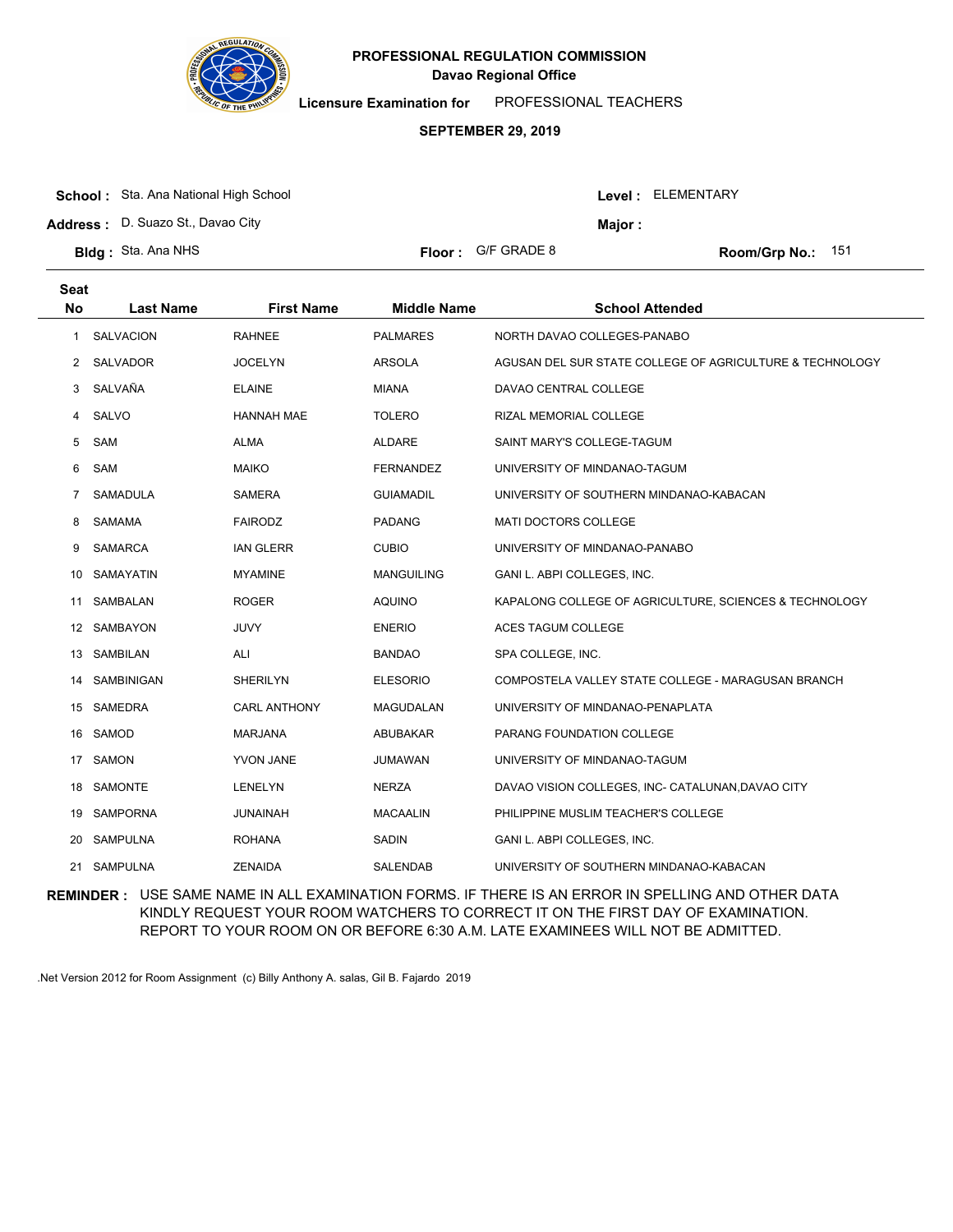# PROFESSIONAL REGULATION COMMISSION
## Davao Regional Office

**Licensure Examination for** PROFESSIONAL TEACHERS

**SEPTEMBER 29, 2019**

**School :** Sta. Ana National High School  **Level :** ELEMENTARY
**Address :** D. Suazo St., Davao City  **Major :**
**Bldg :** Sta. Ana NHS  **Floor :** G/F GRADE 8  **Room/Grp No.:** 151

| Seat No | Last Name | First Name | Middle Name | School Attended |
|---|---|---|---|---|
| 1 | SALVACION | RAHNEE | PALMARES | NORTH DAVAO COLLEGES-PANABO |
| 2 | SALVADOR | JOCELYN | ARSOLA | AGUSAN DEL SUR STATE COLLEGE OF AGRICULTURE & TECHNOLOGY |
| 3 | SALVAÑA | ELAINE | MIANA | DAVAO CENTRAL COLLEGE |
| 4 | SALVO | HANNAH MAE | TOLERO | RIZAL MEMORIAL COLLEGE |
| 5 | SAM | ALMA | ALDARE | SAINT MARY'S COLLEGE-TAGUM |
| 6 | SAM | MAIKO | FERNANDEZ | UNIVERSITY OF MINDANAO-TAGUM |
| 7 | SAMADULA | SAMERA | GUIAMADIL | UNIVERSITY OF SOUTHERN MINDANAO-KABACAN |
| 8 | SAMAMA | FAIRODZ | PADANG | MATI DOCTORS COLLEGE |
| 9 | SAMARCA | IAN GLERR | CUBIO | UNIVERSITY OF MINDANAO-PANABO |
| 10 | SAMAYATIN | MYAMINE | MANGUILING | GANI L. ABPI COLLEGES, INC. |
| 11 | SAMBALAN | ROGER | AQUINO | KAPALONG COLLEGE OF AGRICULTURE, SCIENCES & TECHNOLOGY |
| 12 | SAMBAYON | JUVY | ENERIO | ACES TAGUM COLLEGE |
| 13 | SAMBILAN | ALI | BANDAO | SPA COLLEGE, INC. |
| 14 | SAMBINIGAN | SHERILYN | ELESORIO | COMPOSTELA VALLEY STATE COLLEGE - MARAGUSAN BRANCH |
| 15 | SAMEDRA | CARL ANTHONY | MAGUDALAN | UNIVERSITY OF MINDANAO-PENAPLATA |
| 16 | SAMOD | MARJANA | ABUBAKAR | PARANG FOUNDATION COLLEGE |
| 17 | SAMON | YVON JANE | JUMAWAN | UNIVERSITY OF MINDANAO-TAGUM |
| 18 | SAMONTE | LENELYN | NERZA | DAVAO VISION COLLEGES, INC- CATALUNAN,DAVAO CITY |
| 19 | SAMPORNA | JUNAINAH | MACAALIN | PHILIPPINE MUSLIM TEACHER'S COLLEGE |
| 20 | SAMPULNA | ROHANA | SADIN | GANI L. ABPI COLLEGES, INC. |
| 21 | SAMPULNA | ZENAIDA | SALENDAB | UNIVERSITY OF SOUTHERN MINDANAO-KABACAN |

**REMINDER :** USE SAME NAME IN ALL EXAMINATION FORMS. IF THERE IS AN ERROR IN SPELLING AND OTHER DATA KINDLY REQUEST YOUR ROOM WATCHERS TO CORRECT IT ON THE FIRST DAY OF EXAMINATION. REPORT TO YOUR ROOM ON OR BEFORE 6:30 A.M. LATE EXAMINEES WILL NOT BE ADMITTED.

.Net Version 2012 for Room Assignment (c) Billy Anthony A. salas, Gil B. Fajardo 2019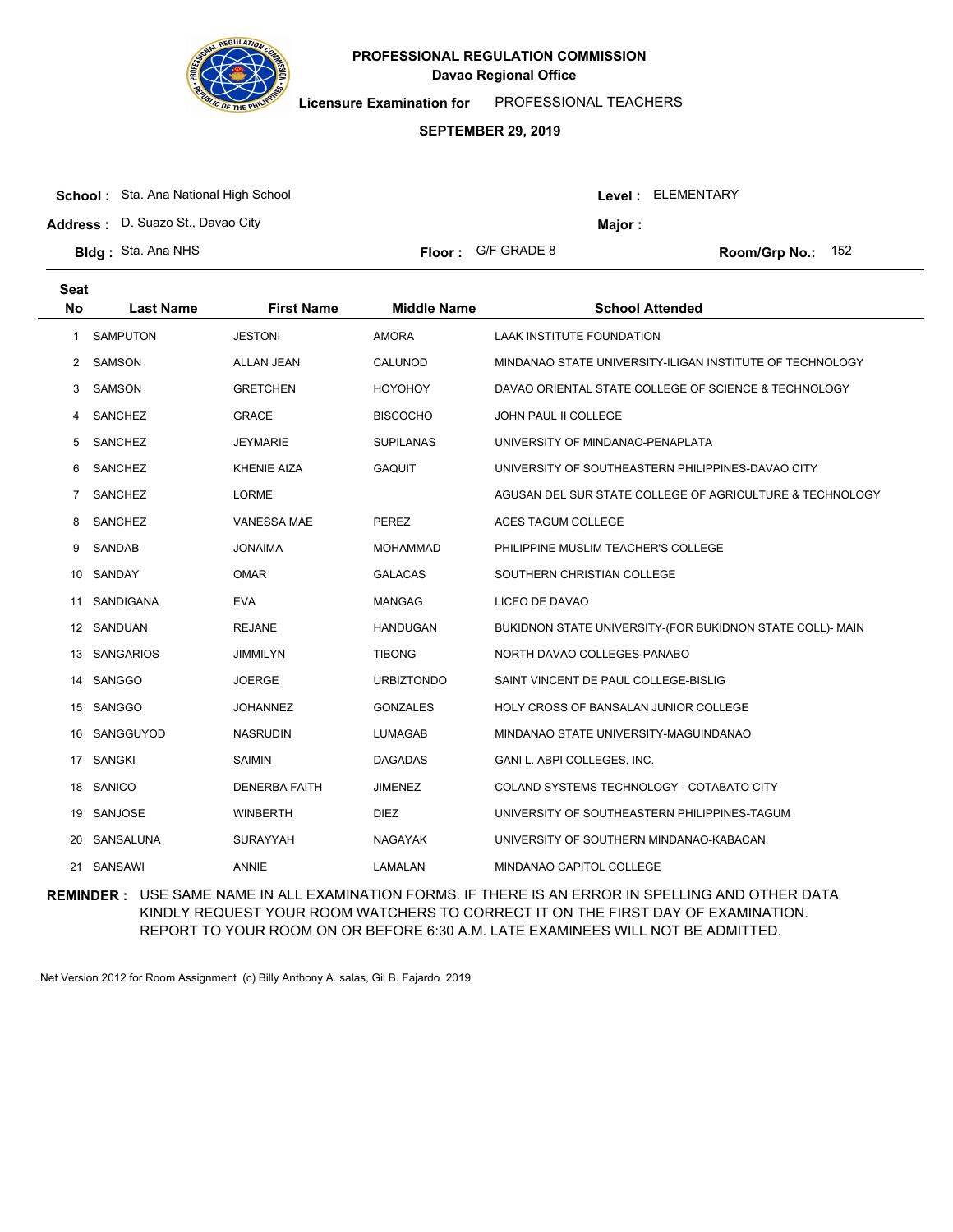# PROFESSIONAL REGULATION COMMISSION

**Davao Regional Office**

**Licensure Examination for** PROFESSIONAL TEACHERS

**SEPTEMBER 29, 2019**

**School :** Sta. Ana National High School  
**Address :** D. Suazo St., Davao City  
**Bldg :** Sta. Ana NHS  
**Floor :** G/F GRADE 8  
**Level :** ELEMENTARY  
**Major :**  
**Room/Grp No.:** 152

| Seat No | Last Name | First Name | Middle Name | School Attended |
|---|---|---|---|---|
| 1 | SAMPUTON | JESTONI | AMORA | LAAK INSTITUTE FOUNDATION |
| 2 | SAMSON | ALLAN JEAN | CALUNOD | MINDANAO STATE UNIVERSITY-ILIGAN INSTITUTE OF TECHNOLOGY |
| 3 | SAMSON | GRETCHEN | HOYOHOY | DAVAO ORIENTAL STATE COLLEGE OF SCIENCE & TECHNOLOGY |
| 4 | SANCHEZ | GRACE | BISCOCHO | JOHN PAUL II COLLEGE |
| 5 | SANCHEZ | JEYMARIE | SUPILANAS | UNIVERSITY OF MINDANAO-PENAPLATA |
| 6 | SANCHEZ | KHENIE AIZA | GAQUIT | UNIVERSITY OF SOUTHEASTERN PHILIPPINES-DAVAO CITY |
| 7 | SANCHEZ | LORME | | AGUSAN DEL SUR STATE COLLEGE OF AGRICULTURE & TECHNOLOGY |
| 8 | SANCHEZ | VANESSA MAE | PEREZ | ACES TAGUM COLLEGE |
| 9 | SANDAB | JONAIMA | MOHAMMAD | PHILIPPINE MUSLIM TEACHER'S COLLEGE |
| 10 | SANDAY | OMAR | GALACAS | SOUTHERN CHRISTIAN COLLEGE |
| 11 | SANDIGANA | EVA | MANGAG | LICEO DE DAVAO |
| 12 | SANDUAN | REJANE | HANDUGAN | BUKIDNON STATE UNIVERSITY-(FOR BUKIDNON STATE COLL)- MAIN |
| 13 | SANGARIOS | JIMMILYN | TIBONG | NORTH DAVAO COLLEGES-PANABO |
| 14 | SANGGO | JOERGE | URBIZTONDO | SAINT VINCENT DE PAUL COLLEGE-BISLIG |
| 15 | SANGGO | JOHANNEZ | GONZALES | HOLY CROSS OF BANSALAN JUNIOR COLLEGE |
| 16 | SANGGUYOD | NASRUDIN | LUMAGAB | MINDANAO STATE UNIVERSITY-MAGUINDANAO |
| 17 | SANGKI | SAIMIN | DAGADAS | GANI L. ABPI COLLEGES, INC. |
| 18 | SANICO | DENERBA FAITH | JIMENEZ | COLAND SYSTEMS TECHNOLOGY - COTABATO CITY |
| 19 | SANJOSE | WINBERTH | DIEZ | UNIVERSITY OF SOUTHEASTERN PHILIPPINES-TAGUM |
| 20 | SANSALUNA | SURAYYAH | NAGAYAK | UNIVERSITY OF SOUTHERN MINDANAO-KABACAN |
| 21 | SANSAWI | ANNIE | LAMALAN | MINDANAO CAPITOL COLLEGE |

**REMINDER :** USE SAME NAME IN ALL EXAMINATION FORMS. IF THERE IS AN ERROR IN SPELLING AND OTHER DATA KINDLY REQUEST YOUR ROOM WATCHERS TO CORRECT IT ON THE FIRST DAY OF EXAMINATION. REPORT TO YOUR ROOM ON OR BEFORE 6:30 A.M. LATE EXAMINEES WILL NOT BE ADMITTED.

.Net Version 2012 for Room Assignment (c) Billy Anthony A. salas, Gil B. Fajardo 2019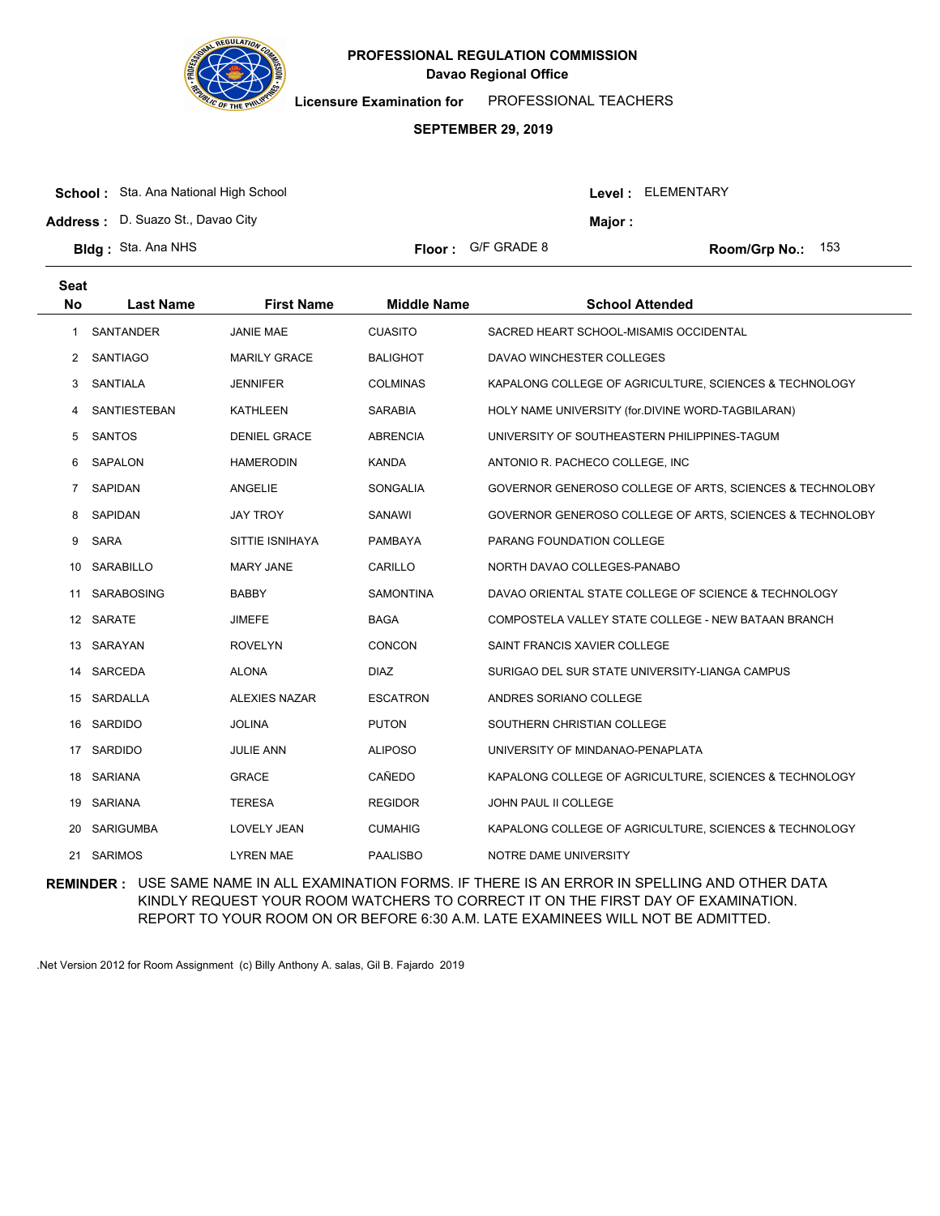# PROFESSIONAL REGULATION COMMISSION

**Davao Regional Office**

**Licensure Examination for** PROFESSIONAL TEACHERS

**SEPTEMBER 29, 2019**

**School :** Sta. Ana National High School
**Level :** ELEMENTARY

**Address :** D. Suazo St., Davao City
**Major :**

**Bldg :** Sta. Ana NHS
**Floor :** G/F GRADE 8
**Room/Grp No.:** 153

| Seat No | Last Name | First Name | Middle Name | School Attended |
|---|---|---|---|---|
| 1 | SANTANDER | JANIE MAE | CUASITO | SACRED HEART SCHOOL-MISAMIS OCCIDENTAL |
| 2 | SANTIAGO | MARILY GRACE | BALIGHOT | DAVAO WINCHESTER COLLEGES |
| 3 | SANTIALA | JENNIFER | COLMINAS | KAPALONG COLLEGE OF AGRICULTURE, SCIENCES & TECHNOLOGY |
| 4 | SANTIESTEBAN | KATHLEEN | SARABIA | HOLY NAME UNIVERSITY (for.DIVINE WORD-TAGBILARAN) |
| 5 | SANTOS | DENIEL GRACE | ABRENCIA | UNIVERSITY OF SOUTHEASTERN PHILIPPINES-TAGUM |
| 6 | SAPALON | HAMERODIN | KANDA | ANTONIO R. PACHECO COLLEGE, INC |
| 7 | SAPIDAN | ANGELIE | SONGALIA | GOVERNOR GENEROSO COLLEGE OF ARTS, SCIENCES & TECHNOLOBY |
| 8 | SAPIDAN | JAY TROY | SANAWI | GOVERNOR GENEROSO COLLEGE OF ARTS, SCIENCES & TECHNOLOBY |
| 9 | SARA | SITTIE ISNIHAYA | PAMBAYA | PARANG FOUNDATION COLLEGE |
| 10 | SARABILLO | MARY JANE | CARILLO | NORTH DAVAO COLLEGES-PANABO |
| 11 | SARABOSING | BABBY | SAMONTINA | DAVAO ORIENTAL STATE COLLEGE OF SCIENCE & TECHNOLOGY |
| 12 | SARATE | JIMEFE | BAGA | COMPOSTELA VALLEY STATE COLLEGE - NEW BATAAN BRANCH |
| 13 | SARAYAN | ROVELYN | CONCON | SAINT FRANCIS XAVIER COLLEGE |
| 14 | SARCEDA | ALONA | DIAZ | SURIGAO DEL SUR STATE UNIVERSITY-LIANGA CAMPUS |
| 15 | SARDALLA | ALEXIES NAZAR | ESCATRON | ANDRES SORIANO COLLEGE |
| 16 | SARDIDO | JOLINA | PUTON | SOUTHERN CHRISTIAN COLLEGE |
| 17 | SARDIDO | JULIE ANN | ALIPOSO | UNIVERSITY OF MINDANAO-PENAPLATA |
| 18 | SARIANA | GRACE | CAÑEDO | KAPALONG COLLEGE OF AGRICULTURE, SCIENCES & TECHNOLOGY |
| 19 | SARIANA | TERESA | REGIDOR | JOHN PAUL II COLLEGE |
| 20 | SARIGUMBA | LOVELY JEAN | CUMAHIG | KAPALONG COLLEGE OF AGRICULTURE, SCIENCES & TECHNOLOGY |
| 21 | SARIMOS | LYREN MAE | PAALISBO | NOTRE DAME UNIVERSITY |

**REMINDER :** USE SAME NAME IN ALL EXAMINATION FORMS. IF THERE IS AN ERROR IN SPELLING AND OTHER DATA KINDLY REQUEST YOUR ROOM WATCHERS TO CORRECT IT ON THE FIRST DAY OF EXAMINATION. REPORT TO YOUR ROOM ON OR BEFORE 6:30 A.M. LATE EXAMINEES WILL NOT BE ADMITTED.

.Net Version 2012 for Room Assignment (c) Billy Anthony A. salas, Gil B. Fajardo 2019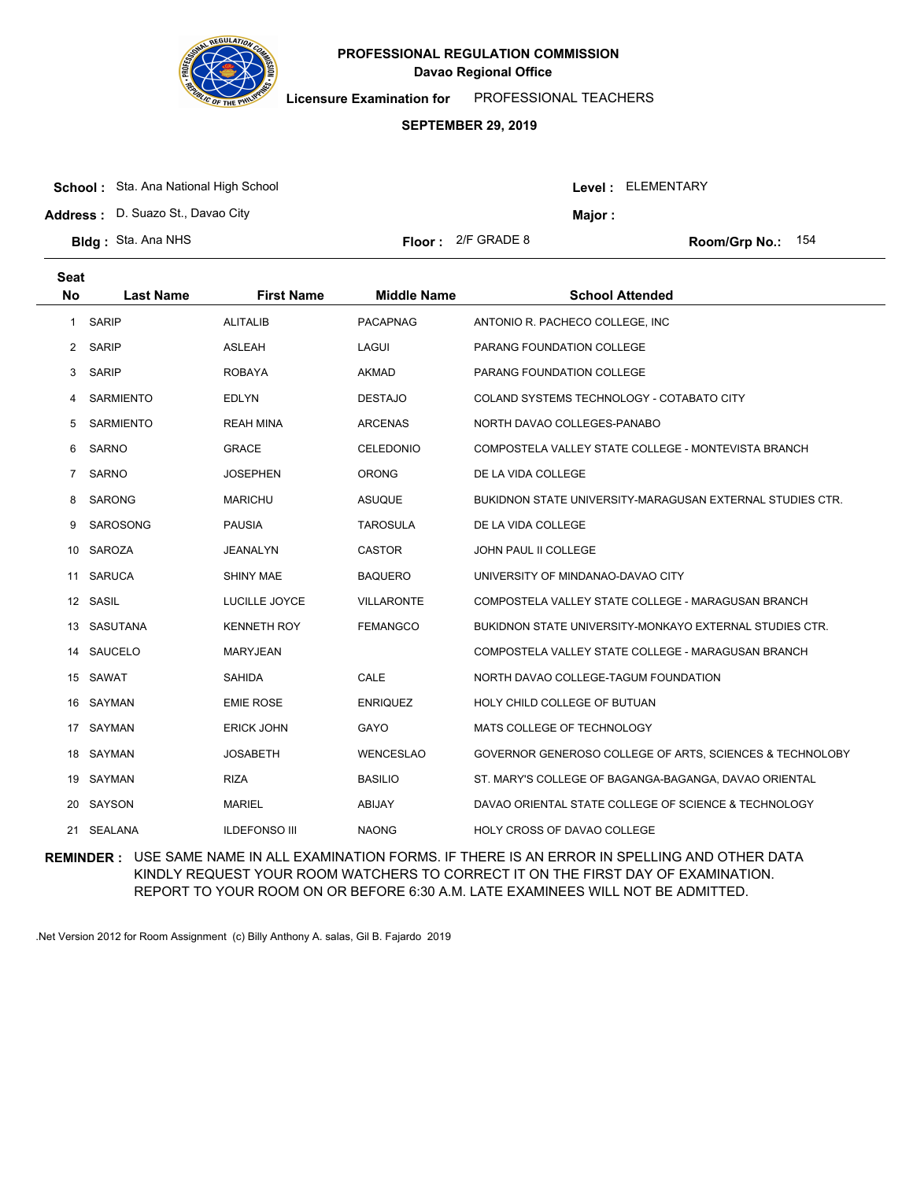# PROFESSIONAL REGULATION COMMISSION

## Davao Regional Office

**Licensure Examination for** PROFESSIONAL TEACHERS

**SEPTEMBER 29, 2019**

**School :** Sta. Ana National High School

**Level :** ELEMENTARY

**Address :** D. Suazo St., Davao City

**Major :**

**Bldg :** Sta. Ana NHS

**Floor :** 2/F GRADE 8

**Room/Grp No.:** 154

| Seat No | Last Name | First Name | Middle Name | School Attended |
|---|---|---|---|---|
| 1 | SARIP | ALITALIB | PACAPNAG | ANTONIO R. PACHECO COLLEGE, INC |
| 2 | SARIP | ASLEAH | LAGUI | PARANG FOUNDATION COLLEGE |
| 3 | SARIP | ROBAYA | AKMAD | PARANG FOUNDATION COLLEGE |
| 4 | SARMIENTO | EDLYN | DESTAJO | COLAND SYSTEMS TECHNOLOGY - COTABATO CITY |
| 5 | SARMIENTO | REAH MINA | ARCENAS | NORTH DAVAO COLLEGES-PANABO |
| 6 | SARNO | GRACE | CELEDONIO | COMPOSTELA VALLEY STATE COLLEGE - MONTEVISTA BRANCH |
| 7 | SARNO | JOSEPHEN | ORONG | DE LA VIDA COLLEGE |
| 8 | SARONG | MARICHU | ASUQUE | BUKIDNON STATE UNIVERSITY-MARAGUSAN EXTERNAL STUDIES CTR. |
| 9 | SAROSONG | PAUSIA | TAROSULA | DE LA VIDA COLLEGE |
| 10 | SAROZA | JEANALYN | CASTOR | JOHN PAUL II COLLEGE |
| 11 | SARUCA | SHINY MAE | BAQUERO | UNIVERSITY OF MINDANAO-DAVAO CITY |
| 12 | SASIL | LUCILLE JOYCE | VILLARONTE | COMPOSTELA VALLEY STATE COLLEGE - MARAGUSAN BRANCH |
| 13 | SASUTANA | KENNETH ROY | FEMANGCO | BUKIDNON STATE UNIVERSITY-MONKAYO EXTERNAL STUDIES CTR. |
| 14 | SAUCELO | MARYJEAN | | COMPOSTELA VALLEY STATE COLLEGE - MARAGUSAN BRANCH |
| 15 | SAWAT | SAHIDA | CALE | NORTH DAVAO COLLEGE-TAGUM FOUNDATION |
| 16 | SAYMAN | EMIE ROSE | ENRIQUEZ | HOLY CHILD COLLEGE OF BUTUAN |
| 17 | SAYMAN | ERICK JOHN | GAYO | MATS COLLEGE OF TECHNOLOGY |
| 18 | SAYMAN | JOSABETH | WENCESLAO | GOVERNOR GENEROSO COLLEGE OF ARTS, SCIENCES & TECHNOLOBY |
| 19 | SAYMAN | RIZA | BASILIO | ST. MARY'S COLLEGE OF BAGANGA-BAGANGA, DAVAO ORIENTAL |
| 20 | SAYSON | MARIEL | ABIJAY | DAVAO ORIENTAL STATE COLLEGE OF SCIENCE & TECHNOLOGY |
| 21 | SEALANA | ILDEFONSO III | NAONG | HOLY CROSS OF DAVAO COLLEGE |

**REMINDER :** USE SAME NAME IN ALL EXAMINATION FORMS. IF THERE IS AN ERROR IN SPELLING AND OTHER DATA KINDLY REQUEST YOUR ROOM WATCHERS TO CORRECT IT ON THE FIRST DAY OF EXAMINATION. REPORT TO YOUR ROOM ON OR BEFORE 6:30 A.M. LATE EXAMINEES WILL NOT BE ADMITTED.

.Net Version 2012 for Room Assignment (c) Billy Anthony A. salas, Gil B. Fajardo 2019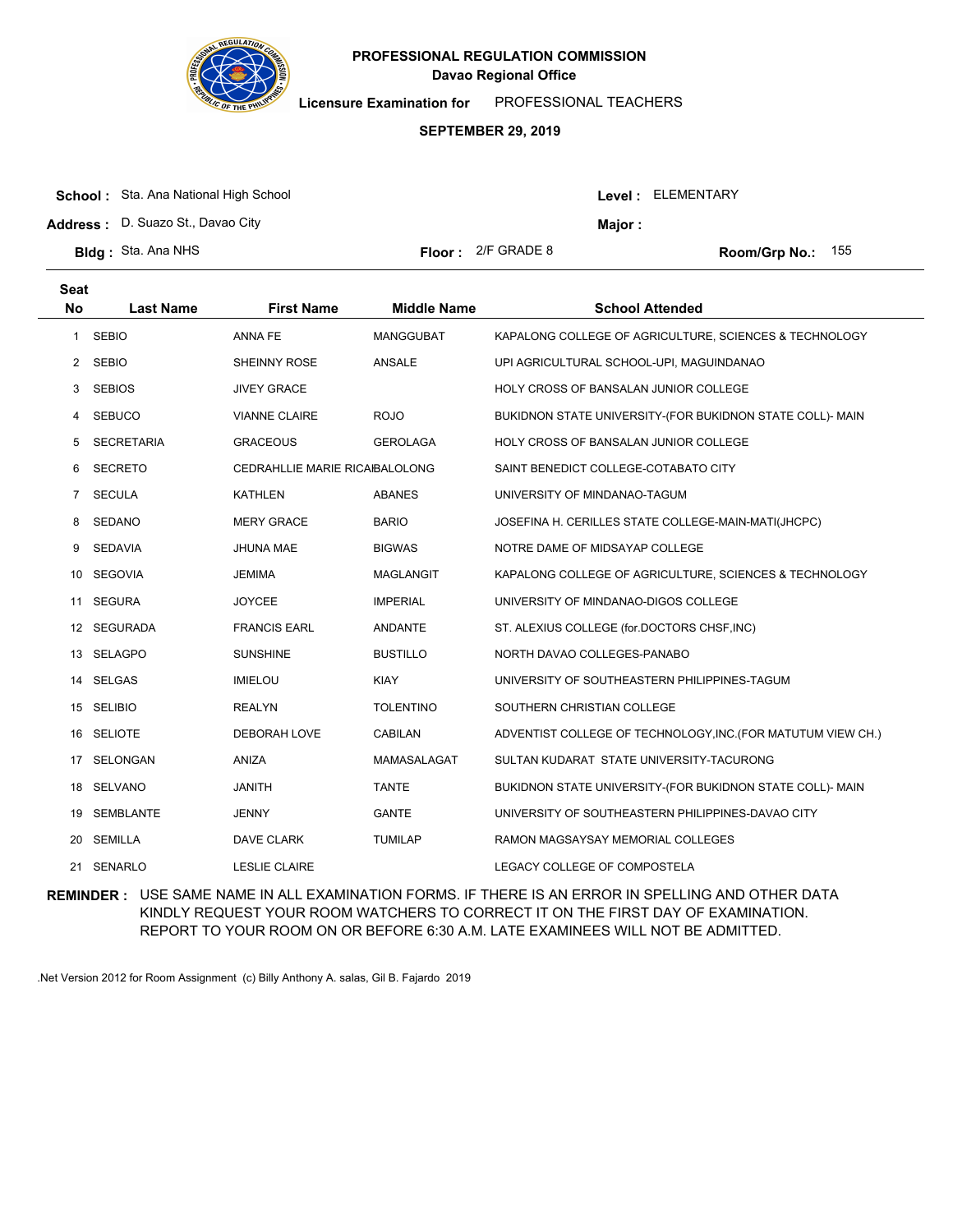# PROFESSIONAL REGULATION COMMISSION

## Davao Regional Office

**Licensure Examination for** PROFESSIONAL TEACHERS

**SEPTEMBER 29, 2019**

**School :** Sta. Ana National High School
**Address :** D. Suazo St., Davao City
**Bldg :** Sta. Ana NHS
**Floor :** 2/F GRADE 8
**Level :** ELEMENTARY
**Major :**
**Room/Grp No.:** 155

| Seat No | Last Name | First Name | Middle Name | School Attended |
|---|---|---|---|---|
| 1 | SEBIO | ANNA FE | MANGGUBAT | KAPALONG COLLEGE OF AGRICULTURE, SCIENCES & TECHNOLOGY |
| 2 | SEBIO | SHEINNY ROSE | ANSALE | UPI AGRICULTURAL SCHOOL-UPI, MAGUINDANAO |
| 3 | SEBIOS | JIVEY GRACE | | HOLY CROSS OF BANSALAN JUNIOR COLLEGE |
| 4 | SEBUCO | VIANNE CLAIRE | ROJO | BUKIDNON STATE UNIVERSITY-(FOR BUKIDNON STATE COLL)- MAIN |
| 5 | SECRETARIA | GRACEOUS | GEROLAGA | HOLY CROSS OF BANSALAN JUNIOR COLLEGE |
| 6 | SECRETO | CEDRAHLLIE MARIE RICAI | BALOLONG | SAINT BENEDICT COLLEGE-COTABATO CITY |
| 7 | SECULA | KATHLEN | ABANES | UNIVERSITY OF MINDANAO-TAGUM |
| 8 | SEDANO | MERY GRACE | BARIO | JOSEFINA H. CERILLES STATE COLLEGE-MAIN-MATI(JHCPC) |
| 9 | SEDAVIA | JHUNA MAE | BIGWAS | NOTRE DAME OF MIDSAYAP COLLEGE |
| 10 | SEGOVIA | JEMIMA | MAGLANGIT | KAPALONG COLLEGE OF AGRICULTURE, SCIENCES & TECHNOLOGY |
| 11 | SEGURA | JOYCEE | IMPERIAL | UNIVERSITY OF MINDANAO-DIGOS COLLEGE |
| 12 | SEGURADA | FRANCIS EARL | ANDANTE | ST. ALEXIUS COLLEGE (for.DOCTORS CHSF,INC) |
| 13 | SELAGPO | SUNSHINE | BUSTILLO | NORTH DAVAO COLLEGES-PANABO |
| 14 | SELGAS | IMIELOU | KIAY | UNIVERSITY OF SOUTHEASTERN PHILIPPINES-TAGUM |
| 15 | SELIBIO | REALYN | TOLENTINO | SOUTHERN CHRISTIAN COLLEGE |
| 16 | SELIOTE | DEBORAH LOVE | CABILAN | ADVENTIST COLLEGE OF TECHNOLOGY,INC.(FOR MATUTUM VIEW CH.) |
| 17 | SELONGAN | ANIZA | MAMASALAGAT | SULTAN KUDARAT STATE UNIVERSITY-TACURONG |
| 18 | SELVANO | JANITH | TANTE | BUKIDNON STATE UNIVERSITY-(FOR BUKIDNON STATE COLL)- MAIN |
| 19 | SEMBLANTE | JENNY | GANTE | UNIVERSITY OF SOUTHEASTERN PHILIPPINES-DAVAO CITY |
| 20 | SEMILLA | DAVE CLARK | TUMILAP | RAMON MAGSAYSAY MEMORIAL COLLEGES |
| 21 | SENARLO | LESLIE CLAIRE | | LEGACY COLLEGE OF COMPOSTELA |

**REMINDER :** USE SAME NAME IN ALL EXAMINATION FORMS. IF THERE IS AN ERROR IN SPELLING AND OTHER DATA KINDLY REQUEST YOUR ROOM WATCHERS TO CORRECT IT ON THE FIRST DAY OF EXAMINATION. REPORT TO YOUR ROOM ON OR BEFORE 6:30 A.M. LATE EXAMINEES WILL NOT BE ADMITTED.

.Net Version 2012 for Room Assignment (c) Billy Anthony A. salas, Gil B. Fajardo 2019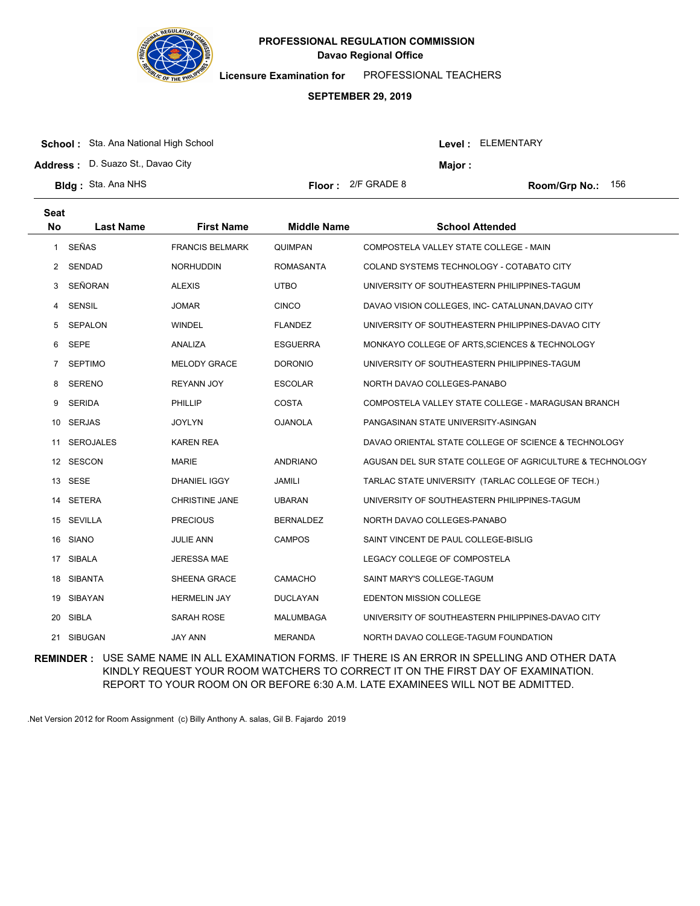# PROFESSIONAL REGULATION COMMISSION

## Davao Regional Office

**Licensure Examination for** PROFESSIONAL TEACHERS

**SEPTEMBER 29, 2019**

**School :** Sta. Ana National High School

**Level :** ELEMENTARY

**Address :** D. Suazo St., Davao City

**Major :**

**Bldg :** Sta. Ana NHS

**Floor :** 2/F GRADE 8

**Room/Grp No.:** 156

| Seat No | Last Name | First Name | Middle Name | School Attended |
|---|---|---|---|---|
| 1 | SEÑAS | FRANCIS BELMARK | QUIMPAN | COMPOSTELA VALLEY STATE COLLEGE - MAIN |
| 2 | SENDAD | NORHUDDIN | ROMASANTA | COLAND SYSTEMS TECHNOLOGY - COTABATO CITY |
| 3 | SEÑORAN | ALEXIS | UTBO | UNIVERSITY OF SOUTHEASTERN PHILIPPINES-TAGUM |
| 4 | SENSIL | JOMAR | CINCO | DAVAO VISION COLLEGES, INC- CATALUNAN,DAVAO CITY |
| 5 | SEPALON | WINDEL | FLANDEZ | UNIVERSITY OF SOUTHEASTERN PHILIPPINES-DAVAO CITY |
| 6 | SEPE | ANALIZA | ESGUERRA | MONKAYO COLLEGE OF ARTS,SCIENCES & TECHNOLOGY |
| 7 | SEPTIMO | MELODY GRACE | DORONIO | UNIVERSITY OF SOUTHEASTERN PHILIPPINES-TAGUM |
| 8 | SERENO | REYANN JOY | ESCOLAR | NORTH DAVAO COLLEGES-PANABO |
| 9 | SERIDA | PHILLIP | COSTA | COMPOSTELA VALLEY STATE COLLEGE - MARAGUSAN BRANCH |
| 10 | SERJAS | JOYLYN | OJANOLA | PANGASINAN STATE UNIVERSITY-ASINGAN |
| 11 | SEROJALES | KAREN REA | | DAVAO ORIENTAL STATE COLLEGE OF SCIENCE & TECHNOLOGY |
| 12 | SESCON | MARIE | ANDRIANO | AGUSAN DEL SUR STATE COLLEGE OF AGRICULTURE & TECHNOLOGY |
| 13 | SESE | DHANIEL IGGY | JAMILI | TARLAC STATE UNIVERSITY (TARLAC COLLEGE OF TECH.) |
| 14 | SETERA | CHRISTINE JANE | UBARAN | UNIVERSITY OF SOUTHEASTERN PHILIPPINES-TAGUM |
| 15 | SEVILLA | PRECIOUS | BERNALDEZ | NORTH DAVAO COLLEGES-PANABO |
| 16 | SIANO | JULIE ANN | CAMPOS | SAINT VINCENT DE PAUL COLLEGE-BISLIG |
| 17 | SIBALA | JERESSA MAE | | LEGACY COLLEGE OF COMPOSTELA |
| 18 | SIBANTA | SHEENA GRACE | CAMACHO | SAINT MARY'S COLLEGE-TAGUM |
| 19 | SIBAYAN | HERMELIN JAY | DUCLAYAN | EDENTON MISSION COLLEGE |
| 20 | SIBLA | SARAH ROSE | MALUMBAGA | UNIVERSITY OF SOUTHEASTERN PHILIPPINES-DAVAO CITY |
| 21 | SIBUGAN | JAY ANN | MERANDA | NORTH DAVAO COLLEGE-TAGUM FOUNDATION |

**REMINDER :** USE SAME NAME IN ALL EXAMINATION FORMS. IF THERE IS AN ERROR IN SPELLING AND OTHER DATA KINDLY REQUEST YOUR ROOM WATCHERS TO CORRECT IT ON THE FIRST DAY OF EXAMINATION. REPORT TO YOUR ROOM ON OR BEFORE 6:30 A.M. LATE EXAMINEES WILL NOT BE ADMITTED.

.Net Version 2012 for Room Assignment (c) Billy Anthony A. salas, Gil B. Fajardo 2019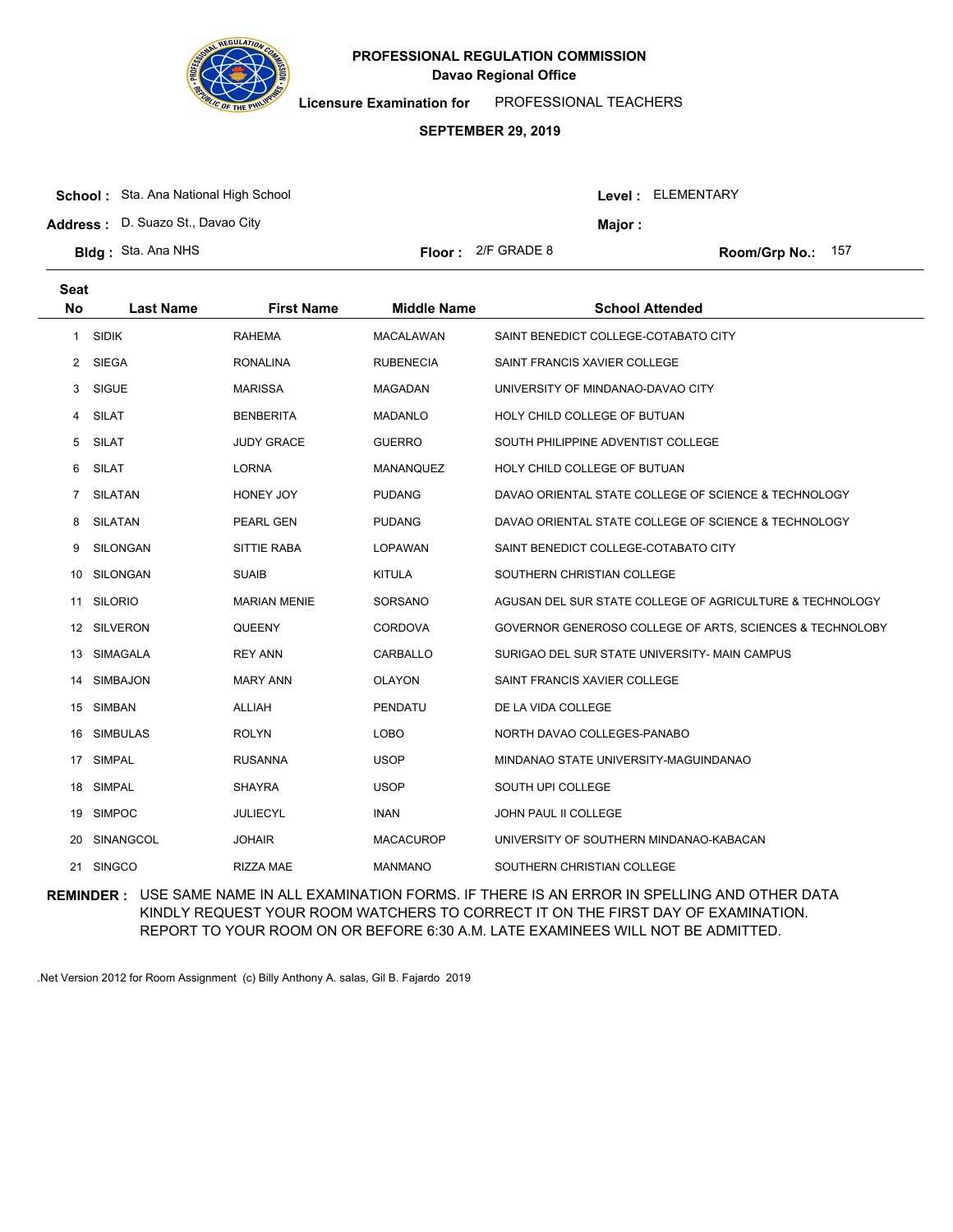# PROFESSIONAL REGULATION COMMISSION

**Davao Regional Office**

**Licensure Examination for** PROFESSIONAL TEACHERS

**SEPTEMBER 29, 2019**

**School :** Sta. Ana National High School

**Level :** ELEMENTARY

**Address :** D. Suazo St., Davao City

**Major :**

**Bldg :** Sta. Ana NHS

**Floor :** 2/F GRADE 8

**Room/Grp No.:** 157

| Seat No | Last Name | First Name | Middle Name | School Attended |
|---|---|---|---|---|
| 1 | SIDIK | RAHEMA | MACALAWAN | SAINT BENEDICT COLLEGE-COTABATO CITY |
| 2 | SIEGA | RONALINA | RUBENECIA | SAINT FRANCIS XAVIER COLLEGE |
| 3 | SIGUE | MARISSA | MAGADAN | UNIVERSITY OF MINDANAO-DAVAO CITY |
| 4 | SILAT | BENBERITA | MADANLO | HOLY CHILD COLLEGE OF BUTUAN |
| 5 | SILAT | JUDY GRACE | GUERRO | SOUTH PHILIPPINE ADVENTIST COLLEGE |
| 6 | SILAT | LORNA | MANANQUEZ | HOLY CHILD COLLEGE OF BUTUAN |
| 7 | SILATAN | HONEY JOY | PUDANG | DAVAO ORIENTAL STATE COLLEGE OF SCIENCE & TECHNOLOGY |
| 8 | SILATAN | PEARL GEN | PUDANG | DAVAO ORIENTAL STATE COLLEGE OF SCIENCE & TECHNOLOGY |
| 9 | SILONGAN | SITTIE RABA | LOPAWAN | SAINT BENEDICT COLLEGE-COTABATO CITY |
| 10 | SILONGAN | SUAIB | KITULA | SOUTHERN CHRISTIAN COLLEGE |
| 11 | SILORIO | MARIAN MENIE | SORSANO | AGUSAN DEL SUR STATE COLLEGE OF AGRICULTURE & TECHNOLOGY |
| 12 | SILVERON | QUEENY | CORDOVA | GOVERNOR GENEROSO COLLEGE OF ARTS, SCIENCES & TECHNOLOBY |
| 13 | SIMAGALA | REY ANN | CARBALLO | SURIGAO DEL SUR STATE UNIVERSITY- MAIN CAMPUS |
| 14 | SIMBAJON | MARY ANN | OLAYON | SAINT FRANCIS XAVIER COLLEGE |
| 15 | SIMBAN | ALLIAH | PENDATU | DE LA VIDA COLLEGE |
| 16 | SIMBULAS | ROLYN | LOBO | NORTH DAVAO COLLEGES-PANABO |
| 17 | SIMPAL | RUSANNA | USOP | MINDANAO STATE UNIVERSITY-MAGUINDANAO |
| 18 | SIMPAL | SHAYRA | USOP | SOUTH UPI COLLEGE |
| 19 | SIMPOC | JULIECYL | INAN | JOHN PAUL II COLLEGE |
| 20 | SINANGCOL | JOHAIR | MACACUROP | UNIVERSITY OF SOUTHERN MINDANAO-KABACAN |
| 21 | SINGCO | RIZZA MAE | MANMANO | SOUTHERN CHRISTIAN COLLEGE |

**REMINDER :** USE SAME NAME IN ALL EXAMINATION FORMS. IF THERE IS AN ERROR IN SPELLING AND OTHER DATA KINDLY REQUEST YOUR ROOM WATCHERS TO CORRECT IT ON THE FIRST DAY OF EXAMINATION. REPORT TO YOUR ROOM ON OR BEFORE 6:30 A.M. LATE EXAMINEES WILL NOT BE ADMITTED.

.Net Version 2012 for Room Assignment (c) Billy Anthony A. salas, Gil B. Fajardo 2019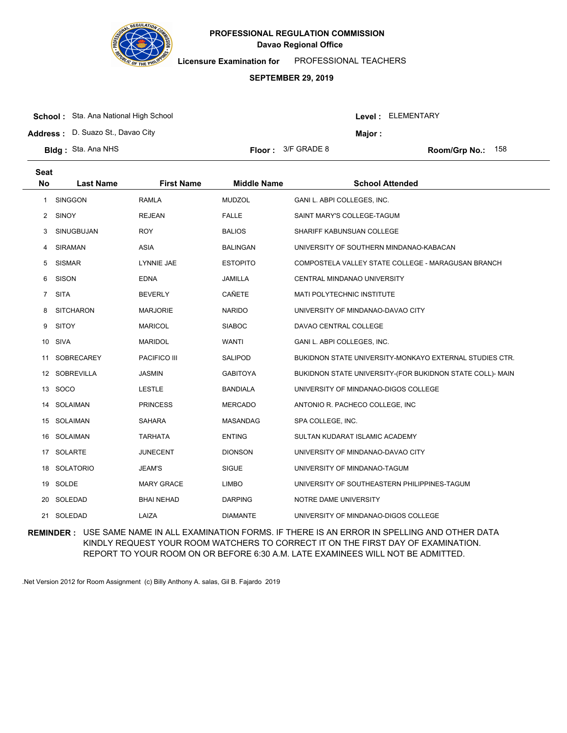# PROFESSIONAL REGULATION COMMISSION

**Davao Regional Office**

**Licensure Examination for** PROFESSIONAL TEACHERS

**SEPTEMBER 29, 2019**

**School :** Sta. Ana National High School

**Address :** D. Suazo St., Davao City

**Bldg :** Sta. Ana NHS

**Floor :** 3/F GRADE 8

**Level :** ELEMENTARY

**Major :**

**Room/Grp No.:** 158

| Seat No | Last Name | First Name | Middle Name | School Attended |
|---|---|---|---|---|
| 1 | SINGGON | RAMLA | MUDZOL | GANI L. ABPI COLLEGES, INC. |
| 2 | SINOY | REJEAN | FALLE | SAINT MARY'S COLLEGE-TAGUM |
| 3 | SINUGBUJAN | ROY | BALIOS | SHARIFF KABUNSUAN COLLEGE |
| 4 | SIRAMAN | ASIA | BALINGAN | UNIVERSITY OF SOUTHERN MINDANAO-KABACAN |
| 5 | SISMAR | LYNNIE JAE | ESTOPITO | COMPOSTELA VALLEY STATE COLLEGE - MARAGUSAN BRANCH |
| 6 | SISON | EDNA | JAMILLA | CENTRAL MINDANAO UNIVERSITY |
| 7 | SITA | BEVERLY | CAÑETE | MATI POLYTECHNIC INSTITUTE |
| 8 | SITCHARON | MARJORIE | NARIDO | UNIVERSITY OF MINDANAO-DAVAO CITY |
| 9 | SITOY | MARICOL | SIABOC | DAVAO CENTRAL COLLEGE |
| 10 | SIVA | MARIDOL | WANTI | GANI L. ABPI COLLEGES, INC. |
| 11 | SOBRECAREY | PACIFICO III | SALIPOD | BUKIDNON STATE UNIVERSITY-MONKAYO EXTERNAL STUDIES CTR. |
| 12 | SOBREVILLA | JASMIN | GABITOYA | BUKIDNON STATE UNIVERSITY-(FOR BUKIDNON STATE COLL)- MAIN |
| 13 | SOCO | LESTLE | BANDIALA | UNIVERSITY OF MINDANAO-DIGOS COLLEGE |
| 14 | SOLAIMAN | PRINCESS | MERCADO | ANTONIO R. PACHECO COLLEGE, INC |
| 15 | SOLAIMAN | SAHARA | MASANDAG | SPA COLLEGE, INC. |
| 16 | SOLAIMAN | TARHATA | ENTING | SULTAN KUDARAT ISLAMIC ACADEMY |
| 17 | SOLARTE | JUNECENT | DIONSON | UNIVERSITY OF MINDANAO-DAVAO CITY |
| 18 | SOLATORIO | JEAM'S | SIGUE | UNIVERSITY OF MINDANAO-TAGUM |
| 19 | SOLDE | MARY GRACE | LIMBO | UNIVERSITY OF SOUTHEASTERN PHILIPPINES-TAGUM |
| 20 | SOLEDAD | BHAI NEHAD | DARPING | NOTRE DAME UNIVERSITY |
| 21 | SOLEDAD | LAIZA | DIAMANTE | UNIVERSITY OF MINDANAO-DIGOS COLLEGE |

**REMINDER :** USE SAME NAME IN ALL EXAMINATION FORMS. IF THERE IS AN ERROR IN SPELLING AND OTHER DATA KINDLY REQUEST YOUR ROOM WATCHERS TO CORRECT IT ON THE FIRST DAY OF EXAMINATION. REPORT TO YOUR ROOM ON OR BEFORE 6:30 A.M. LATE EXAMINEES WILL NOT BE ADMITTED.

.Net Version 2012 for Room Assignment (c) Billy Anthony A. salas, Gil B. Fajardo 2019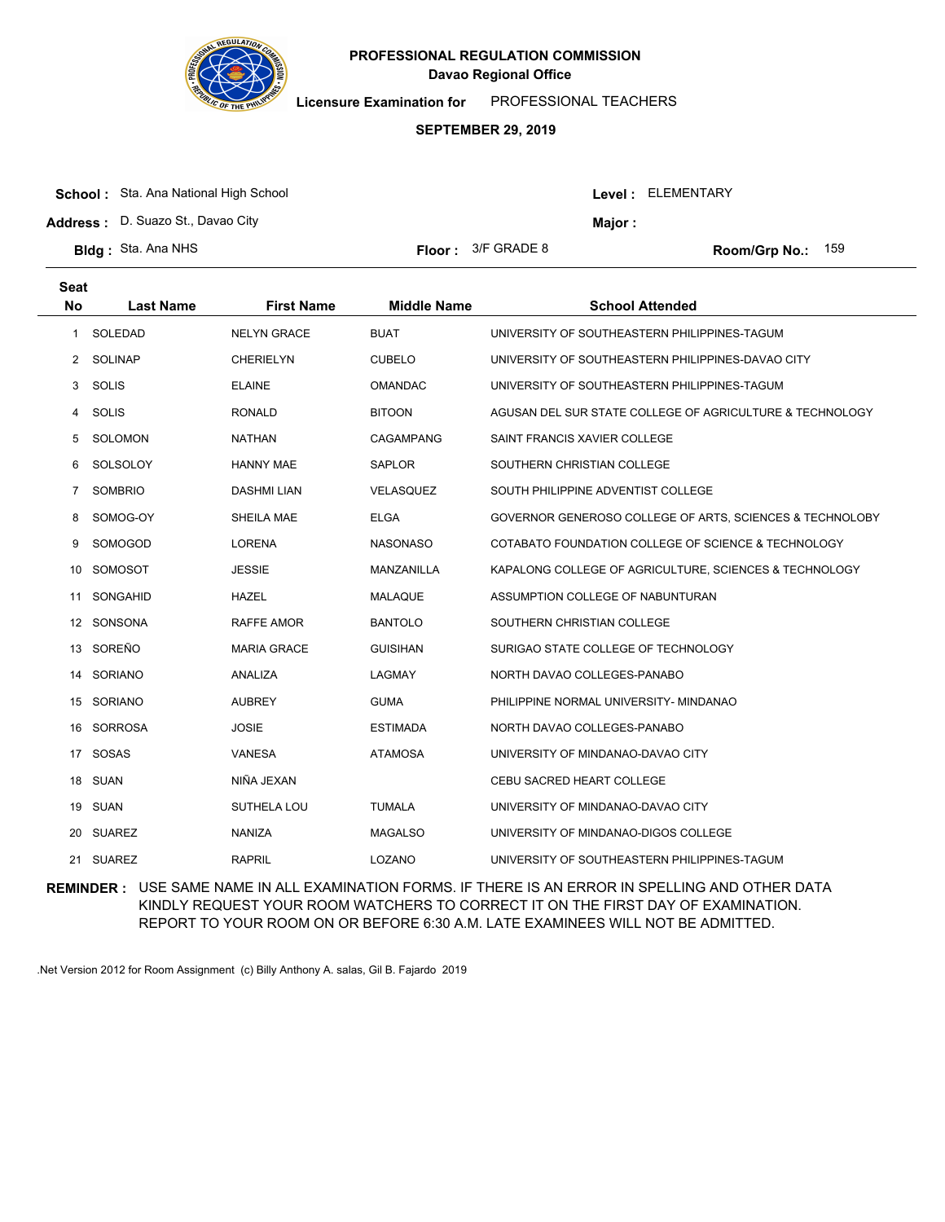**PROFESSIONAL REGULATION COMMISSION**
**Davao Regional Office**

**Licensure Examination for** PROFESSIONAL TEACHERS

**SEPTEMBER 29, 2019**

**School :** Sta. Ana National High School | **Level :** ELEMENTARY
**Address :** D. Suazo St., Davao City | **Major :**
**Bldg :** Sta. Ana NHS | **Floor :** 3/F GRADE 8 | **Room/Grp No.:** 159

| Seat No | Last Name | First Name | Middle Name | School Attended |
|---|---|---|---|---|
| 1 | SOLEDAD | NELYN GRACE | BUAT | UNIVERSITY OF SOUTHEASTERN PHILIPPINES-TAGUM |
| 2 | SOLINAP | CHERIELYN | CUBELO | UNIVERSITY OF SOUTHEASTERN PHILIPPINES-DAVAO CITY |
| 3 | SOLIS | ELAINE | OMANDAC | UNIVERSITY OF SOUTHEASTERN PHILIPPINES-TAGUM |
| 4 | SOLIS | RONALD | BITOON | AGUSAN DEL SUR STATE COLLEGE OF AGRICULTURE & TECHNOLOGY |
| 5 | SOLOMON | NATHAN | CAGAMPANG | SAINT FRANCIS XAVIER COLLEGE |
| 6 | SOLSOLOY | HANNY MAE | SAPLOR | SOUTHERN CHRISTIAN COLLEGE |
| 7 | SOMBRIO | DASHMI LIAN | VELASQUEZ | SOUTH PHILIPPINE ADVENTIST COLLEGE |
| 8 | SOMOG-OY | SHEILA MAE | ELGA | GOVERNOR GENEROSO COLLEGE OF ARTS, SCIENCES & TECHNOLOBY |
| 9 | SOMOGOD | LORENA | NASONASO | COTABATO FOUNDATION COLLEGE OF SCIENCE & TECHNOLOGY |
| 10 | SOMOSOT | JESSIE | MANZANILLA | KAPALONG COLLEGE OF AGRICULTURE, SCIENCES & TECHNOLOGY |
| 11 | SONGAHID | HAZEL | MALAQUE | ASSUMPTION COLLEGE OF NABUNTURAN |
| 12 | SONSONA | RAFFE AMOR | BANTOLO | SOUTHERN CHRISTIAN COLLEGE |
| 13 | SOREÑO | MARIA GRACE | GUISIHAN | SURIGAO STATE COLLEGE OF TECHNOLOGY |
| 14 | SORIANO | ANALIZA | LAGMAY | NORTH DAVAO COLLEGES-PANABO |
| 15 | SORIANO | AUBREY | GUMA | PHILIPPINE NORMAL UNIVERSITY- MINDANAO |
| 16 | SORROSA | JOSIE | ESTIMADA | NORTH DAVAO COLLEGES-PANABO |
| 17 | SOSAS | VANESA | ATAMOSA | UNIVERSITY OF MINDANAO-DAVAO CITY |
| 18 | SUAN | NIÑA JEXAN | | CEBU SACRED HEART COLLEGE |
| 19 | SUAN | SUTHELA LOU | TUMALA | UNIVERSITY OF MINDANAO-DAVAO CITY |
| 20 | SUAREZ | NANIZA | MAGALSO | UNIVERSITY OF MINDANAO-DIGOS COLLEGE |
| 21 | SUAREZ | RAPRIL | LOZANO | UNIVERSITY OF SOUTHEASTERN PHILIPPINES-TAGUM |

**REMINDER :** USE SAME NAME IN ALL EXAMINATION FORMS. IF THERE IS AN ERROR IN SPELLING AND OTHER DATA KINDLY REQUEST YOUR ROOM WATCHERS TO CORRECT IT ON THE FIRST DAY OF EXAMINATION. REPORT TO YOUR ROOM ON OR BEFORE 6:30 A.M. LATE EXAMINEES WILL NOT BE ADMITTED.

.Net Version 2012 for Room Assignment (c) Billy Anthony A. salas, Gil B. Fajardo 2019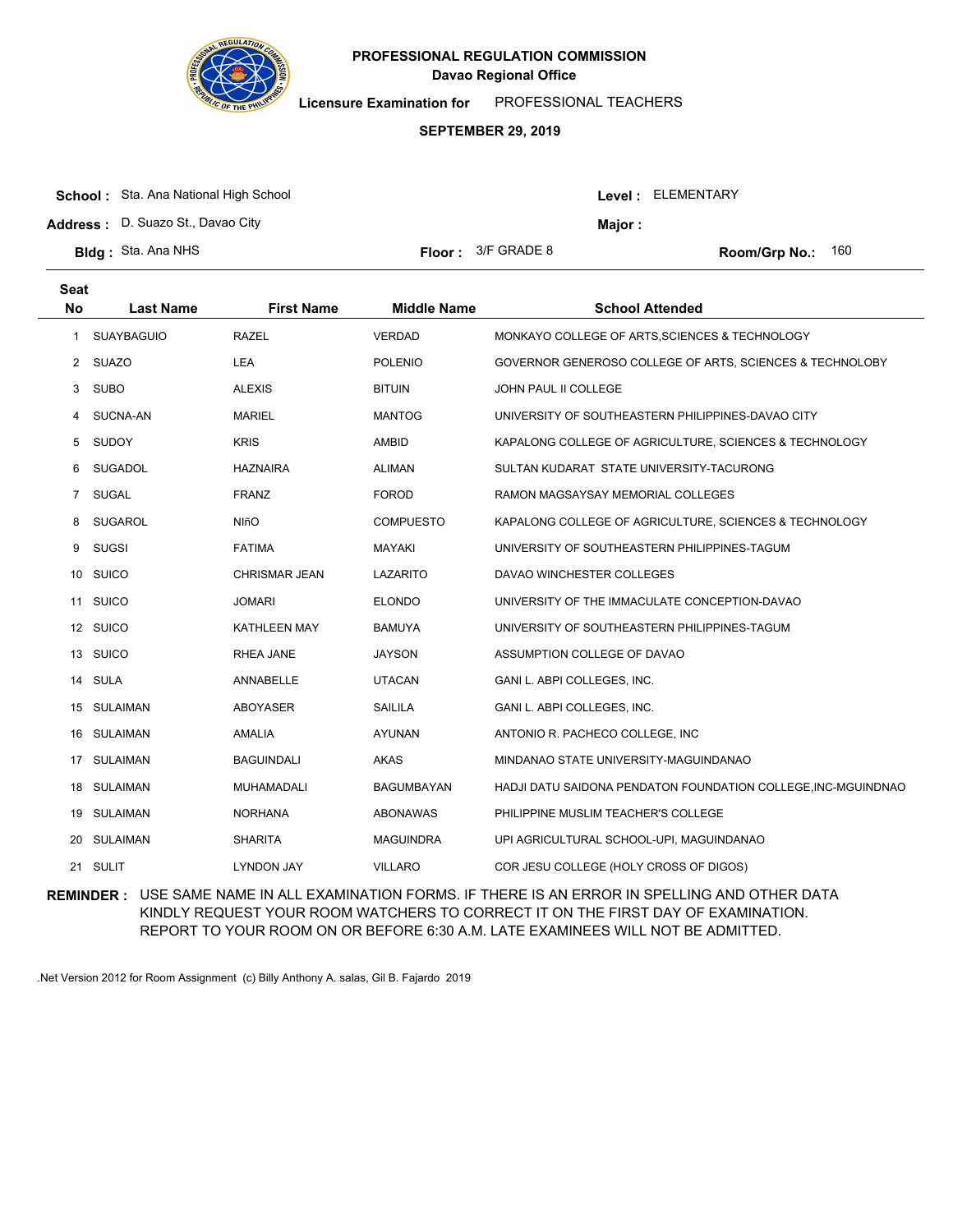# PROFESSIONAL REGULATION COMMISSION

**Davao Regional Office**

**Licensure Examination for** PROFESSIONAL TEACHERS

**SEPTEMBER 29, 2019**

**School :** Sta. Ana National High School

**Address :** D. Suazo St., Davao City

**Bldg :** Sta. Ana NHS

**Floor :** 3/F GRADE 8

**Level :** ELEMENTARY

**Major :**

**Room/Grp No.:** 160

| Seat No | Last Name | First Name | Middle Name | School Attended |
|---|---|---|---|---|
| 1 | SUAYBAGUIO | RAZEL | VERDAD | MONKAYO COLLEGE OF ARTS,SCIENCES & TECHNOLOGY |
| 2 | SUAZO | LEA | POLENIO | GOVERNOR GENEROSO COLLEGE OF ARTS, SCIENCES & TECHNOLOBY |
| 3 | SUBO | ALEXIS | BITUIN | JOHN PAUL II COLLEGE |
| 4 | SUCNA-AN | MARIEL | MANTOG | UNIVERSITY OF SOUTHEASTERN PHILIPPINES-DAVAO CITY |
| 5 | SUDOY | KRIS | AMBID | KAPALONG COLLEGE OF AGRICULTURE, SCIENCES & TECHNOLOGY |
| 6 | SUGADOL | HAZNAIRA | ALIMAN | SULTAN KUDARAT STATE UNIVERSITY-TACURONG |
| 7 | SUGAL | FRANZ | FOROD | RAMON MAGSAYSAY MEMORIAL COLLEGES |
| 8 | SUGAROL | NIñO | COMPUESTO | KAPALONG COLLEGE OF AGRICULTURE, SCIENCES & TECHNOLOGY |
| 9 | SUGSI | FATIMA | MAYAKI | UNIVERSITY OF SOUTHEASTERN PHILIPPINES-TAGUM |
| 10 | SUICO | CHRISMAR JEAN | LAZARITO | DAVAO WINCHESTER COLLEGES |
| 11 | SUICO | JOMARI | ELONDO | UNIVERSITY OF THE IMMACULATE CONCEPTION-DAVAO |
| 12 | SUICO | KATHLEEN MAY | BAMUYA | UNIVERSITY OF SOUTHEASTERN PHILIPPINES-TAGUM |
| 13 | SUICO | RHEA JANE | JAYSON | ASSUMPTION COLLEGE OF DAVAO |
| 14 | SULA | ANNABELLE | UTACAN | GANI L. ABPI COLLEGES, INC. |
| 15 | SULAIMAN | ABOYASER | SAILILA | GANI L. ABPI COLLEGES, INC. |
| 16 | SULAIMAN | AMALIA | AYUNAN | ANTONIO R. PACHECO COLLEGE, INC |
| 17 | SULAIMAN | BAGUINDALI | AKAS | MINDANAO STATE UNIVERSITY-MAGUINDANAO |
| 18 | SULAIMAN | MUHAMADALI | BAGUMBAYAN | HADJI DATU SAIDONA PENDATON FOUNDATION COLLEGE,INC-MGUINDNAO |
| 19 | SULAIMAN | NORHANA | ABONAWAS | PHILIPPINE MUSLIM TEACHER'S COLLEGE |
| 20 | SULAIMAN | SHARITA | MAGUINDRA | UPI AGRICULTURAL SCHOOL-UPI, MAGUINDANAO |
| 21 | SULIT | LYNDON JAY | VILLARO | COR JESU COLLEGE (HOLY CROSS OF DIGOS) |

**REMINDER :** USE SAME NAME IN ALL EXAMINATION FORMS. IF THERE IS AN ERROR IN SPELLING AND OTHER DATA KINDLY REQUEST YOUR ROOM WATCHERS TO CORRECT IT ON THE FIRST DAY OF EXAMINATION. REPORT TO YOUR ROOM ON OR BEFORE 6:30 A.M. LATE EXAMINEES WILL NOT BE ADMITTED.

.Net Version 2012 for Room Assignment (c) Billy Anthony A. salas, Gil B. Fajardo 2019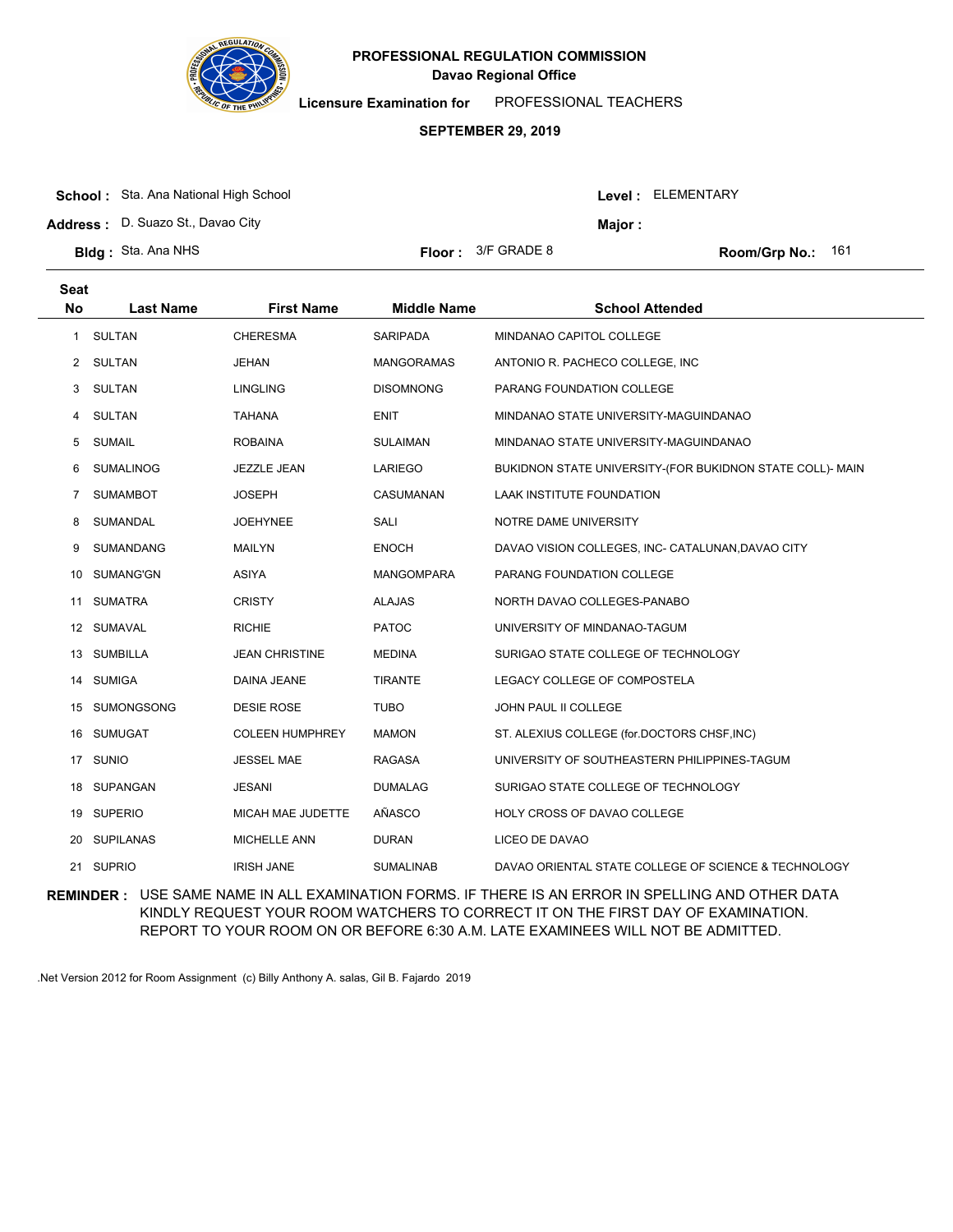# PROFESSIONAL REGULATION COMMISSION

## Davao Regional Office

**Licensure Examination for** PROFESSIONAL TEACHERS

**SEPTEMBER 29, 2019**

**School :** Sta. Ana National High School

**Address :** D. Suazo St., Davao City

**Bldg :** Sta. Ana NHS

**Floor :** 3/F GRADE 8

**Level :** ELEMENTARY

**Major :**

**Room/Grp No.:** 161

| Seat No | Last Name | First Name | Middle Name | School Attended |
|---|---|---|---|---|
| 1 | SULTAN | CHERESMA | SARIPADA | MINDANAO CAPITOL COLLEGE |
| 2 | SULTAN | JEHAN | MANGORAMAS | ANTONIO R. PACHECO COLLEGE, INC |
| 3 | SULTAN | LINGLING | DISOMNONG | PARANG FOUNDATION COLLEGE |
| 4 | SULTAN | TAHANA | ENIT | MINDANAO STATE UNIVERSITY-MAGUINDANAO |
| 5 | SUMAIL | ROBAINA | SULAIMAN | MINDANAO STATE UNIVERSITY-MAGUINDANAO |
| 6 | SUMALINOG | JEZZLE JEAN | LARIEGO | BUKIDNON STATE UNIVERSITY-(FOR BUKIDNON STATE COLL)- MAIN |
| 7 | SUMAMBOT | JOSEPH | CASUMANAN | LAAK INSTITUTE FOUNDATION |
| 8 | SUMANDAL | JOEHYNEE | SALI | NOTRE DAME UNIVERSITY |
| 9 | SUMANDANG | MAILYN | ENOCH | DAVAO VISION COLLEGES, INC- CATALUNAN,DAVAO CITY |
| 10 | SUMANG'GN | ASIYA | MANGOMPARA | PARANG FOUNDATION COLLEGE |
| 11 | SUMATRA | CRISTY | ALAJAS | NORTH DAVAO COLLEGES-PANABO |
| 12 | SUMAVAL | RICHIE | PATOC | UNIVERSITY OF MINDANAO-TAGUM |
| 13 | SUMBILLA | JEAN CHRISTINE | MEDINA | SURIGAO STATE COLLEGE OF TECHNOLOGY |
| 14 | SUMIGA | DAINA JEANE | TIRANTE | LEGACY COLLEGE OF COMPOSTELA |
| 15 | SUMONGSONG | DESIE ROSE | TUBO | JOHN PAUL II COLLEGE |
| 16 | SUMUGAT | COLEEN HUMPHREY | MAMON | ST. ALEXIUS COLLEGE (for.DOCTORS CHSF,INC) |
| 17 | SUNIO | JESSEL MAE | RAGASA | UNIVERSITY OF SOUTHEASTERN PHILIPPINES-TAGUM |
| 18 | SUPANGAN | JESANI | DUMALAG | SURIGAO STATE COLLEGE OF TECHNOLOGY |
| 19 | SUPERIO | MICAH MAE JUDETTE | AÑASCO | HOLY CROSS OF DAVAO COLLEGE |
| 20 | SUPILANAS | MICHELLE ANN | DURAN | LICEO DE DAVAO |
| 21 | SUPRIO | IRISH JANE | SUMALINAB | DAVAO ORIENTAL STATE COLLEGE OF SCIENCE & TECHNOLOGY |

**REMINDER :** USE SAME NAME IN ALL EXAMINATION FORMS. IF THERE IS AN ERROR IN SPELLING AND OTHER DATA KINDLY REQUEST YOUR ROOM WATCHERS TO CORRECT IT ON THE FIRST DAY OF EXAMINATION. REPORT TO YOUR ROOM ON OR BEFORE 6:30 A.M. LATE EXAMINEES WILL NOT BE ADMITTED.

.Net Version 2012 for Room Assignment (c) Billy Anthony A. salas, Gil B. Fajardo 2019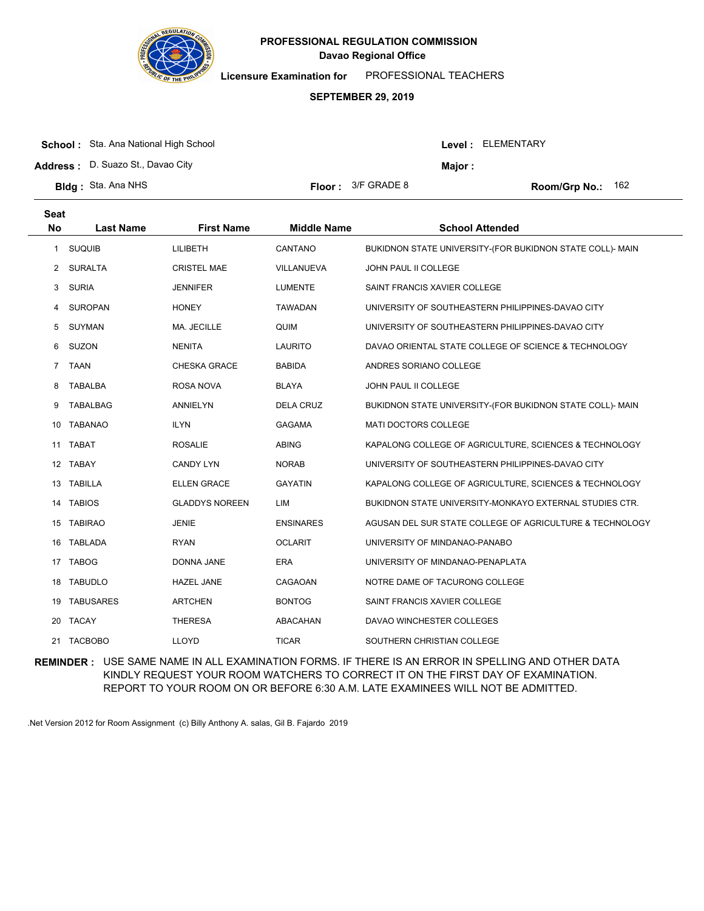# PROFESSIONAL REGULATION COMMISSION
## Davao Regional Office

**Licensure Examination for** PROFESSIONAL TEACHERS

**SEPTEMBER 29, 2019**

**School :** Sta. Ana National High School **Level :** ELEMENTARY

**Address :** D. Suazo St., Davao City **Major :**

**Bldg :** Sta. Ana NHS **Floor :** 3/F GRADE 8 **Room/Grp No.:** 162

| Seat No | Last Name | First Name | Middle Name | School Attended |
|---|---|---|---|---|
| 1 | SUQUIB | LILIBETH | CANTANO | BUKIDNON STATE UNIVERSITY-(FOR BUKIDNON STATE COLL)- MAIN |
| 2 | SURALTA | CRISTEL MAE | VILLANUEVA | JOHN PAUL II COLLEGE |
| 3 | SURIA | JENNIFER | LUMENTE | SAINT FRANCIS XAVIER COLLEGE |
| 4 | SUROPAN | HONEY | TAWADAN | UNIVERSITY OF SOUTHEASTERN PHILIPPINES-DAVAO CITY |
| 5 | SUYMAN | MA. JECILLE | QUIM | UNIVERSITY OF SOUTHEASTERN PHILIPPINES-DAVAO CITY |
| 6 | SUZON | NENITA | LAURITO | DAVAO ORIENTAL STATE COLLEGE OF SCIENCE & TECHNOLOGY |
| 7 | TAAN | CHESKA GRACE | BABIDA | ANDRES SORIANO COLLEGE |
| 8 | TABALBA | ROSA NOVA | BLAYA | JOHN PAUL II COLLEGE |
| 9 | TABALBAG | ANNIELYN | DELA CRUZ | BUKIDNON STATE UNIVERSITY-(FOR BUKIDNON STATE COLL)- MAIN |
| 10 | TABANAO | ILYN | GAGAMA | MATI DOCTORS COLLEGE |
| 11 | TABAT | ROSALIE | ABING | KAPALONG COLLEGE OF AGRICULTURE, SCIENCES & TECHNOLOGY |
| 12 | TABAY | CANDY LYN | NORAB | UNIVERSITY OF SOUTHEASTERN PHILIPPINES-DAVAO CITY |
| 13 | TABILLA | ELLEN GRACE | GAYATIN | KAPALONG COLLEGE OF AGRICULTURE, SCIENCES & TECHNOLOGY |
| 14 | TABIOS | GLADDYS NOREEN | LIM | BUKIDNON STATE UNIVERSITY-MONKAYO EXTERNAL STUDIES CTR. |
| 15 | TABIRAO | JENIE | ENSINARES | AGUSAN DEL SUR STATE COLLEGE OF AGRICULTURE & TECHNOLOGY |
| 16 | TABLADA | RYAN | OCLARIT | UNIVERSITY OF MINDANAO-PANABO |
| 17 | TABOG | DONNA JANE | ERA | UNIVERSITY OF MINDANAO-PENAPLATA |
| 18 | TABUDLO | HAZEL JANE | CAGAOAN | NOTRE DAME OF TACURONG COLLEGE |
| 19 | TABUSARES | ARTCHEN | BONTOG | SAINT FRANCIS XAVIER COLLEGE |
| 20 | TACAY | THERESA | ABACAHAN | DAVAO WINCHESTER COLLEGES |
| 21 | TACBOBO | LLOYD | TICAR | SOUTHERN CHRISTIAN COLLEGE |

**REMINDER :** USE SAME NAME IN ALL EXAMINATION FORMS. IF THERE IS AN ERROR IN SPELLING AND OTHER DATA KINDLY REQUEST YOUR ROOM WATCHERS TO CORRECT IT ON THE FIRST DAY OF EXAMINATION. REPORT TO YOUR ROOM ON OR BEFORE 6:30 A.M. LATE EXAMINEES WILL NOT BE ADMITTED.

.Net Version 2012 for Room Assignment (c) Billy Anthony A. salas, Gil B. Fajardo 2019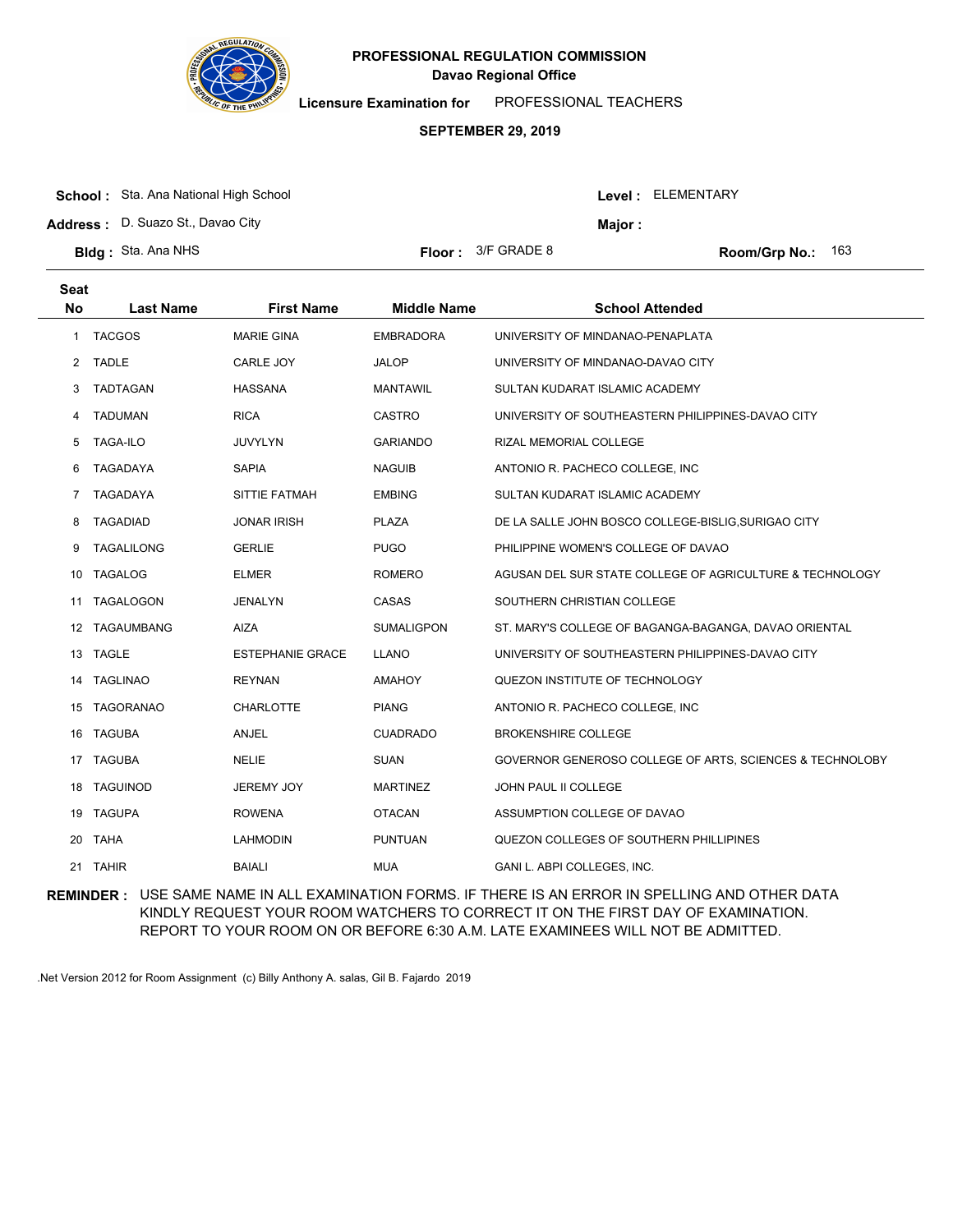**PROFESSIONAL REGULATION COMMISSION**
**Davao Regional Office**

**Licensure Examination for** PROFESSIONAL TEACHERS

**SEPTEMBER 29, 2019**

**School :** Sta. Ana National High School
**Level :** ELEMENTARY
**Address :** D. Suazo St., Davao City
**Major :**
**Bldg :** Sta. Ana NHS
**Floor :** 3/F GRADE 8
**Room/Grp No.:** 163

| Seat No | Last Name | First Name | Middle Name | School Attended |
|---|---|---|---|---|
| 1 | TACGOS | MARIE GINA | EMBRADORA | UNIVERSITY OF MINDANAO-PENAPLATA |
| 2 | TADLE | CARLE JOY | JALOP | UNIVERSITY OF MINDANAO-DAVAO CITY |
| 3 | TADTAGAN | HASSANA | MANTAWIL | SULTAN KUDARAT ISLAMIC ACADEMY |
| 4 | TADUMAN | RICA | CASTRO | UNIVERSITY OF SOUTHEASTERN PHILIPPINES-DAVAO CITY |
| 5 | TAGA-ILO | JUVYLYN | GARIANDO | RIZAL MEMORIAL COLLEGE |
| 6 | TAGADAYA | SAPIA | NAGUIB | ANTONIO R. PACHECO COLLEGE, INC |
| 7 | TAGADAYA | SITTIE FATMAH | EMBING | SULTAN KUDARAT ISLAMIC ACADEMY |
| 8 | TAGADIAD | JONAR IRISH | PLAZA | DE LA SALLE JOHN BOSCO COLLEGE-BISLIG,SURIGAO CITY |
| 9 | TAGALILONG | GERLIE | PUGO | PHILIPPINE WOMEN'S COLLEGE OF DAVAO |
| 10 | TAGALOG | ELMER | ROMERO | AGUSAN DEL SUR STATE COLLEGE OF AGRICULTURE & TECHNOLOGY |
| 11 | TAGALOGON | JENALYN | CASAS | SOUTHERN CHRISTIAN COLLEGE |
| 12 | TAGAUMBANG | AIZA | SUMALIGPON | ST. MARY'S COLLEGE OF BAGANGA-BAGANGA, DAVAO ORIENTAL |
| 13 | TAGLE | ESTEPHANIE GRACE | LLANO | UNIVERSITY OF SOUTHEASTERN PHILIPPINES-DAVAO CITY |
| 14 | TAGLINAO | REYNAN | AMAHOY | QUEZON INSTITUTE OF TECHNOLOGY |
| 15 | TAGORANAO | CHARLOTTE | PIANG | ANTONIO R. PACHECO COLLEGE, INC |
| 16 | TAGUBA | ANJEL | CUADRADO | BROKENSHIRE COLLEGE |
| 17 | TAGUBA | NELIE | SUAN | GOVERNOR GENEROSO COLLEGE OF ARTS, SCIENCES & TECHNOLOBY |
| 18 | TAGUINOD | JEREMY JOY | MARTINEZ | JOHN PAUL II COLLEGE |
| 19 | TAGUPA | ROWENA | OTACAN | ASSUMPTION COLLEGE OF DAVAO |
| 20 | TAHA | LAHMODIN | PUNTUAN | QUEZON COLLEGES OF SOUTHERN PHILLIPINES |
| 21 | TAHIR | BAIALI | MUA | GANI L. ABPI COLLEGES, INC. |

**REMINDER :** USE SAME NAME IN ALL EXAMINATION FORMS. IF THERE IS AN ERROR IN SPELLING AND OTHER DATA KINDLY REQUEST YOUR ROOM WATCHERS TO CORRECT IT ON THE FIRST DAY OF EXAMINATION. REPORT TO YOUR ROOM ON OR BEFORE 6:30 A.M. LATE EXAMINEES WILL NOT BE ADMITTED.

.Net Version 2012 for Room Assignment (c) Billy Anthony A. salas, Gil B. Fajardo 2019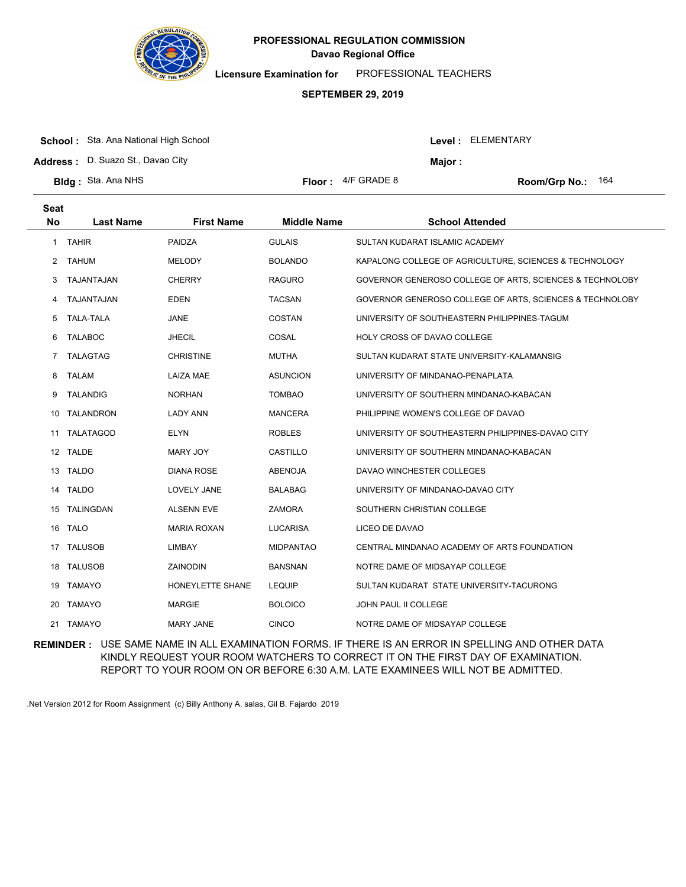# PROFESSIONAL REGULATION COMMISSION

**Davao Regional Office**

**Licensure Examination for** PROFESSIONAL TEACHERS

**SEPTEMBER 29, 2019**

**School :** Sta. Ana National High School  **Level :** ELEMENTARY

**Address :** D. Suazo St., Davao City  **Major :**

**Bldg :** Sta. Ana NHS  **Floor :** 4/F GRADE 8  **Room/Grp No.:** 164

| Seat No | Last Name | First Name | Middle Name | School Attended |
|---|---|---|---|---|
| 1 | TAHIR | PAIDZA | GULAIS | SULTAN KUDARAT ISLAMIC ACADEMY |
| 2 | TAHUM | MELODY | BOLANDO | KAPALONG COLLEGE OF AGRICULTURE, SCIENCES & TECHNOLOGY |
| 3 | TAJANTAJAN | CHERRY | RAGURO | GOVERNOR GENEROSO COLLEGE OF ARTS, SCIENCES & TECHNOLOBY |
| 4 | TAJANTAJAN | EDEN | TACSAN | GOVERNOR GENEROSO COLLEGE OF ARTS, SCIENCES & TECHNOLOBY |
| 5 | TALA-TALA | JANE | COSTAN | UNIVERSITY OF SOUTHEASTERN PHILIPPINES-TAGUM |
| 6 | TALABOC | JHECIL | COSAL | HOLY CROSS OF DAVAO COLLEGE |
| 7 | TALAGTAG | CHRISTINE | MUTHA | SULTAN KUDARAT STATE UNIVERSITY-KALAMANSIG |
| 8 | TALAM | LAIZA MAE | ASUNCION | UNIVERSITY OF MINDANAO-PENAPLATA |
| 9 | TALANDIG | NORHAN | TOMBAO | UNIVERSITY OF SOUTHERN MINDANAO-KABACAN |
| 10 | TALANDRON | LADY ANN | MANCERA | PHILIPPINE WOMEN'S COLLEGE OF DAVAO |
| 11 | TALATAGOD | ELYN | ROBLES | UNIVERSITY OF SOUTHEASTERN PHILIPPINES-DAVAO CITY |
| 12 | TALDE | MARY JOY | CASTILLO | UNIVERSITY OF SOUTHERN MINDANAO-KABACAN |
| 13 | TALDO | DIANA ROSE | ABENOJA | DAVAO WINCHESTER COLLEGES |
| 14 | TALDO | LOVELY JANE | BALABAG | UNIVERSITY OF MINDANAO-DAVAO CITY |
| 15 | TALINGDAN | ALSENN EVE | ZAMORA | SOUTHERN CHRISTIAN COLLEGE |
| 16 | TALO | MARIA ROXAN | LUCARISA | LICEO DE DAVAO |
| 17 | TALUSOB | LIMBAY | MIDPANTAO | CENTRAL MINDANAO ACADEMY OF ARTS FOUNDATION |
| 18 | TALUSOB | ZAINODIN | BANSNAN | NOTRE DAME OF MIDSAYAP COLLEGE |
| 19 | TAMAYO | HONEYLETTE SHANE | LEQUIP | SULTAN KUDARAT STATE UNIVERSITY-TACURONG |
| 20 | TAMAYO | MARGIE | BOLOICO | JOHN PAUL II COLLEGE |
| 21 | TAMAYO | MARY JANE | CINCO | NOTRE DAME OF MIDSAYAP COLLEGE |

**REMINDER :** USE SAME NAME IN ALL EXAMINATION FORMS. IF THERE IS AN ERROR IN SPELLING AND OTHER DATA KINDLY REQUEST YOUR ROOM WATCHERS TO CORRECT IT ON THE FIRST DAY OF EXAMINATION. REPORT TO YOUR ROOM ON OR BEFORE 6:30 A.M. LATE EXAMINEES WILL NOT BE ADMITTED.

.Net Version 2012 for Room Assignment (c) Billy Anthony A. salas, Gil B. Fajardo 2019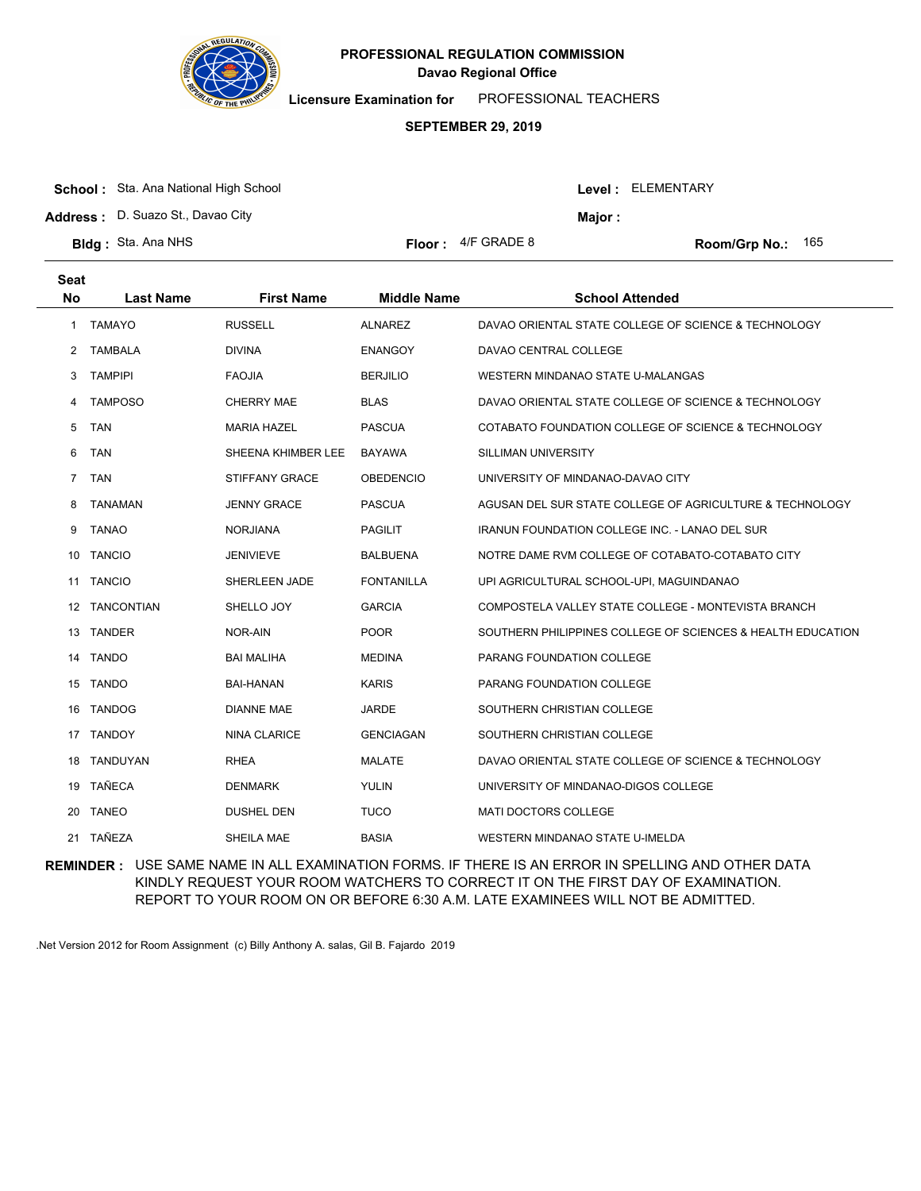# PROFESSIONAL REGULATION COMMISSION
## Davao Regional Office

**Licensure Examination for** PROFESSIONAL TEACHERS

**SEPTEMBER 29, 2019**

**School :** Sta. Ana National High School
**Level :** ELEMENTARY

**Address :** D. Suazo St., Davao City
**Major :**

**Bldg :** Sta. Ana NHS
**Floor :** 4/F GRADE 8
**Room/Grp No.:** 165

| Seat No | Last Name | First Name | Middle Name | School Attended |
|---|---|---|---|---|
| 1 | TAMAYO | RUSSELL | ALNAREZ | DAVAO ORIENTAL STATE COLLEGE OF SCIENCE & TECHNOLOGY |
| 2 | TAMBALA | DIVINA | ENANGOY | DAVAO CENTRAL COLLEGE |
| 3 | TAMPIPI | FAOJIA | BERJILIO | WESTERN MINDANAO STATE U-MALANGAS |
| 4 | TAMPOSO | CHERRY MAE | BLAS | DAVAO ORIENTAL STATE COLLEGE OF SCIENCE & TECHNOLOGY |
| 5 | TAN | MARIA HAZEL | PASCUA | COTABATO FOUNDATION COLLEGE OF SCIENCE & TECHNOLOGY |
| 6 | TAN | SHEENA KHIMBER LEE | BAYAWA | SILLIMAN UNIVERSITY |
| 7 | TAN | STIFFANY GRACE | OBEDENCIO | UNIVERSITY OF MINDANAO-DAVAO CITY |
| 8 | TANAMAN | JENNY GRACE | PASCUA | AGUSAN DEL SUR STATE COLLEGE OF AGRICULTURE & TECHNOLOGY |
| 9 | TANAO | NORJIANA | PAGILIT | IRANUN FOUNDATION COLLEGE INC. - LANAO DEL SUR |
| 10 | TANCIO | JENIVIEVE | BALBUENA | NOTRE DAME RVM COLLEGE OF COTABATO-COTABATO CITY |
| 11 | TANCIO | SHERLEEN JADE | FONTANILLA | UPI AGRICULTURAL SCHOOL-UPI, MAGUINDANAO |
| 12 | TANCONTIAN | SHELLO JOY | GARCIA | COMPOSTELA VALLEY STATE COLLEGE - MONTEVISTA BRANCH |
| 13 | TANDER | NOR-AIN | POOR | SOUTHERN PHILIPPINES COLLEGE OF SCIENCES & HEALTH EDUCATION |
| 14 | TANDO | BAI MALIHA | MEDINA | PARANG FOUNDATION COLLEGE |
| 15 | TANDO | BAI-HANAN | KARIS | PARANG FOUNDATION COLLEGE |
| 16 | TANDOG | DIANNE MAE | JARDE | SOUTHERN CHRISTIAN COLLEGE |
| 17 | TANDOY | NINA CLARICE | GENCIAGAN | SOUTHERN CHRISTIAN COLLEGE |
| 18 | TANDUYAN | RHEA | MALATE | DAVAO ORIENTAL STATE COLLEGE OF SCIENCE & TECHNOLOGY |
| 19 | TAÑECA | DENMARK | YULIN | UNIVERSITY OF MINDANAO-DIGOS COLLEGE |
| 20 | TANEO | DUSHEL DEN | TUCO | MATI DOCTORS COLLEGE |
| 21 | TAÑEZA | SHEILA MAE | BASIA | WESTERN MINDANAO STATE U-IMELDA |

**REMINDER :** USE SAME NAME IN ALL EXAMINATION FORMS. IF THERE IS AN ERROR IN SPELLING AND OTHER DATA KINDLY REQUEST YOUR ROOM WATCHERS TO CORRECT IT ON THE FIRST DAY OF EXAMINATION. REPORT TO YOUR ROOM ON OR BEFORE 6:30 A.M. LATE EXAMINEES WILL NOT BE ADMITTED.

.Net Version 2012 for Room Assignment (c) Billy Anthony A. salas, Gil B. Fajardo 2019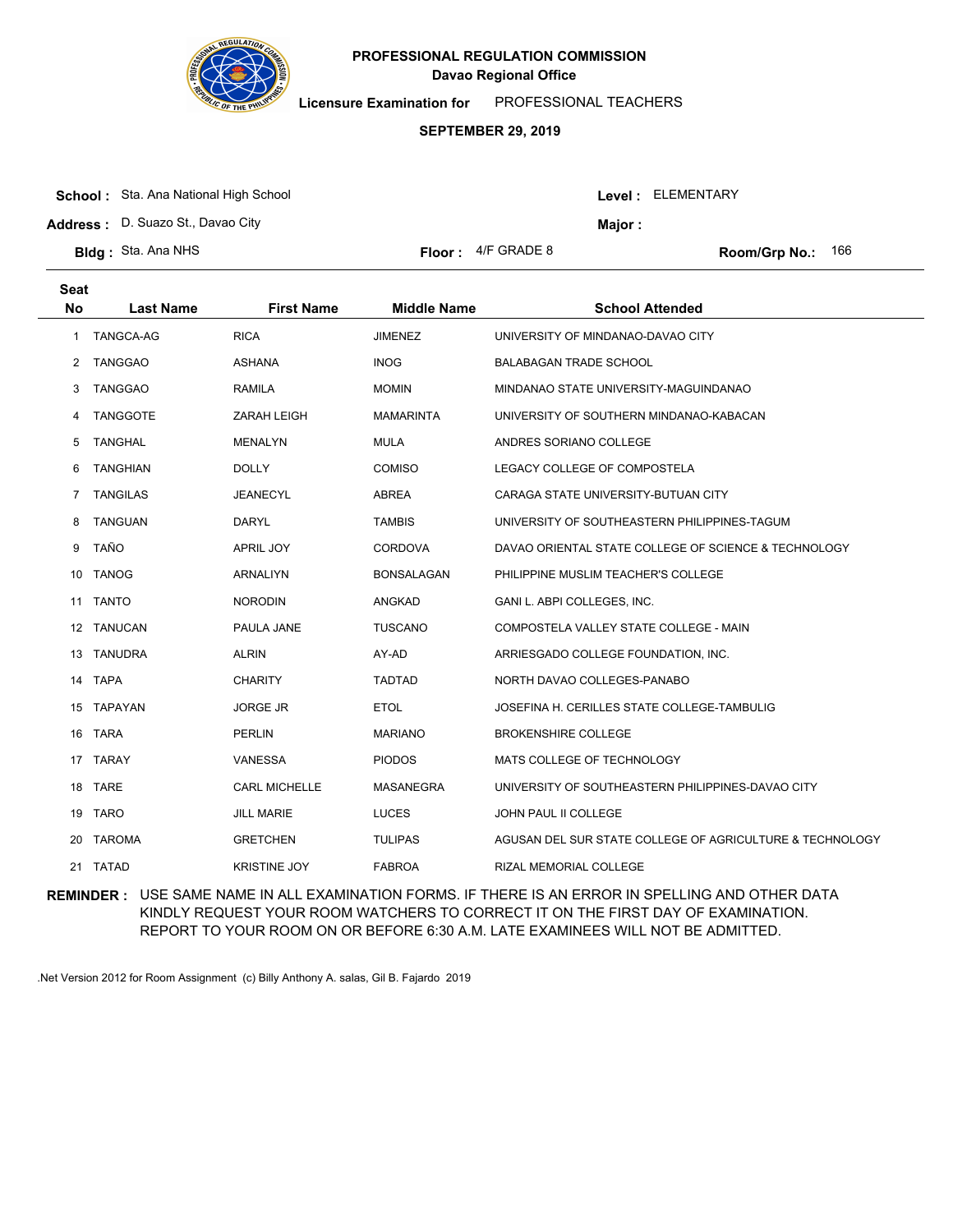# PROFESSIONAL REGULATION COMMISSION

**Davao Regional Office**

**Licensure Examination for** PROFESSIONAL TEACHERS

**SEPTEMBER 29, 2019**

**School :** Sta. Ana National High School

**Level :** ELEMENTARY

**Address :** D. Suazo St., Davao City

**Major :**

**Bldg :** Sta. Ana NHS

**Floor :** 4/F GRADE 8

**Room/Grp No.:** 166

| Seat No | Last Name | First Name | Middle Name | School Attended |
|---|---|---|---|---|
| 1 | TANGCA-AG | RICA | JIMENEZ | UNIVERSITY OF MINDANAO-DAVAO CITY |
| 2 | TANGGAO | ASHANA | INOG | BALABAGAN TRADE SCHOOL |
| 3 | TANGGAO | RAMILA | MOMIN | MINDANAO STATE UNIVERSITY-MAGUINDANAO |
| 4 | TANGGOTE | ZARAH LEIGH | MAMARINTA | UNIVERSITY OF SOUTHERN MINDANAO-KABACAN |
| 5 | TANGHAL | MENALYN | MULA | ANDRES SORIANO COLLEGE |
| 6 | TANGHIAN | DOLLY | COMISO | LEGACY COLLEGE OF COMPOSTELA |
| 7 | TANGILAS | JEANECYL | ABREA | CARAGA STATE UNIVERSITY-BUTUAN CITY |
| 8 | TANGUAN | DARYL | TAMBIS | UNIVERSITY OF SOUTHEASTERN PHILIPPINES-TAGUM |
| 9 | TAÑO | APRIL JOY | CORDOVA | DAVAO ORIENTAL STATE COLLEGE OF SCIENCE & TECHNOLOGY |
| 10 | TANOG | ARNALIYN | BONSALAGAN | PHILIPPINE MUSLIM TEACHER'S COLLEGE |
| 11 | TANTO | NORODIN | ANGKAD | GANI L. ABPI COLLEGES, INC. |
| 12 | TANUCAN | PAULA JANE | TUSCANO | COMPOSTELA VALLEY STATE COLLEGE - MAIN |
| 13 | TANUDRA | ALRIN | AY-AD | ARRIESGADO COLLEGE FOUNDATION, INC. |
| 14 | TAPA | CHARITY | TADTAD | NORTH DAVAO COLLEGES-PANABO |
| 15 | TAPAYAN | JORGE JR | ETOL | JOSEFINA H. CERILLES STATE COLLEGE-TAMBULIG |
| 16 | TARA | PERLIN | MARIANO | BROKENSHIRE COLLEGE |
| 17 | TARAY | VANESSA | PIODOS | MATS COLLEGE OF TECHNOLOGY |
| 18 | TARE | CARL MICHELLE | MASANEGRA | UNIVERSITY OF SOUTHEASTERN PHILIPPINES-DAVAO CITY |
| 19 | TARO | JILL MARIE | LUCES | JOHN PAUL II COLLEGE |
| 20 | TAROMA | GRETCHEN | TULIPAS | AGUSAN DEL SUR STATE COLLEGE OF AGRICULTURE & TECHNOLOGY |
| 21 | TATAD | KRISTINE JOY | FABROA | RIZAL MEMORIAL COLLEGE |

**REMINDER :** USE SAME NAME IN ALL EXAMINATION FORMS. IF THERE IS AN ERROR IN SPELLING AND OTHER DATA KINDLY REQUEST YOUR ROOM WATCHERS TO CORRECT IT ON THE FIRST DAY OF EXAMINATION. REPORT TO YOUR ROOM ON OR BEFORE 6:30 A.M. LATE EXAMINEES WILL NOT BE ADMITTED.

.Net Version 2012 for Room Assignment (c) Billy Anthony A. salas, Gil B. Fajardo 2019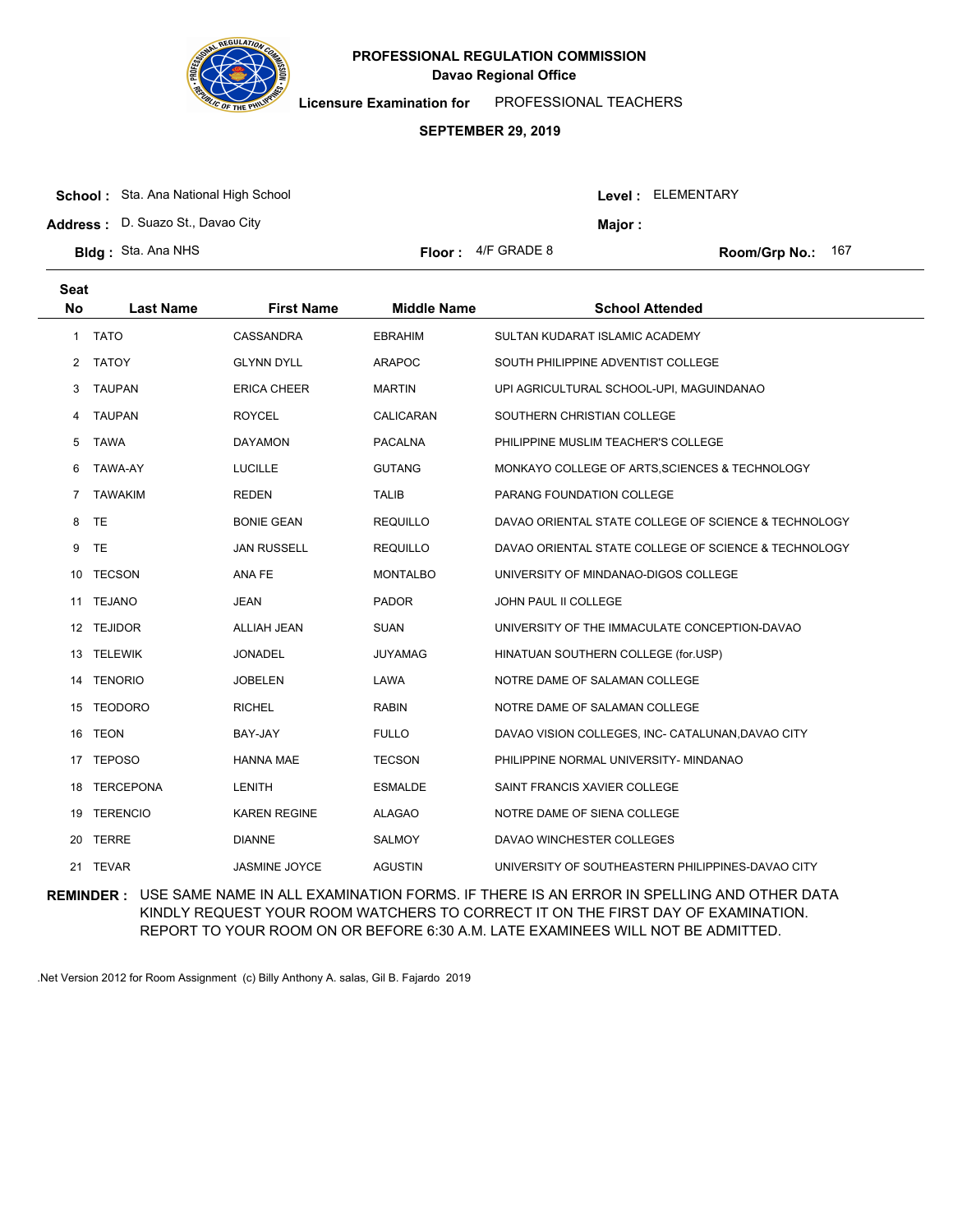# PROFESSIONAL REGULATION COMMISSION

**Davao Regional Office**

**Licensure Examination for** PROFESSIONAL TEACHERS

**SEPTEMBER 29, 2019**

**School :** Sta. Ana National High School

**Address :** D. Suazo St., Davao City

**Bldg :** Sta. Ana NHS

**Floor :** 4/F GRADE 8

**Level :** ELEMENTARY

**Major :**

**Room/Grp No.:** 167

| Seat No | Last Name | First Name | Middle Name | School Attended |
|---|---|---|---|---|
| 1 | TATO | CASSANDRA | EBRAHIM | SULTAN KUDARAT ISLAMIC ACADEMY |
| 2 | TATOY | GLYNN DYLL | ARAPOC | SOUTH PHILIPPINE ADVENTIST COLLEGE |
| 3 | TAUPAN | ERICA CHEER | MARTIN | UPI AGRICULTURAL SCHOOL-UPI, MAGUINDANAO |
| 4 | TAUPAN | ROYCEL | CALICARAN | SOUTHERN CHRISTIAN COLLEGE |
| 5 | TAWA | DAYAMON | PACALNA | PHILIPPINE MUSLIM TEACHER'S COLLEGE |
| 6 | TAWA-AY | LUCILLE | GUTANG | MONKAYO COLLEGE OF ARTS,SCIENCES & TECHNOLOGY |
| 7 | TAWAKIM | REDEN | TALIB | PARANG FOUNDATION COLLEGE |
| 8 | TE | BONIE GEAN | REQUILLO | DAVAO ORIENTAL STATE COLLEGE OF SCIENCE & TECHNOLOGY |
| 9 | TE | JAN RUSSELL | REQUILLO | DAVAO ORIENTAL STATE COLLEGE OF SCIENCE & TECHNOLOGY |
| 10 | TECSON | ANA FE | MONTALBO | UNIVERSITY OF MINDANAO-DIGOS COLLEGE |
| 11 | TEJANO | JEAN | PADOR | JOHN PAUL II COLLEGE |
| 12 | TEJIDOR | ALLIAH JEAN | SUAN | UNIVERSITY OF THE IMMACULATE CONCEPTION-DAVAO |
| 13 | TELEWIK | JONADEL | JUYAMAG | HINATUAN SOUTHERN COLLEGE (for.USP) |
| 14 | TENORIO | JOBELEN | LAWA | NOTRE DAME OF SALAMAN COLLEGE |
| 15 | TEODORO | RICHEL | RABIN | NOTRE DAME OF SALAMAN COLLEGE |
| 16 | TEON | BAY-JAY | FULLO | DAVAO VISION COLLEGES, INC- CATALUNAN,DAVAO CITY |
| 17 | TEPOSO | HANNA MAE | TECSON | PHILIPPINE NORMAL UNIVERSITY- MINDANAO |
| 18 | TERCEPONA | LENITH | ESMALDE | SAINT FRANCIS XAVIER COLLEGE |
| 19 | TERENCIO | KAREN REGINE | ALAGAO | NOTRE DAME OF SIENA COLLEGE |
| 20 | TERRE | DIANNE | SALMOY | DAVAO WINCHESTER COLLEGES |
| 21 | TEVAR | JASMINE JOYCE | AGUSTIN | UNIVERSITY OF SOUTHEASTERN PHILIPPINES-DAVAO CITY |

**REMINDER :** USE SAME NAME IN ALL EXAMINATION FORMS. IF THERE IS AN ERROR IN SPELLING AND OTHER DATA KINDLY REQUEST YOUR ROOM WATCHERS TO CORRECT IT ON THE FIRST DAY OF EXAMINATION. REPORT TO YOUR ROOM ON OR BEFORE 6:30 A.M. LATE EXAMINEES WILL NOT BE ADMITTED.

.Net Version 2012 for Room Assignment (c) Billy Anthony A. salas, Gil B. Fajardo 2019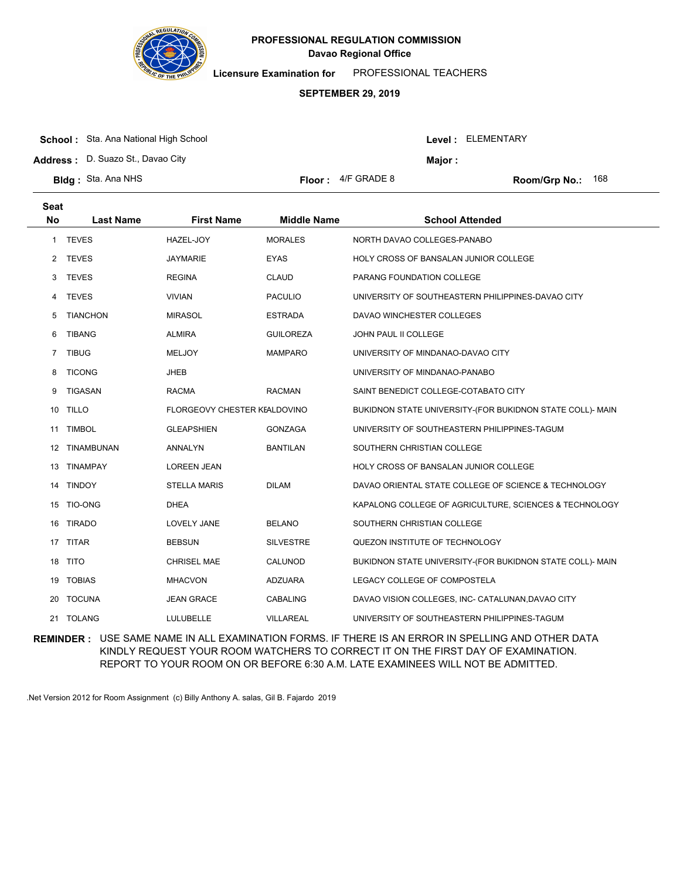**PROFESSIONAL REGULATION COMMISSION**
**Davao Regional Office**

**Licensure Examination for** PROFESSIONAL TEACHERS

**SEPTEMBER 29, 2019**

**School :** Sta. Ana National High School
**Address :** D. Suazo St., Davao City
**Bldg :** Sta. Ana NHS
**Floor :** 4/F GRADE 8
**Level :** ELEMENTARY
**Major :**
**Room/Grp No.:** 168

| Seat No | Last Name | First Name | Middle Name | School Attended |
|---|---|---|---|---|
| 1 | TEVES | HAZEL-JOY | MORALES | NORTH DAVAO COLLEGES-PANABO |
| 2 | TEVES | JAYMARIE | EYAS | HOLY CROSS OF BANSALAN JUNIOR COLLEGE |
| 3 | TEVES | REGINA | CLAUD | PARANG FOUNDATION COLLEGE |
| 4 | TEVES | VIVIAN | PACULIO | UNIVERSITY OF SOUTHEASTERN PHILIPPINES-DAVAO CITY |
| 5 | TIANCHON | MIRASOL | ESTRADA | DAVAO WINCHESTER COLLEGES |
| 6 | TIBANG | ALMIRA | GUILOREZA | JOHN PAUL II COLLEGE |
| 7 | TIBUG | MELJOY | MAMPARO | UNIVERSITY OF MINDANAO-DAVAO CITY |
| 8 | TICONG | JHEB | | UNIVERSITY OF MINDANAO-PANABO |
| 9 | TIGASAN | RACMA | RACMAN | SAINT BENEDICT COLLEGE-COTABATO CITY |
| 10 | TILLO | FLORGEOVY CHESTER KE | ALDOVINO | BUKIDNON STATE UNIVERSITY-(FOR BUKIDNON STATE COLL)- MAIN |
| 11 | TIMBOL | GLEAPSHIEN | GONZAGA | UNIVERSITY OF SOUTHEASTERN PHILIPPINES-TAGUM |
| 12 | TINAMBUNAN | ANNALYN | BANTILAN | SOUTHERN CHRISTIAN COLLEGE |
| 13 | TINAMPAY | LOREEN JEAN | | HOLY CROSS OF BANSALAN JUNIOR COLLEGE |
| 14 | TINDOY | STELLA MARIS | DILAM | DAVAO ORIENTAL STATE COLLEGE OF SCIENCE & TECHNOLOGY |
| 15 | TIO-ONG | DHEA | | KAPALONG COLLEGE OF AGRICULTURE, SCIENCES & TECHNOLOGY |
| 16 | TIRADO | LOVELY JANE | BELANO | SOUTHERN CHRISTIAN COLLEGE |
| 17 | TITAR | BEBSUN | SILVESTRE | QUEZON INSTITUTE OF TECHNOLOGY |
| 18 | TITO | CHRISEL MAE | CALUNOD | BUKIDNON STATE UNIVERSITY-(FOR BUKIDNON STATE COLL)- MAIN |
| 19 | TOBIAS | MHACVON | ADZUARA | LEGACY COLLEGE OF COMPOSTELA |
| 20 | TOCUNA | JEAN GRACE | CABALING | DAVAO VISION COLLEGES, INC- CATALUNAN,DAVAO CITY |
| 21 | TOLANG | LULUBELLE | VILLAREAL | UNIVERSITY OF SOUTHEASTERN PHILIPPINES-TAGUM |

**REMINDER :** USE SAME NAME IN ALL EXAMINATION FORMS. IF THERE IS AN ERROR IN SPELLING AND OTHER DATA KINDLY REQUEST YOUR ROOM WATCHERS TO CORRECT IT ON THE FIRST DAY OF EXAMINATION. REPORT TO YOUR ROOM ON OR BEFORE 6:30 A.M. LATE EXAMINEES WILL NOT BE ADMITTED.

.Net Version 2012 for Room Assignment (c) Billy Anthony A. salas, Gil B. Fajardo 2019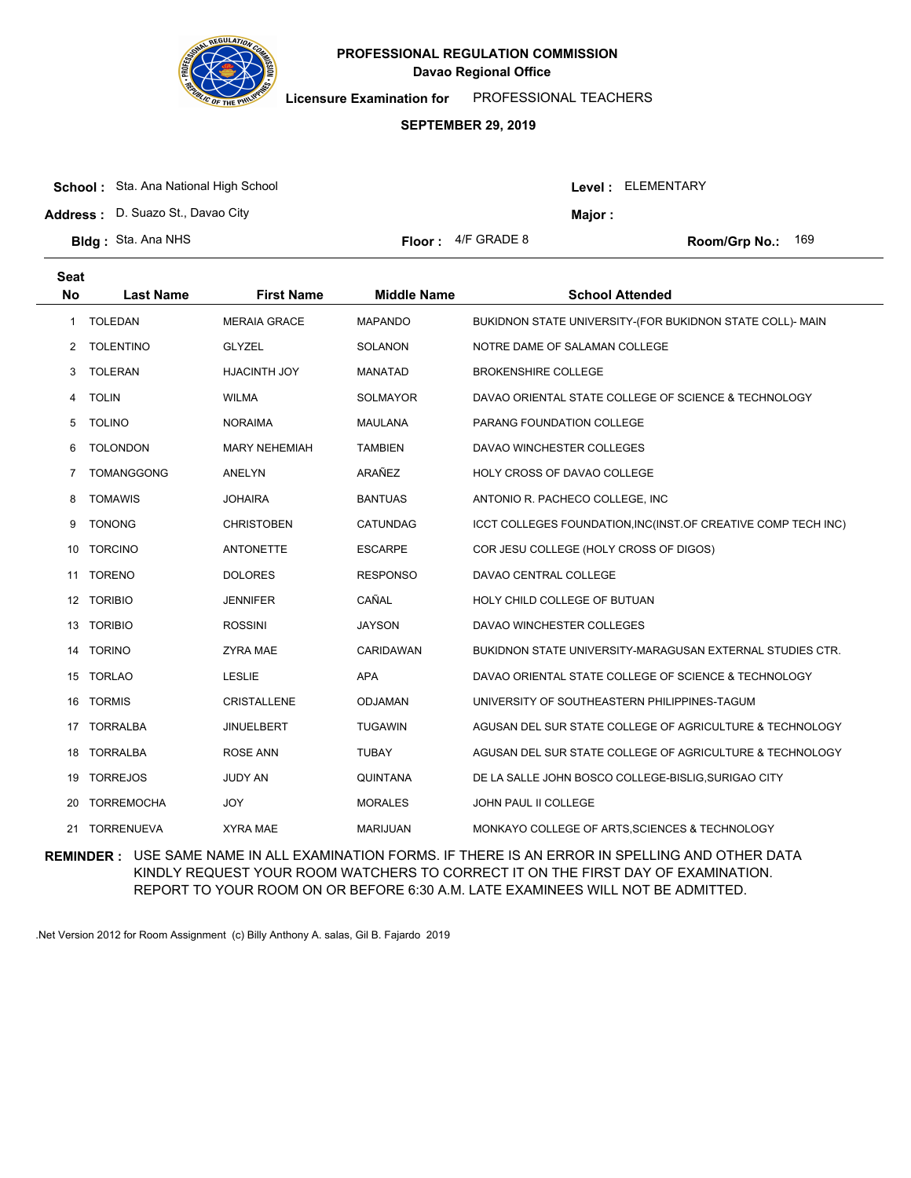**PROFESSIONAL REGULATION COMMISSION**
**Davao Regional Office**

**Licensure Examination for** PROFESSIONAL TEACHERS

**SEPTEMBER 29, 2019**

**School :** Sta. Ana National High School
**Address :** D. Suazo St., Davao City
**Bldg :** Sta. Ana NHS
**Floor :** 4/F GRADE 8
**Level :** ELEMENTARY
**Major :**
**Room/Grp No.:** 169

| Seat No | Last Name | First Name | Middle Name | School Attended |
|---|---|---|---|---|
| 1 | TOLEDAN | MERAIA GRACE | MAPANDO | BUKIDNON STATE UNIVERSITY-(FOR BUKIDNON STATE COLL)- MAIN |
| 2 | TOLENTINO | GLYZEL | SOLANON | NOTRE DAME OF SALAMAN COLLEGE |
| 3 | TOLERAN | HJACINTH JOY | MANATAD | BROKENSHIRE COLLEGE |
| 4 | TOLIN | WILMA | SOLMAYOR | DAVAO ORIENTAL STATE COLLEGE OF SCIENCE & TECHNOLOGY |
| 5 | TOLINO | NORAIMA | MAULANA | PARANG FOUNDATION COLLEGE |
| 6 | TOLONDON | MARY NEHEMIAH | TAMBIEN | DAVAO WINCHESTER COLLEGES |
| 7 | TOMANGGONG | ANELYN | ARAÑEZ | HOLY CROSS OF DAVAO COLLEGE |
| 8 | TOMAWIS | JOHAIRA | BANTUAS | ANTONIO R. PACHECO COLLEGE, INC |
| 9 | TONONG | CHRISTOBEN | CATUNDAG | ICCT COLLEGES FOUNDATION,INC(INST.OF CREATIVE COMP TECH INC) |
| 10 | TORCINO | ANTONETTE | ESCARPE | COR JESU COLLEGE (HOLY CROSS OF DIGOS) |
| 11 | TORENO | DOLORES | RESPONSO | DAVAO CENTRAL COLLEGE |
| 12 | TORIBIO | JENNIFER | CAÑAL | HOLY CHILD COLLEGE OF BUTUAN |
| 13 | TORIBIO | ROSSINI | JAYSON | DAVAO WINCHESTER COLLEGES |
| 14 | TORINO | ZYRA MAE | CARIDAWAN | BUKIDNON STATE UNIVERSITY-MARAGUSAN EXTERNAL STUDIES CTR. |
| 15 | TORLAO | LESLIE | APA | DAVAO ORIENTAL STATE COLLEGE OF SCIENCE & TECHNOLOGY |
| 16 | TORMIS | CRISTALLENE | ODJAMAN | UNIVERSITY OF SOUTHEASTERN PHILIPPINES-TAGUM |
| 17 | TORRALBA | JINUELBERT | TUGAWIN | AGUSAN DEL SUR STATE COLLEGE OF AGRICULTURE & TECHNOLOGY |
| 18 | TORRALBA | ROSE ANN | TUBAY | AGUSAN DEL SUR STATE COLLEGE OF AGRICULTURE & TECHNOLOGY |
| 19 | TORREJOS | JUDY AN | QUINTANA | DE LA SALLE JOHN BOSCO COLLEGE-BISLIG,SURIGAO CITY |
| 20 | TORREMOCHA | JOY | MORALES | JOHN PAUL II COLLEGE |
| 21 | TORRENUEVA | XYRA MAE | MARIJUAN | MONKAYO COLLEGE OF ARTS,SCIENCES & TECHNOLOGY |

**REMINDER :** USE SAME NAME IN ALL EXAMINATION FORMS. IF THERE IS AN ERROR IN SPELLING AND OTHER DATA KINDLY REQUEST YOUR ROOM WATCHERS TO CORRECT IT ON THE FIRST DAY OF EXAMINATION. REPORT TO YOUR ROOM ON OR BEFORE 6:30 A.M. LATE EXAMINEES WILL NOT BE ADMITTED.

.Net Version 2012 for Room Assignment (c) Billy Anthony A. salas, Gil B. Fajardo 2019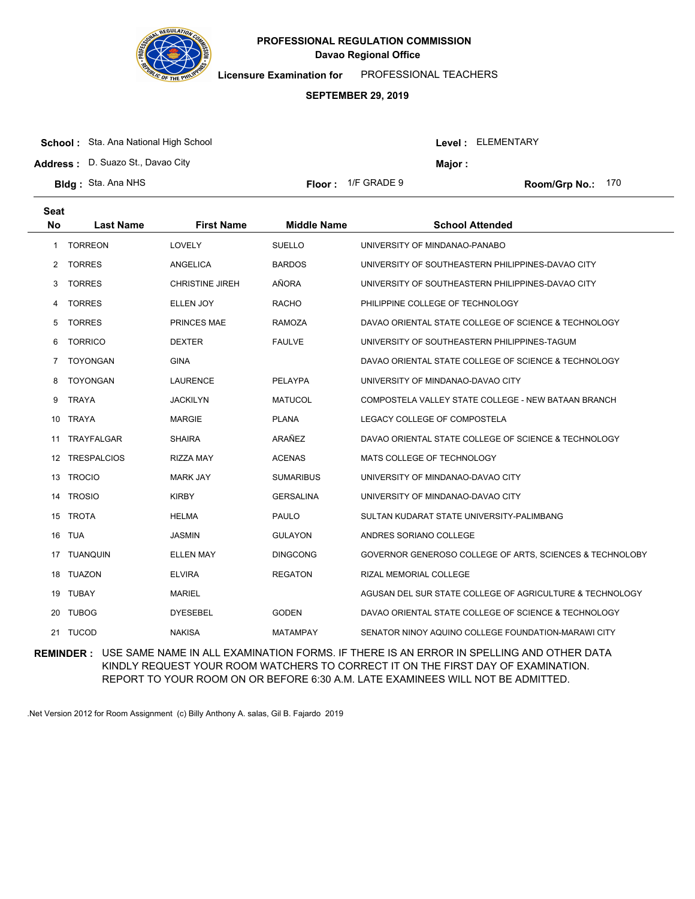**PROFESSIONAL REGULATION COMMISSION**
**Davao Regional Office**

**Licensure Examination for** PROFESSIONAL TEACHERS

**SEPTEMBER 29, 2019**

**School :** Sta. Ana National High School
**Level :** ELEMENTARY
**Address :** D. Suazo St., Davao City
**Major :**
**Bldg :** Sta. Ana NHS
**Floor :** 1/F GRADE 9
**Room/Grp No.:** 170

| Seat No | Last Name | First Name | Middle Name | School Attended |
|---|---|---|---|---|
| 1 | TORREON | LOVELY | SUELLO | UNIVERSITY OF MINDANAO-PANABO |
| 2 | TORRES | ANGELICA | BARDOS | UNIVERSITY OF SOUTHEASTERN PHILIPPINES-DAVAO CITY |
| 3 | TORRES | CHRISTINE JIREH | AÑORA | UNIVERSITY OF SOUTHEASTERN PHILIPPINES-DAVAO CITY |
| 4 | TORRES | ELLEN JOY | RACHO | PHILIPPINE COLLEGE OF TECHNOLOGY |
| 5 | TORRES | PRINCES MAE | RAMOZA | DAVAO ORIENTAL STATE COLLEGE OF SCIENCE & TECHNOLOGY |
| 6 | TORRICO | DEXTER | FAULVE | UNIVERSITY OF SOUTHEASTERN PHILIPPINES-TAGUM |
| 7 | TOYONGAN | GINA | | DAVAO ORIENTAL STATE COLLEGE OF SCIENCE & TECHNOLOGY |
| 8 | TOYONGAN | LAURENCE | PELAYPA | UNIVERSITY OF MINDANAO-DAVAO CITY |
| 9 | TRAYA | JACKILYN | MATUCOL | COMPOSTELA VALLEY STATE COLLEGE - NEW BATAAN BRANCH |
| 10 | TRAYA | MARGIE | PLANA | LEGACY COLLEGE OF COMPOSTELA |
| 11 | TRAYFALGAR | SHAIRA | ARAÑEZ | DAVAO ORIENTAL STATE COLLEGE OF SCIENCE & TECHNOLOGY |
| 12 | TRESPALCIOS | RIZZA MAY | ACENAS | MATS COLLEGE OF TECHNOLOGY |
| 13 | TROCIO | MARK JAY | SUMARIBUS | UNIVERSITY OF MINDANAO-DAVAO CITY |
| 14 | TROSIO | KIRBY | GERSALINA | UNIVERSITY OF MINDANAO-DAVAO CITY |
| 15 | TROTA | HELMA | PAULO | SULTAN KUDARAT STATE UNIVERSITY-PALIMBANG |
| 16 | TUA | JASMIN | GULAYON | ANDRES SORIANO COLLEGE |
| 17 | TUANQUIN | ELLEN MAY | DINGCONG | GOVERNOR GENEROSO COLLEGE OF ARTS, SCIENCES & TECHNOLOBY |
| 18 | TUAZON | ELVIRA | REGATON | RIZAL MEMORIAL COLLEGE |
| 19 | TUBAY | MARIEL | | AGUSAN DEL SUR STATE COLLEGE OF AGRICULTURE & TECHNOLOGY |
| 20 | TUBOG | DYESEBEL | GODEN | DAVAO ORIENTAL STATE COLLEGE OF SCIENCE & TECHNOLOGY |
| 21 | TUCOD | NAKISA | MATAMPAY | SENATOR NINOY AQUINO COLLEGE FOUNDATION-MARAWI CITY |

**REMINDER :** USE SAME NAME IN ALL EXAMINATION FORMS. IF THERE IS AN ERROR IN SPELLING AND OTHER DATA KINDLY REQUEST YOUR ROOM WATCHERS TO CORRECT IT ON THE FIRST DAY OF EXAMINATION. REPORT TO YOUR ROOM ON OR BEFORE 6:30 A.M. LATE EXAMINEES WILL NOT BE ADMITTED.

.Net Version 2012 for Room Assignment (c) Billy Anthony A. salas, Gil B. Fajardo 2019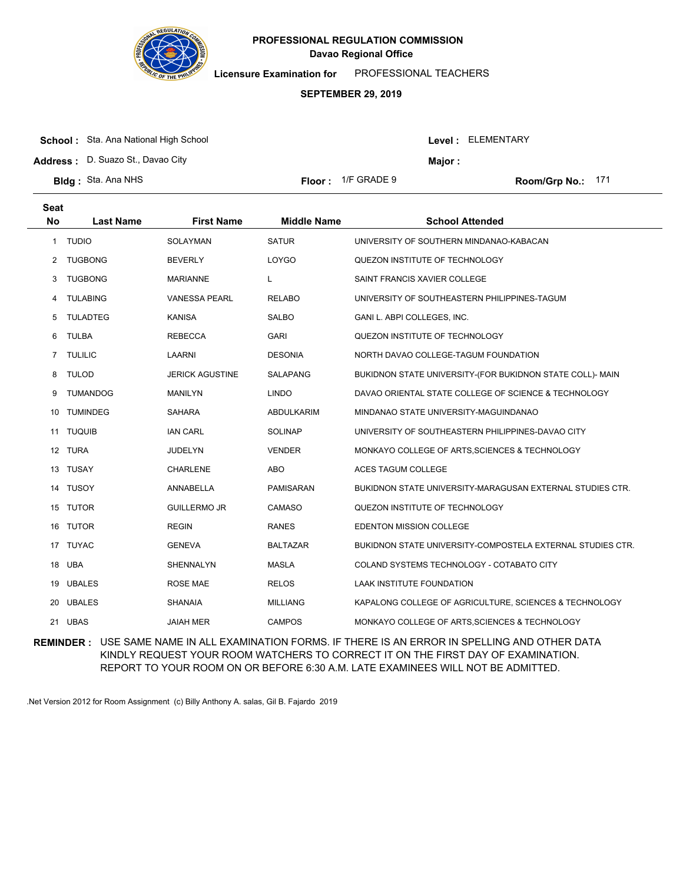# PROFESSIONAL REGULATION COMMISSION
## Davao Regional Office

**Licensure Examination for** PROFESSIONAL TEACHERS

**SEPTEMBER 29, 2019**

**School :** Sta. Ana National High School
**Level :** ELEMENTARY

**Address :** D. Suazo St., Davao City
**Major :**

**Bldg :** Sta. Ana NHS
**Floor :** 1/F GRADE 9
**Room/Grp No.:** 171

| Seat No | Last Name | First Name | Middle Name | School Attended |
|---|---|---|---|---|
| 1 | TUDIO | SOLAYMAN | SATUR | UNIVERSITY OF SOUTHERN MINDANAO-KABACAN |
| 2 | TUGBONG | BEVERLY | LOYGO | QUEZON INSTITUTE OF TECHNOLOGY |
| 3 | TUGBONG | MARIANNE | L | SAINT FRANCIS XAVIER COLLEGE |
| 4 | TULABING | VANESSA PEARL | RELABO | UNIVERSITY OF SOUTHEASTERN PHILIPPINES-TAGUM |
| 5 | TULADTEG | KANISA | SALBO | GANI L. ABPI COLLEGES, INC. |
| 6 | TULBA | REBECCA | GARI | QUEZON INSTITUTE OF TECHNOLOGY |
| 7 | TULILIC | LAARNI | DESONIA | NORTH DAVAO COLLEGE-TAGUM FOUNDATION |
| 8 | TULOD | JERICK AGUSTINE | SALAPANG | BUKIDNON STATE UNIVERSITY-(FOR BUKIDNON STATE COLL)- MAIN |
| 9 | TUMANDOG | MANILYN | LINDO | DAVAO ORIENTAL STATE COLLEGE OF SCIENCE & TECHNOLOGY |
| 10 | TUMINDEG | SAHARA | ABDULKARIM | MINDANAO STATE UNIVERSITY-MAGUINDANAO |
| 11 | TUQUIB | IAN CARL | SOLINAP | UNIVERSITY OF SOUTHEASTERN PHILIPPINES-DAVAO CITY |
| 12 | TURA | JUDELYN | VENDER | MONKAYO COLLEGE OF ARTS,SCIENCES & TECHNOLOGY |
| 13 | TUSAY | CHARLENE | ABO | ACES TAGUM COLLEGE |
| 14 | TUSOY | ANNABELLA | PAMISARAN | BUKIDNON STATE UNIVERSITY-MARAGUSAN EXTERNAL STUDIES CTR. |
| 15 | TUTOR | GUILLERMO JR | CAMASO | QUEZON INSTITUTE OF TECHNOLOGY |
| 16 | TUTOR | REGIN | RANES | EDENTON MISSION COLLEGE |
| 17 | TUYAC | GENEVA | BALTAZAR | BUKIDNON STATE UNIVERSITY-COMPOSTELA EXTERNAL STUDIES CTR. |
| 18 | UBA | SHENNALYN | MASLA | COLAND SYSTEMS TECHNOLOGY - COTABATO CITY |
| 19 | UBALES | ROSE MAE | RELOS | LAAK INSTITUTE FOUNDATION |
| 20 | UBALES | SHANAIA | MILLIANG | KAPALONG COLLEGE OF AGRICULTURE, SCIENCES & TECHNOLOGY |
| 21 | UBAS | JAIAH MER | CAMPOS | MONKAYO COLLEGE OF ARTS,SCIENCES & TECHNOLOGY |

**REMINDER :** USE SAME NAME IN ALL EXAMINATION FORMS. IF THERE IS AN ERROR IN SPELLING AND OTHER DATA KINDLY REQUEST YOUR ROOM WATCHERS TO CORRECT IT ON THE FIRST DAY OF EXAMINATION. REPORT TO YOUR ROOM ON OR BEFORE 6:30 A.M. LATE EXAMINEES WILL NOT BE ADMITTED.

.Net Version 2012 for Room Assignment (c) Billy Anthony A. salas, Gil B. Fajardo 2019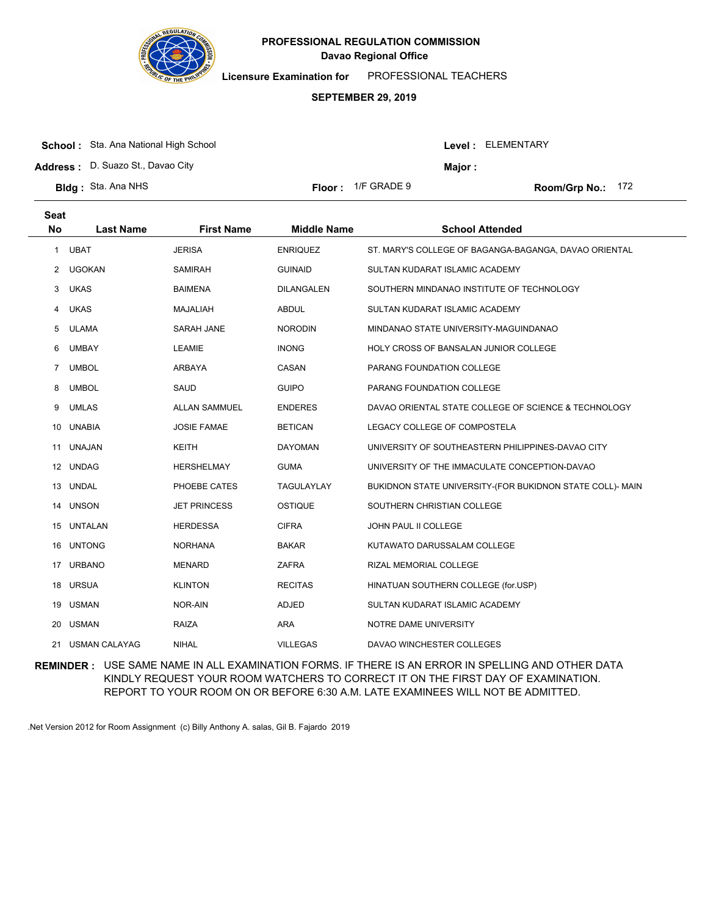# PROFESSIONAL REGULATION COMMISSION

## Davao Regional Office

**Licensure Examination for** PROFESSIONAL TEACHERS

**SEPTEMBER 29, 2019**

**School :** Sta. Ana National High School

**Level :** ELEMENTARY

**Address :** D. Suazo St., Davao City

**Major :**

**Bldg :** Sta. Ana NHS

**Floor :** 1/F GRADE 9

**Room/Grp No.:** 172

| Seat No | Last Name | First Name | Middle Name | School Attended |
|---|---|---|---|---|
| 1 | UBAT | JERISA | ENRIQUEZ | ST. MARY'S COLLEGE OF BAGANGA-BAGANGA, DAVAO ORIENTAL |
| 2 | UGOKAN | SAMIRAH | GUINAID | SULTAN KUDARAT ISLAMIC ACADEMY |
| 3 | UKAS | BAIMENA | DILANGALEN | SOUTHERN MINDANAO INSTITUTE OF TECHNOLOGY |
| 4 | UKAS | MAJALIAH | ABDUL | SULTAN KUDARAT ISLAMIC ACADEMY |
| 5 | ULAMA | SARAH JANE | NORODIN | MINDANAO STATE UNIVERSITY-MAGUINDANAO |
| 6 | UMBAY | LEAMIE | INONG | HOLY CROSS OF BANSALAN JUNIOR COLLEGE |
| 7 | UMBOL | ARBAYA | CASAN | PARANG FOUNDATION COLLEGE |
| 8 | UMBOL | SAUD | GUIPO | PARANG FOUNDATION COLLEGE |
| 9 | UMLAS | ALLAN SAMMUEL | ENDERES | DAVAO ORIENTAL STATE COLLEGE OF SCIENCE & TECHNOLOGY |
| 10 | UNABIA | JOSIE FAMAE | BETICAN | LEGACY COLLEGE OF COMPOSTELA |
| 11 | UNAJAN | KEITH | DAYOMAN | UNIVERSITY OF SOUTHEASTERN PHILIPPINES-DAVAO CITY |
| 12 | UNDAG | HERSHELMAY | GUMA | UNIVERSITY OF THE IMMACULATE CONCEPTION-DAVAO |
| 13 | UNDAL | PHOEBE CATES | TAGULAYLAY | BUKIDNON STATE UNIVERSITY-(FOR BUKIDNON STATE COLL)- MAIN |
| 14 | UNSON | JET PRINCESS | OSTIQUE | SOUTHERN CHRISTIAN COLLEGE |
| 15 | UNTALAN | HERDESSA | CIFRA | JOHN PAUL II COLLEGE |
| 16 | UNTONG | NORHANA | BAKAR | KUTAWATO DARUSSALAM COLLEGE |
| 17 | URBANO | MENARD | ZAFRA | RIZAL MEMORIAL COLLEGE |
| 18 | URSUA | KLINTON | RECITAS | HINATUAN SOUTHERN COLLEGE (for.USP) |
| 19 | USMAN | NOR-AIN | ADJED | SULTAN KUDARAT ISLAMIC ACADEMY |
| 20 | USMAN | RAIZA | ARA | NOTRE DAME UNIVERSITY |
| 21 | USMAN CALAYAG | NIHAL | VILLEGAS | DAVAO WINCHESTER COLLEGES |

**REMINDER :** USE SAME NAME IN ALL EXAMINATION FORMS. IF THERE IS AN ERROR IN SPELLING AND OTHER DATA KINDLY REQUEST YOUR ROOM WATCHERS TO CORRECT IT ON THE FIRST DAY OF EXAMINATION. REPORT TO YOUR ROOM ON OR BEFORE 6:30 A.M. LATE EXAMINEES WILL NOT BE ADMITTED.

.Net Version 2012 for Room Assignment (c) Billy Anthony A. salas, Gil B. Fajardo 2019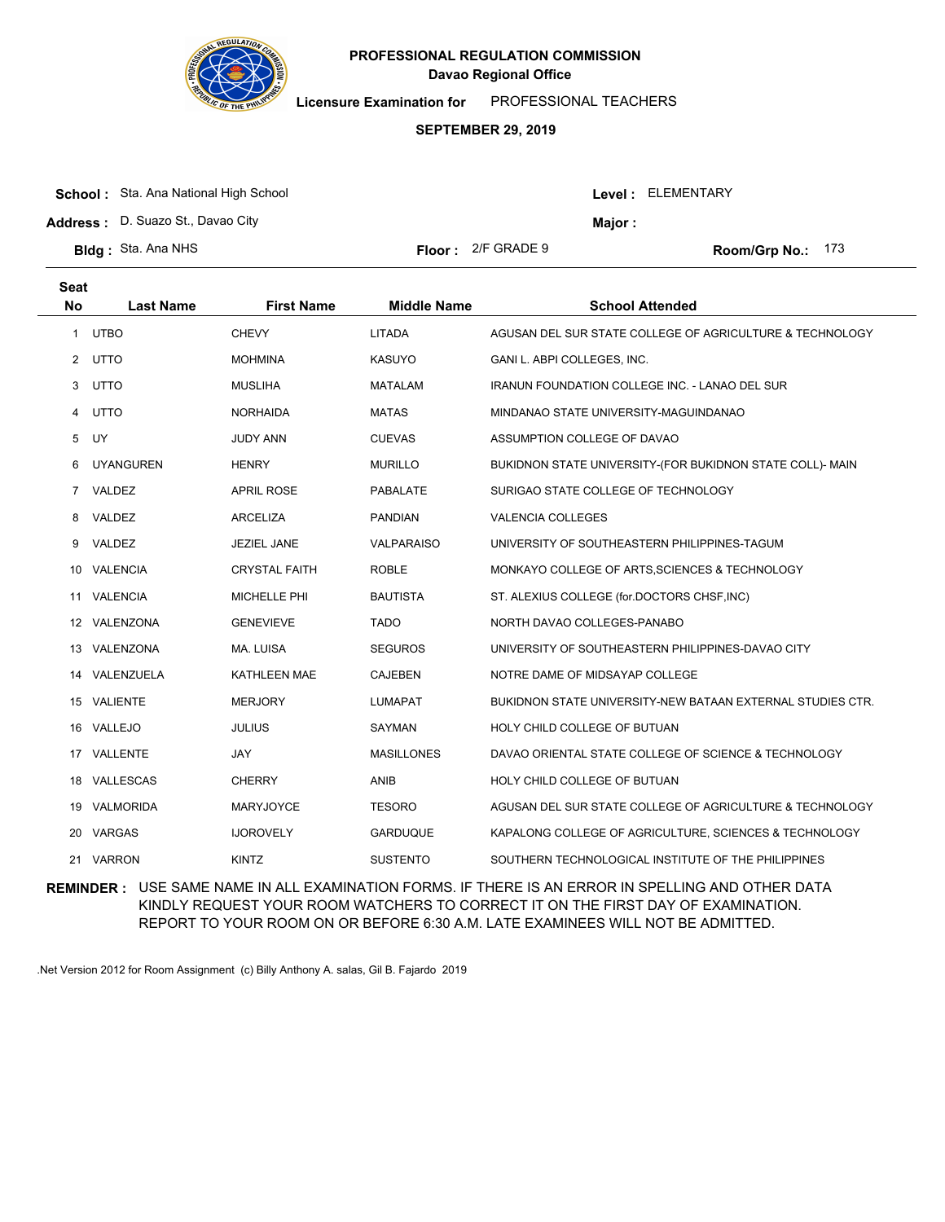# PROFESSIONAL REGULATION COMMISSION

**Davao Regional Office**

**Licensure Examination for** PROFESSIONAL TEACHERS

**SEPTEMBER 29, 2019**

**School :** Sta. Ana National High School  **Level :** ELEMENTARY

**Address :** D. Suazo St., Davao City  **Major :**

**Bldg :** Sta. Ana NHS  **Floor :** 2/F GRADE 9  **Room/Grp No.:** 173

| Seat No | Last Name | First Name | Middle Name | School Attended |
|---|---|---|---|---|
| 1 | UTBO | CHEVY | LITADA | AGUSAN DEL SUR STATE COLLEGE OF AGRICULTURE & TECHNOLOGY |
| 2 | UTTO | MOHMINA | KASUYO | GANI L. ABPI COLLEGES, INC. |
| 3 | UTTO | MUSLIHA | MATALAM | IRANUN FOUNDATION COLLEGE INC. - LANAO DEL SUR |
| 4 | UTTO | NORHAIDA | MATAS | MINDANAO STATE UNIVERSITY-MAGUINDANAO |
| 5 | UY | JUDY ANN | CUEVAS | ASSUMPTION COLLEGE OF DAVAO |
| 6 | UYANGUREN | HENRY | MURILLO | BUKIDNON STATE UNIVERSITY-(FOR BUKIDNON STATE COLL)- MAIN |
| 7 | VALDEZ | APRIL ROSE | PABALATE | SURIGAO STATE COLLEGE OF TECHNOLOGY |
| 8 | VALDEZ | ARCELIZA | PANDIAN | VALENCIA COLLEGES |
| 9 | VALDEZ | JEZIEL JANE | VALPARAISO | UNIVERSITY OF SOUTHEASTERN PHILIPPINES-TAGUM |
| 10 | VALENCIA | CRYSTAL FAITH | ROBLE | MONKAYO COLLEGE OF ARTS,SCIENCES & TECHNOLOGY |
| 11 | VALENCIA | MICHELLE PHI | BAUTISTA | ST. ALEXIUS COLLEGE (for.DOCTORS CHSF,INC) |
| 12 | VALENZONA | GENEVIEVE | TADO | NORTH DAVAO COLLEGES-PANABO |
| 13 | VALENZONA | MA. LUISA | SEGUROS | UNIVERSITY OF SOUTHEASTERN PHILIPPINES-DAVAO CITY |
| 14 | VALENZUELA | KATHLEEN MAE | CAJEBEN | NOTRE DAME OF MIDSAYAP COLLEGE |
| 15 | VALIENTE | MERJORY | LUMAPAT | BUKIDNON STATE UNIVERSITY-NEW BATAAN EXTERNAL STUDIES CTR. |
| 16 | VALLEJO | JULIUS | SAYMAN | HOLY CHILD COLLEGE OF BUTUAN |
| 17 | VALLENTE | JAY | MASILLONES | DAVAO ORIENTAL STATE COLLEGE OF SCIENCE & TECHNOLOGY |
| 18 | VALLESCAS | CHERRY | ANIB | HOLY CHILD COLLEGE OF BUTUAN |
| 19 | VALMORIDA | MARYJOYCE | TESORO | AGUSAN DEL SUR STATE COLLEGE OF AGRICULTURE & TECHNOLOGY |
| 20 | VARGAS | IJOROVELY | GARDUQUE | KAPALONG COLLEGE OF AGRICULTURE, SCIENCES & TECHNOLOGY |
| 21 | VARRON | KINTZ | SUSTENTO | SOUTHERN TECHNOLOGICAL INSTITUTE OF THE PHILIPPINES |

**REMINDER :** USE SAME NAME IN ALL EXAMINATION FORMS. IF THERE IS AN ERROR IN SPELLING AND OTHER DATA KINDLY REQUEST YOUR ROOM WATCHERS TO CORRECT IT ON THE FIRST DAY OF EXAMINATION. REPORT TO YOUR ROOM ON OR BEFORE 6:30 A.M. LATE EXAMINEES WILL NOT BE ADMITTED.

.Net Version 2012 for Room Assignment (c) Billy Anthony A. salas, Gil B. Fajardo 2019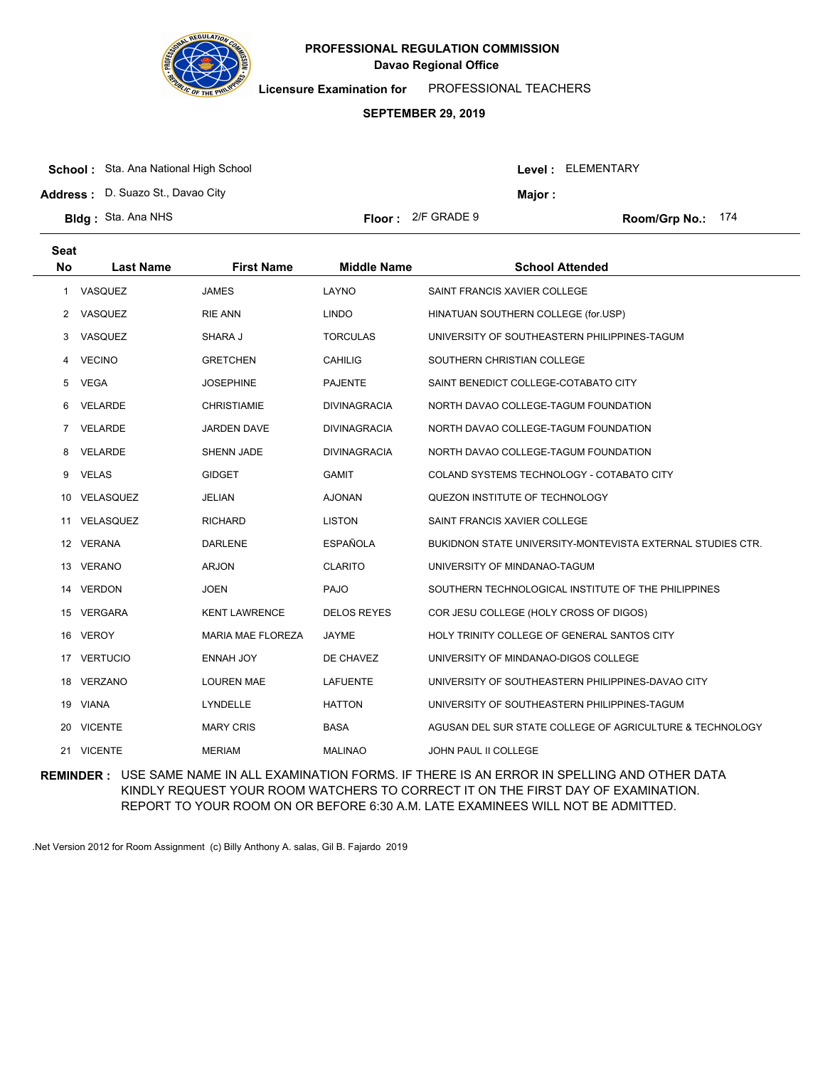# PROFESSIONAL REGULATION COMMISSION
## Davao Regional Office

**Licensure Examination for** PROFESSIONAL TEACHERS

**SEPTEMBER 29, 2019**

**School :** Sta. Ana National High School
**Level :** ELEMENTARY
**Address :** D. Suazo St., Davao City
**Major :**
**Bldg :** Sta. Ana NHS
**Floor :** 2/F GRADE 9
**Room/Grp No.:** 174

| Seat No | Last Name | First Name | Middle Name | School Attended |
|---|---|---|---|---|
| 1 | VASQUEZ | JAMES | LAYNO | SAINT FRANCIS XAVIER COLLEGE |
| 2 | VASQUEZ | RIE ANN | LINDO | HINATUAN SOUTHERN COLLEGE (for.USP) |
| 3 | VASQUEZ | SHARA J | TORCULAS | UNIVERSITY OF SOUTHEASTERN PHILIPPINES-TAGUM |
| 4 | VECINO | GRETCHEN | CAHILIG | SOUTHERN CHRISTIAN COLLEGE |
| 5 | VEGA | JOSEPHINE | PAJENTE | SAINT BENEDICT COLLEGE-COTABATO CITY |
| 6 | VELARDE | CHRISTIAMIE | DIVINAGRACIA | NORTH DAVAO COLLEGE-TAGUM FOUNDATION |
| 7 | VELARDE | JARDEN DAVE | DIVINAGRACIA | NORTH DAVAO COLLEGE-TAGUM FOUNDATION |
| 8 | VELARDE | SHENN JADE | DIVINAGRACIA | NORTH DAVAO COLLEGE-TAGUM FOUNDATION |
| 9 | VELAS | GIDGET | GAMIT | COLAND SYSTEMS TECHNOLOGY - COTABATO CITY |
| 10 | VELASQUEZ | JELIAN | AJONAN | QUEZON INSTITUTE OF TECHNOLOGY |
| 11 | VELASQUEZ | RICHARD | LISTON | SAINT FRANCIS XAVIER COLLEGE |
| 12 | VERANA | DARLENE | ESPAÑOLA | BUKIDNON STATE UNIVERSITY-MONTEVISTA EXTERNAL STUDIES CTR. |
| 13 | VERANO | ARJON | CLARITO | UNIVERSITY OF MINDANAO-TAGUM |
| 14 | VERDON | JOEN | PAJO | SOUTHERN TECHNOLOGICAL INSTITUTE OF THE PHILIPPINES |
| 15 | VERGARA | KENT LAWRENCE | DELOS REYES | COR JESU COLLEGE (HOLY CROSS OF DIGOS) |
| 16 | VEROY | MARIA MAE FLOREZA | JAYME | HOLY TRINITY COLLEGE OF GENERAL SANTOS CITY |
| 17 | VERTUCIO | ENNAH JOY | DE CHAVEZ | UNIVERSITY OF MINDANAO-DIGOS COLLEGE |
| 18 | VERZANO | LOUREN MAE | LAFUENTE | UNIVERSITY OF SOUTHEASTERN PHILIPPINES-DAVAO CITY |
| 19 | VIANA | LYNDELLE | HATTON | UNIVERSITY OF SOUTHEASTERN PHILIPPINES-TAGUM |
| 20 | VICENTE | MARY CRIS | BASA | AGUSAN DEL SUR STATE COLLEGE OF AGRICULTURE & TECHNOLOGY |
| 21 | VICENTE | MERIAM | MALINAO | JOHN PAUL II COLLEGE |

**REMINDER :** USE SAME NAME IN ALL EXAMINATION FORMS. IF THERE IS AN ERROR IN SPELLING AND OTHER DATA KINDLY REQUEST YOUR ROOM WATCHERS TO CORRECT IT ON THE FIRST DAY OF EXAMINATION. REPORT TO YOUR ROOM ON OR BEFORE 6:30 A.M. LATE EXAMINEES WILL NOT BE ADMITTED.

.Net Version 2012 for Room Assignment (c) Billy Anthony A. salas, Gil B. Fajardo 2019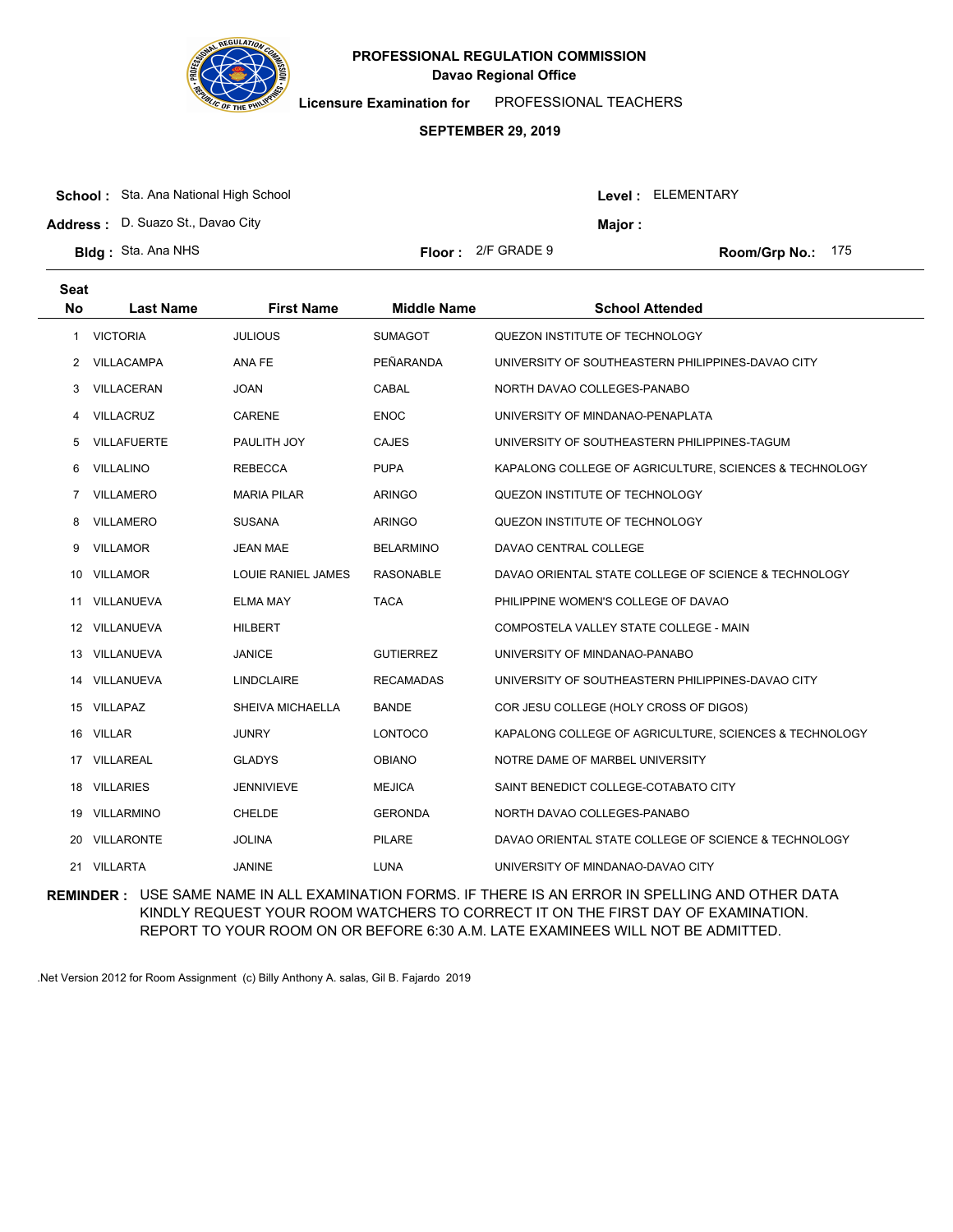# PROFESSIONAL REGULATION COMMISSION

## Davao Regional Office

**Licensure Examination for** PROFESSIONAL TEACHERS

**SEPTEMBER 29, 2019**

**School :** Sta. Ana National High School
**Level :** ELEMENTARY

**Address :** D. Suazo St., Davao City
**Major :**

**Bldg :** Sta. Ana NHS
**Floor :** 2/F GRADE 9
**Room/Grp No.:** 175

| Seat No | Last Name | First Name | Middle Name | School Attended |
|---|---|---|---|---|
| 1 | VICTORIA | JULIOUS | SUMAGOT | QUEZON INSTITUTE OF TECHNOLOGY |
| 2 | VILLACAMPA | ANA FE | PEÑARANDA | UNIVERSITY OF SOUTHEASTERN PHILIPPINES-DAVAO CITY |
| 3 | VILLACERAN | JOAN | CABAL | NORTH DAVAO COLLEGES-PANABO |
| 4 | VILLACRUZ | CARENE | ENOC | UNIVERSITY OF MINDANAO-PENAPLATA |
| 5 | VILLAFUERTE | PAULITH JOY | CAJES | UNIVERSITY OF SOUTHEASTERN PHILIPPINES-TAGUM |
| 6 | VILLALINO | REBECCA | PUPA | KAPALONG COLLEGE OF AGRICULTURE, SCIENCES & TECHNOLOGY |
| 7 | VILLAMERO | MARIA PILAR | ARINGO | QUEZON INSTITUTE OF TECHNOLOGY |
| 8 | VILLAMERO | SUSANA | ARINGO | QUEZON INSTITUTE OF TECHNOLOGY |
| 9 | VILLAMOR | JEAN MAE | BELARMINO | DAVAO CENTRAL COLLEGE |
| 10 | VILLAMOR | LOUIE RANIEL JAMES | RASONABLE | DAVAO ORIENTAL STATE COLLEGE OF SCIENCE & TECHNOLOGY |
| 11 | VILLANUEVA | ELMA MAY | TACA | PHILIPPINE WOMEN'S COLLEGE OF DAVAO |
| 12 | VILLANUEVA | HILBERT | | COMPOSTELA VALLEY STATE COLLEGE - MAIN |
| 13 | VILLANUEVA | JANICE | GUTIERREZ | UNIVERSITY OF MINDANAO-PANABO |
| 14 | VILLANUEVA | LINDCLAIRE | RECAMADAS | UNIVERSITY OF SOUTHEASTERN PHILIPPINES-DAVAO CITY |
| 15 | VILLAPAZ | SHEIVA MICHAELLA | BANDE | COR JESU COLLEGE (HOLY CROSS OF DIGOS) |
| 16 | VILLAR | JUNRY | LONTOCO | KAPALONG COLLEGE OF AGRICULTURE, SCIENCES & TECHNOLOGY |
| 17 | VILLAREAL | GLADYS | OBIANO | NOTRE DAME OF MARBEL UNIVERSITY |
| 18 | VILLARIES | JENNIVIEVE | MEJICA | SAINT BENEDICT COLLEGE-COTABATO CITY |
| 19 | VILLARMINO | CHELDE | GERONDA | NORTH DAVAO COLLEGES-PANABO |
| 20 | VILLARONTE | JOLINA | PILARE | DAVAO ORIENTAL STATE COLLEGE OF SCIENCE & TECHNOLOGY |
| 21 | VILLARTA | JANINE | LUNA | UNIVERSITY OF MINDANAO-DAVAO CITY |

**REMINDER :** USE SAME NAME IN ALL EXAMINATION FORMS. IF THERE IS AN ERROR IN SPELLING AND OTHER DATA KINDLY REQUEST YOUR ROOM WATCHERS TO CORRECT IT ON THE FIRST DAY OF EXAMINATION. REPORT TO YOUR ROOM ON OR BEFORE 6:30 A.M. LATE EXAMINEES WILL NOT BE ADMITTED.

.Net Version 2012 for Room Assignment (c) Billy Anthony A. salas, Gil B. Fajardo 2019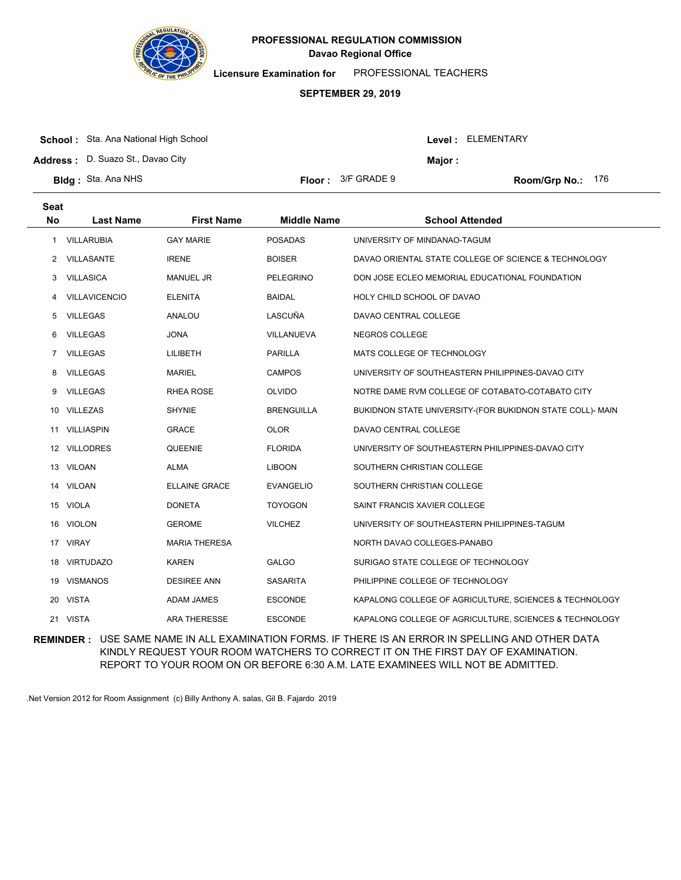**PROFESSIONAL REGULATION COMMISSION**
**Davao Regional Office**

**Licensure Examination for** PROFESSIONAL TEACHERS

**SEPTEMBER 29, 2019**

**School :** Sta. Ana National High School
**Level :** ELEMENTARY
**Address :** D. Suazo St., Davao City
**Major :**
**Bldg :** Sta. Ana NHS
**Floor :** 3/F GRADE 9
**Room/Grp No.:** 176

| Seat No | Last Name | First Name | Middle Name | School Attended |
|---|---|---|---|---|
| 1 | VILLARUBIA | GAY MARIE | POSADAS | UNIVERSITY OF MINDANAO-TAGUM |
| 2 | VILLASANTE | IRENE | BOISER | DAVAO ORIENTAL STATE COLLEGE OF SCIENCE & TECHNOLOGY |
| 3 | VILLASICA | MANUEL JR | PELEGRINO | DON JOSE ECLEO MEMORIAL EDUCATIONAL FOUNDATION |
| 4 | VILLAVICENCIO | ELENITA | BAIDAL | HOLY CHILD SCHOOL OF DAVAO |
| 5 | VILLEGAS | ANALOU | LASCUÑA | DAVAO CENTRAL COLLEGE |
| 6 | VILLEGAS | JONA | VILLANUEVA | NEGROS COLLEGE |
| 7 | VILLEGAS | LILIBETH | PARILLA | MATS COLLEGE OF TECHNOLOGY |
| 8 | VILLEGAS | MARIEL | CAMPOS | UNIVERSITY OF SOUTHEASTERN PHILIPPINES-DAVAO CITY |
| 9 | VILLEGAS | RHEA ROSE | OLVIDO | NOTRE DAME RVM COLLEGE OF COTABATO-COTABATO CITY |
| 10 | VILLEZAS | SHYNIE | BRENGUILLA | BUKIDNON STATE UNIVERSITY-(FOR BUKIDNON STATE COLL)- MAIN |
| 11 | VILLIASPIN | GRACE | OLOR | DAVAO CENTRAL COLLEGE |
| 12 | VILLODRES | QUEENIE | FLORIDA | UNIVERSITY OF SOUTHEASTERN PHILIPPINES-DAVAO CITY |
| 13 | VILOAN | ALMA | LIBOON | SOUTHERN CHRISTIAN COLLEGE |
| 14 | VILOAN | ELLAINE GRACE | EVANGELIO | SOUTHERN CHRISTIAN COLLEGE |
| 15 | VIOLA | DONETA | TOYOGON | SAINT FRANCIS XAVIER COLLEGE |
| 16 | VIOLON | GEROME | VILCHEZ | UNIVERSITY OF SOUTHEASTERN PHILIPPINES-TAGUM |
| 17 | VIRAY | MARIA THERESA | | NORTH DAVAO COLLEGES-PANABO |
| 18 | VIRTUDAZO | KAREN | GALGO | SURIGAO STATE COLLEGE OF TECHNOLOGY |
| 19 | VISMANOS | DESIREE ANN | SASARITA | PHILIPPINE COLLEGE OF TECHNOLOGY |
| 20 | VISTA | ADAM JAMES | ESCONDE | KAPALONG COLLEGE OF AGRICULTURE, SCIENCES & TECHNOLOGY |
| 21 | VISTA | ARA THERESSE | ESCONDE | KAPALONG COLLEGE OF AGRICULTURE, SCIENCES & TECHNOLOGY |

**REMINDER :** USE SAME NAME IN ALL EXAMINATION FORMS. IF THERE IS AN ERROR IN SPELLING AND OTHER DATA KINDLY REQUEST YOUR ROOM WATCHERS TO CORRECT IT ON THE FIRST DAY OF EXAMINATION. REPORT TO YOUR ROOM ON OR BEFORE 6:30 A.M. LATE EXAMINEES WILL NOT BE ADMITTED.

.Net Version 2012 for Room Assignment (c) Billy Anthony A. salas, Gil B. Fajardo 2019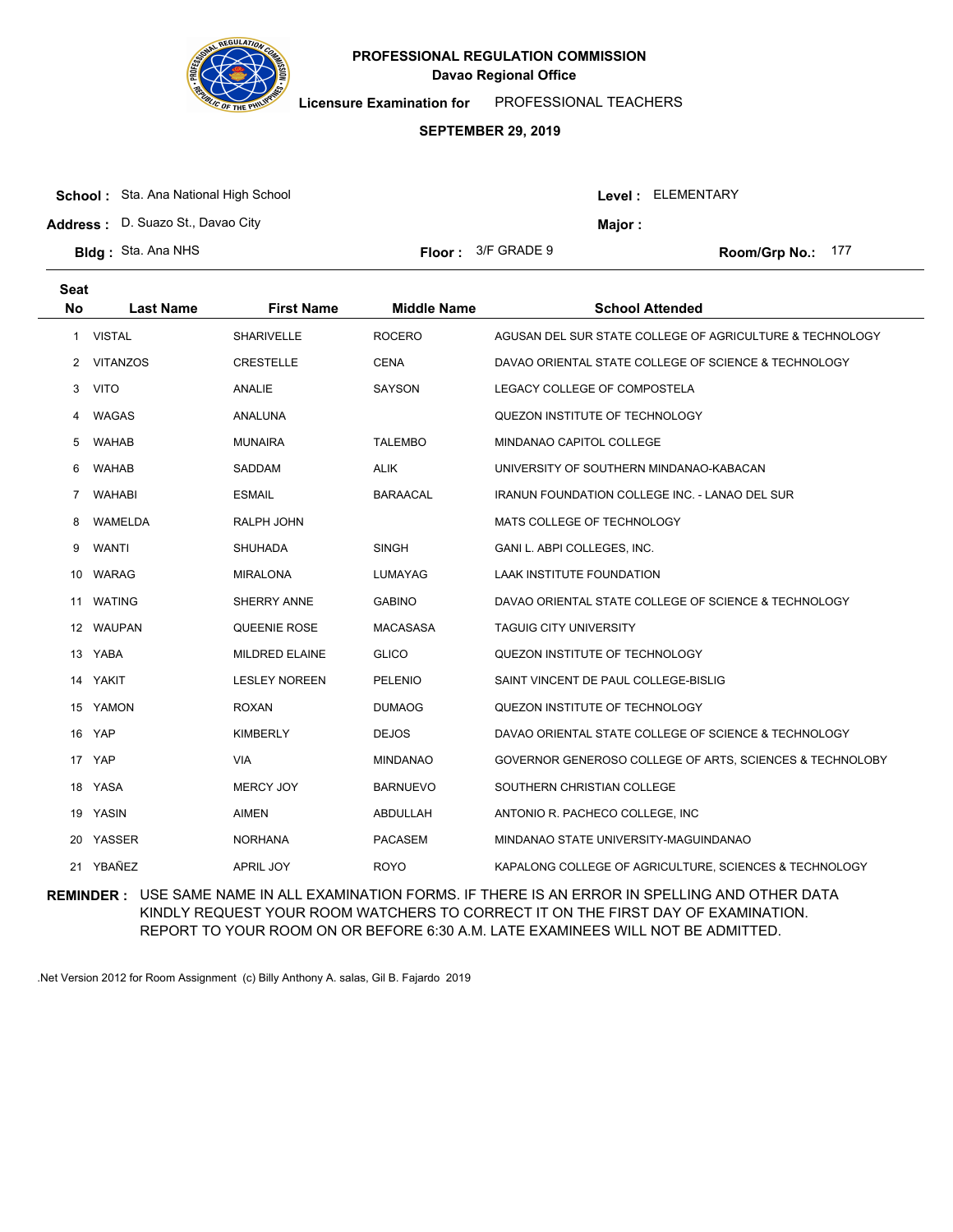# PROFESSIONAL REGULATION COMMISSION
## Davao Regional Office

**Licensure Examination for** PROFESSIONAL TEACHERS

**SEPTEMBER 29, 2019**

**School :** Sta. Ana National High School  **Level :** ELEMENTARY

**Address :** D. Suazo St., Davao City  **Major :**

**Bldg :** Sta. Ana NHS  **Floor :** 3/F GRADE 9  **Room/Grp No.:** 177

| Seat No | Last Name | First Name | Middle Name | School Attended |
|---|---|---|---|---|
| 1 | VISTAL | SHARIVELLE | ROCERO | AGUSAN DEL SUR STATE COLLEGE OF AGRICULTURE & TECHNOLOGY |
| 2 | VITANZOS | CRESTELLE | CENA | DAVAO ORIENTAL STATE COLLEGE OF SCIENCE & TECHNOLOGY |
| 3 | VITO | ANALIE | SAYSON | LEGACY COLLEGE OF COMPOSTELA |
| 4 | WAGAS | ANALUNA | | QUEZON INSTITUTE OF TECHNOLOGY |
| 5 | WAHAB | MUNAIRA | TALEMBO | MINDANAO CAPITOL COLLEGE |
| 6 | WAHAB | SADDAM | ALIK | UNIVERSITY OF SOUTHERN MINDANAO-KABACAN |
| 7 | WAHABI | ESMAIL | BARAACAL | IRANUN FOUNDATION COLLEGE INC. - LANAO DEL SUR |
| 8 | WAMELDA | RALPH JOHN | | MATS COLLEGE OF TECHNOLOGY |
| 9 | WANTI | SHUHADA | SINGH | GANI L. ABPI COLLEGES, INC. |
| 10 | WARAG | MIRALONA | LUMAYAG | LAAK INSTITUTE FOUNDATION |
| 11 | WATING | SHERRY ANNE | GABINO | DAVAO ORIENTAL STATE COLLEGE OF SCIENCE & TECHNOLOGY |
| 12 | WAUPAN | QUEENIE ROSE | MACASASA | TAGUIG CITY UNIVERSITY |
| 13 | YABA | MILDRED ELAINE | GLICO | QUEZON INSTITUTE OF TECHNOLOGY |
| 14 | YAKIT | LESLEY NOREEN | PELENIO | SAINT VINCENT DE PAUL COLLEGE-BISLIG |
| 15 | YAMON | ROXAN | DUMAOG | QUEZON INSTITUTE OF TECHNOLOGY |
| 16 | YAP | KIMBERLY | DEJOS | DAVAO ORIENTAL STATE COLLEGE OF SCIENCE & TECHNOLOGY |
| 17 | YAP | VIA | MINDANAO | GOVERNOR GENEROSO COLLEGE OF ARTS, SCIENCES & TECHNOLOBY |
| 18 | YASA | MERCY JOY | BARNUEVO | SOUTHERN CHRISTIAN COLLEGE |
| 19 | YASIN | AIMEN | ABDULLAH | ANTONIO R. PACHECO COLLEGE, INC |
| 20 | YASSER | NORHANA | PACASEM | MINDANAO STATE UNIVERSITY-MAGUINDANAO |
| 21 | YBAÑEZ | APRIL JOY | ROYO | KAPALONG COLLEGE OF AGRICULTURE, SCIENCES & TECHNOLOGY |

**REMINDER :** USE SAME NAME IN ALL EXAMINATION FORMS. IF THERE IS AN ERROR IN SPELLING AND OTHER DATA KINDLY REQUEST YOUR ROOM WATCHERS TO CORRECT IT ON THE FIRST DAY OF EXAMINATION. REPORT TO YOUR ROOM ON OR BEFORE 6:30 A.M. LATE EXAMINEES WILL NOT BE ADMITTED.

.Net Version 2012 for Room Assignment (c) Billy Anthony A. salas, Gil B. Fajardo 2019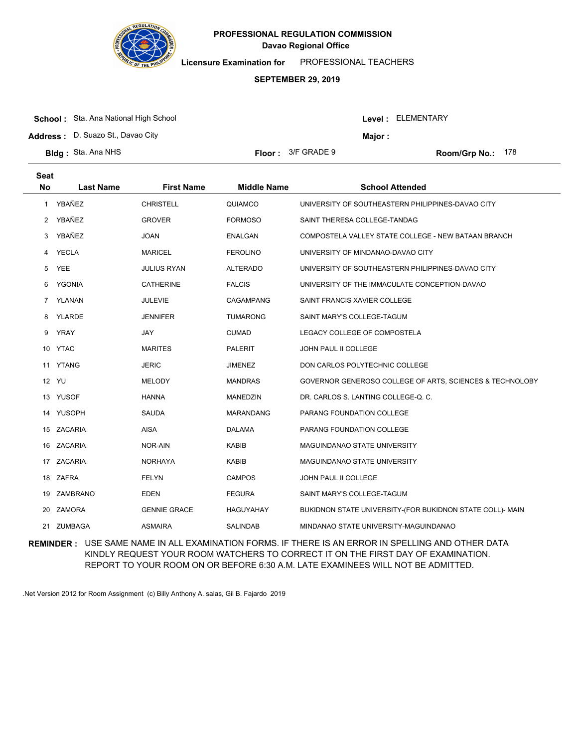**PROFESSIONAL REGULATION COMMISSION**
**Davao Regional Office**

**Licensure Examination for** PROFESSIONAL TEACHERS

**SEPTEMBER 29, 2019**

**School :** Sta. Ana National High School
**Address :** D. Suazo St., Davao City
**Bldg :** Sta. Ana NHS
**Floor :** 3/F GRADE 9
**Level :** ELEMENTARY
**Major :**
**Room/Grp No.:** 178

| Seat No | Last Name | First Name | Middle Name | School Attended |
|---|---|---|---|---|
| 1 | YBAÑEZ | CHRISTELL | QUIAMCO | UNIVERSITY OF SOUTHEASTERN PHILIPPINES-DAVAO CITY |
| 2 | YBAÑEZ | GROVER | FORMOSO | SAINT THERESA COLLEGE-TANDAG |
| 3 | YBAÑEZ | JOAN | ENALGAN | COMPOSTELA VALLEY STATE COLLEGE - NEW BATAAN BRANCH |
| 4 | YECLA | MARICEL | FEROLINO | UNIVERSITY OF MINDANAO-DAVAO CITY |
| 5 | YEE | JULIUS RYAN | ALTERADO | UNIVERSITY OF SOUTHEASTERN PHILIPPINES-DAVAO CITY |
| 6 | YGONIA | CATHERINE | FALCIS | UNIVERSITY OF THE IMMACULATE CONCEPTION-DAVAO |
| 7 | YLANAN | JULEVIE | CAGAMPANG | SAINT FRANCIS XAVIER COLLEGE |
| 8 | YLARDE | JENNIFER | TUMARONG | SAINT MARY'S COLLEGE-TAGUM |
| 9 | YRAY | JAY | CUMAD | LEGACY COLLEGE OF COMPOSTELA |
| 10 | YTAC | MARITES | PALERIT | JOHN PAUL II COLLEGE |
| 11 | YTANG | JERIC | JIMENEZ | DON CARLOS POLYTECHNIC COLLEGE |
| 12 | YU | MELODY | MANDRAS | GOVERNOR GENEROSO COLLEGE OF ARTS, SCIENCES & TECHNOLOBY |
| 13 | YUSOF | HANNA | MANEDZIN | DR. CARLOS S. LANTING COLLEGE-Q. C. |
| 14 | YUSOPH | SAUDA | MARANDANG | PARANG FOUNDATION COLLEGE |
| 15 | ZACARIA | AISA | DALAMA | PARANG FOUNDATION COLLEGE |
| 16 | ZACARIA | NOR-AIN | KABIB | MAGUINDANAO STATE UNIVERSITY |
| 17 | ZACARIA | NORHAYA | KABIB | MAGUINDANAO STATE UNIVERSITY |
| 18 | ZAFRA | FELYN | CAMPOS | JOHN PAUL II COLLEGE |
| 19 | ZAMBRANO | EDEN | FEGURA | SAINT MARY'S COLLEGE-TAGUM |
| 20 | ZAMORA | GENNIE GRACE | HAGUYAHAY | BUKIDNON STATE UNIVERSITY-(FOR BUKIDNON STATE COLL)- MAIN |
| 21 | ZUMBAGA | ASMAIRA | SALINDAB | MINDANAO STATE UNIVERSITY-MAGUINDANAO |

**REMINDER :** USE SAME NAME IN ALL EXAMINATION FORMS. IF THERE IS AN ERROR IN SPELLING AND OTHER DATA KINDLY REQUEST YOUR ROOM WATCHERS TO CORRECT IT ON THE FIRST DAY OF EXAMINATION. REPORT TO YOUR ROOM ON OR BEFORE 6:30 A.M. LATE EXAMINEES WILL NOT BE ADMITTED.

.Net Version 2012 for Room Assignment (c) Billy Anthony A. salas, Gil B. Fajardo 2019